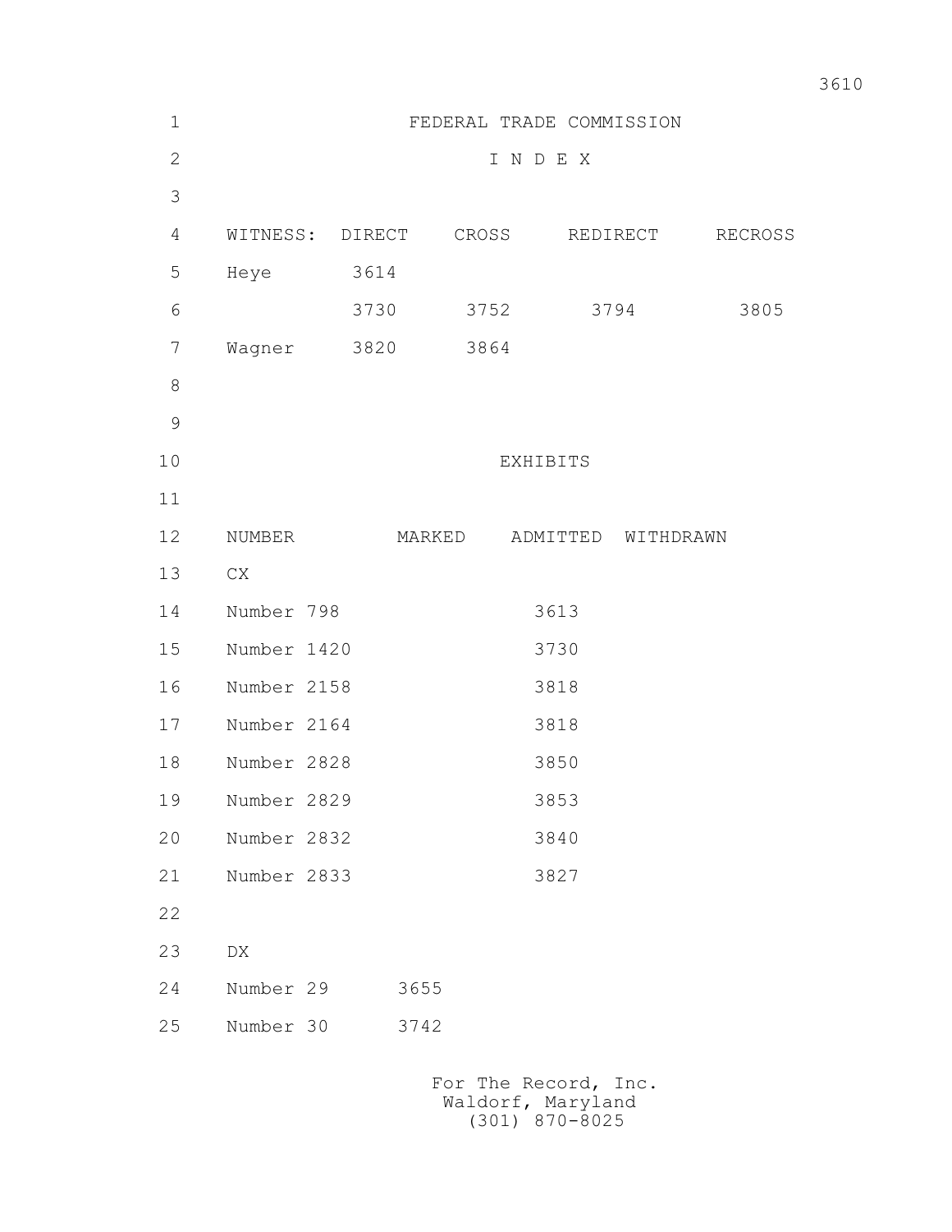FEDERAL TRADE COMMISSION

I N D E X

| WITNESS: | DIRECT | CROSS | REDIRECT | RECROSS |
| --- | --- | --- | --- | --- |
| Heye | 3614 | | | |
| | 3730 | 3752 | 3794 | 3805 |
| Wagner | 3820 | 3864 | | |

EXHIBITS

| NUMBER | MARKED | ADMITTED | WITHDRAWN |
| --- | --- | --- | --- |
| CX | | | |
| Number 798 | | 3613 | |
| Number 1420 | | 3730 | |
| Number 2158 | | 3818 | |
| Number 2164 | | 3818 | |
| Number 2828 | | 3850 | |
| Number 2829 | | 3853 | |
| Number 2832 | | 3840 | |
| Number 2833 | | 3827 | |
| | | | |
| DX | | | |
| Number 29 | 3655 | | |
| Number 30 | 3742 | | |

For The Record, Inc.
Waldorf, Maryland
(301) 870-8025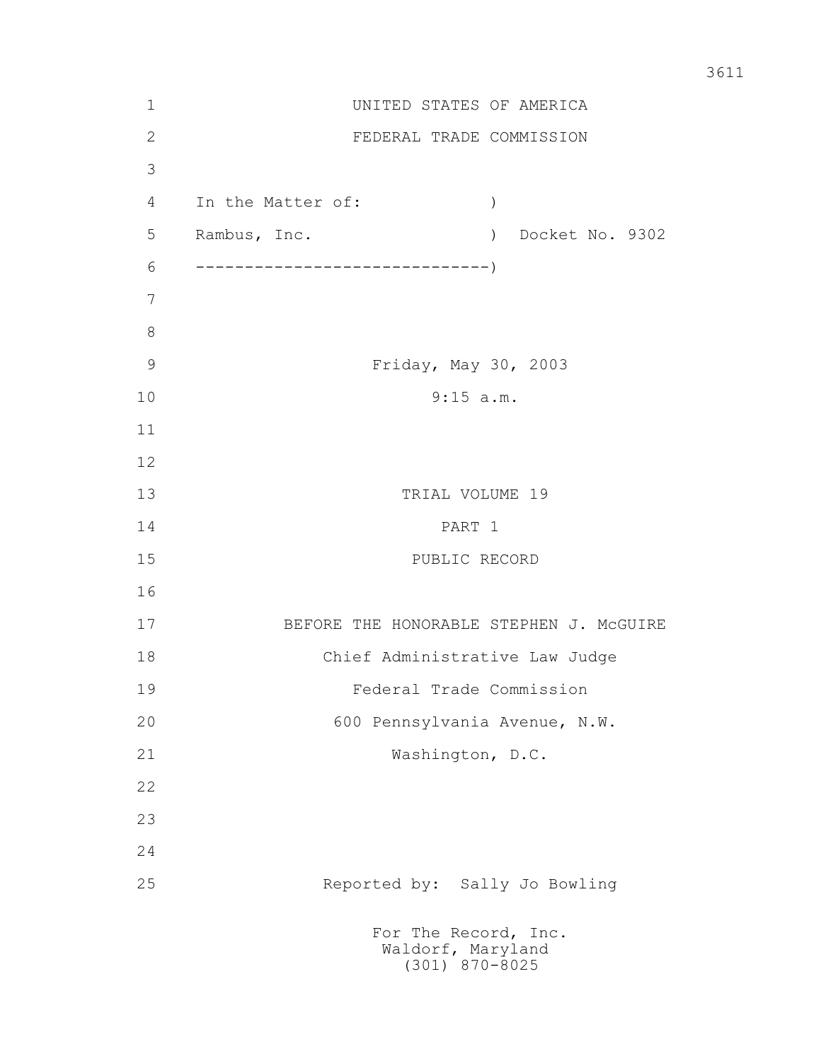UNITED STATES OF AMERICA

FEDERAL TRADE COMMISSION

```
In the Matter of:              )
Rambus, Inc.                   )  Docket No. 9302
-------------------------------)
```

Friday, May 30, 2003

9:15 a.m.

TRIAL VOLUME 19

PART 1

PUBLIC RECORD

BEFORE THE HONORABLE STEPHEN J. McGUIRE

Chief Administrative Law Judge

Federal Trade Commission

600 Pennsylvania Avenue, N.W.

Washington, D.C.

Reported by: Sally Jo Bowling

For The Record, Inc.
Waldorf, Maryland
(301) 870-8025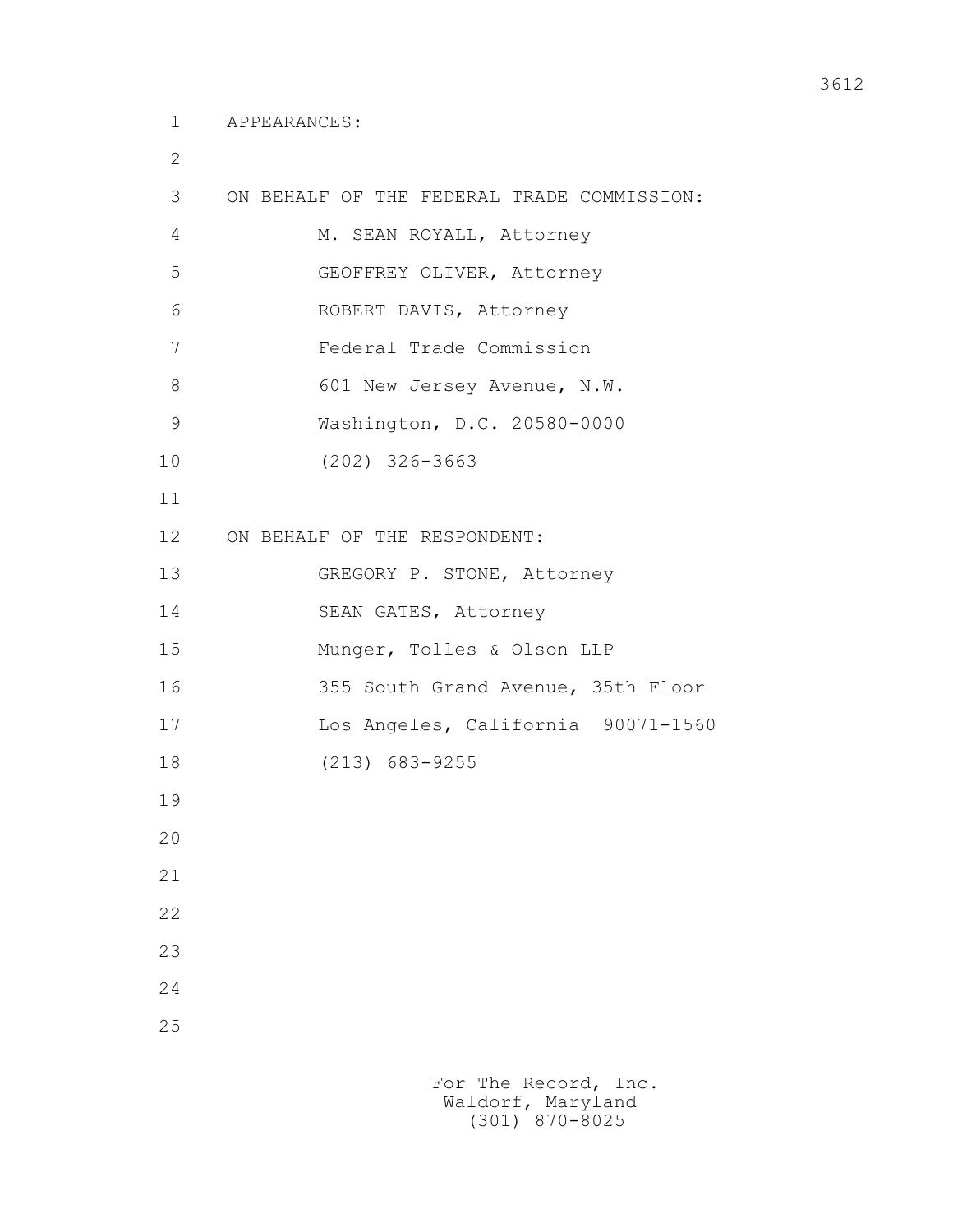APPEARANCES:

ON BEHALF OF THE FEDERAL TRADE COMMISSION:

M. SEAN ROYALL, Attorney
GEOFFREY OLIVER, Attorney
ROBERT DAVIS, Attorney
Federal Trade Commission
601 New Jersey Avenue, N.W.
Washington, D.C. 20580-0000
(202) 326-3663

ON BEHALF OF THE RESPONDENT:

GREGORY P. STONE, Attorney
SEAN GATES, Attorney
Munger, Tolles & Olson LLP
355 South Grand Avenue, 35th Floor
Los Angeles, California 90071-1560
(213) 683-9255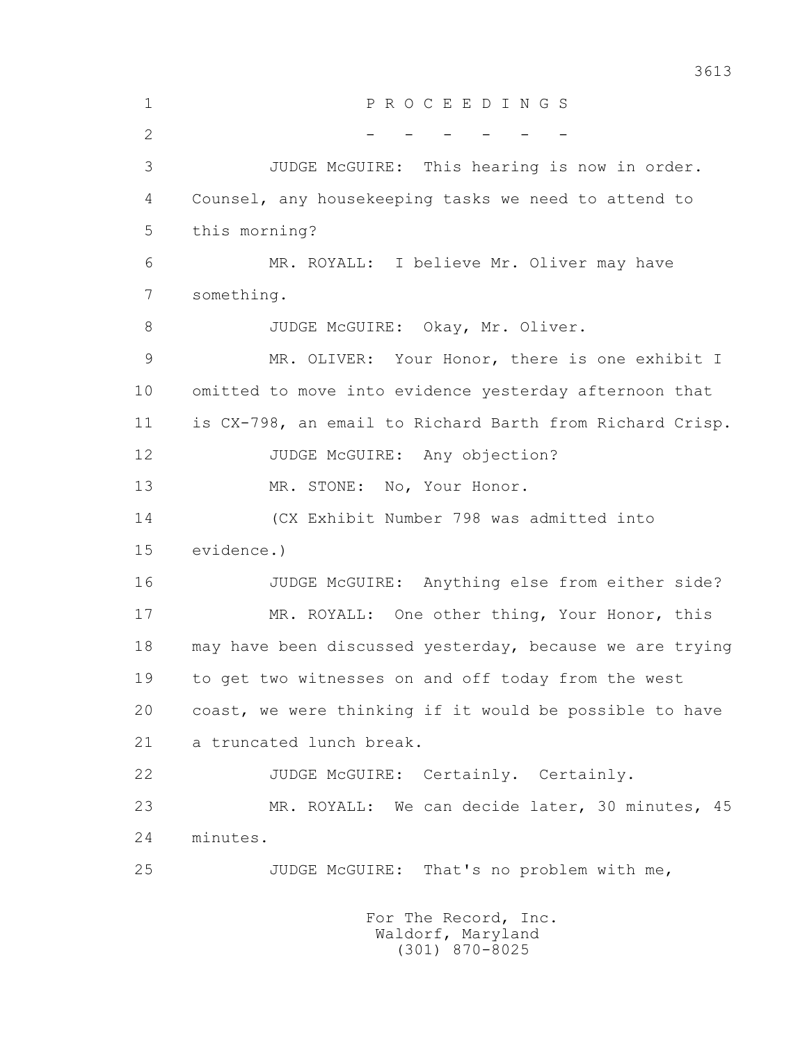P R O C E E D I N G S

\- - - - - -

JUDGE McGUIRE: This hearing is now in order. Counsel, any housekeeping tasks we need to attend to this morning?

MR. ROYALL: I believe Mr. Oliver may have something.

JUDGE McGUIRE: Okay, Mr. Oliver.

MR. OLIVER: Your Honor, there is one exhibit I omitted to move into evidence yesterday afternoon that is CX-798, an email to Richard Barth from Richard Crisp.

JUDGE McGUIRE: Any objection?

MR. STONE: No, Your Honor.

(CX Exhibit Number 798 was admitted into evidence.)

JUDGE McGUIRE: Anything else from either side?

MR. ROYALL: One other thing, Your Honor, this may have been discussed yesterday, because we are trying to get two witnesses on and off today from the west coast, we were thinking if it would be possible to have a truncated lunch break.

JUDGE McGUIRE: Certainly. Certainly.

MR. ROYALL: We can decide later, 30 minutes, 45 minutes.

JUDGE McGUIRE: That's no problem with me,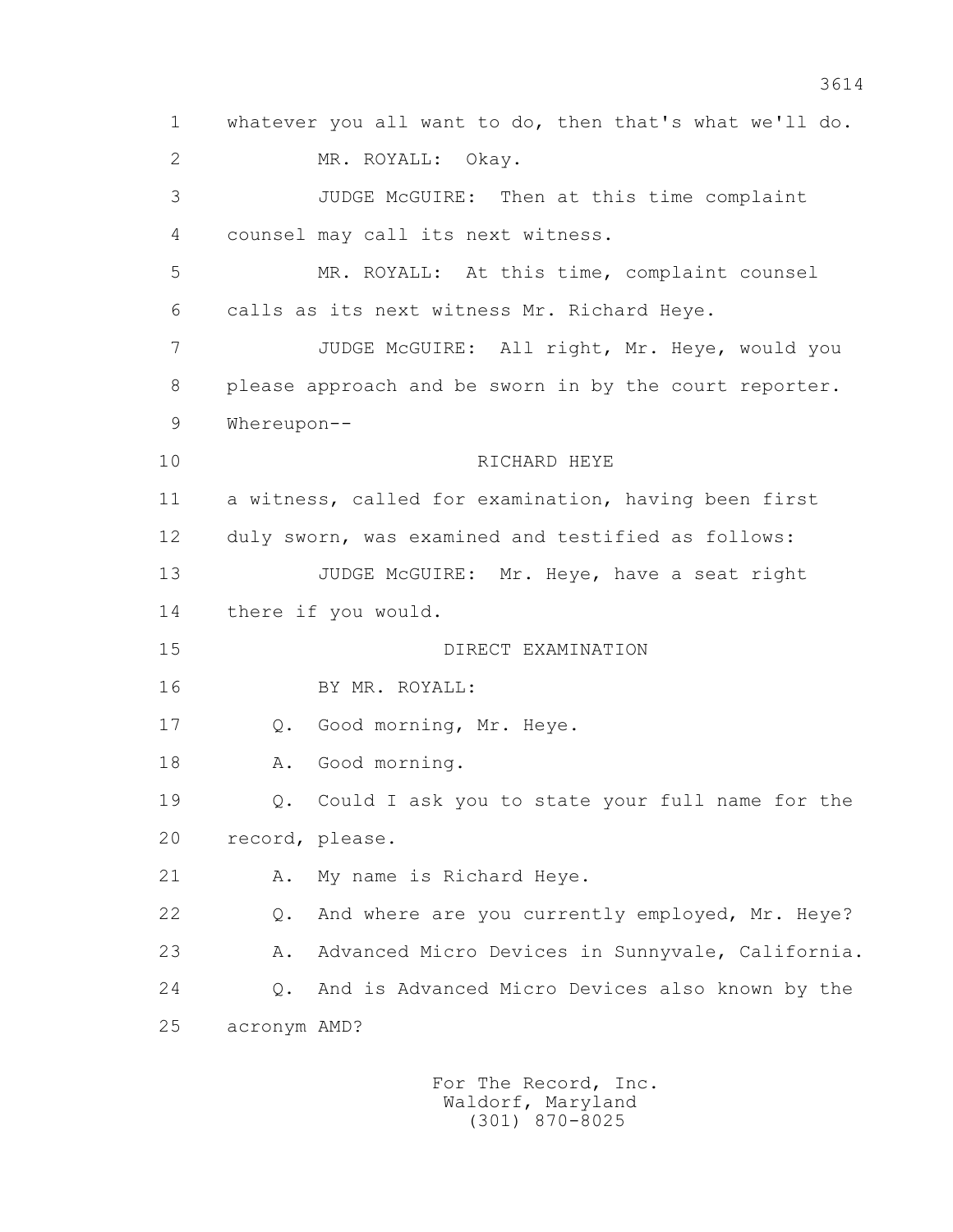1 whatever you all want to do, then that's what we'll do.

2 MR. ROYALL: Okay.

3 JUDGE McGUIRE: Then at this time complaint

4 counsel may call its next witness.

5 MR. ROYALL: At this time, complaint counsel

6 calls as its next witness Mr. Richard Heye.

7 JUDGE McGUIRE: All right, Mr. Heye, would you

8 please approach and be sworn in by the court reporter.

9 Whereupon--

10 RICHARD HEYE

11 a witness, called for examination, having been first

12 duly sworn, was examined and testified as follows:

13 JUDGE McGUIRE: Mr. Heye, have a seat right

14 there if you would.

15 DIRECT EXAMINATION

16 BY MR. ROYALL:

17 Q. Good morning, Mr. Heye.

18 A. Good morning.

19 Q. Could I ask you to state your full name for the

20 record, please.

21 A. My name is Richard Heye.

22 Q. And where are you currently employed, Mr. Heye?

23 A. Advanced Micro Devices in Sunnyvale, California.

24 Q. And is Advanced Micro Devices also known by the

25 acronym AMD?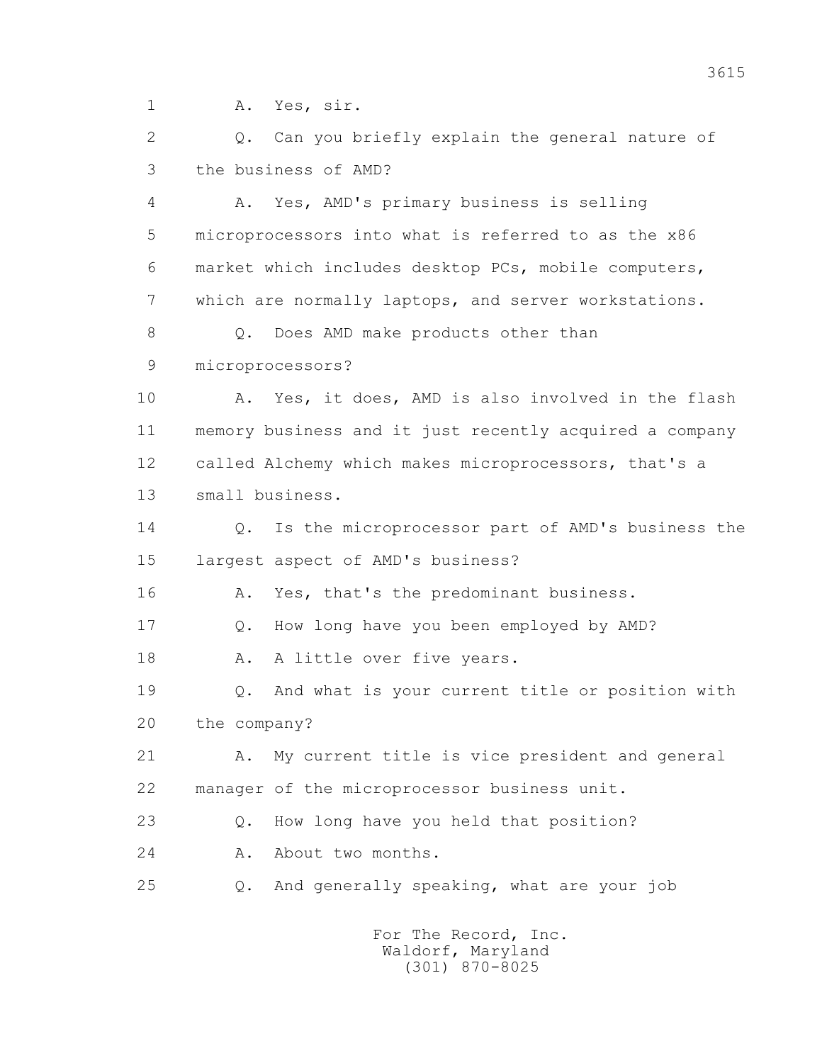1 A. Yes, sir.

2 Q. Can you briefly explain the general nature of

3 the business of AMD?

4 A. Yes, AMD's primary business is selling

5 microprocessors into what is referred to as the x86

6 market which includes desktop PCs, mobile computers,

7 which are normally laptops, and server workstations.

8 Q. Does AMD make products other than

9 microprocessors?

10 A. Yes, it does, AMD is also involved in the flash

11 memory business and it just recently acquired a company

12 called Alchemy which makes microprocessors, that's a

13 small business.

14 Q. Is the microprocessor part of AMD's business the

15 largest aspect of AMD's business?

16 A. Yes, that's the predominant business.

17 Q. How long have you been employed by AMD?

18 A. A little over five years.

19 Q. And what is your current title or position with

20 the company?

21 A. My current title is vice president and general

22 manager of the microprocessor business unit.

23 Q. How long have you held that position?

24 A. About two months.

25 Q. And generally speaking, what are your job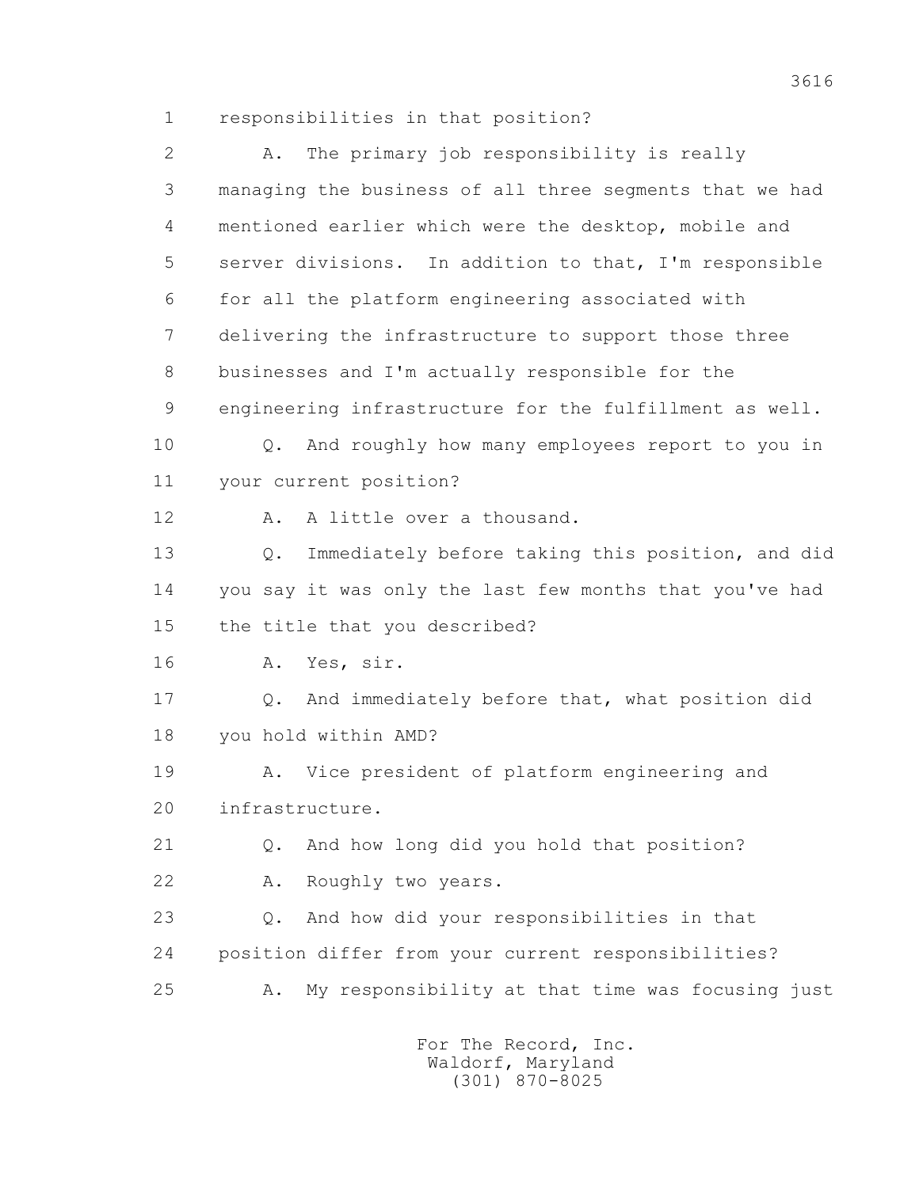1 responsibilities in that position?

2 A. The primary job responsibility is really

3 managing the business of all three segments that we had

4 mentioned earlier which were the desktop, mobile and

5 server divisions. In addition to that, I'm responsible

6 for all the platform engineering associated with

7 delivering the infrastructure to support those three

8 businesses and I'm actually responsible for the

9 engineering infrastructure for the fulfillment as well.

10 Q. And roughly how many employees report to you in

11 your current position?

12 A. A little over a thousand.

13 Q. Immediately before taking this position, and did

14 you say it was only the last few months that you've had

15 the title that you described?

16 A. Yes, sir.

17 Q. And immediately before that, what position did

18 you hold within AMD?

19 A. Vice president of platform engineering and

20 infrastructure.

21 Q. And how long did you hold that position?

22 A. Roughly two years.

23 Q. And how did your responsibilities in that

24 position differ from your current responsibilities?

25 A. My responsibility at that time was focusing just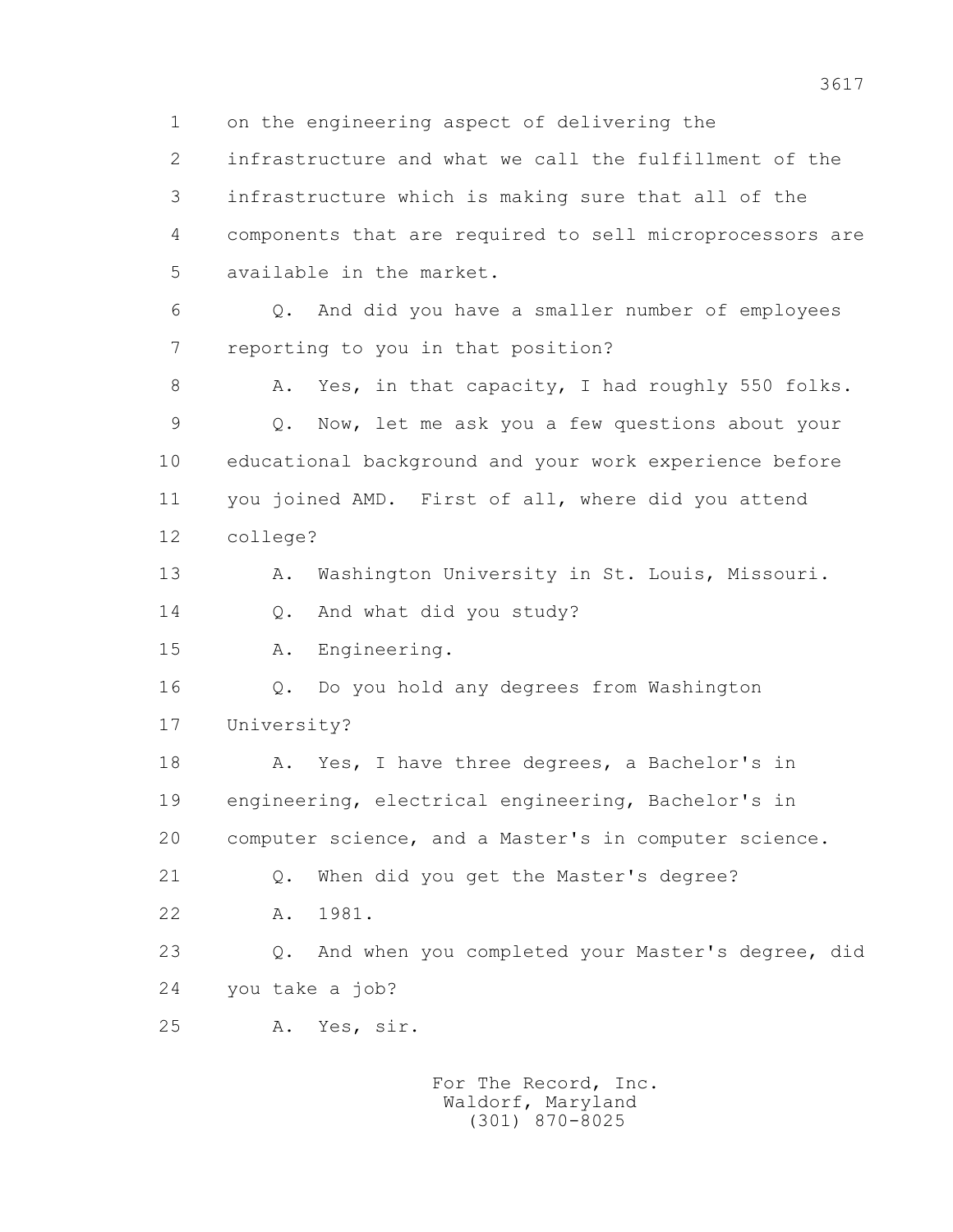1 on the engineering aspect of delivering the
2 infrastructure and what we call the fulfillment of the
3 infrastructure which is making sure that all of the
4 components that are required to sell microprocessors are
5 available in the market.

6 Q. And did you have a smaller number of employees
7 reporting to you in that position?

8 A. Yes, in that capacity, I had roughly 550 folks.

9 Q. Now, let me ask you a few questions about your
10 educational background and your work experience before
11 you joined AMD. First of all, where did you attend
12 college?

13 A. Washington University in St. Louis, Missouri.

14 Q. And what did you study?

15 A. Engineering.

16 Q. Do you hold any degrees from Washington
17 University?

18 A. Yes, I have three degrees, a Bachelor's in
19 engineering, electrical engineering, Bachelor's in
20 computer science, and a Master's in computer science.

21 Q. When did you get the Master's degree?

22 A. 1981.

23 Q. And when you completed your Master's degree, did
24 you take a job?

25 A. Yes, sir.

For The Record, Inc.
Waldorf, Maryland
(301) 870-8025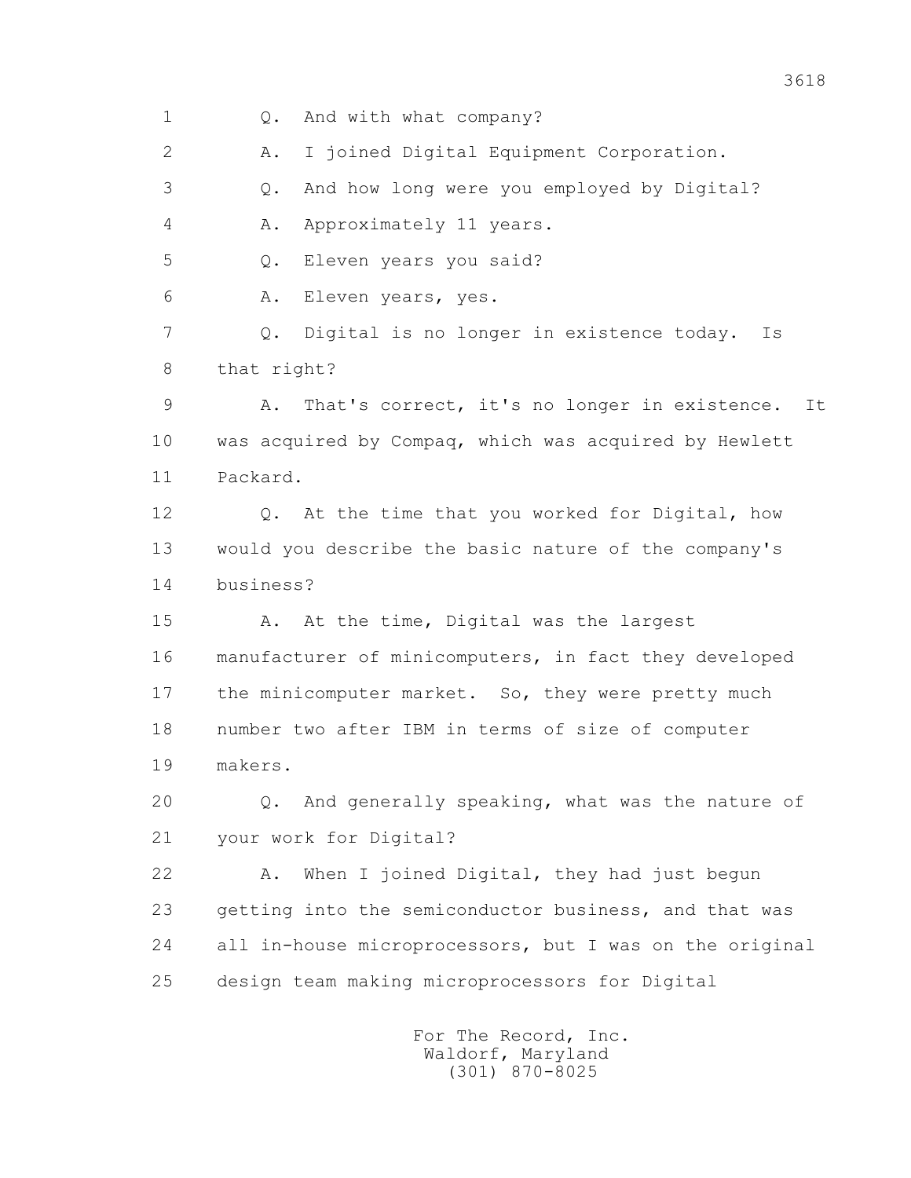1 Q. And with what company?

2 A. I joined Digital Equipment Corporation.

3 Q. And how long were you employed by Digital?

4 A. Approximately 11 years.

5 Q. Eleven years you said?

6 A. Eleven years, yes.

7 Q. Digital is no longer in existence today. Is

8 that right?

9 A. That's correct, it's no longer in existence. It

10 was acquired by Compaq, which was acquired by Hewlett

11 Packard.

12 Q. At the time that you worked for Digital, how

13 would you describe the basic nature of the company's

14 business?

15 A. At the time, Digital was the largest

16 manufacturer of minicomputers, in fact they developed

17 the minicomputer market. So, they were pretty much

18 number two after IBM in terms of size of computer

19 makers.

20 Q. And generally speaking, what was the nature of

21 your work for Digital?

22 A. When I joined Digital, they had just begun

23 getting into the semiconductor business, and that was

24 all in-house microprocessors, but I was on the original

25 design team making microprocessors for Digital

For The Record, Inc.
Waldorf, Maryland
(301) 870-8025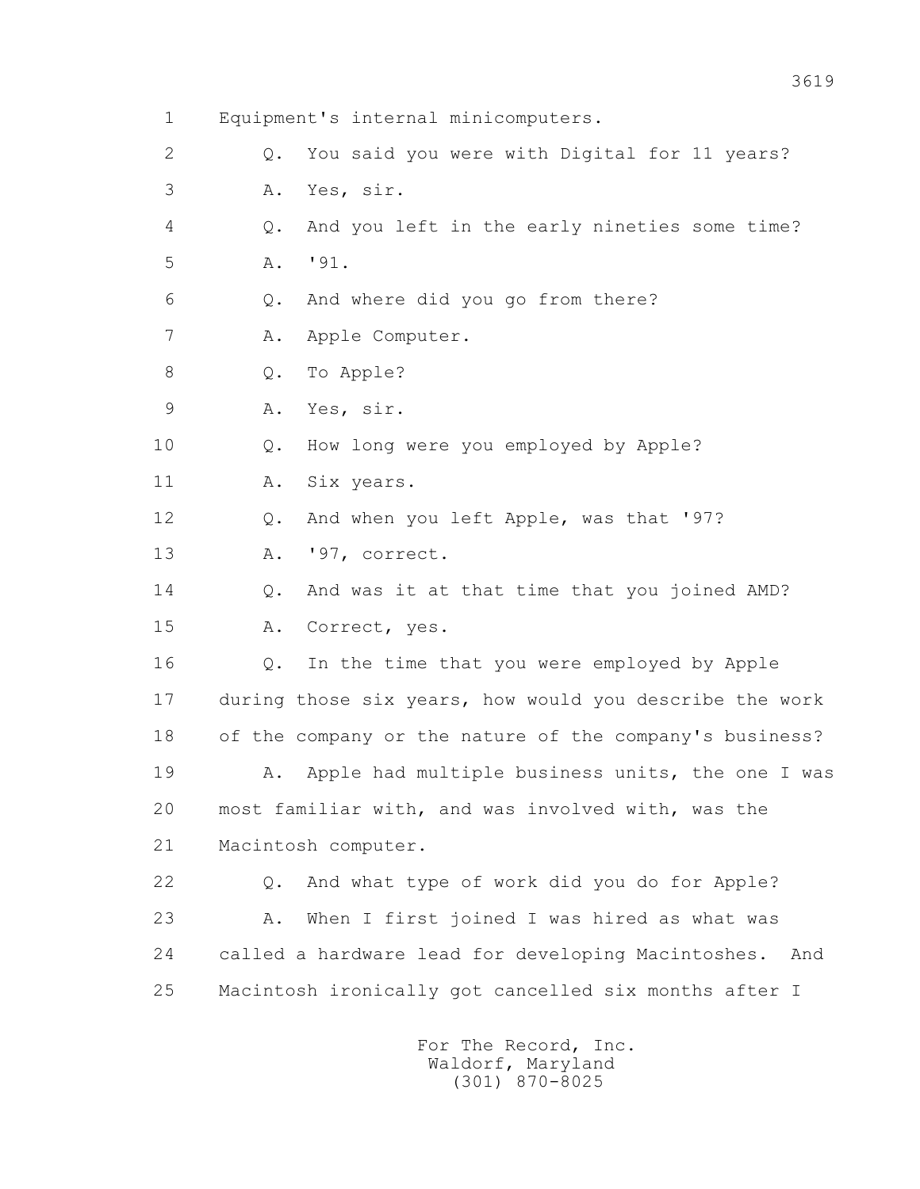1 Equipment's internal minicomputers.

2 Q. You said you were with Digital for 11 years?

3 A. Yes, sir.

4 Q. And you left in the early nineties some time?

5 A. '91.

6 Q. And where did you go from there?

7 A. Apple Computer.

8 Q. To Apple?

9 A. Yes, sir.

10 Q. How long were you employed by Apple?

11 A. Six years.

12 Q. And when you left Apple, was that '97?

13 A. '97, correct.

14 Q. And was it at that time that you joined AMD?

15 A. Correct, yes.

16 Q. In the time that you were employed by Apple

17 during those six years, how would you describe the work

18 of the company or the nature of the company's business?

19 A. Apple had multiple business units, the one I was

20 most familiar with, and was involved with, was the

21 Macintosh computer.

22 Q. And what type of work did you do for Apple?

23 A. When I first joined I was hired as what was

24 called a hardware lead for developing Macintoshes. And

25 Macintosh ironically got cancelled six months after I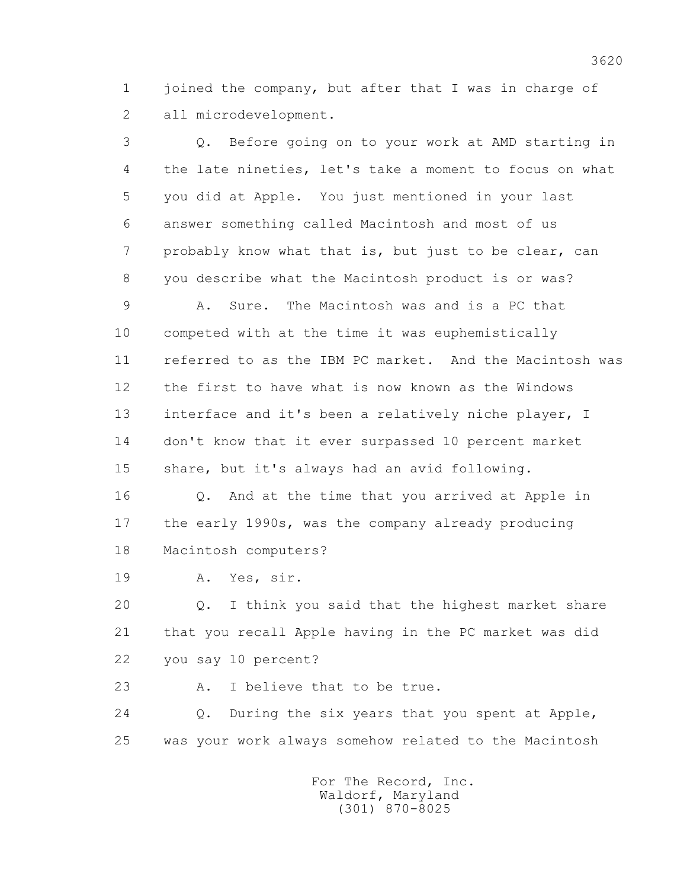1 joined the company, but after that I was in charge of
2 all microdevelopment.

3 Q. Before going on to your work at AMD starting in
4 the late nineties, let's take a moment to focus on what
5 you did at Apple. You just mentioned in your last
6 answer something called Macintosh and most of us
7 probably know what that is, but just to be clear, can
8 you describe what the Macintosh product is or was?

9 A. Sure. The Macintosh was and is a PC that
10 competed with at the time it was euphemistically
11 referred to as the IBM PC market. And the Macintosh was
12 the first to have what is now known as the Windows
13 interface and it's been a relatively niche player, I
14 don't know that it ever surpassed 10 percent market
15 share, but it's always had an avid following.

16 Q. And at the time that you arrived at Apple in
17 the early 1990s, was the company already producing
18 Macintosh computers?

19 A. Yes, sir.

20 Q. I think you said that the highest market share
21 that you recall Apple having in the PC market was did
22 you say 10 percent?

23 A. I believe that to be true.

24 Q. During the six years that you spent at Apple,
25 was your work always somehow related to the Macintosh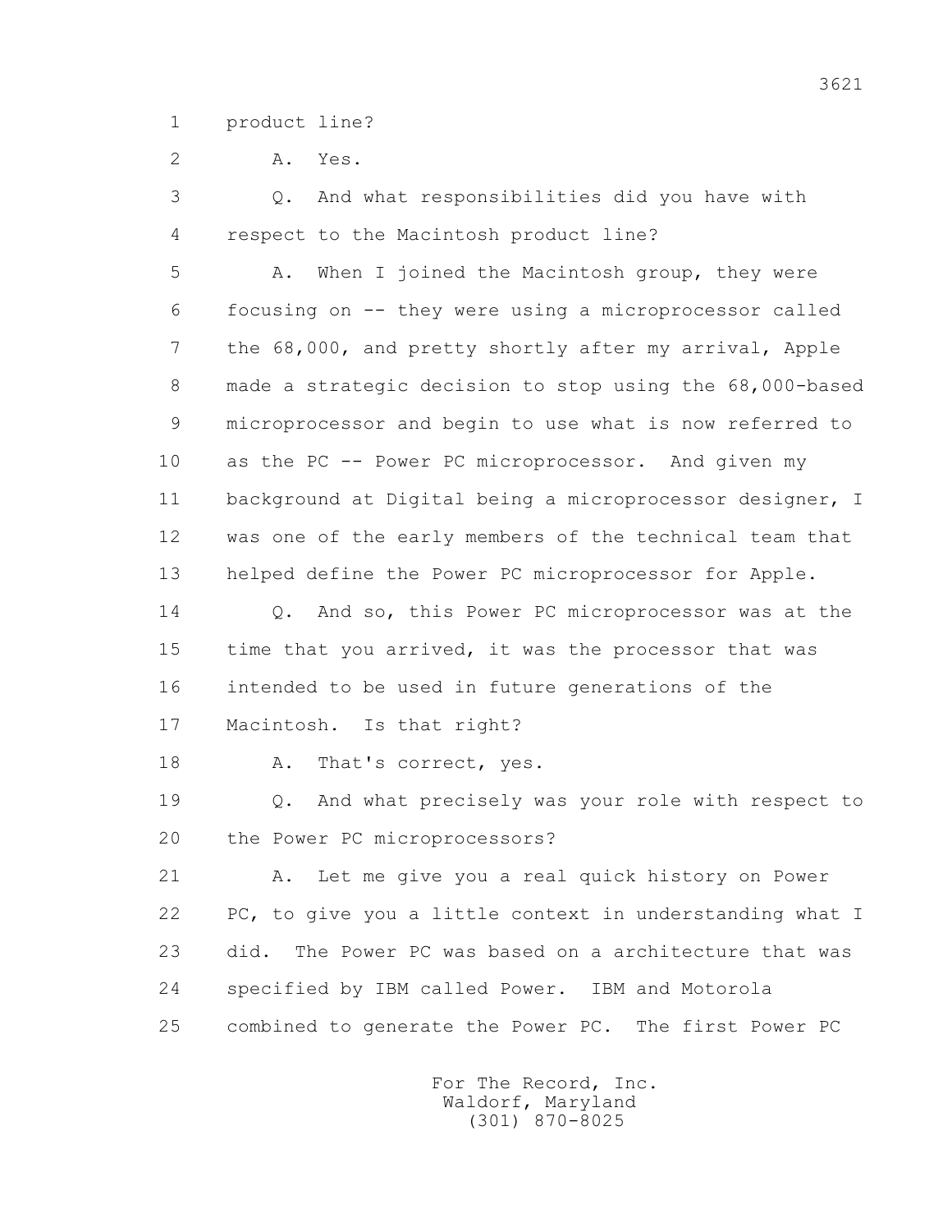1 product line?

2 A. Yes.

3 Q. And what responsibilities did you have with

4 respect to the Macintosh product line?

5 A. When I joined the Macintosh group, they were

6 focusing on -- they were using a microprocessor called

7 the 68,000, and pretty shortly after my arrival, Apple

8 made a strategic decision to stop using the 68,000-based

9 microprocessor and begin to use what is now referred to

10 as the PC -- Power PC microprocessor. And given my

11 background at Digital being a microprocessor designer, I

12 was one of the early members of the technical team that

13 helped define the Power PC microprocessor for Apple.

14 Q. And so, this Power PC microprocessor was at the

15 time that you arrived, it was the processor that was

16 intended to be used in future generations of the

17 Macintosh. Is that right?

18 A. That's correct, yes.

19 Q. And what precisely was your role with respect to

20 the Power PC microprocessors?

21 A. Let me give you a real quick history on Power

22 PC, to give you a little context in understanding what I

23 did. The Power PC was based on a architecture that was

24 specified by IBM called Power. IBM and Motorola

25 combined to generate the Power PC. The first Power PC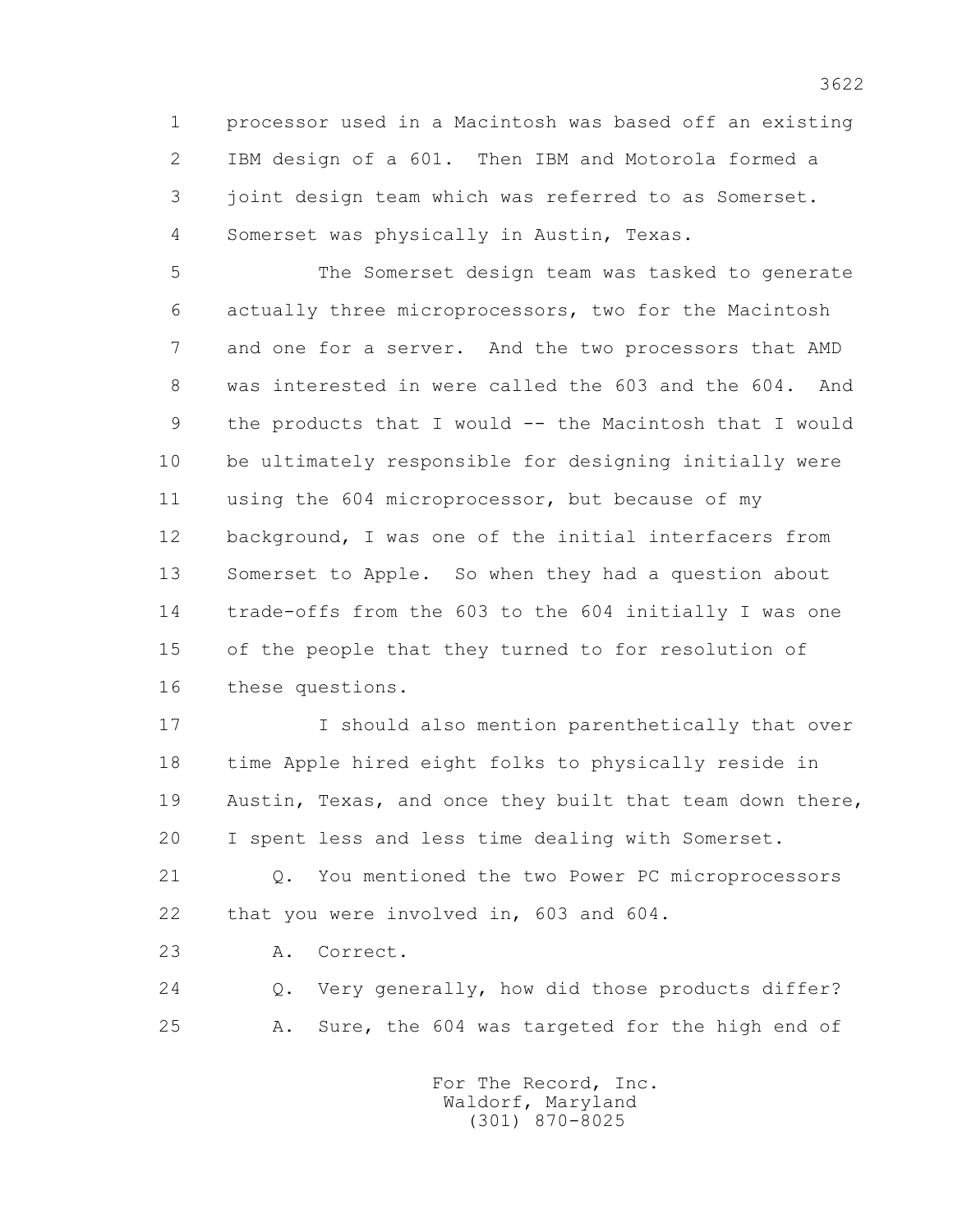1 processor used in a Macintosh was based off an existing
2 IBM design of a 601. Then IBM and Motorola formed a
3 joint design team which was referred to as Somerset.
4 Somerset was physically in Austin, Texas.

5 The Somerset design team was tasked to generate
6 actually three microprocessors, two for the Macintosh
7 and one for a server. And the two processors that AMD
8 was interested in were called the 603 and the 604. And
9 the products that I would -- the Macintosh that I would
10 be ultimately responsible for designing initially were
11 using the 604 microprocessor, but because of my
12 background, I was one of the initial interfacers from
13 Somerset to Apple. So when they had a question about
14 trade-offs from the 603 to the 604 initially I was one
15 of the people that they turned to for resolution of
16 these questions.

17 I should also mention parenthetically that over
18 time Apple hired eight folks to physically reside in
19 Austin, Texas, and once they built that team down there,
20 I spent less and less time dealing with Somerset.

21 Q. You mentioned the two Power PC microprocessors
22 that you were involved in, 603 and 604.

23 A. Correct.

24 Q. Very generally, how did those products differ?

25 A. Sure, the 604 was targeted for the high end of

For The Record, Inc.
Waldorf, Maryland
(301) 870-8025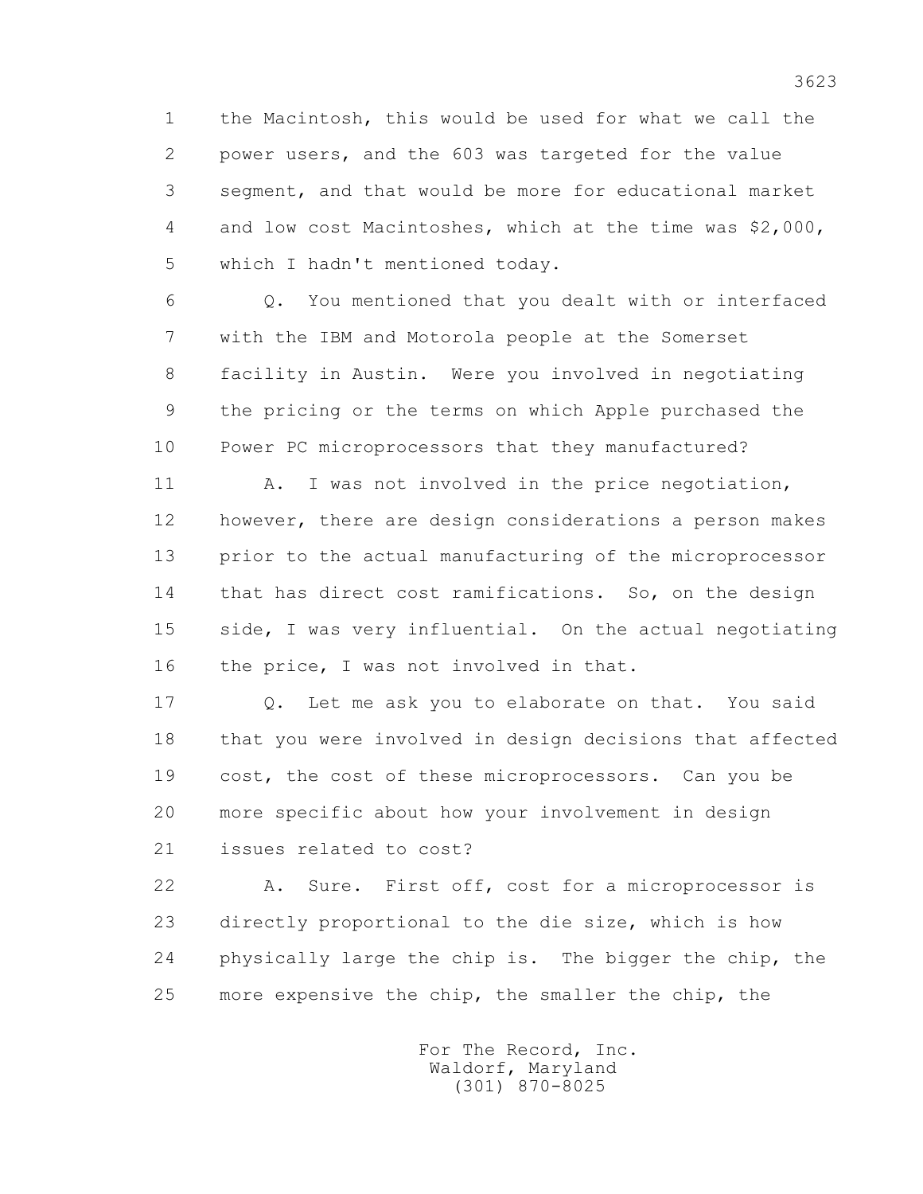the Macintosh, this would be used for what we call the power users, and the 603 was targeted for the value segment, and that would be more for educational market and low cost Macintoshes, which at the time was $2,000, which I hadn't mentioned today.

Q. You mentioned that you dealt with or interfaced with the IBM and Motorola people at the Somerset facility in Austin. Were you involved in negotiating the pricing or the terms on which Apple purchased the Power PC microprocessors that they manufactured?

A. I was not involved in the price negotiation, however, there are design considerations a person makes prior to the actual manufacturing of the microprocessor that has direct cost ramifications. So, on the design side, I was very influential. On the actual negotiating the price, I was not involved in that.

Q. Let me ask you to elaborate on that. You said that you were involved in design decisions that affected cost, the cost of these microprocessors. Can you be more specific about how your involvement in design issues related to cost?

A. Sure. First off, cost for a microprocessor is directly proportional to the die size, which is how physically large the chip is. The bigger the chip, the more expensive the chip, the smaller the chip, the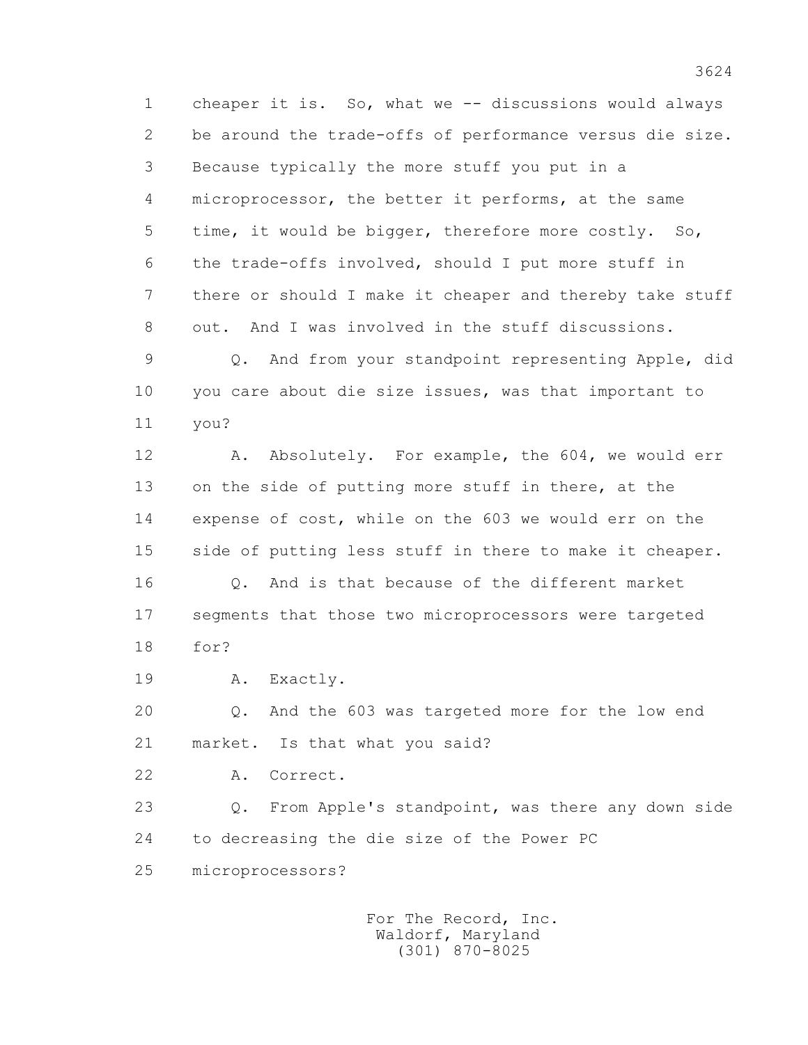1 cheaper it is. So, what we -- discussions would always
2 be around the trade-offs of performance versus die size.
3 Because typically the more stuff you put in a
4 microprocessor, the better it performs, at the same
5 time, it would be bigger, therefore more costly. So,
6 the trade-offs involved, should I put more stuff in
7 there or should I make it cheaper and thereby take stuff
8 out. And I was involved in the stuff discussions.
9 Q. And from your standpoint representing Apple, did
10 you care about die size issues, was that important to
11 you?
12 A. Absolutely. For example, the 604, we would err
13 on the side of putting more stuff in there, at the
14 expense of cost, while on the 603 we would err on the
15 side of putting less stuff in there to make it cheaper.
16 Q. And is that because of the different market
17 segments that those two microprocessors were targeted
18 for?
19 A. Exactly.
20 Q. And the 603 was targeted more for the low end
21 market. Is that what you said?
22 A. Correct.
23 Q. From Apple's standpoint, was there any down side
24 to decreasing the die size of the Power PC
25 microprocessors?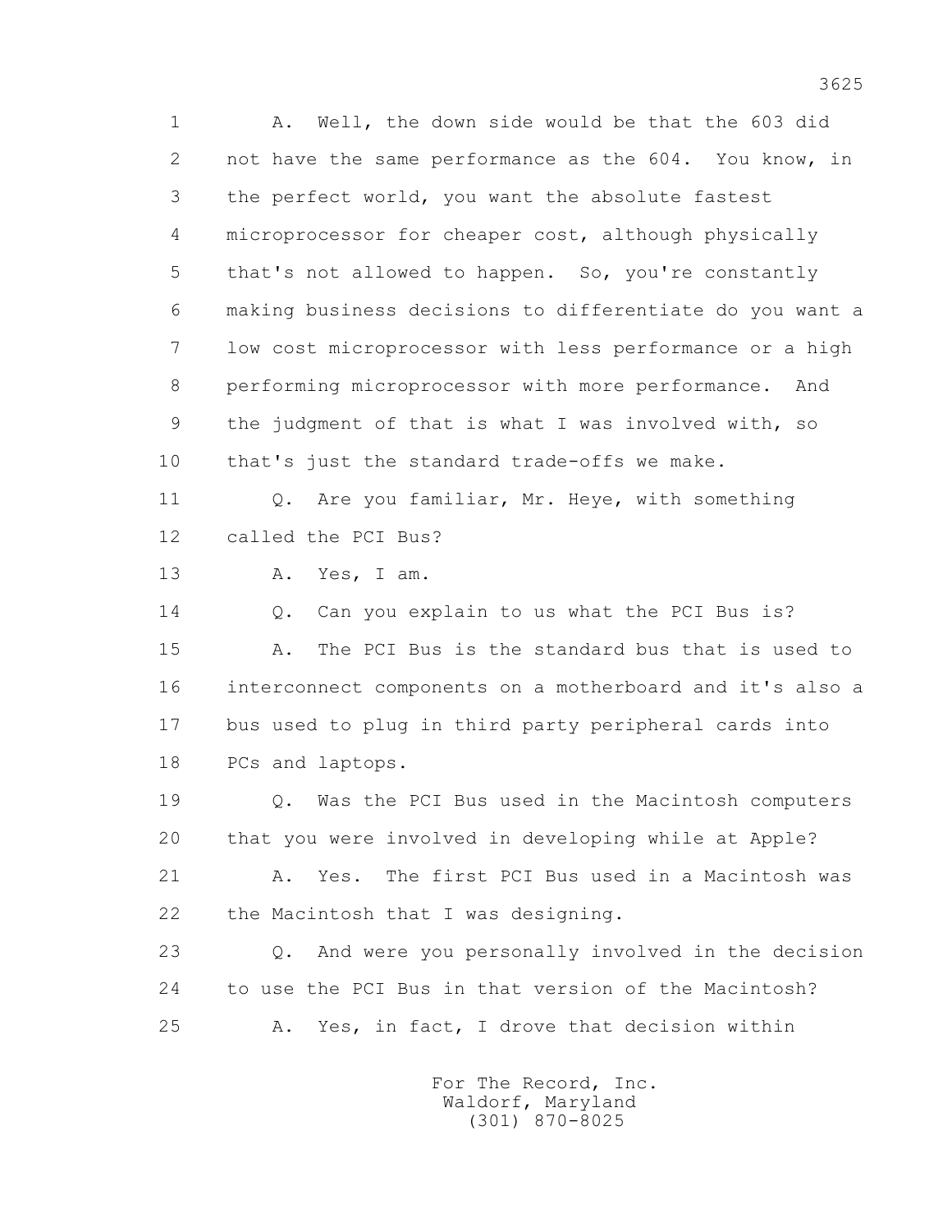1 A. Well, the down side would be that the 603 did
2 not have the same performance as the 604. You know, in
3 the perfect world, you want the absolute fastest
4 microprocessor for cheaper cost, although physically
5 that's not allowed to happen. So, you're constantly
6 making business decisions to differentiate do you want a
7 low cost microprocessor with less performance or a high
8 performing microprocessor with more performance. And
9 the judgment of that is what I was involved with, so
10 that's just the standard trade-offs we make.

11 Q. Are you familiar, Mr. Heye, with something
12 called the PCI Bus?

13 A. Yes, I am.

14 Q. Can you explain to us what the PCI Bus is?

15 A. The PCI Bus is the standard bus that is used to
16 interconnect components on a motherboard and it's also a
17 bus used to plug in third party peripheral cards into
18 PCs and laptops.

19 Q. Was the PCI Bus used in the Macintosh computers
20 that you were involved in developing while at Apple?

21 A. Yes. The first PCI Bus used in a Macintosh was
22 the Macintosh that I was designing.

23 Q. And were you personally involved in the decision
24 to use the PCI Bus in that version of the Macintosh?

25 A. Yes, in fact, I drove that decision within

For The Record, Inc.
Waldorf, Maryland
(301) 870-8025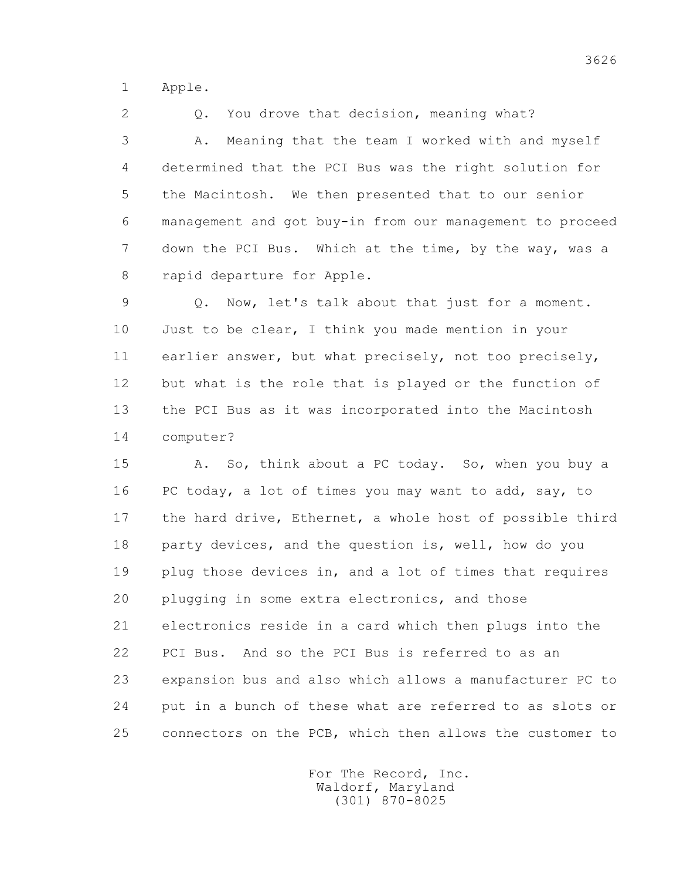Apple.

Q. You drove that decision, meaning what?

A. Meaning that the team I worked with and myself determined that the PCI Bus was the right solution for the Macintosh. We then presented that to our senior management and got buy-in from our management to proceed down the PCI Bus. Which at the time, by the way, was a rapid departure for Apple.

Q. Now, let's talk about that just for a moment. Just to be clear, I think you made mention in your earlier answer, but what precisely, not too precisely, but what is the role that is played or the function of the PCI Bus as it was incorporated into the Macintosh computer?

A. So, think about a PC today. So, when you buy a PC today, a lot of times you may want to add, say, to the hard drive, Ethernet, a whole host of possible third party devices, and the question is, well, how do you plug those devices in, and a lot of times that requires plugging in some extra electronics, and those electronics reside in a card which then plugs into the PCI Bus. And so the PCI Bus is referred to as an expansion bus and also which allows a manufacturer PC to put in a bunch of these what are referred to as slots or connectors on the PCB, which then allows the customer to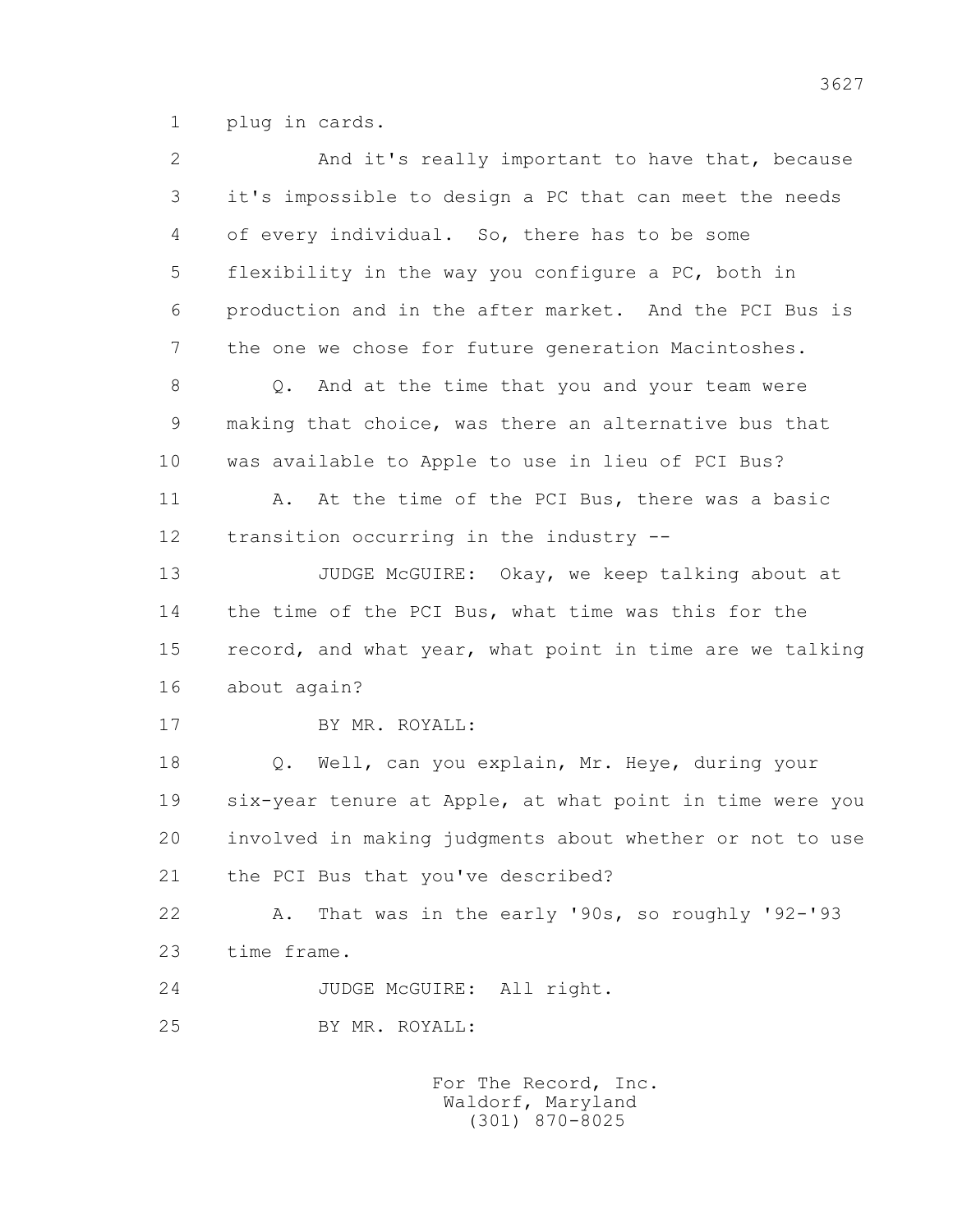plug in cards.

And it's really important to have that, because it's impossible to design a PC that can meet the needs of every individual. So, there has to be some flexibility in the way you configure a PC, both in production and in the after market. And the PCI Bus is the one we chose for future generation Macintoshes.

Q. And at the time that you and your team were making that choice, was there an alternative bus that was available to Apple to use in lieu of PCI Bus?

A. At the time of the PCI Bus, there was a basic transition occurring in the industry --

JUDGE McGUIRE: Okay, we keep talking about at the time of the PCI Bus, what time was this for the record, and what year, what point in time are we talking about again?

BY MR. ROYALL:

Q. Well, can you explain, Mr. Heye, during your six-year tenure at Apple, at what point in time were you involved in making judgments about whether or not to use the PCI Bus that you've described?

A. That was in the early '90s, so roughly '92-'93 time frame.

JUDGE McGUIRE: All right.

BY MR. ROYALL: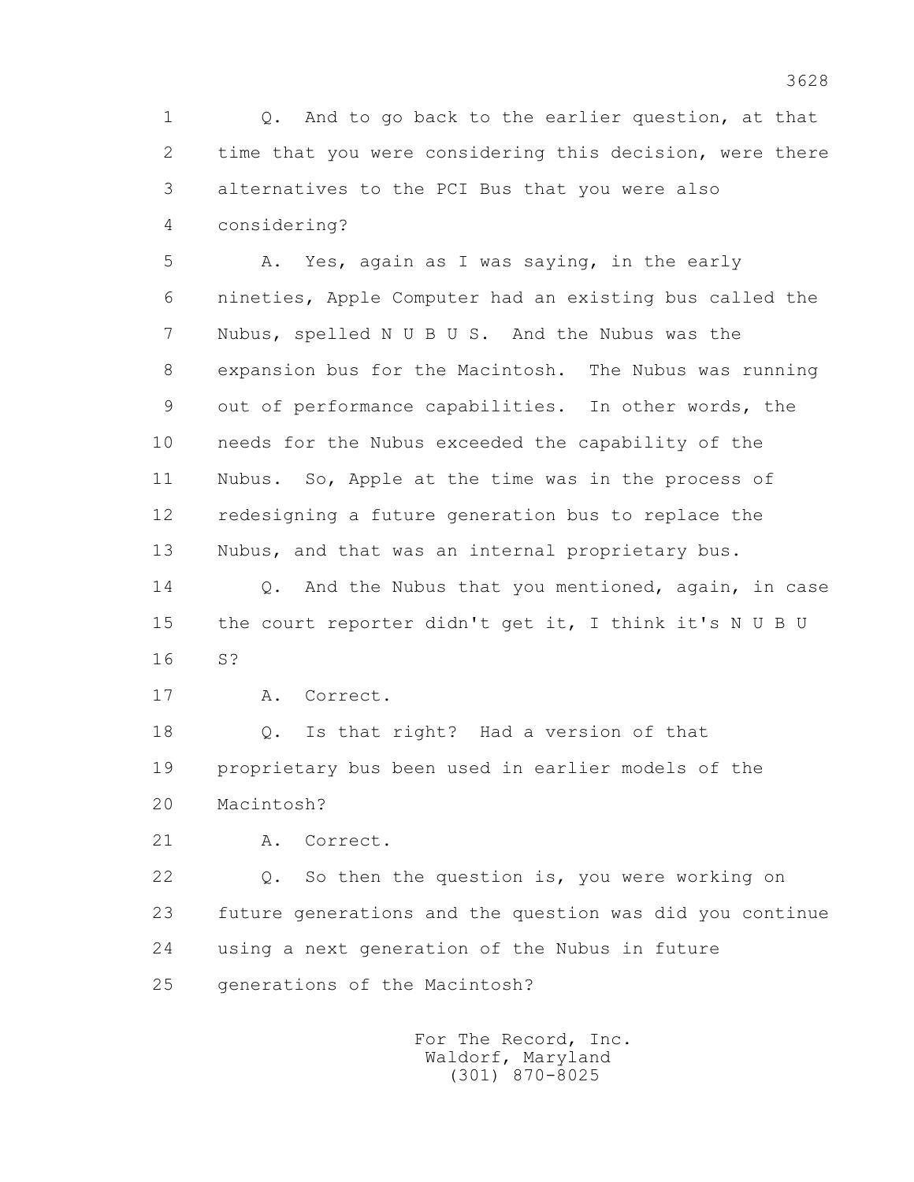1 Q. And to go back to the earlier question, at that
2 time that you were considering this decision, were there
3 alternatives to the PCI Bus that you were also
4 considering?
5 A. Yes, again as I was saying, in the early
6 nineties, Apple Computer had an existing bus called the
7 Nubus, spelled N U B U S. And the Nubus was the
8 expansion bus for the Macintosh. The Nubus was running
9 out of performance capabilities. In other words, the
10 needs for the Nubus exceeded the capability of the
11 Nubus. So, Apple at the time was in the process of
12 redesigning a future generation bus to replace the
13 Nubus, and that was an internal proprietary bus.
14 Q. And the Nubus that you mentioned, again, in case
15 the court reporter didn't get it, I think it's N U B U
16 S?
17 A. Correct.
18 Q. Is that right? Had a version of that
19 proprietary bus been used in earlier models of the
20 Macintosh?
21 A. Correct.
22 Q. So then the question is, you were working on
23 future generations and the question was did you continue
24 using a next generation of the Nubus in future
25 generations of the Macintosh?

For The Record, Inc.
Waldorf, Maryland
(301) 870-8025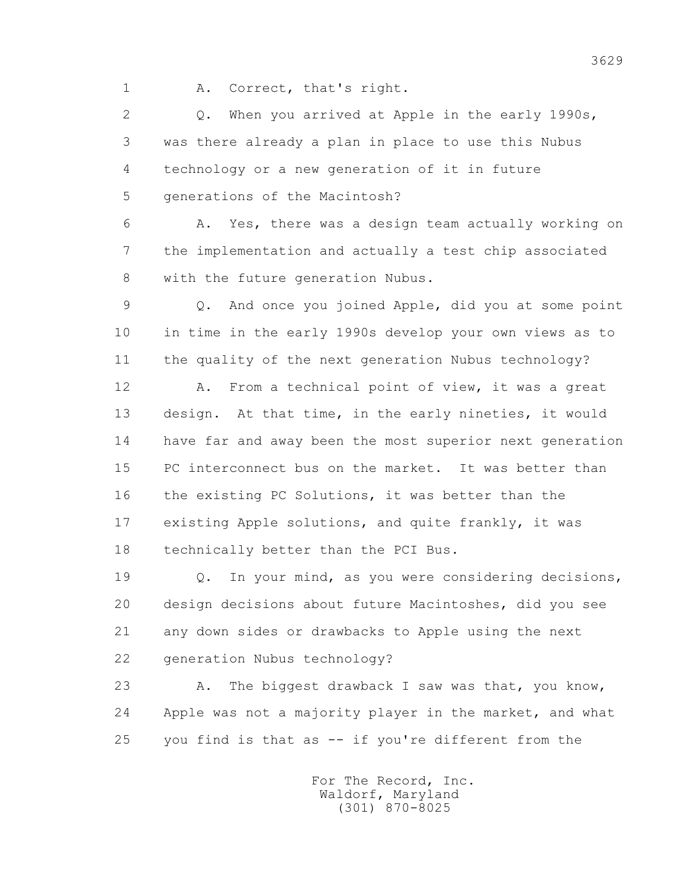A. Correct, that's right.

Q. When you arrived at Apple in the early 1990s, was there already a plan in place to use this Nubus technology or a new generation of it in future generations of the Macintosh?

A. Yes, there was a design team actually working on the implementation and actually a test chip associated with the future generation Nubus.

Q. And once you joined Apple, did you at some point in time in the early 1990s develop your own views as to the quality of the next generation Nubus technology?

A. From a technical point of view, it was a great design. At that time, in the early nineties, it would have far and away been the most superior next generation PC interconnect bus on the market. It was better than the existing PC Solutions, it was better than the existing Apple solutions, and quite frankly, it was technically better than the PCI Bus.

Q. In your mind, as you were considering decisions, design decisions about future Macintoshes, did you see any down sides or drawbacks to Apple using the next generation Nubus technology?

A. The biggest drawback I saw was that, you know, Apple was not a majority player in the market, and what you find is that as -- if you're different from the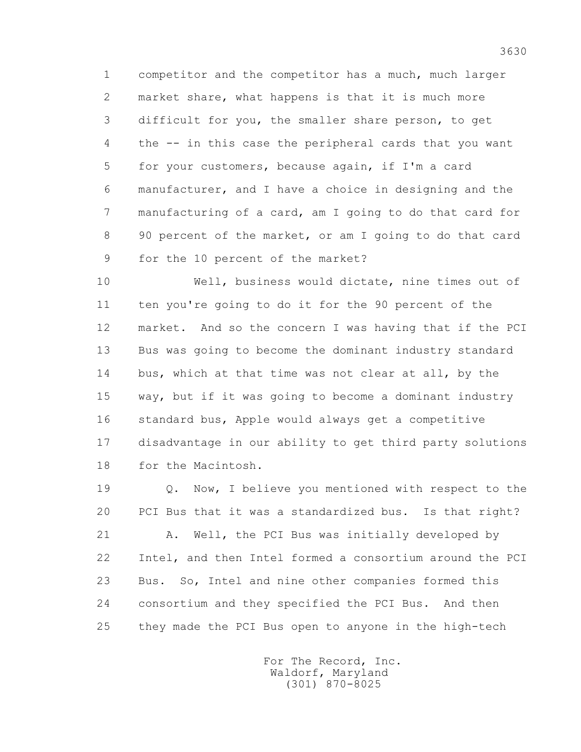competitor and the competitor has a much, much larger market share, what happens is that it is much more difficult for you, the smaller share person, to get the -- in this case the peripheral cards that you want for your customers, because again, if I'm a card manufacturer, and I have a choice in designing and the manufacturing of a card, am I going to do that card for 90 percent of the market, or am I going to do that card for the 10 percent of the market?

Well, business would dictate, nine times out of ten you're going to do it for the 90 percent of the market. And so the concern I was having that if the PCI Bus was going to become the dominant industry standard bus, which at that time was not clear at all, by the way, but if it was going to become a dominant industry standard bus, Apple would always get a competitive disadvantage in our ability to get third party solutions for the Macintosh.

Q. Now, I believe you mentioned with respect to the PCI Bus that it was a standardized bus. Is that right?

A. Well, the PCI Bus was initially developed by Intel, and then Intel formed a consortium around the PCI Bus. So, Intel and nine other companies formed this consortium and they specified the PCI Bus. And then they made the PCI Bus open to anyone in the high-tech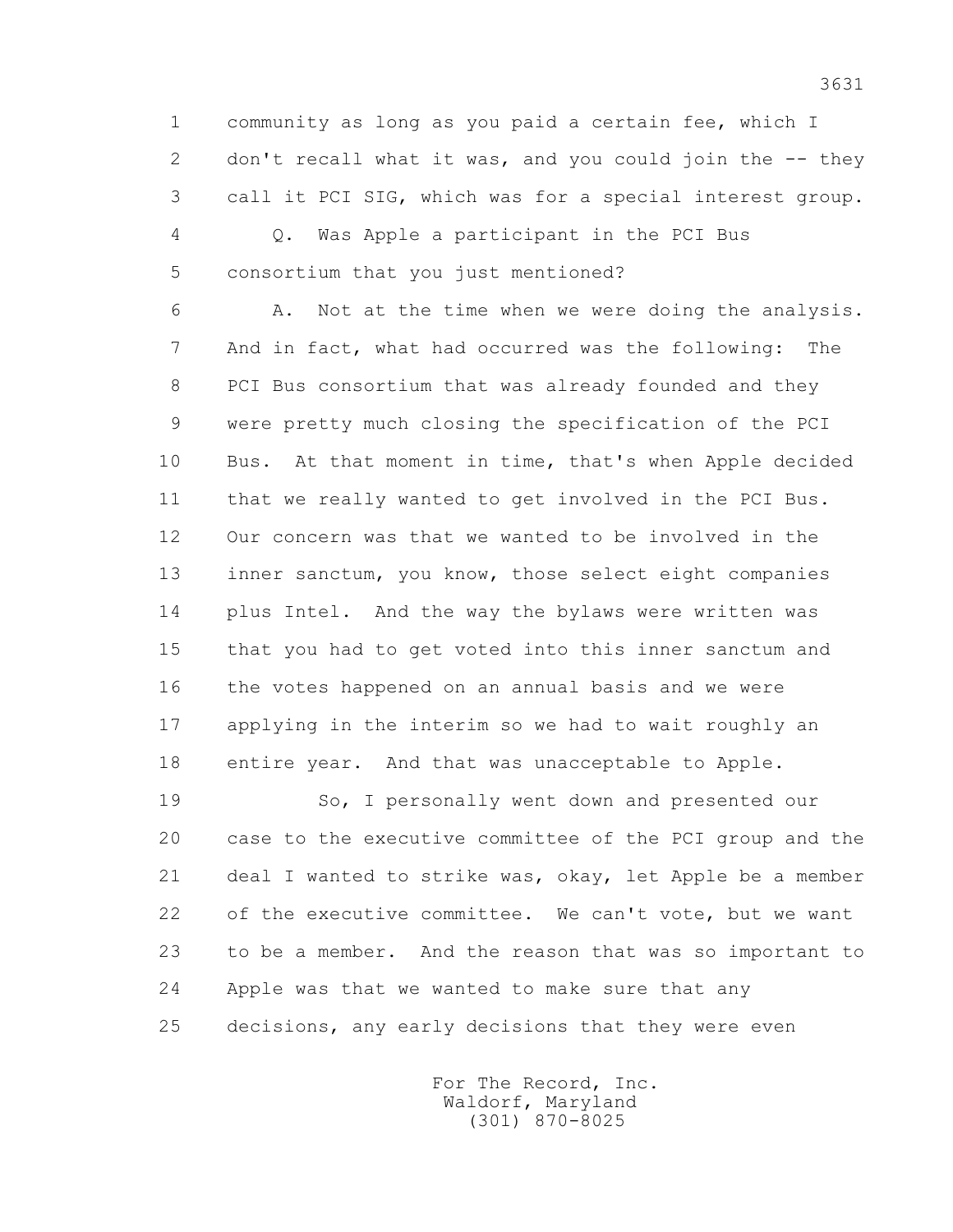community as long as you paid a certain fee, which I don't recall what it was, and you could join the -- they call it PCI SIG, which was for a special interest group.

Q. Was Apple a participant in the PCI Bus consortium that you just mentioned?

A. Not at the time when we were doing the analysis. And in fact, what had occurred was the following: The PCI Bus consortium that was already founded and they were pretty much closing the specification of the PCI Bus. At that moment in time, that's when Apple decided that we really wanted to get involved in the PCI Bus. Our concern was that we wanted to be involved in the inner sanctum, you know, those select eight companies plus Intel. And the way the bylaws were written was that you had to get voted into this inner sanctum and the votes happened on an annual basis and we were applying in the interim so we had to wait roughly an entire year. And that was unacceptable to Apple.

So, I personally went down and presented our case to the executive committee of the PCI group and the deal I wanted to strike was, okay, let Apple be a member of the executive committee. We can't vote, but we want to be a member. And the reason that was so important to Apple was that we wanted to make sure that any decisions, any early decisions that they were even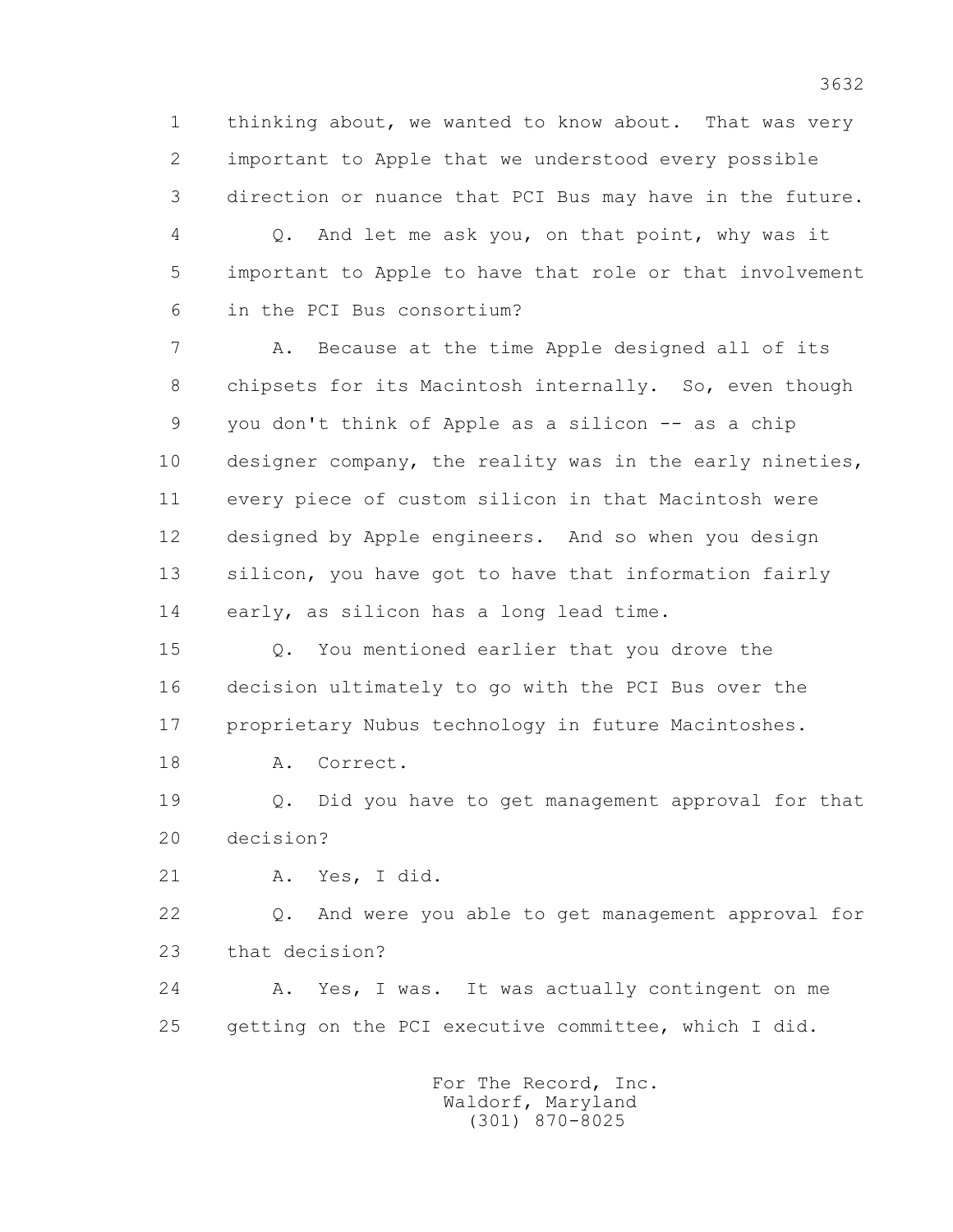1 thinking about, we wanted to know about. That was very
2 important to Apple that we understood every possible
3 direction or nuance that PCI Bus may have in the future.
4 Q. And let me ask you, on that point, why was it
5 important to Apple to have that role or that involvement
6 in the PCI Bus consortium?
7 A. Because at the time Apple designed all of its
8 chipsets for its Macintosh internally. So, even though
9 you don't think of Apple as a silicon -- as a chip
10 designer company, the reality was in the early nineties,
11 every piece of custom silicon in that Macintosh were
12 designed by Apple engineers. And so when you design
13 silicon, you have got to have that information fairly
14 early, as silicon has a long lead time.
15 Q. You mentioned earlier that you drove the
16 decision ultimately to go with the PCI Bus over the
17 proprietary Nubus technology in future Macintoshes.
18 A. Correct.
19 Q. Did you have to get management approval for that
20 decision?
21 A. Yes, I did.
22 Q. And were you able to get management approval for
23 that decision?
24 A. Yes, I was. It was actually contingent on me
25 getting on the PCI executive committee, which I did.

For The Record, Inc.
Waldorf, Maryland
(301) 870-8025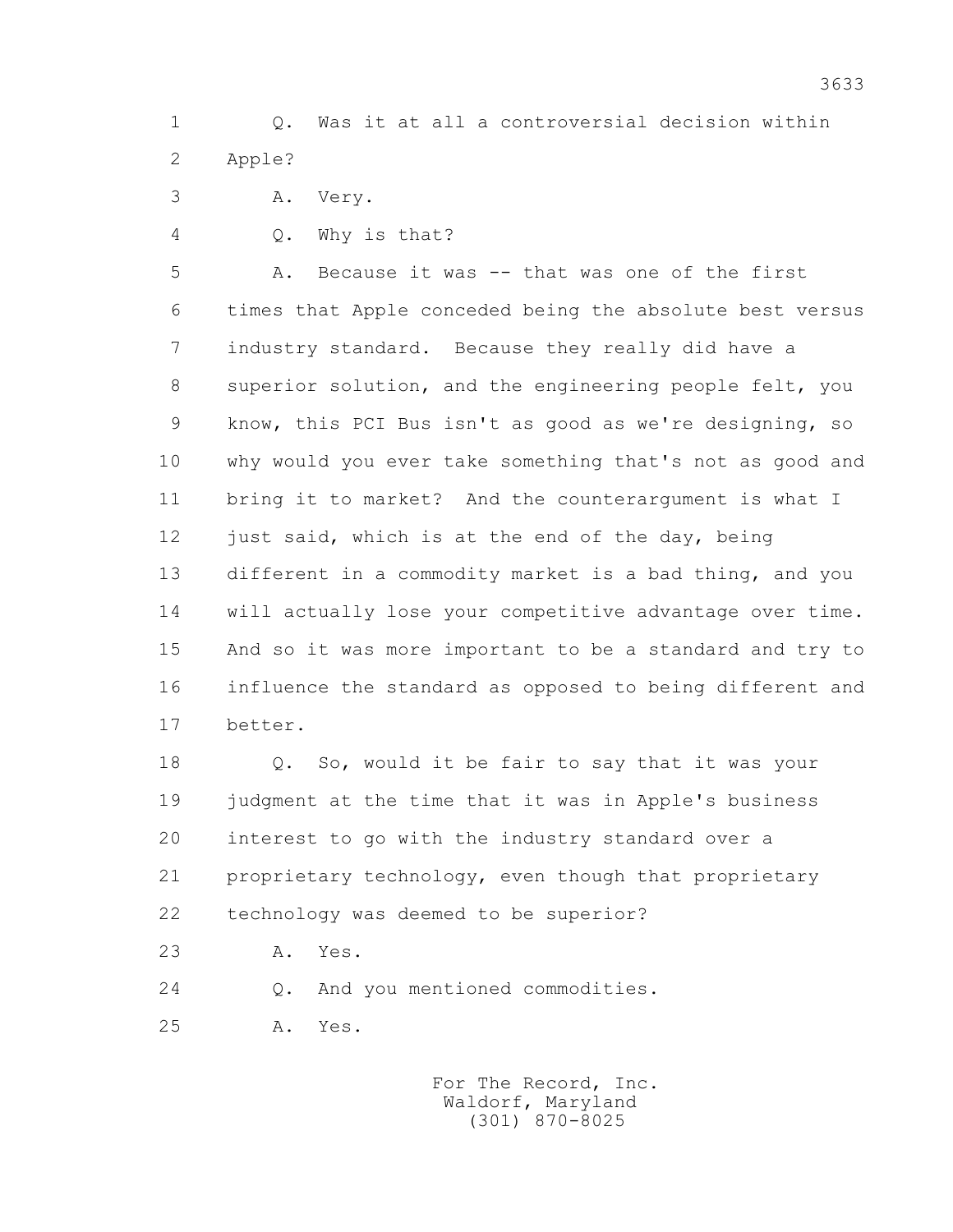1 Q. Was it at all a controversial decision within
2 Apple?
3 A. Very.
4 Q. Why is that?
5 A. Because it was -- that was one of the first
6 times that Apple conceded being the absolute best versus
7 industry standard. Because they really did have a
8 superior solution, and the engineering people felt, you
9 know, this PCI Bus isn't as good as we're designing, so
10 why would you ever take something that's not as good and
11 bring it to market? And the counterargument is what I
12 just said, which is at the end of the day, being
13 different in a commodity market is a bad thing, and you
14 will actually lose your competitive advantage over time.
15 And so it was more important to be a standard and try to
16 influence the standard as opposed to being different and
17 better.
18 Q. So, would it be fair to say that it was your
19 judgment at the time that it was in Apple's business
20 interest to go with the industry standard over a
21 proprietary technology, even though that proprietary
22 technology was deemed to be superior?
23 A. Yes.
24 Q. And you mentioned commodities.
25 A. Yes.

For The Record, Inc.
Waldorf, Maryland
(301) 870-8025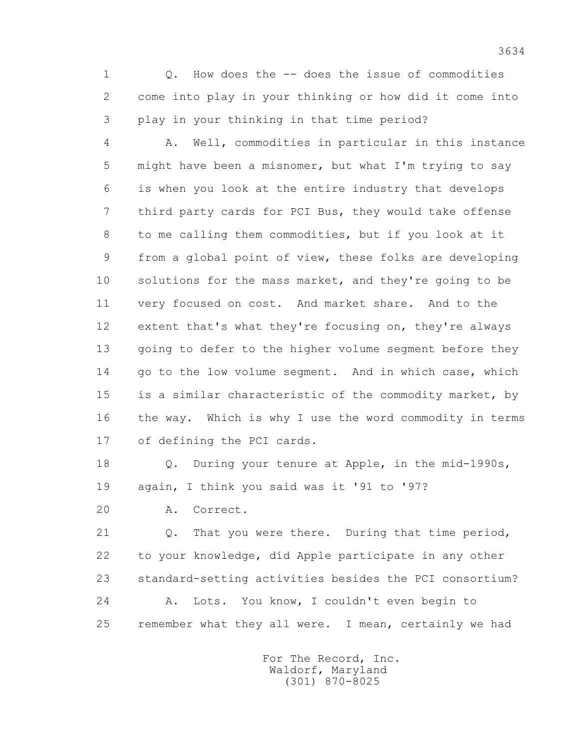1 Q. How does the -- does the issue of commodities
2 come into play in your thinking or how did it come into
3 play in your thinking in that time period?

4 A. Well, commodities in particular in this instance
5 might have been a misnomer, but what I'm trying to say
6 is when you look at the entire industry that develops
7 third party cards for PCI Bus, they would take offense
8 to me calling them commodities, but if you look at it
9 from a global point of view, these folks are developing
10 solutions for the mass market, and they're going to be
11 very focused on cost. And market share. And to the
12 extent that's what they're focusing on, they're always
13 going to defer to the higher volume segment before they
14 go to the low volume segment. And in which case, which
15 is a similar characteristic of the commodity market, by
16 the way. Which is why I use the word commodity in terms
17 of defining the PCI cards.

18 Q. During your tenure at Apple, in the mid-1990s,
19 again, I think you said was it '91 to '97?

20 A. Correct.

21 Q. That you were there. During that time period,
22 to your knowledge, did Apple participate in any other
23 standard-setting activities besides the PCI consortium?

24 A. Lots. You know, I couldn't even begin to
25 remember what they all were. I mean, certainly we had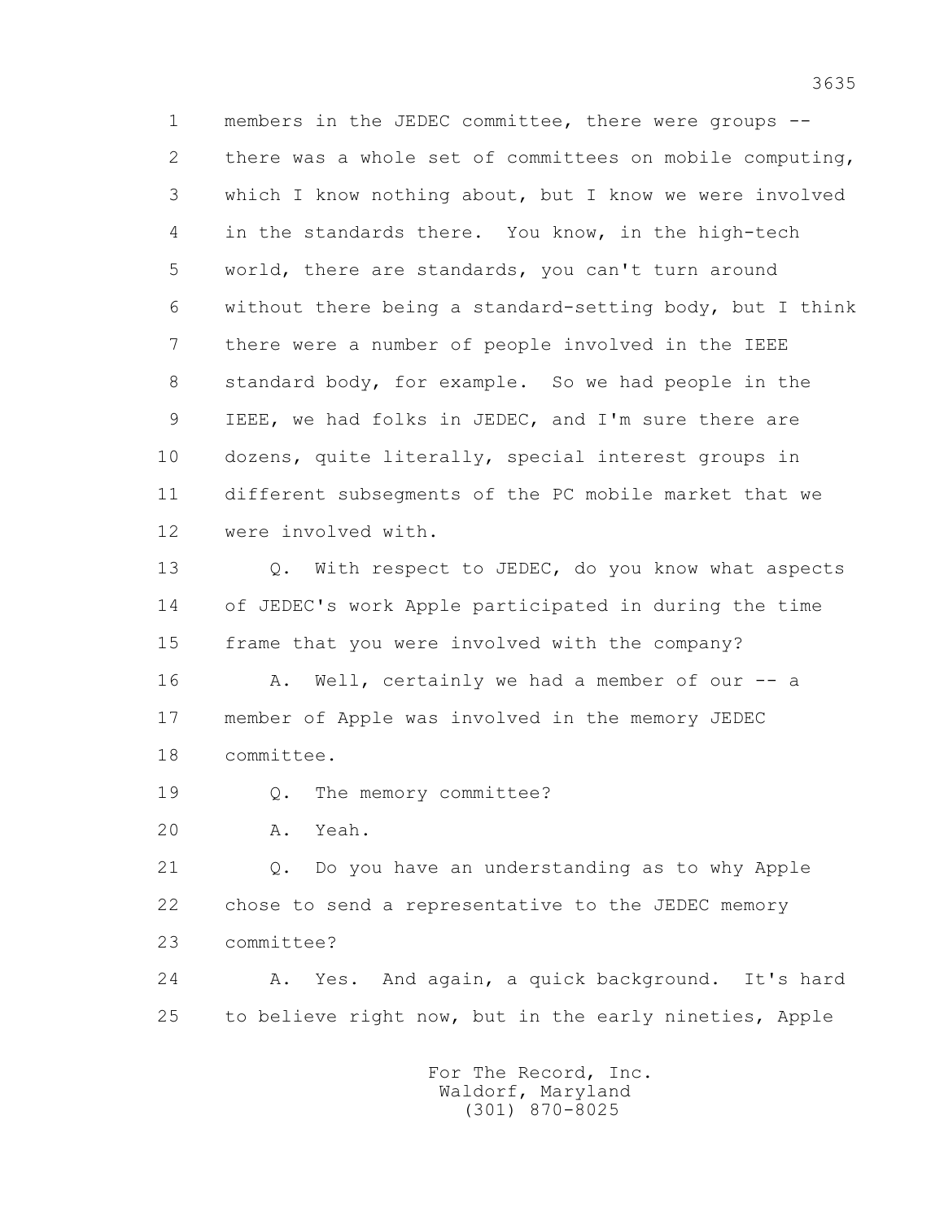1 members in the JEDEC committee, there were groups --
2 there was a whole set of committees on mobile computing,
3 which I know nothing about, but I know we were involved
4 in the standards there. You know, in the high-tech
5 world, there are standards, you can't turn around
6 without there being a standard-setting body, but I think
7 there were a number of people involved in the IEEE
8 standard body, for example. So we had people in the
9 IEEE, we had folks in JEDEC, and I'm sure there are
10 dozens, quite literally, special interest groups in
11 different subsegments of the PC mobile market that we
12 were involved with.

13 Q. With respect to JEDEC, do you know what aspects
14 of JEDEC's work Apple participated in during the time
15 frame that you were involved with the company?

16 A. Well, certainly we had a member of our -- a
17 member of Apple was involved in the memory JEDEC
18 committee.

19 Q. The memory committee?

20 A. Yeah.

21 Q. Do you have an understanding as to why Apple
22 chose to send a representative to the JEDEC memory
23 committee?

24 A. Yes. And again, a quick background. It's hard
25 to believe right now, but in the early nineties, Apple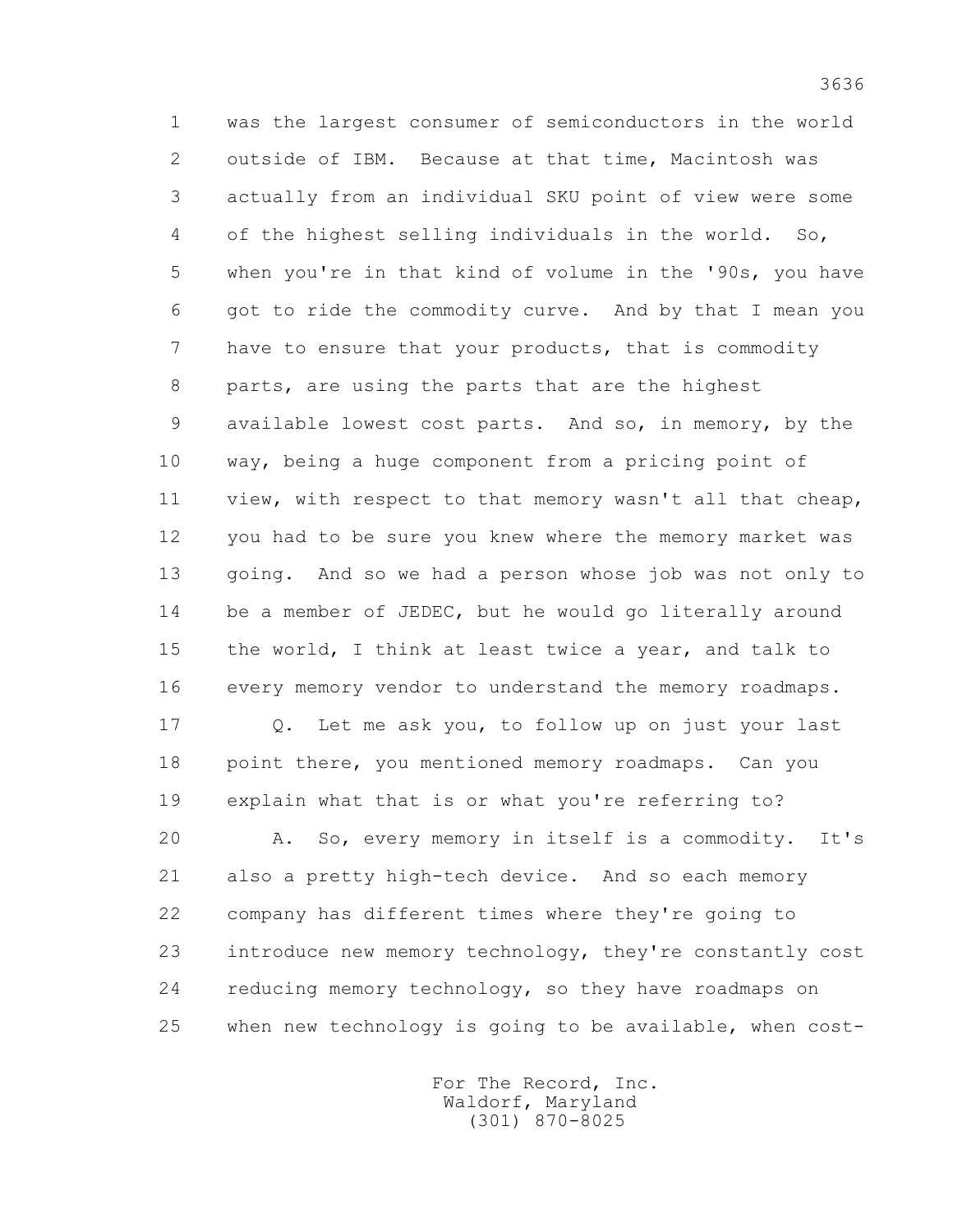was the largest consumer of semiconductors in the world outside of IBM. Because at that time, Macintosh was actually from an individual SKU point of view were some of the highest selling individuals in the world. So, when you're in that kind of volume in the '90s, you have got to ride the commodity curve. And by that I mean you have to ensure that your products, that is commodity parts, are using the parts that are the highest available lowest cost parts. And so, in memory, by the way, being a huge component from a pricing point of view, with respect to that memory wasn't all that cheap, you had to be sure you knew where the memory market was going. And so we had a person whose job was not only to be a member of JEDEC, but he would go literally around the world, I think at least twice a year, and talk to every memory vendor to understand the memory roadmaps.

Q. Let me ask you, to follow up on just your last point there, you mentioned memory roadmaps. Can you explain what that is or what you're referring to?

A. So, every memory in itself is a commodity. It's also a pretty high-tech device. And so each memory company has different times where they're going to introduce new memory technology, they're constantly cost reducing memory technology, so they have roadmaps on when new technology is going to be available, when cost-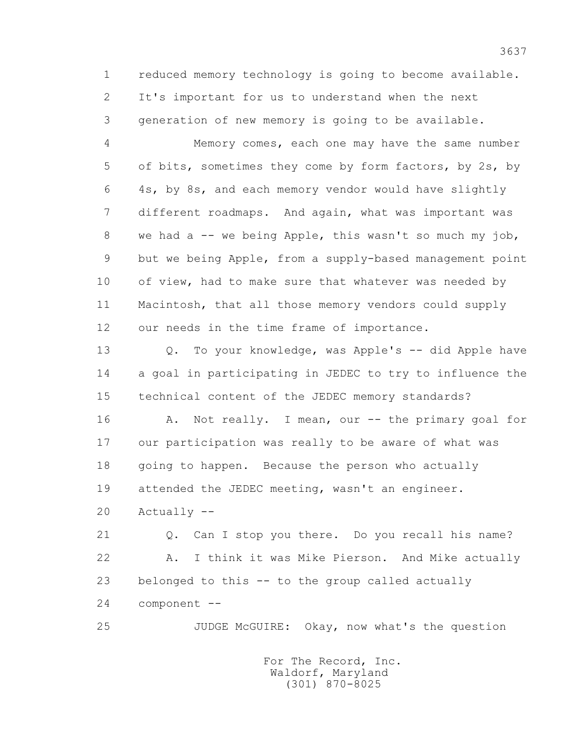1 reduced memory technology is going to become available.
2 It's important for us to understand when the next
3 generation of new memory is going to be available.

4 Memory comes, each one may have the same number
5 of bits, sometimes they come by form factors, by 2s, by
6 4s, by 8s, and each memory vendor would have slightly
7 different roadmaps. And again, what was important was
8 we had a -- we being Apple, this wasn't so much my job,
9 but we being Apple, from a supply-based management point
10 of view, had to make sure that whatever was needed by
11 Macintosh, that all those memory vendors could supply
12 our needs in the time frame of importance.

13 Q. To your knowledge, was Apple's -- did Apple have
14 a goal in participating in JEDEC to try to influence the
15 technical content of the JEDEC memory standards?

16 A. Not really. I mean, our -- the primary goal for
17 our participation was really to be aware of what was
18 going to happen. Because the person who actually
19 attended the JEDEC meeting, wasn't an engineer.
20 Actually --

21 Q. Can I stop you there. Do you recall his name?

22 A. I think it was Mike Pierson. And Mike actually
23 belonged to this -- to the group called actually
24 component --

25 JUDGE McGUIRE: Okay, now what's the question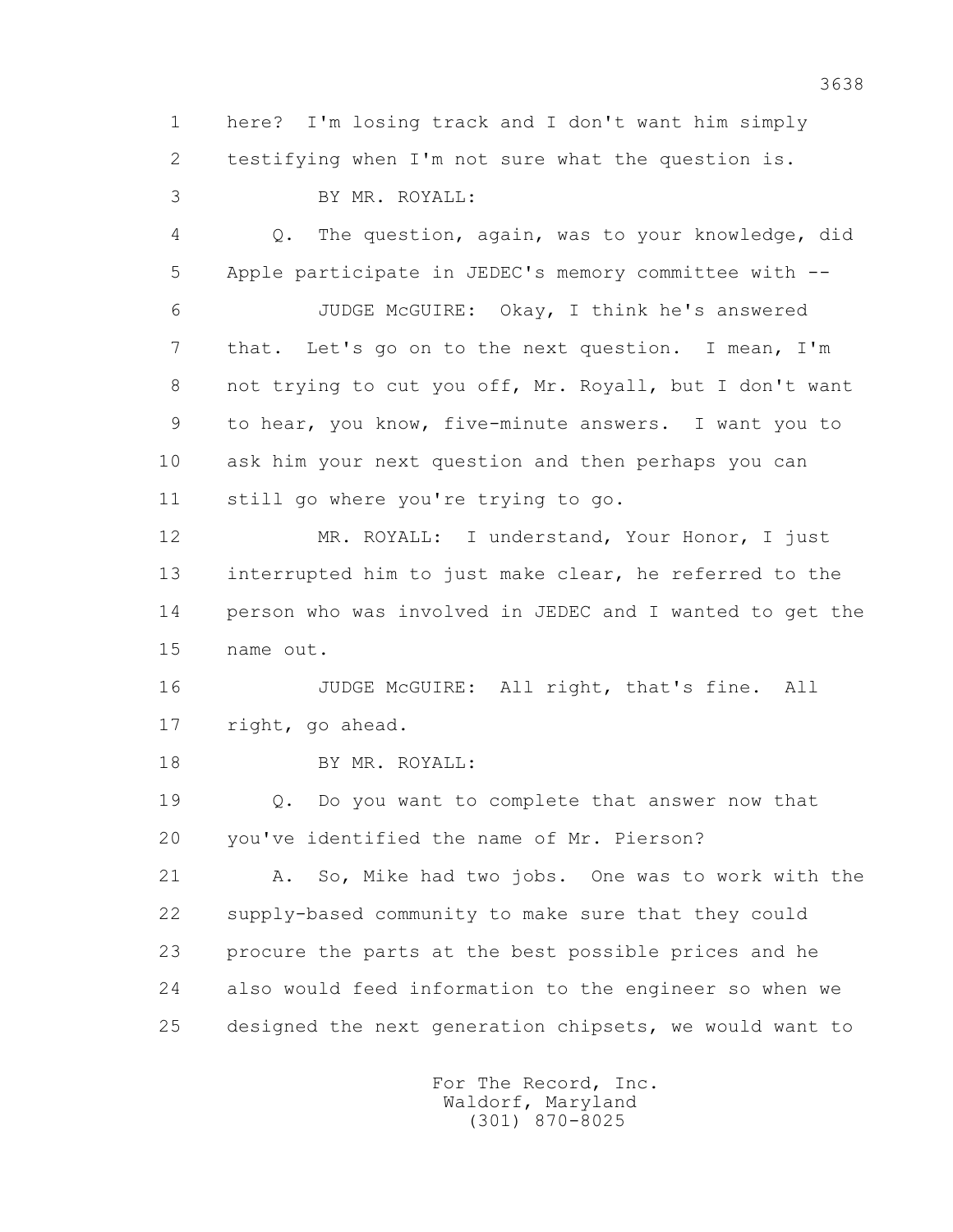1 here? I'm losing track and I don't want him simply
2 testifying when I'm not sure what the question is.
3 BY MR. ROYALL:
4 Q. The question, again, was to your knowledge, did
5 Apple participate in JEDEC's memory committee with --
6 JUDGE McGUIRE: Okay, I think he's answered
7 that. Let's go on to the next question. I mean, I'm
8 not trying to cut you off, Mr. Royall, but I don't want
9 to hear, you know, five-minute answers. I want you to
10 ask him your next question and then perhaps you can
11 still go where you're trying to go.
12 MR. ROYALL: I understand, Your Honor, I just
13 interrupted him to just make clear, he referred to the
14 person who was involved in JEDEC and I wanted to get the
15 name out.
16 JUDGE McGUIRE: All right, that's fine. All
17 right, go ahead.
18 BY MR. ROYALL:
19 Q. Do you want to complete that answer now that
20 you've identified the name of Mr. Pierson?
21 A. So, Mike had two jobs. One was to work with the
22 supply-based community to make sure that they could
23 procure the parts at the best possible prices and he
24 also would feed information to the engineer so when we
25 designed the next generation chipsets, we would want to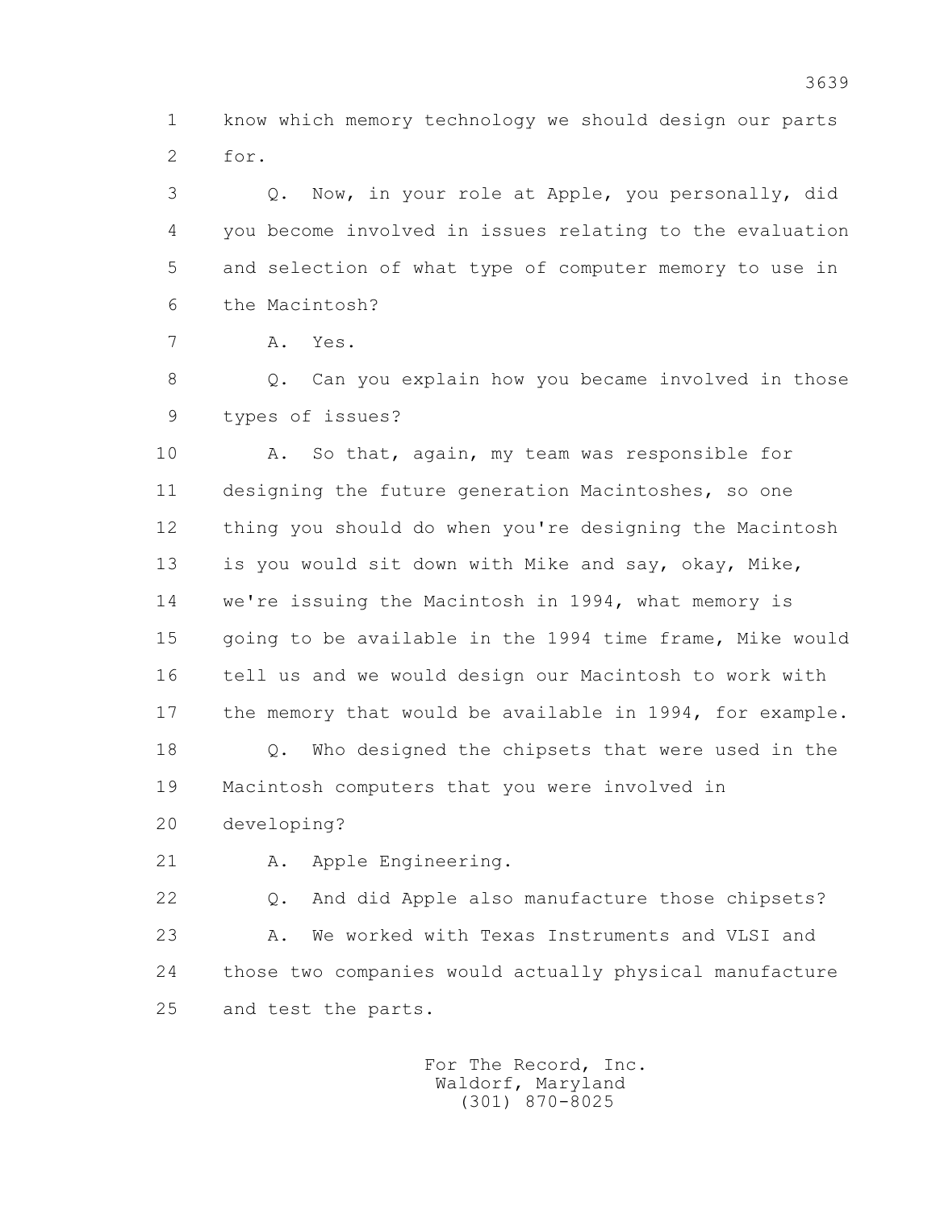1 know which memory technology we should design our parts
2 for.

3 Q. Now, in your role at Apple, you personally, did
4 you become involved in issues relating to the evaluation
5 and selection of what type of computer memory to use in
6 the Macintosh?

7 A. Yes.

8 Q. Can you explain how you became involved in those
9 types of issues?

10 A. So that, again, my team was responsible for
11 designing the future generation Macintoshes, so one
12 thing you should do when you're designing the Macintosh
13 is you would sit down with Mike and say, okay, Mike,
14 we're issuing the Macintosh in 1994, what memory is
15 going to be available in the 1994 time frame, Mike would
16 tell us and we would design our Macintosh to work with
17 the memory that would be available in 1994, for example.

18 Q. Who designed the chipsets that were used in the
19 Macintosh computers that you were involved in
20 developing?

21 A. Apple Engineering.

22 Q. And did Apple also manufacture those chipsets?

23 A. We worked with Texas Instruments and VLSI and
24 those two companies would actually physical manufacture
25 and test the parts.

For The Record, Inc.
Waldorf, Maryland
(301) 870-8025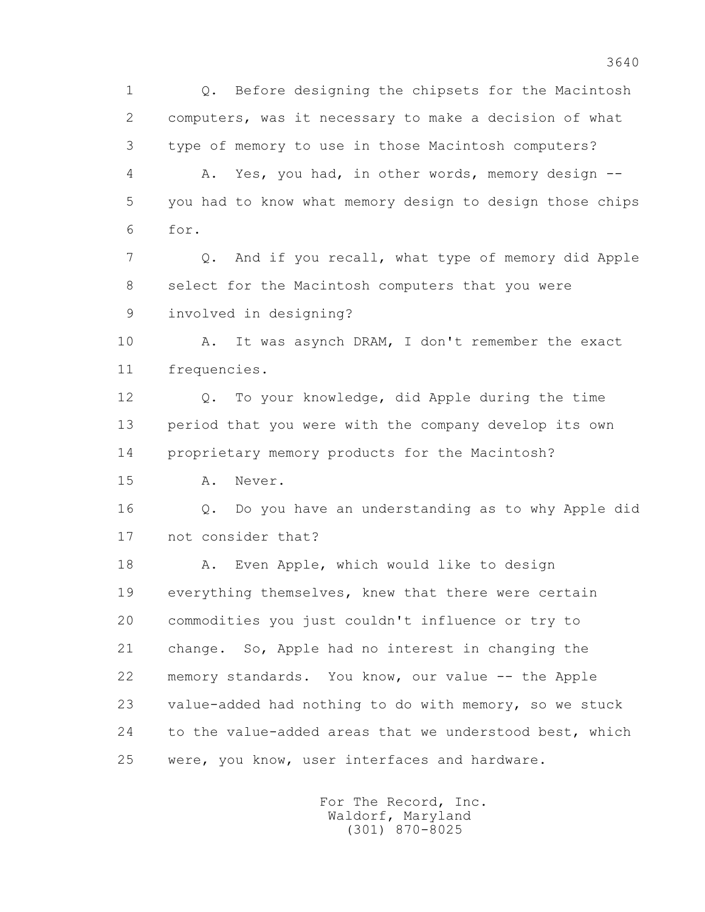1 Q. Before designing the chipsets for the Macintosh
2 computers, was it necessary to make a decision of what
3 type of memory to use in those Macintosh computers?
4 A. Yes, you had, in other words, memory design --
5 you had to know what memory design to design those chips
6 for.
7 Q. And if you recall, what type of memory did Apple
8 select for the Macintosh computers that you were
9 involved in designing?
10 A. It was asynch DRAM, I don't remember the exact
11 frequencies.
12 Q. To your knowledge, did Apple during the time
13 period that you were with the company develop its own
14 proprietary memory products for the Macintosh?
15 A. Never.
16 Q. Do you have an understanding as to why Apple did
17 not consider that?
18 A. Even Apple, which would like to design
19 everything themselves, knew that there were certain
20 commodities you just couldn't influence or try to
21 change. So, Apple had no interest in changing the
22 memory standards. You know, our value -- the Apple
23 value-added had nothing to do with memory, so we stuck
24 to the value-added areas that we understood best, which
25 were, you know, user interfaces and hardware.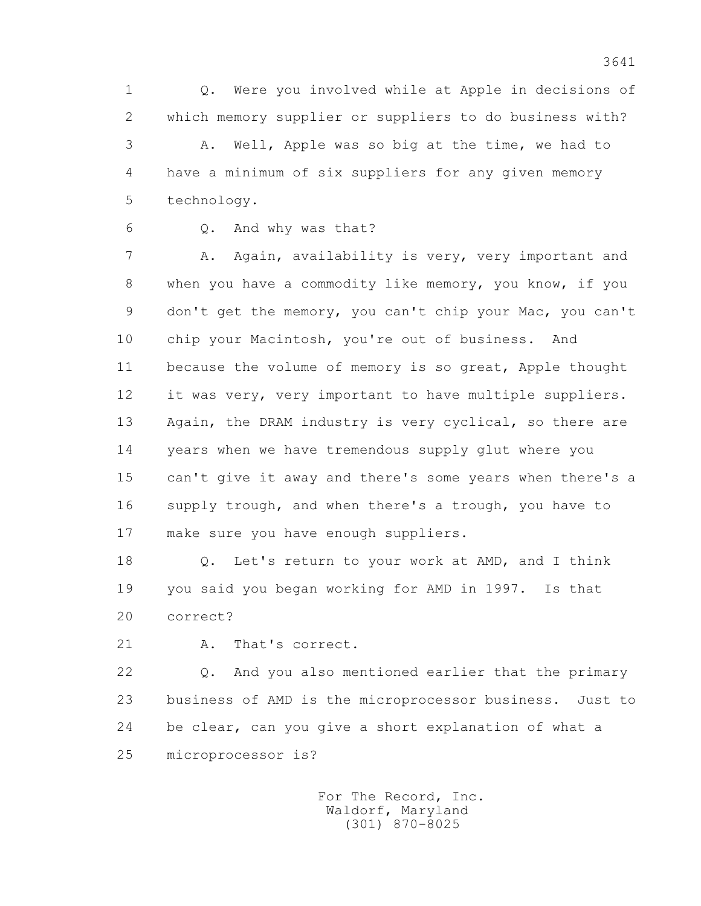1 Q. Were you involved while at Apple in decisions of
2 which memory supplier or suppliers to do business with?
3 A. Well, Apple was so big at the time, we had to
4 have a minimum of six suppliers for any given memory
5 technology.
6 Q. And why was that?
7 A. Again, availability is very, very important and
8 when you have a commodity like memory, you know, if you
9 don't get the memory, you can't chip your Mac, you can't
10 chip your Macintosh, you're out of business. And
11 because the volume of memory is so great, Apple thought
12 it was very, very important to have multiple suppliers.
13 Again, the DRAM industry is very cyclical, so there are
14 years when we have tremendous supply glut where you
15 can't give it away and there's some years when there's a
16 supply trough, and when there's a trough, you have to
17 make sure you have enough suppliers.
18 Q. Let's return to your work at AMD, and I think
19 you said you began working for AMD in 1997. Is that
20 correct?
21 A. That's correct.
22 Q. And you also mentioned earlier that the primary
23 business of AMD is the microprocessor business. Just to
24 be clear, can you give a short explanation of what a
25 microprocessor is?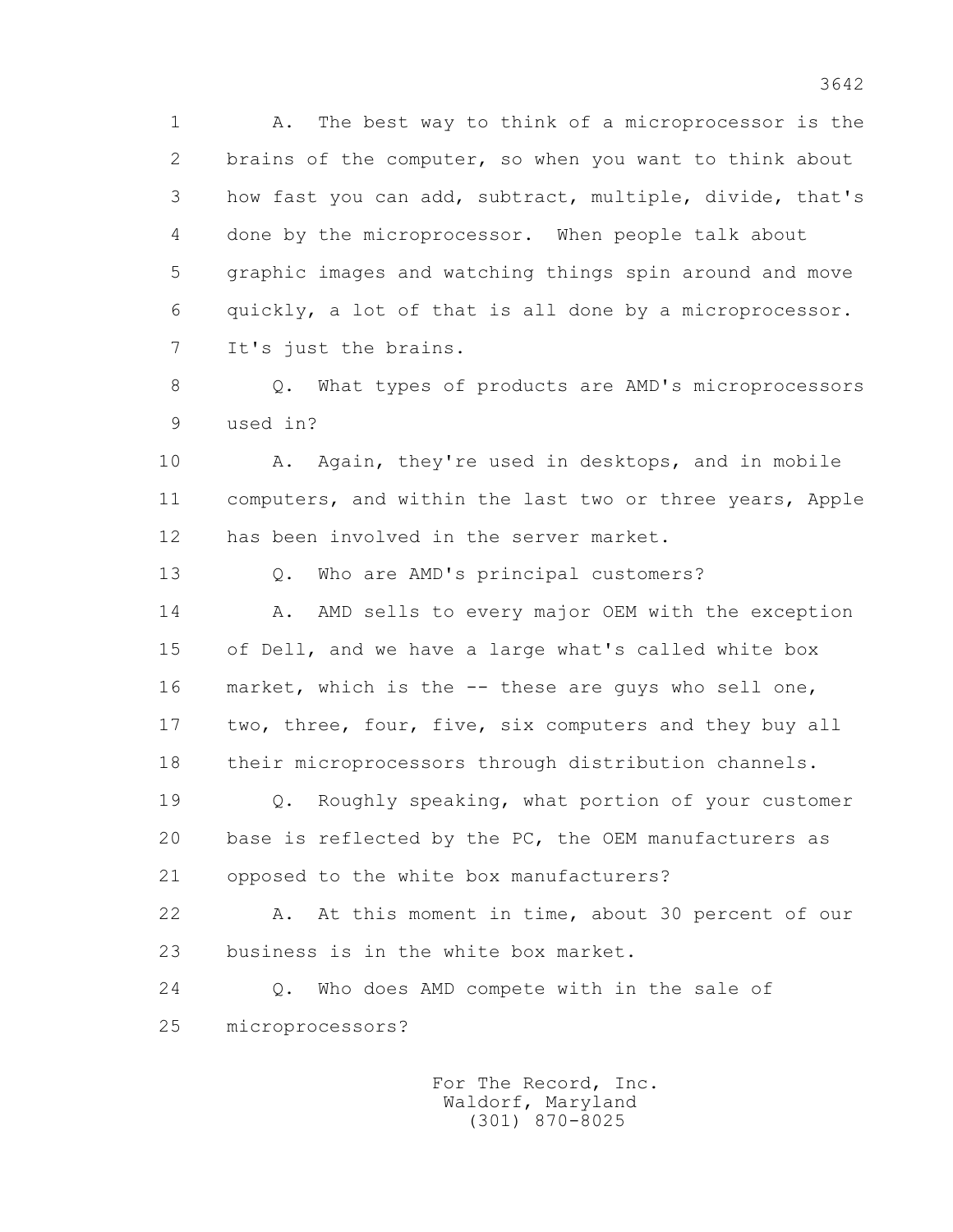1 A. The best way to think of a microprocessor is the
2 brains of the computer, so when you want to think about
3 how fast you can add, subtract, multiple, divide, that's
4 done by the microprocessor. When people talk about
5 graphic images and watching things spin around and move
6 quickly, a lot of that is all done by a microprocessor.
7 It's just the brains.

8 Q. What types of products are AMD's microprocessors
9 used in?

10 A. Again, they're used in desktops, and in mobile
11 computers, and within the last two or three years, Apple
12 has been involved in the server market.

13 Q. Who are AMD's principal customers?

14 A. AMD sells to every major OEM with the exception
15 of Dell, and we have a large what's called white box
16 market, which is the -- these are guys who sell one,
17 two, three, four, five, six computers and they buy all
18 their microprocessors through distribution channels.

19 Q. Roughly speaking, what portion of your customer
20 base is reflected by the PC, the OEM manufacturers as
21 opposed to the white box manufacturers?

22 A. At this moment in time, about 30 percent of our
23 business is in the white box market.

24 Q. Who does AMD compete with in the sale of
25 microprocessors?

For The Record, Inc.
Waldorf, Maryland
(301) 870-8025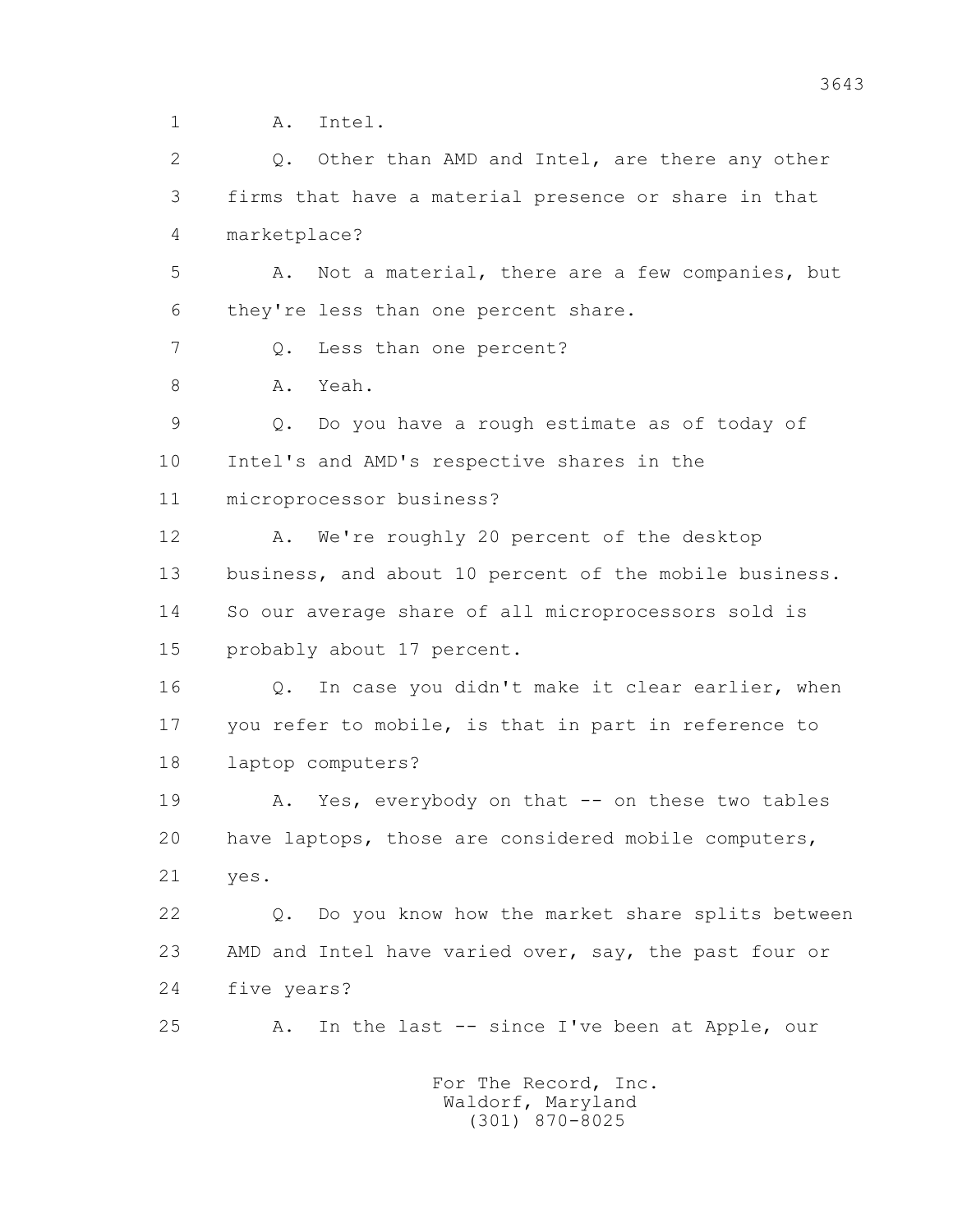1 A. Intel.

2 Q. Other than AMD and Intel, are there any other

3 firms that have a material presence or share in that

4 marketplace?

5 A. Not a material, there are a few companies, but

6 they're less than one percent share.

7 Q. Less than one percent?

8 A. Yeah.

9 Q. Do you have a rough estimate as of today of

10 Intel's and AMD's respective shares in the

11 microprocessor business?

12 A. We're roughly 20 percent of the desktop

13 business, and about 10 percent of the mobile business.

14 So our average share of all microprocessors sold is

15 probably about 17 percent.

16 Q. In case you didn't make it clear earlier, when

17 you refer to mobile, is that in part in reference to

18 laptop computers?

19 A. Yes, everybody on that -- on these two tables

20 have laptops, those are considered mobile computers,

21 yes.

22 Q. Do you know how the market share splits between

23 AMD and Intel have varied over, say, the past four or

24 five years?

25 A. In the last -- since I've been at Apple, our

For The Record, Inc.
Waldorf, Maryland
(301) 870-8025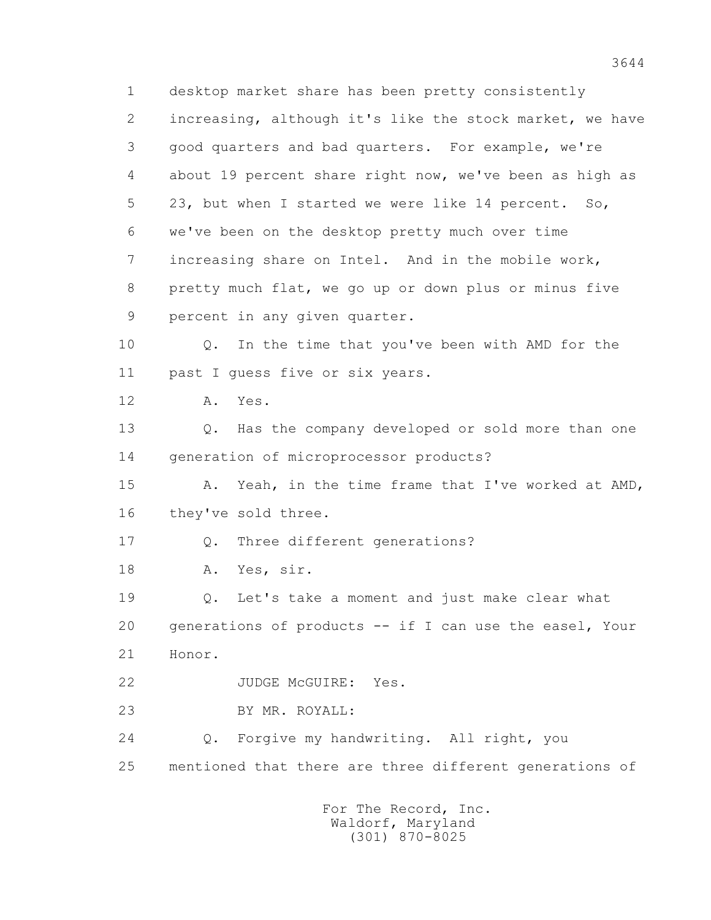1 desktop market share has been pretty consistently
2 increasing, although it's like the stock market, we have
3 good quarters and bad quarters. For example, we're
4 about 19 percent share right now, we've been as high as
5 23, but when I started we were like 14 percent. So,
6 we've been on the desktop pretty much over time
7 increasing share on Intel. And in the mobile work,
8 pretty much flat, we go up or down plus or minus five
9 percent in any given quarter.

10 Q. In the time that you've been with AMD for the
11 past I guess five or six years.

12 A. Yes.

13 Q. Has the company developed or sold more than one
14 generation of microprocessor products?

15 A. Yeah, in the time frame that I've worked at AMD,
16 they've sold three.

17 Q. Three different generations?

18 A. Yes, sir.

19 Q. Let's take a moment and just make clear what
20 generations of products -- if I can use the easel, Your
21 Honor.

22 JUDGE McGUIRE: Yes.

23 BY MR. ROYALL:

24 Q. Forgive my handwriting. All right, you
25 mentioned that there are three different generations of

For The Record, Inc.
Waldorf, Maryland
(301) 870-8025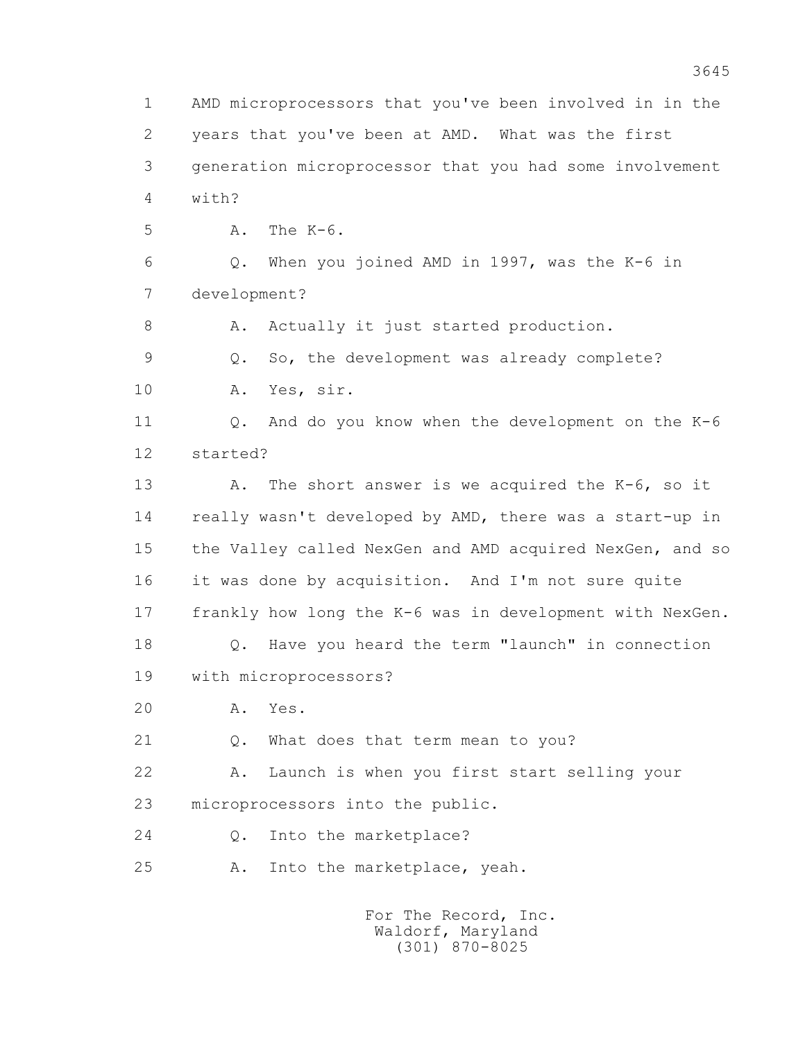1 AMD microprocessors that you've been involved in in the
2 years that you've been at AMD. What was the first
3 generation microprocessor that you had some involvement
4 with?
5 A. The K-6.
6 Q. When you joined AMD in 1997, was the K-6 in
7 development?
8 A. Actually it just started production.
9 Q. So, the development was already complete?
10 A. Yes, sir.
11 Q. And do you know when the development on the K-6
12 started?
13 A. The short answer is we acquired the K-6, so it
14 really wasn't developed by AMD, there was a start-up in
15 the Valley called NexGen and AMD acquired NexGen, and so
16 it was done by acquisition. And I'm not sure quite
17 frankly how long the K-6 was in development with NexGen.
18 Q. Have you heard the term "launch" in connection
19 with microprocessors?
20 A. Yes.
21 Q. What does that term mean to you?
22 A. Launch is when you first start selling your
23 microprocessors into the public.
24 Q. Into the marketplace?
25 A. Into the marketplace, yeah.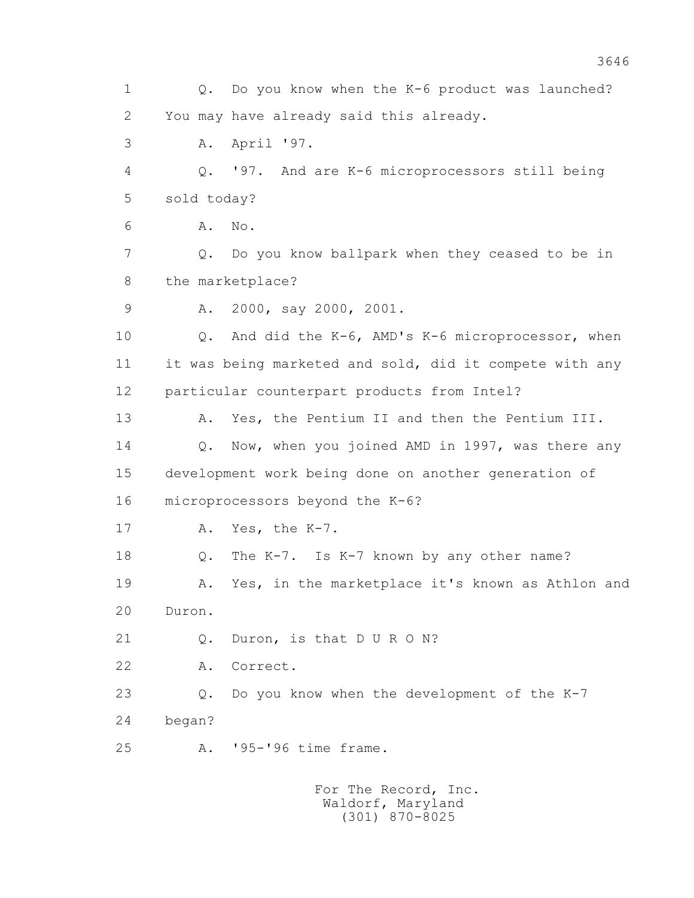1 Q. Do you know when the K-6 product was launched?
2 You may have already said this already.
3 A. April '97.
4 Q. '97. And are K-6 microprocessors still being
5 sold today?
6 A. No.
7 Q. Do you know ballpark when they ceased to be in
8 the marketplace?
9 A. 2000, say 2000, 2001.
10 Q. And did the K-6, AMD's K-6 microprocessor, when
11 it was being marketed and sold, did it compete with any
12 particular counterpart products from Intel?
13 A. Yes, the Pentium II and then the Pentium III.
14 Q. Now, when you joined AMD in 1997, was there any
15 development work being done on another generation of
16 microprocessors beyond the K-6?
17 A. Yes, the K-7.
18 Q. The K-7. Is K-7 known by any other name?
19 A. Yes, in the marketplace it's known as Athlon and
20 Duron.
21 Q. Duron, is that D U R O N?
22 A. Correct.
23 Q. Do you know when the development of the K-7
24 began?
25 A. '95-'96 time frame.

For The Record, Inc.
Waldorf, Maryland
(301) 870-8025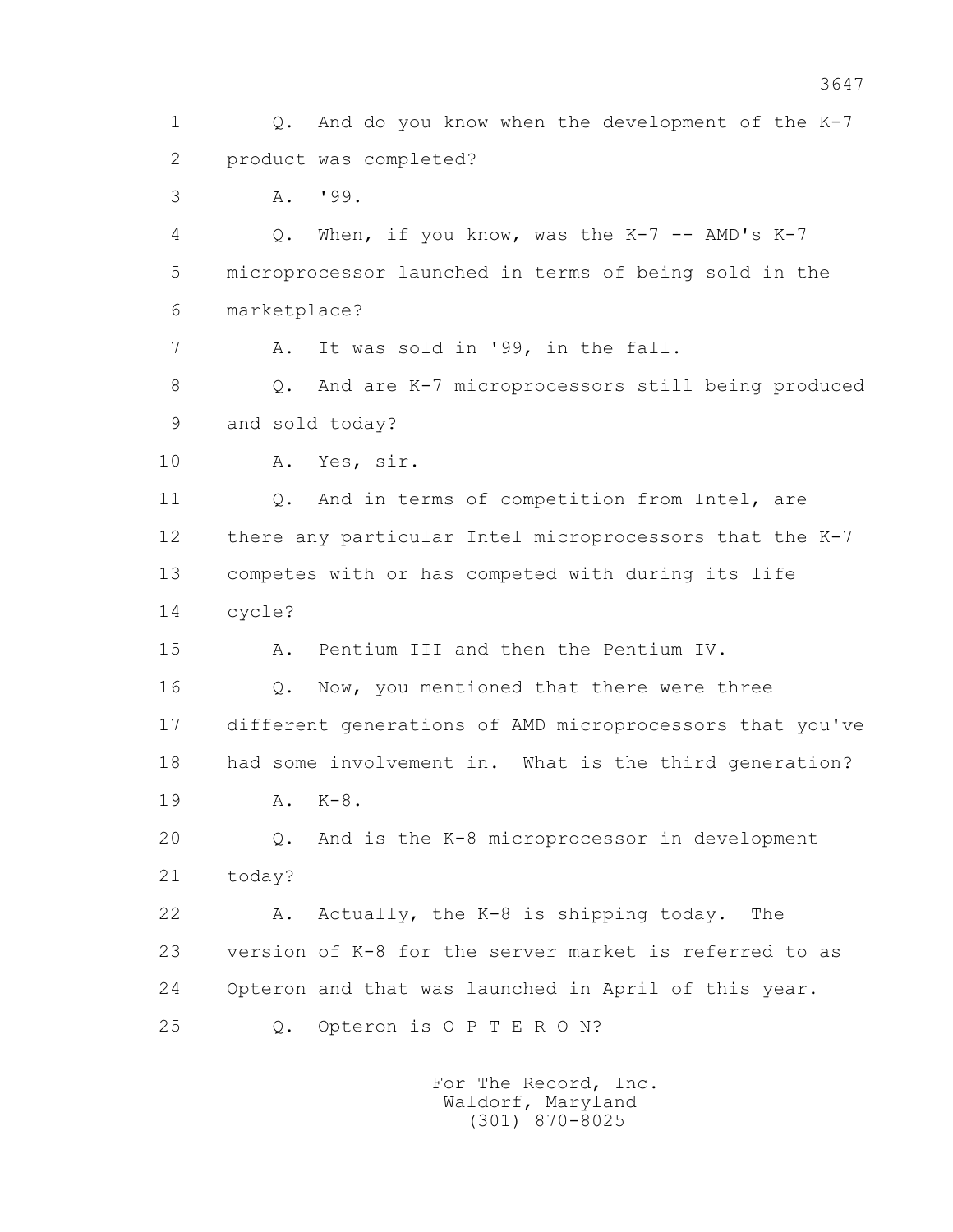1 Q. And do you know when the development of the K-7
2 product was completed?
3 A. '99.
4 Q. When, if you know, was the K-7 -- AMD's K-7
5 microprocessor launched in terms of being sold in the
6 marketplace?
7 A. It was sold in '99, in the fall.
8 Q. And are K-7 microprocessors still being produced
9 and sold today?
10 A. Yes, sir.
11 Q. And in terms of competition from Intel, are
12 there any particular Intel microprocessors that the K-7
13 competes with or has competed with during its life
14 cycle?
15 A. Pentium III and then the Pentium IV.
16 Q. Now, you mentioned that there were three
17 different generations of AMD microprocessors that you've
18 had some involvement in. What is the third generation?
19 A. K-8.
20 Q. And is the K-8 microprocessor in development
21 today?
22 A. Actually, the K-8 is shipping today. The
23 version of K-8 for the server market is referred to as
24 Opteron and that was launched in April of this year.
25 Q. Opteron is O P T E R O N?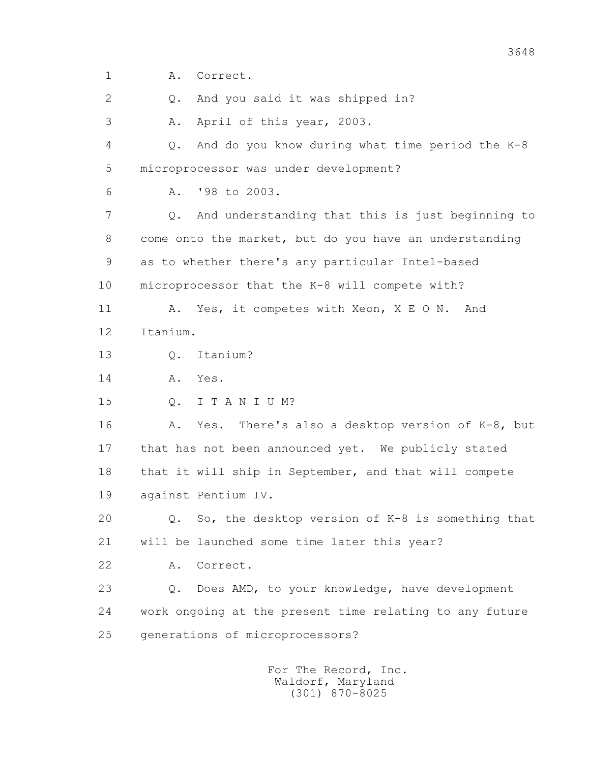1 A. Correct.

2 Q. And you said it was shipped in?

3 A. April of this year, 2003.

4 Q. And do you know during what time period the K-8

5 microprocessor was under development?

6 A. '98 to 2003.

7 Q. And understanding that this is just beginning to

8 come onto the market, but do you have an understanding

9 as to whether there's any particular Intel-based

10 microprocessor that the K-8 will compete with?

11 A. Yes, it competes with Xeon, X E O N. And

12 Itanium.

13 Q. Itanium?

14 A. Yes.

15 Q. I T A N I U M?

16 A. Yes. There's also a desktop version of K-8, but

17 that has not been announced yet. We publicly stated

18 that it will ship in September, and that will compete

19 against Pentium IV.

20 Q. So, the desktop version of K-8 is something that

21 will be launched some time later this year?

22 A. Correct.

23 Q. Does AMD, to your knowledge, have development

24 work ongoing at the present time relating to any future

25 generations of microprocessors?

For The Record, Inc.
Waldorf, Maryland
(301) 870-8025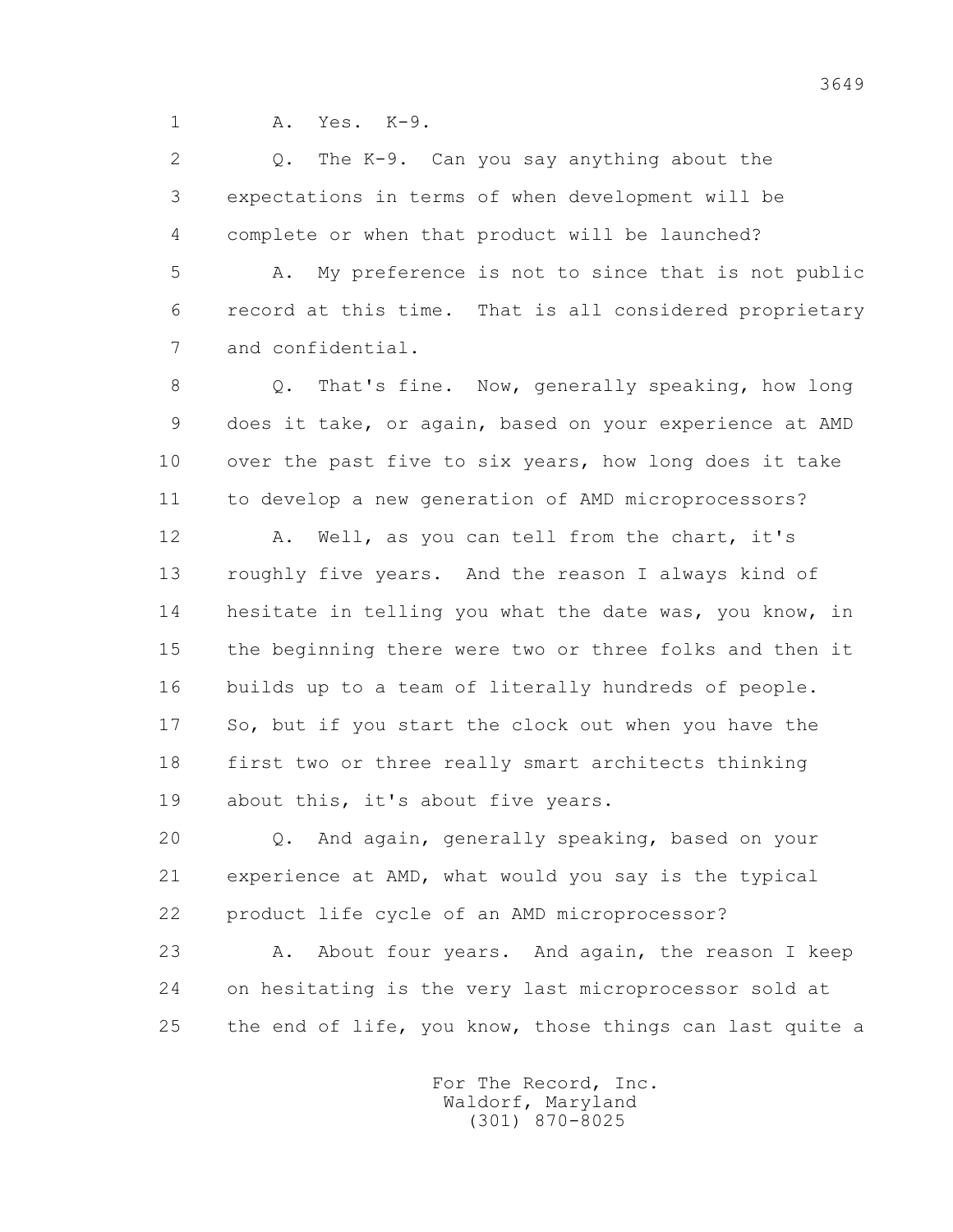1 A. Yes. K-9.

2 Q. The K-9. Can you say anything about the
3 expectations in terms of when development will be
4 complete or when that product will be launched?

5 A. My preference is not to since that is not public
6 record at this time. That is all considered proprietary
7 and confidential.

8 Q. That's fine. Now, generally speaking, how long
9 does it take, or again, based on your experience at AMD
10 over the past five to six years, how long does it take
11 to develop a new generation of AMD microprocessors?

12 A. Well, as you can tell from the chart, it's
13 roughly five years. And the reason I always kind of
14 hesitate in telling you what the date was, you know, in
15 the beginning there were two or three folks and then it
16 builds up to a team of literally hundreds of people.
17 So, but if you start the clock out when you have the
18 first two or three really smart architects thinking
19 about this, it's about five years.

20 Q. And again, generally speaking, based on your
21 experience at AMD, what would you say is the typical
22 product life cycle of an AMD microprocessor?

23 A. About four years. And again, the reason I keep
24 on hesitating is the very last microprocessor sold at
25 the end of life, you know, those things can last quite a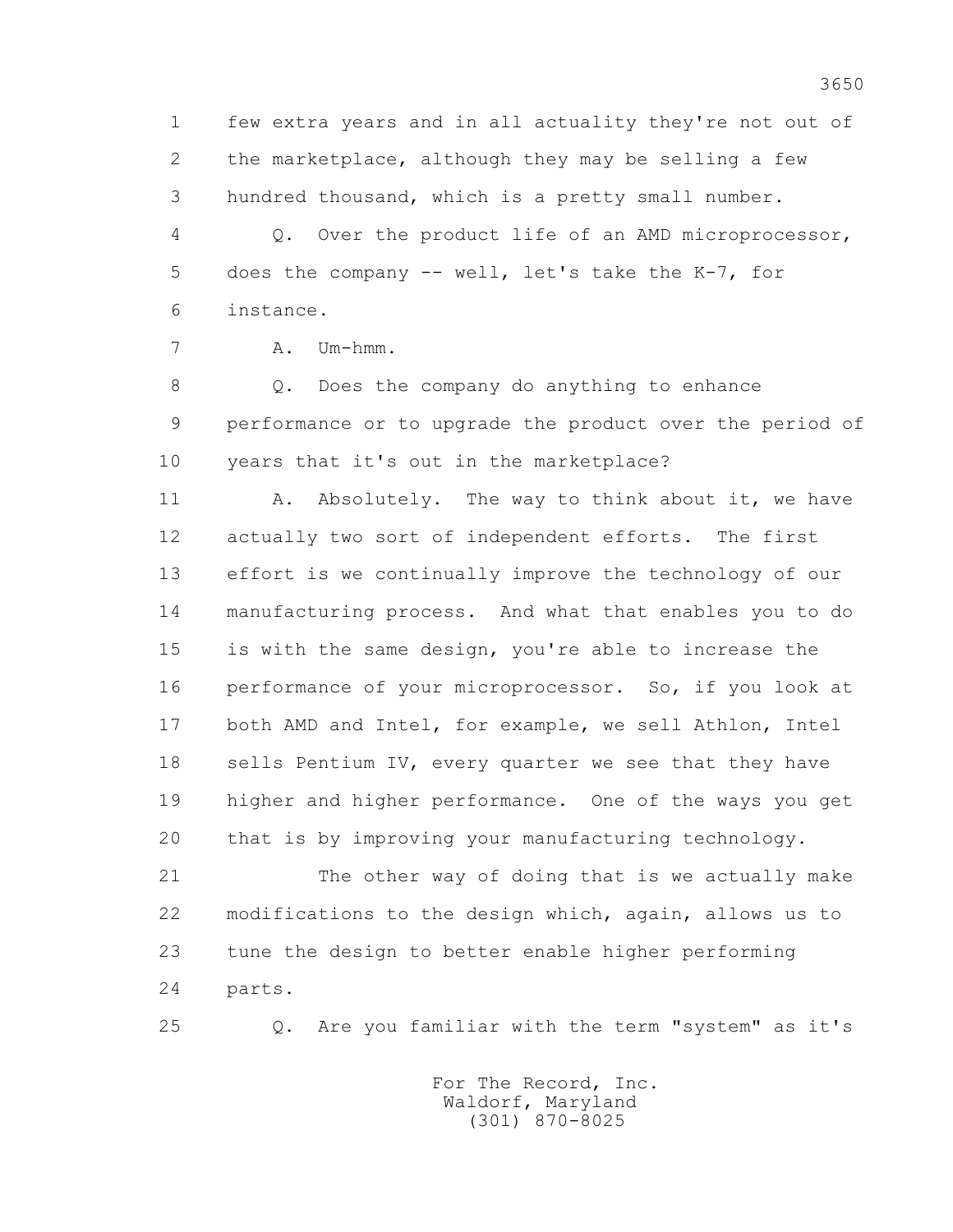1 few extra years and in all actuality they're not out of
2 the marketplace, although they may be selling a few
3 hundred thousand, which is a pretty small number.

4 Q. Over the product life of an AMD microprocessor,
5 does the company -- well, let's take the K-7, for
6 instance.

7 A. Um-hmm.

8 Q. Does the company do anything to enhance
9 performance or to upgrade the product over the period of
10 years that it's out in the marketplace?

11 A. Absolutely. The way to think about it, we have
12 actually two sort of independent efforts. The first
13 effort is we continually improve the technology of our
14 manufacturing process. And what that enables you to do
15 is with the same design, you're able to increase the
16 performance of your microprocessor. So, if you look at
17 both AMD and Intel, for example, we sell Athlon, Intel
18 sells Pentium IV, every quarter we see that they have
19 higher and higher performance. One of the ways you get
20 that is by improving your manufacturing technology.

21 The other way of doing that is we actually make
22 modifications to the design which, again, allows us to
23 tune the design to better enable higher performing
24 parts.

25 Q. Are you familiar with the term "system" as it's

For The Record, Inc.
Waldorf, Maryland
(301) 870-8025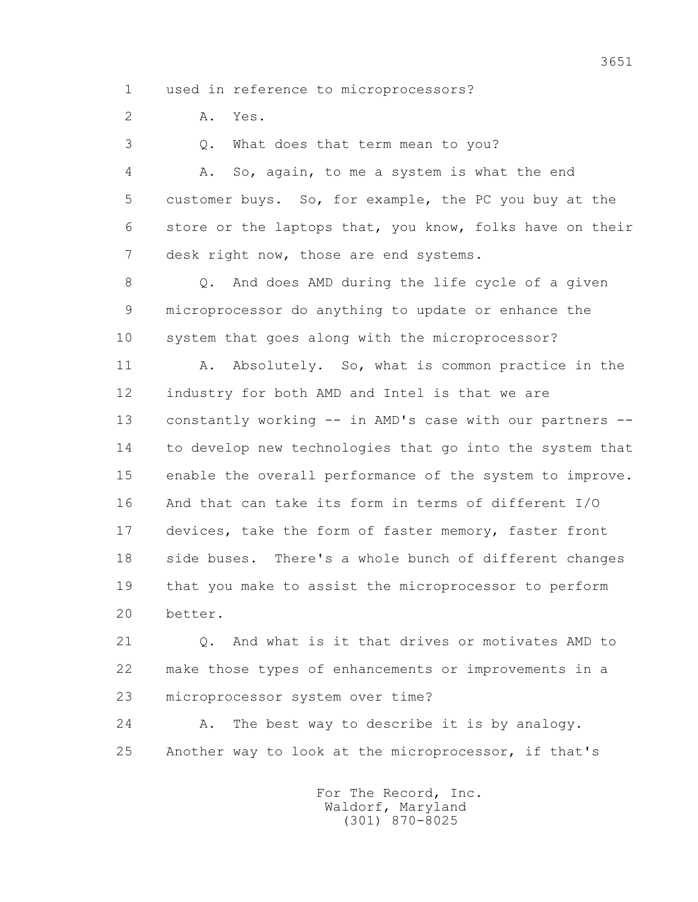1 used in reference to microprocessors?

2 A. Yes.

3 Q. What does that term mean to you?

4 A. So, again, to me a system is what the end

5 customer buys. So, for example, the PC you buy at the

6 store or the laptops that, you know, folks have on their

7 desk right now, those are end systems.

8 Q. And does AMD during the life cycle of a given

9 microprocessor do anything to update or enhance the

10 system that goes along with the microprocessor?

11 A. Absolutely. So, what is common practice in the

12 industry for both AMD and Intel is that we are

13 constantly working -- in AMD's case with our partners --

14 to develop new technologies that go into the system that

15 enable the overall performance of the system to improve.

16 And that can take its form in terms of different I/O

17 devices, take the form of faster memory, faster front

18 side buses. There's a whole bunch of different changes

19 that you make to assist the microprocessor to perform

20 better.

21 Q. And what is it that drives or motivates AMD to

22 make those types of enhancements or improvements in a

23 microprocessor system over time?

24 A. The best way to describe it is by analogy.

25 Another way to look at the microprocessor, if that's

For The Record, Inc.
Waldorf, Maryland
(301) 870-8025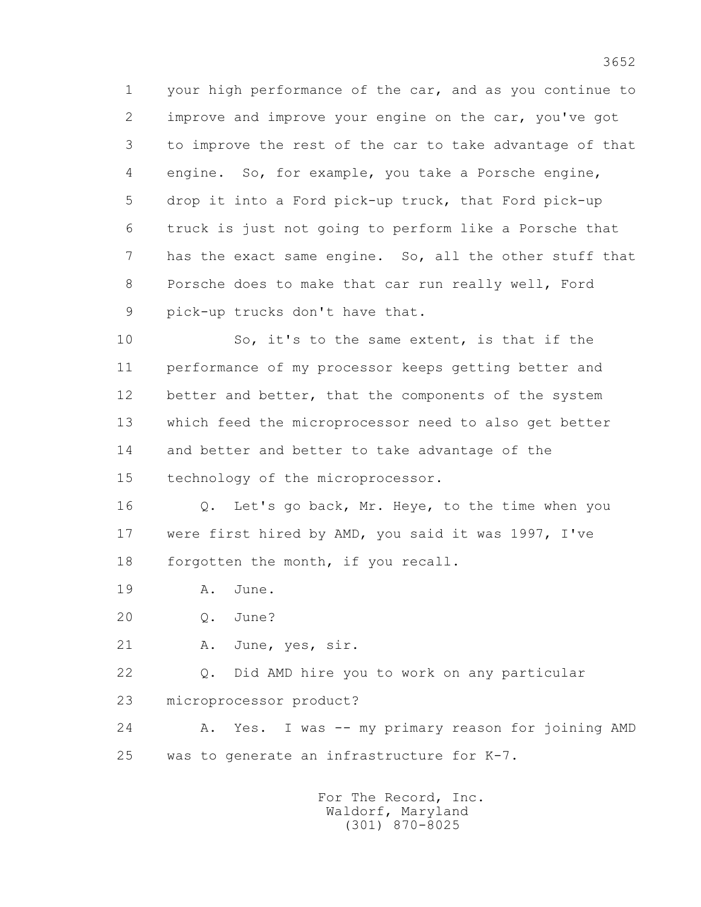1 your high performance of the car, and as you continue to
2 improve and improve your engine on the car, you've got
3 to improve the rest of the car to take advantage of that
4 engine. So, for example, you take a Porsche engine,
5 drop it into a Ford pick-up truck, that Ford pick-up
6 truck is just not going to perform like a Porsche that
7 has the exact same engine. So, all the other stuff that
8 Porsche does to make that car run really well, Ford
9 pick-up trucks don't have that.

10 So, it's to the same extent, is that if the
11 performance of my processor keeps getting better and
12 better and better, that the components of the system
13 which feed the microprocessor need to also get better
14 and better and better to take advantage of the
15 technology of the microprocessor.

16 Q. Let's go back, Mr. Heye, to the time when you
17 were first hired by AMD, you said it was 1997, I've
18 forgotten the month, if you recall.

19 A. June.

20 Q. June?

21 A. June, yes, sir.

22 Q. Did AMD hire you to work on any particular
23 microprocessor product?

24 A. Yes. I was -- my primary reason for joining AMD
25 was to generate an infrastructure for K-7.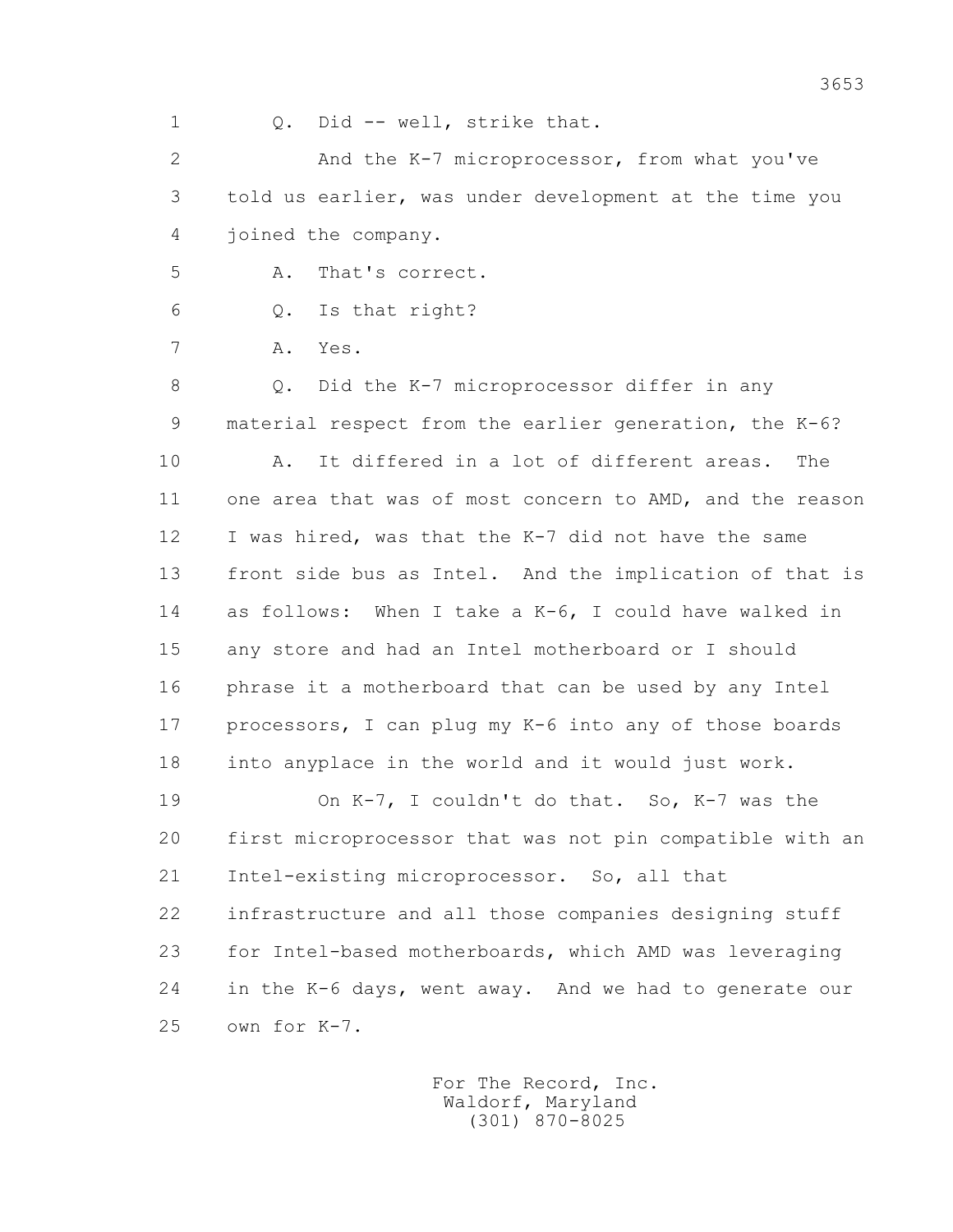1 Q. Did -- well, strike that.

2 And the K-7 microprocessor, from what you've

3 told us earlier, was under development at the time you

4 joined the company.

5 A. That's correct.

6 Q. Is that right?

7 A. Yes.

8 Q. Did the K-7 microprocessor differ in any

9 material respect from the earlier generation, the K-6?

10 A. It differed in a lot of different areas. The

11 one area that was of most concern to AMD, and the reason

12 I was hired, was that the K-7 did not have the same

13 front side bus as Intel. And the implication of that is

14 as follows: When I take a K-6, I could have walked in

15 any store and had an Intel motherboard or I should

16 phrase it a motherboard that can be used by any Intel

17 processors, I can plug my K-6 into any of those boards

18 into anyplace in the world and it would just work.

19 On K-7, I couldn't do that. So, K-7 was the

20 first microprocessor that was not pin compatible with an

21 Intel-existing microprocessor. So, all that

22 infrastructure and all those companies designing stuff

23 for Intel-based motherboards, which AMD was leveraging

24 in the K-6 days, went away. And we had to generate our

25 own for K-7.

For The Record, Inc.
Waldorf, Maryland
(301) 870-8025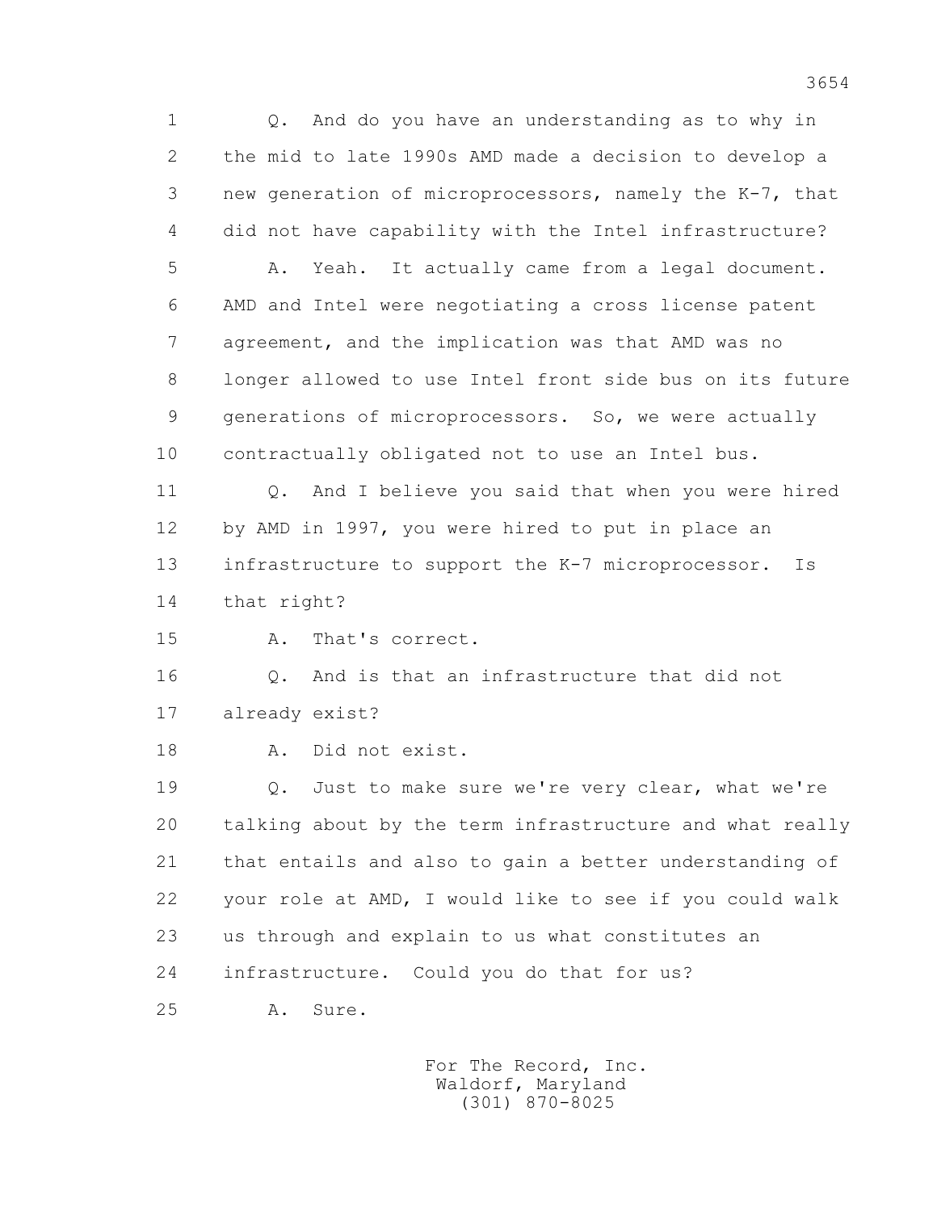Q. And do you have an understanding as to why in the mid to late 1990s AMD made a decision to develop a new generation of microprocessors, namely the K-7, that did not have capability with the Intel infrastructure?

A. Yeah. It actually came from a legal document. AMD and Intel were negotiating a cross license patent agreement, and the implication was that AMD was no longer allowed to use Intel front side bus on its future generations of microprocessors. So, we were actually contractually obligated not to use an Intel bus.

Q. And I believe you said that when you were hired by AMD in 1997, you were hired to put in place an infrastructure to support the K-7 microprocessor. Is that right?

A. That's correct.

Q. And is that an infrastructure that did not already exist?

A. Did not exist.

Q. Just to make sure we're very clear, what we're talking about by the term infrastructure and what really that entails and also to gain a better understanding of your role at AMD, I would like to see if you could walk us through and explain to us what constitutes an infrastructure. Could you do that for us?

A. Sure.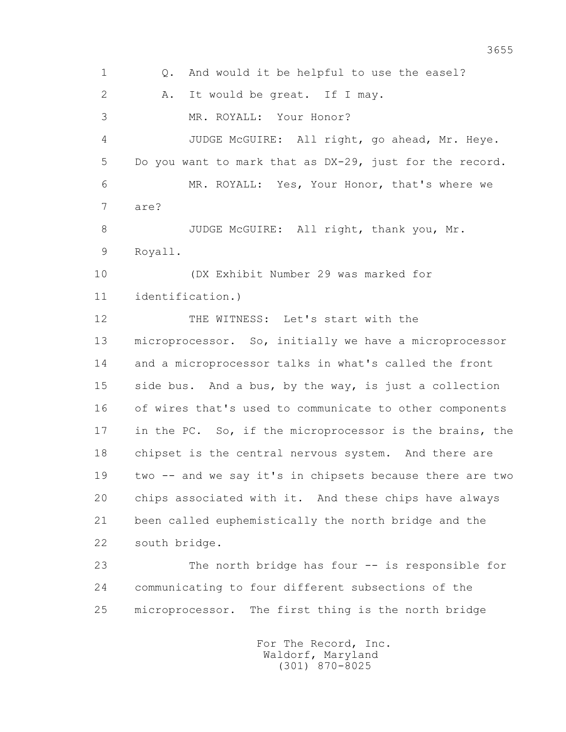1 Q. And would it be helpful to use the easel?

2 A. It would be great. If I may.

3 MR. ROYALL: Your Honor?

4 JUDGE McGUIRE: All right, go ahead, Mr. Heye.

5 Do you want to mark that as DX-29, just for the record.

6 MR. ROYALL: Yes, Your Honor, that's where we

7 are?

8 JUDGE McGUIRE: All right, thank you, Mr.

9 Royall.

10 (DX Exhibit Number 29 was marked for

11 identification.)

12 THE WITNESS: Let's start with the

13 microprocessor. So, initially we have a microprocessor

14 and a microprocessor talks in what's called the front

15 side bus. And a bus, by the way, is just a collection

16 of wires that's used to communicate to other components

17 in the PC. So, if the microprocessor is the brains, the

18 chipset is the central nervous system. And there are

19 two -- and we say it's in chipsets because there are two

20 chips associated with it. And these chips have always

21 been called euphemistically the north bridge and the

22 south bridge.

23 The north bridge has four -- is responsible for

24 communicating to four different subsections of the

25 microprocessor. The first thing is the north bridge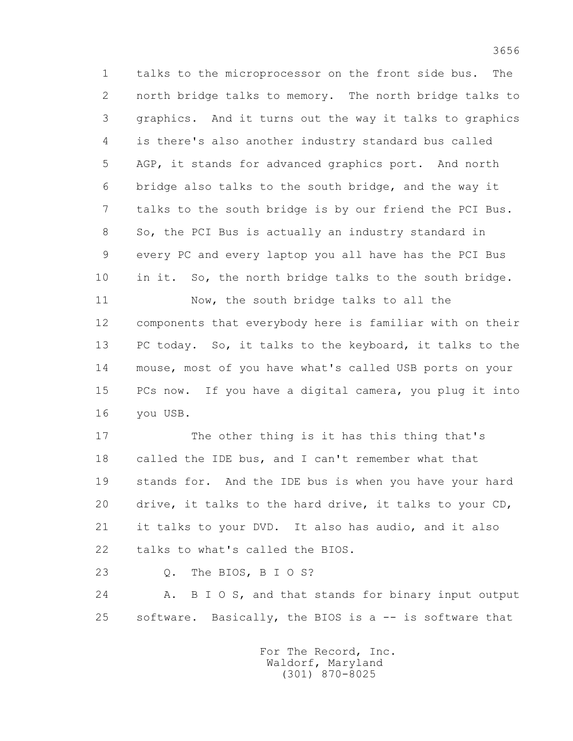1 talks to the microprocessor on the front side bus. The
2 north bridge talks to memory. The north bridge talks to
3 graphics. And it turns out the way it talks to graphics
4 is there's also another industry standard bus called
5 AGP, it stands for advanced graphics port. And north
6 bridge also talks to the south bridge, and the way it
7 talks to the south bridge is by our friend the PCI Bus.
8 So, the PCI Bus is actually an industry standard in
9 every PC and every laptop you all have has the PCI Bus
10 in it. So, the north bridge talks to the south bridge.
11 Now, the south bridge talks to all the
12 components that everybody here is familiar with on their
13 PC today. So, it talks to the keyboard, it talks to the
14 mouse, most of you have what's called USB ports on your
15 PCs now. If you have a digital camera, you plug it into
16 you USB.
17 The other thing is it has this thing that's
18 called the IDE bus, and I can't remember what that
19 stands for. And the IDE bus is when you have your hard
20 drive, it talks to the hard drive, it talks to your CD,
21 it talks to your DVD. It also has audio, and it also
22 talks to what's called the BIOS.
23 Q. The BIOS, B I O S?
24 A. B I O S, and that stands for binary input output
25 software. Basically, the BIOS is a -- is software that

For The Record, Inc.
Waldorf, Maryland
(301) 870-8025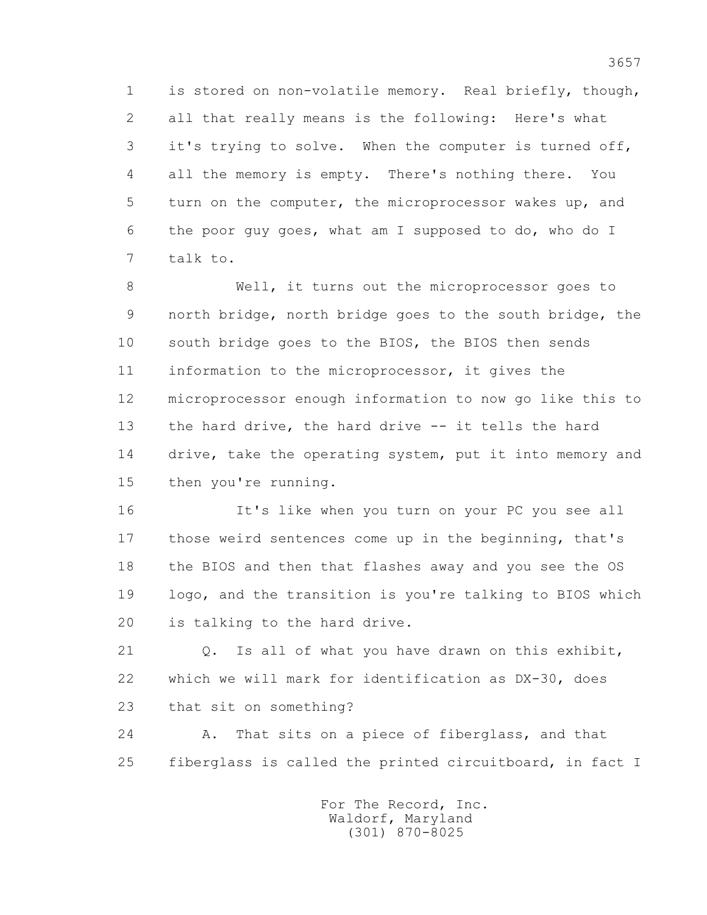is stored on non-volatile memory. Real briefly, though, all that really means is the following: Here's what it's trying to solve. When the computer is turned off, all the memory is empty. There's nothing there. You turn on the computer, the microprocessor wakes up, and the poor guy goes, what am I supposed to do, who do I talk to.

Well, it turns out the microprocessor goes to north bridge, north bridge goes to the south bridge, the south bridge goes to the BIOS, the BIOS then sends information to the microprocessor, it gives the microprocessor enough information to now go like this to the hard drive, the hard drive -- it tells the hard drive, take the operating system, put it into memory and then you're running.

It's like when you turn on your PC you see all those weird sentences come up in the beginning, that's the BIOS and then that flashes away and you see the OS logo, and the transition is you're talking to BIOS which is talking to the hard drive.

Q. Is all of what you have drawn on this exhibit, which we will mark for identification as DX-30, does that sit on something?

A. That sits on a piece of fiberglass, and that fiberglass is called the printed circuitboard, in fact I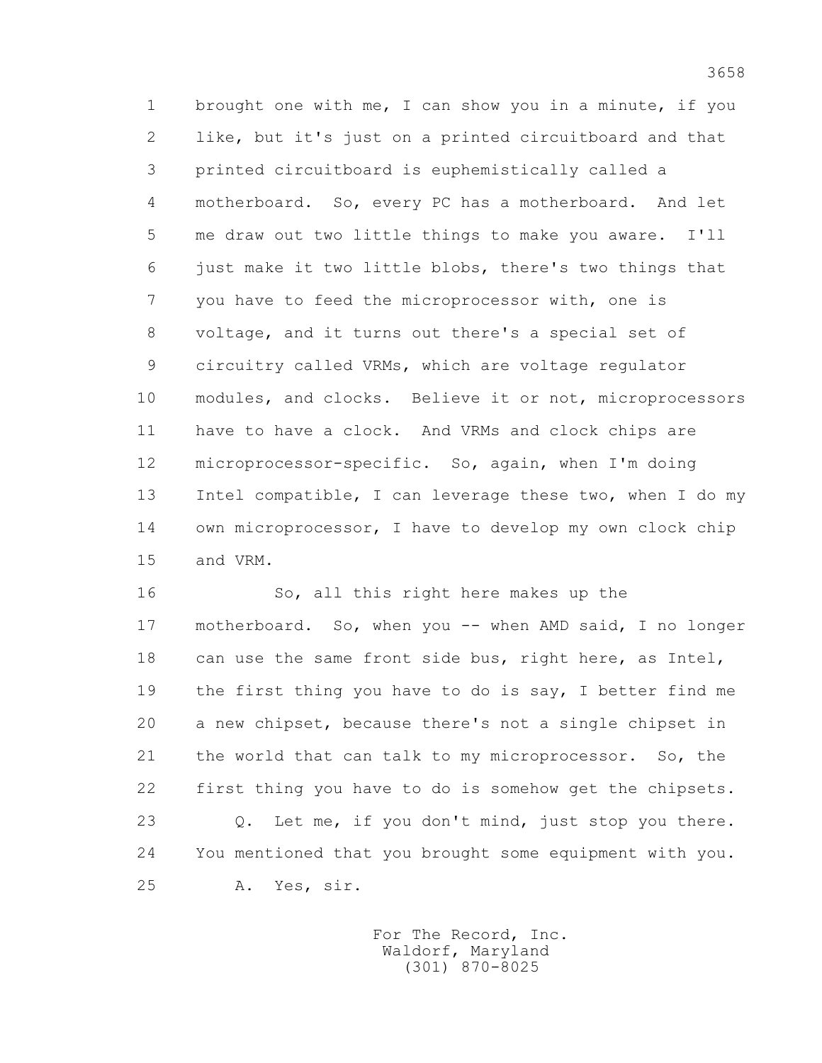brought one with me, I can show you in a minute, if you like, but it's just on a printed circuitboard and that printed circuitboard is euphemistically called a motherboard. So, every PC has a motherboard. And let me draw out two little things to make you aware. I'll just make it two little blobs, there's two things that you have to feed the microprocessor with, one is voltage, and it turns out there's a special set of circuitry called VRMs, which are voltage regulator modules, and clocks. Believe it or not, microprocessors have to have a clock. And VRMs and clock chips are microprocessor-specific. So, again, when I'm doing Intel compatible, I can leverage these two, when I do my own microprocessor, I have to develop my own clock chip and VRM.

So, all this right here makes up the motherboard. So, when you -- when AMD said, I no longer can use the same front side bus, right here, as Intel, the first thing you have to do is say, I better find me a new chipset, because there's not a single chipset in the world that can talk to my microprocessor. So, the first thing you have to do is somehow get the chipsets.

Q. Let me, if you don't mind, just stop you there. You mentioned that you brought some equipment with you.

A. Yes, sir.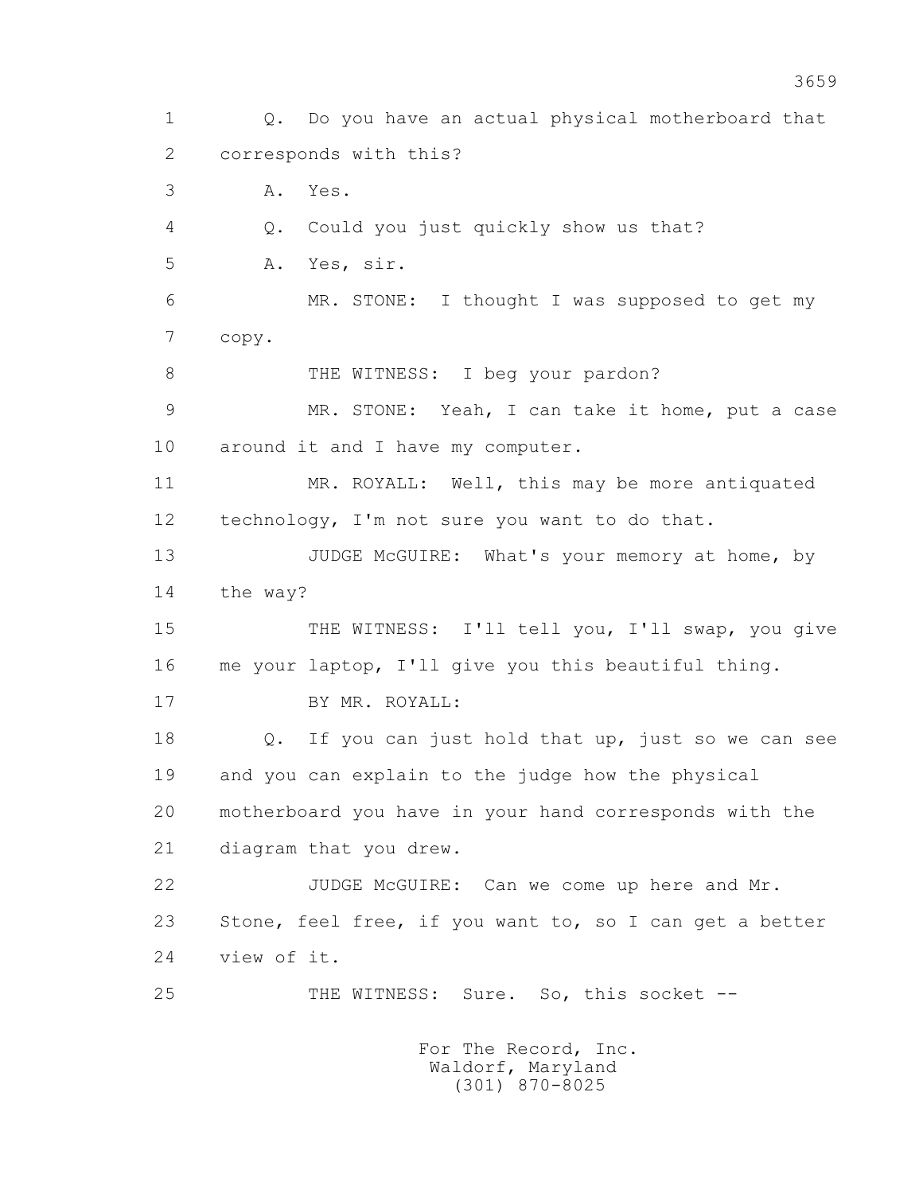1 Q. Do you have an actual physical motherboard that
2 corresponds with this?
3 A. Yes.
4 Q. Could you just quickly show us that?
5 A. Yes, sir.
6 MR. STONE: I thought I was supposed to get my
7 copy.
8 THE WITNESS: I beg your pardon?
9 MR. STONE: Yeah, I can take it home, put a case
10 around it and I have my computer.
11 MR. ROYALL: Well, this may be more antiquated
12 technology, I'm not sure you want to do that.
13 JUDGE McGUIRE: What's your memory at home, by
14 the way?
15 THE WITNESS: I'll tell you, I'll swap, you give
16 me your laptop, I'll give you this beautiful thing.
17 BY MR. ROYALL:
18 Q. If you can just hold that up, just so we can see
19 and you can explain to the judge how the physical
20 motherboard you have in your hand corresponds with the
21 diagram that you drew.
22 JUDGE McGUIRE: Can we come up here and Mr.
23 Stone, feel free, if you want to, so I can get a better
24 view of it.
25 THE WITNESS: Sure. So, this socket --

For The Record, Inc.
Waldorf, Maryland
(301) 870-8025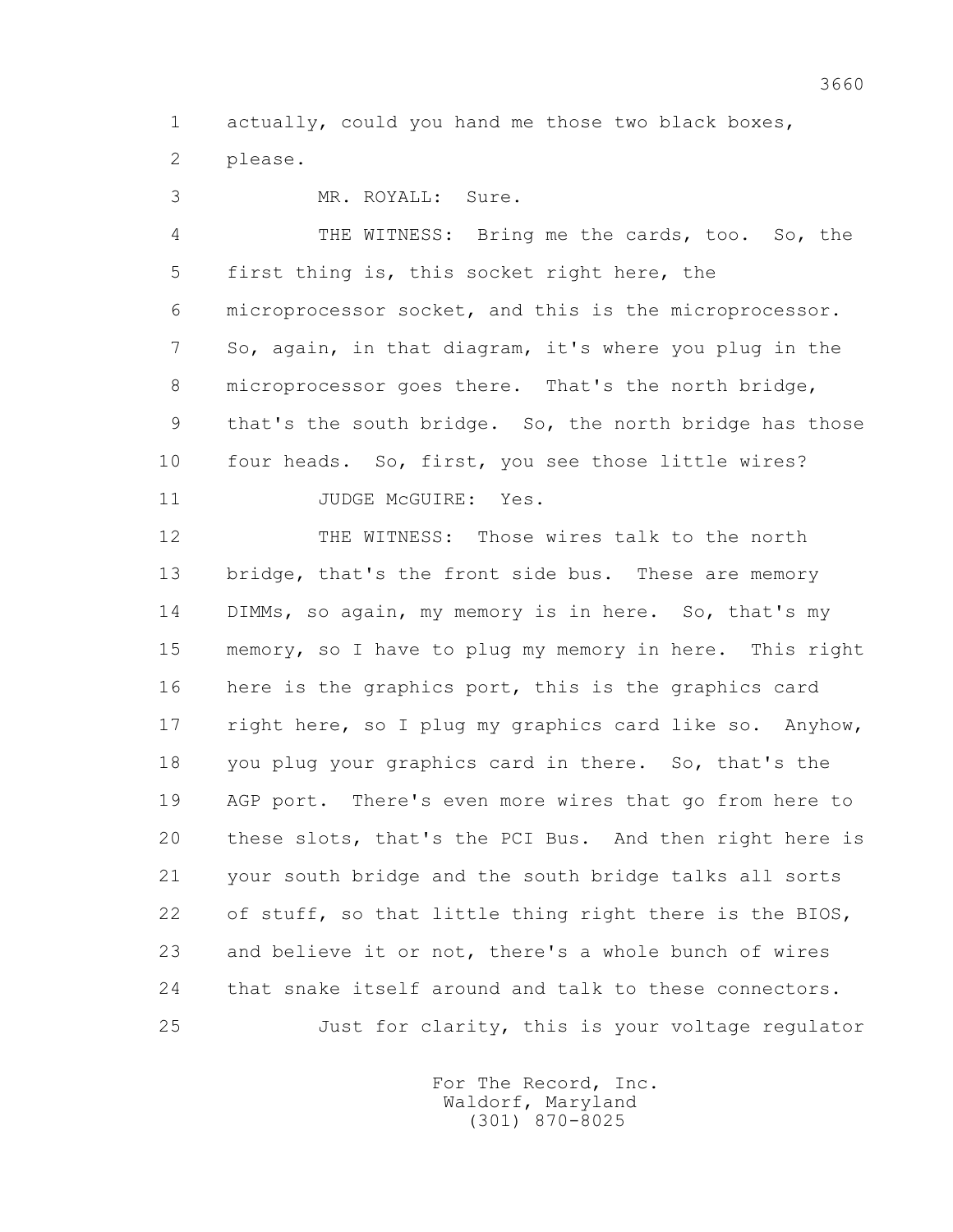1 actually, could you hand me those two black boxes,
2 please.

3 MR. ROYALL: Sure.

4 THE WITNESS: Bring me the cards, too. So, the
5 first thing is, this socket right here, the
6 microprocessor socket, and this is the microprocessor.
7 So, again, in that diagram, it's where you plug in the
8 microprocessor goes there. That's the north bridge,
9 that's the south bridge. So, the north bridge has those
10 four heads. So, first, you see those little wires?

11 JUDGE McGUIRE: Yes.

12 THE WITNESS: Those wires talk to the north
13 bridge, that's the front side bus. These are memory
14 DIMMs, so again, my memory is in here. So, that's my
15 memory, so I have to plug my memory in here. This right
16 here is the graphics port, this is the graphics card
17 right here, so I plug my graphics card like so. Anyhow,
18 you plug your graphics card in there. So, that's the
19 AGP port. There's even more wires that go from here to
20 these slots, that's the PCI Bus. And then right here is
21 your south bridge and the south bridge talks all sorts
22 of stuff, so that little thing right there is the BIOS,
23 and believe it or not, there's a whole bunch of wires
24 that snake itself around and talk to these connectors.
25 Just for clarity, this is your voltage regulator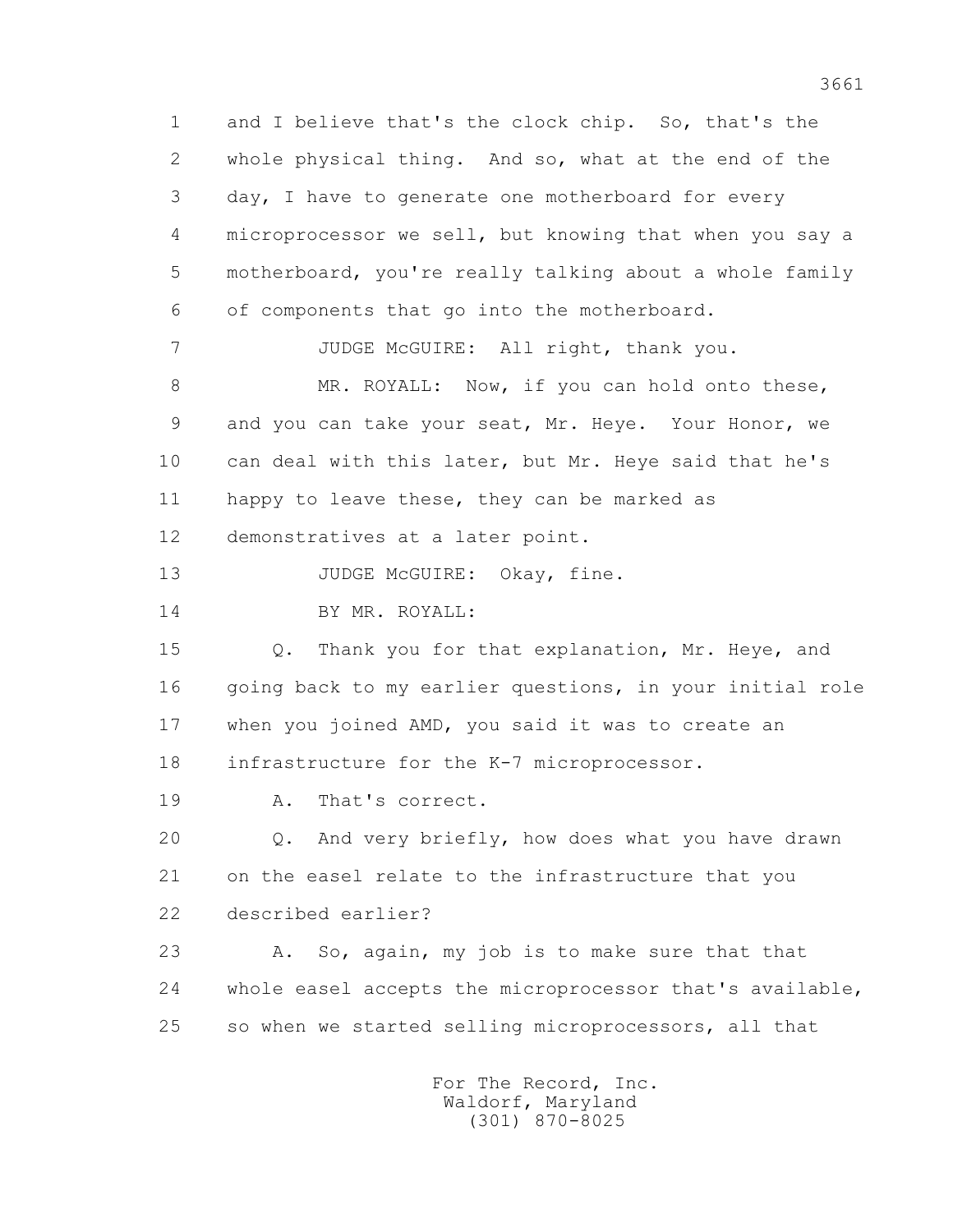1 and I believe that's the clock chip. So, that's the
2 whole physical thing. And so, what at the end of the
3 day, I have to generate one motherboard for every
4 microprocessor we sell, but knowing that when you say a
5 motherboard, you're really talking about a whole family
6 of components that go into the motherboard.

7 JUDGE McGUIRE: All right, thank you.

8 MR. ROYALL: Now, if you can hold onto these,
9 and you can take your seat, Mr. Heye. Your Honor, we
10 can deal with this later, but Mr. Heye said that he's
11 happy to leave these, they can be marked as
12 demonstratives at a later point.

13 JUDGE McGUIRE: Okay, fine.

14 BY MR. ROYALL:

15 Q. Thank you for that explanation, Mr. Heye, and
16 going back to my earlier questions, in your initial role
17 when you joined AMD, you said it was to create an
18 infrastructure for the K-7 microprocessor.

19 A. That's correct.

20 Q. And very briefly, how does what you have drawn
21 on the easel relate to the infrastructure that you
22 described earlier?

23 A. So, again, my job is to make sure that that
24 whole easel accepts the microprocessor that's available,
25 so when we started selling microprocessors, all that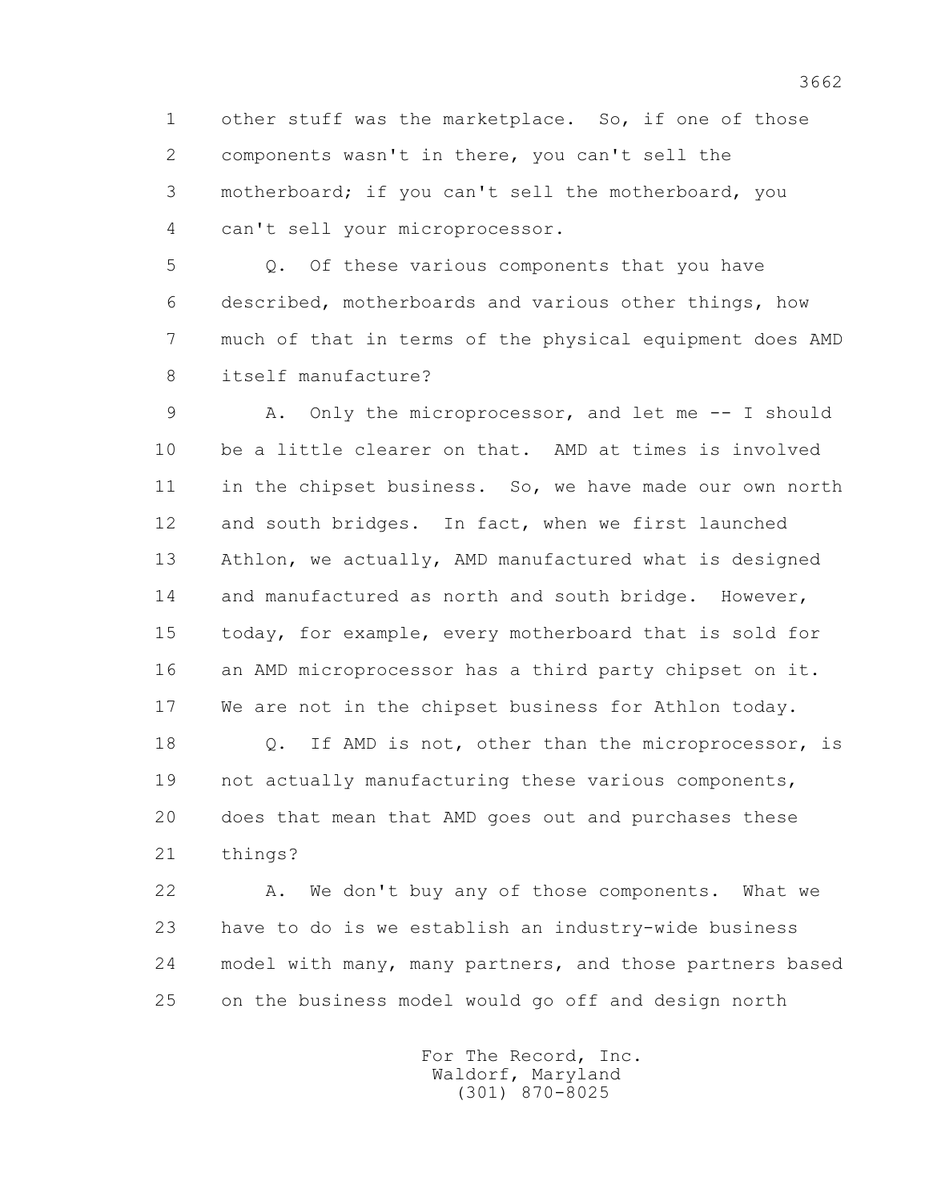1 other stuff was the marketplace. So, if one of those
2 components wasn't in there, you can't sell the
3 motherboard; if you can't sell the motherboard, you
4 can't sell your microprocessor.

5 Q. Of these various components that you have
6 described, motherboards and various other things, how
7 much of that in terms of the physical equipment does AMD
8 itself manufacture?

9 A. Only the microprocessor, and let me -- I should
10 be a little clearer on that. AMD at times is involved
11 in the chipset business. So, we have made our own north
12 and south bridges. In fact, when we first launched
13 Athlon, we actually, AMD manufactured what is designed
14 and manufactured as north and south bridge. However,
15 today, for example, every motherboard that is sold for
16 an AMD microprocessor has a third party chipset on it.
17 We are not in the chipset business for Athlon today.

18 Q. If AMD is not, other than the microprocessor, is
19 not actually manufacturing these various components,
20 does that mean that AMD goes out and purchases these
21 things?

22 A. We don't buy any of those components. What we
23 have to do is we establish an industry-wide business
24 model with many, many partners, and those partners based
25 on the business model would go off and design north

For The Record, Inc.
Waldorf, Maryland
(301) 870-8025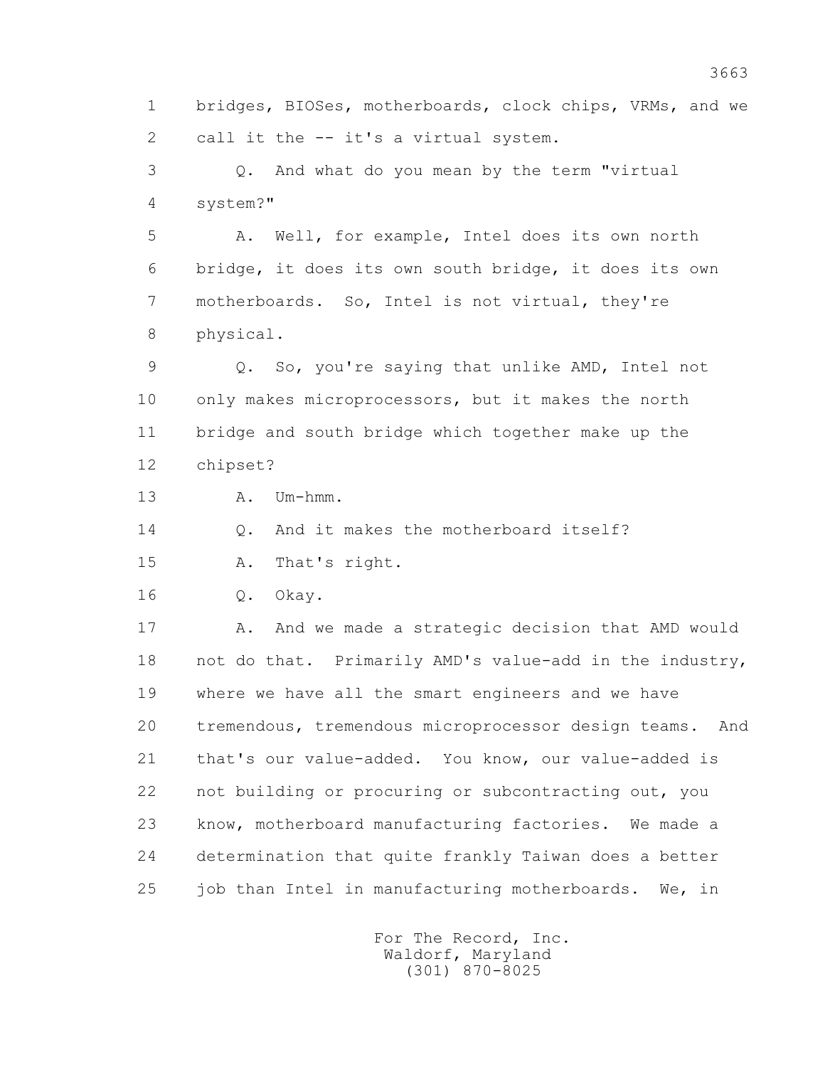1 bridges, BIOSes, motherboards, clock chips, VRMs, and we
2 call it the -- it's a virtual system.

3 Q. And what do you mean by the term "virtual
4 system?"

5 A. Well, for example, Intel does its own north
6 bridge, it does its own south bridge, it does its own
7 motherboards. So, Intel is not virtual, they're
8 physical.

9 Q. So, you're saying that unlike AMD, Intel not
10 only makes microprocessors, but it makes the north
11 bridge and south bridge which together make up the
12 chipset?

13 A. Um-hmm.

14 Q. And it makes the motherboard itself?

15 A. That's right.

16 Q. Okay.

17 A. And we made a strategic decision that AMD would
18 not do that. Primarily AMD's value-add in the industry,
19 where we have all the smart engineers and we have
20 tremendous, tremendous microprocessor design teams. And
21 that's our value-added. You know, our value-added is
22 not building or procuring or subcontracting out, you
23 know, motherboard manufacturing factories. We made a
24 determination that quite frankly Taiwan does a better
25 job than Intel in manufacturing motherboards. We, in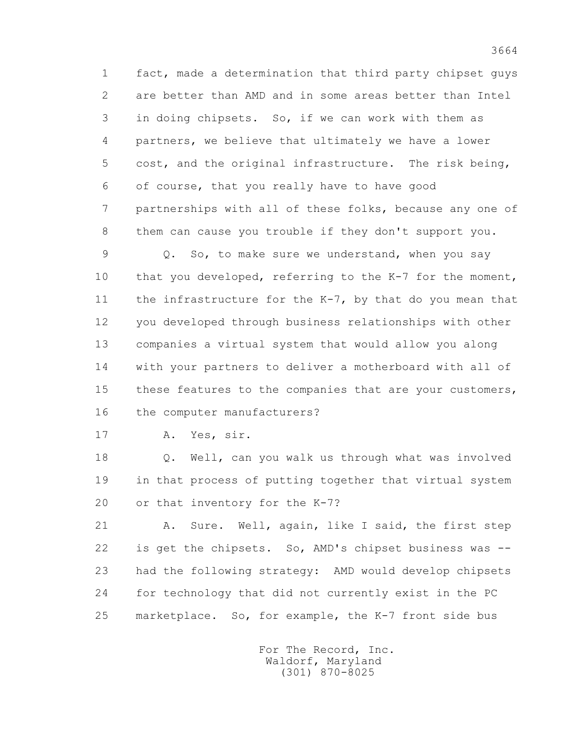1 fact, made a determination that third party chipset guys
2 are better than AMD and in some areas better than Intel
3 in doing chipsets. So, if we can work with them as
4 partners, we believe that ultimately we have a lower
5 cost, and the original infrastructure. The risk being,
6 of course, that you really have to have good
7 partnerships with all of these folks, because any one of
8 them can cause you trouble if they don't support you.

9 Q. So, to make sure we understand, when you say
10 that you developed, referring to the K-7 for the moment,
11 the infrastructure for the K-7, by that do you mean that
12 you developed through business relationships with other
13 companies a virtual system that would allow you along
14 with your partners to deliver a motherboard with all of
15 these features to the companies that are your customers,
16 the computer manufacturers?

17 A. Yes, sir.

18 Q. Well, can you walk us through what was involved
19 in that process of putting together that virtual system
20 or that inventory for the K-7?

21 A. Sure. Well, again, like I said, the first step
22 is get the chipsets. So, AMD's chipset business was --
23 had the following strategy: AMD would develop chipsets
24 for technology that did not currently exist in the PC
25 marketplace. So, for example, the K-7 front side bus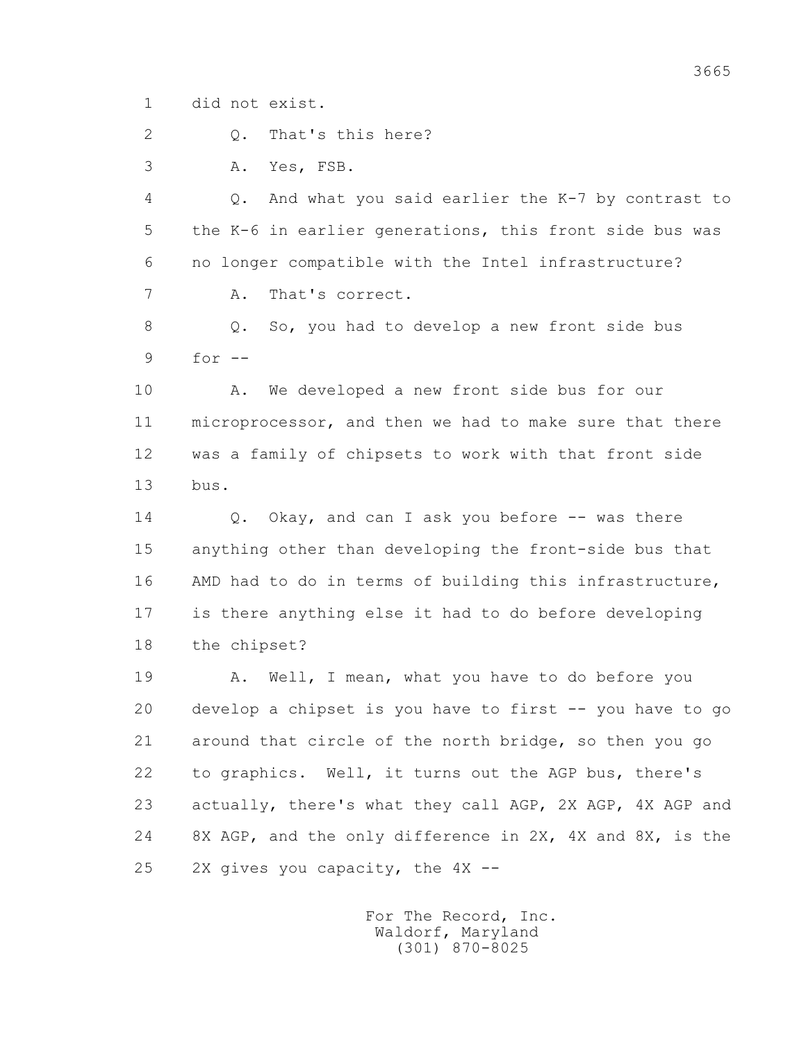1 did not exist.

2 Q. That's this here?

3 A. Yes, FSB.

4 Q. And what you said earlier the K-7 by contrast to

5 the K-6 in earlier generations, this front side bus was

6 no longer compatible with the Intel infrastructure?

7 A. That's correct.

8 Q. So, you had to develop a new front side bus

9 for --

10 A. We developed a new front side bus for our

11 microprocessor, and then we had to make sure that there

12 was a family of chipsets to work with that front side

13 bus.

14 Q. Okay, and can I ask you before -- was there

15 anything other than developing the front-side bus that

16 AMD had to do in terms of building this infrastructure,

17 is there anything else it had to do before developing

18 the chipset?

19 A. Well, I mean, what you have to do before you

20 develop a chipset is you have to first -- you have to go

21 around that circle of the north bridge, so then you go

22 to graphics. Well, it turns out the AGP bus, there's

23 actually, there's what they call AGP, 2X AGP, 4X AGP and

24 8X AGP, and the only difference in 2X, 4X and 8X, is the

25 2X gives you capacity, the 4X --

For The Record, Inc.
Waldorf, Maryland
(301) 870-8025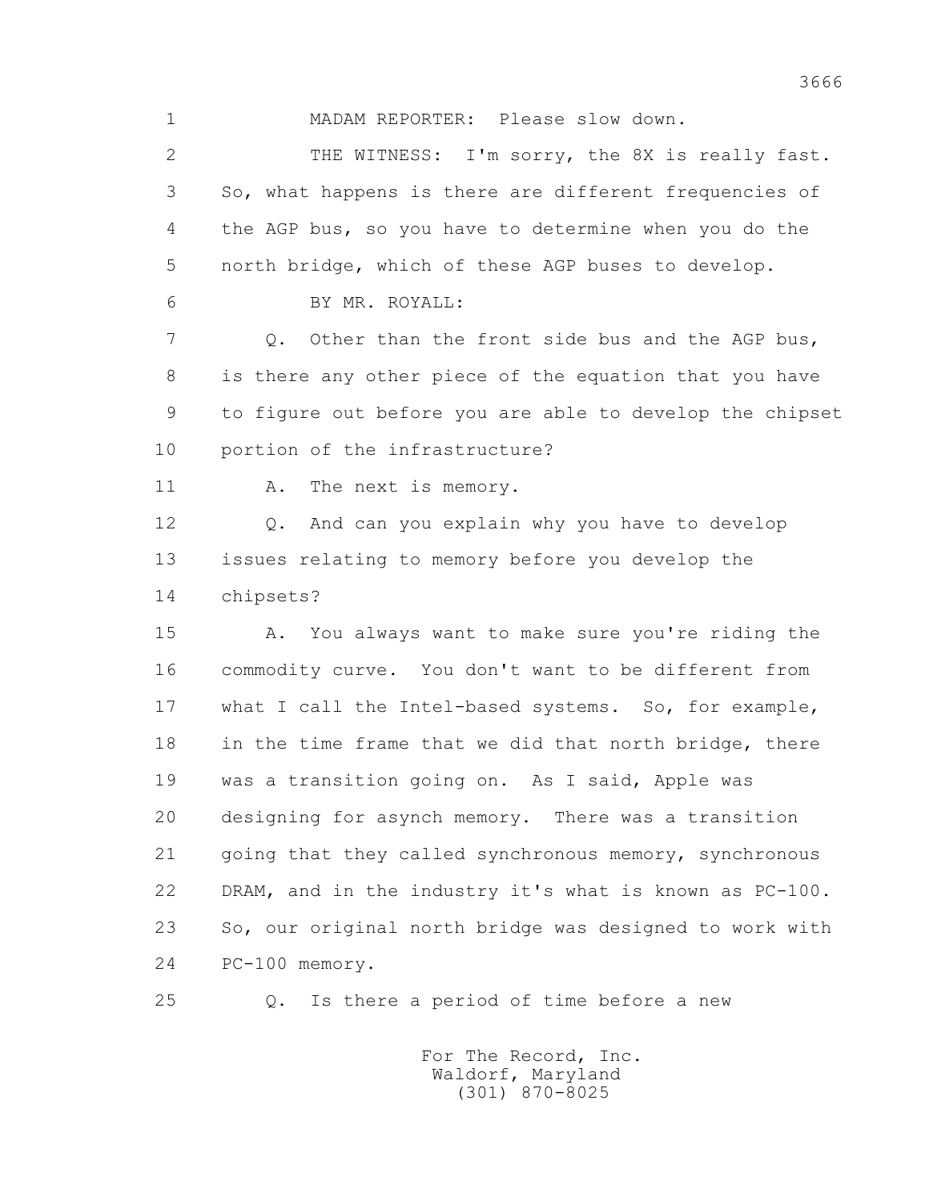1 MADAM REPORTER: Please slow down.

2 THE WITNESS: I'm sorry, the 8X is really fast.

3 So, what happens is there are different frequencies of

4 the AGP bus, so you have to determine when you do the

5 north bridge, which of these AGP buses to develop.

6 BY MR. ROYALL:

7 Q. Other than the front side bus and the AGP bus,

8 is there any other piece of the equation that you have

9 to figure out before you are able to develop the chipset

10 portion of the infrastructure?

11 A. The next is memory.

12 Q. And can you explain why you have to develop

13 issues relating to memory before you develop the

14 chipsets?

15 A. You always want to make sure you're riding the

16 commodity curve. You don't want to be different from

17 what I call the Intel-based systems. So, for example,

18 in the time frame that we did that north bridge, there

19 was a transition going on. As I said, Apple was

20 designing for asynch memory. There was a transition

21 going that they called synchronous memory, synchronous

22 DRAM, and in the industry it's what is known as PC-100.

23 So, our original north bridge was designed to work with

24 PC-100 memory.

25 Q. Is there a period of time before a new

For The Record, Inc.
Waldorf, Maryland
(301) 870-8025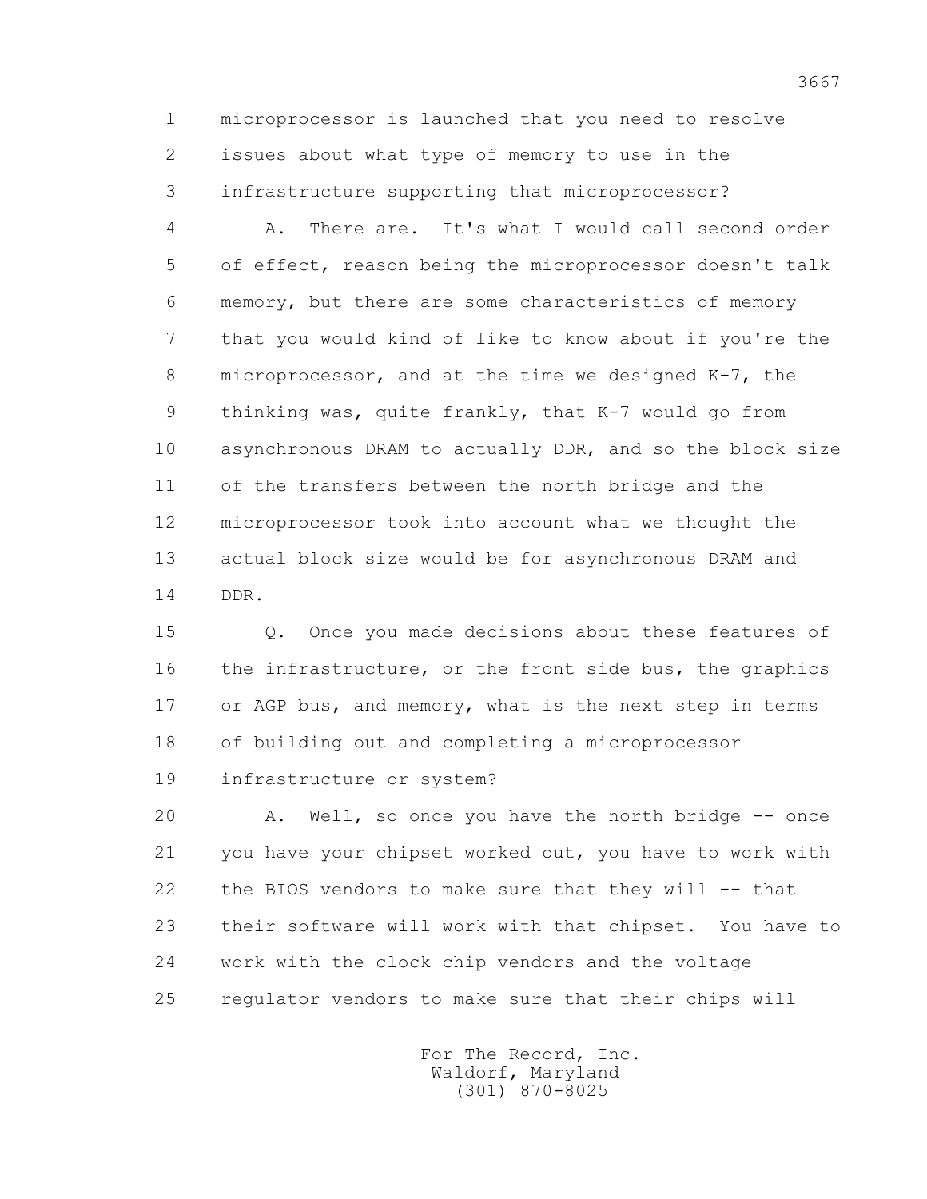1 microprocessor is launched that you need to resolve
2 issues about what type of memory to use in the
3 infrastructure supporting that microprocessor?

4 A. There are. It's what I would call second order
5 of effect, reason being the microprocessor doesn't talk
6 memory, but there are some characteristics of memory
7 that you would kind of like to know about if you're the
8 microprocessor, and at the time we designed K-7, the
9 thinking was, quite frankly, that K-7 would go from
10 asynchronous DRAM to actually DDR, and so the block size
11 of the transfers between the north bridge and the
12 microprocessor took into account what we thought the
13 actual block size would be for asynchronous DRAM and
14 DDR.

15 Q. Once you made decisions about these features of
16 the infrastructure, or the front side bus, the graphics
17 or AGP bus, and memory, what is the next step in terms
18 of building out and completing a microprocessor
19 infrastructure or system?

20 A. Well, so once you have the north bridge -- once
21 you have your chipset worked out, you have to work with
22 the BIOS vendors to make sure that they will -- that
23 their software will work with that chipset. You have to
24 work with the clock chip vendors and the voltage
25 regulator vendors to make sure that their chips will

For The Record, Inc.
Waldorf, Maryland
(301) 870-8025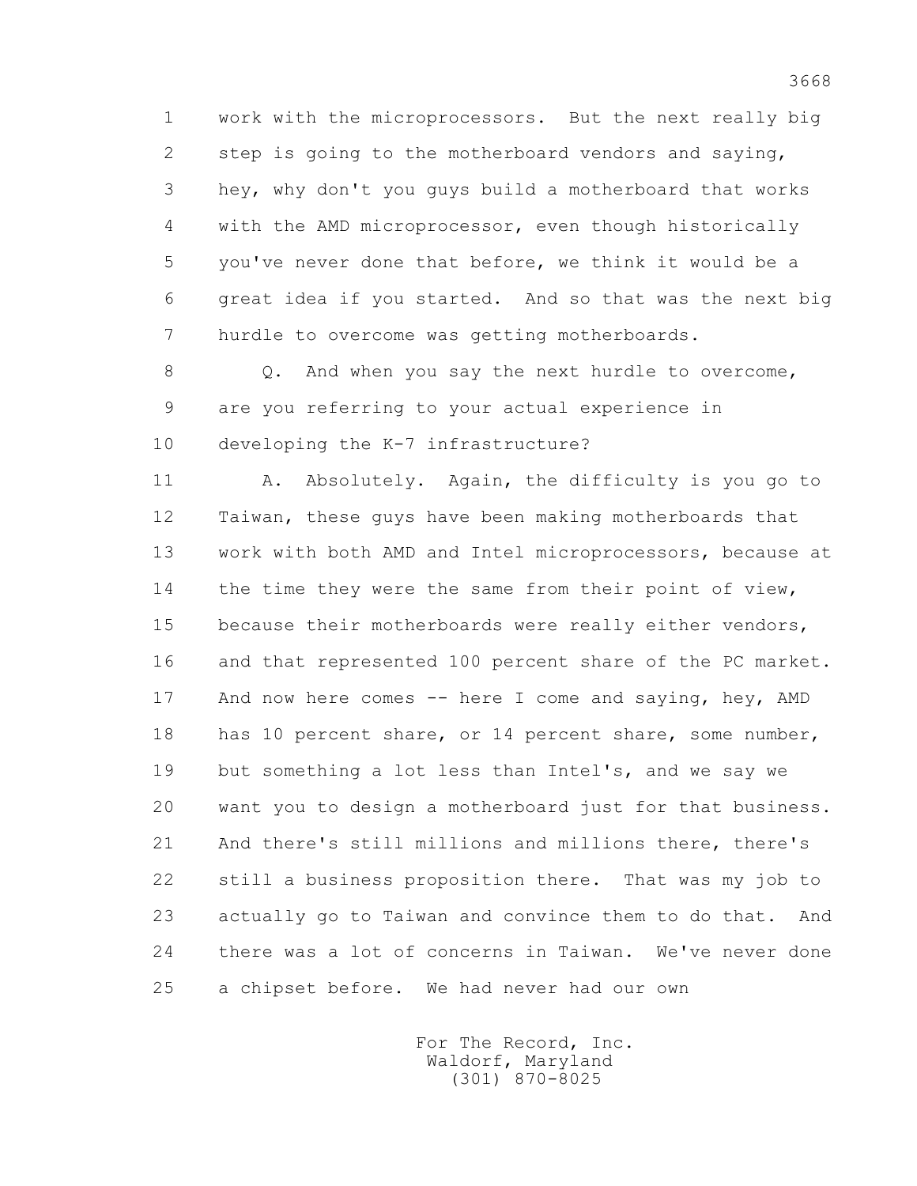1 work with the microprocessors. But the next really big
2 step is going to the motherboard vendors and saying,
3 hey, why don't you guys build a motherboard that works
4 with the AMD microprocessor, even though historically
5 you've never done that before, we think it would be a
6 great idea if you started. And so that was the next big
7 hurdle to overcome was getting motherboards.

8 Q. And when you say the next hurdle to overcome,
9 are you referring to your actual experience in
10 developing the K-7 infrastructure?

11 A. Absolutely. Again, the difficulty is you go to
12 Taiwan, these guys have been making motherboards that
13 work with both AMD and Intel microprocessors, because at
14 the time they were the same from their point of view,
15 because their motherboards were really either vendors,
16 and that represented 100 percent share of the PC market.
17 And now here comes -- here I come and saying, hey, AMD
18 has 10 percent share, or 14 percent share, some number,
19 but something a lot less than Intel's, and we say we
20 want you to design a motherboard just for that business.
21 And there's still millions and millions there, there's
22 still a business proposition there. That was my job to
23 actually go to Taiwan and convince them to do that. And
24 there was a lot of concerns in Taiwan. We've never done
25 a chipset before. We had never had our own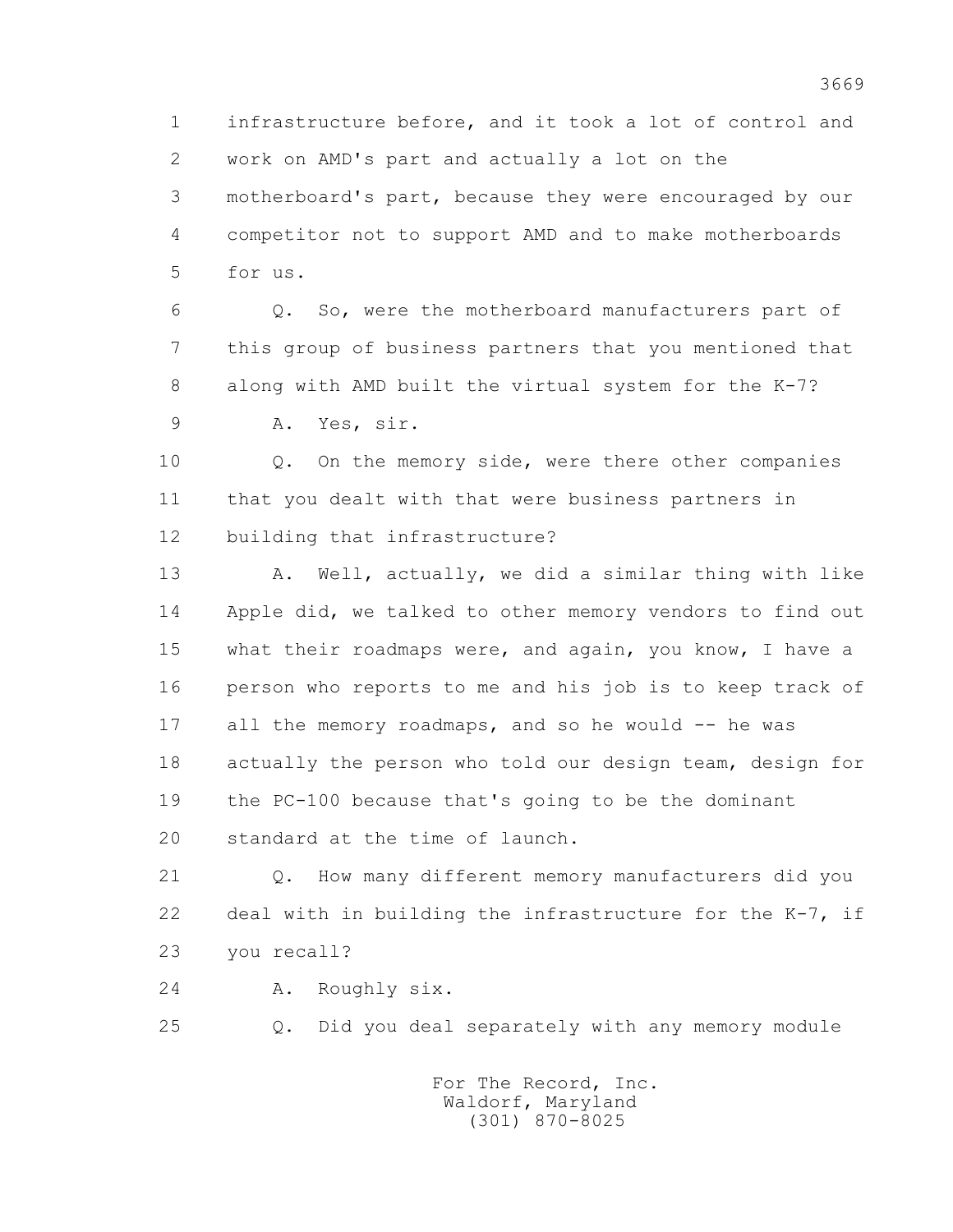1 infrastructure before, and it took a lot of control and
2 work on AMD's part and actually a lot on the
3 motherboard's part, because they were encouraged by our
4 competitor not to support AMD and to make motherboards
5 for us.

6 Q. So, were the motherboard manufacturers part of
7 this group of business partners that you mentioned that
8 along with AMD built the virtual system for the K-7?

9 A. Yes, sir.

10 Q. On the memory side, were there other companies
11 that you dealt with that were business partners in
12 building that infrastructure?

13 A. Well, actually, we did a similar thing with like
14 Apple did, we talked to other memory vendors to find out
15 what their roadmaps were, and again, you know, I have a
16 person who reports to me and his job is to keep track of
17 all the memory roadmaps, and so he would -- he was
18 actually the person who told our design team, design for
19 the PC-100 because that's going to be the dominant
20 standard at the time of launch.

21 Q. How many different memory manufacturers did you
22 deal with in building the infrastructure for the K-7, if
23 you recall?

24 A. Roughly six.

25 Q. Did you deal separately with any memory module

For The Record, Inc.
Waldorf, Maryland
(301) 870-8025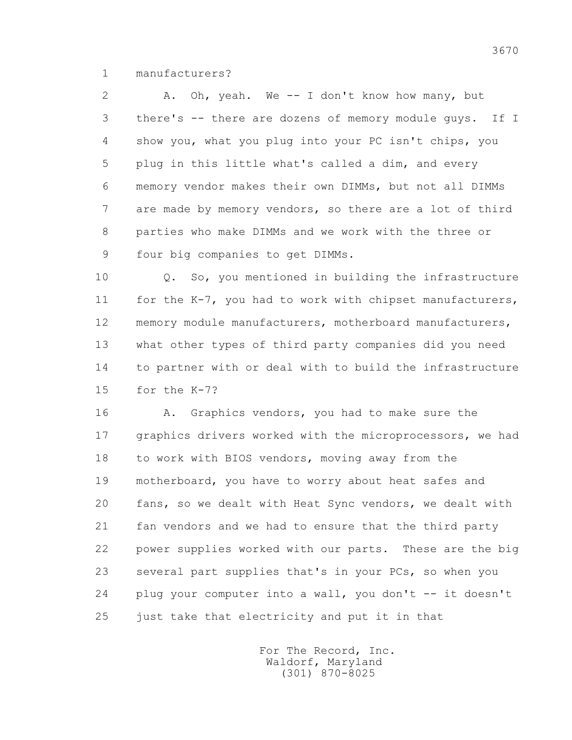1 manufacturers?

2 A. Oh, yeah. We -- I don't know how many, but
3 there's -- there are dozens of memory module guys. If I
4 show you, what you plug into your PC isn't chips, you
5 plug in this little what's called a dim, and every
6 memory vendor makes their own DIMMs, but not all DIMMs
7 are made by memory vendors, so there are a lot of third
8 parties who make DIMMs and we work with the three or
9 four big companies to get DIMMs.

10 Q. So, you mentioned in building the infrastructure
11 for the K-7, you had to work with chipset manufacturers,
12 memory module manufacturers, motherboard manufacturers,
13 what other types of third party companies did you need
14 to partner with or deal with to build the infrastructure
15 for the K-7?

16 A. Graphics vendors, you had to make sure the
17 graphics drivers worked with the microprocessors, we had
18 to work with BIOS vendors, moving away from the
19 motherboard, you have to worry about heat safes and
20 fans, so we dealt with Heat Sync vendors, we dealt with
21 fan vendors and we had to ensure that the third party
22 power supplies worked with our parts. These are the big
23 several part supplies that's in your PCs, so when you
24 plug your computer into a wall, you don't -- it doesn't
25 just take that electricity and put it in that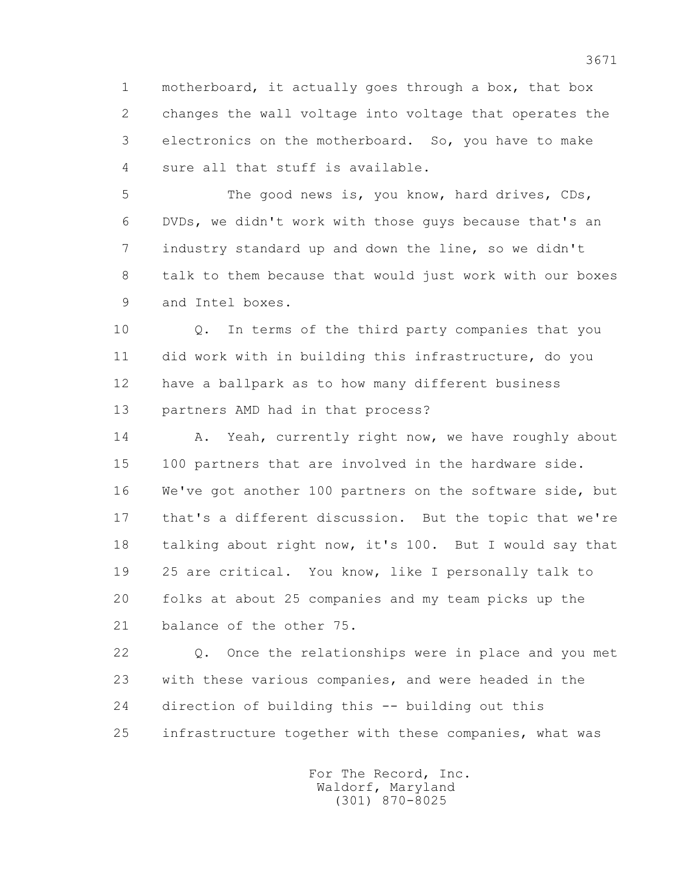motherboard, it actually goes through a box, that box changes the wall voltage into voltage that operates the electronics on the motherboard. So, you have to make sure all that stuff is available.

The good news is, you know, hard drives, CDs, DVDs, we didn't work with those guys because that's an industry standard up and down the line, so we didn't talk to them because that would just work with our boxes and Intel boxes.

Q. In terms of the third party companies that you did work with in building this infrastructure, do you have a ballpark as to how many different business partners AMD had in that process?

A. Yeah, currently right now, we have roughly about 100 partners that are involved in the hardware side. We've got another 100 partners on the software side, but that's a different discussion. But the topic that we're talking about right now, it's 100. But I would say that 25 are critical. You know, like I personally talk to folks at about 25 companies and my team picks up the balance of the other 75.

Q. Once the relationships were in place and you met with these various companies, and were headed in the direction of building this -- building out this infrastructure together with these companies, what was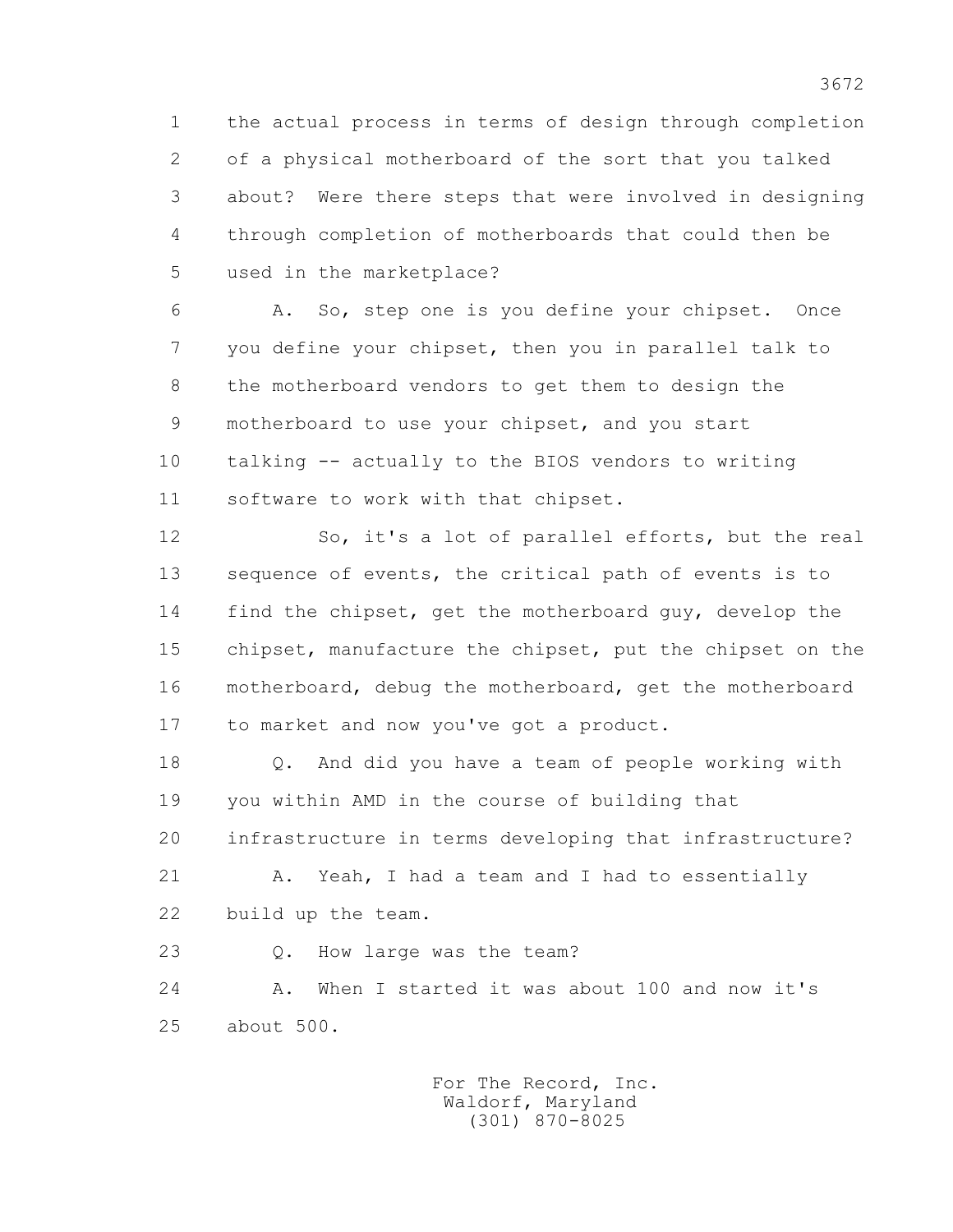1 the actual process in terms of design through completion
2 of a physical motherboard of the sort that you talked
3 about? Were there steps that were involved in designing
4 through completion of motherboards that could then be
5 used in the marketplace?

6 A. So, step one is you define your chipset. Once
7 you define your chipset, then you in parallel talk to
8 the motherboard vendors to get them to design the
9 motherboard to use your chipset, and you start
10 talking -- actually to the BIOS vendors to writing
11 software to work with that chipset.

12 So, it's a lot of parallel efforts, but the real
13 sequence of events, the critical path of events is to
14 find the chipset, get the motherboard guy, develop the
15 chipset, manufacture the chipset, put the chipset on the
16 motherboard, debug the motherboard, get the motherboard
17 to market and now you've got a product.

18 Q. And did you have a team of people working with
19 you within AMD in the course of building that
20 infrastructure in terms developing that infrastructure?

21 A. Yeah, I had a team and I had to essentially
22 build up the team.

23 Q. How large was the team?

24 A. When I started it was about 100 and now it's
25 about 500.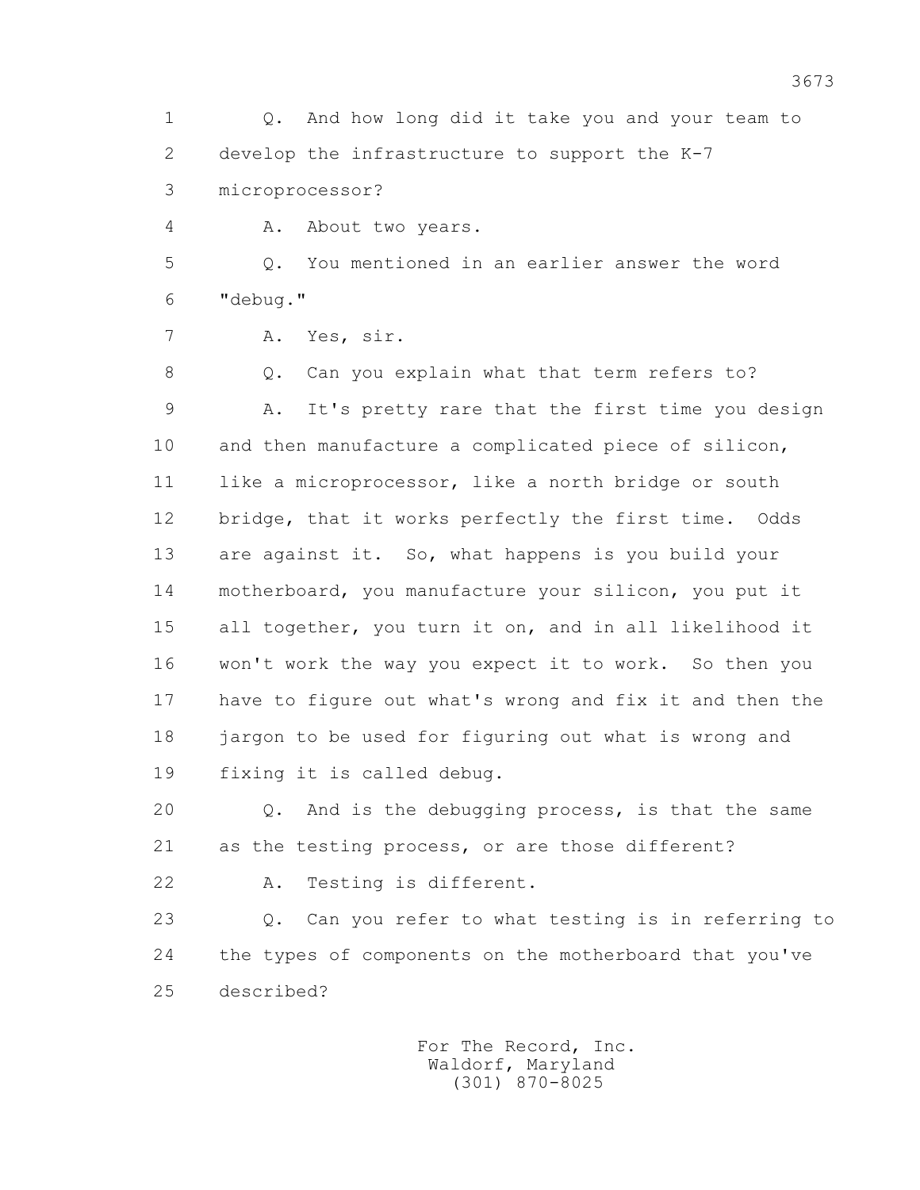Q. And how long did it take you and your team to develop the infrastructure to support the K-7 microprocessor?

A. About two years.

Q. You mentioned in an earlier answer the word "debug."

A. Yes, sir.

Q. Can you explain what that term refers to?

A. It's pretty rare that the first time you design and then manufacture a complicated piece of silicon, like a microprocessor, like a north bridge or south bridge, that it works perfectly the first time. Odds are against it. So, what happens is you build your motherboard, you manufacture your silicon, you put it all together, you turn it on, and in all likelihood it won't work the way you expect it to work. So then you have to figure out what's wrong and fix it and then the jargon to be used for figuring out what is wrong and fixing it is called debug.

Q. And is the debugging process, is that the same as the testing process, or are those different?

A. Testing is different.

Q. Can you refer to what testing is in referring to the types of components on the motherboard that you've described?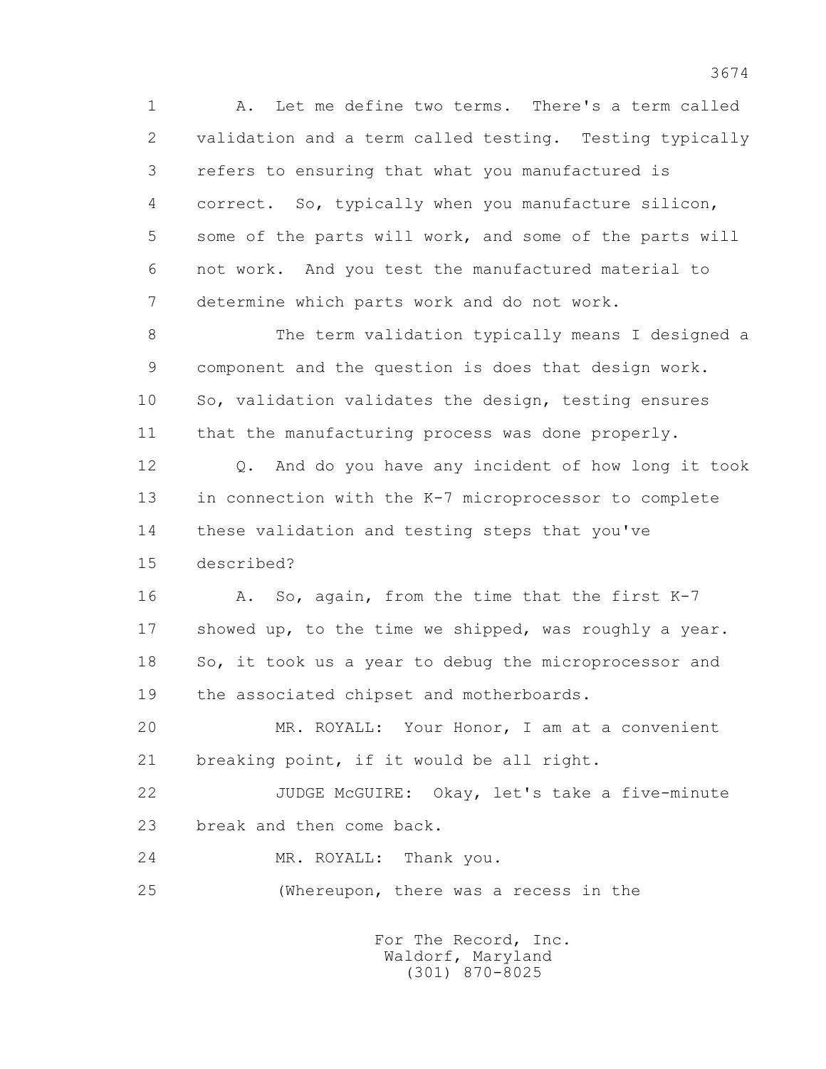A. Let me define two terms. There's a term called validation and a term called testing. Testing typically refers to ensuring that what you manufactured is correct. So, typically when you manufacture silicon, some of the parts will work, and some of the parts will not work. And you test the manufactured material to determine which parts work and do not work.

The term validation typically means I designed a component and the question is does that design work. So, validation validates the design, testing ensures that the manufacturing process was done properly.

Q. And do you have any incident of how long it took in connection with the K-7 microprocessor to complete these validation and testing steps that you've described?

A. So, again, from the time that the first K-7 showed up, to the time we shipped, was roughly a year. So, it took us a year to debug the microprocessor and the associated chipset and motherboards.

MR. ROYALL: Your Honor, I am at a convenient breaking point, if it would be all right.

JUDGE McGUIRE: Okay, let's take a five-minute break and then come back.

MR. ROYALL: Thank you.

(Whereupon, there was a recess in the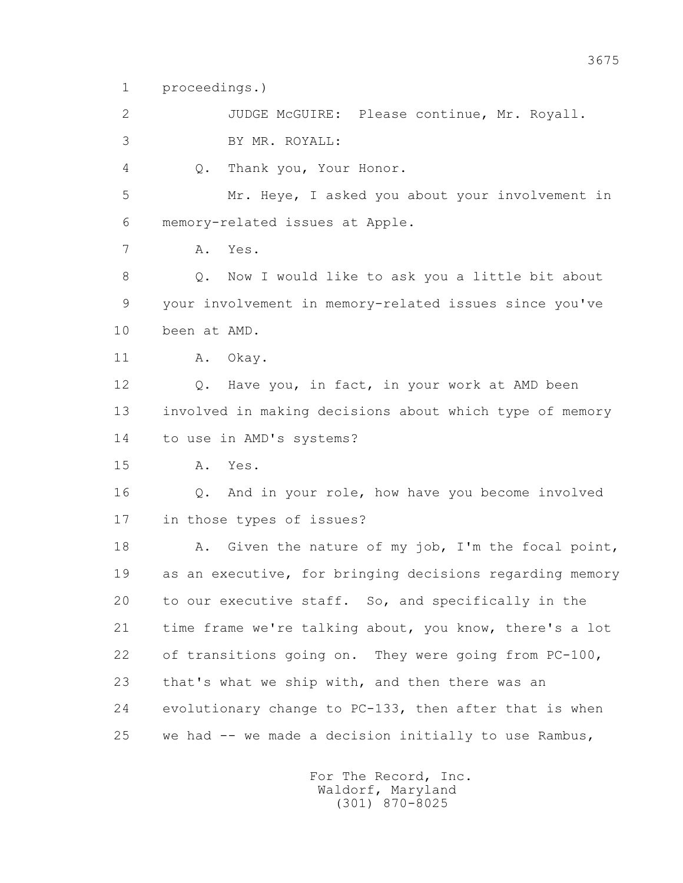1 proceedings.)

2 JUDGE McGUIRE: Please continue, Mr. Royall.

3 BY MR. ROYALL:

4 Q. Thank you, Your Honor.

5 Mr. Heye, I asked you about your involvement in

6 memory-related issues at Apple.

7 A. Yes.

8 Q. Now I would like to ask you a little bit about

9 your involvement in memory-related issues since you've

10 been at AMD.

11 A. Okay.

12 Q. Have you, in fact, in your work at AMD been

13 involved in making decisions about which type of memory

14 to use in AMD's systems?

15 A. Yes.

16 Q. And in your role, how have you become involved

17 in those types of issues?

18 A. Given the nature of my job, I'm the focal point,

19 as an executive, for bringing decisions regarding memory

20 to our executive staff. So, and specifically in the

21 time frame we're talking about, you know, there's a lot

22 of transitions going on. They were going from PC-100,

23 that's what we ship with, and then there was an

24 evolutionary change to PC-133, then after that is when

25 we had -- we made a decision initially to use Rambus,

For The Record, Inc.
Waldorf, Maryland
(301) 870-8025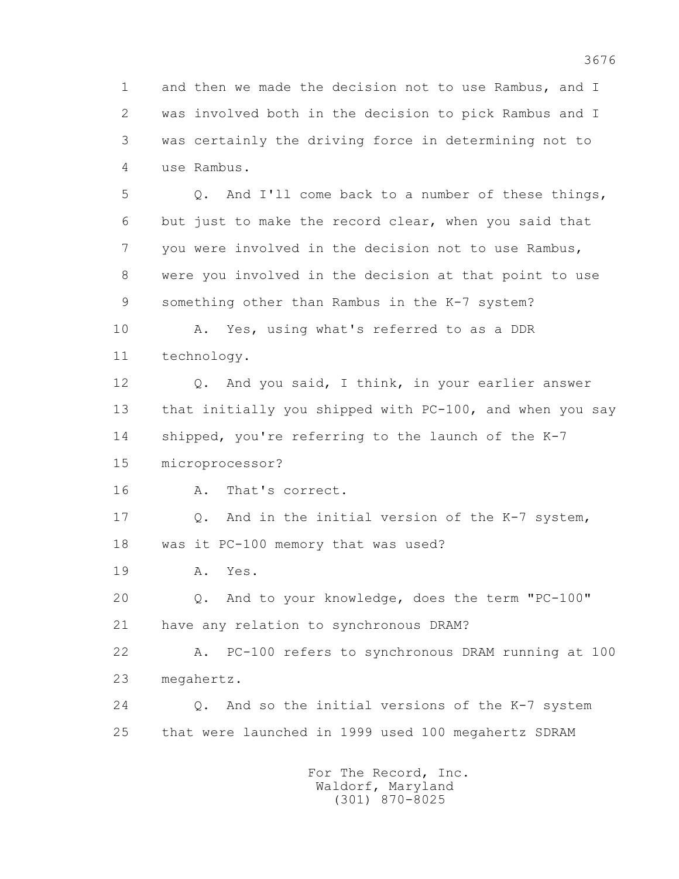1 and then we made the decision not to use Rambus, and I
2 was involved both in the decision to pick Rambus and I
3 was certainly the driving force in determining not to
4 use Rambus.

5 Q. And I'll come back to a number of these things,
6 but just to make the record clear, when you said that
7 you were involved in the decision not to use Rambus,
8 were you involved in the decision at that point to use
9 something other than Rambus in the K-7 system?

10 A. Yes, using what's referred to as a DDR
11 technology.

12 Q. And you said, I think, in your earlier answer
13 that initially you shipped with PC-100, and when you say
14 shipped, you're referring to the launch of the K-7
15 microprocessor?

16 A. That's correct.

17 Q. And in the initial version of the K-7 system,
18 was it PC-100 memory that was used?

19 A. Yes.

20 Q. And to your knowledge, does the term "PC-100"
21 have any relation to synchronous DRAM?

22 A. PC-100 refers to synchronous DRAM running at 100
23 megahertz.

24 Q. And so the initial versions of the K-7 system
25 that were launched in 1999 used 100 megahertz SDRAM

For The Record, Inc.
Waldorf, Maryland
(301) 870-8025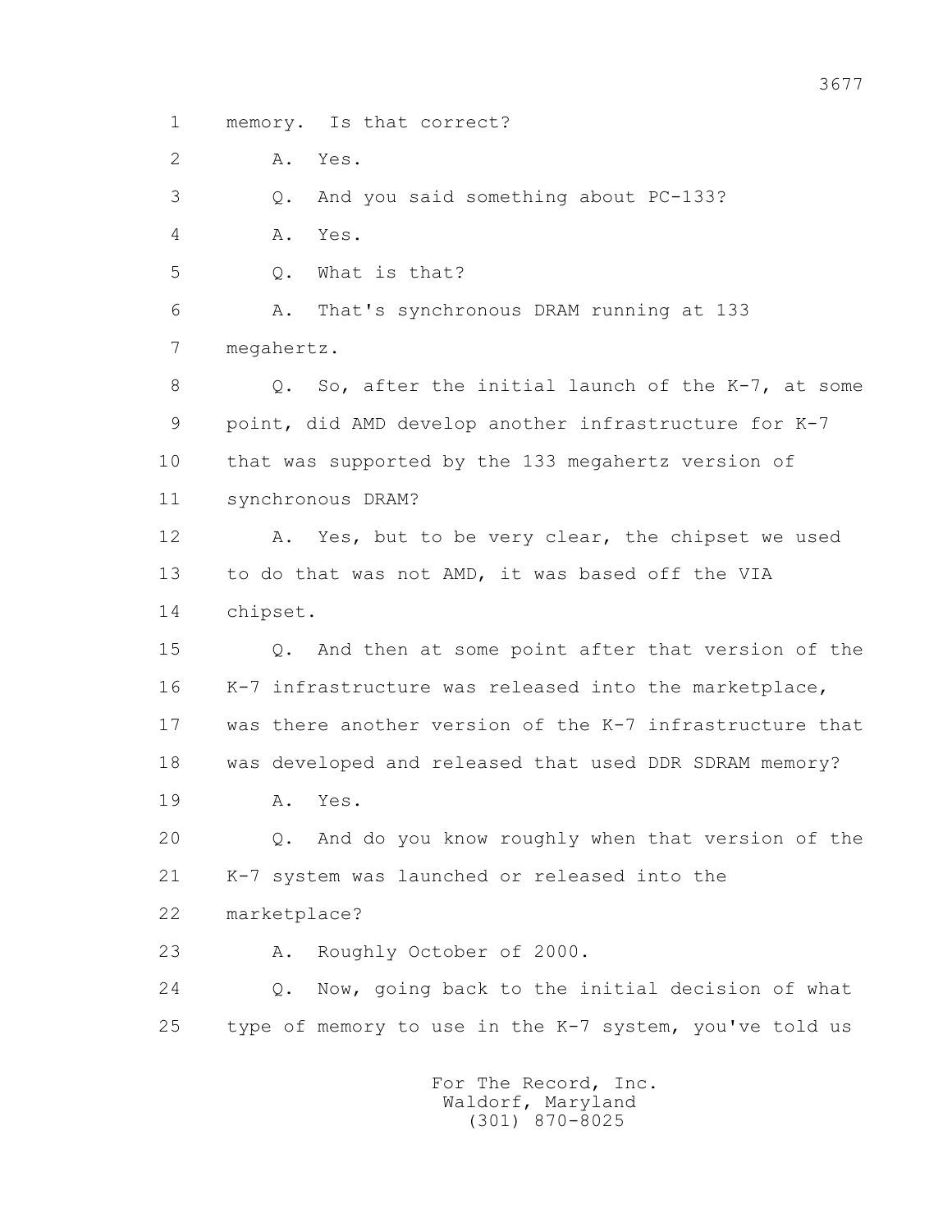1 memory. Is that correct?

2 A. Yes.

3 Q. And you said something about PC-133?

4 A. Yes.

5 Q. What is that?

6 A. That's synchronous DRAM running at 133

7 megahertz.

8 Q. So, after the initial launch of the K-7, at some

9 point, did AMD develop another infrastructure for K-7

10 that was supported by the 133 megahertz version of

11 synchronous DRAM?

12 A. Yes, but to be very clear, the chipset we used

13 to do that was not AMD, it was based off the VIA

14 chipset.

15 Q. And then at some point after that version of the

16 K-7 infrastructure was released into the marketplace,

17 was there another version of the K-7 infrastructure that

18 was developed and released that used DDR SDRAM memory?

19 A. Yes.

20 Q. And do you know roughly when that version of the

21 K-7 system was launched or released into the

22 marketplace?

23 A. Roughly October of 2000.

24 Q. Now, going back to the initial decision of what

25 type of memory to use in the K-7 system, you've told us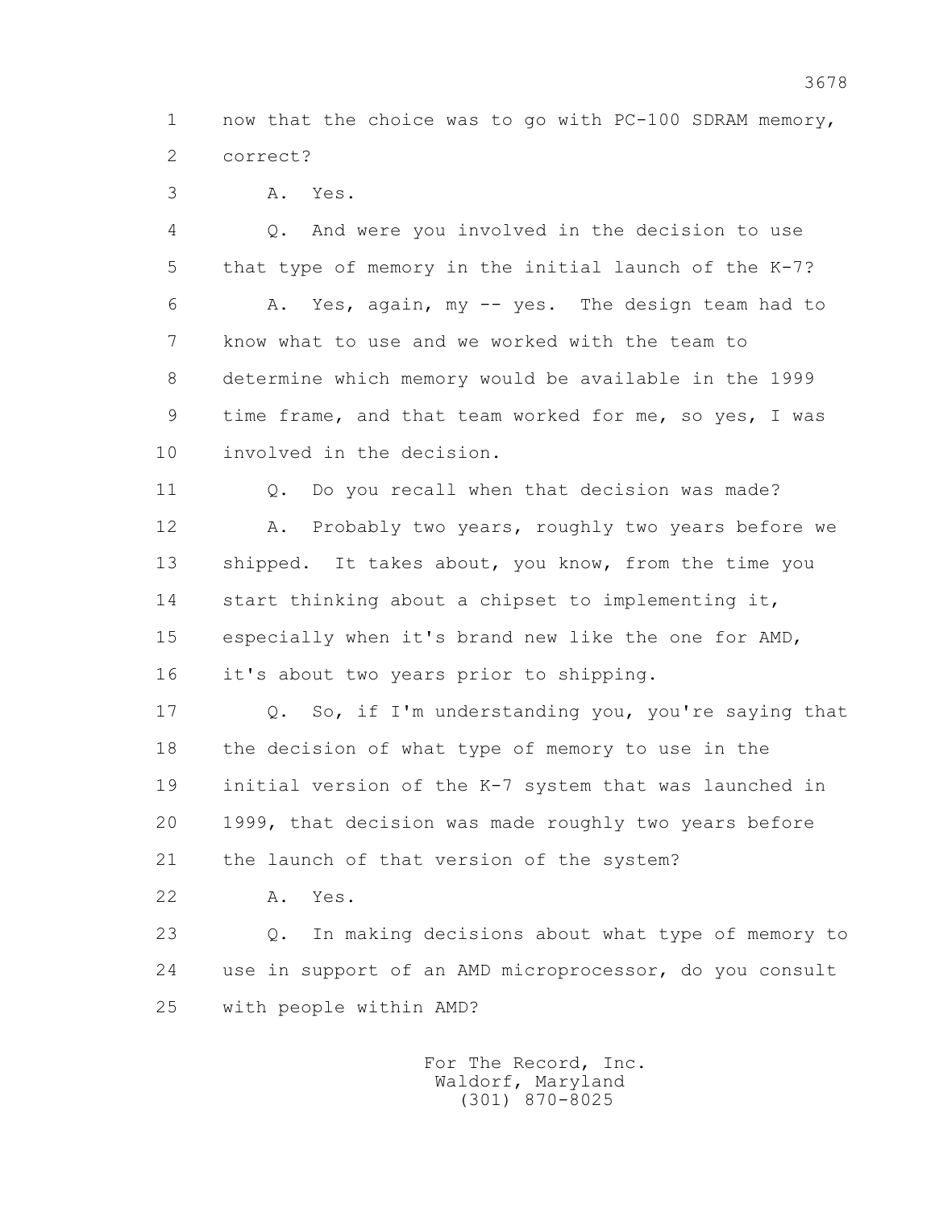1 now that the choice was to go with PC-100 SDRAM memory,
2 correct?

3 A. Yes.

4 Q. And were you involved in the decision to use
5 that type of memory in the initial launch of the K-7?

6 A. Yes, again, my -- yes. The design team had to
7 know what to use and we worked with the team to
8 determine which memory would be available in the 1999
9 time frame, and that team worked for me, so yes, I was
10 involved in the decision.

11 Q. Do you recall when that decision was made?

12 A. Probably two years, roughly two years before we
13 shipped. It takes about, you know, from the time you
14 start thinking about a chipset to implementing it,
15 especially when it's brand new like the one for AMD,
16 it's about two years prior to shipping.

17 Q. So, if I'm understanding you, you're saying that
18 the decision of what type of memory to use in the
19 initial version of the K-7 system that was launched in
20 1999, that decision was made roughly two years before
21 the launch of that version of the system?

22 A. Yes.

23 Q. In making decisions about what type of memory to
24 use in support of an AMD microprocessor, do you consult
25 with people within AMD?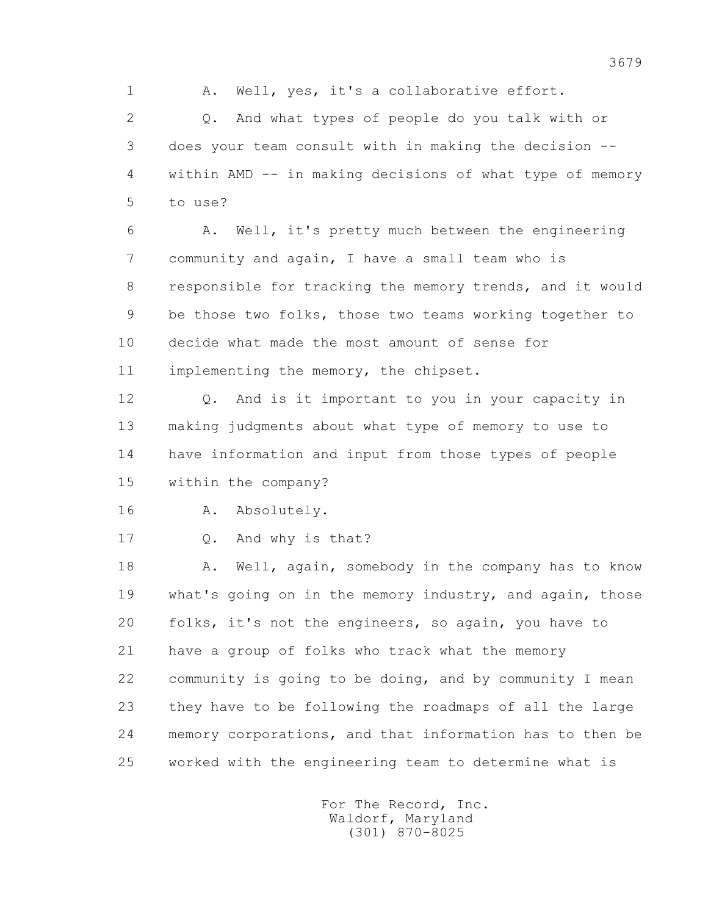A. Well, yes, it's a collaborative effort.

Q. And what types of people do you talk with or does your team consult with in making the decision -- within AMD -- in making decisions of what type of memory to use?

A. Well, it's pretty much between the engineering community and again, I have a small team who is responsible for tracking the memory trends, and it would be those two folks, those two teams working together to decide what made the most amount of sense for implementing the memory, the chipset.

Q. And is it important to you in your capacity in making judgments about what type of memory to use to have information and input from those types of people within the company?

A. Absolutely.

Q. And why is that?

A. Well, again, somebody in the company has to know what's going on in the memory industry, and again, those folks, it's not the engineers, so again, you have to have a group of folks who track what the memory community is going to be doing, and by community I mean they have to be following the roadmaps of all the large memory corporations, and that information has to then be worked with the engineering team to determine what is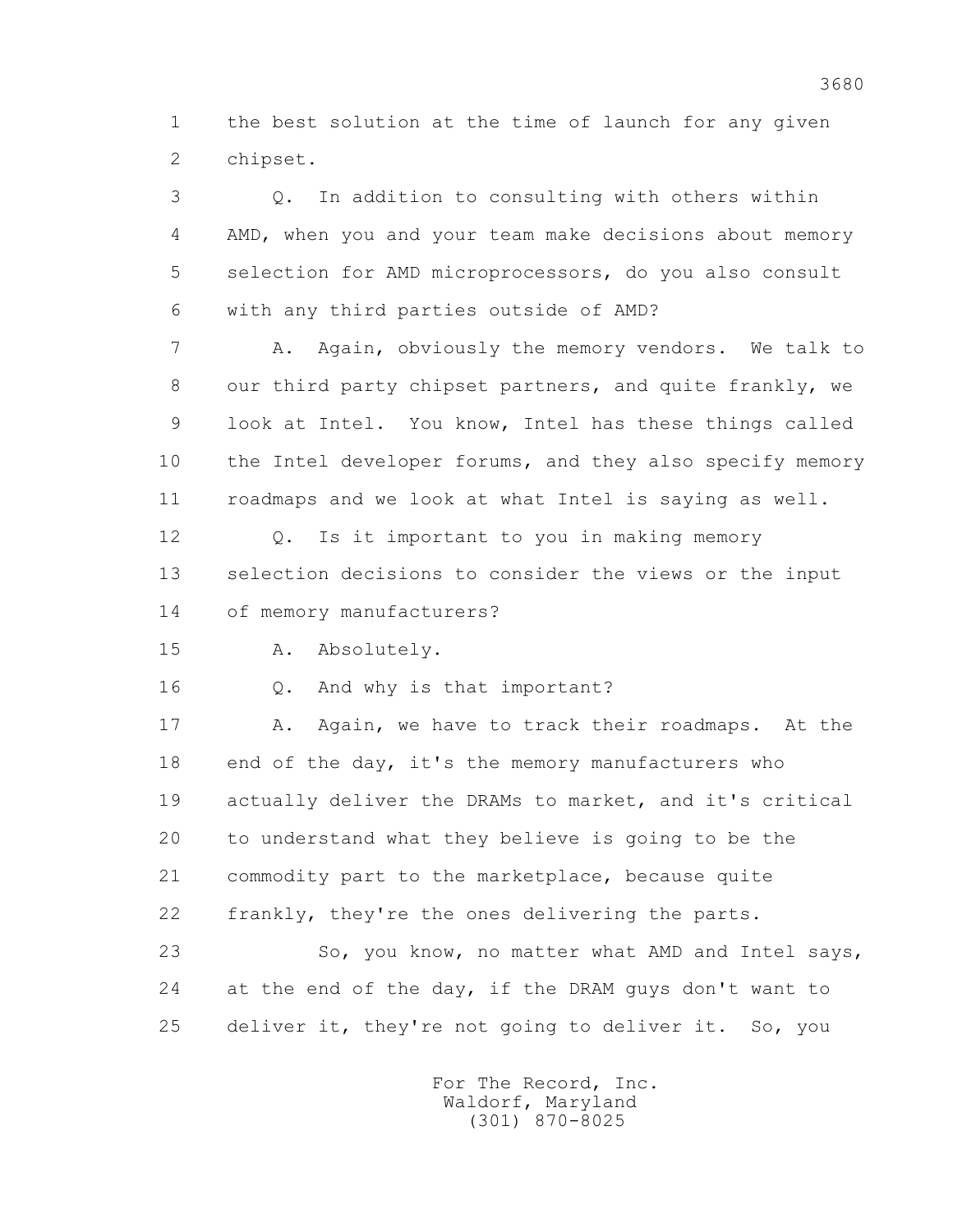1 the best solution at the time of launch for any given
2 chipset.

3 Q. In addition to consulting with others within
4 AMD, when you and your team make decisions about memory
5 selection for AMD microprocessors, do you also consult
6 with any third parties outside of AMD?

7 A. Again, obviously the memory vendors. We talk to
8 our third party chipset partners, and quite frankly, we
9 look at Intel. You know, Intel has these things called
10 the Intel developer forums, and they also specify memory
11 roadmaps and we look at what Intel is saying as well.

12 Q. Is it important to you in making memory
13 selection decisions to consider the views or the input
14 of memory manufacturers?

15 A. Absolutely.

16 Q. And why is that important?

17 A. Again, we have to track their roadmaps. At the
18 end of the day, it's the memory manufacturers who
19 actually deliver the DRAMs to market, and it's critical
20 to understand what they believe is going to be the
21 commodity part to the marketplace, because quite
22 frankly, they're the ones delivering the parts.

23 So, you know, no matter what AMD and Intel says,
24 at the end of the day, if the DRAM guys don't want to
25 deliver it, they're not going to deliver it. So, you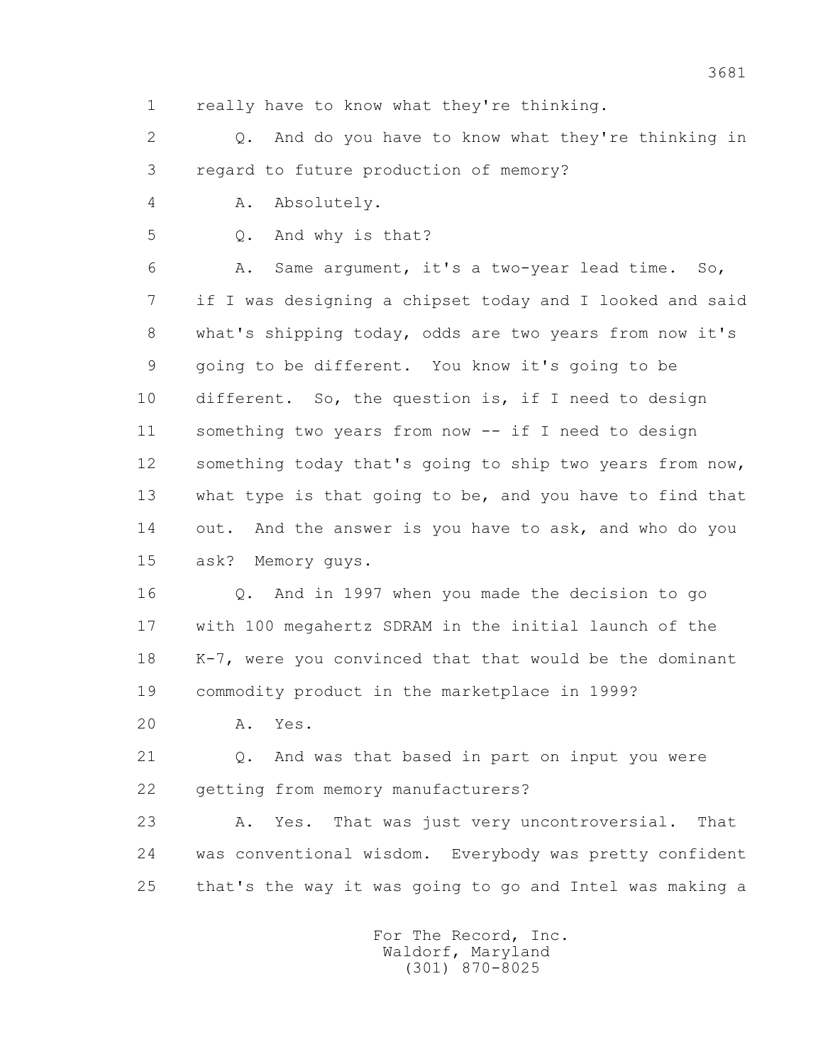1 really have to know what they're thinking.

2 Q. And do you have to know what they're thinking in

3 regard to future production of memory?

4 A. Absolutely.

5 Q. And why is that?

6 A. Same argument, it's a two-year lead time. So,

7 if I was designing a chipset today and I looked and said

8 what's shipping today, odds are two years from now it's

9 going to be different. You know it's going to be

10 different. So, the question is, if I need to design

11 something two years from now -- if I need to design

12 something today that's going to ship two years from now,

13 what type is that going to be, and you have to find that

14 out. And the answer is you have to ask, and who do you

15 ask? Memory guys.

16 Q. And in 1997 when you made the decision to go

17 with 100 megahertz SDRAM in the initial launch of the

18 K-7, were you convinced that that would be the dominant

19 commodity product in the marketplace in 1999?

20 A. Yes.

21 Q. And was that based in part on input you were

22 getting from memory manufacturers?

23 A. Yes. That was just very uncontroversial. That

24 was conventional wisdom. Everybody was pretty confident

25 that's the way it was going to go and Intel was making a

For The Record, Inc.
Waldorf, Maryland
(301) 870-8025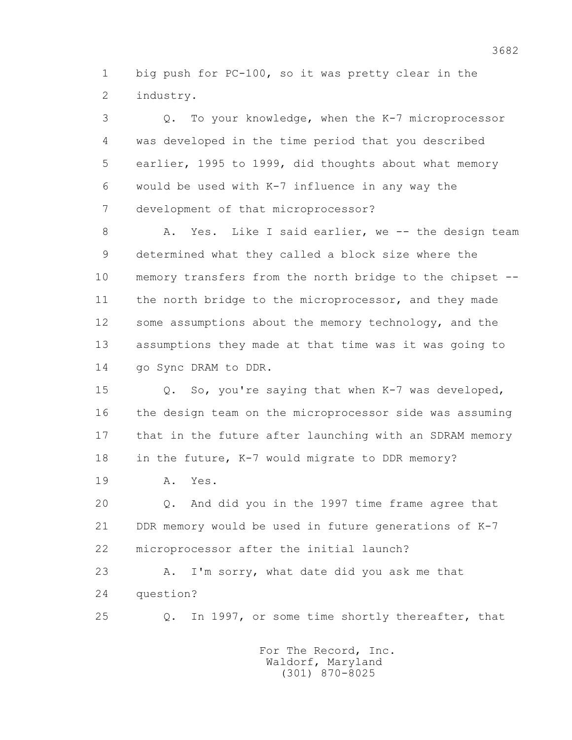big push for PC-100, so it was pretty clear in the industry.

Q. To your knowledge, when the K-7 microprocessor was developed in the time period that you described earlier, 1995 to 1999, did thoughts about what memory would be used with K-7 influence in any way the development of that microprocessor?

A. Yes. Like I said earlier, we -- the design team determined what they called a block size where the memory transfers from the north bridge to the chipset -- the north bridge to the microprocessor, and they made some assumptions about the memory technology, and the assumptions they made at that time was it was going to go Sync DRAM to DDR.

Q. So, you're saying that when K-7 was developed, the design team on the microprocessor side was assuming that in the future after launching with an SDRAM memory in the future, K-7 would migrate to DDR memory?

A. Yes.

Q. And did you in the 1997 time frame agree that DDR memory would be used in future generations of K-7 microprocessor after the initial launch?

A. I'm sorry, what date did you ask me that question?

Q. In 1997, or some time shortly thereafter, that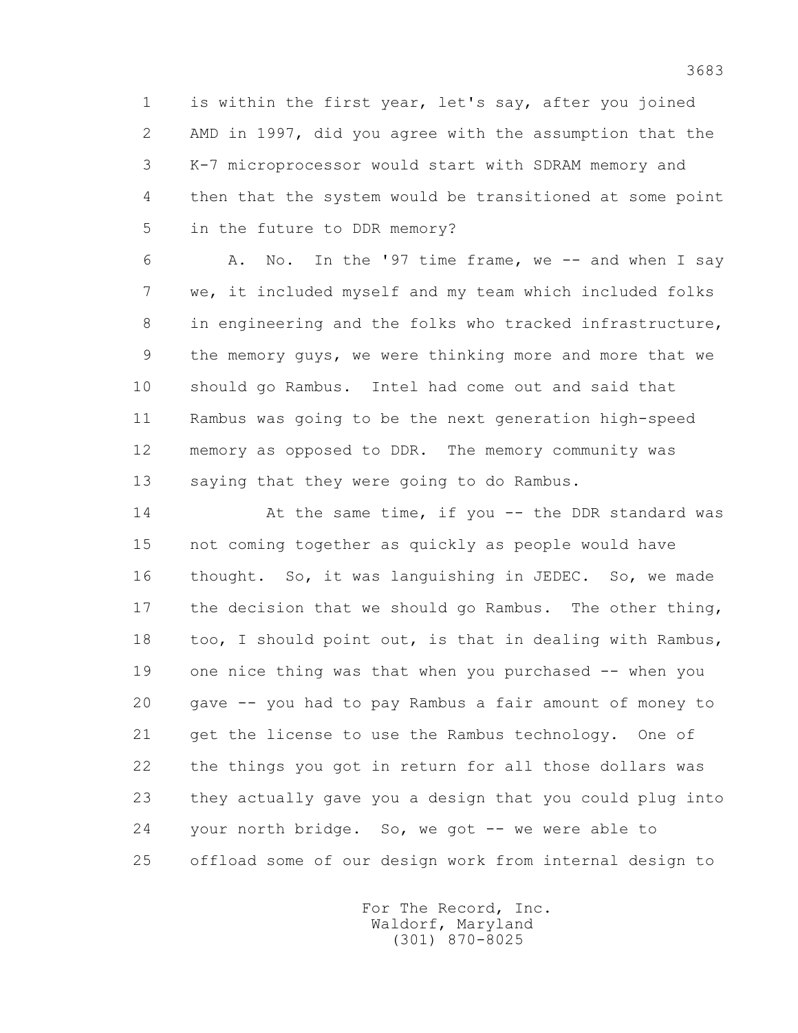1 is within the first year, let's say, after you joined
2 AMD in 1997, did you agree with the assumption that the
3 K-7 microprocessor would start with SDRAM memory and
4 then that the system would be transitioned at some point
5 in the future to DDR memory?

6 A. No. In the '97 time frame, we -- and when I say
7 we, it included myself and my team which included folks
8 in engineering and the folks who tracked infrastructure,
9 the memory guys, we were thinking more and more that we
10 should go Rambus. Intel had come out and said that
11 Rambus was going to be the next generation high-speed
12 memory as opposed to DDR. The memory community was
13 saying that they were going to do Rambus.

14 At the same time, if you -- the DDR standard was
15 not coming together as quickly as people would have
16 thought. So, it was languishing in JEDEC. So, we made
17 the decision that we should go Rambus. The other thing,
18 too, I should point out, is that in dealing with Rambus,
19 one nice thing was that when you purchased -- when you
20 gave -- you had to pay Rambus a fair amount of money to
21 get the license to use the Rambus technology. One of
22 the things you got in return for all those dollars was
23 they actually gave you a design that you could plug into
24 your north bridge. So, we got -- we were able to
25 offload some of our design work from internal design to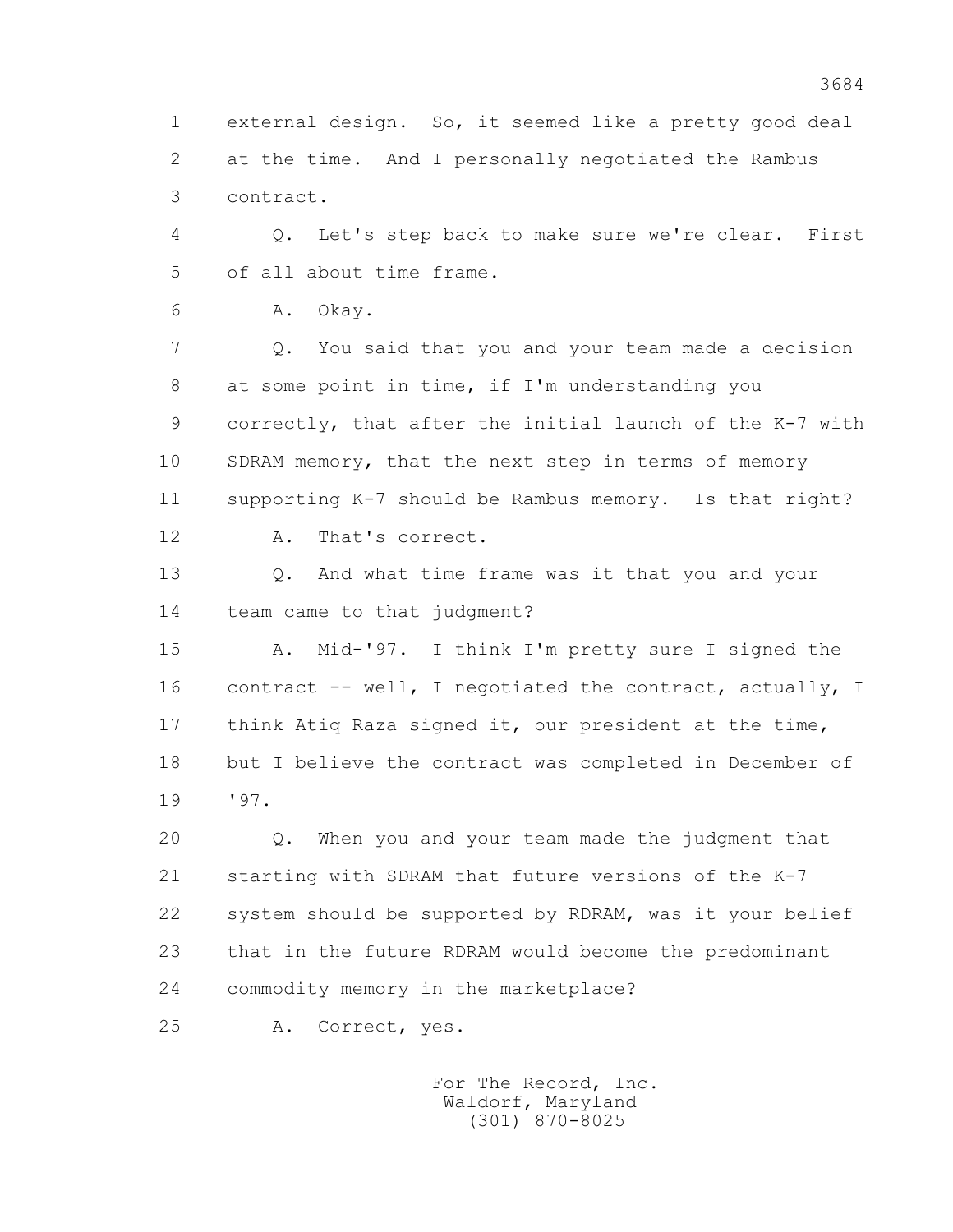1 external design. So, it seemed like a pretty good deal
2 at the time. And I personally negotiated the Rambus
3 contract.

4 Q. Let's step back to make sure we're clear. First
5 of all about time frame.

6 A. Okay.

7 Q. You said that you and your team made a decision
8 at some point in time, if I'm understanding you
9 correctly, that after the initial launch of the K-7 with
10 SDRAM memory, that the next step in terms of memory
11 supporting K-7 should be Rambus memory. Is that right?

12 A. That's correct.

13 Q. And what time frame was it that you and your
14 team came to that judgment?

15 A. Mid-'97. I think I'm pretty sure I signed the
16 contract -- well, I negotiated the contract, actually, I
17 think Atiq Raza signed it, our president at the time,
18 but I believe the contract was completed in December of
19 '97.

20 Q. When you and your team made the judgment that
21 starting with SDRAM that future versions of the K-7
22 system should be supported by RDRAM, was it your belief
23 that in the future RDRAM would become the predominant
24 commodity memory in the marketplace?

25 A. Correct, yes.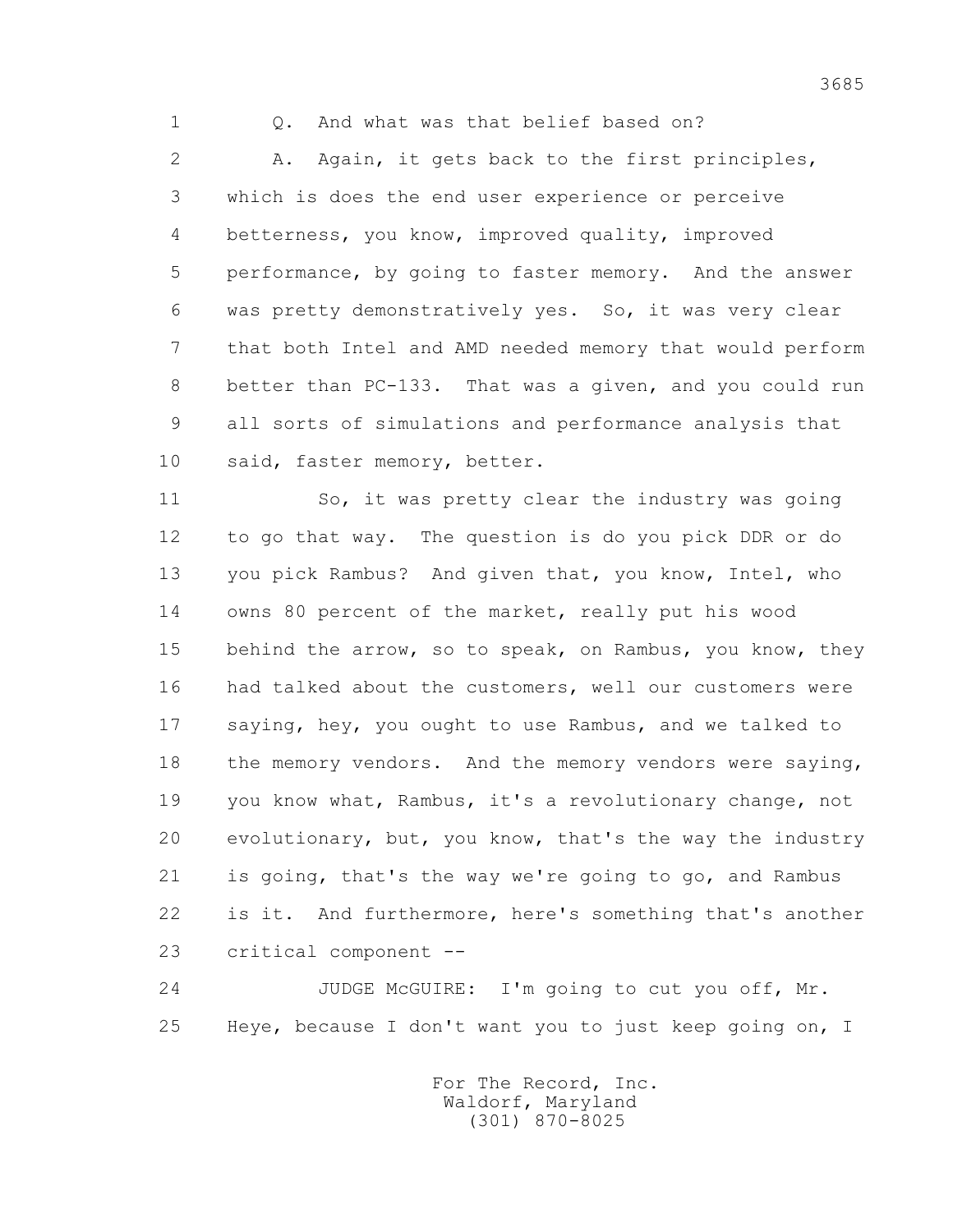1 Q. And what was that belief based on?

2 A. Again, it gets back to the first principles,
3 which is does the end user experience or perceive
4 betterness, you know, improved quality, improved
5 performance, by going to faster memory. And the answer
6 was pretty demonstratively yes. So, it was very clear
7 that both Intel and AMD needed memory that would perform
8 better than PC-133. That was a given, and you could run
9 all sorts of simulations and performance analysis that
10 said, faster memory, better.

11 So, it was pretty clear the industry was going
12 to go that way. The question is do you pick DDR or do
13 you pick Rambus? And given that, you know, Intel, who
14 owns 80 percent of the market, really put his wood
15 behind the arrow, so to speak, on Rambus, you know, they
16 had talked about the customers, well our customers were
17 saying, hey, you ought to use Rambus, and we talked to
18 the memory vendors. And the memory vendors were saying,
19 you know what, Rambus, it's a revolutionary change, not
20 evolutionary, but, you know, that's the way the industry
21 is going, that's the way we're going to go, and Rambus
22 is it. And furthermore, here's something that's another
23 critical component --

24 JUDGE McGUIRE: I'm going to cut you off, Mr.
25 Heye, because I don't want you to just keep going on, I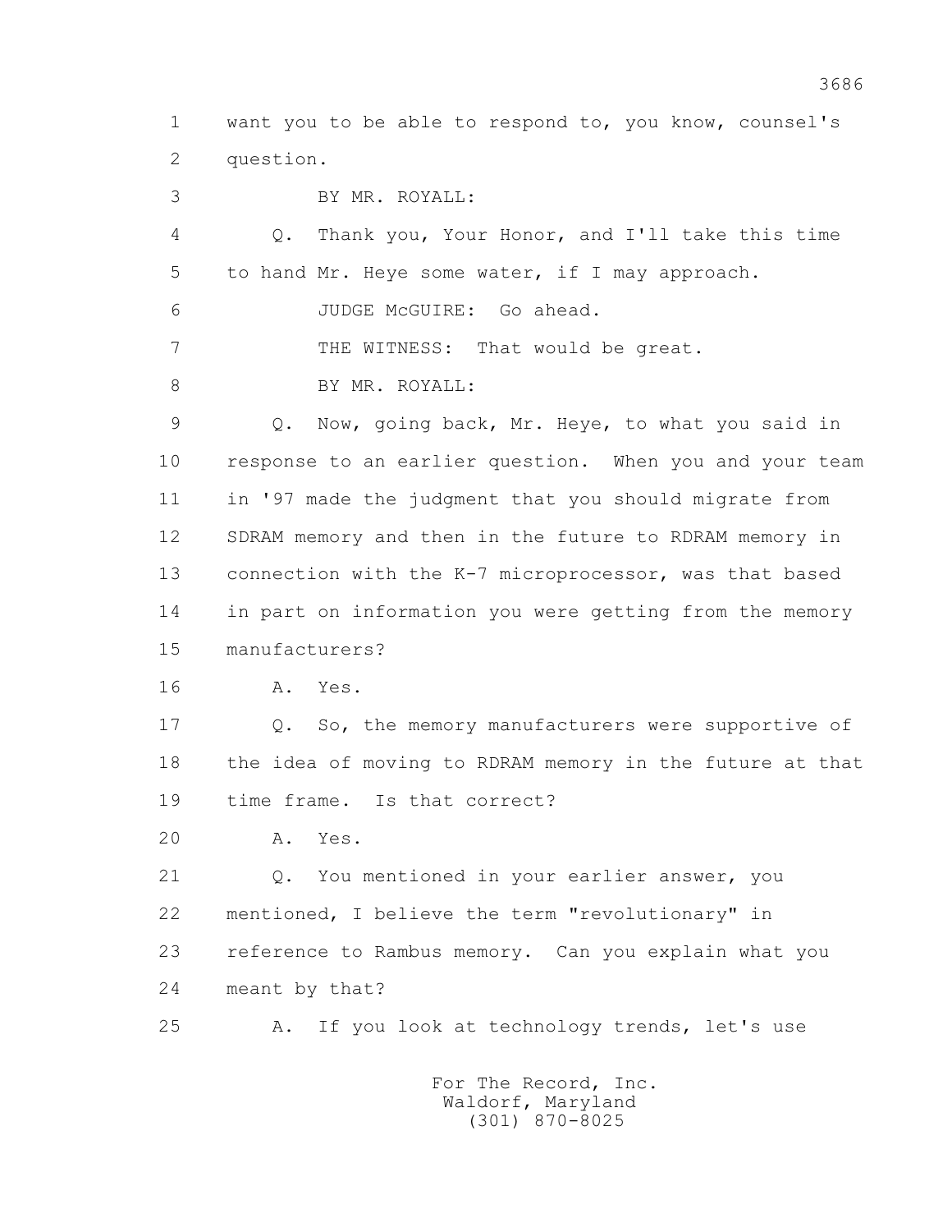1 want you to be able to respond to, you know, counsel's
2 question.

3 BY MR. ROYALL:

4 Q. Thank you, Your Honor, and I'll take this time
5 to hand Mr. Heye some water, if I may approach.

6 JUDGE McGUIRE: Go ahead.

7 THE WITNESS: That would be great.

8 BY MR. ROYALL:

9 Q. Now, going back, Mr. Heye, to what you said in
10 response to an earlier question. When you and your team
11 in '97 made the judgment that you should migrate from
12 SDRAM memory and then in the future to RDRAM memory in
13 connection with the K-7 microprocessor, was that based
14 in part on information you were getting from the memory
15 manufacturers?

16 A. Yes.

17 Q. So, the memory manufacturers were supportive of
18 the idea of moving to RDRAM memory in the future at that
19 time frame. Is that correct?

20 A. Yes.

21 Q. You mentioned in your earlier answer, you
22 mentioned, I believe the term "revolutionary" in
23 reference to Rambus memory. Can you explain what you
24 meant by that?

25 A. If you look at technology trends, let's use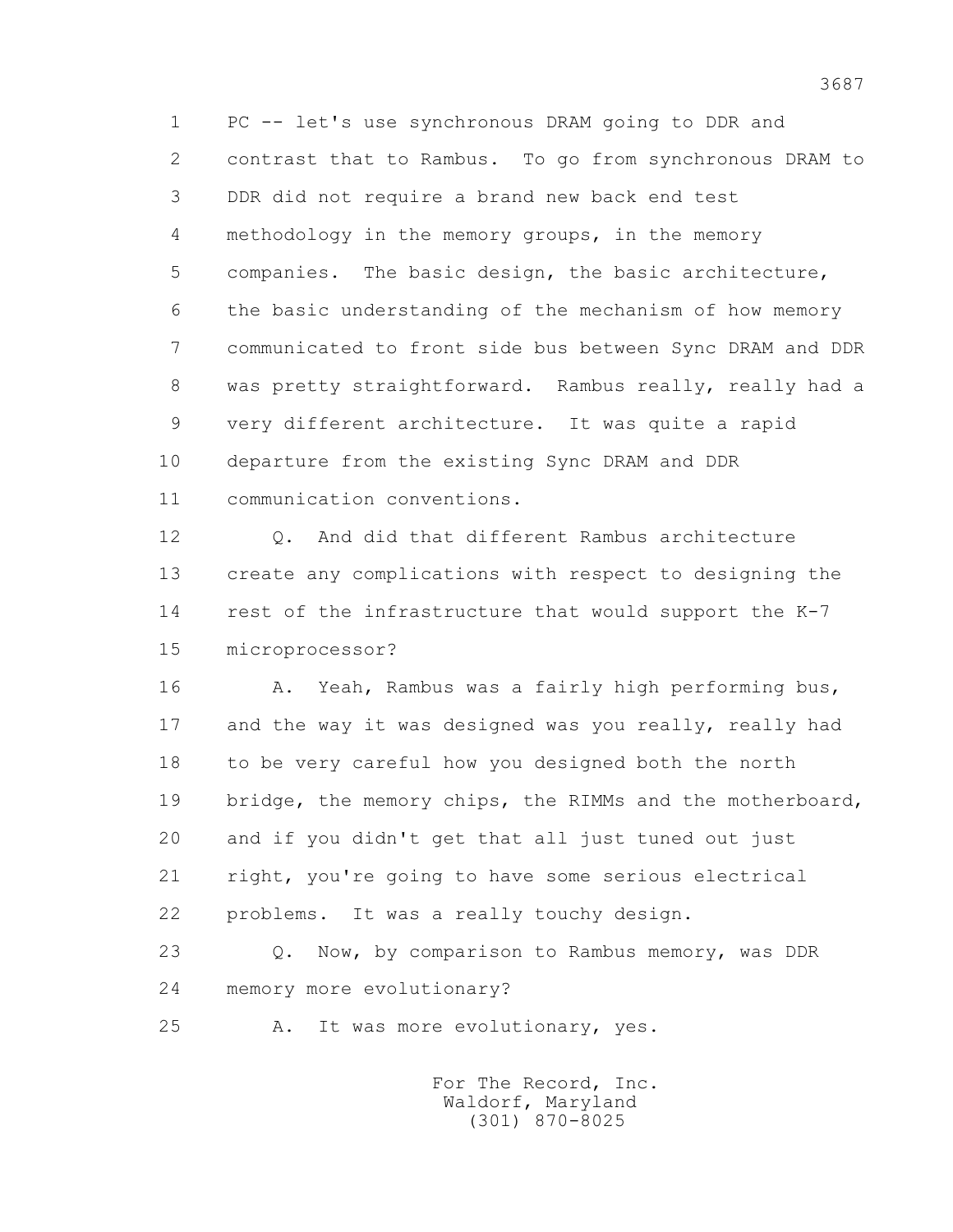1 PC -- let's use synchronous DRAM going to DDR and
2 contrast that to Rambus. To go from synchronous DRAM to
3 DDR did not require a brand new back end test
4 methodology in the memory groups, in the memory
5 companies. The basic design, the basic architecture,
6 the basic understanding of the mechanism of how memory
7 communicated to front side bus between Sync DRAM and DDR
8 was pretty straightforward. Rambus really, really had a
9 very different architecture. It was quite a rapid
10 departure from the existing Sync DRAM and DDR
11 communication conventions.
12 Q. And did that different Rambus architecture
13 create any complications with respect to designing the
14 rest of the infrastructure that would support the K-7
15 microprocessor?
16 A. Yeah, Rambus was a fairly high performing bus,
17 and the way it was designed was you really, really had
18 to be very careful how you designed both the north
19 bridge, the memory chips, the RIMMs and the motherboard,
20 and if you didn't get that all just tuned out just
21 right, you're going to have some serious electrical
22 problems. It was a really touchy design.
23 Q. Now, by comparison to Rambus memory, was DDR
24 memory more evolutionary?
25 A. It was more evolutionary, yes.

For The Record, Inc.
Waldorf, Maryland
(301) 870-8025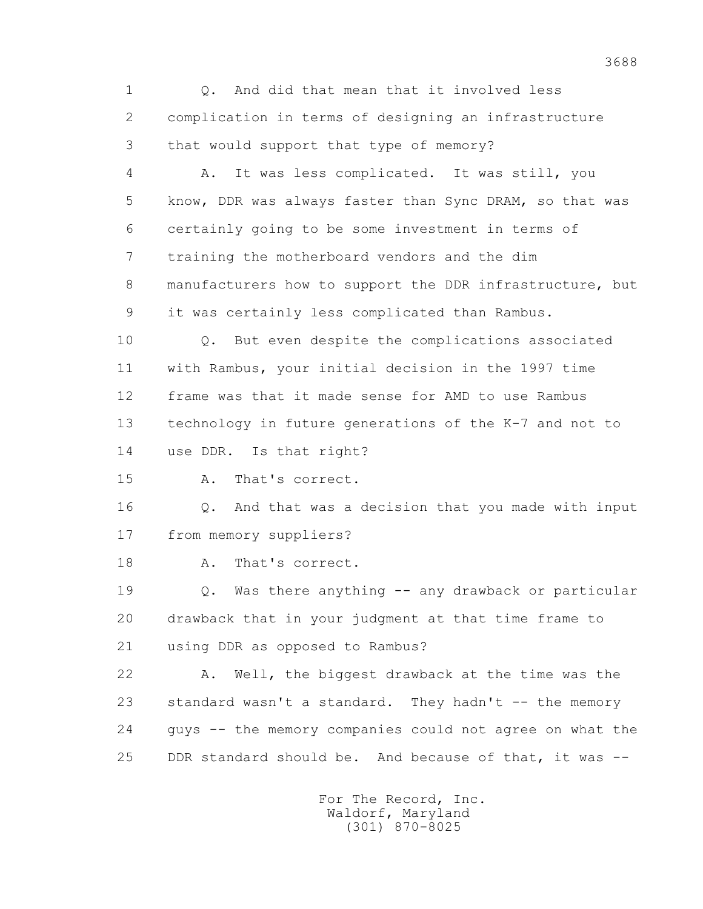1 Q. And did that mean that it involved less
2 complication in terms of designing an infrastructure
3 that would support that type of memory?
4 A. It was less complicated. It was still, you
5 know, DDR was always faster than Sync DRAM, so that was
6 certainly going to be some investment in terms of
7 training the motherboard vendors and the dim
8 manufacturers how to support the DDR infrastructure, but
9 it was certainly less complicated than Rambus.
10 Q. But even despite the complications associated
11 with Rambus, your initial decision in the 1997 time
12 frame was that it made sense for AMD to use Rambus
13 technology in future generations of the K-7 and not to
14 use DDR. Is that right?
15 A. That's correct.
16 Q. And that was a decision that you made with input
17 from memory suppliers?
18 A. That's correct.
19 Q. Was there anything -- any drawback or particular
20 drawback that in your judgment at that time frame to
21 using DDR as opposed to Rambus?
22 A. Well, the biggest drawback at the time was the
23 standard wasn't a standard. They hadn't -- the memory
24 guys -- the memory companies could not agree on what the
25 DDR standard should be. And because of that, it was --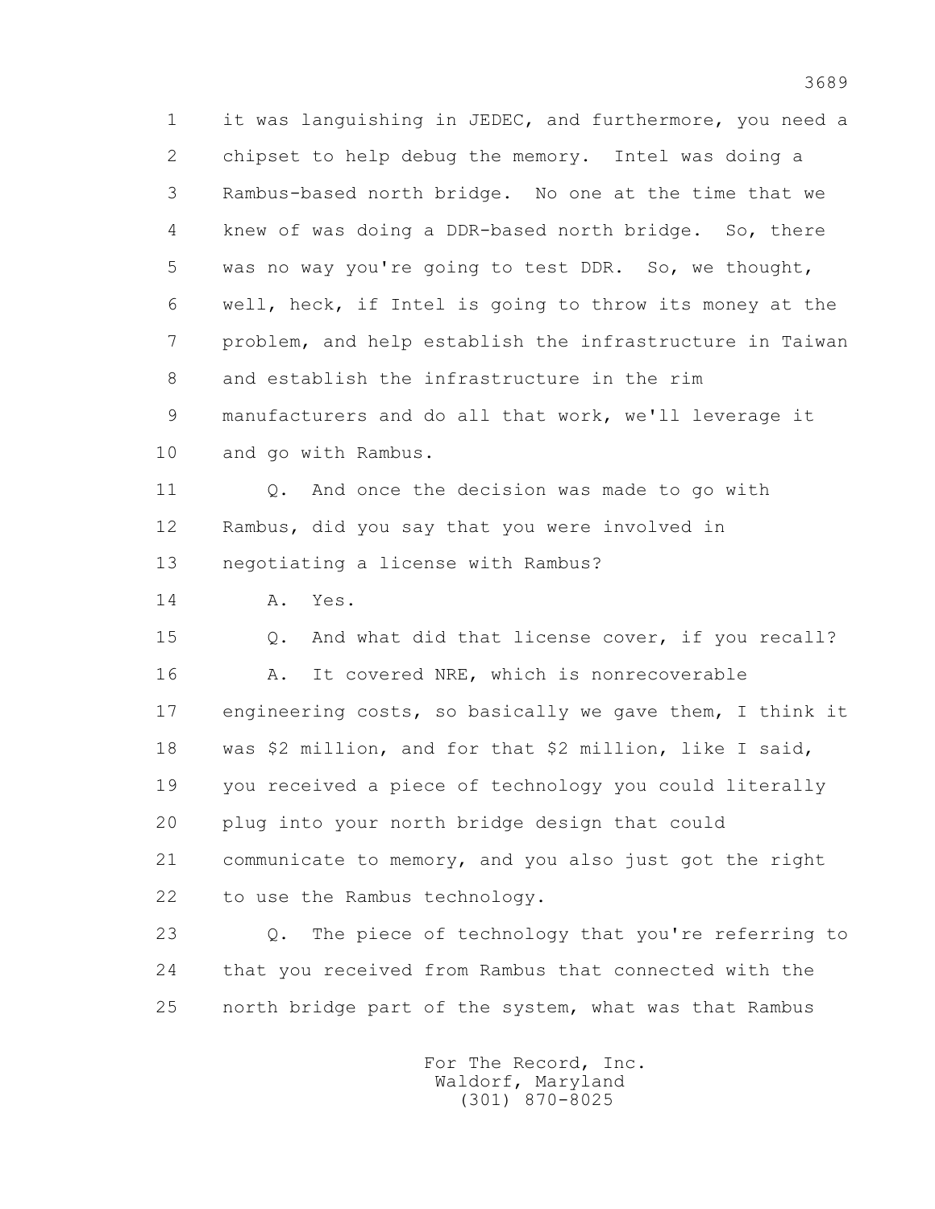1 it was languishing in JEDEC, and furthermore, you need a
2 chipset to help debug the memory. Intel was doing a
3 Rambus-based north bridge. No one at the time that we
4 knew of was doing a DDR-based north bridge. So, there
5 was no way you're going to test DDR. So, we thought,
6 well, heck, if Intel is going to throw its money at the
7 problem, and help establish the infrastructure in Taiwan
8 and establish the infrastructure in the rim
9 manufacturers and do all that work, we'll leverage it
10 and go with Rambus.

11 Q. And once the decision was made to go with
12 Rambus, did you say that you were involved in
13 negotiating a license with Rambus?

14 A. Yes.

15 Q. And what did that license cover, if you recall?

16 A. It covered NRE, which is nonrecoverable
17 engineering costs, so basically we gave them, I think it
18 was $2 million, and for that $2 million, like I said,
19 you received a piece of technology you could literally
20 plug into your north bridge design that could
21 communicate to memory, and you also just got the right
22 to use the Rambus technology.

23 Q. The piece of technology that you're referring to
24 that you received from Rambus that connected with the
25 north bridge part of the system, what was that Rambus

For The Record, Inc.
Waldorf, Maryland
(301) 870-8025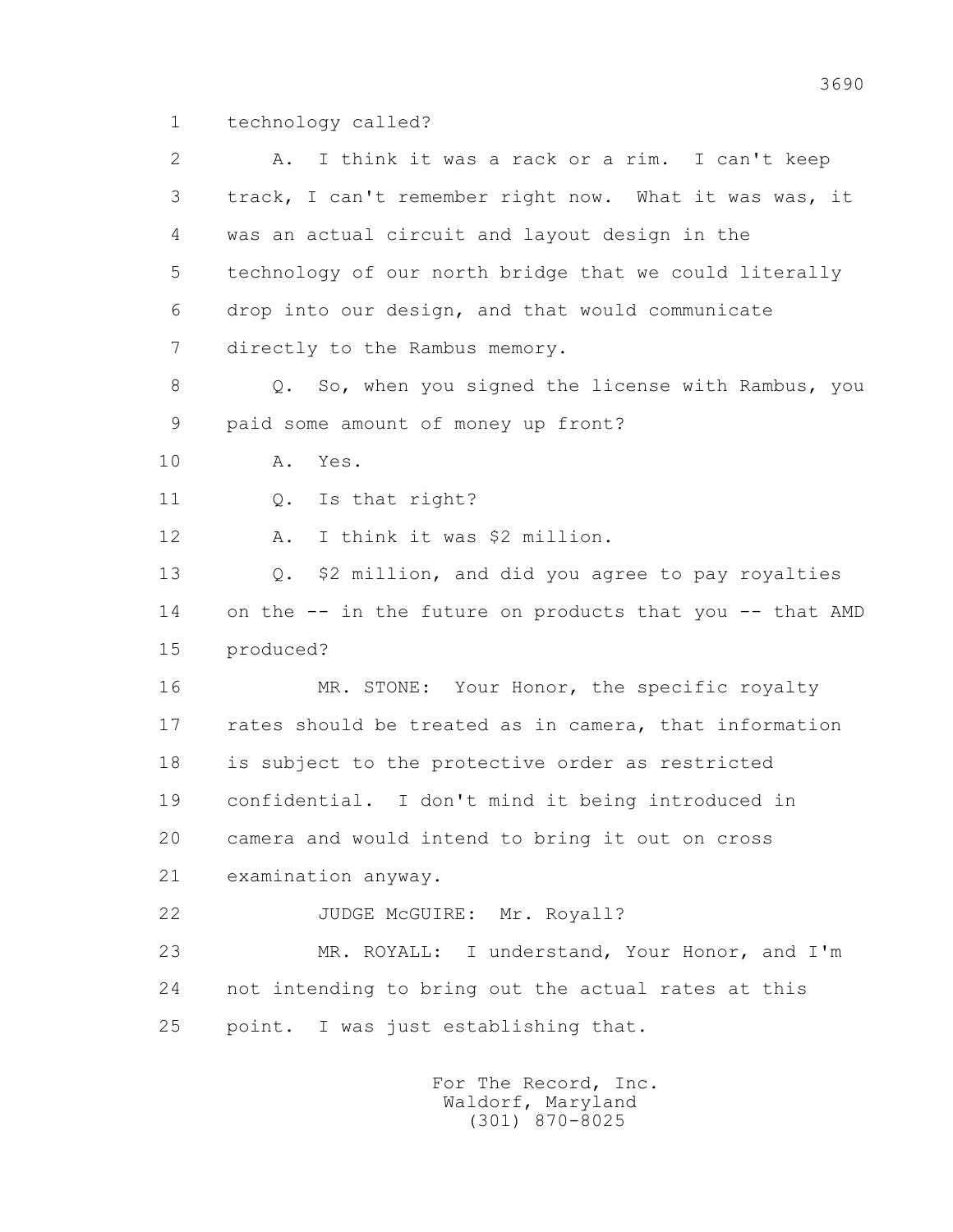1 technology called?

2 A. I think it was a rack or a rim. I can't keep

3 track, I can't remember right now. What it was was, it

4 was an actual circuit and layout design in the

5 technology of our north bridge that we could literally

6 drop into our design, and that would communicate

7 directly to the Rambus memory.

8 Q. So, when you signed the license with Rambus, you

9 paid some amount of money up front?

10 A. Yes.

11 Q. Is that right?

12 A. I think it was $2 million.

13 Q. $2 million, and did you agree to pay royalties

14 on the -- in the future on products that you -- that AMD

15 produced?

16 MR. STONE: Your Honor, the specific royalty

17 rates should be treated as in camera, that information

18 is subject to the protective order as restricted

19 confidential. I don't mind it being introduced in

20 camera and would intend to bring it out on cross

21 examination anyway.

22 JUDGE McGUIRE: Mr. Royall?

23 MR. ROYALL: I understand, Your Honor, and I'm

24 not intending to bring out the actual rates at this

25 point. I was just establishing that.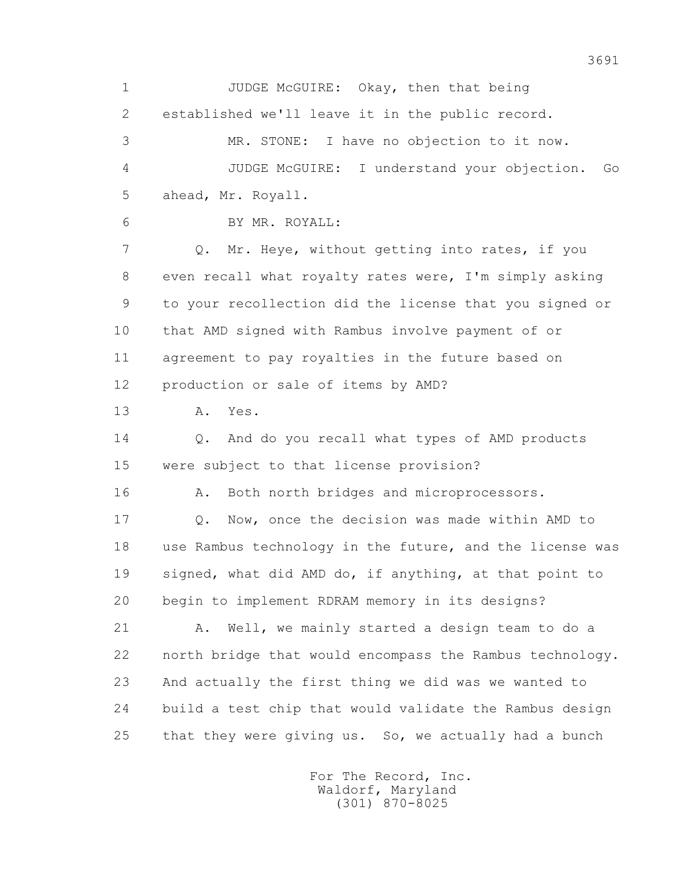JUDGE McGUIRE: Okay, then that being established we'll leave it in the public record.

MR. STONE: I have no objection to it now.

JUDGE McGUIRE: I understand your objection. Go ahead, Mr. Royall.

BY MR. ROYALL:

Q. Mr. Heye, without getting into rates, if you even recall what royalty rates were, I'm simply asking to your recollection did the license that you signed or that AMD signed with Rambus involve payment of or agreement to pay royalties in the future based on production or sale of items by AMD?

A. Yes.

Q. And do you recall what types of AMD products were subject to that license provision?

A. Both north bridges and microprocessors.

Q. Now, once the decision was made within AMD to use Rambus technology in the future, and the license was signed, what did AMD do, if anything, at that point to begin to implement RDRAM memory in its designs?

A. Well, we mainly started a design team to do a north bridge that would encompass the Rambus technology. And actually the first thing we did was we wanted to build a test chip that would validate the Rambus design that they were giving us. So, we actually had a bunch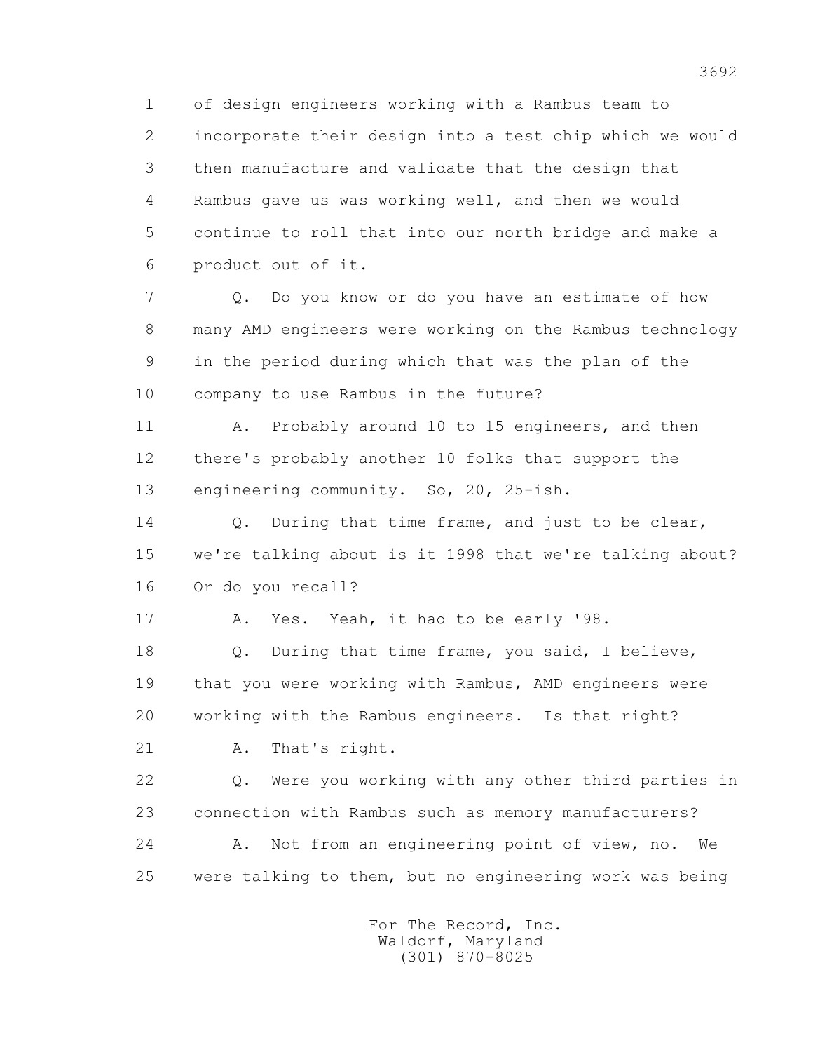1 of design engineers working with a Rambus team to
2 incorporate their design into a test chip which we would
3 then manufacture and validate that the design that
4 Rambus gave us was working well, and then we would
5 continue to roll that into our north bridge and make a
6 product out of it.

7 Q. Do you know or do you have an estimate of how
8 many AMD engineers were working on the Rambus technology
9 in the period during which that was the plan of the
10 company to use Rambus in the future?

11 A. Probably around 10 to 15 engineers, and then
12 there's probably another 10 folks that support the
13 engineering community. So, 20, 25-ish.

14 Q. During that time frame, and just to be clear,
15 we're talking about is it 1998 that we're talking about?
16 Or do you recall?

17 A. Yes. Yeah, it had to be early '98.

18 Q. During that time frame, you said, I believe,
19 that you were working with Rambus, AMD engineers were
20 working with the Rambus engineers. Is that right?

21 A. That's right.

22 Q. Were you working with any other third parties in
23 connection with Rambus such as memory manufacturers?

24 A. Not from an engineering point of view, no. We
25 were talking to them, but no engineering work was being

For The Record, Inc.
Waldorf, Maryland
(301) 870-8025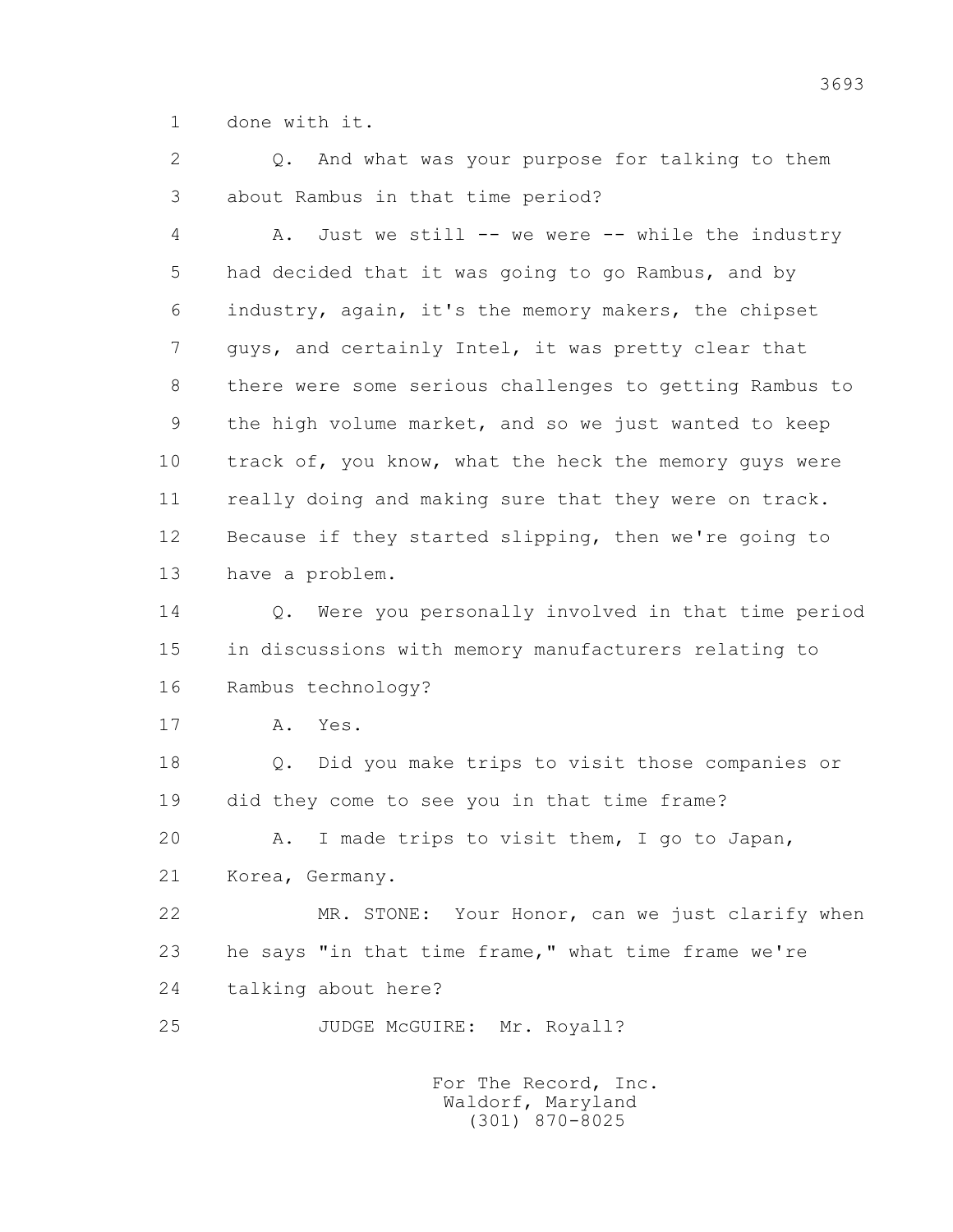1 done with it.

2 Q. And what was your purpose for talking to them

3 about Rambus in that time period?

4 A. Just we still -- we were -- while the industry

5 had decided that it was going to go Rambus, and by

6 industry, again, it's the memory makers, the chipset

7 guys, and certainly Intel, it was pretty clear that

8 there were some serious challenges to getting Rambus to

9 the high volume market, and so we just wanted to keep

10 track of, you know, what the heck the memory guys were

11 really doing and making sure that they were on track.

12 Because if they started slipping, then we're going to

13 have a problem.

14 Q. Were you personally involved in that time period

15 in discussions with memory manufacturers relating to

16 Rambus technology?

17 A. Yes.

18 Q. Did you make trips to visit those companies or

19 did they come to see you in that time frame?

20 A. I made trips to visit them, I go to Japan,

21 Korea, Germany.

22 MR. STONE: Your Honor, can we just clarify when

23 he says "in that time frame," what time frame we're

24 talking about here?

25 JUDGE McGUIRE: Mr. Royall?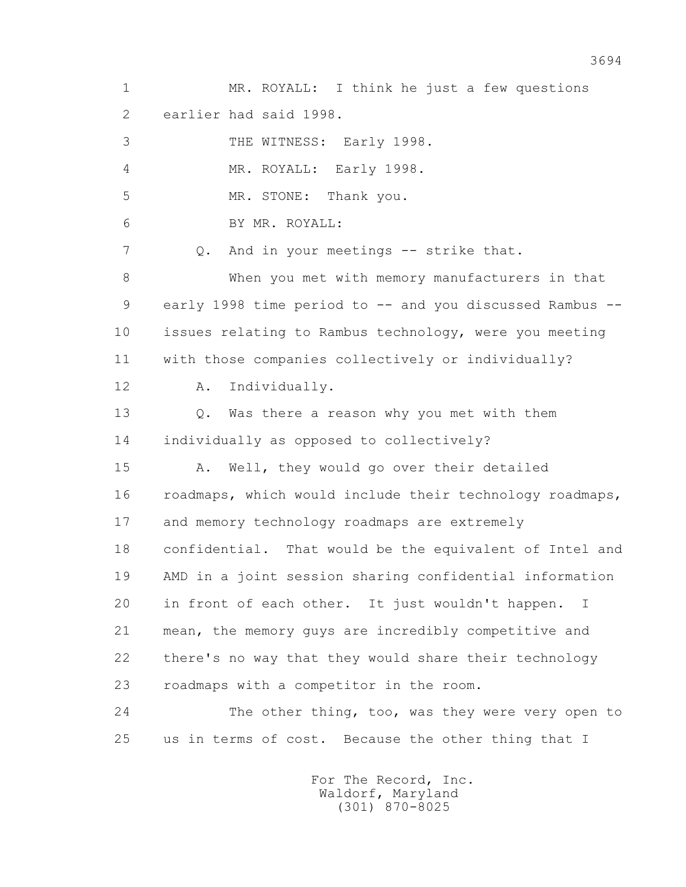MR. ROYALL: I think he just a few questions earlier had said 1998.

THE WITNESS: Early 1998.

MR. ROYALL: Early 1998.

MR. STONE: Thank you.

BY MR. ROYALL:

Q. And in your meetings -- strike that.

When you met with memory manufacturers in that early 1998 time period to -- and you discussed Rambus -- issues relating to Rambus technology, were you meeting with those companies collectively or individually?

A. Individually.

Q. Was there a reason why you met with them individually as opposed to collectively?

A. Well, they would go over their detailed roadmaps, which would include their technology roadmaps, and memory technology roadmaps are extremely confidential. That would be the equivalent of Intel and AMD in a joint session sharing confidential information in front of each other. It just wouldn't happen. I mean, the memory guys are incredibly competitive and there's no way that they would share their technology roadmaps with a competitor in the room.

The other thing, too, was they were very open to us in terms of cost. Because the other thing that I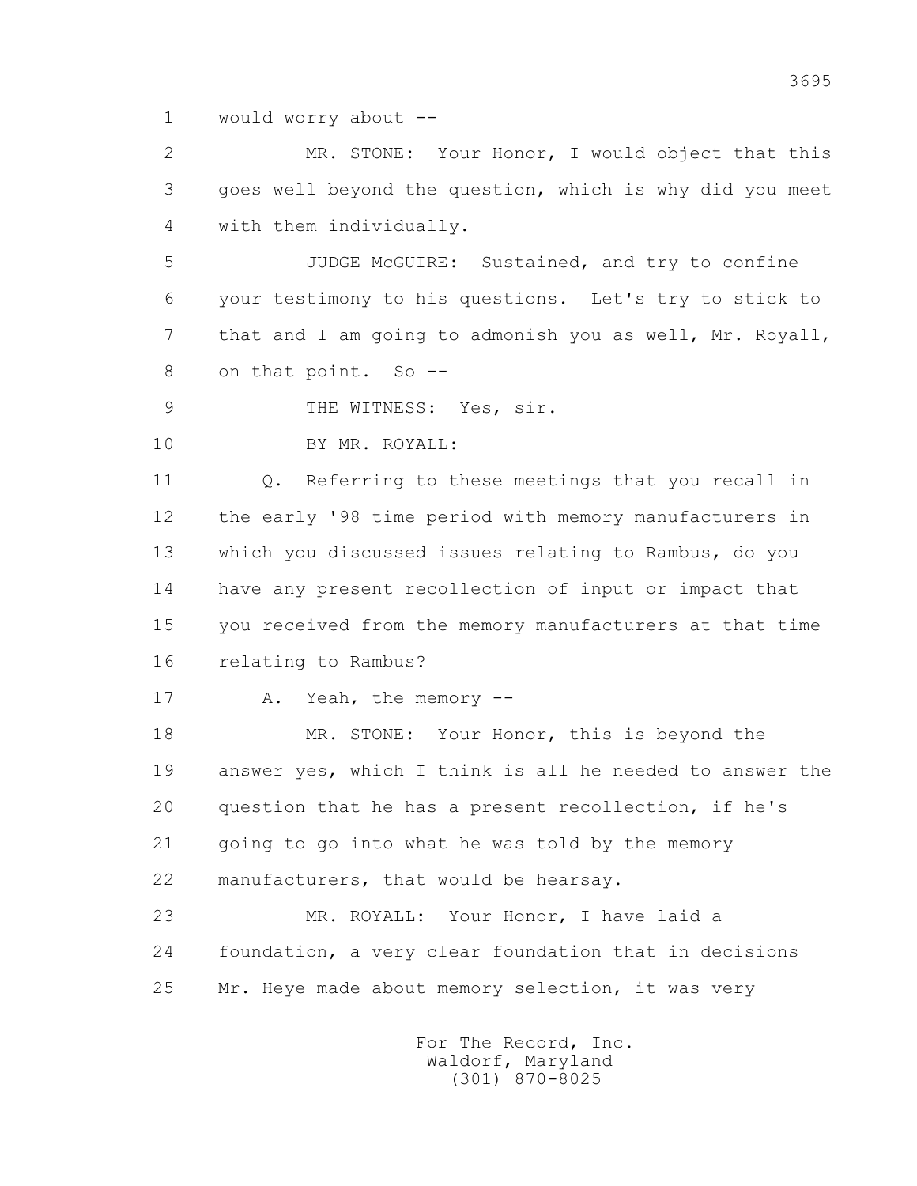1 would worry about --

2 MR. STONE: Your Honor, I would object that this
3 goes well beyond the question, which is why did you meet
4 with them individually.

5 JUDGE McGUIRE: Sustained, and try to confine
6 your testimony to his questions. Let's try to stick to
7 that and I am going to admonish you as well, Mr. Royall,
8 on that point. So --

9 THE WITNESS: Yes, sir.

10 BY MR. ROYALL:

11 Q. Referring to these meetings that you recall in
12 the early '98 time period with memory manufacturers in
13 which you discussed issues relating to Rambus, do you
14 have any present recollection of input or impact that
15 you received from the memory manufacturers at that time
16 relating to Rambus?

17 A. Yeah, the memory --

18 MR. STONE: Your Honor, this is beyond the
19 answer yes, which I think is all he needed to answer the
20 question that he has a present recollection, if he's
21 going to go into what he was told by the memory
22 manufacturers, that would be hearsay.

23 MR. ROYALL: Your Honor, I have laid a
24 foundation, a very clear foundation that in decisions
25 Mr. Heye made about memory selection, it was very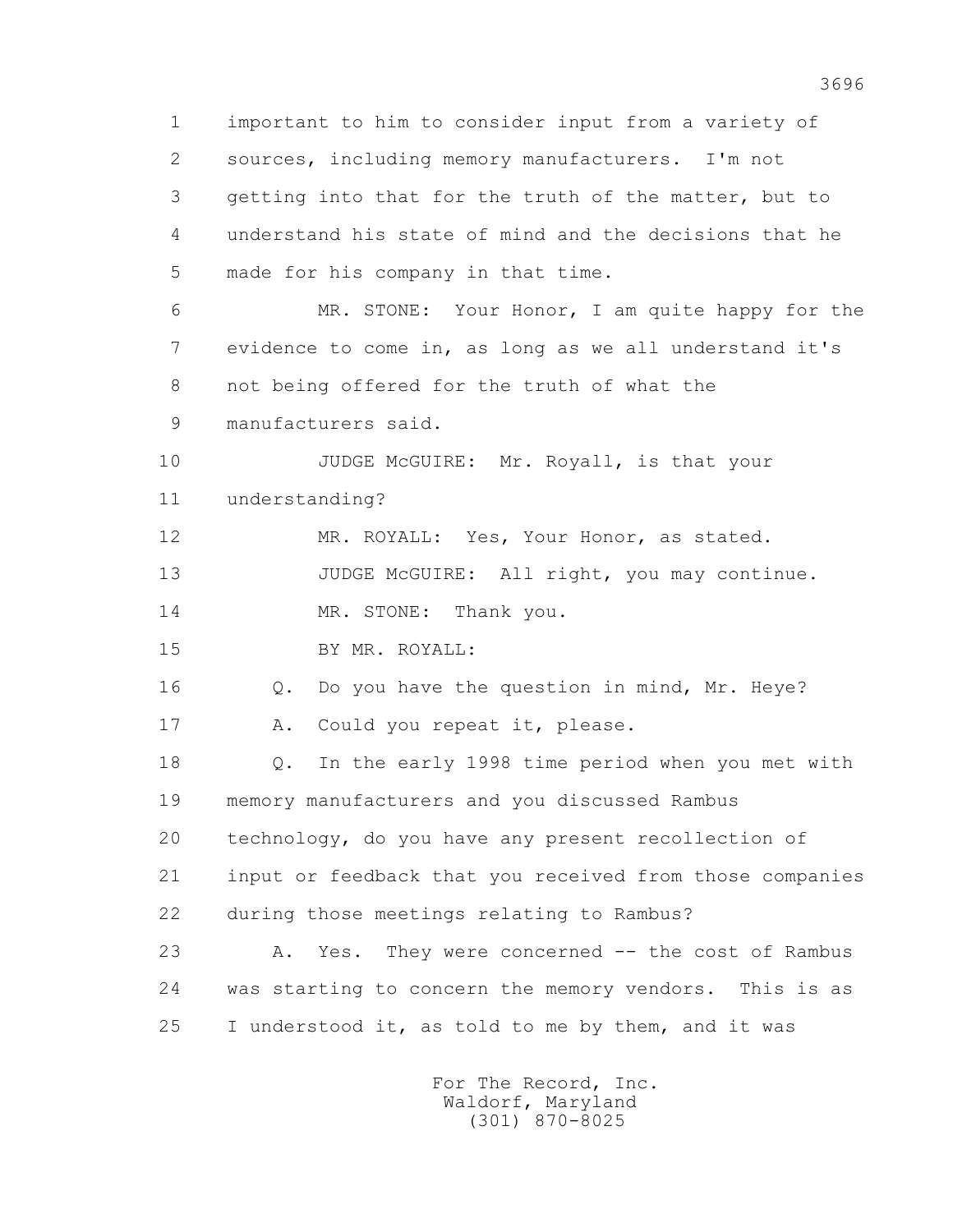important to him to consider input from a variety of sources, including memory manufacturers. I'm not getting into that for the truth of the matter, but to understand his state of mind and the decisions that he made for his company in that time.

MR. STONE: Your Honor, I am quite happy for the evidence to come in, as long as we all understand it's not being offered for the truth of what the manufacturers said.

JUDGE McGUIRE: Mr. Royall, is that your understanding?

MR. ROYALL: Yes, Your Honor, as stated.

JUDGE McGUIRE: All right, you may continue.

MR. STONE: Thank you.

BY MR. ROYALL:

Q. Do you have the question in mind, Mr. Heye?

A. Could you repeat it, please.

Q. In the early 1998 time period when you met with memory manufacturers and you discussed Rambus technology, do you have any present recollection of input or feedback that you received from those companies during those meetings relating to Rambus?

A. Yes. They were concerned -- the cost of Rambus was starting to concern the memory vendors. This is as I understood it, as told to me by them, and it was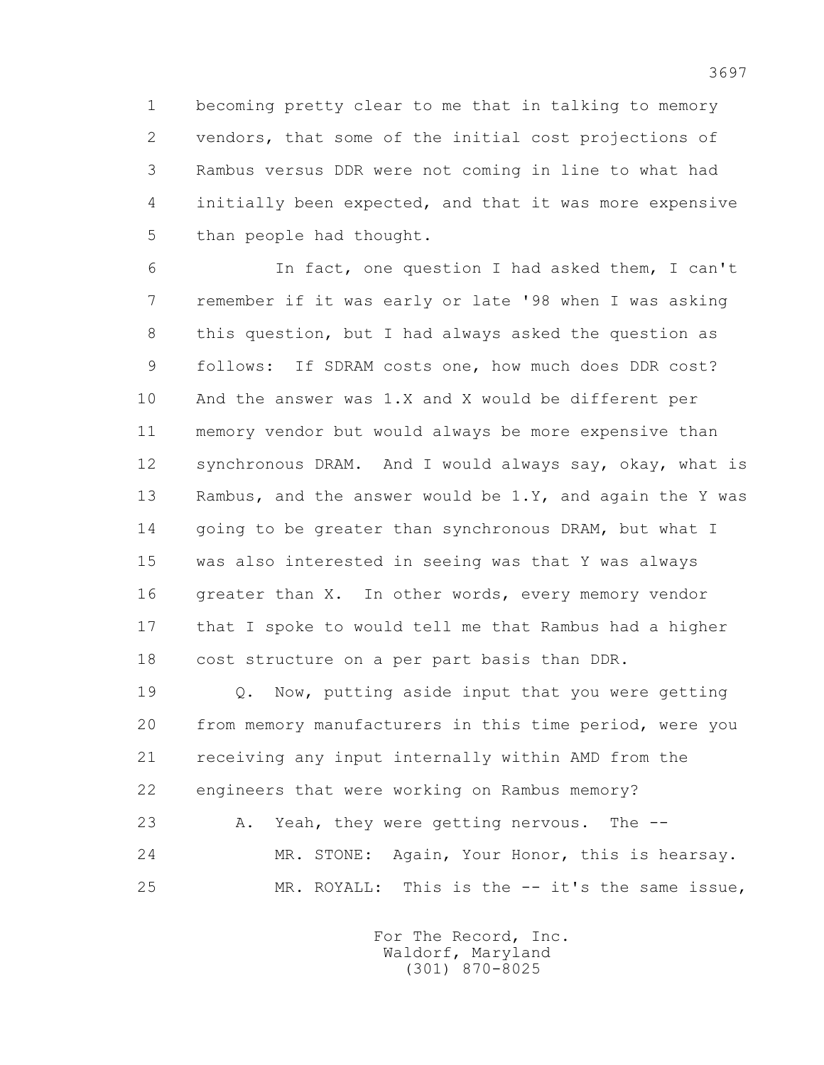1 becoming pretty clear to me that in talking to memory
2 vendors, that some of the initial cost projections of
3 Rambus versus DDR were not coming in line to what had
4 initially been expected, and that it was more expensive
5 than people had thought.

6 In fact, one question I had asked them, I can't
7 remember if it was early or late '98 when I was asking
8 this question, but I had always asked the question as
9 follows: If SDRAM costs one, how much does DDR cost?
10 And the answer was 1.X and X would be different per
11 memory vendor but would always be more expensive than
12 synchronous DRAM. And I would always say, okay, what is
13 Rambus, and the answer would be 1.Y, and again the Y was
14 going to be greater than synchronous DRAM, but what I
15 was also interested in seeing was that Y was always
16 greater than X. In other words, every memory vendor
17 that I spoke to would tell me that Rambus had a higher
18 cost structure on a per part basis than DDR.

19 Q. Now, putting aside input that you were getting
20 from memory manufacturers in this time period, were you
21 receiving any input internally within AMD from the
22 engineers that were working on Rambus memory?

23 A. Yeah, they were getting nervous. The --

24 MR. STONE: Again, Your Honor, this is hearsay.

25 MR. ROYALL: This is the -- it's the same issue,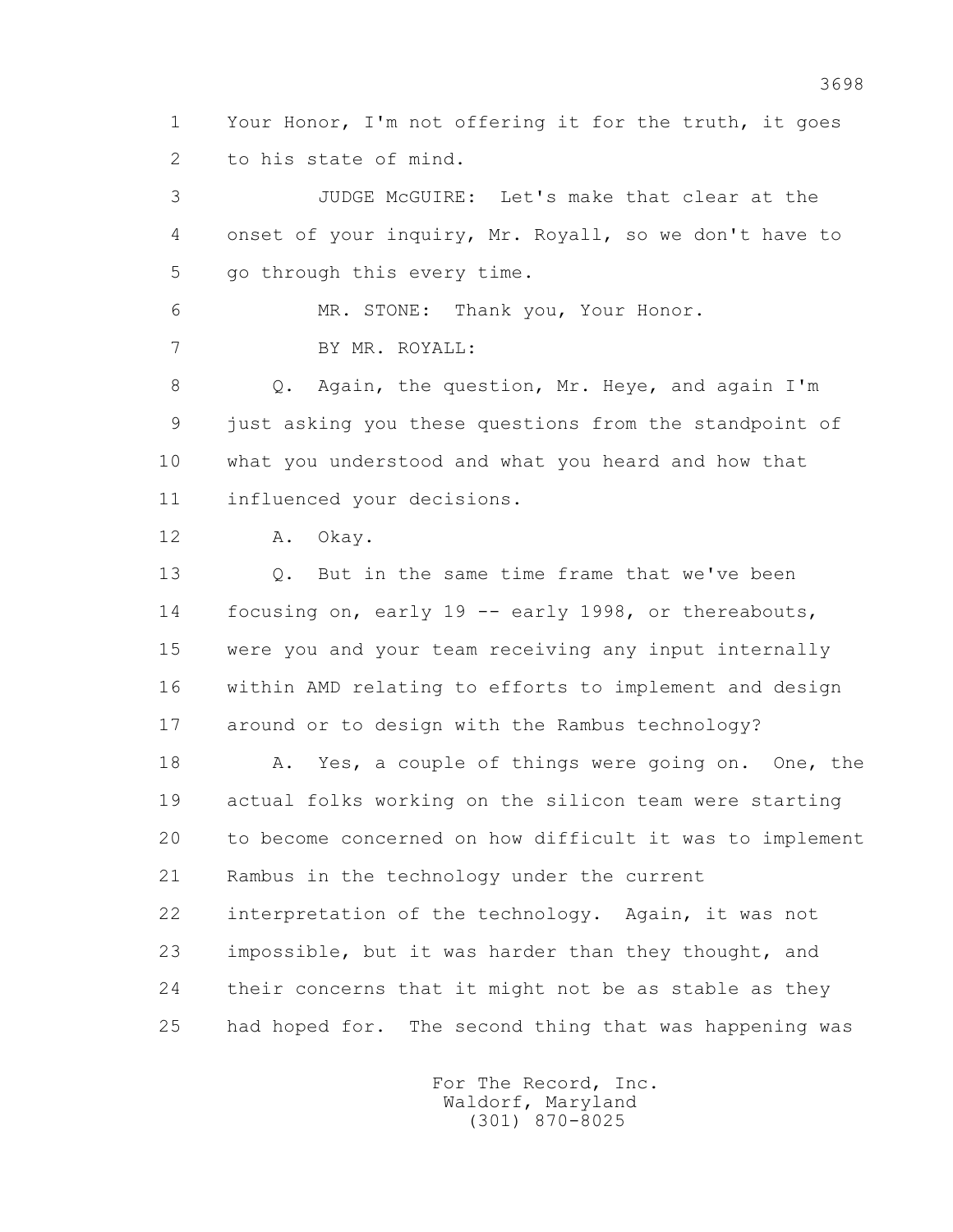1 Your Honor, I'm not offering it for the truth, it goes
2 to his state of mind.

3 JUDGE McGUIRE: Let's make that clear at the
4 onset of your inquiry, Mr. Royall, so we don't have to
5 go through this every time.

6 MR. STONE: Thank you, Your Honor.

7 BY MR. ROYALL:

8 Q. Again, the question, Mr. Heye, and again I'm
9 just asking you these questions from the standpoint of
10 what you understood and what you heard and how that
11 influenced your decisions.

12 A. Okay.

13 Q. But in the same time frame that we've been
14 focusing on, early 19 -- early 1998, or thereabouts,
15 were you and your team receiving any input internally
16 within AMD relating to efforts to implement and design
17 around or to design with the Rambus technology?

18 A. Yes, a couple of things were going on. One, the
19 actual folks working on the silicon team were starting
20 to become concerned on how difficult it was to implement
21 Rambus in the technology under the current
22 interpretation of the technology. Again, it was not
23 impossible, but it was harder than they thought, and
24 their concerns that it might not be as stable as they
25 had hoped for. The second thing that was happening was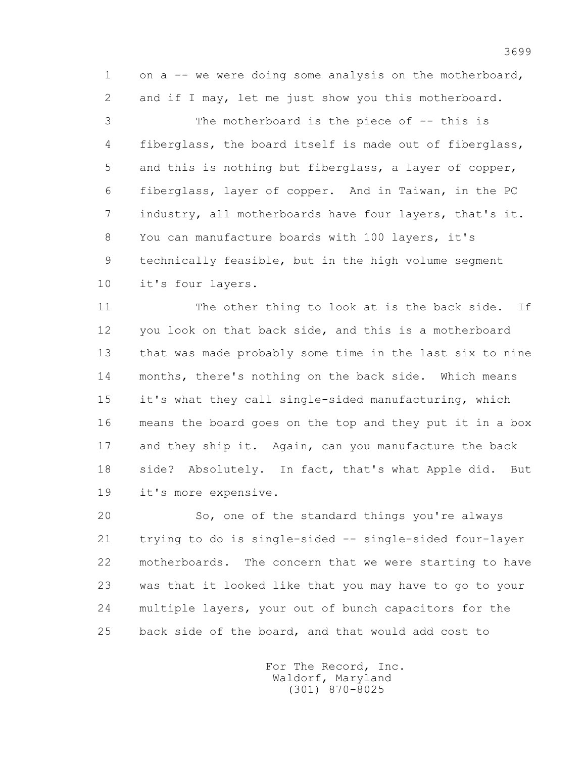1 on a -- we were doing some analysis on the motherboard,
2 and if I may, let me just show you this motherboard.

3 The motherboard is the piece of -- this is
4 fiberglass, the board itself is made out of fiberglass,
5 and this is nothing but fiberglass, a layer of copper,
6 fiberglass, layer of copper. And in Taiwan, in the PC
7 industry, all motherboards have four layers, that's it.
8 You can manufacture boards with 100 layers, it's
9 technically feasible, but in the high volume segment
10 it's four layers.

11 The other thing to look at is the back side. If
12 you look on that back side, and this is a motherboard
13 that was made probably some time in the last six to nine
14 months, there's nothing on the back side. Which means
15 it's what they call single-sided manufacturing, which
16 means the board goes on the top and they put it in a box
17 and they ship it. Again, can you manufacture the back
18 side? Absolutely. In fact, that's what Apple did. But
19 it's more expensive.

20 So, one of the standard things you're always
21 trying to do is single-sided -- single-sided four-layer
22 motherboards. The concern that we were starting to have
23 was that it looked like that you may have to go to your
24 multiple layers, your out of bunch capacitors for the
25 back side of the board, and that would add cost to

For The Record, Inc.
Waldorf, Maryland
(301) 870-8025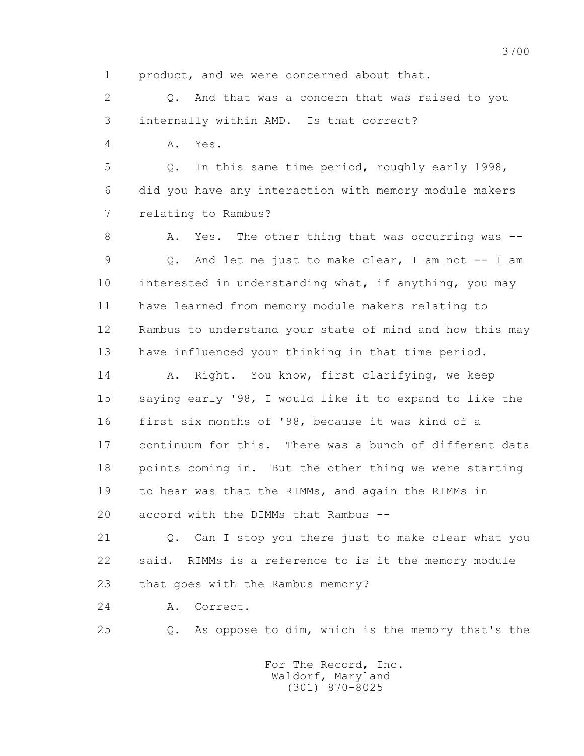1 product, and we were concerned about that.

2 Q. And that was a concern that was raised to you

3 internally within AMD. Is that correct?

4 A. Yes.

5 Q. In this same time period, roughly early 1998,

6 did you have any interaction with memory module makers

7 relating to Rambus?

8 A. Yes. The other thing that was occurring was --

9 Q. And let me just to make clear, I am not -- I am

10 interested in understanding what, if anything, you may

11 have learned from memory module makers relating to

12 Rambus to understand your state of mind and how this may

13 have influenced your thinking in that time period.

14 A. Right. You know, first clarifying, we keep

15 saying early '98, I would like it to expand to like the

16 first six months of '98, because it was kind of a

17 continuum for this. There was a bunch of different data

18 points coming in. But the other thing we were starting

19 to hear was that the RIMMs, and again the RIMMs in

20 accord with the DIMMs that Rambus --

21 Q. Can I stop you there just to make clear what you

22 said. RIMMs is a reference to is it the memory module

23 that goes with the Rambus memory?

24 A. Correct.

25 Q. As oppose to dim, which is the memory that's the

For The Record, Inc.
Waldorf, Maryland
(301) 870-8025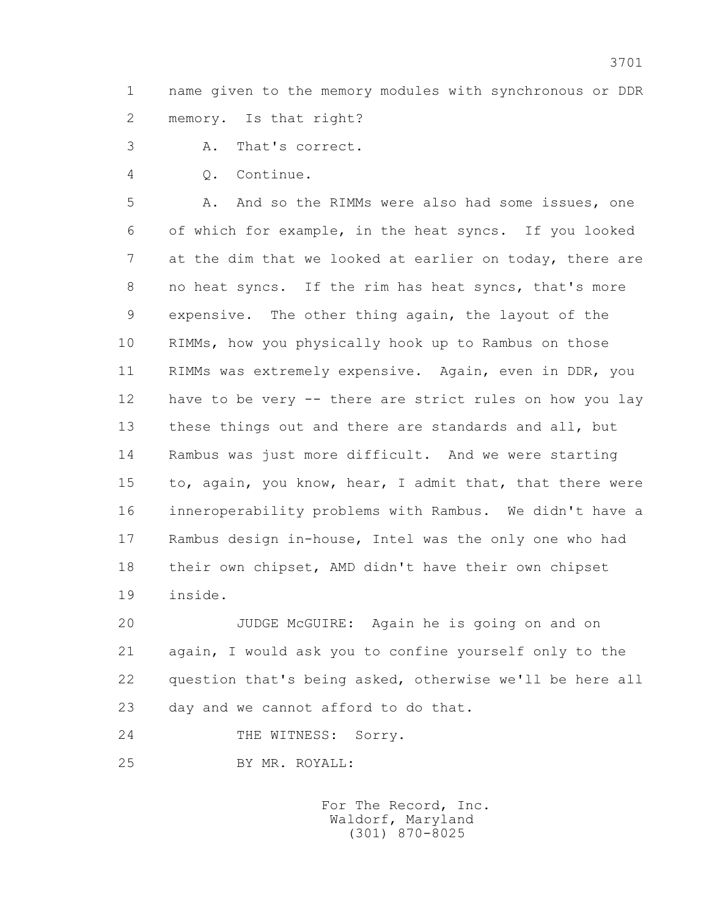1 name given to the memory modules with synchronous or DDR
2 memory. Is that right?

3 A. That's correct.

4 Q. Continue.

5 A. And so the RIMMs were also had some issues, one
6 of which for example, in the heat syncs. If you looked
7 at the dim that we looked at earlier on today, there are
8 no heat syncs. If the rim has heat syncs, that's more
9 expensive. The other thing again, the layout of the
10 RIMMs, how you physically hook up to Rambus on those
11 RIMMs was extremely expensive. Again, even in DDR, you
12 have to be very -- there are strict rules on how you lay
13 these things out and there are standards and all, but
14 Rambus was just more difficult. And we were starting
15 to, again, you know, hear, I admit that, that there were
16 inneroperability problems with Rambus. We didn't have a
17 Rambus design in-house, Intel was the only one who had
18 their own chipset, AMD didn't have their own chipset
19 inside.

20 JUDGE McGUIRE: Again he is going on and on
21 again, I would ask you to confine yourself only to the
22 question that's being asked, otherwise we'll be here all
23 day and we cannot afford to do that.

24 THE WITNESS: Sorry.

25 BY MR. ROYALL: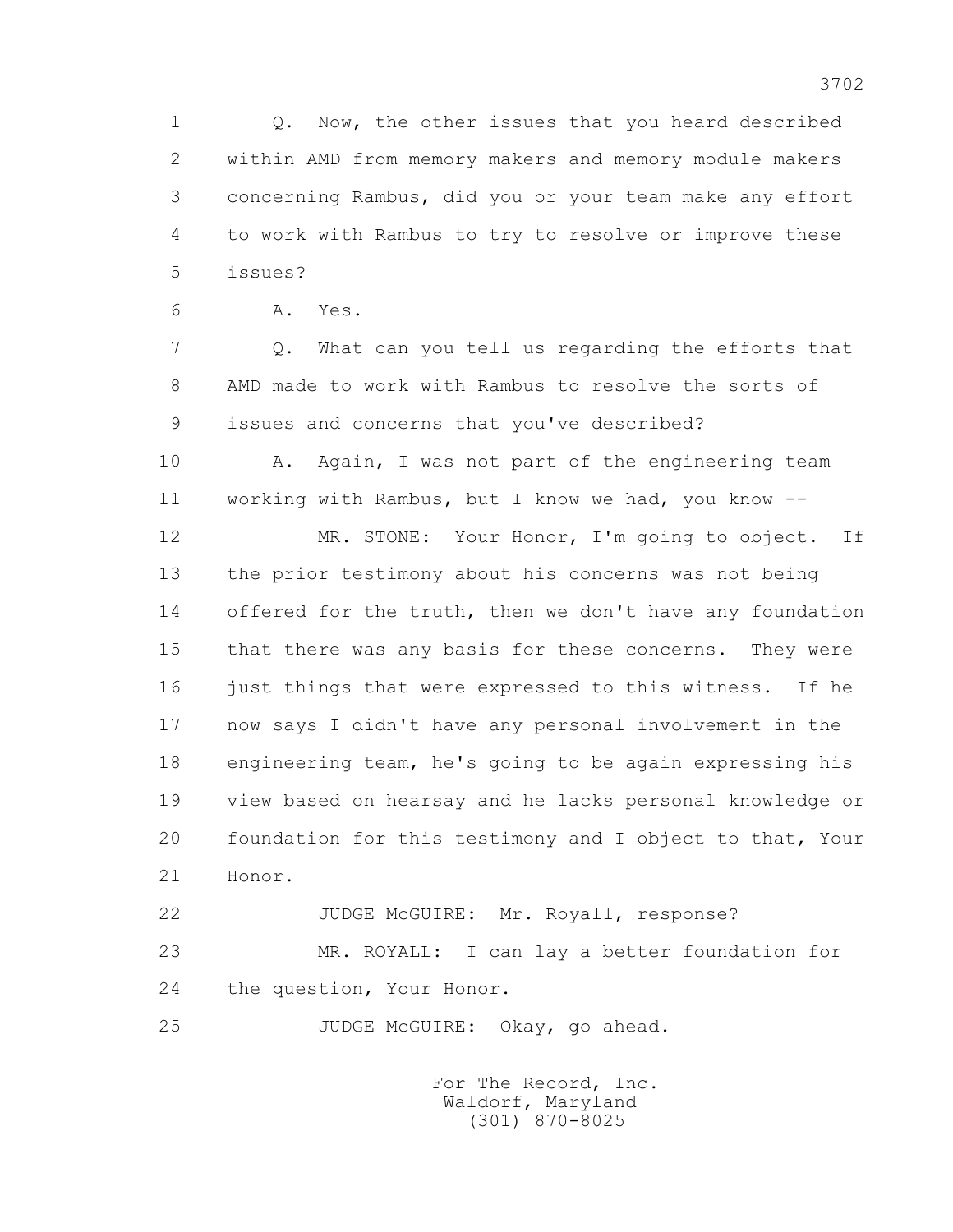1 Q. Now, the other issues that you heard described
2 within AMD from memory makers and memory module makers
3 concerning Rambus, did you or your team make any effort
4 to work with Rambus to try to resolve or improve these
5 issues?

6 A. Yes.

7 Q. What can you tell us regarding the efforts that
8 AMD made to work with Rambus to resolve the sorts of
9 issues and concerns that you've described?

10 A. Again, I was not part of the engineering team
11 working with Rambus, but I know we had, you know --

12 MR. STONE: Your Honor, I'm going to object. If
13 the prior testimony about his concerns was not being
14 offered for the truth, then we don't have any foundation
15 that there was any basis for these concerns. They were
16 just things that were expressed to this witness. If he
17 now says I didn't have any personal involvement in the
18 engineering team, he's going to be again expressing his
19 view based on hearsay and he lacks personal knowledge or
20 foundation for this testimony and I object to that, Your
21 Honor.

22 JUDGE McGUIRE: Mr. Royall, response?

23 MR. ROYALL: I can lay a better foundation for
24 the question, Your Honor.

25 JUDGE McGUIRE: Okay, go ahead.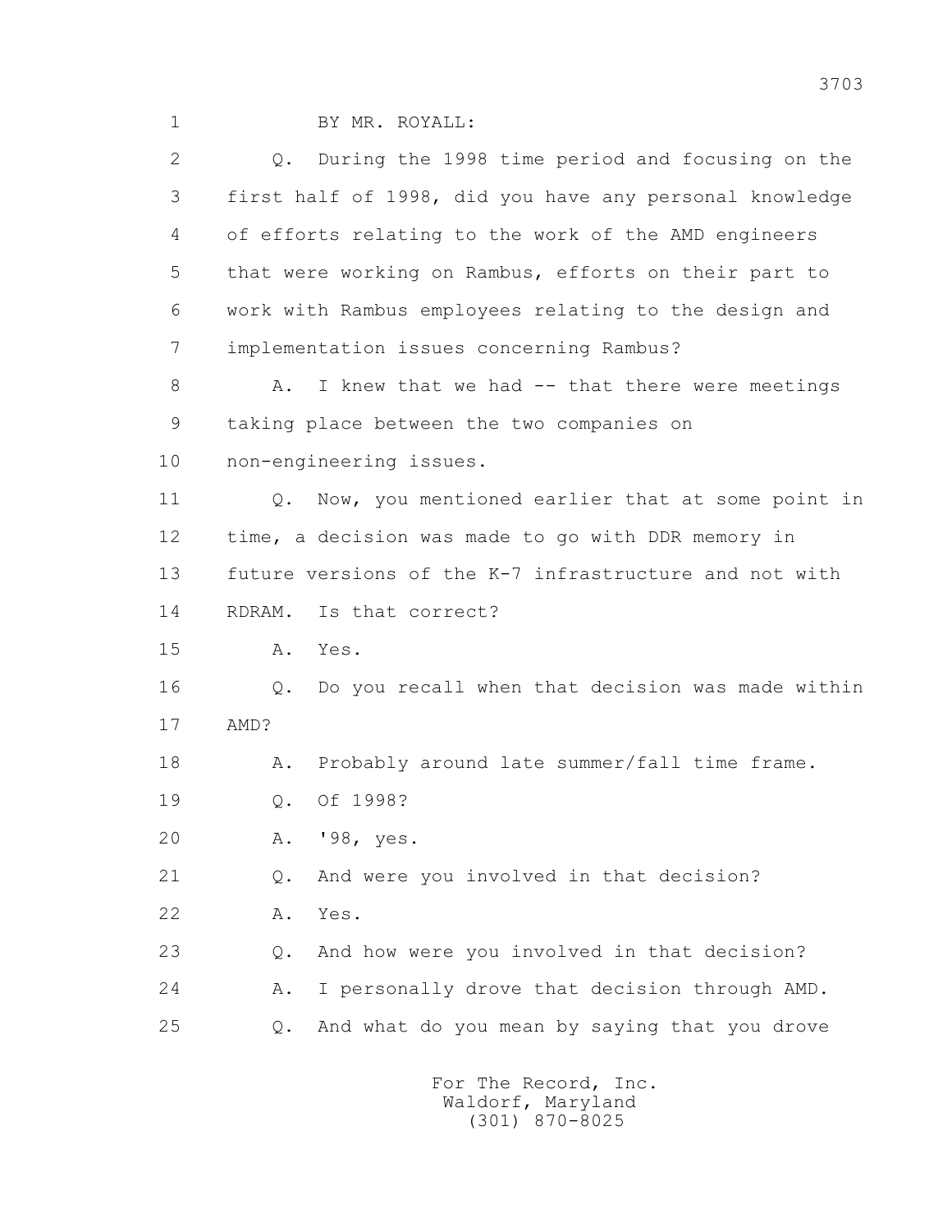BY MR. ROYALL:

Q. During the 1998 time period and focusing on the first half of 1998, did you have any personal knowledge of efforts relating to the work of the AMD engineers that were working on Rambus, efforts on their part to work with Rambus employees relating to the design and implementation issues concerning Rambus?

A. I knew that we had -- that there were meetings taking place between the two companies on non-engineering issues.

Q. Now, you mentioned earlier that at some point in time, a decision was made to go with DDR memory in future versions of the K-7 infrastructure and not with RDRAM. Is that correct?

A. Yes.

Q. Do you recall when that decision was made within AMD?

A. Probably around late summer/fall time frame.

Q. Of 1998?

A. '98, yes.

Q. And were you involved in that decision?

A. Yes.

Q. And how were you involved in that decision?

A. I personally drove that decision through AMD.

Q. And what do you mean by saying that you drove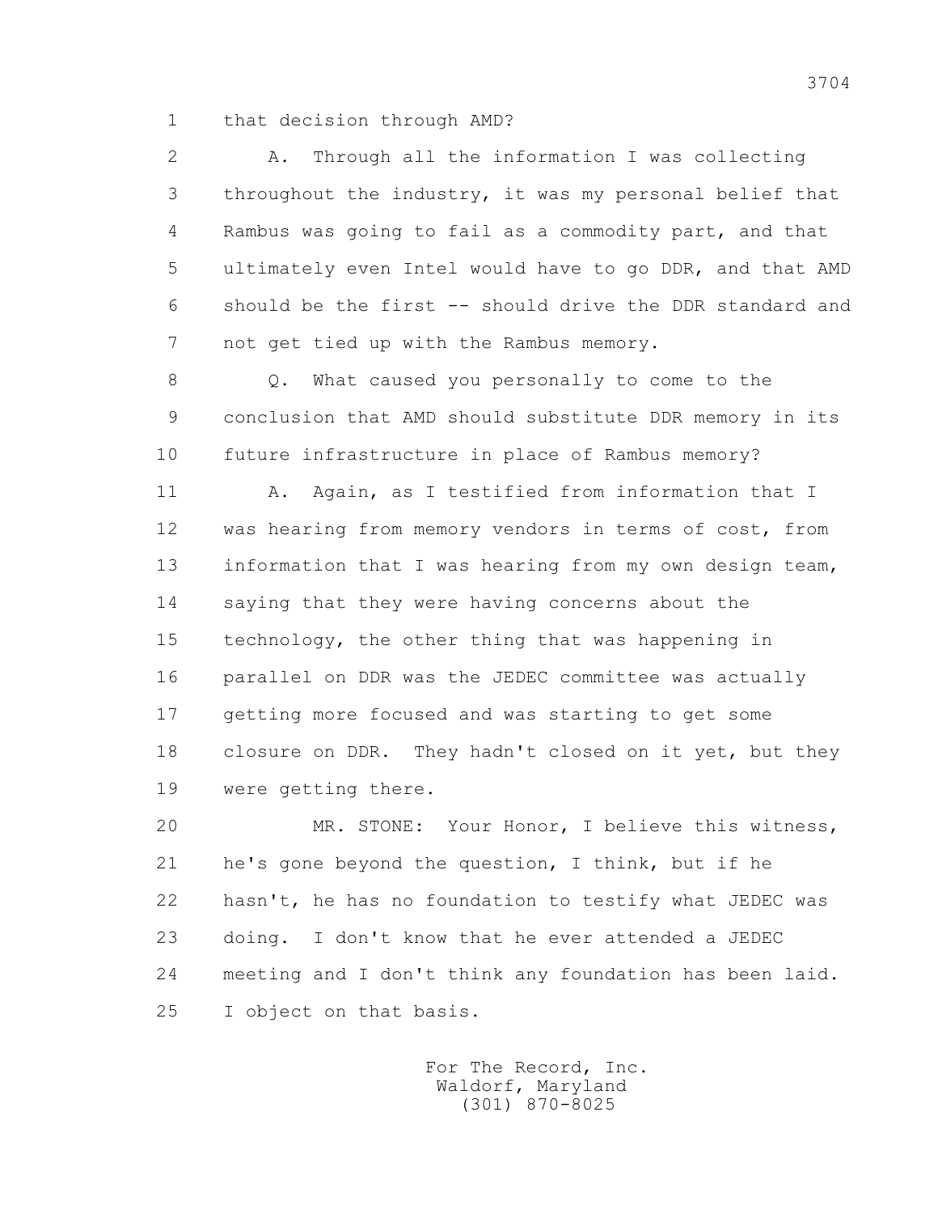1 that decision through AMD?

2 A. Through all the information I was collecting

3 throughout the industry, it was my personal belief that

4 Rambus was going to fail as a commodity part, and that

5 ultimately even Intel would have to go DDR, and that AMD

6 should be the first -- should drive the DDR standard and

7 not get tied up with the Rambus memory.

8 Q. What caused you personally to come to the

9 conclusion that AMD should substitute DDR memory in its

10 future infrastructure in place of Rambus memory?

11 A. Again, as I testified from information that I

12 was hearing from memory vendors in terms of cost, from

13 information that I was hearing from my own design team,

14 saying that they were having concerns about the

15 technology, the other thing that was happening in

16 parallel on DDR was the JEDEC committee was actually

17 getting more focused and was starting to get some

18 closure on DDR. They hadn't closed on it yet, but they

19 were getting there.

20 MR. STONE: Your Honor, I believe this witness,

21 he's gone beyond the question, I think, but if he

22 hasn't, he has no foundation to testify what JEDEC was

23 doing. I don't know that he ever attended a JEDEC

24 meeting and I don't think any foundation has been laid.

25 I object on that basis.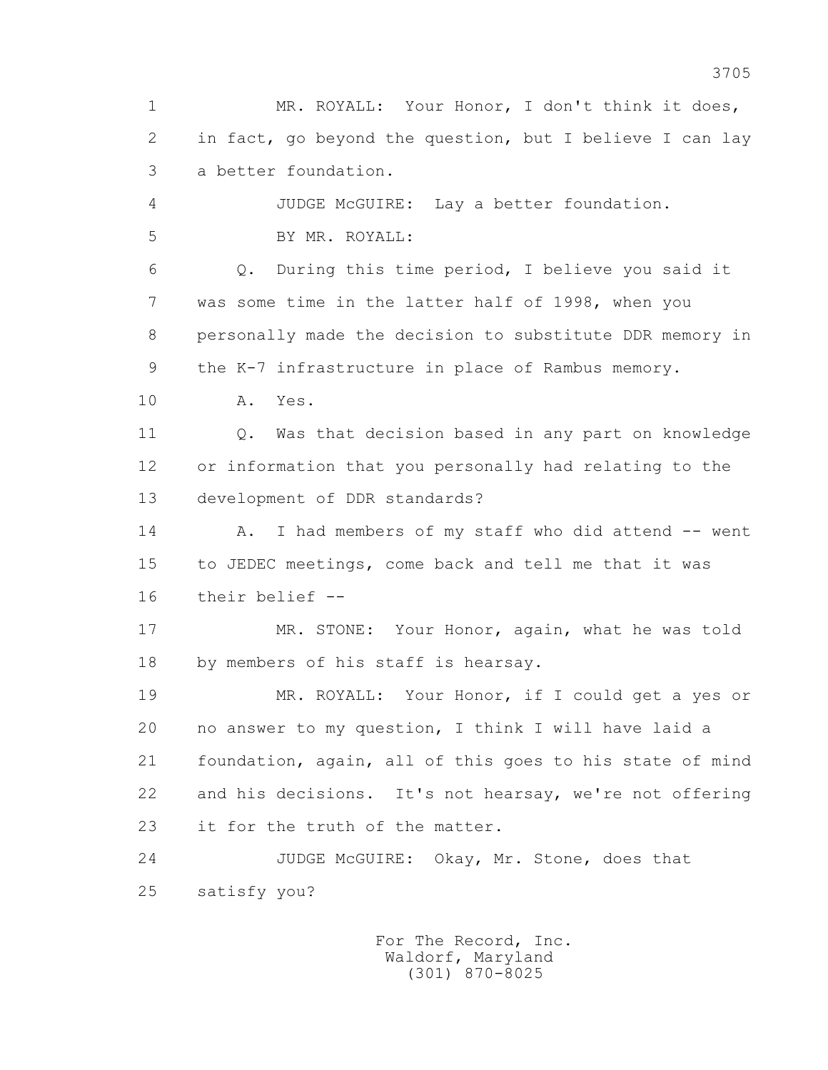1 MR. ROYALL: Your Honor, I don't think it does,
2 in fact, go beyond the question, but I believe I can lay
3 a better foundation.
4 JUDGE McGUIRE: Lay a better foundation.
5 BY MR. ROYALL:
6 Q. During this time period, I believe you said it
7 was some time in the latter half of 1998, when you
8 personally made the decision to substitute DDR memory in
9 the K-7 infrastructure in place of Rambus memory.
10 A. Yes.
11 Q. Was that decision based in any part on knowledge
12 or information that you personally had relating to the
13 development of DDR standards?
14 A. I had members of my staff who did attend -- went
15 to JEDEC meetings, come back and tell me that it was
16 their belief --
17 MR. STONE: Your Honor, again, what he was told
18 by members of his staff is hearsay.
19 MR. ROYALL: Your Honor, if I could get a yes or
20 no answer to my question, I think I will have laid a
21 foundation, again, all of this goes to his state of mind
22 and his decisions. It's not hearsay, we're not offering
23 it for the truth of the matter.
24 JUDGE McGUIRE: Okay, Mr. Stone, does that
25 satisfy you?

For The Record, Inc.
Waldorf, Maryland
(301) 870-8025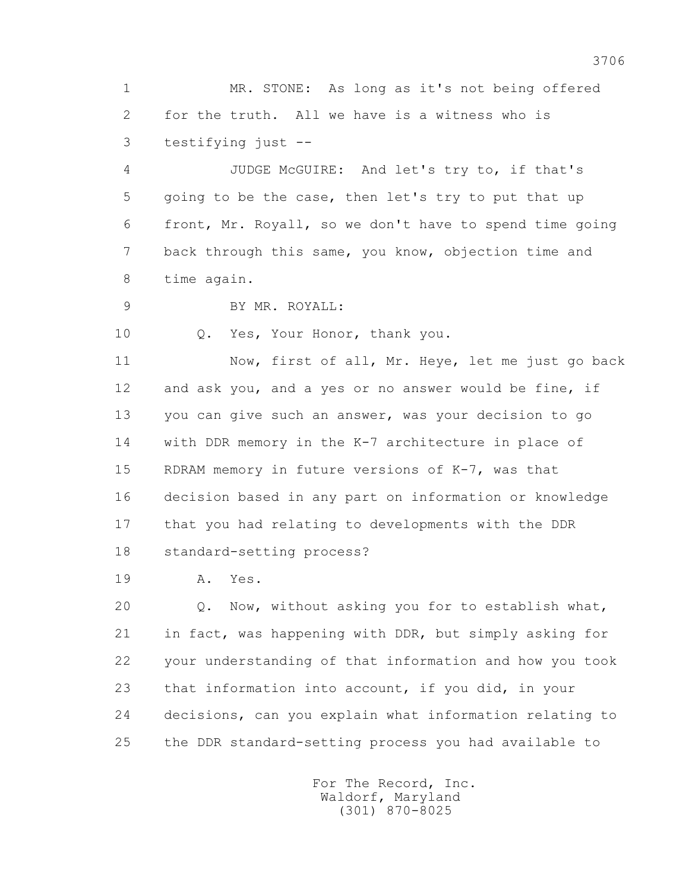MR. STONE: As long as it's not being offered for the truth. All we have is a witness who is testifying just --

JUDGE McGUIRE: And let's try to, if that's going to be the case, then let's try to put that up front, Mr. Royall, so we don't have to spend time going back through this same, you know, objection time and time again.

BY MR. ROYALL:

Q. Yes, Your Honor, thank you.

Now, first of all, Mr. Heye, let me just go back and ask you, and a yes or no answer would be fine, if you can give such an answer, was your decision to go with DDR memory in the K-7 architecture in place of RDRAM memory in future versions of K-7, was that decision based in any part on information or knowledge that you had relating to developments with the DDR standard-setting process?

A. Yes.

Q. Now, without asking you for to establish what, in fact, was happening with DDR, but simply asking for your understanding of that information and how you took that information into account, if you did, in your decisions, can you explain what information relating to the DDR standard-setting process you had available to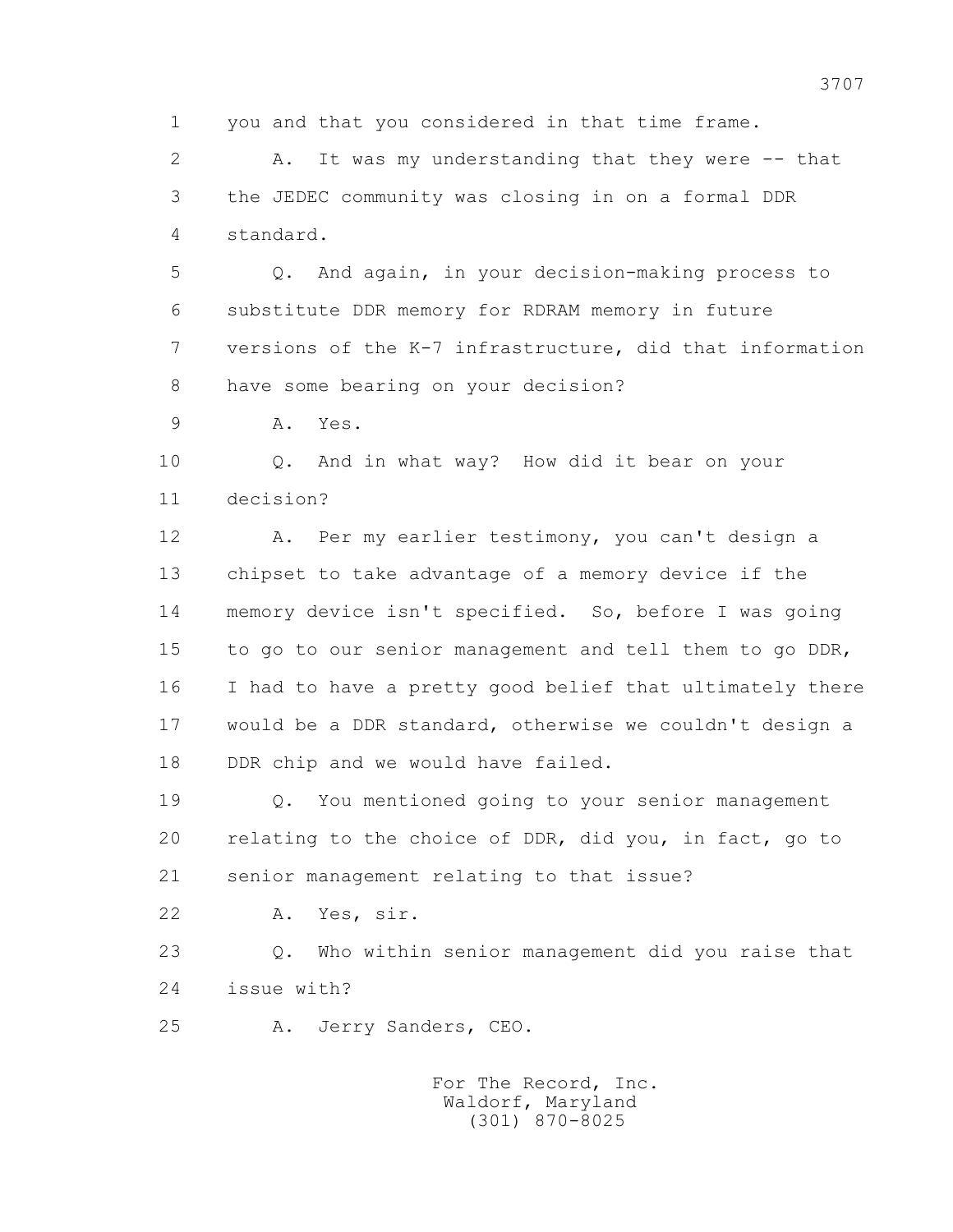1 you and that you considered in that time frame.

2 A. It was my understanding that they were -- that
3 the JEDEC community was closing in on a formal DDR
4 standard.

5 Q. And again, in your decision-making process to
6 substitute DDR memory for RDRAM memory in future
7 versions of the K-7 infrastructure, did that information
8 have some bearing on your decision?

9 A. Yes.

10 Q. And in what way? How did it bear on your
11 decision?

12 A. Per my earlier testimony, you can't design a
13 chipset to take advantage of a memory device if the
14 memory device isn't specified. So, before I was going
15 to go to our senior management and tell them to go DDR,
16 I had to have a pretty good belief that ultimately there
17 would be a DDR standard, otherwise we couldn't design a
18 DDR chip and we would have failed.

19 Q. You mentioned going to your senior management
20 relating to the choice of DDR, did you, in fact, go to
21 senior management relating to that issue?

22 A. Yes, sir.

23 Q. Who within senior management did you raise that
24 issue with?

25 A. Jerry Sanders, CEO.

For The Record, Inc.
Waldorf, Maryland
(301) 870-8025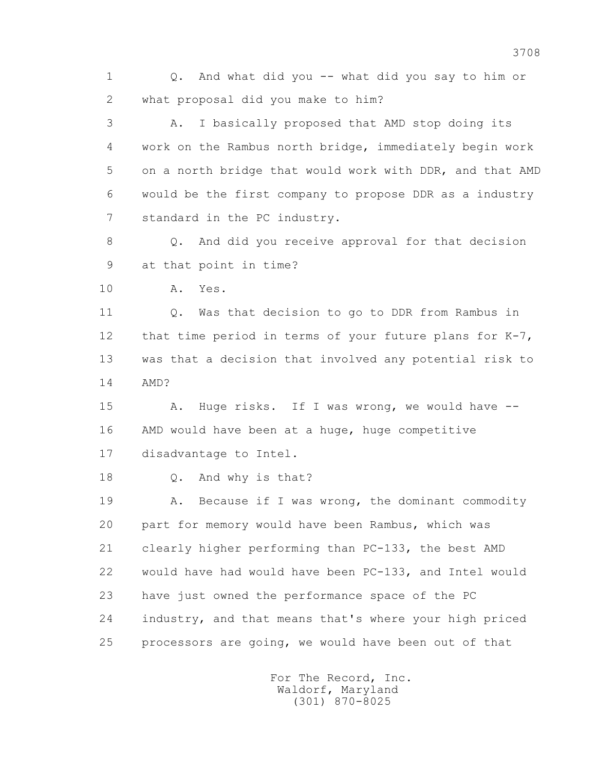1 Q. And what did you -- what did you say to him or
2 what proposal did you make to him?
3 A. I basically proposed that AMD stop doing its
4 work on the Rambus north bridge, immediately begin work
5 on a north bridge that would work with DDR, and that AMD
6 would be the first company to propose DDR as a industry
7 standard in the PC industry.
8 Q. And did you receive approval for that decision
9 at that point in time?
10 A. Yes.
11 Q. Was that decision to go to DDR from Rambus in
12 that time period in terms of your future plans for K-7,
13 was that a decision that involved any potential risk to
14 AMD?
15 A. Huge risks. If I was wrong, we would have --
16 AMD would have been at a huge, huge competitive
17 disadvantage to Intel.
18 Q. And why is that?
19 A. Because if I was wrong, the dominant commodity
20 part for memory would have been Rambus, which was
21 clearly higher performing than PC-133, the best AMD
22 would have had would have been PC-133, and Intel would
23 have just owned the performance space of the PC
24 industry, and that means that's where your high priced
25 processors are going, we would have been out of that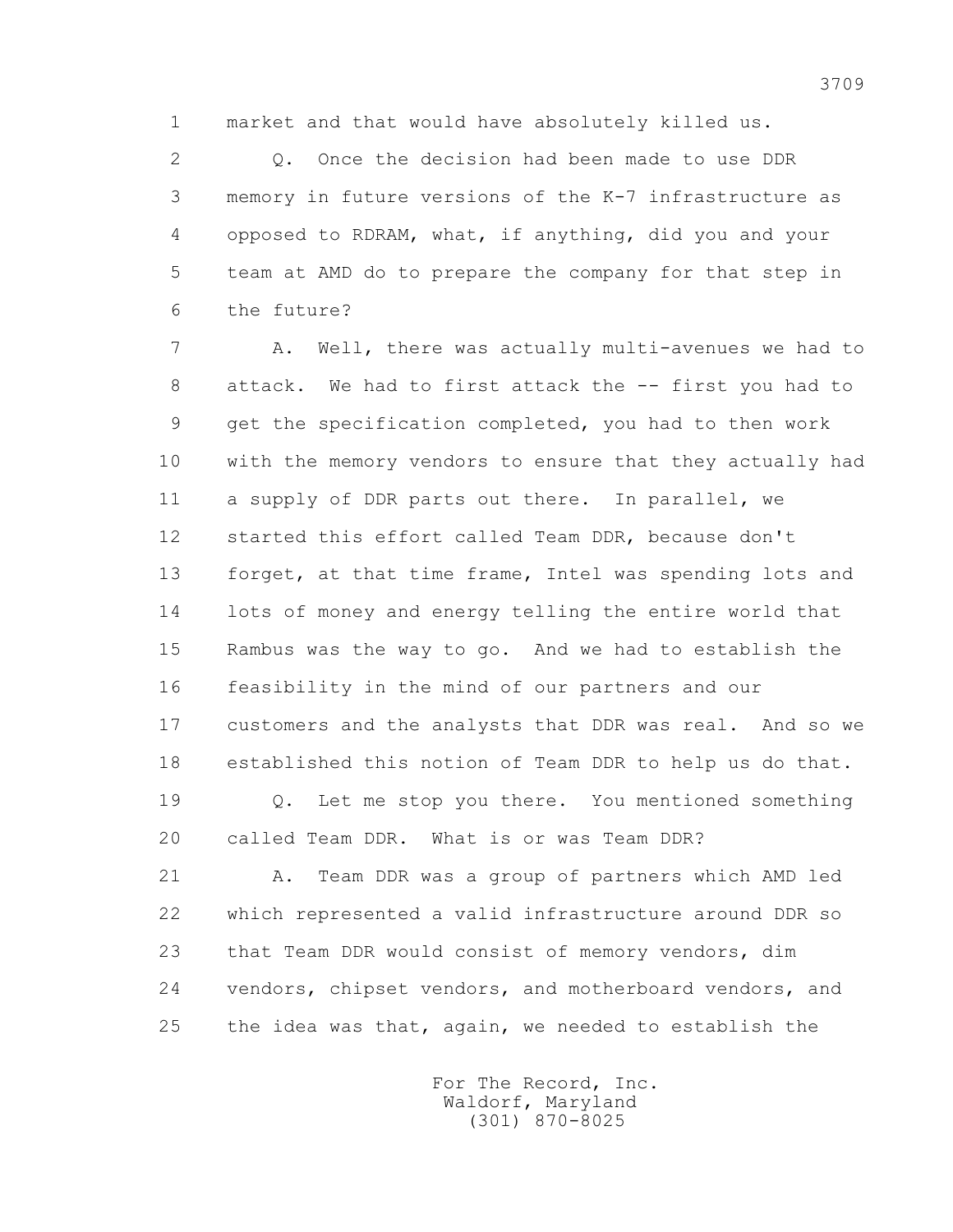1 market and that would have absolutely killed us.

2 Q. Once the decision had been made to use DDR

3 memory in future versions of the K-7 infrastructure as

4 opposed to RDRAM, what, if anything, did you and your

5 team at AMD do to prepare the company for that step in

6 the future?

7 A. Well, there was actually multi-avenues we had to

8 attack. We had to first attack the -- first you had to

9 get the specification completed, you had to then work

10 with the memory vendors to ensure that they actually had

11 a supply of DDR parts out there. In parallel, we

12 started this effort called Team DDR, because don't

13 forget, at that time frame, Intel was spending lots and

14 lots of money and energy telling the entire world that

15 Rambus was the way to go. And we had to establish the

16 feasibility in the mind of our partners and our

17 customers and the analysts that DDR was real. And so we

18 established this notion of Team DDR to help us do that.

19 Q. Let me stop you there. You mentioned something

20 called Team DDR. What is or was Team DDR?

21 A. Team DDR was a group of partners which AMD led

22 which represented a valid infrastructure around DDR so

23 that Team DDR would consist of memory vendors, dim

24 vendors, chipset vendors, and motherboard vendors, and

25 the idea was that, again, we needed to establish the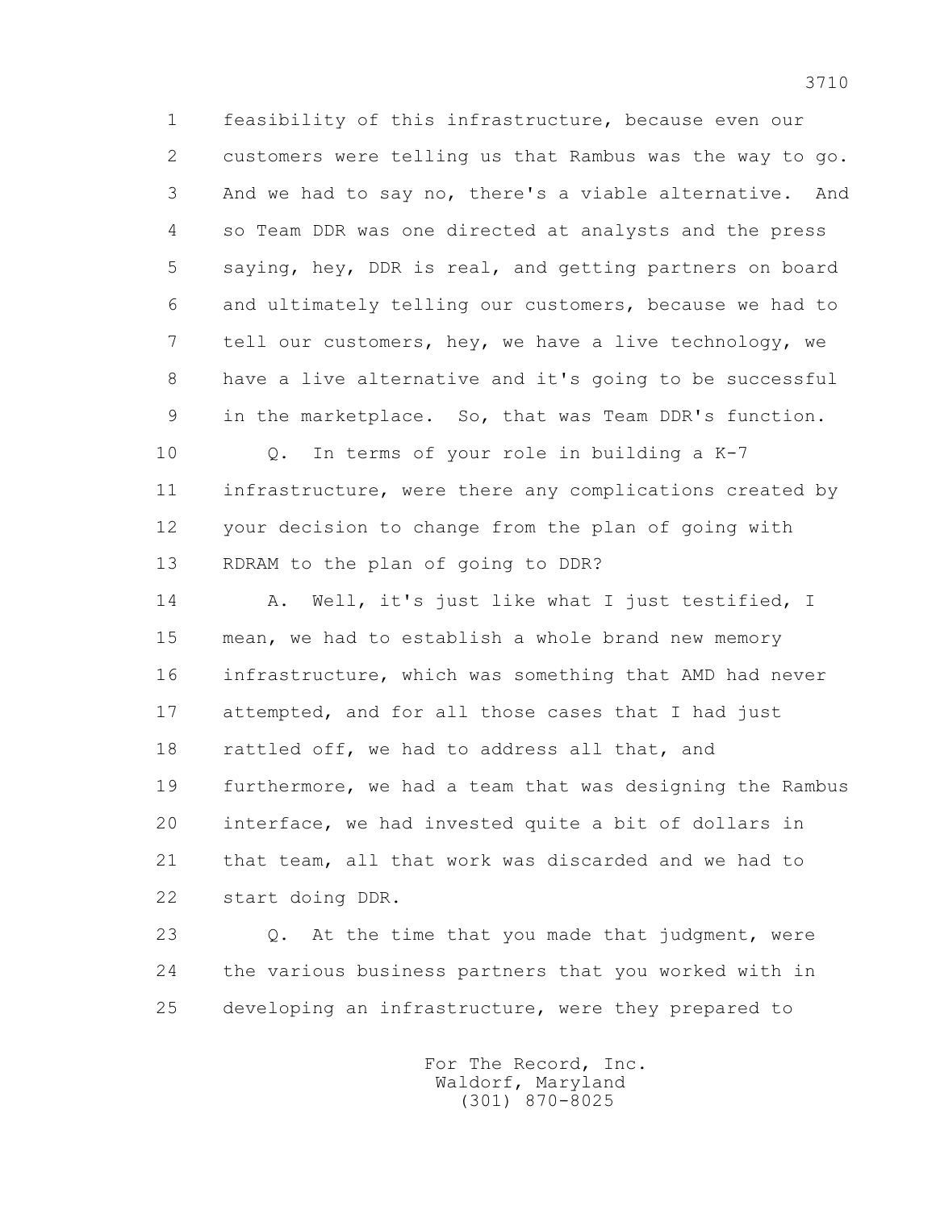1 feasibility of this infrastructure, because even our
2 customers were telling us that Rambus was the way to go.
3 And we had to say no, there's a viable alternative. And
4 so Team DDR was one directed at analysts and the press
5 saying, hey, DDR is real, and getting partners on board
6 and ultimately telling our customers, because we had to
7 tell our customers, hey, we have a live technology, we
8 have a live alternative and it's going to be successful
9 in the marketplace. So, that was Team DDR's function.

10 Q. In terms of your role in building a K-7
11 infrastructure, were there any complications created by
12 your decision to change from the plan of going with
13 RDRAM to the plan of going to DDR?

14 A. Well, it's just like what I just testified, I
15 mean, we had to establish a whole brand new memory
16 infrastructure, which was something that AMD had never
17 attempted, and for all those cases that I had just
18 rattled off, we had to address all that, and
19 furthermore, we had a team that was designing the Rambus
20 interface, we had invested quite a bit of dollars in
21 that team, all that work was discarded and we had to
22 start doing DDR.

23 Q. At the time that you made that judgment, were
24 the various business partners that you worked with in
25 developing an infrastructure, were they prepared to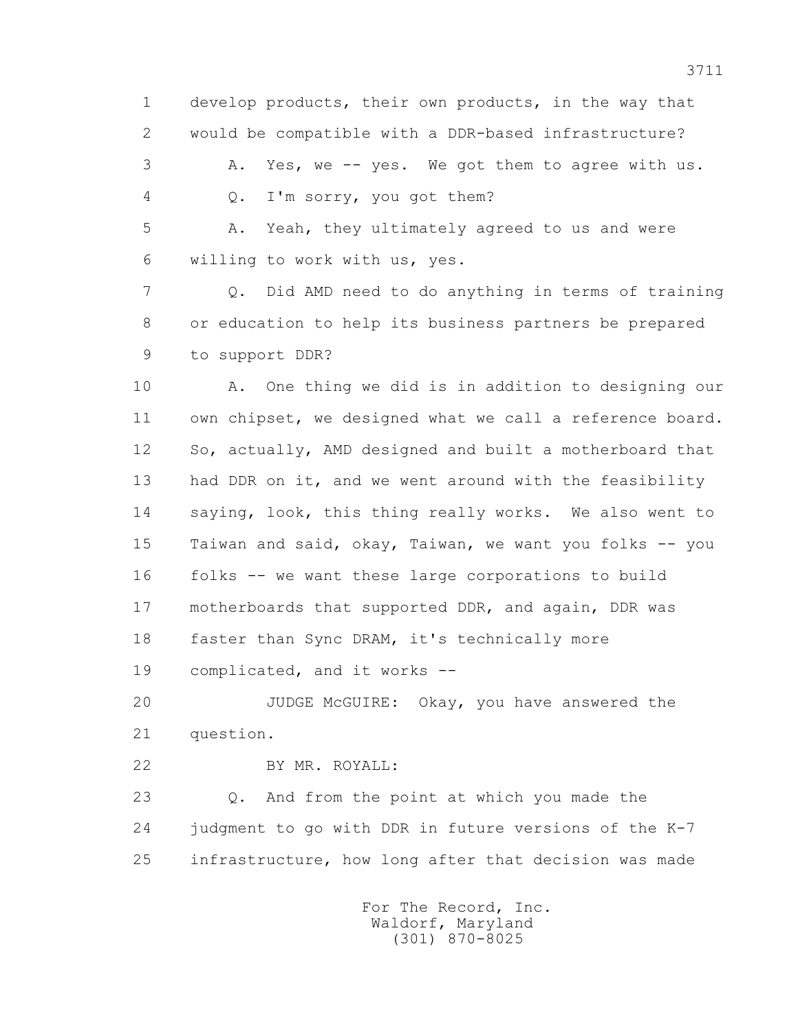1 develop products, their own products, in the way that
2 would be compatible with a DDR-based infrastructure?
3 A. Yes, we -- yes. We got them to agree with us.
4 Q. I'm sorry, you got them?
5 A. Yeah, they ultimately agreed to us and were
6 willing to work with us, yes.
7 Q. Did AMD need to do anything in terms of training
8 or education to help its business partners be prepared
9 to support DDR?
10 A. One thing we did is in addition to designing our
11 own chipset, we designed what we call a reference board.
12 So, actually, AMD designed and built a motherboard that
13 had DDR on it, and we went around with the feasibility
14 saying, look, this thing really works. We also went to
15 Taiwan and said, okay, Taiwan, we want you folks -- you
16 folks -- we want these large corporations to build
17 motherboards that supported DDR, and again, DDR was
18 faster than Sync DRAM, it's technically more
19 complicated, and it works --
20 JUDGE McGUIRE: Okay, you have answered the
21 question.
22 BY MR. ROYALL:
23 Q. And from the point at which you made the
24 judgment to go with DDR in future versions of the K-7
25 infrastructure, how long after that decision was made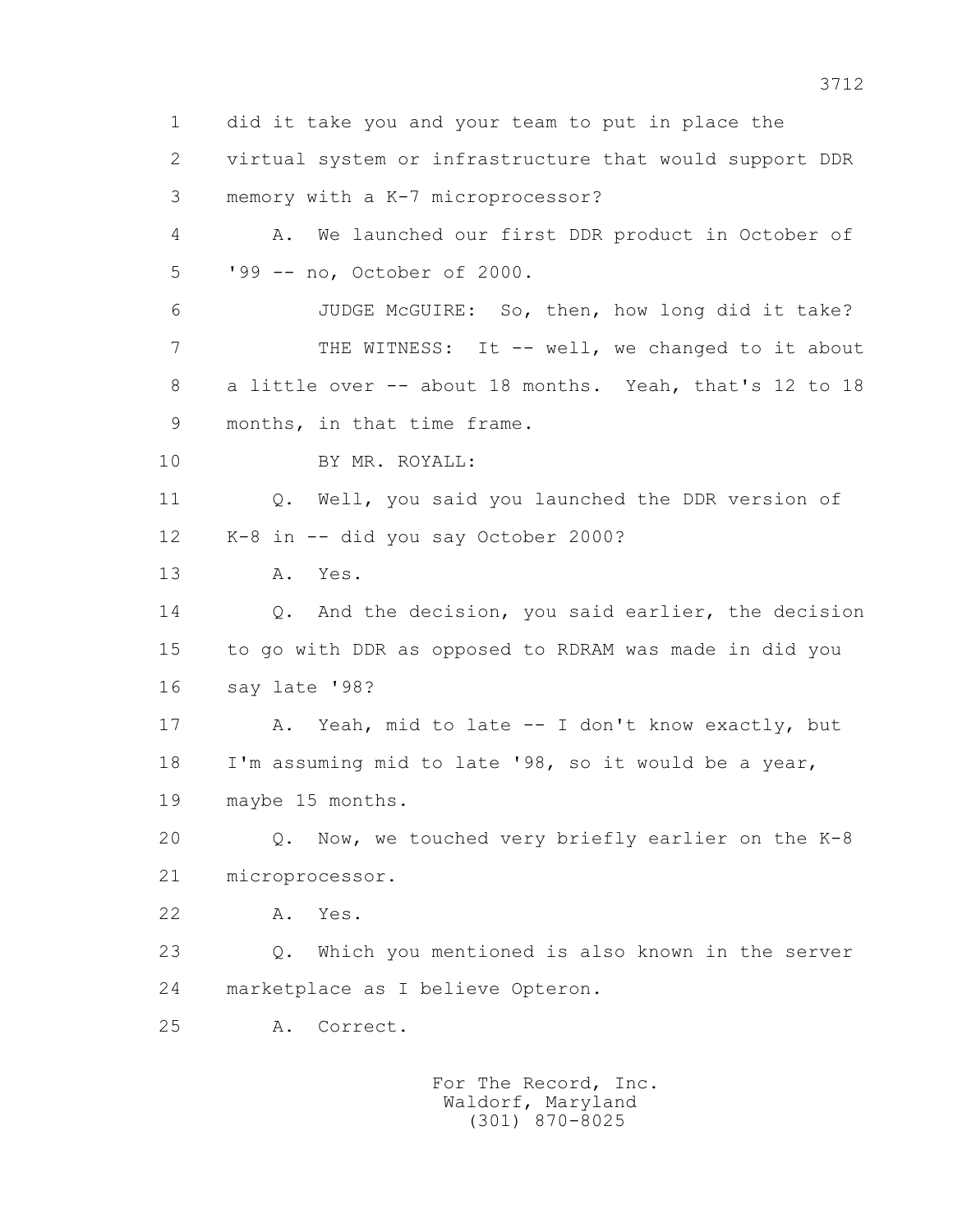1 did it take you and your team to put in place the
2 virtual system or infrastructure that would support DDR
3 memory with a K-7 microprocessor?

4 A. We launched our first DDR product in October of
5 '99 -- no, October of 2000.

6 JUDGE McGUIRE: So, then, how long did it take?

7 THE WITNESS: It -- well, we changed to it about
8 a little over -- about 18 months. Yeah, that's 12 to 18
9 months, in that time frame.

10 BY MR. ROYALL:

11 Q. Well, you said you launched the DDR version of
12 K-8 in -- did you say October 2000?

13 A. Yes.

14 Q. And the decision, you said earlier, the decision
15 to go with DDR as opposed to RDRAM was made in did you
16 say late '98?

17 A. Yeah, mid to late -- I don't know exactly, but
18 I'm assuming mid to late '98, so it would be a year,
19 maybe 15 months.

20 Q. Now, we touched very briefly earlier on the K-8
21 microprocessor.

22 A. Yes.

23 Q. Which you mentioned is also known in the server
24 marketplace as I believe Opteron.

25 A. Correct.

For The Record, Inc.
Waldorf, Maryland
(301) 870-8025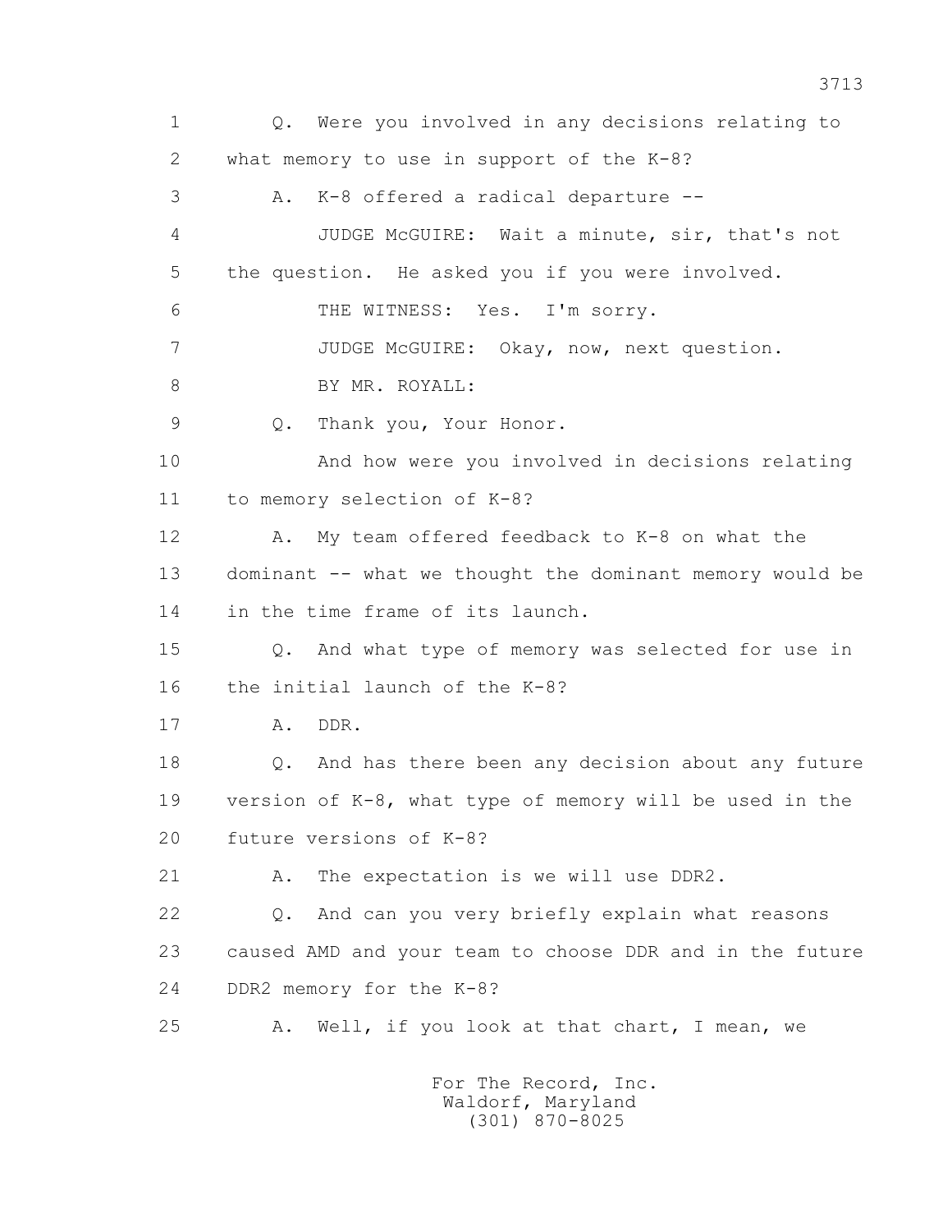1 Q. Were you involved in any decisions relating to
2 what memory to use in support of the K-8?
3 A. K-8 offered a radical departure --
4 JUDGE McGUIRE: Wait a minute, sir, that's not
5 the question. He asked you if you were involved.
6 THE WITNESS: Yes. I'm sorry.
7 JUDGE McGUIRE: Okay, now, next question.
8 BY MR. ROYALL:
9 Q. Thank you, Your Honor.
10 And how were you involved in decisions relating
11 to memory selection of K-8?
12 A. My team offered feedback to K-8 on what the
13 dominant -- what we thought the dominant memory would be
14 in the time frame of its launch.
15 Q. And what type of memory was selected for use in
16 the initial launch of the K-8?
17 A. DDR.
18 Q. And has there been any decision about any future
19 version of K-8, what type of memory will be used in the
20 future versions of K-8?
21 A. The expectation is we will use DDR2.
22 Q. And can you very briefly explain what reasons
23 caused AMD and your team to choose DDR and in the future
24 DDR2 memory for the K-8?
25 A. Well, if you look at that chart, I mean, we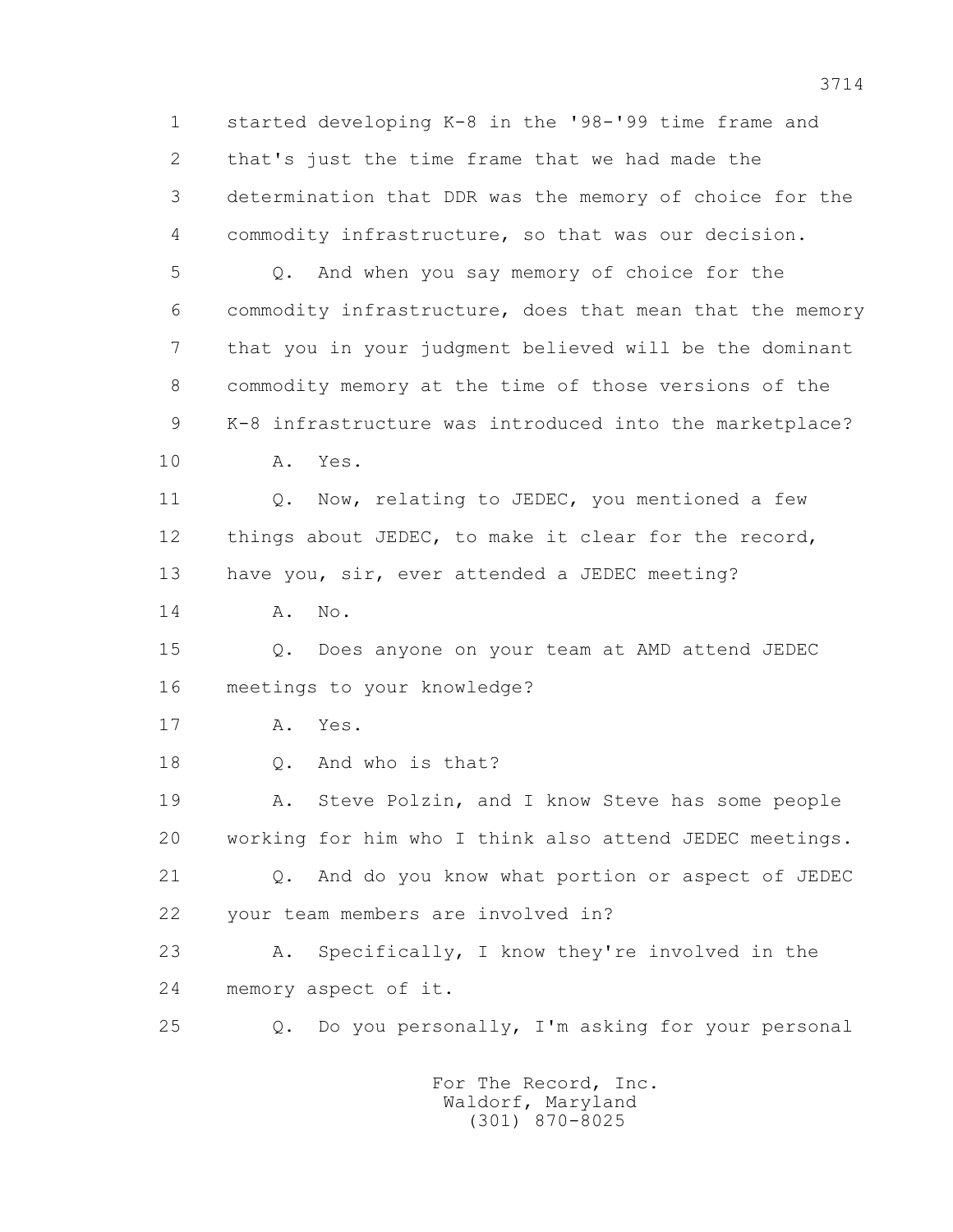1 started developing K-8 in the '98-'99 time frame and
2 that's just the time frame that we had made the
3 determination that DDR was the memory of choice for the
4 commodity infrastructure, so that was our decision.

5 Q. And when you say memory of choice for the
6 commodity infrastructure, does that mean that the memory
7 that you in your judgment believed will be the dominant
8 commodity memory at the time of those versions of the
9 K-8 infrastructure was introduced into the marketplace?

10 A. Yes.

11 Q. Now, relating to JEDEC, you mentioned a few
12 things about JEDEC, to make it clear for the record,
13 have you, sir, ever attended a JEDEC meeting?

14 A. No.

15 Q. Does anyone on your team at AMD attend JEDEC
16 meetings to your knowledge?

17 A. Yes.

18 Q. And who is that?

19 A. Steve Polzin, and I know Steve has some people
20 working for him who I think also attend JEDEC meetings.

21 Q. And do you know what portion or aspect of JEDEC
22 your team members are involved in?

23 A. Specifically, I know they're involved in the
24 memory aspect of it.

25 Q. Do you personally, I'm asking for your personal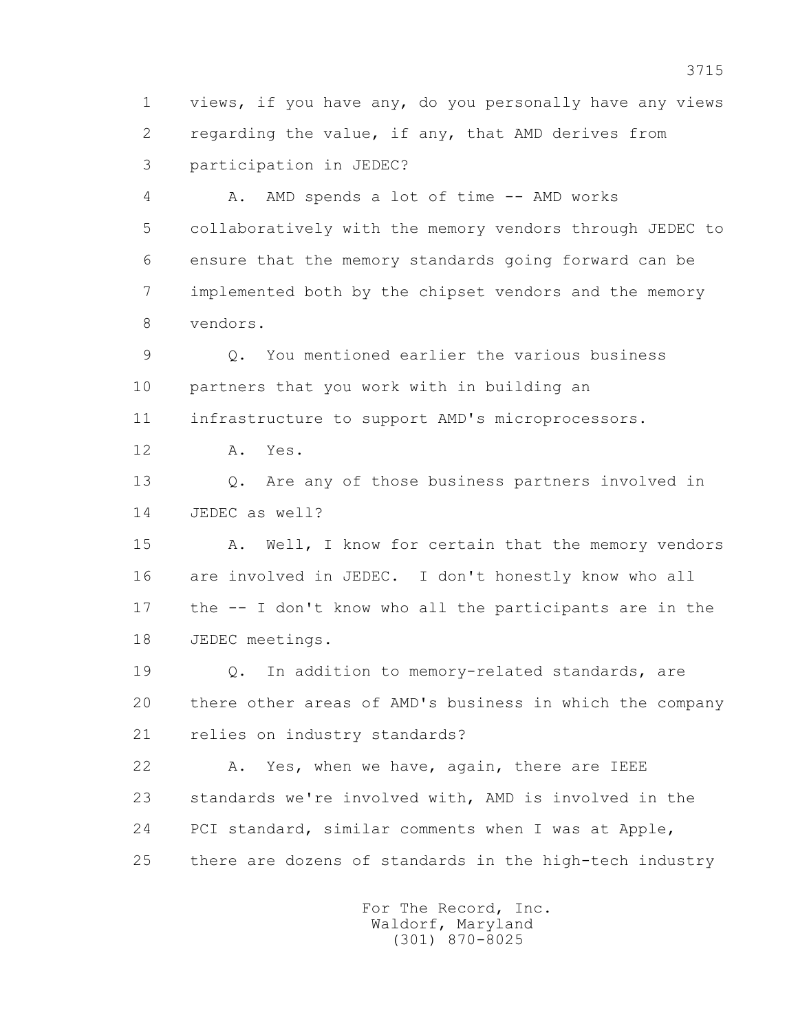views, if you have any, do you personally have any views regarding the value, if any, that AMD derives from participation in JEDEC?

A. AMD spends a lot of time -- AMD works collaboratively with the memory vendors through JEDEC to ensure that the memory standards going forward can be implemented both by the chipset vendors and the memory vendors.

Q. You mentioned earlier the various business partners that you work with in building an infrastructure to support AMD's microprocessors.

A. Yes.

Q. Are any of those business partners involved in JEDEC as well?

A. Well, I know for certain that the memory vendors are involved in JEDEC. I don't honestly know who all the -- I don't know who all the participants are in the JEDEC meetings.

Q. In addition to memory-related standards, are there other areas of AMD's business in which the company relies on industry standards?

A. Yes, when we have, again, there are IEEE standards we're involved with, AMD is involved in the PCI standard, similar comments when I was at Apple, there are dozens of standards in the high-tech industry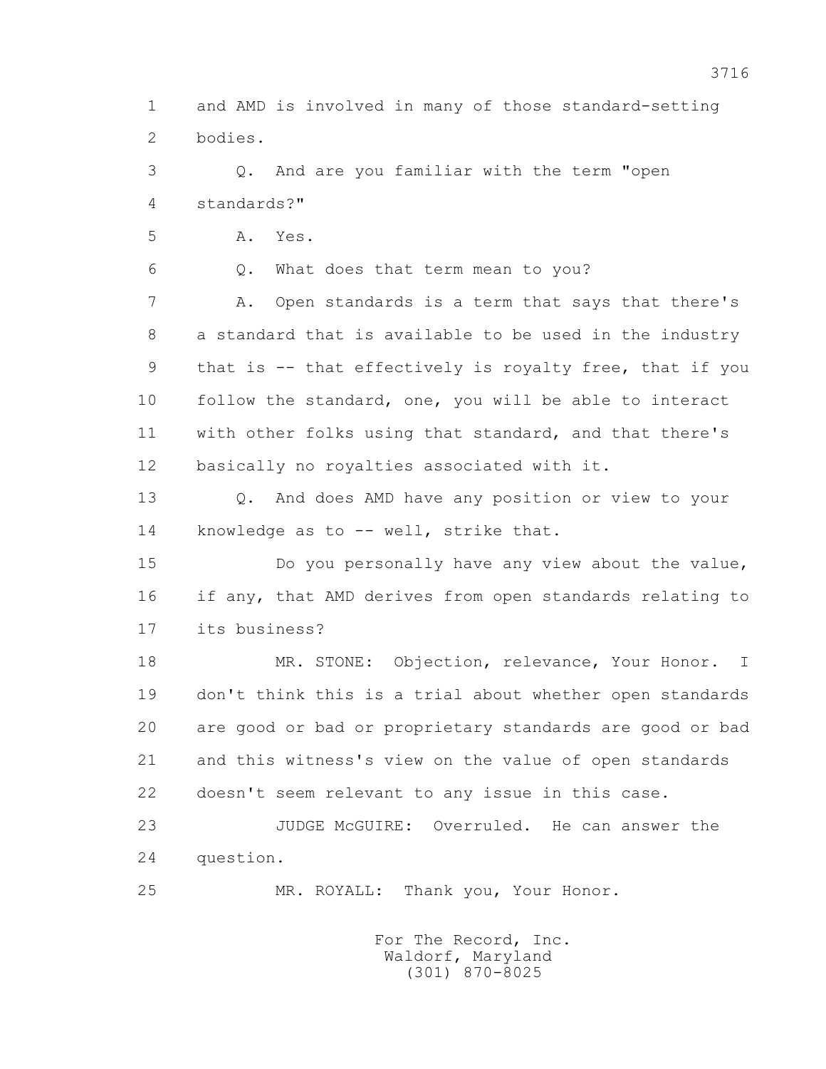1 and AMD is involved in many of those standard-setting
2 bodies.

3 Q. And are you familiar with the term "open
4 standards?"

5 A. Yes.

6 Q. What does that term mean to you?

7 A. Open standards is a term that says that there's
8 a standard that is available to be used in the industry
9 that is -- that effectively is royalty free, that if you
10 follow the standard, one, you will be able to interact
11 with other folks using that standard, and that there's
12 basically no royalties associated with it.

13 Q. And does AMD have any position or view to your
14 knowledge as to -- well, strike that.

15 Do you personally have any view about the value,
16 if any, that AMD derives from open standards relating to
17 its business?

18 MR. STONE: Objection, relevance, Your Honor. I
19 don't think this is a trial about whether open standards
20 are good or bad or proprietary standards are good or bad
21 and this witness's view on the value of open standards
22 doesn't seem relevant to any issue in this case.

23 JUDGE McGUIRE: Overruled. He can answer the
24 question.

25 MR. ROYALL: Thank you, Your Honor.

For The Record, Inc.
Waldorf, Maryland
(301) 870-8025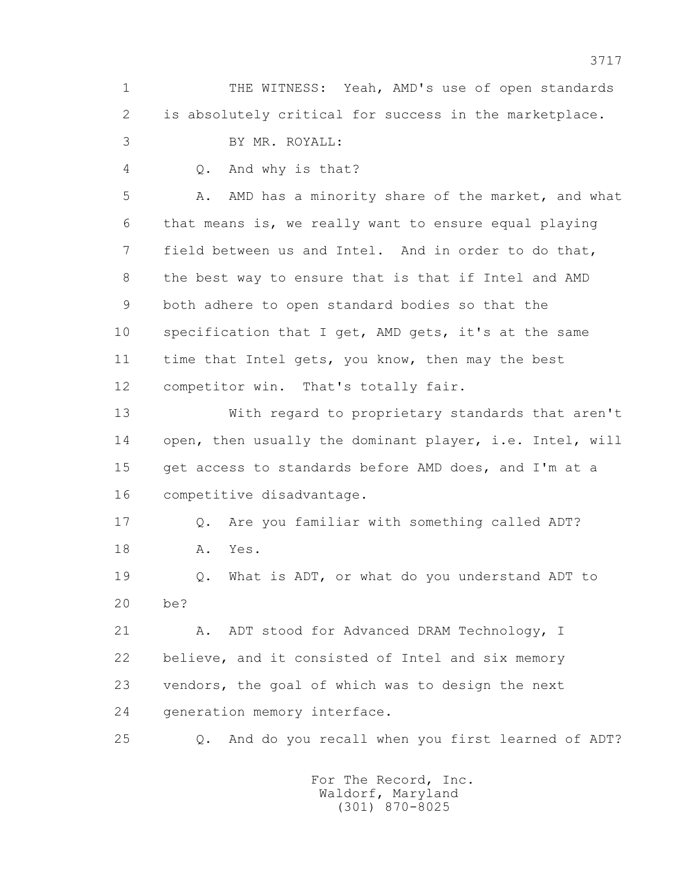1 THE WITNESS: Yeah, AMD's use of open standards
2 is absolutely critical for success in the marketplace.
3 BY MR. ROYALL:
4 Q. And why is that?
5 A. AMD has a minority share of the market, and what
6 that means is, we really want to ensure equal playing
7 field between us and Intel. And in order to do that,
8 the best way to ensure that is that if Intel and AMD
9 both adhere to open standard bodies so that the
10 specification that I get, AMD gets, it's at the same
11 time that Intel gets, you know, then may the best
12 competitor win. That's totally fair.
13 With regard to proprietary standards that aren't
14 open, then usually the dominant player, i.e. Intel, will
15 get access to standards before AMD does, and I'm at a
16 competitive disadvantage.
17 Q. Are you familiar with something called ADT?
18 A. Yes.
19 Q. What is ADT, or what do you understand ADT to
20 be?
21 A. ADT stood for Advanced DRAM Technology, I
22 believe, and it consisted of Intel and six memory
23 vendors, the goal of which was to design the next
24 generation memory interface.
25 Q. And do you recall when you first learned of ADT?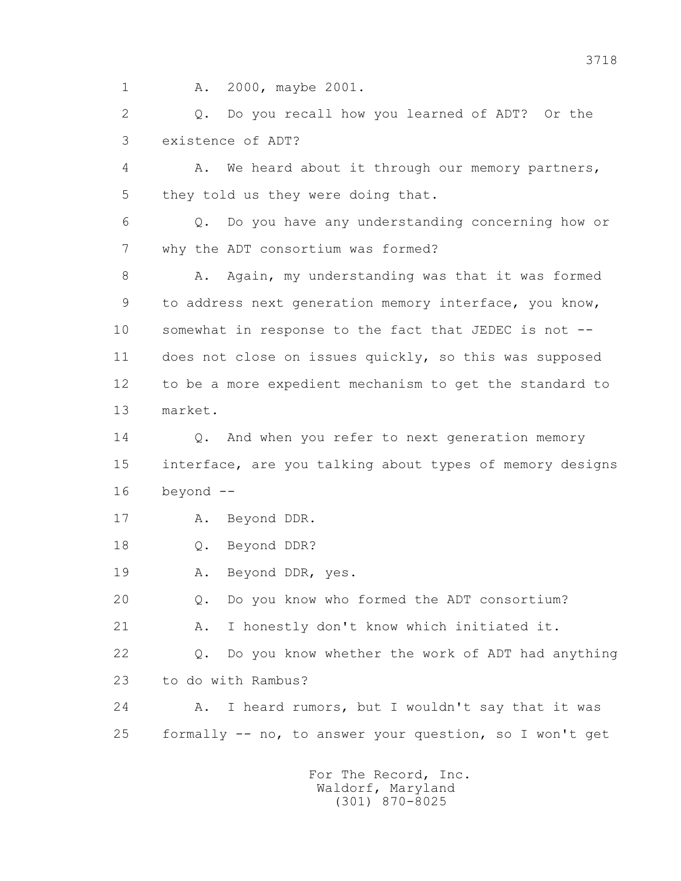1 A. 2000, maybe 2001.

2 Q. Do you recall how you learned of ADT? Or the

3 existence of ADT?

4 A. We heard about it through our memory partners,

5 they told us they were doing that.

6 Q. Do you have any understanding concerning how or

7 why the ADT consortium was formed?

8 A. Again, my understanding was that it was formed

9 to address next generation memory interface, you know,

10 somewhat in response to the fact that JEDEC is not --

11 does not close on issues quickly, so this was supposed

12 to be a more expedient mechanism to get the standard to

13 market.

14 Q. And when you refer to next generation memory

15 interface, are you talking about types of memory designs

16 beyond --

17 A. Beyond DDR.

18 Q. Beyond DDR?

19 A. Beyond DDR, yes.

20 Q. Do you know who formed the ADT consortium?

21 A. I honestly don't know which initiated it.

22 Q. Do you know whether the work of ADT had anything

23 to do with Rambus?

24 A. I heard rumors, but I wouldn't say that it was

25 formally -- no, to answer your question, so I won't get

For The Record, Inc.
Waldorf, Maryland
(301) 870-8025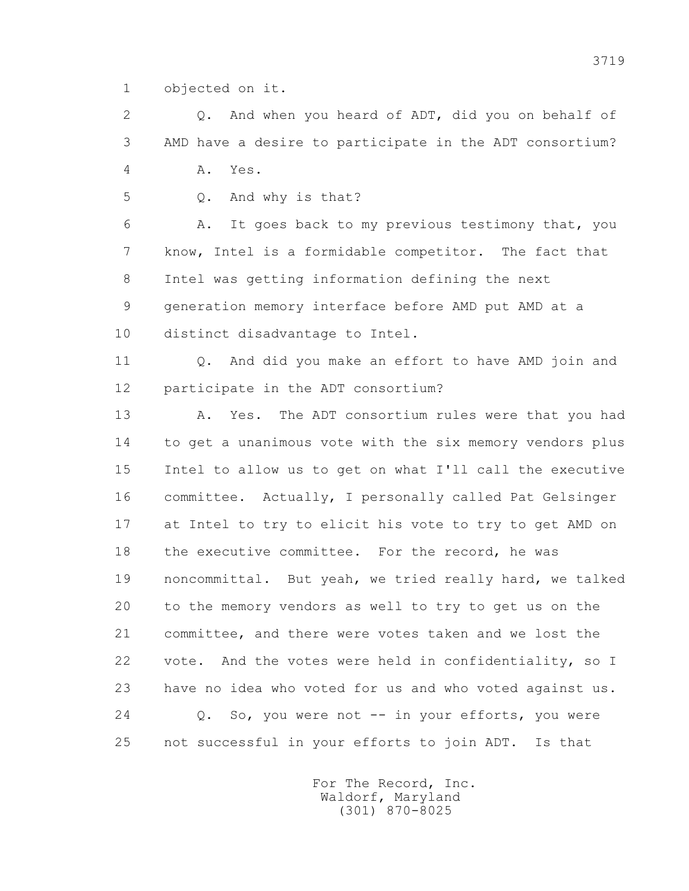1 objected on it.

2 Q. And when you heard of ADT, did you on behalf of
3 AMD have a desire to participate in the ADT consortium?

4 A. Yes.

5 Q. And why is that?

6 A. It goes back to my previous testimony that, you
7 know, Intel is a formidable competitor. The fact that
8 Intel was getting information defining the next
9 generation memory interface before AMD put AMD at a
10 distinct disadvantage to Intel.

11 Q. And did you make an effort to have AMD join and
12 participate in the ADT consortium?

13 A. Yes. The ADT consortium rules were that you had
14 to get a unanimous vote with the six memory vendors plus
15 Intel to allow us to get on what I'll call the executive
16 committee. Actually, I personally called Pat Gelsinger
17 at Intel to try to elicit his vote to try to get AMD on
18 the executive committee. For the record, he was
19 noncommittal. But yeah, we tried really hard, we talked
20 to the memory vendors as well to try to get us on the
21 committee, and there were votes taken and we lost the
22 vote. And the votes were held in confidentiality, so I
23 have no idea who voted for us and who voted against us.

24 Q. So, you were not -- in your efforts, you were
25 not successful in your efforts to join ADT. Is that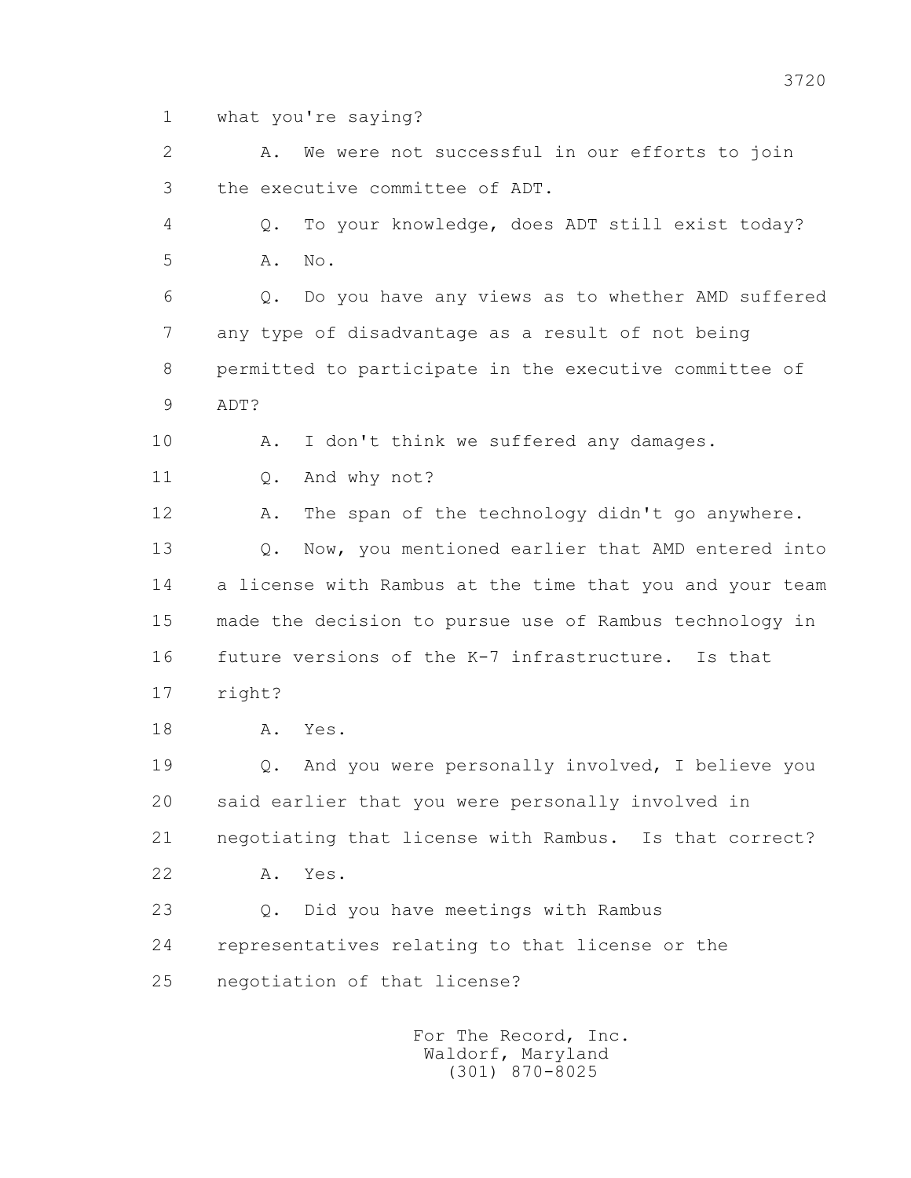1 what you're saying?

2 A. We were not successful in our efforts to join

3 the executive committee of ADT.

4 Q. To your knowledge, does ADT still exist today?

5 A. No.

6 Q. Do you have any views as to whether AMD suffered

7 any type of disadvantage as a result of not being

8 permitted to participate in the executive committee of

9 ADT?

10 A. I don't think we suffered any damages.

11 Q. And why not?

12 A. The span of the technology didn't go anywhere.

13 Q. Now, you mentioned earlier that AMD entered into

14 a license with Rambus at the time that you and your team

15 made the decision to pursue use of Rambus technology in

16 future versions of the K-7 infrastructure. Is that

17 right?

18 A. Yes.

19 Q. And you were personally involved, I believe you

20 said earlier that you were personally involved in

21 negotiating that license with Rambus. Is that correct?

22 A. Yes.

23 Q. Did you have meetings with Rambus

24 representatives relating to that license or the

25 negotiation of that license?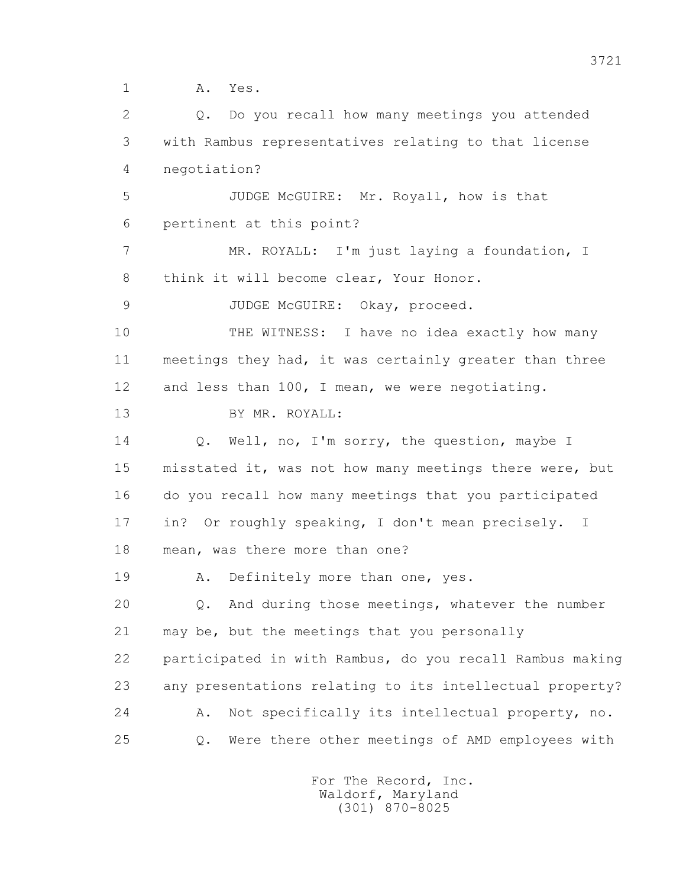1 A. Yes.

2 Q. Do you recall how many meetings you attended

3 with Rambus representatives relating to that license

4 negotiation?

5 JUDGE McGUIRE: Mr. Royall, how is that

6 pertinent at this point?

7 MR. ROYALL: I'm just laying a foundation, I

8 think it will become clear, Your Honor.

9 JUDGE McGUIRE: Okay, proceed.

10 THE WITNESS: I have no idea exactly how many

11 meetings they had, it was certainly greater than three

12 and less than 100, I mean, we were negotiating.

13 BY MR. ROYALL:

14 Q. Well, no, I'm sorry, the question, maybe I

15 misstated it, was not how many meetings there were, but

16 do you recall how many meetings that you participated

17 in? Or roughly speaking, I don't mean precisely. I

18 mean, was there more than one?

19 A. Definitely more than one, yes.

20 Q. And during those meetings, whatever the number

21 may be, but the meetings that you personally

22 participated in with Rambus, do you recall Rambus making

23 any presentations relating to its intellectual property?

24 A. Not specifically its intellectual property, no.

25 Q. Were there other meetings of AMD employees with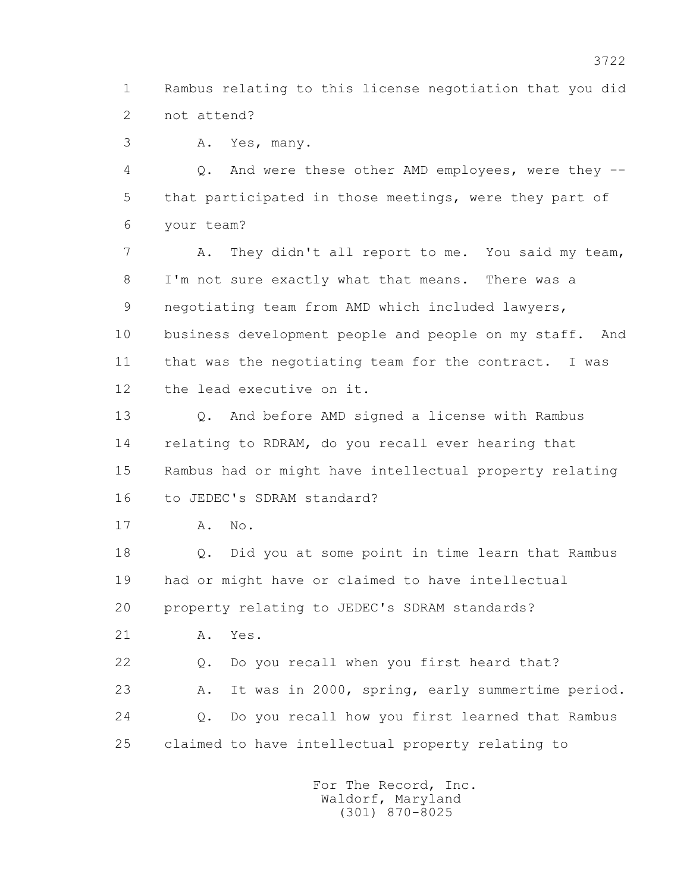1 Rambus relating to this license negotiation that you did
2 not attend?

3 A. Yes, many.

4 Q. And were these other AMD employees, were they --
5 that participated in those meetings, were they part of
6 your team?

7 A. They didn't all report to me. You said my team,
8 I'm not sure exactly what that means. There was a
9 negotiating team from AMD which included lawyers,
10 business development people and people on my staff. And
11 that was the negotiating team for the contract. I was
12 the lead executive on it.

13 Q. And before AMD signed a license with Rambus
14 relating to RDRAM, do you recall ever hearing that
15 Rambus had or might have intellectual property relating
16 to JEDEC's SDRAM standard?

17 A. No.

18 Q. Did you at some point in time learn that Rambus
19 had or might have or claimed to have intellectual
20 property relating to JEDEC's SDRAM standards?

21 A. Yes.

22 Q. Do you recall when you first heard that?

23 A. It was in 2000, spring, early summertime period.

24 Q. Do you recall how you first learned that Rambus
25 claimed to have intellectual property relating to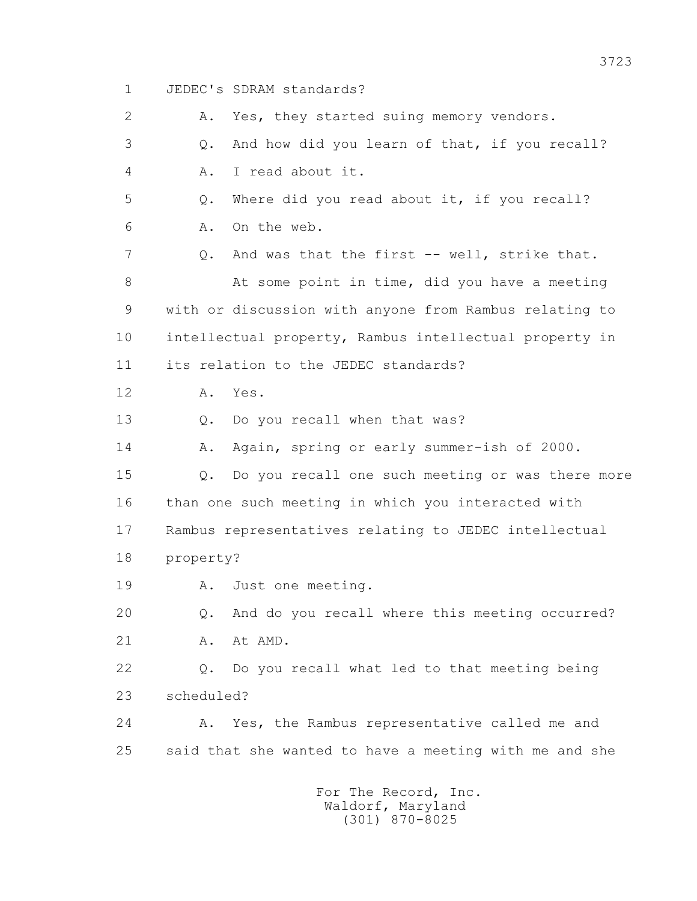1 JEDEC's SDRAM standards?

2 A. Yes, they started suing memory vendors.

3 Q. And how did you learn of that, if you recall?

4 A. I read about it.

5 Q. Where did you read about it, if you recall?

6 A. On the web.

7 Q. And was that the first -- well, strike that.

8 At some point in time, did you have a meeting

9 with or discussion with anyone from Rambus relating to

10 intellectual property, Rambus intellectual property in

11 its relation to the JEDEC standards?

12 A. Yes.

13 Q. Do you recall when that was?

14 A. Again, spring or early summer-ish of 2000.

15 Q. Do you recall one such meeting or was there more

16 than one such meeting in which you interacted with

17 Rambus representatives relating to JEDEC intellectual

18 property?

19 A. Just one meeting.

20 Q. And do you recall where this meeting occurred?

21 A. At AMD.

22 Q. Do you recall what led to that meeting being

23 scheduled?

24 A. Yes, the Rambus representative called me and

25 said that she wanted to have a meeting with me and she

For The Record, Inc.
Waldorf, Maryland
(301) 870-8025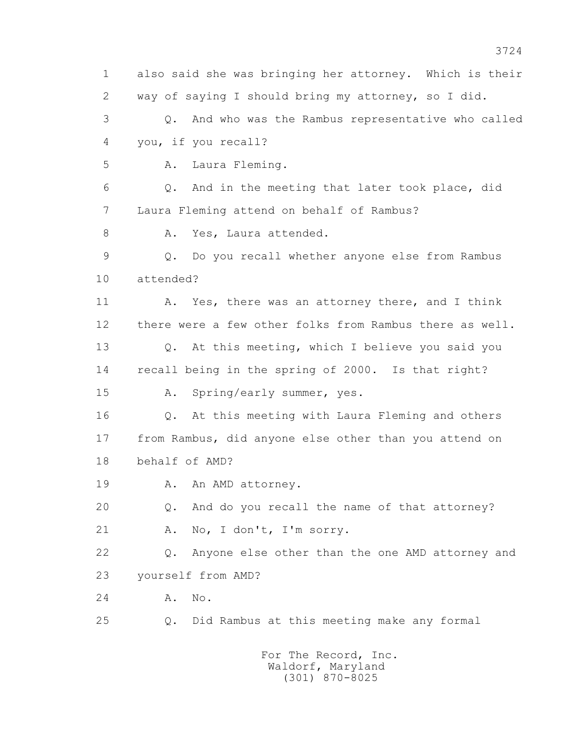1 also said she was bringing her attorney. Which is their
2 way of saying I should bring my attorney, so I did.
3 Q. And who was the Rambus representative who called
4 you, if you recall?
5 A. Laura Fleming.
6 Q. And in the meeting that later took place, did
7 Laura Fleming attend on behalf of Rambus?
8 A. Yes, Laura attended.
9 Q. Do you recall whether anyone else from Rambus
10 attended?
11 A. Yes, there was an attorney there, and I think
12 there were a few other folks from Rambus there as well.
13 Q. At this meeting, which I believe you said you
14 recall being in the spring of 2000. Is that right?
15 A. Spring/early summer, yes.
16 Q. At this meeting with Laura Fleming and others
17 from Rambus, did anyone else other than you attend on
18 behalf of AMD?
19 A. An AMD attorney.
20 Q. And do you recall the name of that attorney?
21 A. No, I don't, I'm sorry.
22 Q. Anyone else other than the one AMD attorney and
23 yourself from AMD?
24 A. No.
25 Q. Did Rambus at this meeting make any formal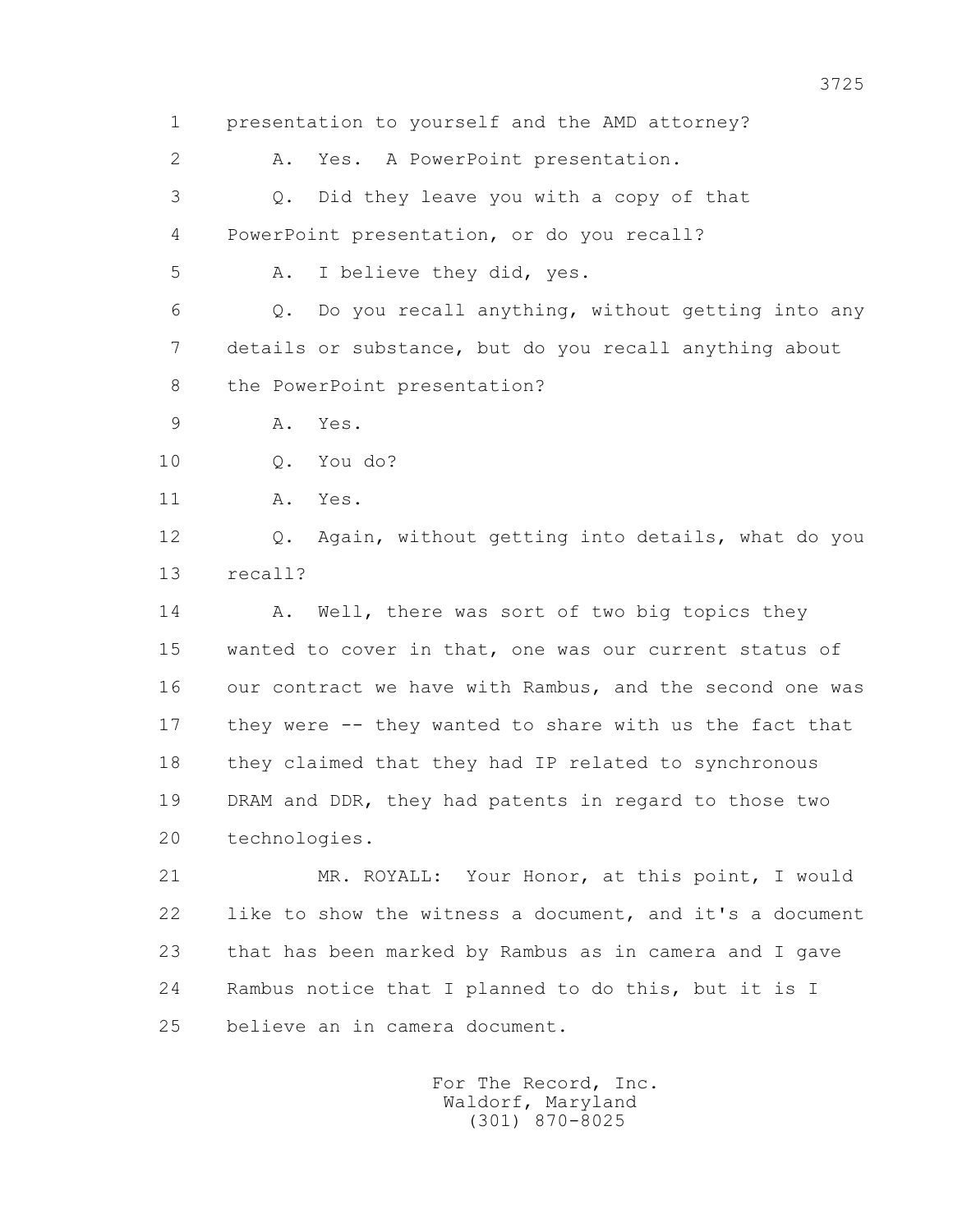1 presentation to yourself and the AMD attorney?

2 A. Yes. A PowerPoint presentation.

3 Q. Did they leave you with a copy of that

4 PowerPoint presentation, or do you recall?

5 A. I believe they did, yes.

6 Q. Do you recall anything, without getting into any

7 details or substance, but do you recall anything about

8 the PowerPoint presentation?

9 A. Yes.

10 Q. You do?

11 A. Yes.

12 Q. Again, without getting into details, what do you

13 recall?

14 A. Well, there was sort of two big topics they

15 wanted to cover in that, one was our current status of

16 our contract we have with Rambus, and the second one was

17 they were -- they wanted to share with us the fact that

18 they claimed that they had IP related to synchronous

19 DRAM and DDR, they had patents in regard to those two

20 technologies.

21 MR. ROYALL: Your Honor, at this point, I would

22 like to show the witness a document, and it's a document

23 that has been marked by Rambus as in camera and I gave

24 Rambus notice that I planned to do this, but it is I

25 believe an in camera document.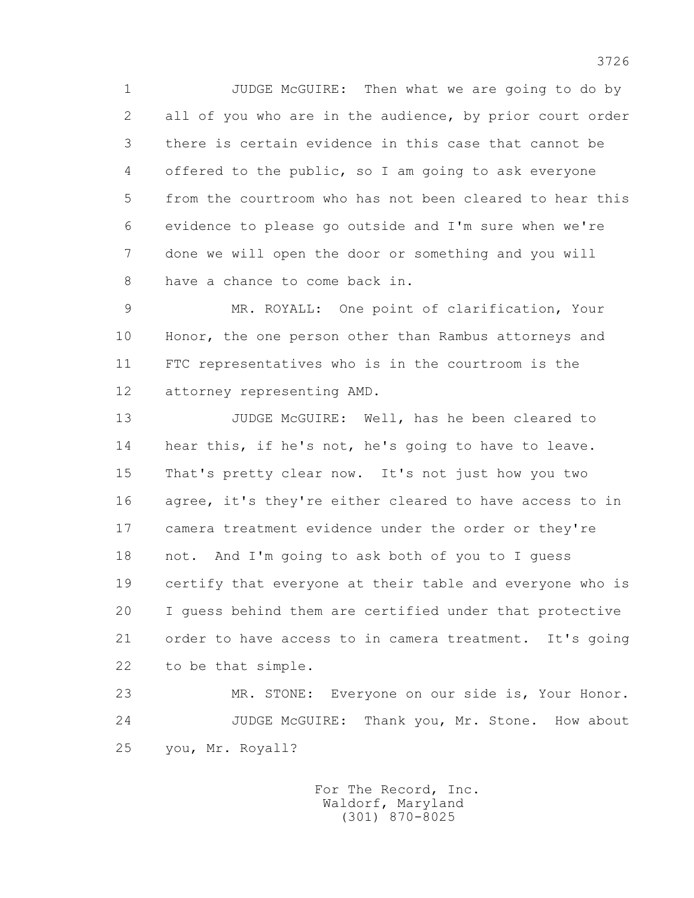1 JUDGE McGUIRE: Then what we are going to do by
2 all of you who are in the audience, by prior court order
3 there is certain evidence in this case that cannot be
4 offered to the public, so I am going to ask everyone
5 from the courtroom who has not been cleared to hear this
6 evidence to please go outside and I'm sure when we're
7 done we will open the door or something and you will
8 have a chance to come back in.
9 MR. ROYALL: One point of clarification, Your
10 Honor, the one person other than Rambus attorneys and
11 FTC representatives who is in the courtroom is the
12 attorney representing AMD.
13 JUDGE McGUIRE: Well, has he been cleared to
14 hear this, if he's not, he's going to have to leave.
15 That's pretty clear now. It's not just how you two
16 agree, it's they're either cleared to have access to in
17 camera treatment evidence under the order or they're
18 not. And I'm going to ask both of you to I guess
19 certify that everyone at their table and everyone who is
20 I guess behind them are certified under that protective
21 order to have access to in camera treatment. It's going
22 to be that simple.
23 MR. STONE: Everyone on our side is, Your Honor.
24 JUDGE McGUIRE: Thank you, Mr. Stone. How about
25 you, Mr. Royall?

For The Record, Inc.
Waldorf, Maryland
(301) 870-8025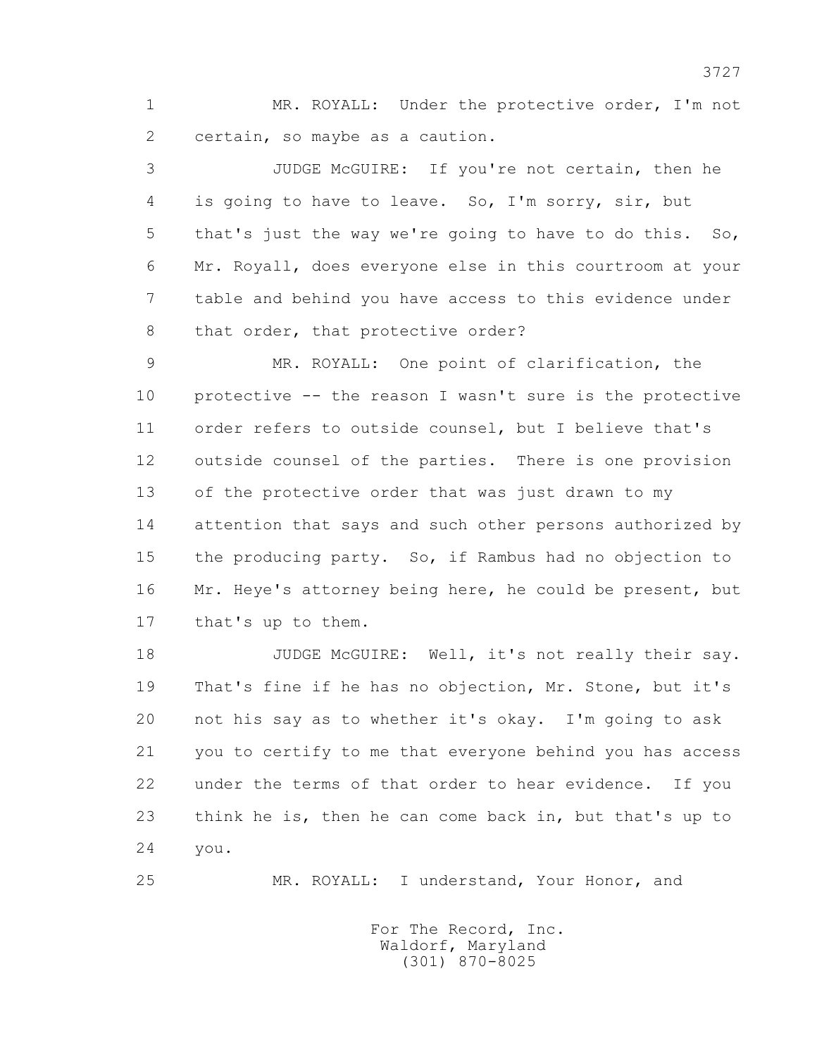1 MR. ROYALL: Under the protective order, I'm not
2 certain, so maybe as a caution.

3 JUDGE McGUIRE: If you're not certain, then he
4 is going to have to leave. So, I'm sorry, sir, but
5 that's just the way we're going to have to do this. So,
6 Mr. Royall, does everyone else in this courtroom at your
7 table and behind you have access to this evidence under
8 that order, that protective order?

9 MR. ROYALL: One point of clarification, the
10 protective -- the reason I wasn't sure is the protective
11 order refers to outside counsel, but I believe that's
12 outside counsel of the parties. There is one provision
13 of the protective order that was just drawn to my
14 attention that says and such other persons authorized by
15 the producing party. So, if Rambus had no objection to
16 Mr. Heye's attorney being here, he could be present, but
17 that's up to them.

18 JUDGE McGUIRE: Well, it's not really their say.
19 That's fine if he has no objection, Mr. Stone, but it's
20 not his say as to whether it's okay. I'm going to ask
21 you to certify to me that everyone behind you has access
22 under the terms of that order to hear evidence. If you
23 think he is, then he can come back in, but that's up to
24 you.

25 MR. ROYALL: I understand, Your Honor, and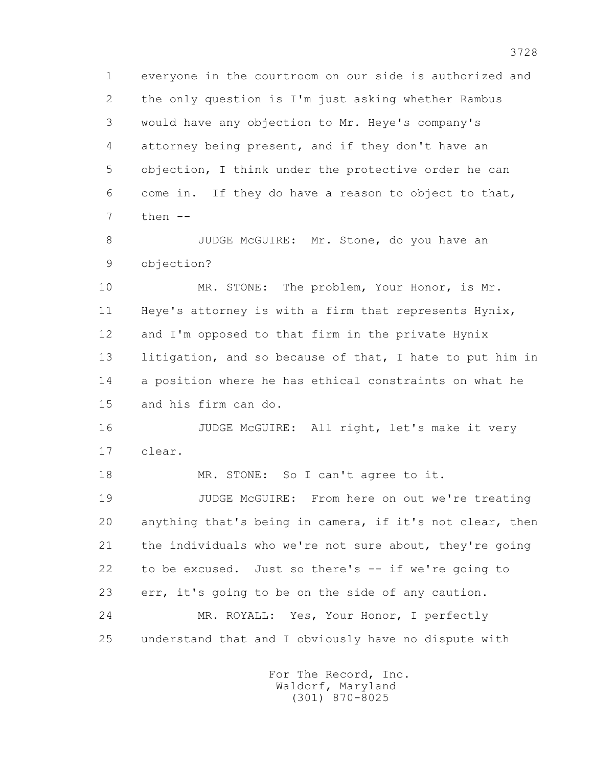everyone in the courtroom on our side is authorized and the only question is I'm just asking whether Rambus would have any objection to Mr. Heye's company's attorney being present, and if they don't have an objection, I think under the protective order he can come in. If they do have a reason to object to that, then --

JUDGE McGUIRE: Mr. Stone, do you have an objection?

MR. STONE: The problem, Your Honor, is Mr. Heye's attorney is with a firm that represents Hynix, and I'm opposed to that firm in the private Hynix litigation, and so because of that, I hate to put him in a position where he has ethical constraints on what he and his firm can do.

JUDGE McGUIRE: All right, let's make it very clear.

MR. STONE: So I can't agree to it.

JUDGE McGUIRE: From here on out we're treating anything that's being in camera, if it's not clear, then the individuals who we're not sure about, they're going to be excused. Just so there's -- if we're going to err, it's going to be on the side of any caution.

MR. ROYALL: Yes, Your Honor, I perfectly understand that and I obviously have no dispute with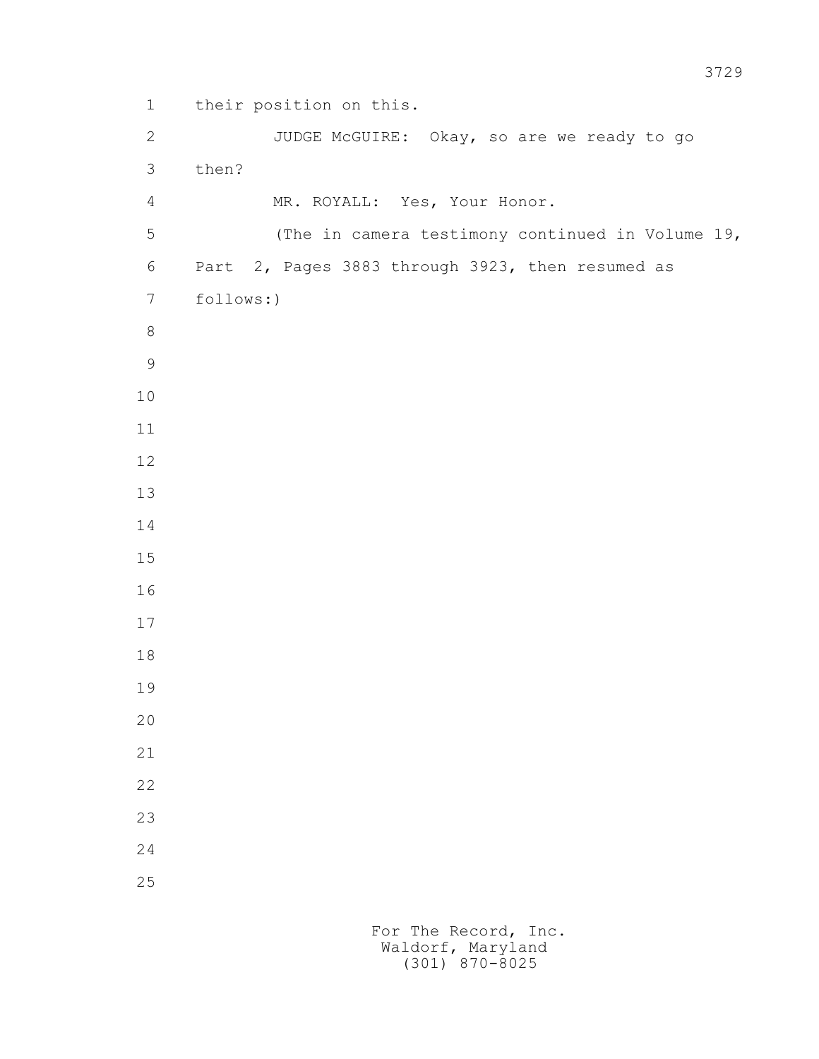their position on this.

JUDGE McGUIRE: Okay, so are we ready to go then?

MR. ROYALL: Yes, Your Honor.

(The in camera testimony continued in Volume 19, Part 2, Pages 3883 through 3923, then resumed as follows:)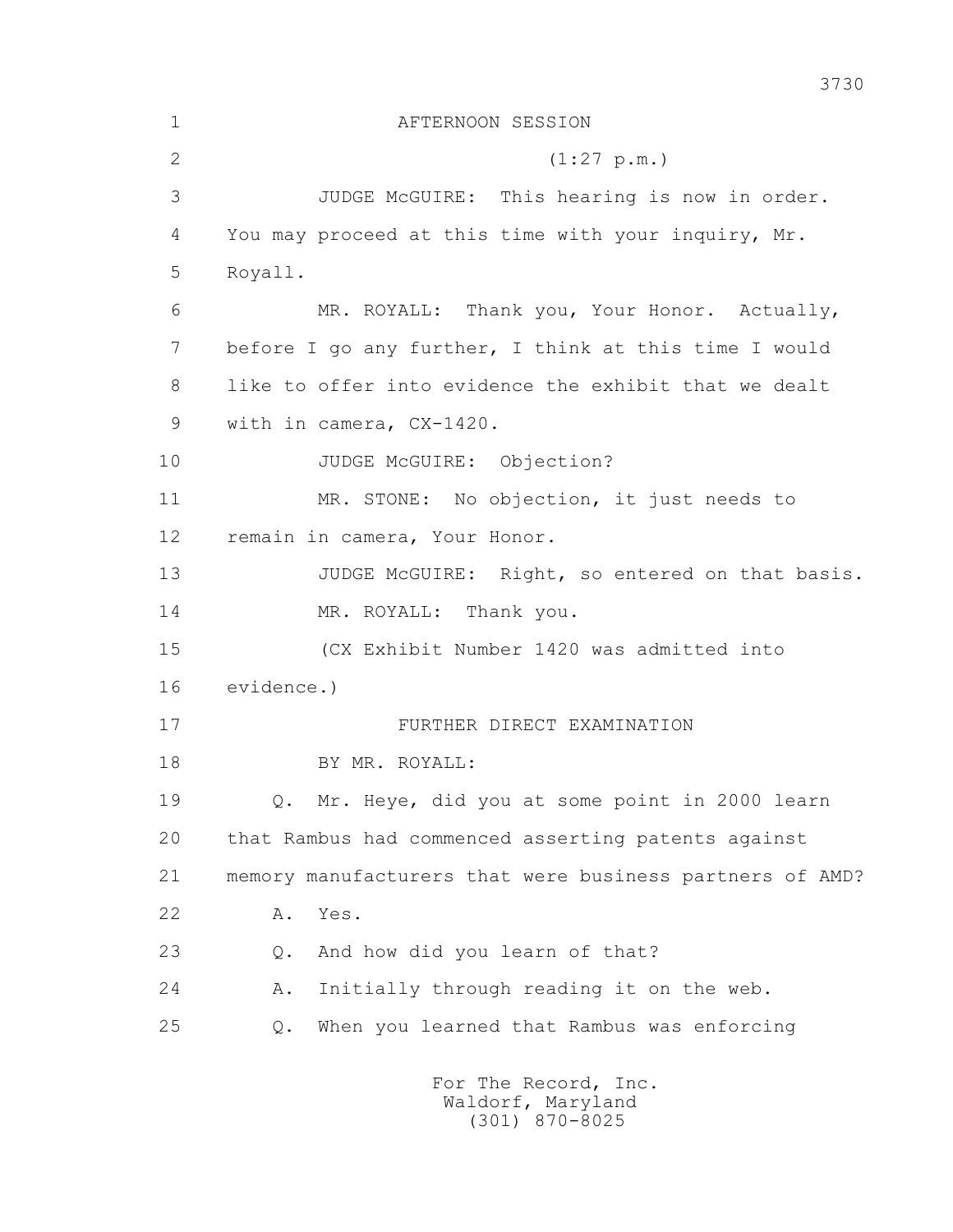AFTERNOON SESSION

(1:27 p.m.)

JUDGE McGUIRE: This hearing is now in order. You may proceed at this time with your inquiry, Mr. Royall.

MR. ROYALL: Thank you, Your Honor. Actually, before I go any further, I think at this time I would like to offer into evidence the exhibit that we dealt with in camera, CX-1420.

JUDGE McGUIRE: Objection?

MR. STONE: No objection, it just needs to remain in camera, Your Honor.

JUDGE McGUIRE: Right, so entered on that basis.

MR. ROYALL: Thank you.

(CX Exhibit Number 1420 was admitted into evidence.)

FURTHER DIRECT EXAMINATION

BY MR. ROYALL:

Q. Mr. Heye, did you at some point in 2000 learn that Rambus had commenced asserting patents against memory manufacturers that were business partners of AMD?

A. Yes.

Q. And how did you learn of that?

A. Initially through reading it on the web.

Q. When you learned that Rambus was enforcing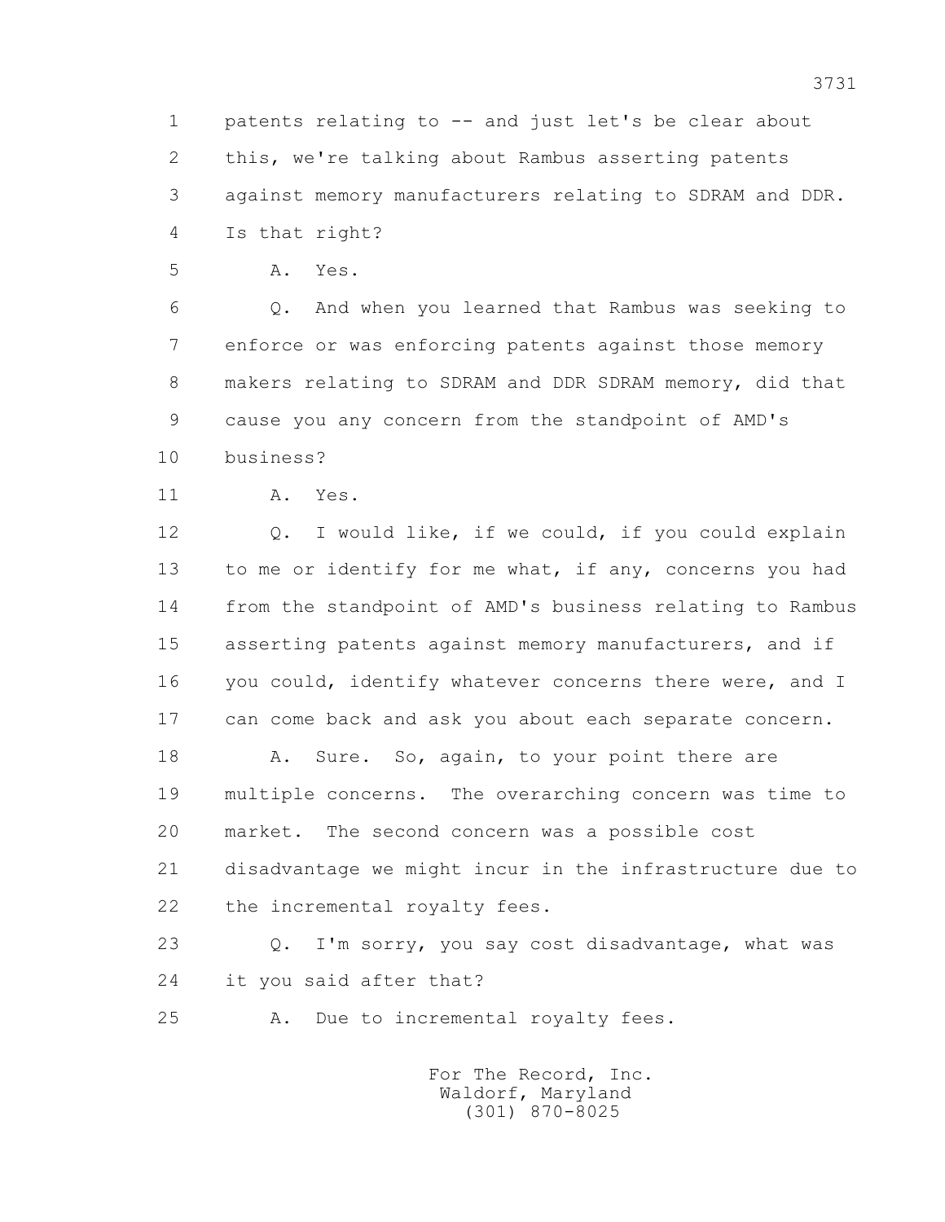1 patents relating to -- and just let's be clear about
2 this, we're talking about Rambus asserting patents
3 against memory manufacturers relating to SDRAM and DDR.
4 Is that right?

5 A. Yes.

6 Q. And when you learned that Rambus was seeking to
7 enforce or was enforcing patents against those memory
8 makers relating to SDRAM and DDR SDRAM memory, did that
9 cause you any concern from the standpoint of AMD's
10 business?

11 A. Yes.

12 Q. I would like, if we could, if you could explain
13 to me or identify for me what, if any, concerns you had
14 from the standpoint of AMD's business relating to Rambus
15 asserting patents against memory manufacturers, and if
16 you could, identify whatever concerns there were, and I
17 can come back and ask you about each separate concern.

18 A. Sure. So, again, to your point there are
19 multiple concerns. The overarching concern was time to
20 market. The second concern was a possible cost
21 disadvantage we might incur in the infrastructure due to
22 the incremental royalty fees.

23 Q. I'm sorry, you say cost disadvantage, what was
24 it you said after that?

25 A. Due to incremental royalty fees.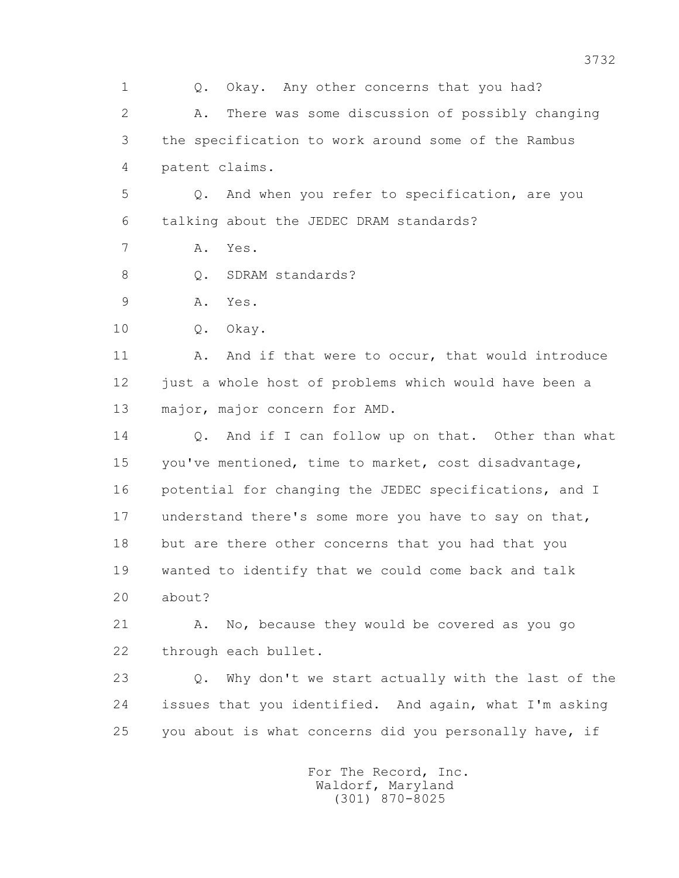1 Q. Okay. Any other concerns that you had?

2 A. There was some discussion of possibly changing

3 the specification to work around some of the Rambus

4 patent claims.

5 Q. And when you refer to specification, are you

6 talking about the JEDEC DRAM standards?

7 A. Yes.

8 Q. SDRAM standards?

9 A. Yes.

10 Q. Okay.

11 A. And if that were to occur, that would introduce

12 just a whole host of problems which would have been a

13 major, major concern for AMD.

14 Q. And if I can follow up on that. Other than what

15 you've mentioned, time to market, cost disadvantage,

16 potential for changing the JEDEC specifications, and I

17 understand there's some more you have to say on that,

18 but are there other concerns that you had that you

19 wanted to identify that we could come back and talk

20 about?

21 A. No, because they would be covered as you go

22 through each bullet.

23 Q. Why don't we start actually with the last of the

24 issues that you identified. And again, what I'm asking

25 you about is what concerns did you personally have, if

For The Record, Inc.
Waldorf, Maryland
(301) 870-8025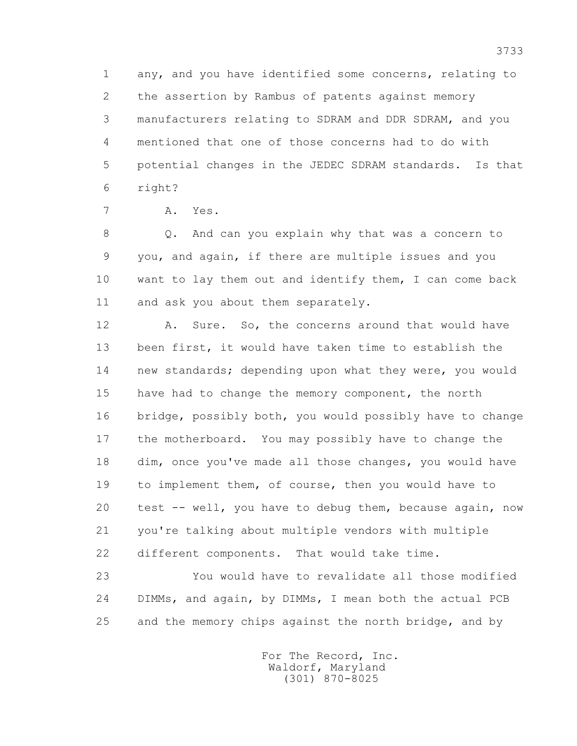1 any, and you have identified some concerns, relating to
2 the assertion by Rambus of patents against memory
3 manufacturers relating to SDRAM and DDR SDRAM, and you
4 mentioned that one of those concerns had to do with
5 potential changes in the JEDEC SDRAM standards. Is that
6 right?

7 A. Yes.

8 Q. And can you explain why that was a concern to
9 you, and again, if there are multiple issues and you
10 want to lay them out and identify them, I can come back
11 and ask you about them separately.

12 A. Sure. So, the concerns around that would have
13 been first, it would have taken time to establish the
14 new standards; depending upon what they were, you would
15 have had to change the memory component, the north
16 bridge, possibly both, you would possibly have to change
17 the motherboard. You may possibly have to change the
18 dim, once you've made all those changes, you would have
19 to implement them, of course, then you would have to
20 test -- well, you have to debug them, because again, now
21 you're talking about multiple vendors with multiple
22 different components. That would take time.

23 You would have to revalidate all those modified
24 DIMMs, and again, by DIMMs, I mean both the actual PCB
25 and the memory chips against the north bridge, and by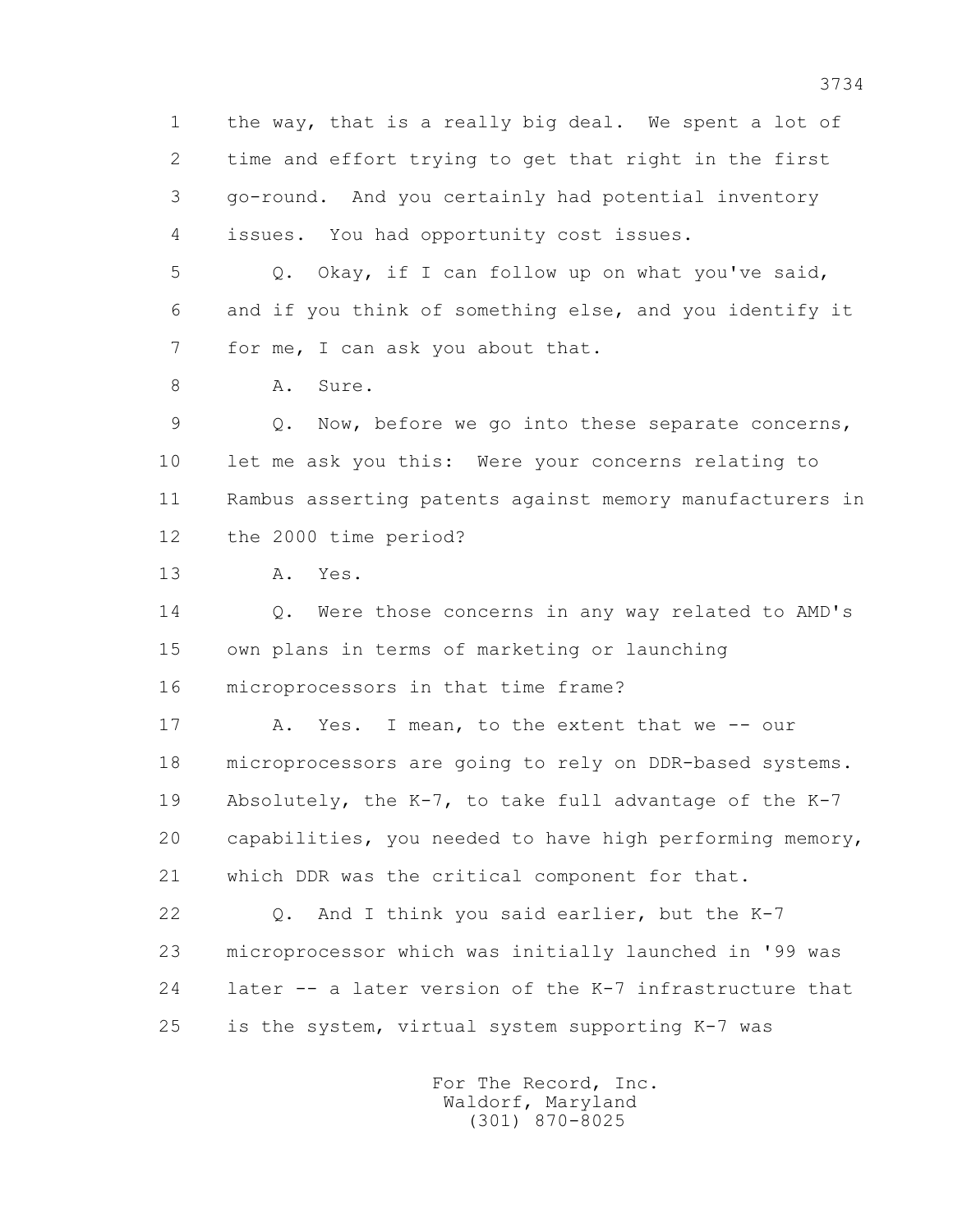1 the way, that is a really big deal. We spent a lot of
2 time and effort trying to get that right in the first
3 go-round. And you certainly had potential inventory
4 issues. You had opportunity cost issues.

5 Q. Okay, if I can follow up on what you've said,
6 and if you think of something else, and you identify it
7 for me, I can ask you about that.

8 A. Sure.

9 Q. Now, before we go into these separate concerns,
10 let me ask you this: Were your concerns relating to
11 Rambus asserting patents against memory manufacturers in
12 the 2000 time period?

13 A. Yes.

14 Q. Were those concerns in any way related to AMD's
15 own plans in terms of marketing or launching
16 microprocessors in that time frame?

17 A. Yes. I mean, to the extent that we -- our
18 microprocessors are going to rely on DDR-based systems.
19 Absolutely, the K-7, to take full advantage of the K-7
20 capabilities, you needed to have high performing memory,
21 which DDR was the critical component for that.

22 Q. And I think you said earlier, but the K-7
23 microprocessor which was initially launched in '99 was
24 later -- a later version of the K-7 infrastructure that
25 is the system, virtual system supporting K-7 was

For The Record, Inc.
Waldorf, Maryland
(301) 870-8025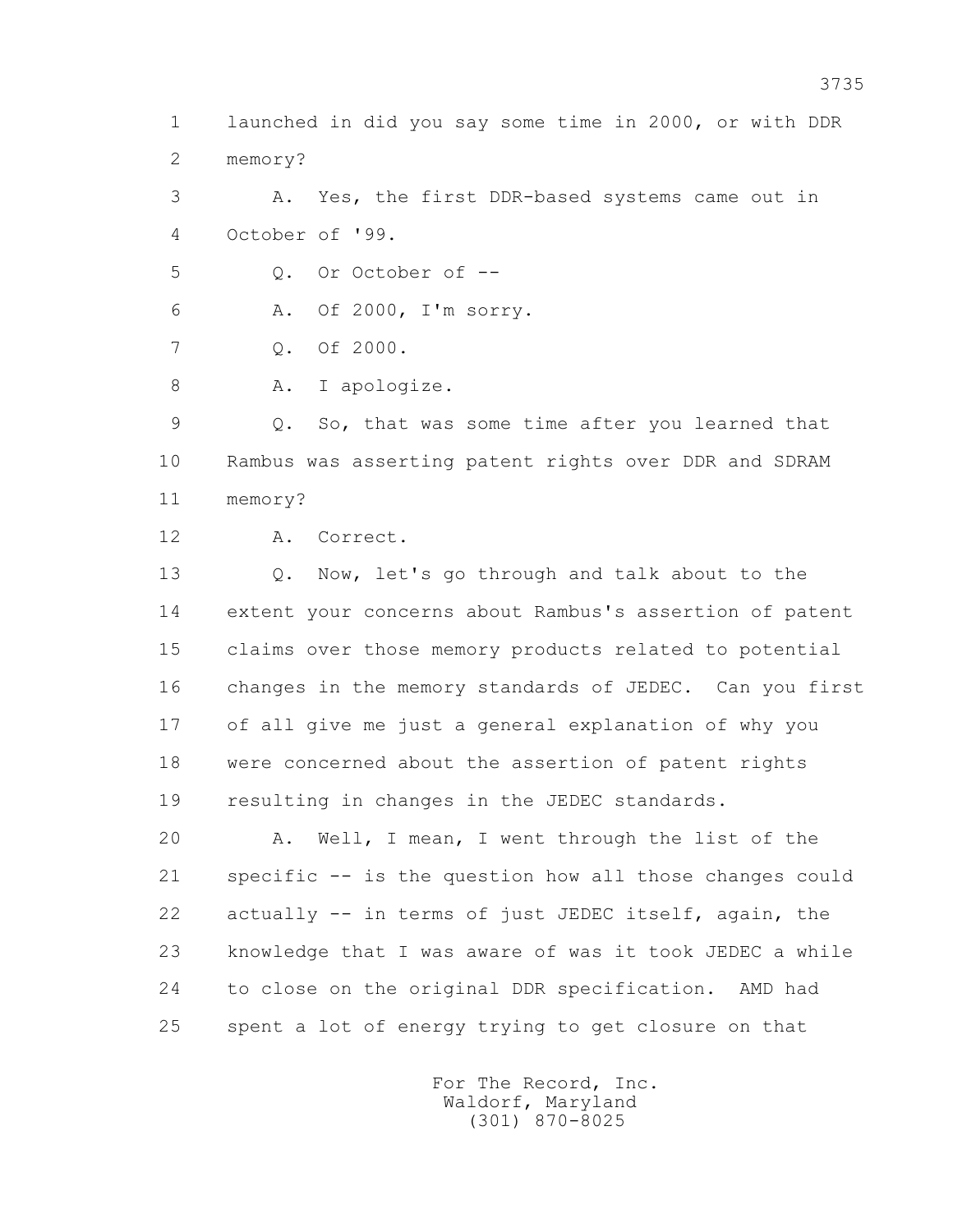1 launched in did you say some time in 2000, or with DDR
2 memory?

3 A. Yes, the first DDR-based systems came out in
4 October of '99.

5 Q. Or October of --

6 A. Of 2000, I'm sorry.

7 Q. Of 2000.

8 A. I apologize.

9 Q. So, that was some time after you learned that
10 Rambus was asserting patent rights over DDR and SDRAM
11 memory?

12 A. Correct.

13 Q. Now, let's go through and talk about to the
14 extent your concerns about Rambus's assertion of patent
15 claims over those memory products related to potential
16 changes in the memory standards of JEDEC. Can you first
17 of all give me just a general explanation of why you
18 were concerned about the assertion of patent rights
19 resulting in changes in the JEDEC standards.

20 A. Well, I mean, I went through the list of the
21 specific -- is the question how all those changes could
22 actually -- in terms of just JEDEC itself, again, the
23 knowledge that I was aware of was it took JEDEC a while
24 to close on the original DDR specification. AMD had
25 spent a lot of energy trying to get closure on that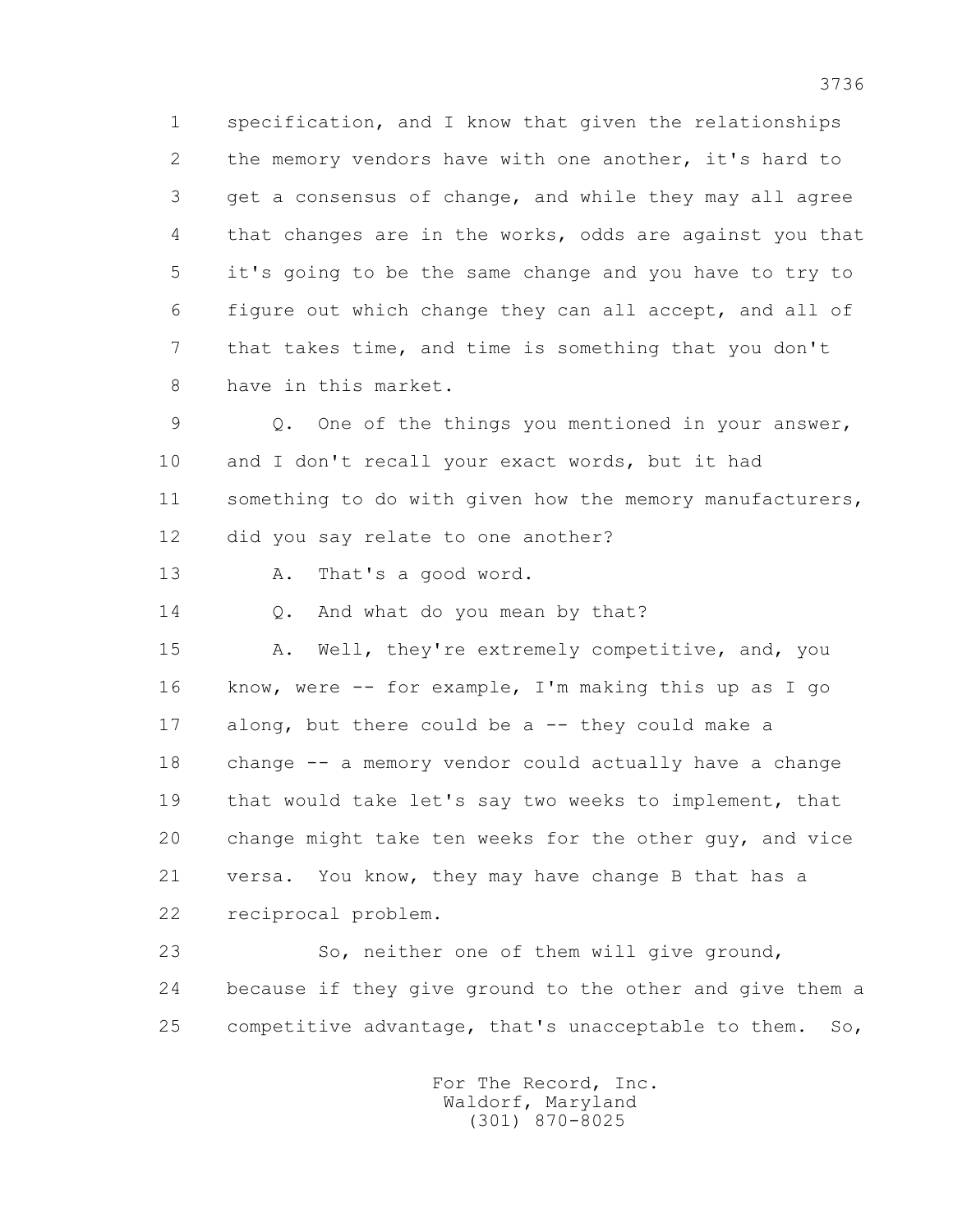specification, and I know that given the relationships the memory vendors have with one another, it's hard to get a consensus of change, and while they may all agree that changes are in the works, odds are against you that it's going to be the same change and you have to try to figure out which change they can all accept, and all of that takes time, and time is something that you don't have in this market.

Q. One of the things you mentioned in your answer, and I don't recall your exact words, but it had something to do with given how the memory manufacturers, did you say relate to one another?

A. That's a good word.

Q. And what do you mean by that?

A. Well, they're extremely competitive, and, you know, were -- for example, I'm making this up as I go along, but there could be a -- they could make a change -- a memory vendor could actually have a change that would take let's say two weeks to implement, that change might take ten weeks for the other guy, and vice versa. You know, they may have change B that has a reciprocal problem.

So, neither one of them will give ground, because if they give ground to the other and give them a competitive advantage, that's unacceptable to them. So,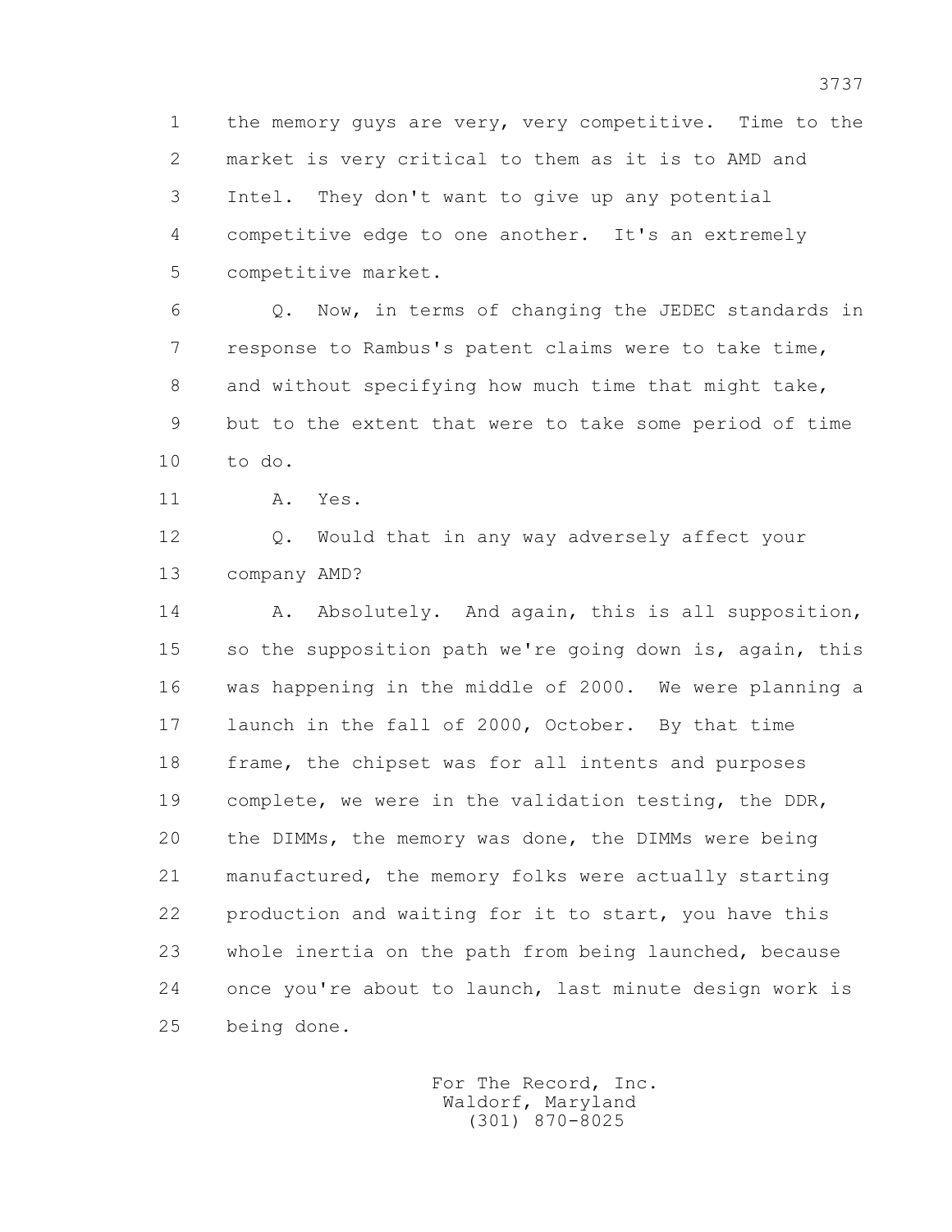1 the memory guys are very, very competitive. Time to the
2 market is very critical to them as it is to AMD and
3 Intel. They don't want to give up any potential
4 competitive edge to one another. It's an extremely
5 competitive market.

6 Q. Now, in terms of changing the JEDEC standards in
7 response to Rambus's patent claims were to take time,
8 and without specifying how much time that might take,
9 but to the extent that were to take some period of time
10 to do.

11 A. Yes.

12 Q. Would that in any way adversely affect your
13 company AMD?

14 A. Absolutely. And again, this is all supposition,
15 so the supposition path we're going down is, again, this
16 was happening in the middle of 2000. We were planning a
17 launch in the fall of 2000, October. By that time
18 frame, the chipset was for all intents and purposes
19 complete, we were in the validation testing, the DDR,
20 the DIMMs, the memory was done, the DIMMs were being
21 manufactured, the memory folks were actually starting
22 production and waiting for it to start, you have this
23 whole inertia on the path from being launched, because
24 once you're about to launch, last minute design work is
25 being done.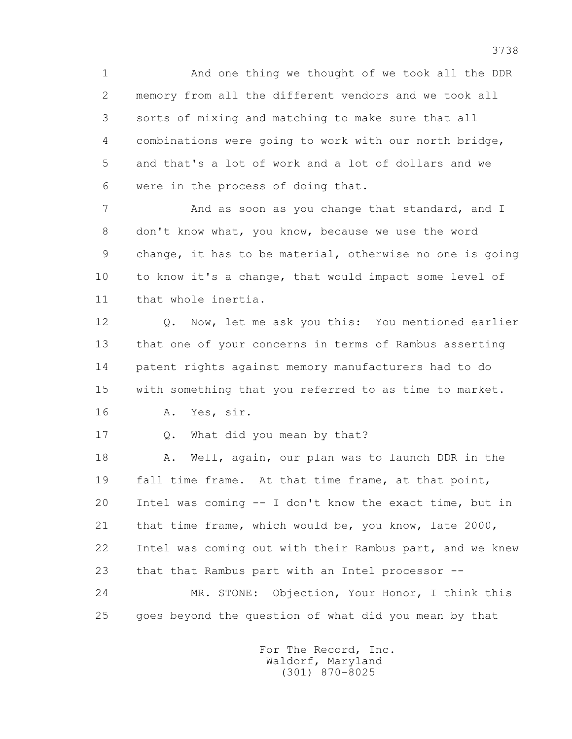1 And one thing we thought of we took all the DDR
2 memory from all the different vendors and we took all
3 sorts of mixing and matching to make sure that all
4 combinations were going to work with our north bridge,
5 and that's a lot of work and a lot of dollars and we
6 were in the process of doing that.

7 And as soon as you change that standard, and I
8 don't know what, you know, because we use the word
9 change, it has to be material, otherwise no one is going
10 to know it's a change, that would impact some level of
11 that whole inertia.

12 Q. Now, let me ask you this: You mentioned earlier
13 that one of your concerns in terms of Rambus asserting
14 patent rights against memory manufacturers had to do
15 with something that you referred to as time to market.

16 A. Yes, sir.

17 Q. What did you mean by that?

18 A. Well, again, our plan was to launch DDR in the
19 fall time frame. At that time frame, at that point,
20 Intel was coming -- I don't know the exact time, but in
21 that time frame, which would be, you know, late 2000,
22 Intel was coming out with their Rambus part, and we knew
23 that that Rambus part with an Intel processor --

24 MR. STONE: Objection, Your Honor, I think this
25 goes beyond the question of what did you mean by that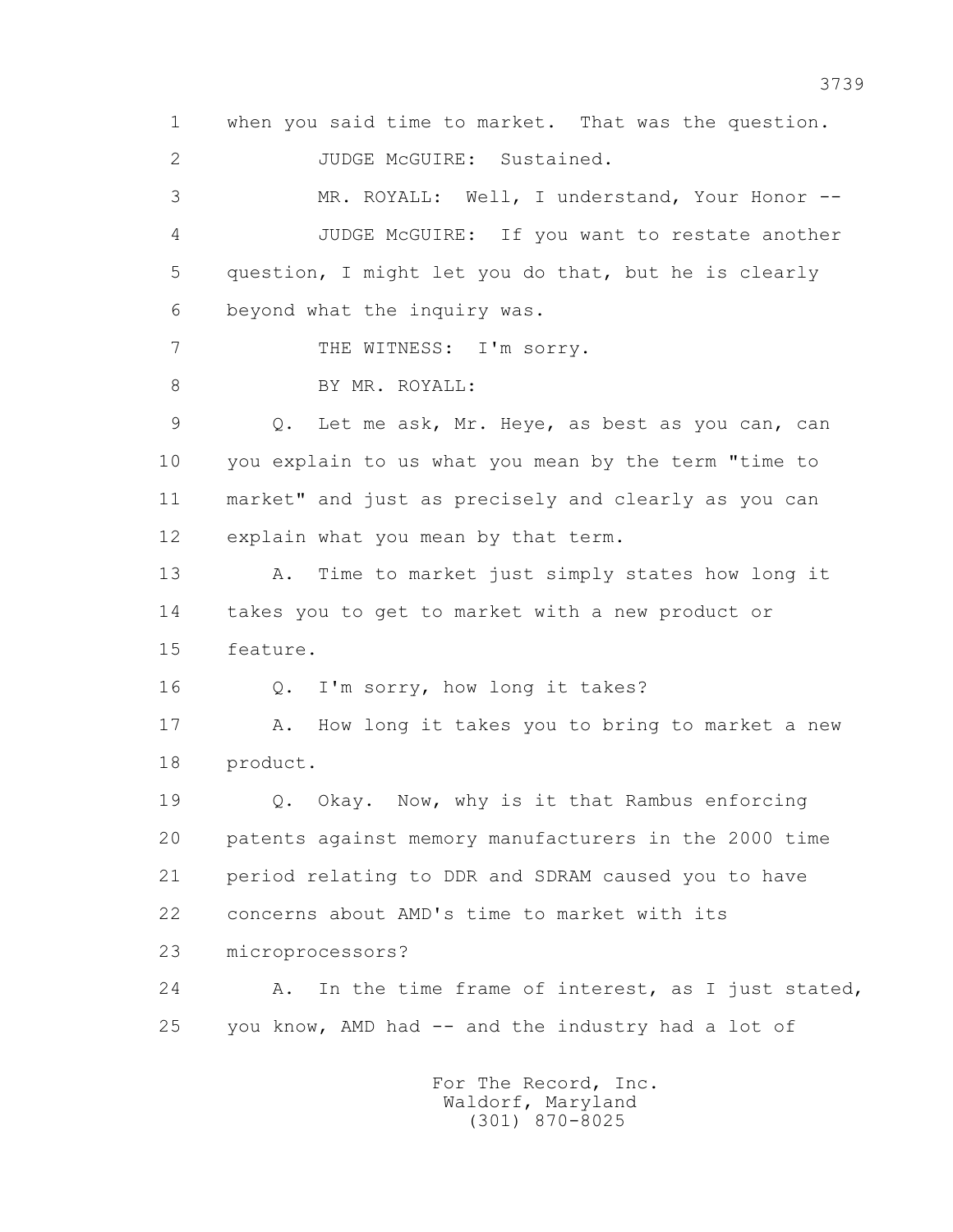1 when you said time to market. That was the question.

2 JUDGE McGUIRE: Sustained.

3 MR. ROYALL: Well, I understand, Your Honor --

4 JUDGE McGUIRE: If you want to restate another

5 question, I might let you do that, but he is clearly

6 beyond what the inquiry was.

7 THE WITNESS: I'm sorry.

8 BY MR. ROYALL:

9 Q. Let me ask, Mr. Heye, as best as you can, can

10 you explain to us what you mean by the term "time to

11 market" and just as precisely and clearly as you can

12 explain what you mean by that term.

13 A. Time to market just simply states how long it

14 takes you to get to market with a new product or

15 feature.

16 Q. I'm sorry, how long it takes?

17 A. How long it takes you to bring to market a new

18 product.

19 Q. Okay. Now, why is it that Rambus enforcing

20 patents against memory manufacturers in the 2000 time

21 period relating to DDR and SDRAM caused you to have

22 concerns about AMD's time to market with its

23 microprocessors?

24 A. In the time frame of interest, as I just stated,

25 you know, AMD had -- and the industry had a lot of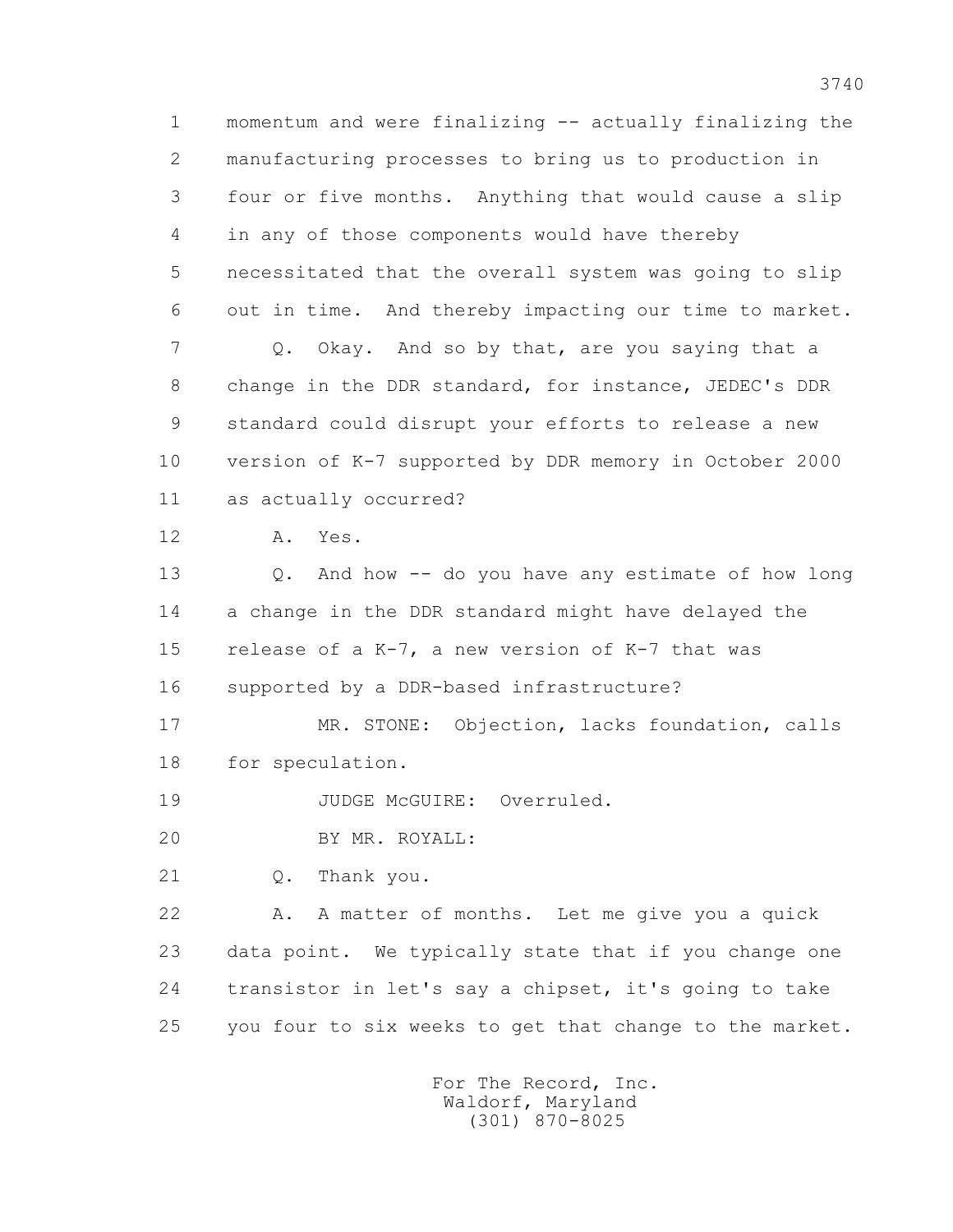1 momentum and were finalizing -- actually finalizing the
2 manufacturing processes to bring us to production in
3 four or five months. Anything that would cause a slip
4 in any of those components would have thereby
5 necessitated that the overall system was going to slip
6 out in time. And thereby impacting our time to market.
7 Q. Okay. And so by that, are you saying that a
8 change in the DDR standard, for instance, JEDEC's DDR
9 standard could disrupt your efforts to release a new
10 version of K-7 supported by DDR memory in October 2000
11 as actually occurred?
12 A. Yes.
13 Q. And how -- do you have any estimate of how long
14 a change in the DDR standard might have delayed the
15 release of a K-7, a new version of K-7 that was
16 supported by a DDR-based infrastructure?
17 MR. STONE: Objection, lacks foundation, calls
18 for speculation.
19 JUDGE McGUIRE: Overruled.
20 BY MR. ROYALL:
21 Q. Thank you.
22 A. A matter of months. Let me give you a quick
23 data point. We typically state that if you change one
24 transistor in let's say a chipset, it's going to take
25 you four to six weeks to get that change to the market.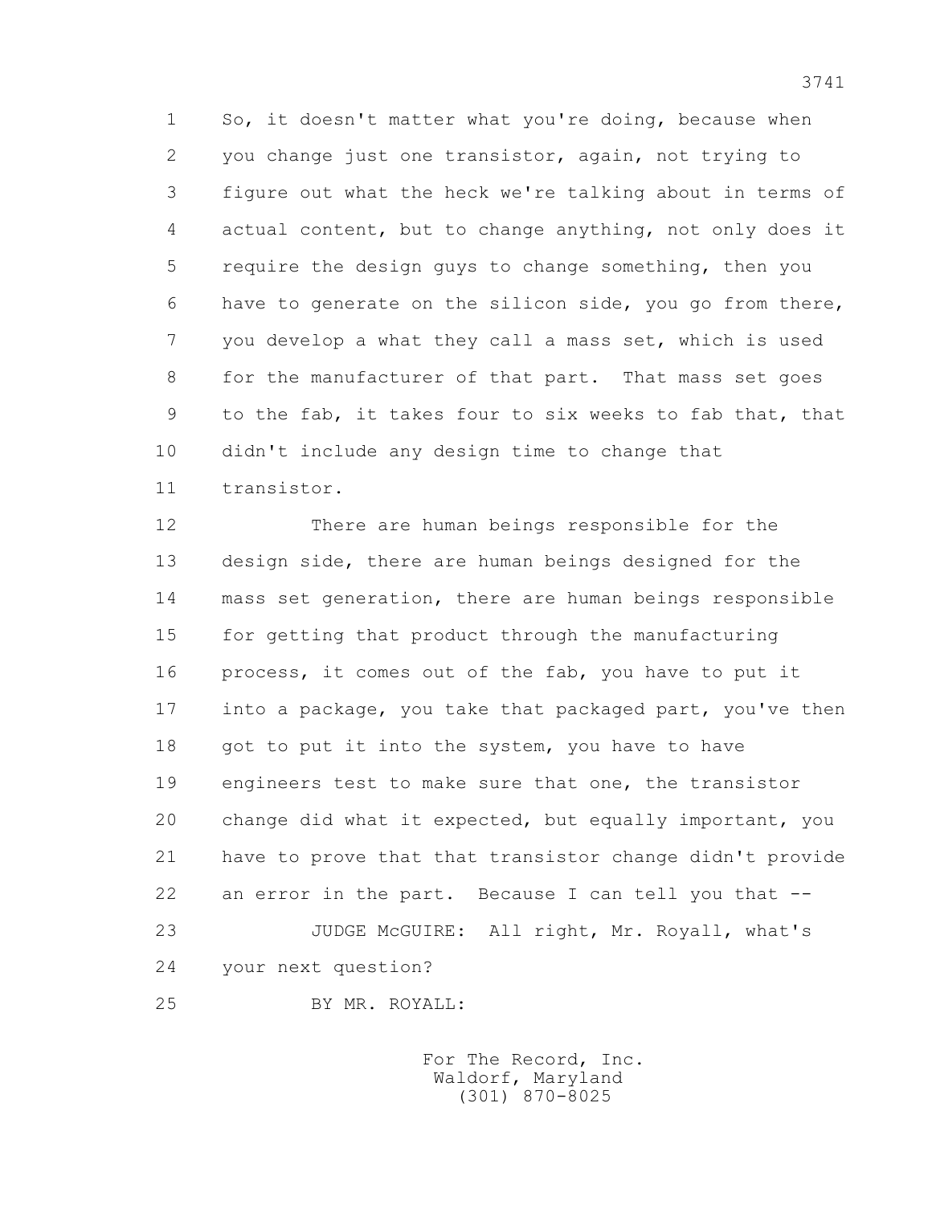1 So, it doesn't matter what you're doing, because when
2 you change just one transistor, again, not trying to
3 figure out what the heck we're talking about in terms of
4 actual content, but to change anything, not only does it
5 require the design guys to change something, then you
6 have to generate on the silicon side, you go from there,
7 you develop a what they call a mass set, which is used
8 for the manufacturer of that part. That mass set goes
9 to the fab, it takes four to six weeks to fab that, that
10 didn't include any design time to change that
11 transistor.

12 There are human beings responsible for the
13 design side, there are human beings designed for the
14 mass set generation, there are human beings responsible
15 for getting that product through the manufacturing
16 process, it comes out of the fab, you have to put it
17 into a package, you take that packaged part, you've then
18 got to put it into the system, you have to have
19 engineers test to make sure that one, the transistor
20 change did what it expected, but equally important, you
21 have to prove that that transistor change didn't provide
22 an error in the part. Because I can tell you that --

23 JUDGE McGUIRE: All right, Mr. Royall, what's
24 your next question?

25 BY MR. ROYALL:

For The Record, Inc.
Waldorf, Maryland
(301) 870-8025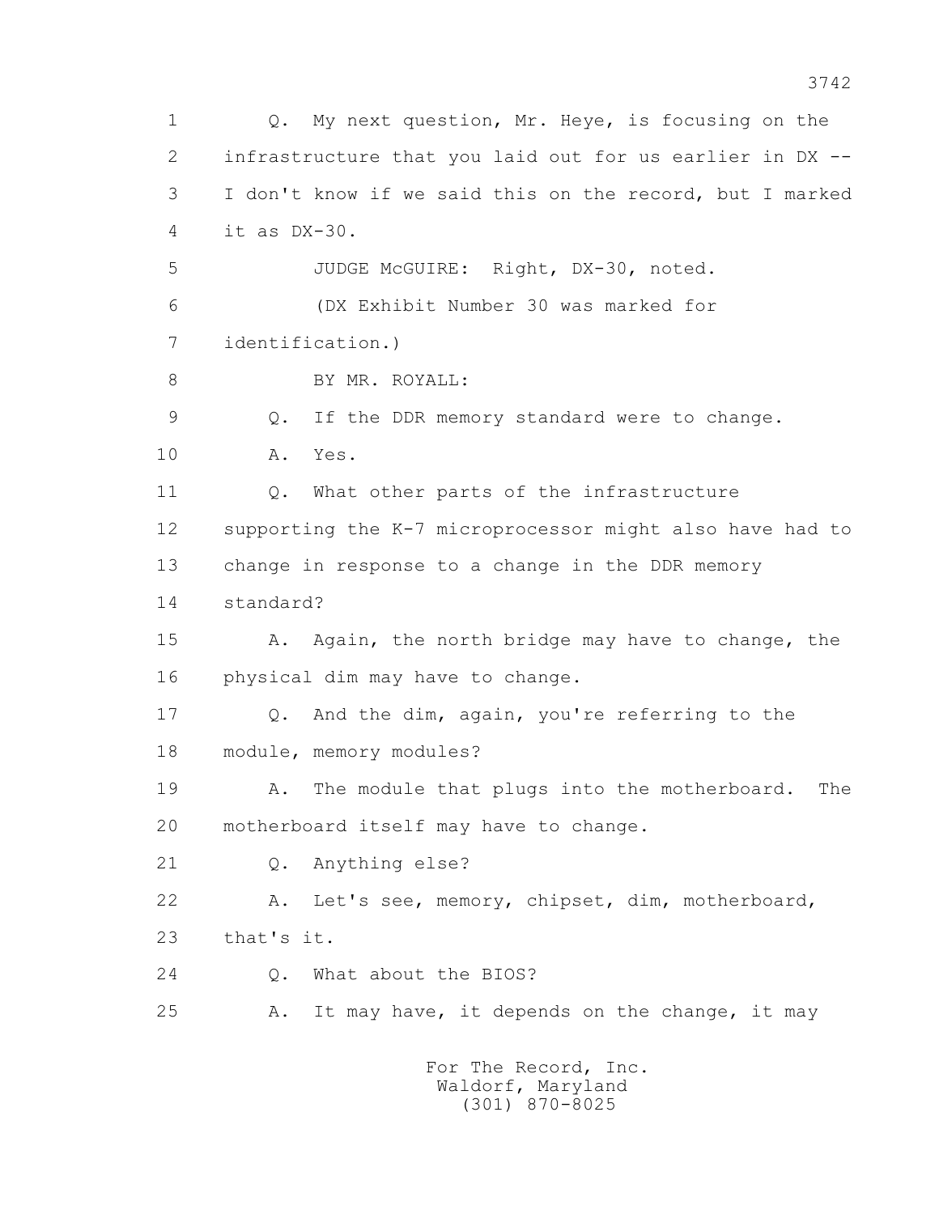1 Q. My next question, Mr. Heye, is focusing on the
2 infrastructure that you laid out for us earlier in DX --
3 I don't know if we said this on the record, but I marked
4 it as DX-30.
5 JUDGE McGUIRE: Right, DX-30, noted.
6 (DX Exhibit Number 30 was marked for
7 identification.)
8 BY MR. ROYALL:
9 Q. If the DDR memory standard were to change.
10 A. Yes.
11 Q. What other parts of the infrastructure
12 supporting the K-7 microprocessor might also have had to
13 change in response to a change in the DDR memory
14 standard?
15 A. Again, the north bridge may have to change, the
16 physical dim may have to change.
17 Q. And the dim, again, you're referring to the
18 module, memory modules?
19 A. The module that plugs into the motherboard. The
20 motherboard itself may have to change.
21 Q. Anything else?
22 A. Let's see, memory, chipset, dim, motherboard,
23 that's it.
24 Q. What about the BIOS?
25 A. It may have, it depends on the change, it may

For The Record, Inc.
Waldorf, Maryland
(301) 870-8025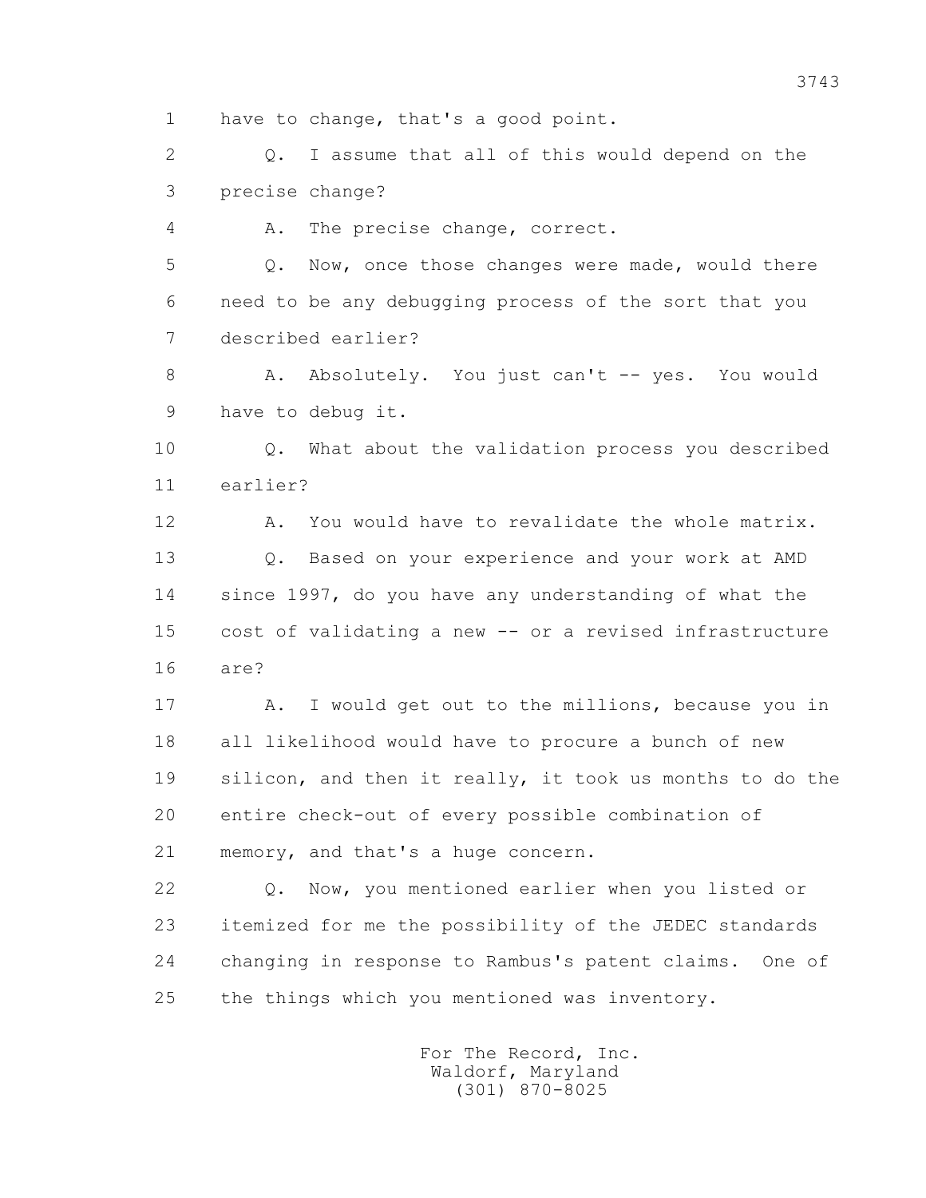1 have to change, that's a good point.

2 Q. I assume that all of this would depend on the

3 precise change?

4 A. The precise change, correct.

5 Q. Now, once those changes were made, would there

6 need to be any debugging process of the sort that you

7 described earlier?

8 A. Absolutely. You just can't -- yes. You would

9 have to debug it.

10 Q. What about the validation process you described

11 earlier?

12 A. You would have to revalidate the whole matrix.

13 Q. Based on your experience and your work at AMD

14 since 1997, do you have any understanding of what the

15 cost of validating a new -- or a revised infrastructure

16 are?

17 A. I would get out to the millions, because you in

18 all likelihood would have to procure a bunch of new

19 silicon, and then it really, it took us months to do the

20 entire check-out of every possible combination of

21 memory, and that's a huge concern.

22 Q. Now, you mentioned earlier when you listed or

23 itemized for me the possibility of the JEDEC standards

24 changing in response to Rambus's patent claims. One of

25 the things which you mentioned was inventory.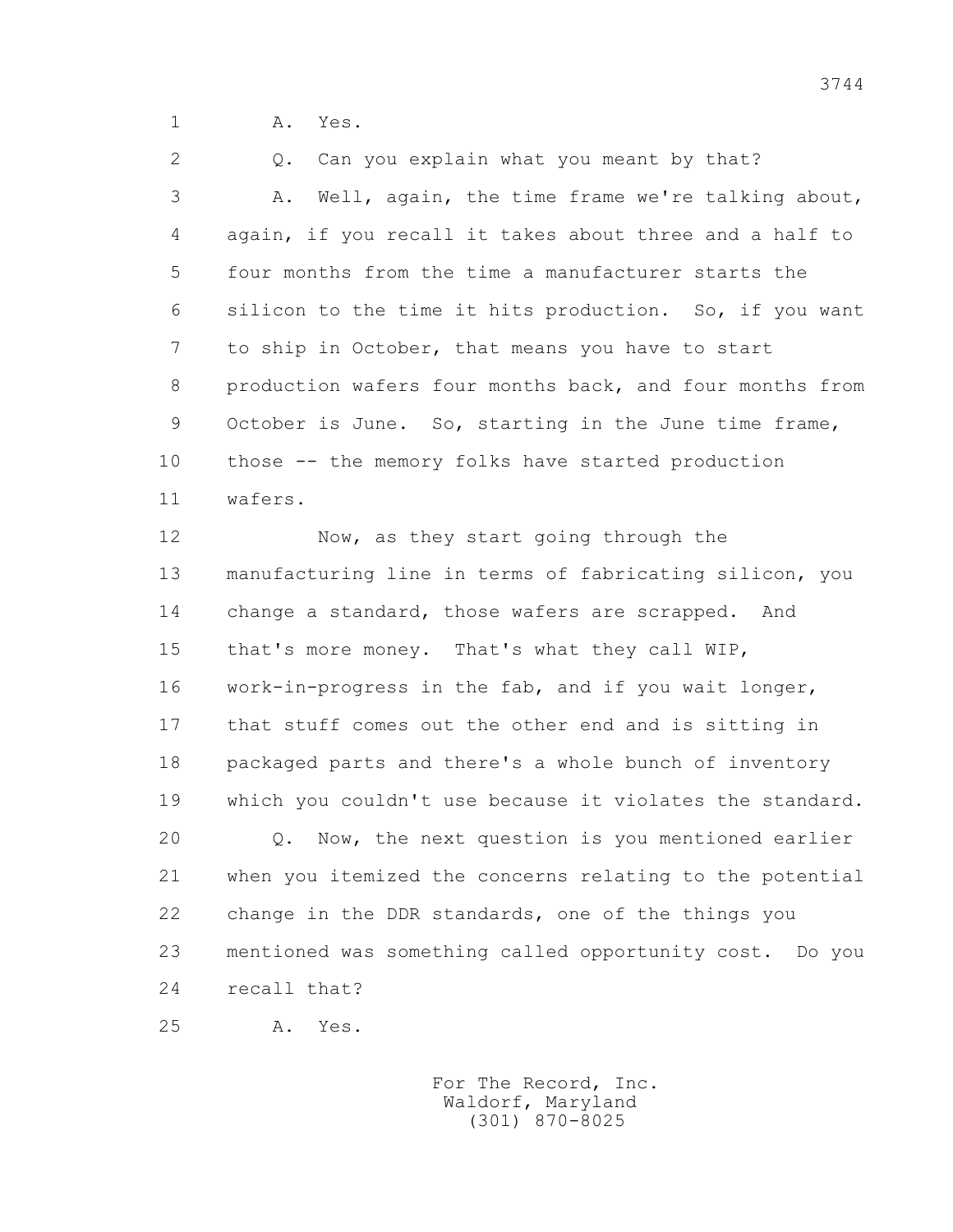1 A. Yes.

2 Q. Can you explain what you meant by that?

3 A. Well, again, the time frame we're talking about,

4 again, if you recall it takes about three and a half to

5 four months from the time a manufacturer starts the

6 silicon to the time it hits production. So, if you want

7 to ship in October, that means you have to start

8 production wafers four months back, and four months from

9 October is June. So, starting in the June time frame,

10 those -- the memory folks have started production

11 wafers.

12 Now, as they start going through the

13 manufacturing line in terms of fabricating silicon, you

14 change a standard, those wafers are scrapped. And

15 that's more money. That's what they call WIP,

16 work-in-progress in the fab, and if you wait longer,

17 that stuff comes out the other end and is sitting in

18 packaged parts and there's a whole bunch of inventory

19 which you couldn't use because it violates the standard.

20 Q. Now, the next question is you mentioned earlier

21 when you itemized the concerns relating to the potential

22 change in the DDR standards, one of the things you

23 mentioned was something called opportunity cost. Do you

24 recall that?

25 A. Yes.

For The Record, Inc.
Waldorf, Maryland
(301) 870-8025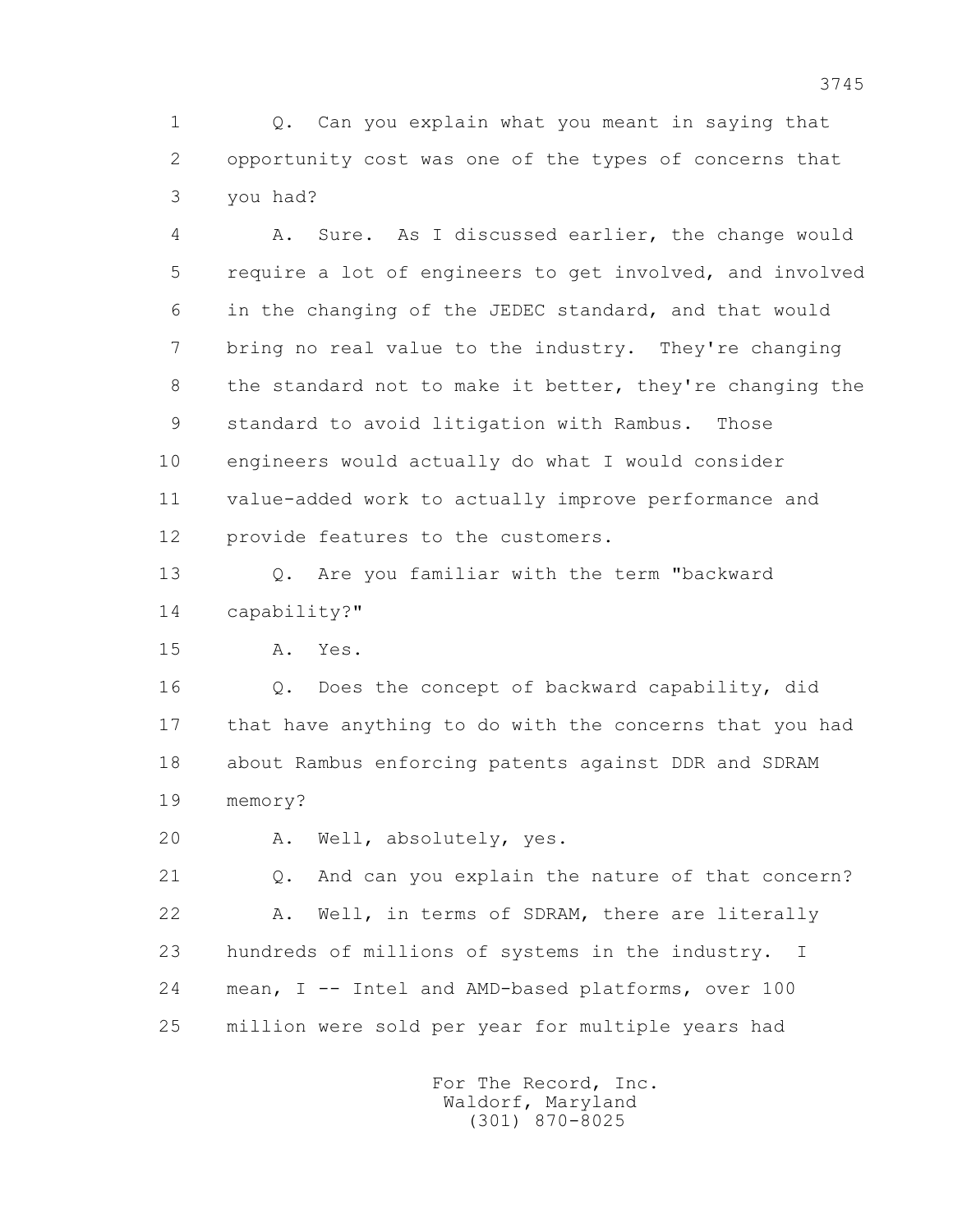Q. Can you explain what you meant in saying that opportunity cost was one of the types of concerns that you had?

A. Sure. As I discussed earlier, the change would require a lot of engineers to get involved, and involved in the changing of the JEDEC standard, and that would bring no real value to the industry. They're changing the standard not to make it better, they're changing the standard to avoid litigation with Rambus. Those engineers would actually do what I would consider value-added work to actually improve performance and provide features to the customers.

Q. Are you familiar with the term "backward capability?"

A. Yes.

Q. Does the concept of backward capability, did that have anything to do with the concerns that you had about Rambus enforcing patents against DDR and SDRAM memory?

A. Well, absolutely, yes.

Q. And can you explain the nature of that concern?

A. Well, in terms of SDRAM, there are literally hundreds of millions of systems in the industry. I mean, I -- Intel and AMD-based platforms, over 100 million were sold per year for multiple years had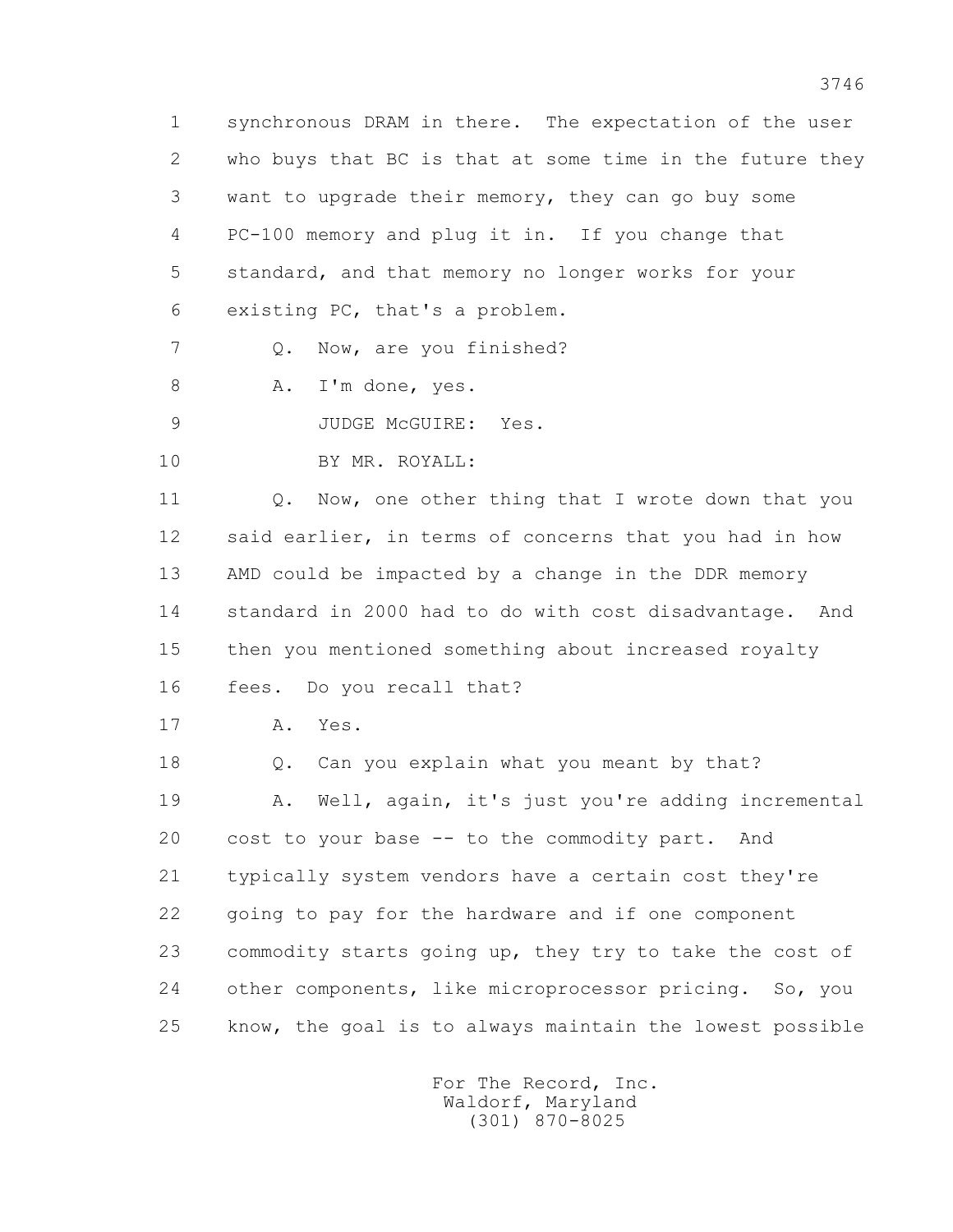1 synchronous DRAM in there. The expectation of the user
2 who buys that BC is that at some time in the future they
3 want to upgrade their memory, they can go buy some
4 PC-100 memory and plug it in. If you change that
5 standard, and that memory no longer works for your
6 existing PC, that's a problem.

7 Q. Now, are you finished?

8 A. I'm done, yes.

9 JUDGE McGUIRE: Yes.

10 BY MR. ROYALL:

11 Q. Now, one other thing that I wrote down that you
12 said earlier, in terms of concerns that you had in how
13 AMD could be impacted by a change in the DDR memory
14 standard in 2000 had to do with cost disadvantage. And
15 then you mentioned something about increased royalty
16 fees. Do you recall that?

17 A. Yes.

18 Q. Can you explain what you meant by that?

19 A. Well, again, it's just you're adding incremental
20 cost to your base -- to the commodity part. And
21 typically system vendors have a certain cost they're
22 going to pay for the hardware and if one component
23 commodity starts going up, they try to take the cost of
24 other components, like microprocessor pricing. So, you
25 know, the goal is to always maintain the lowest possible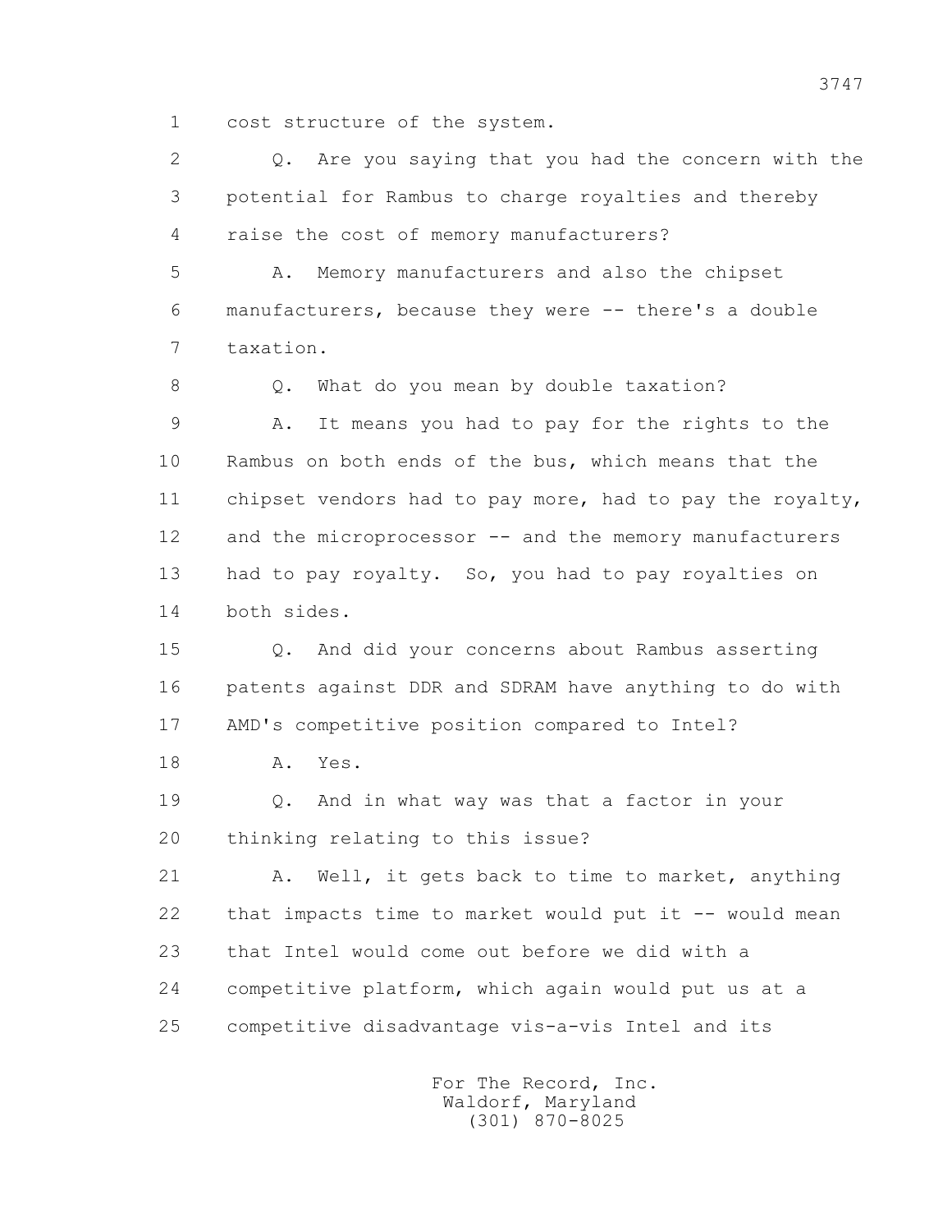1 cost structure of the system.

2 Q. Are you saying that you had the concern with the

3 potential for Rambus to charge royalties and thereby

4 raise the cost of memory manufacturers?

5 A. Memory manufacturers and also the chipset

6 manufacturers, because they were -- there's a double

7 taxation.

8 Q. What do you mean by double taxation?

9 A. It means you had to pay for the rights to the

10 Rambus on both ends of the bus, which means that the

11 chipset vendors had to pay more, had to pay the royalty,

12 and the microprocessor -- and the memory manufacturers

13 had to pay royalty. So, you had to pay royalties on

14 both sides.

15 Q. And did your concerns about Rambus asserting

16 patents against DDR and SDRAM have anything to do with

17 AMD's competitive position compared to Intel?

18 A. Yes.

19 Q. And in what way was that a factor in your

20 thinking relating to this issue?

21 A. Well, it gets back to time to market, anything

22 that impacts time to market would put it -- would mean

23 that Intel would come out before we did with a

24 competitive platform, which again would put us at a

25 competitive disadvantage vis-a-vis Intel and its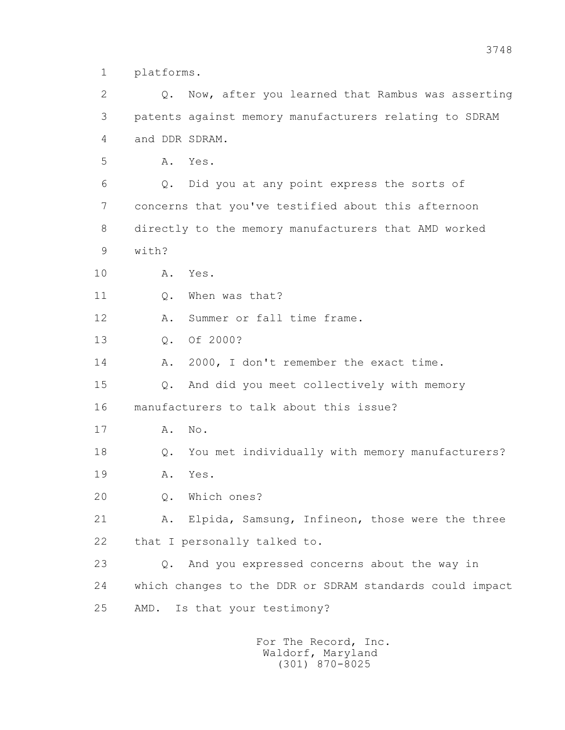1 platforms.

2 Q. Now, after you learned that Rambus was asserting

3 patents against memory manufacturers relating to SDRAM

4 and DDR SDRAM.

5 A. Yes.

6 Q. Did you at any point express the sorts of

7 concerns that you've testified about this afternoon

8 directly to the memory manufacturers that AMD worked

9 with?

10 A. Yes.

11 Q. When was that?

12 A. Summer or fall time frame.

13 Q. Of 2000?

14 A. 2000, I don't remember the exact time.

15 Q. And did you meet collectively with memory

16 manufacturers to talk about this issue?

17 A. No.

18 Q. You met individually with memory manufacturers?

19 A. Yes.

20 Q. Which ones?

21 A. Elpida, Samsung, Infineon, those were the three

22 that I personally talked to.

23 Q. And you expressed concerns about the way in

24 which changes to the DDR or SDRAM standards could impact

25 AMD. Is that your testimony?

For The Record, Inc.
Waldorf, Maryland
(301) 870-8025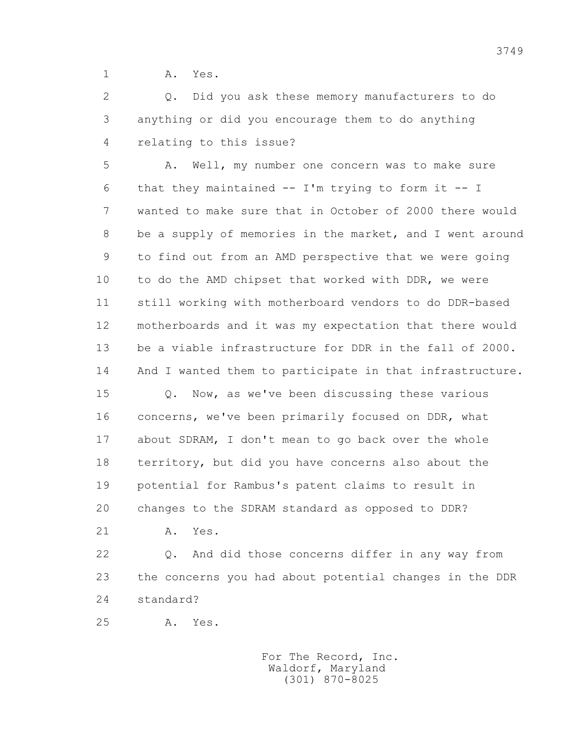1 A. Yes.

2 Q. Did you ask these memory manufacturers to do
3 anything or did you encourage them to do anything
4 relating to this issue?

5 A. Well, my number one concern was to make sure
6 that they maintained -- I'm trying to form it -- I
7 wanted to make sure that in October of 2000 there would
8 be a supply of memories in the market, and I went around
9 to find out from an AMD perspective that we were going
10 to do the AMD chipset that worked with DDR, we were
11 still working with motherboard vendors to do DDR-based
12 motherboards and it was my expectation that there would
13 be a viable infrastructure for DDR in the fall of 2000.
14 And I wanted them to participate in that infrastructure.

15 Q. Now, as we've been discussing these various
16 concerns, we've been primarily focused on DDR, what
17 about SDRAM, I don't mean to go back over the whole
18 territory, but did you have concerns also about the
19 potential for Rambus's patent claims to result in
20 changes to the SDRAM standard as opposed to DDR?

21 A. Yes.

22 Q. And did those concerns differ in any way from
23 the concerns you had about potential changes in the DDR
24 standard?

25 A. Yes.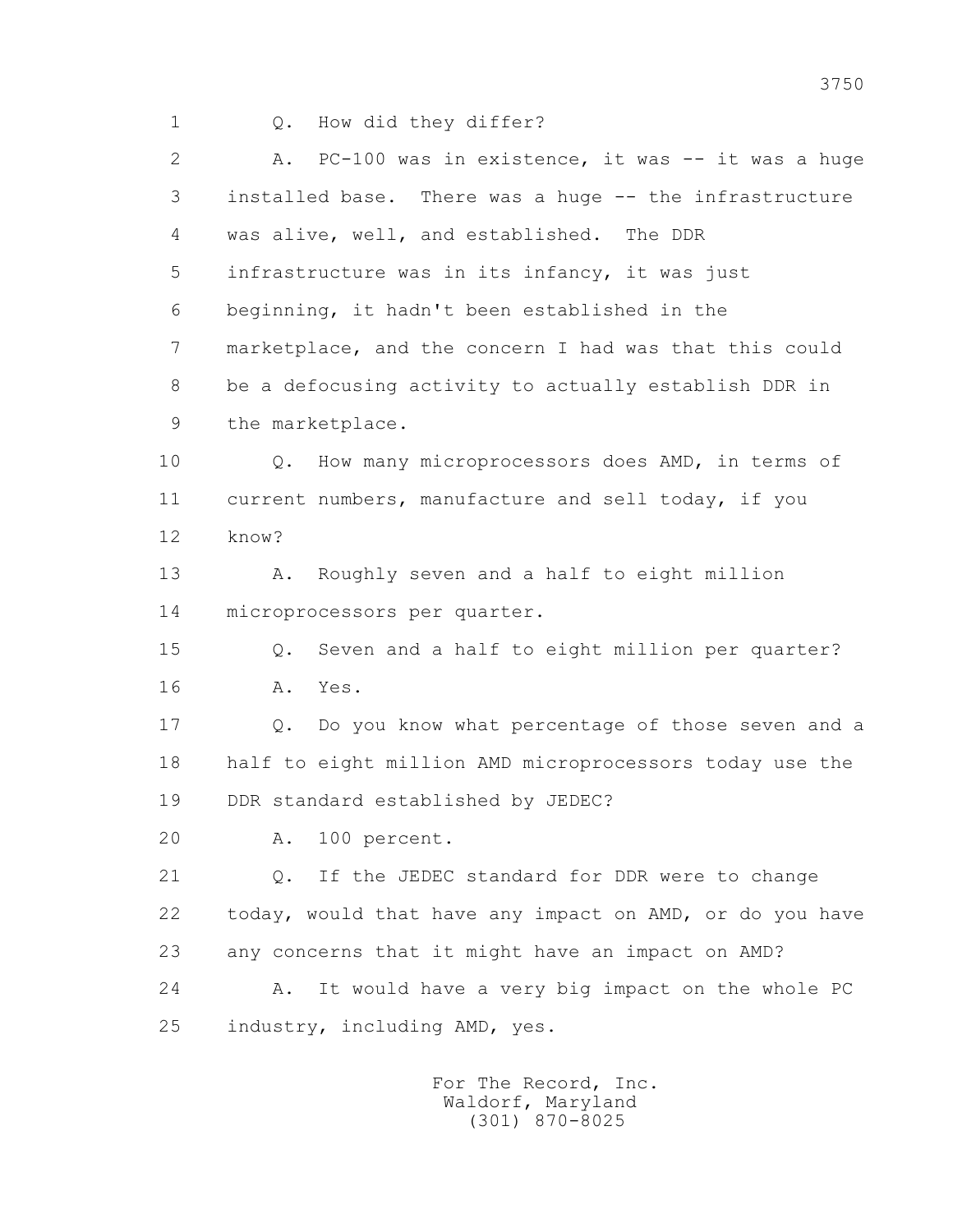Q. How did they differ?

A. PC-100 was in existence, it was -- it was a huge installed base. There was a huge -- the infrastructure was alive, well, and established. The DDR infrastructure was in its infancy, it was just beginning, it hadn't been established in the marketplace, and the concern I had was that this could be a defocusing activity to actually establish DDR in the marketplace.

Q. How many microprocessors does AMD, in terms of current numbers, manufacture and sell today, if you know?

A. Roughly seven and a half to eight million microprocessors per quarter.

Q. Seven and a half to eight million per quarter?

A. Yes.

Q. Do you know what percentage of those seven and a half to eight million AMD microprocessors today use the DDR standard established by JEDEC?

A. 100 percent.

Q. If the JEDEC standard for DDR were to change today, would that have any impact on AMD, or do you have any concerns that it might have an impact on AMD?

A. It would have a very big impact on the whole PC industry, including AMD, yes.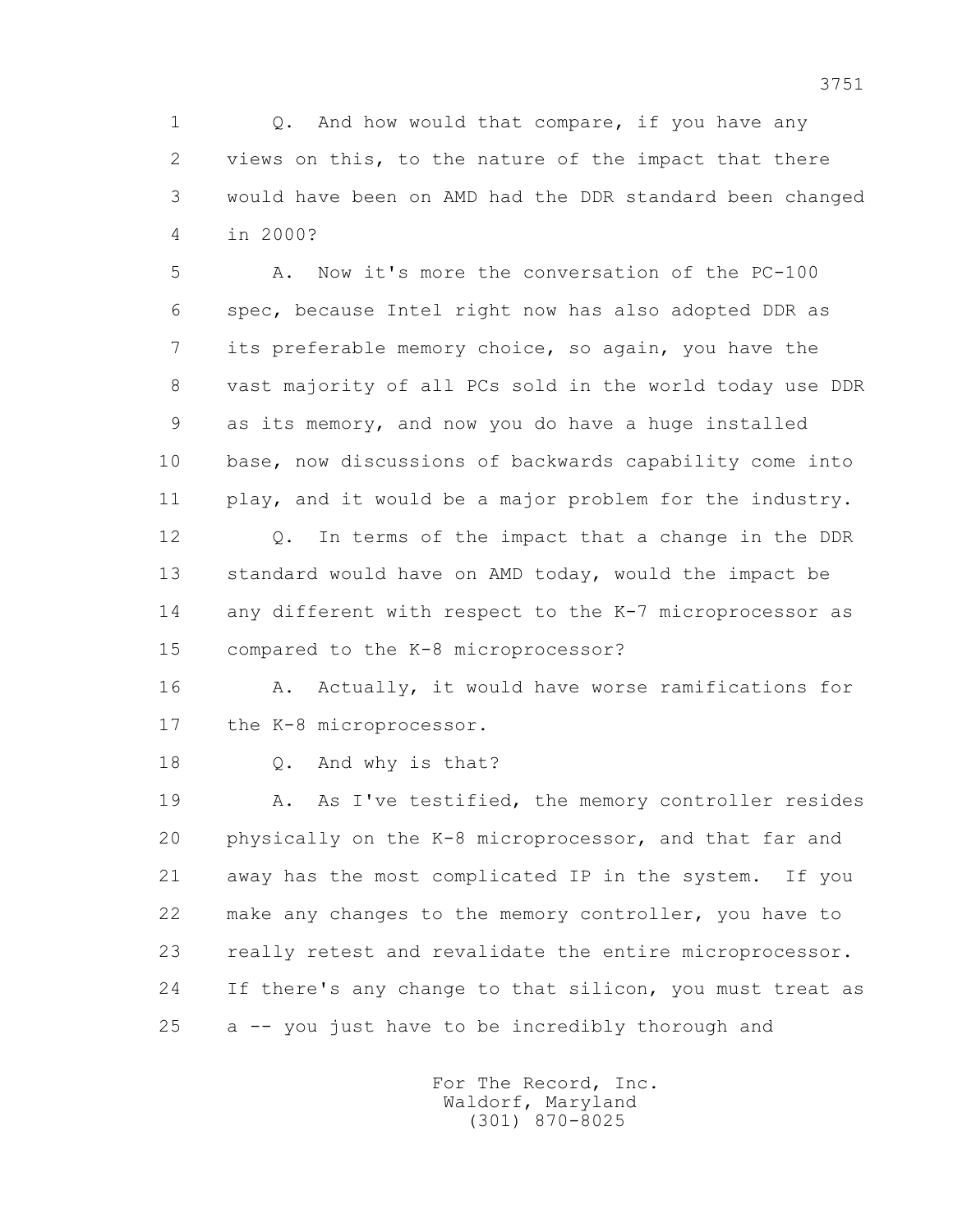1 Q. And how would that compare, if you have any
2 views on this, to the nature of the impact that there
3 would have been on AMD had the DDR standard been changed
4 in 2000?

5 A. Now it's more the conversation of the PC-100
6 spec, because Intel right now has also adopted DDR as
7 its preferable memory choice, so again, you have the
8 vast majority of all PCs sold in the world today use DDR
9 as its memory, and now you do have a huge installed
10 base, now discussions of backwards capability come into
11 play, and it would be a major problem for the industry.

12 Q. In terms of the impact that a change in the DDR
13 standard would have on AMD today, would the impact be
14 any different with respect to the K-7 microprocessor as
15 compared to the K-8 microprocessor?

16 A. Actually, it would have worse ramifications for
17 the K-8 microprocessor.

18 Q. And why is that?

19 A. As I've testified, the memory controller resides
20 physically on the K-8 microprocessor, and that far and
21 away has the most complicated IP in the system. If you
22 make any changes to the memory controller, you have to
23 really retest and revalidate the entire microprocessor.
24 If there's any change to that silicon, you must treat as
25 a -- you just have to be incredibly thorough and

For The Record, Inc.
Waldorf, Maryland
(301) 870-8025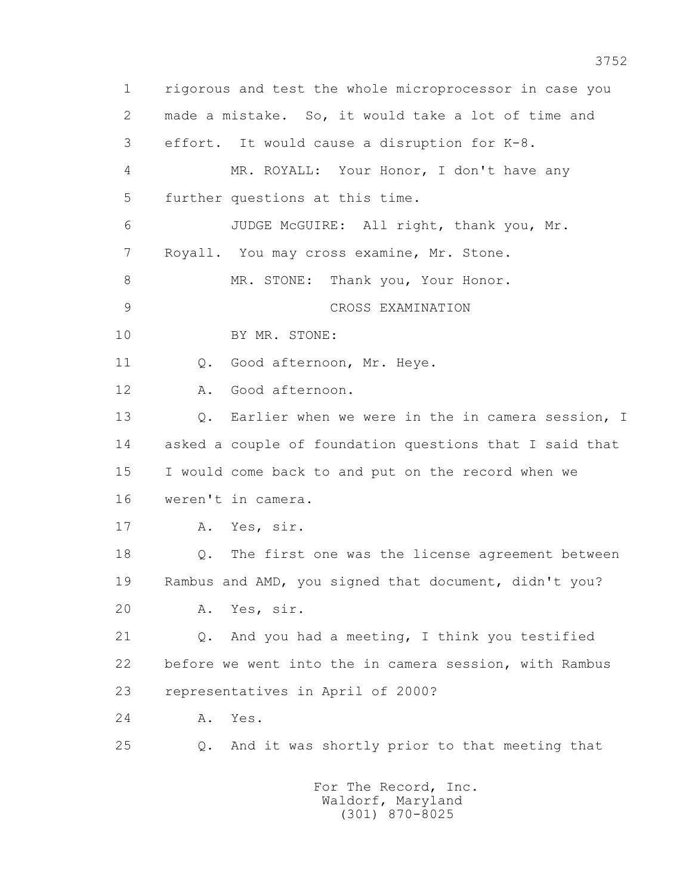1 rigorous and test the whole microprocessor in case you
2 made a mistake. So, it would take a lot of time and
3 effort. It would cause a disruption for K-8.
4 MR. ROYALL: Your Honor, I don't have any
5 further questions at this time.
6 JUDGE McGUIRE: All right, thank you, Mr.
7 Royall. You may cross examine, Mr. Stone.
8 MR. STONE: Thank you, Your Honor.
9 CROSS EXAMINATION
10 BY MR. STONE:
11 Q. Good afternoon, Mr. Heye.
12 A. Good afternoon.
13 Q. Earlier when we were in the in camera session, I
14 asked a couple of foundation questions that I said that
15 I would come back to and put on the record when we
16 weren't in camera.
17 A. Yes, sir.
18 Q. The first one was the license agreement between
19 Rambus and AMD, you signed that document, didn't you?
20 A. Yes, sir.
21 Q. And you had a meeting, I think you testified
22 before we went into the in camera session, with Rambus
23 representatives in April of 2000?
24 A. Yes.
25 Q. And it was shortly prior to that meeting that

For The Record, Inc.
Waldorf, Maryland
(301) 870-8025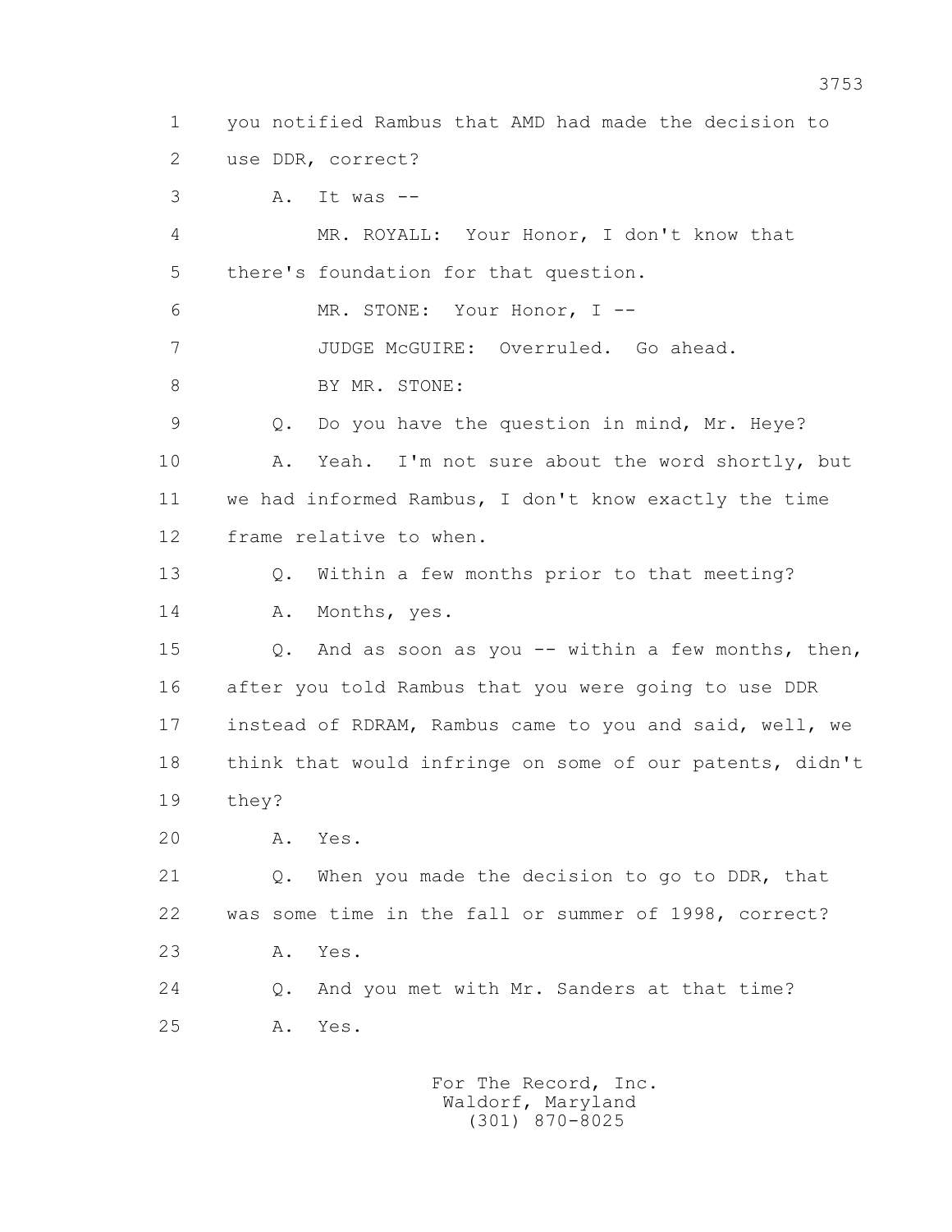1 you notified Rambus that AMD had made the decision to
2 use DDR, correct?

3 A. It was --

4 MR. ROYALL: Your Honor, I don't know that
5 there's foundation for that question.

6 MR. STONE: Your Honor, I --

7 JUDGE McGUIRE: Overruled. Go ahead.

8 BY MR. STONE:

9 Q. Do you have the question in mind, Mr. Heye?

10 A. Yeah. I'm not sure about the word shortly, but
11 we had informed Rambus, I don't know exactly the time
12 frame relative to when.

13 Q. Within a few months prior to that meeting?

14 A. Months, yes.

15 Q. And as soon as you -- within a few months, then,
16 after you told Rambus that you were going to use DDR
17 instead of RDRAM, Rambus came to you and said, well, we
18 think that would infringe on some of our patents, didn't
19 they?

20 A. Yes.

21 Q. When you made the decision to go to DDR, that
22 was some time in the fall or summer of 1998, correct?

23 A. Yes.

24 Q. And you met with Mr. Sanders at that time?

25 A. Yes.

For The Record, Inc.
Waldorf, Maryland
(301) 870-8025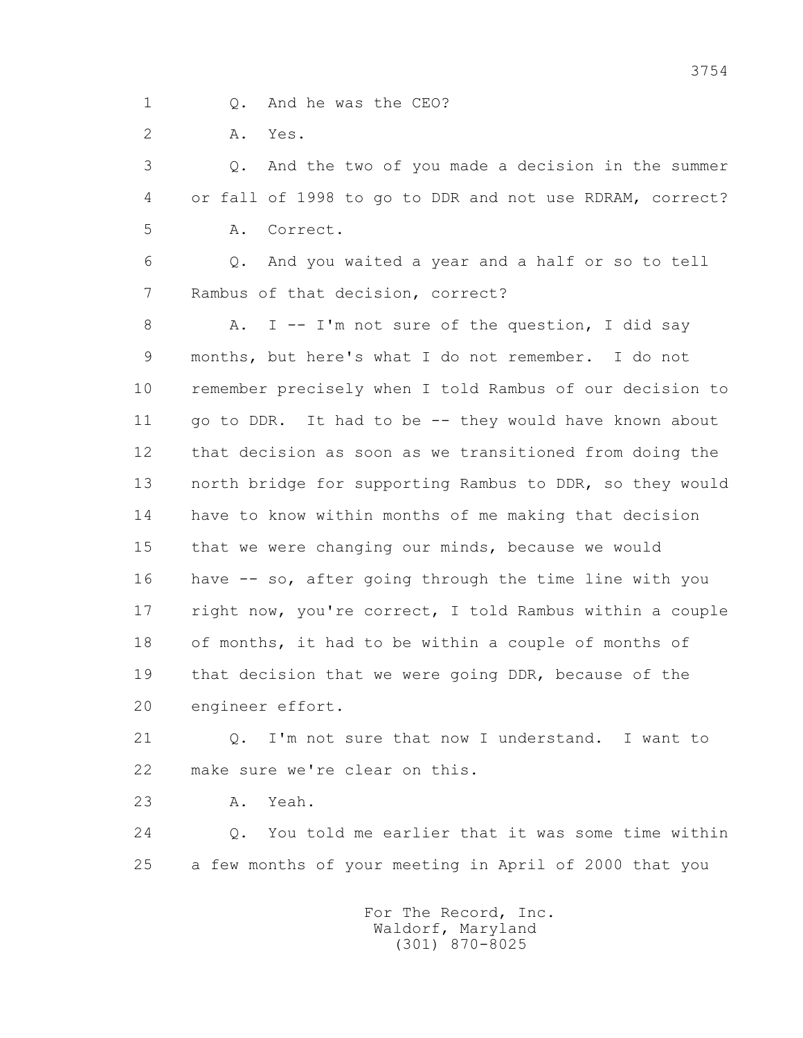1 Q. And he was the CEO?

2 A. Yes.

3 Q. And the two of you made a decision in the summer

4 or fall of 1998 to go to DDR and not use RDRAM, correct?

5 A. Correct.

6 Q. And you waited a year and a half or so to tell

7 Rambus of that decision, correct?

8 A. I -- I'm not sure of the question, I did say

9 months, but here's what I do not remember. I do not

10 remember precisely when I told Rambus of our decision to

11 go to DDR. It had to be -- they would have known about

12 that decision as soon as we transitioned from doing the

13 north bridge for supporting Rambus to DDR, so they would

14 have to know within months of me making that decision

15 that we were changing our minds, because we would

16 have -- so, after going through the time line with you

17 right now, you're correct, I told Rambus within a couple

18 of months, it had to be within a couple of months of

19 that decision that we were going DDR, because of the

20 engineer effort.

21 Q. I'm not sure that now I understand. I want to

22 make sure we're clear on this.

23 A. Yeah.

24 Q. You told me earlier that it was some time within

25 a few months of your meeting in April of 2000 that you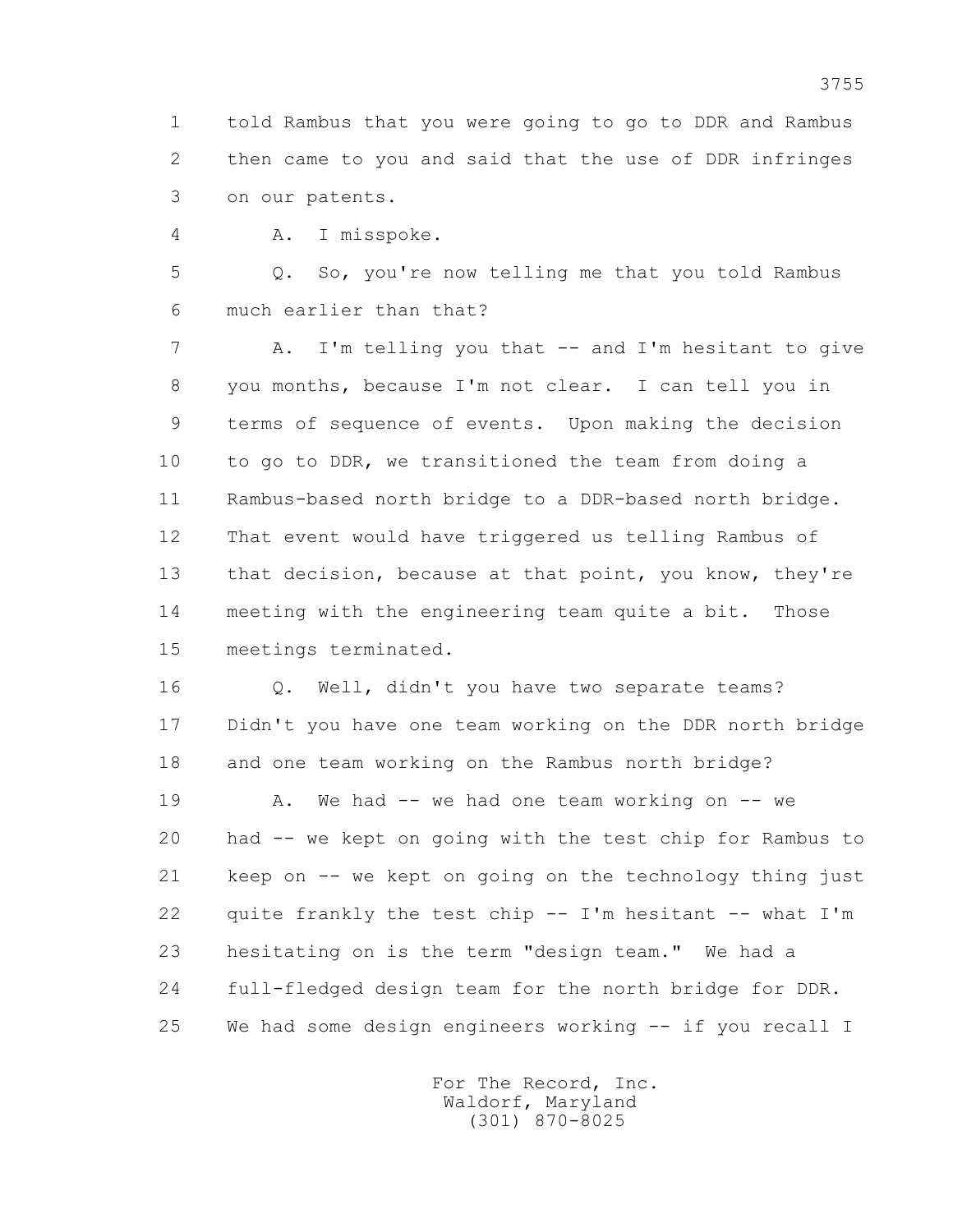1 told Rambus that you were going to go to DDR and Rambus
2 then came to you and said that the use of DDR infringes
3 on our patents.

4 A. I misspoke.

5 Q. So, you're now telling me that you told Rambus
6 much earlier than that?

7 A. I'm telling you that -- and I'm hesitant to give
8 you months, because I'm not clear. I can tell you in
9 terms of sequence of events. Upon making the decision
10 to go to DDR, we transitioned the team from doing a
11 Rambus-based north bridge to a DDR-based north bridge.
12 That event would have triggered us telling Rambus of
13 that decision, because at that point, you know, they're
14 meeting with the engineering team quite a bit. Those
15 meetings terminated.

16 Q. Well, didn't you have two separate teams?
17 Didn't you have one team working on the DDR north bridge
18 and one team working on the Rambus north bridge?

19 A. We had -- we had one team working on -- we
20 had -- we kept on going with the test chip for Rambus to
21 keep on -- we kept on going on the technology thing just
22 quite frankly the test chip -- I'm hesitant -- what I'm
23 hesitating on is the term "design team." We had a
24 full-fledged design team for the north bridge for DDR.
25 We had some design engineers working -- if you recall I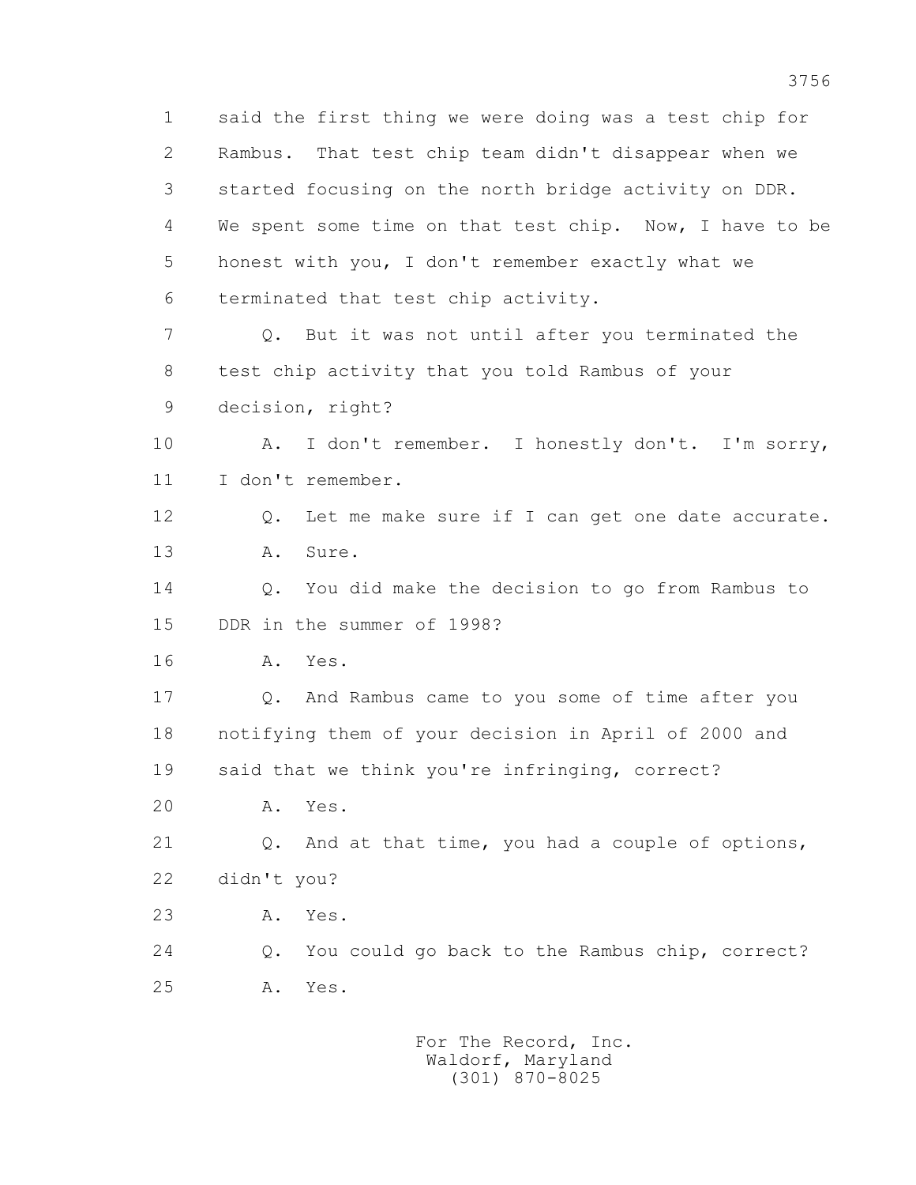1 said the first thing we were doing was a test chip for
2 Rambus. That test chip team didn't disappear when we
3 started focusing on the north bridge activity on DDR.
4 We spent some time on that test chip. Now, I have to be
5 honest with you, I don't remember exactly what we
6 terminated that test chip activity.

7 Q. But it was not until after you terminated the
8 test chip activity that you told Rambus of your
9 decision, right?

10 A. I don't remember. I honestly don't. I'm sorry,
11 I don't remember.

12 Q. Let me make sure if I can get one date accurate.

13 A. Sure.

14 Q. You did make the decision to go from Rambus to
15 DDR in the summer of 1998?

16 A. Yes.

17 Q. And Rambus came to you some of time after you
18 notifying them of your decision in April of 2000 and
19 said that we think you're infringing, correct?

20 A. Yes.

21 Q. And at that time, you had a couple of options,
22 didn't you?

23 A. Yes.

24 Q. You could go back to the Rambus chip, correct?

25 A. Yes.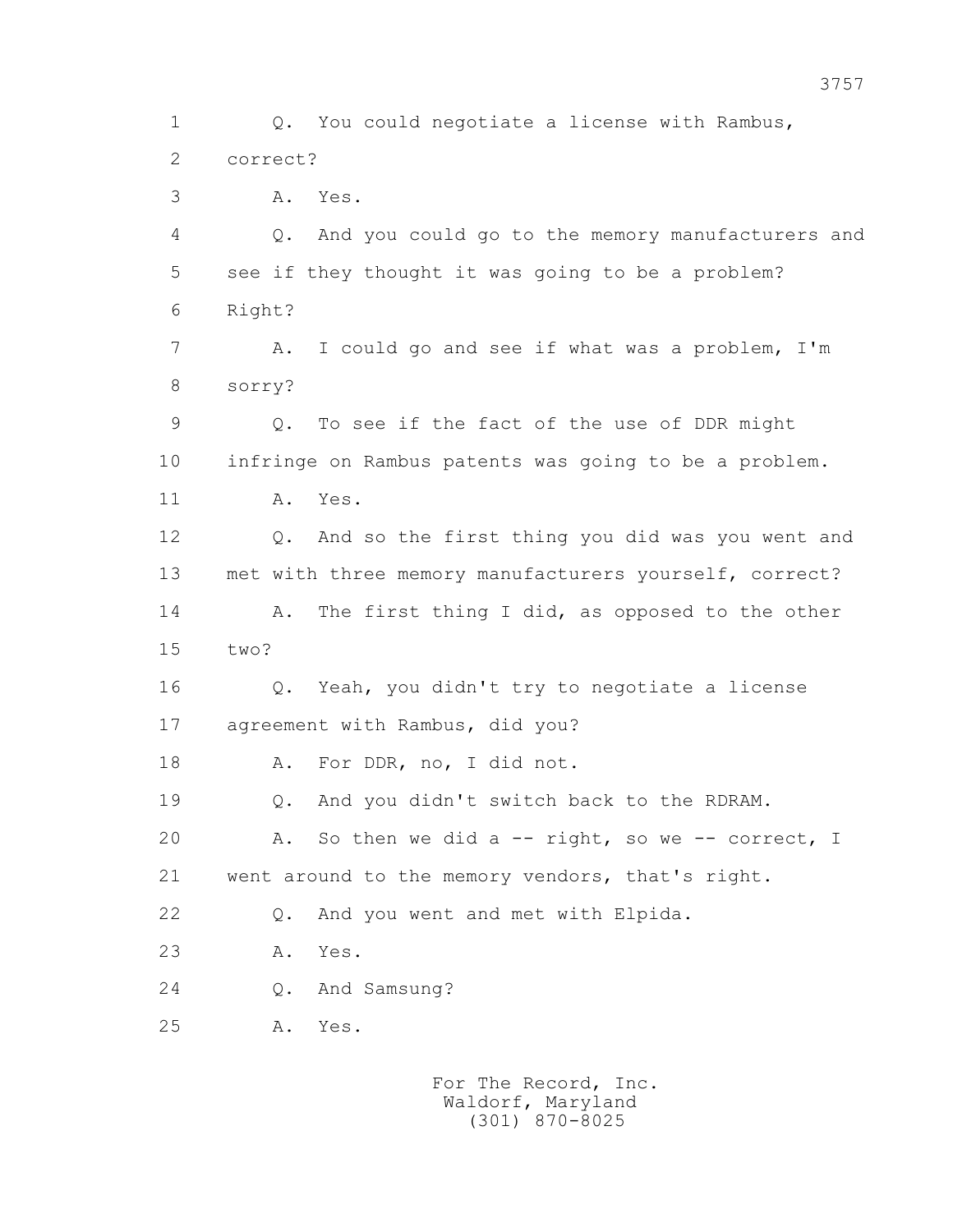1 Q. You could negotiate a license with Rambus,
2 correct?
3 A. Yes.
4 Q. And you could go to the memory manufacturers and
5 see if they thought it was going to be a problem?
6 Right?
7 A. I could go and see if what was a problem, I'm
8 sorry?
9 Q. To see if the fact of the use of DDR might
10 infringe on Rambus patents was going to be a problem.
11 A. Yes.
12 Q. And so the first thing you did was you went and
13 met with three memory manufacturers yourself, correct?
14 A. The first thing I did, as opposed to the other
15 two?
16 Q. Yeah, you didn't try to negotiate a license
17 agreement with Rambus, did you?
18 A. For DDR, no, I did not.
19 Q. And you didn't switch back to the RDRAM.
20 A. So then we did a -- right, so we -- correct, I
21 went around to the memory vendors, that's right.
22 Q. And you went and met with Elpida.
23 A. Yes.
24 Q. And Samsung?
25 A. Yes.

For The Record, Inc.
Waldorf, Maryland
(301) 870-8025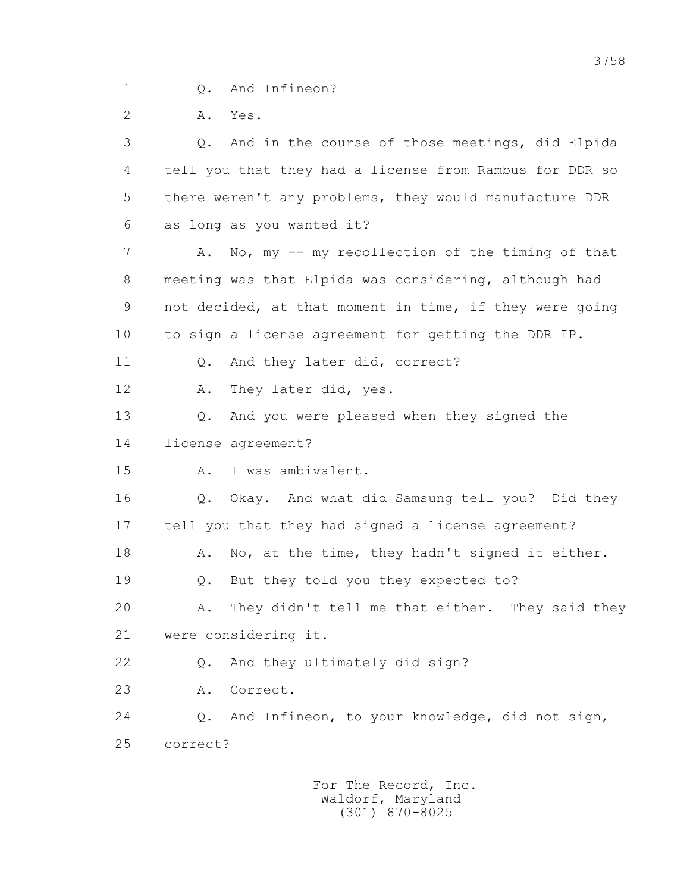1 Q. And Infineon?

2 A. Yes.

3 Q. And in the course of those meetings, did Elpida

4 tell you that they had a license from Rambus for DDR so

5 there weren't any problems, they would manufacture DDR

6 as long as you wanted it?

7 A. No, my -- my recollection of the timing of that

8 meeting was that Elpida was considering, although had

9 not decided, at that moment in time, if they were going

10 to sign a license agreement for getting the DDR IP.

11 Q. And they later did, correct?

12 A. They later did, yes.

13 Q. And you were pleased when they signed the

14 license agreement?

15 A. I was ambivalent.

16 Q. Okay. And what did Samsung tell you? Did they

17 tell you that they had signed a license agreement?

18 A. No, at the time, they hadn't signed it either.

19 Q. But they told you they expected to?

20 A. They didn't tell me that either. They said they

21 were considering it.

22 Q. And they ultimately did sign?

23 A. Correct.

24 Q. And Infineon, to your knowledge, did not sign,

25 correct?

For The Record, Inc.
Waldorf, Maryland
(301) 870-8025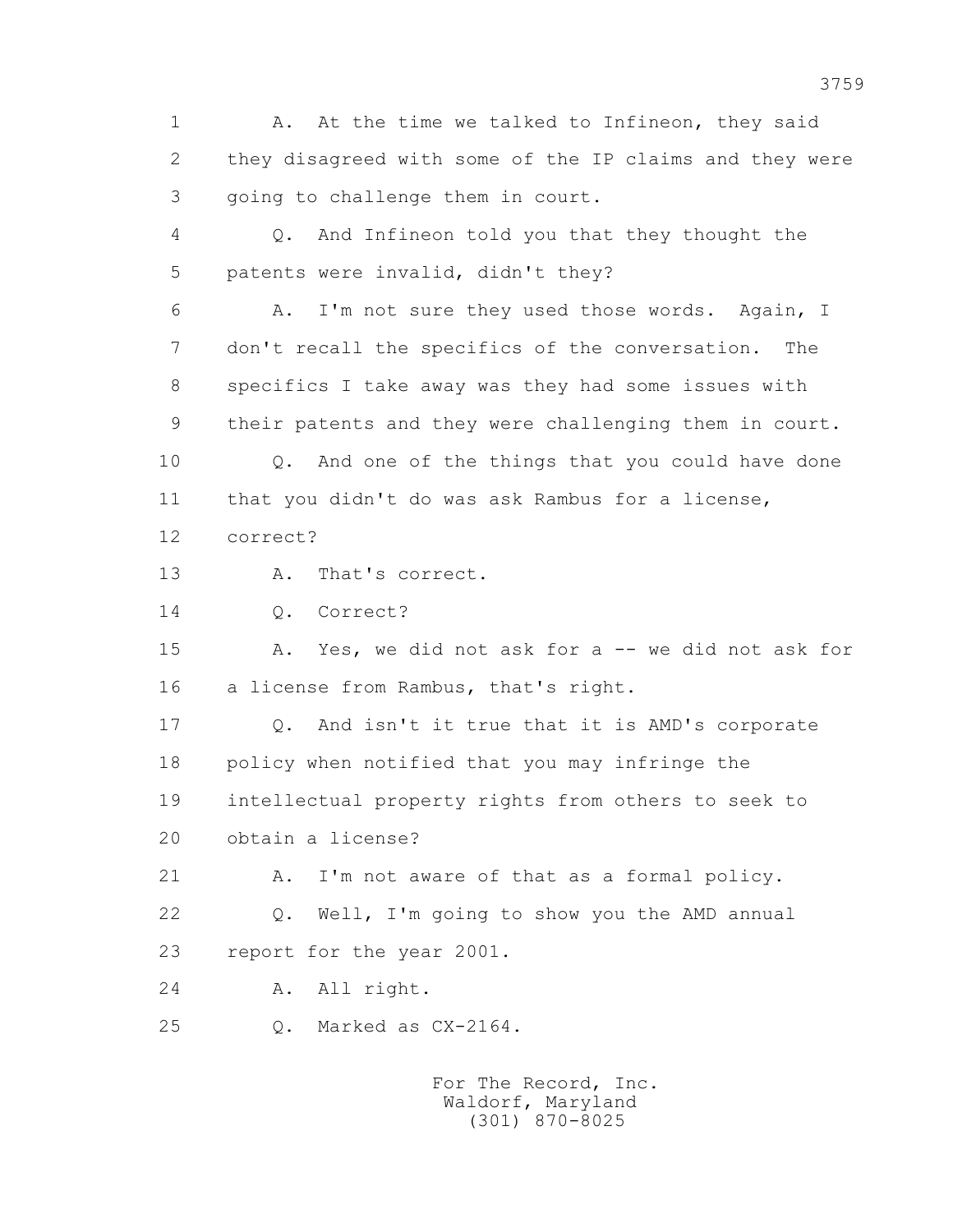1 A. At the time we talked to Infineon, they said
2 they disagreed with some of the IP claims and they were
3 going to challenge them in court.
4 Q. And Infineon told you that they thought the
5 patents were invalid, didn't they?
6 A. I'm not sure they used those words. Again, I
7 don't recall the specifics of the conversation. The
8 specifics I take away was they had some issues with
9 their patents and they were challenging them in court.
10 Q. And one of the things that you could have done
11 that you didn't do was ask Rambus for a license,
12 correct?
13 A. That's correct.
14 Q. Correct?
15 A. Yes, we did not ask for a -- we did not ask for
16 a license from Rambus, that's right.
17 Q. And isn't it true that it is AMD's corporate
18 policy when notified that you may infringe the
19 intellectual property rights from others to seek to
20 obtain a license?
21 A. I'm not aware of that as a formal policy.
22 Q. Well, I'm going to show you the AMD annual
23 report for the year 2001.
24 A. All right.
25 Q. Marked as CX-2164.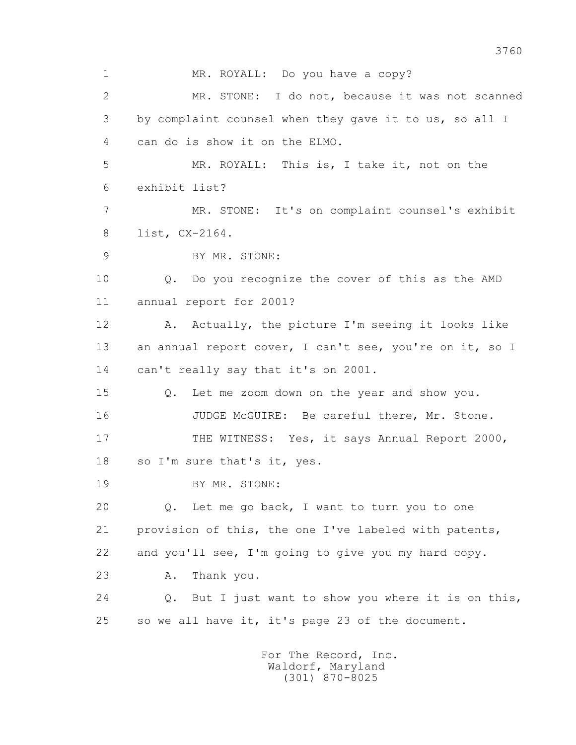1 MR. ROYALL: Do you have a copy?

2 MR. STONE: I do not, because it was not scanned

3 by complaint counsel when they gave it to us, so all I

4 can do is show it on the ELMO.

5 MR. ROYALL: This is, I take it, not on the

6 exhibit list?

7 MR. STONE: It's on complaint counsel's exhibit

8 list, CX-2164.

9 BY MR. STONE:

10 Q. Do you recognize the cover of this as the AMD

11 annual report for 2001?

12 A. Actually, the picture I'm seeing it looks like

13 an annual report cover, I can't see, you're on it, so I

14 can't really say that it's on 2001.

15 Q. Let me zoom down on the year and show you.

16 JUDGE McGUIRE: Be careful there, Mr. Stone.

17 THE WITNESS: Yes, it says Annual Report 2000,

18 so I'm sure that's it, yes.

19 BY MR. STONE:

20 Q. Let me go back, I want to turn you to one

21 provision of this, the one I've labeled with patents,

22 and you'll see, I'm going to give you my hard copy.

23 A. Thank you.

24 Q. But I just want to show you where it is on this,

25 so we all have it, it's page 23 of the document.

For The Record, Inc.
Waldorf, Maryland
(301) 870-8025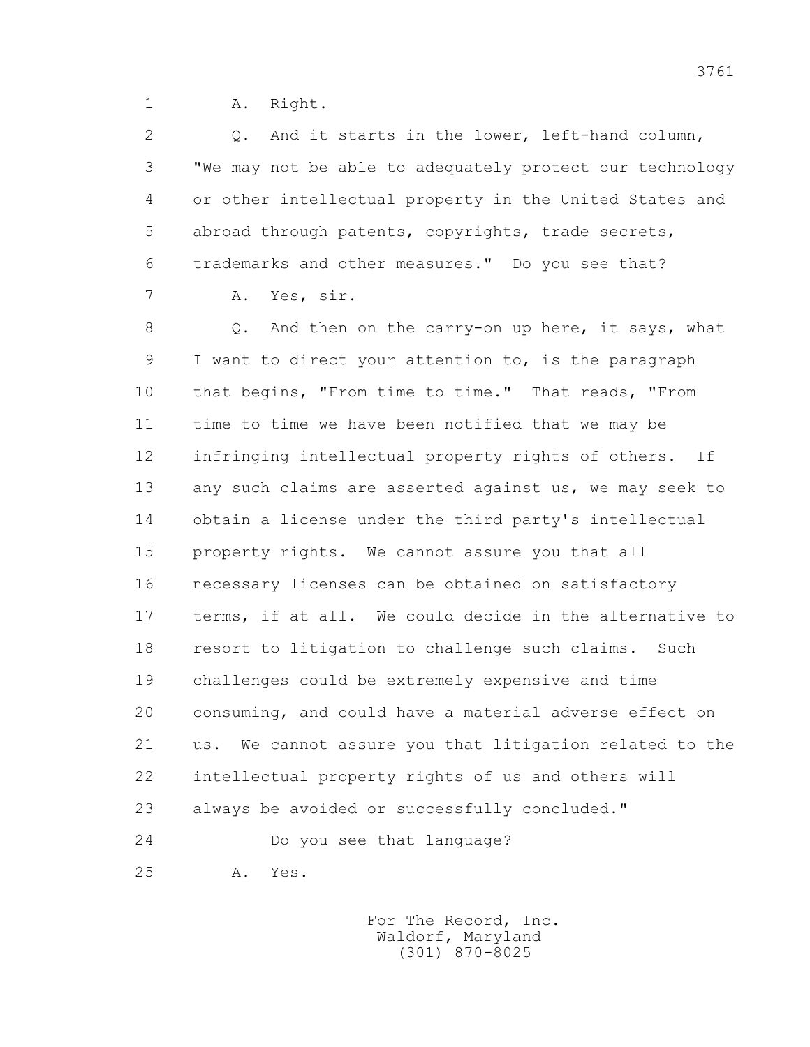1 A. Right.

2 Q. And it starts in the lower, left-hand column,

3 "We may not be able to adequately protect our technology

4 or other intellectual property in the United States and

5 abroad through patents, copyrights, trade secrets,

6 trademarks and other measures." Do you see that?

7 A. Yes, sir.

8 Q. And then on the carry-on up here, it says, what

9 I want to direct your attention to, is the paragraph

10 that begins, "From time to time." That reads, "From

11 time to time we have been notified that we may be

12 infringing intellectual property rights of others. If

13 any such claims are asserted against us, we may seek to

14 obtain a license under the third party's intellectual

15 property rights. We cannot assure you that all

16 necessary licenses can be obtained on satisfactory

17 terms, if at all. We could decide in the alternative to

18 resort to litigation to challenge such claims. Such

19 challenges could be extremely expensive and time

20 consuming, and could have a material adverse effect on

21 us. We cannot assure you that litigation related to the

22 intellectual property rights of us and others will

23 always be avoided or successfully concluded."

24 Do you see that language?

25 A. Yes.

For The Record, Inc.
Waldorf, Maryland
(301) 870-8025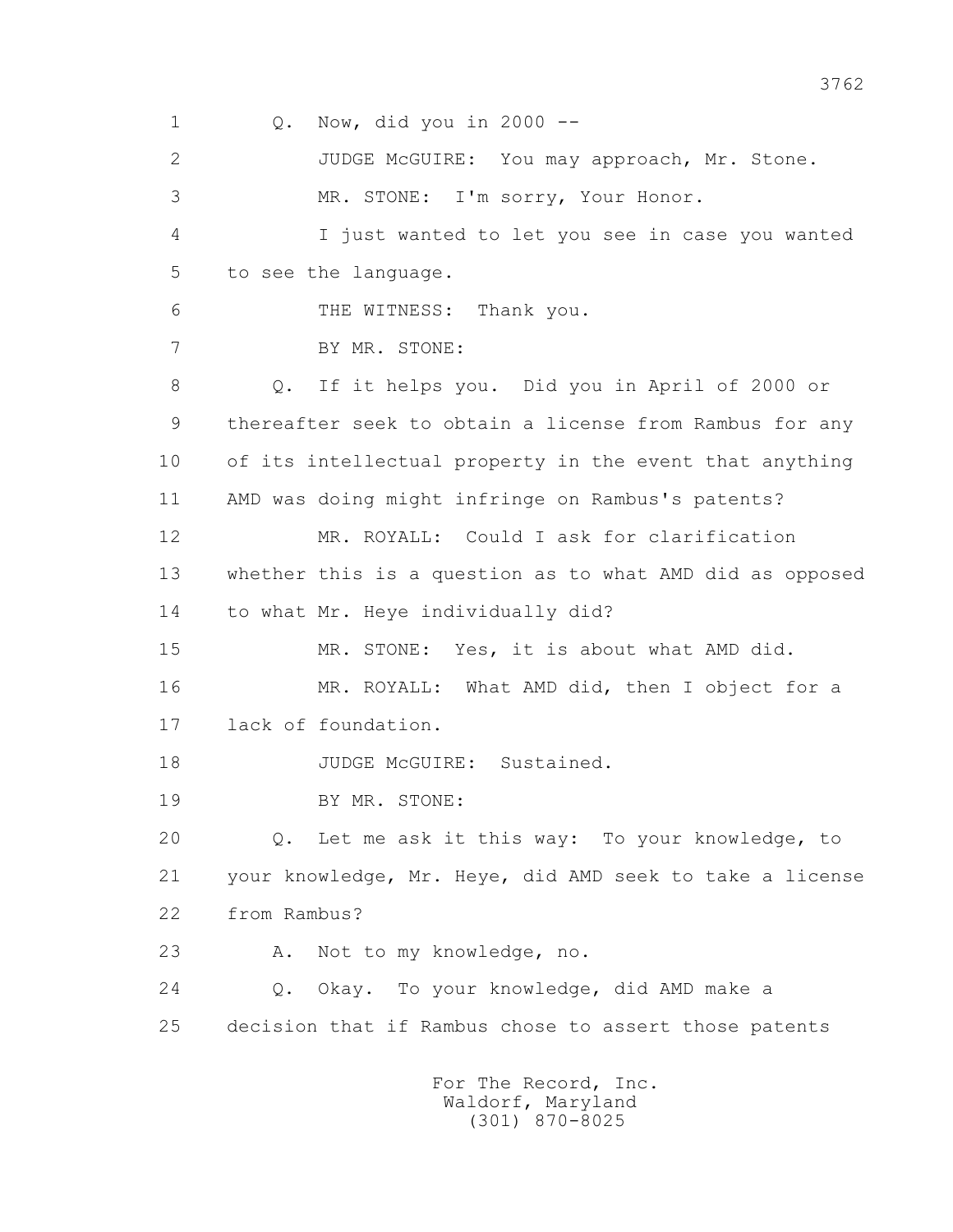1 Q. Now, did you in 2000 --

2 JUDGE McGUIRE: You may approach, Mr. Stone.

3 MR. STONE: I'm sorry, Your Honor.

4 I just wanted to let you see in case you wanted

5 to see the language.

6 THE WITNESS: Thank you.

7 BY MR. STONE:

8 Q. If it helps you. Did you in April of 2000 or

9 thereafter seek to obtain a license from Rambus for any

10 of its intellectual property in the event that anything

11 AMD was doing might infringe on Rambus's patents?

12 MR. ROYALL: Could I ask for clarification

13 whether this is a question as to what AMD did as opposed

14 to what Mr. Heye individually did?

15 MR. STONE: Yes, it is about what AMD did.

16 MR. ROYALL: What AMD did, then I object for a

17 lack of foundation.

18 JUDGE McGUIRE: Sustained.

19 BY MR. STONE:

20 Q. Let me ask it this way: To your knowledge, to

21 your knowledge, Mr. Heye, did AMD seek to take a license

22 from Rambus?

23 A. Not to my knowledge, no.

24 Q. Okay. To your knowledge, did AMD make a

25 decision that if Rambus chose to assert those patents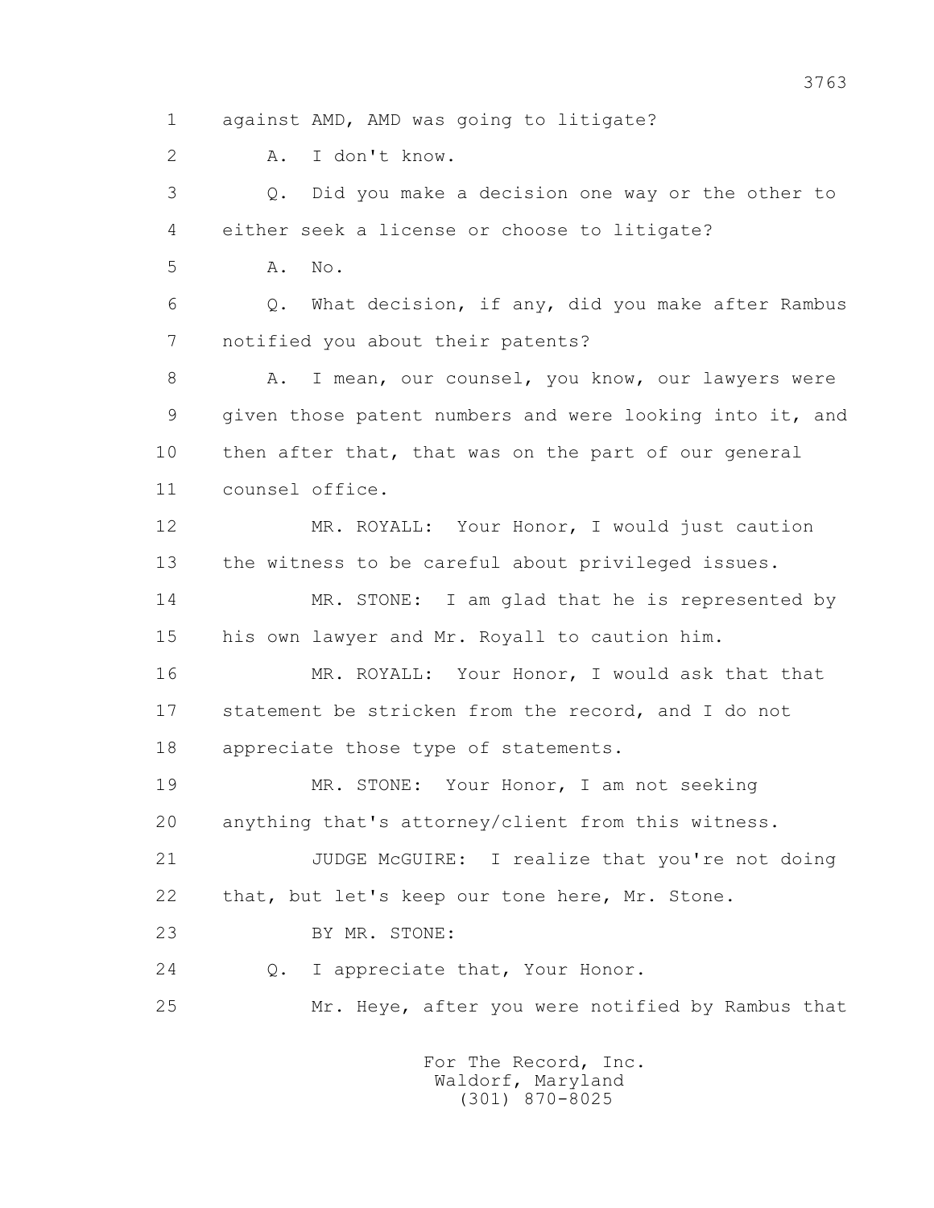1 against AMD, AMD was going to litigate?

2 A. I don't know.

3 Q. Did you make a decision one way or the other to

4 either seek a license or choose to litigate?

5 A. No.

6 Q. What decision, if any, did you make after Rambus

7 notified you about their patents?

8 A. I mean, our counsel, you know, our lawyers were

9 given those patent numbers and were looking into it, and

10 then after that, that was on the part of our general

11 counsel office.

12 MR. ROYALL: Your Honor, I would just caution

13 the witness to be careful about privileged issues.

14 MR. STONE: I am glad that he is represented by

15 his own lawyer and Mr. Royall to caution him.

16 MR. ROYALL: Your Honor, I would ask that that

17 statement be stricken from the record, and I do not

18 appreciate those type of statements.

19 MR. STONE: Your Honor, I am not seeking

20 anything that's attorney/client from this witness.

21 JUDGE McGUIRE: I realize that you're not doing

22 that, but let's keep our tone here, Mr. Stone.

23 BY MR. STONE:

24 Q. I appreciate that, Your Honor.

25 Mr. Heye, after you were notified by Rambus that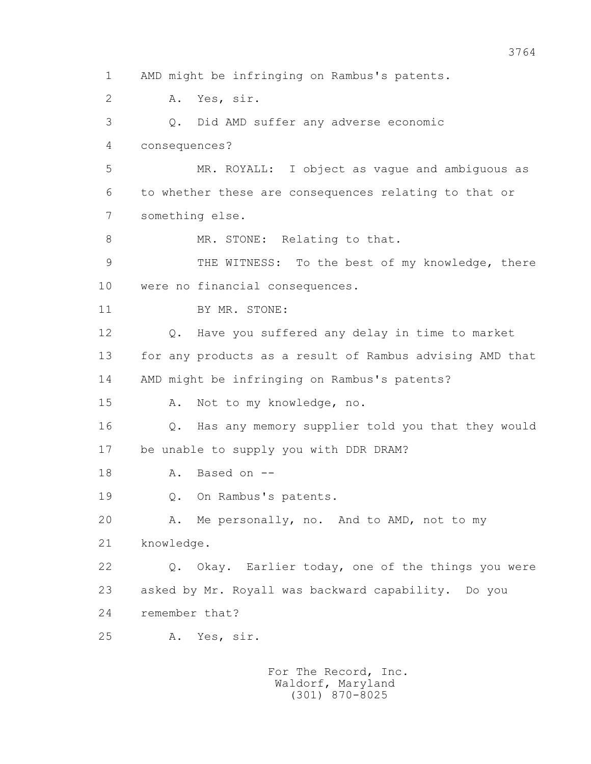1 AMD might be infringing on Rambus's patents.

2 A. Yes, sir.

3 Q. Did AMD suffer any adverse economic

4 consequences?

5 MR. ROYALL: I object as vague and ambiguous as

6 to whether these are consequences relating to that or

7 something else.

8 MR. STONE: Relating to that.

9 THE WITNESS: To the best of my knowledge, there

10 were no financial consequences.

11 BY MR. STONE:

12 Q. Have you suffered any delay in time to market

13 for any products as a result of Rambus advising AMD that

14 AMD might be infringing on Rambus's patents?

15 A. Not to my knowledge, no.

16 Q. Has any memory supplier told you that they would

17 be unable to supply you with DDR DRAM?

18 A. Based on --

19 Q. On Rambus's patents.

20 A. Me personally, no. And to AMD, not to my

21 knowledge.

22 Q. Okay. Earlier today, one of the things you were

23 asked by Mr. Royall was backward capability. Do you

24 remember that?

25 A. Yes, sir.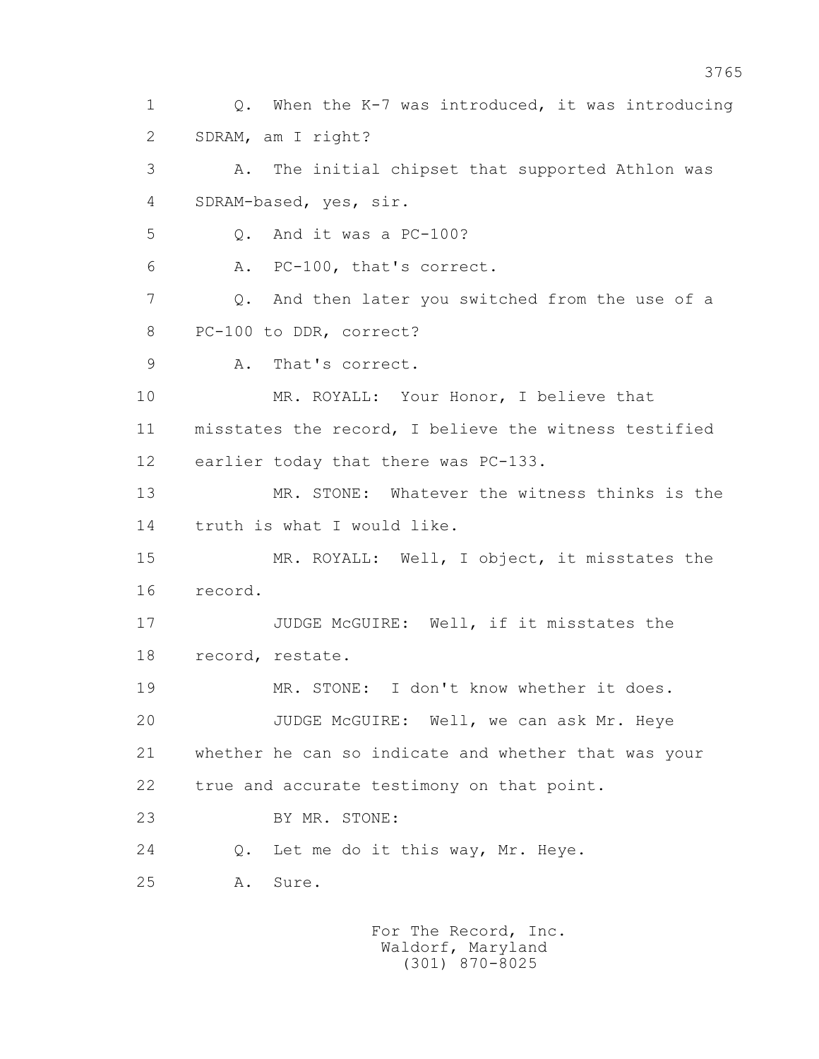1 Q. When the K-7 was introduced, it was introducing
2 SDRAM, am I right?
3 A. The initial chipset that supported Athlon was
4 SDRAM-based, yes, sir.
5 Q. And it was a PC-100?
6 A. PC-100, that's correct.
7 Q. And then later you switched from the use of a
8 PC-100 to DDR, correct?
9 A. That's correct.
10 MR. ROYALL: Your Honor, I believe that
11 misstates the record, I believe the witness testified
12 earlier today that there was PC-133.
13 MR. STONE: Whatever the witness thinks is the
14 truth is what I would like.
15 MR. ROYALL: Well, I object, it misstates the
16 record.
17 JUDGE McGUIRE: Well, if it misstates the
18 record, restate.
19 MR. STONE: I don't know whether it does.
20 JUDGE McGUIRE: Well, we can ask Mr. Heye
21 whether he can so indicate and whether that was your
22 true and accurate testimony on that point.
23 BY MR. STONE:
24 Q. Let me do it this way, Mr. Heye.
25 A. Sure.

For The Record, Inc.
Waldorf, Maryland
(301) 870-8025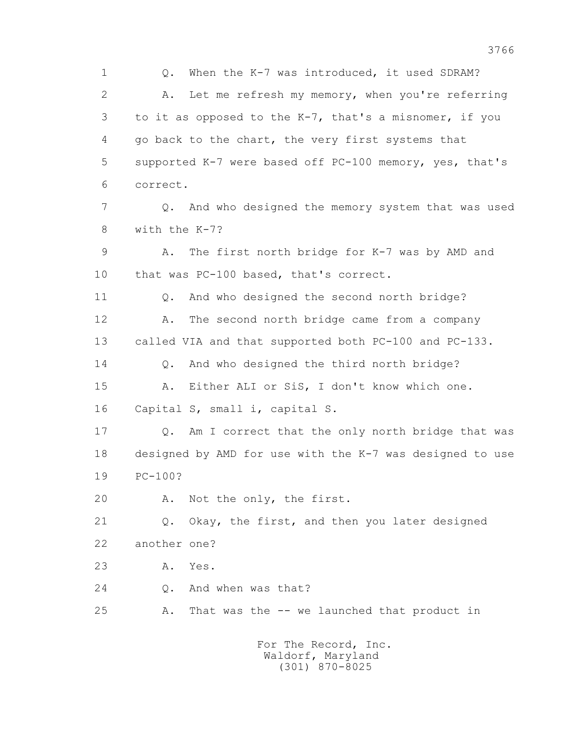1 Q. When the K-7 was introduced, it used SDRAM?

2 A. Let me refresh my memory, when you're referring

3 to it as opposed to the K-7, that's a misnomer, if you

4 go back to the chart, the very first systems that

5 supported K-7 were based off PC-100 memory, yes, that's

6 correct.

7 Q. And who designed the memory system that was used

8 with the K-7?

9 A. The first north bridge for K-7 was by AMD and

10 that was PC-100 based, that's correct.

11 Q. And who designed the second north bridge?

12 A. The second north bridge came from a company

13 called VIA and that supported both PC-100 and PC-133.

14 Q. And who designed the third north bridge?

15 A. Either ALI or SiS, I don't know which one.

16 Capital S, small i, capital S.

17 Q. Am I correct that the only north bridge that was

18 designed by AMD for use with the K-7 was designed to use

19 PC-100?

20 A. Not the only, the first.

21 Q. Okay, the first, and then you later designed

22 another one?

23 A. Yes.

24 Q. And when was that?

25 A. That was the -- we launched that product in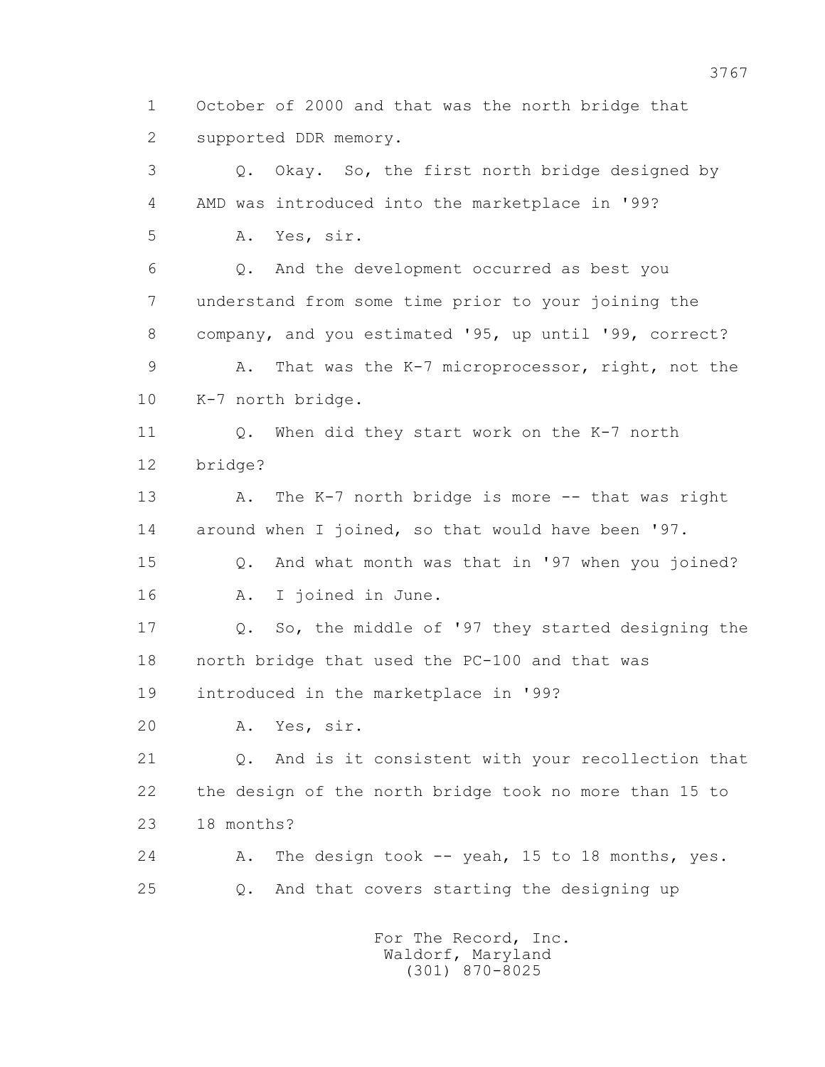1 October of 2000 and that was the north bridge that
2 supported DDR memory.

3 Q. Okay. So, the first north bridge designed by
4 AMD was introduced into the marketplace in '99?

5 A. Yes, sir.

6 Q. And the development occurred as best you
7 understand from some time prior to your joining the
8 company, and you estimated '95, up until '99, correct?

9 A. That was the K-7 microprocessor, right, not the
10 K-7 north bridge.

11 Q. When did they start work on the K-7 north
12 bridge?

13 A. The K-7 north bridge is more -- that was right
14 around when I joined, so that would have been '97.

15 Q. And what month was that in '97 when you joined?

16 A. I joined in June.

17 Q. So, the middle of '97 they started designing the
18 north bridge that used the PC-100 and that was
19 introduced in the marketplace in '99?

20 A. Yes, sir.

21 Q. And is it consistent with your recollection that
22 the design of the north bridge took no more than 15 to
23 18 months?

24 A. The design took -- yeah, 15 to 18 months, yes.

25 Q. And that covers starting the designing up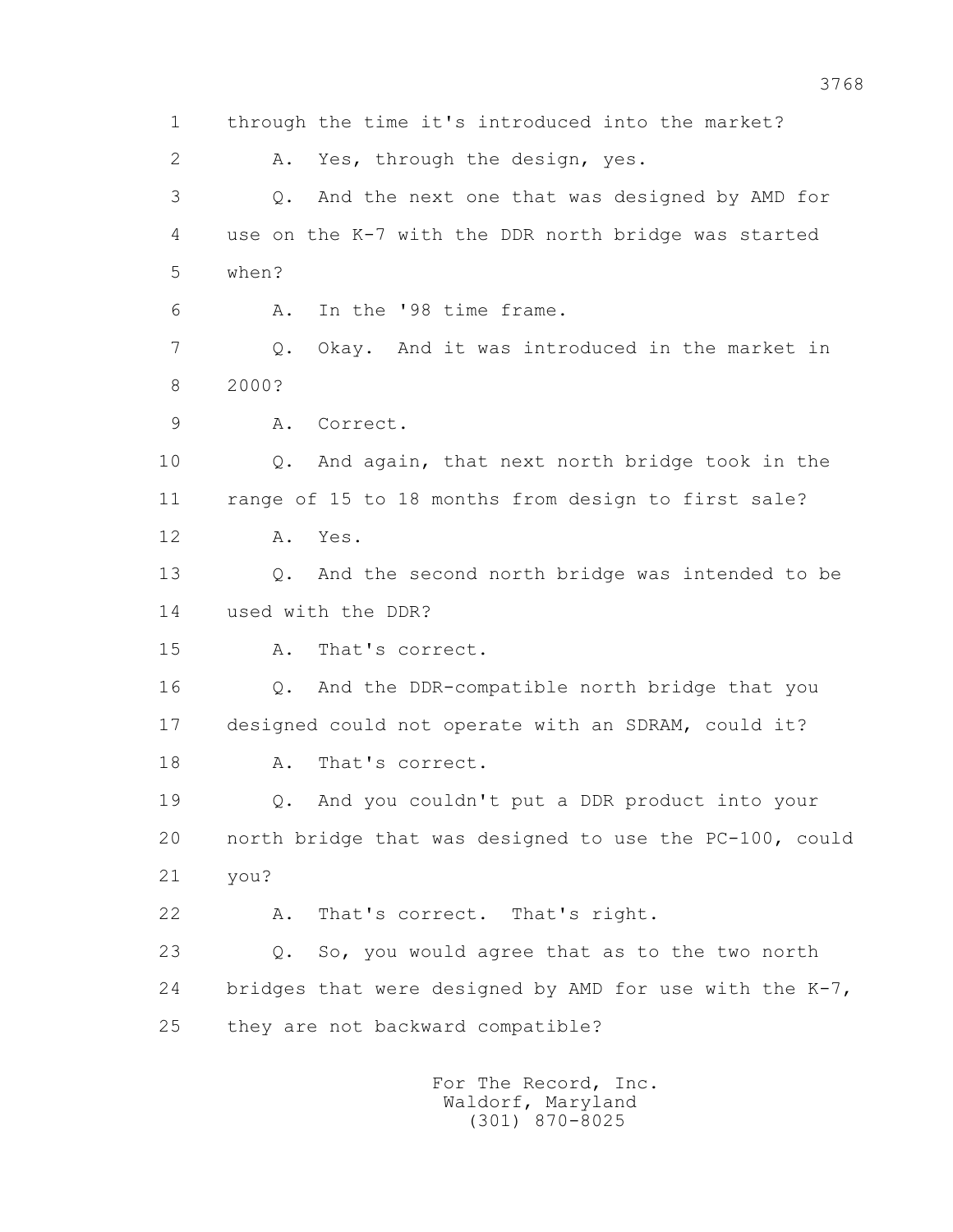1 through the time it's introduced into the market?

2 A. Yes, through the design, yes.

3 Q. And the next one that was designed by AMD for

4 use on the K-7 with the DDR north bridge was started

5 when?

6 A. In the '98 time frame.

7 Q. Okay. And it was introduced in the market in

8 2000?

9 A. Correct.

10 Q. And again, that next north bridge took in the

11 range of 15 to 18 months from design to first sale?

12 A. Yes.

13 Q. And the second north bridge was intended to be

14 used with the DDR?

15 A. That's correct.

16 Q. And the DDR-compatible north bridge that you

17 designed could not operate with an SDRAM, could it?

18 A. That's correct.

19 Q. And you couldn't put a DDR product into your

20 north bridge that was designed to use the PC-100, could

21 you?

22 A. That's correct. That's right.

23 Q. So, you would agree that as to the two north

24 bridges that were designed by AMD for use with the K-7,

25 they are not backward compatible?

For The Record, Inc.
Waldorf, Maryland
(301) 870-8025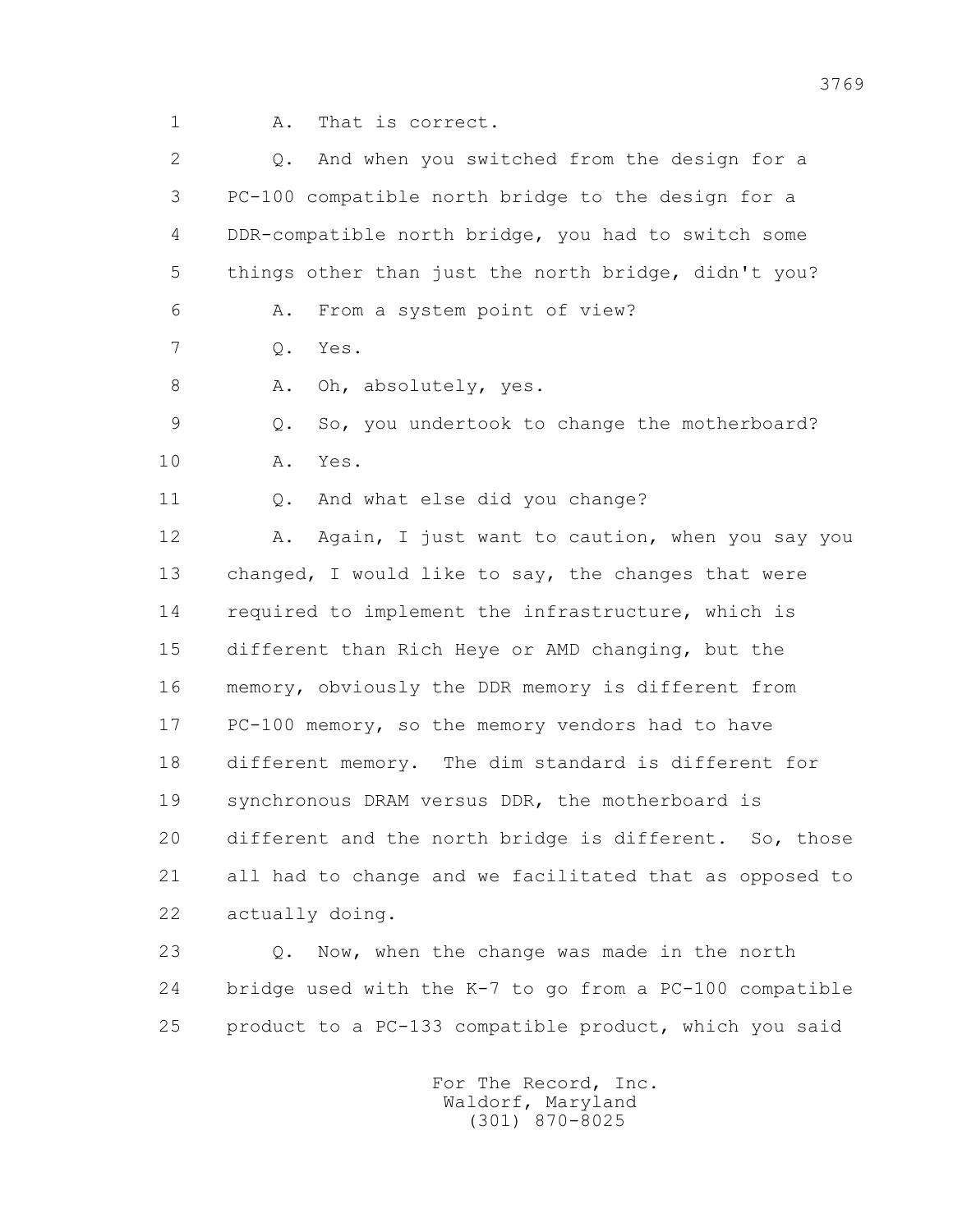1 A. That is correct.

2 Q. And when you switched from the design for a

3 PC-100 compatible north bridge to the design for a

4 DDR-compatible north bridge, you had to switch some

5 things other than just the north bridge, didn't you?

6 A. From a system point of view?

7 Q. Yes.

8 A. Oh, absolutely, yes.

9 Q. So, you undertook to change the motherboard?

10 A. Yes.

11 Q. And what else did you change?

12 A. Again, I just want to caution, when you say you

13 changed, I would like to say, the changes that were

14 required to implement the infrastructure, which is

15 different than Rich Heye or AMD changing, but the

16 memory, obviously the DDR memory is different from

17 PC-100 memory, so the memory vendors had to have

18 different memory. The dim standard is different for

19 synchronous DRAM versus DDR, the motherboard is

20 different and the north bridge is different. So, those

21 all had to change and we facilitated that as opposed to

22 actually doing.

23 Q. Now, when the change was made in the north

24 bridge used with the K-7 to go from a PC-100 compatible

25 product to a PC-133 compatible product, which you said

For The Record, Inc.
Waldorf, Maryland
(301) 870-8025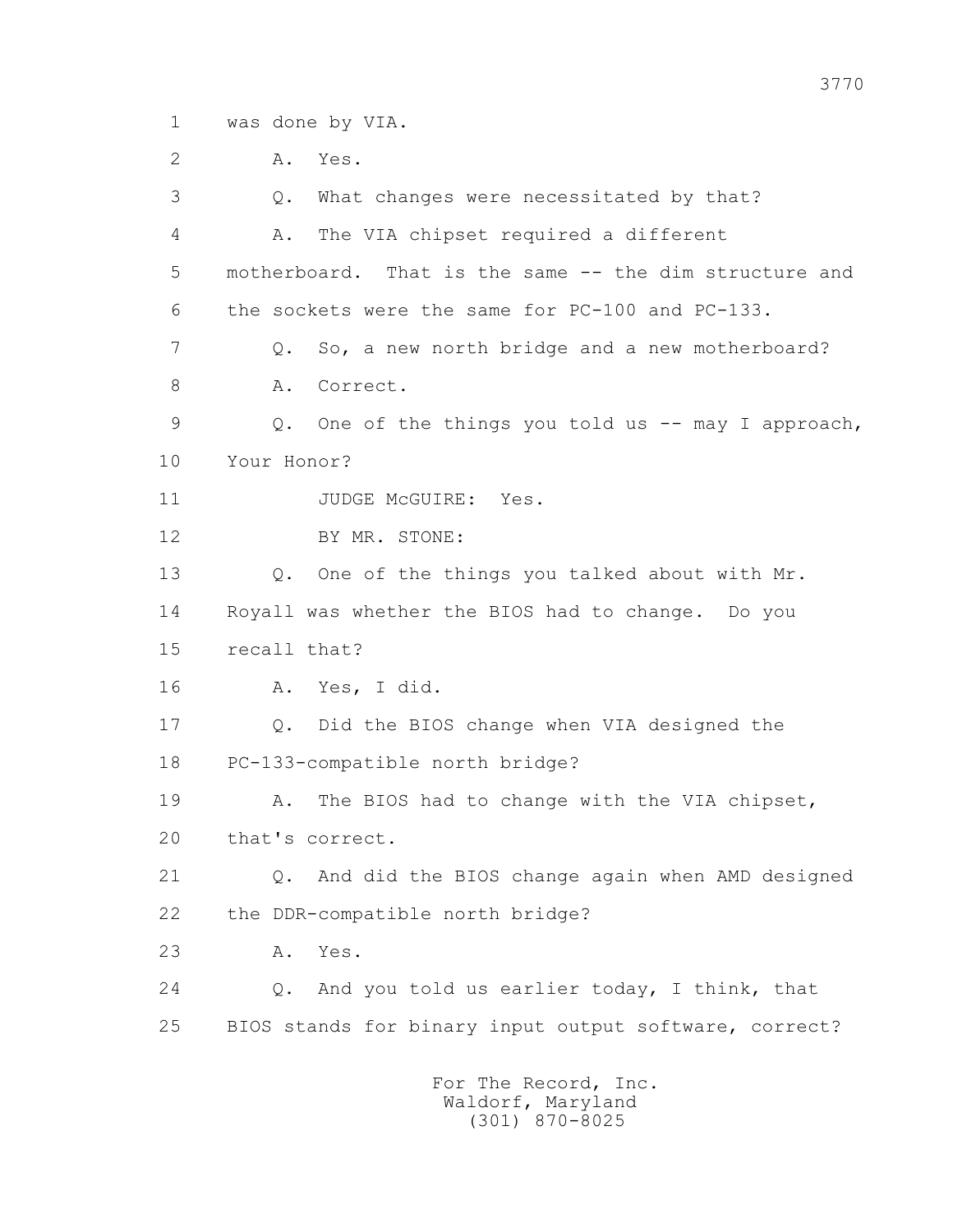1 was done by VIA.

2 A. Yes.

3 Q. What changes were necessitated by that?

4 A. The VIA chipset required a different

5 motherboard. That is the same -- the dim structure and

6 the sockets were the same for PC-100 and PC-133.

7 Q. So, a new north bridge and a new motherboard?

8 A. Correct.

9 Q. One of the things you told us -- may I approach,

10 Your Honor?

11 JUDGE McGUIRE: Yes.

12 BY MR. STONE:

13 Q. One of the things you talked about with Mr.

14 Royall was whether the BIOS had to change. Do you

15 recall that?

16 A. Yes, I did.

17 Q. Did the BIOS change when VIA designed the

18 PC-133-compatible north bridge?

19 A. The BIOS had to change with the VIA chipset,

20 that's correct.

21 Q. And did the BIOS change again when AMD designed

22 the DDR-compatible north bridge?

23 A. Yes.

24 Q. And you told us earlier today, I think, that

25 BIOS stands for binary input output software, correct?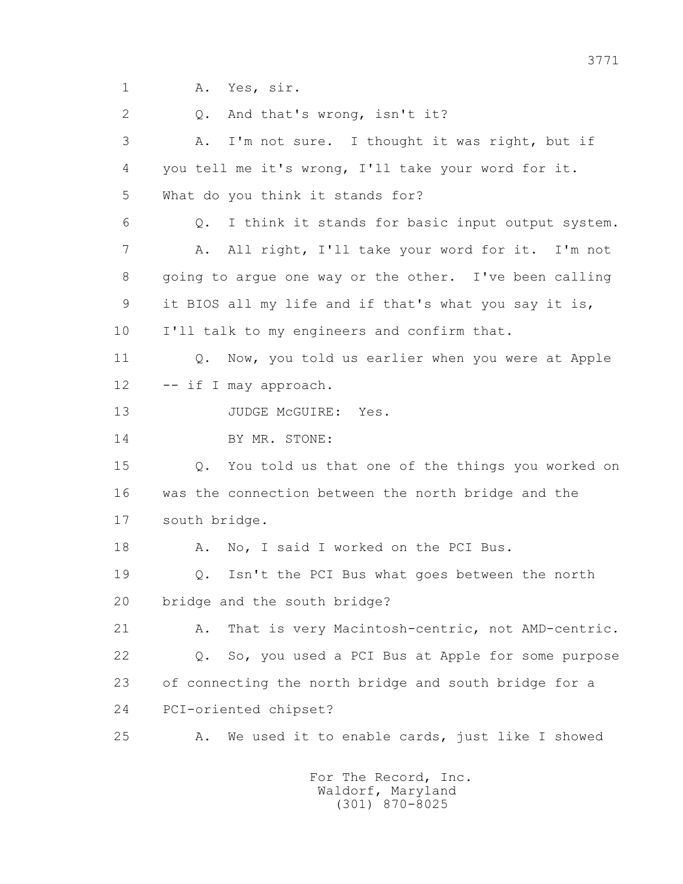1 A. Yes, sir.

2 Q. And that's wrong, isn't it?

3 A. I'm not sure. I thought it was right, but if

4 you tell me it's wrong, I'll take your word for it.

5 What do you think it stands for?

6 Q. I think it stands for basic input output system.

7 A. All right, I'll take your word for it. I'm not

8 going to argue one way or the other. I've been calling

9 it BIOS all my life and if that's what you say it is,

10 I'll talk to my engineers and confirm that.

11 Q. Now, you told us earlier when you were at Apple

12 -- if I may approach.

13 JUDGE McGUIRE: Yes.

14 BY MR. STONE:

15 Q. You told us that one of the things you worked on

16 was the connection between the north bridge and the

17 south bridge.

18 A. No, I said I worked on the PCI Bus.

19 Q. Isn't the PCI Bus what goes between the north

20 bridge and the south bridge?

21 A. That is very Macintosh-centric, not AMD-centric.

22 Q. So, you used a PCI Bus at Apple for some purpose

23 of connecting the north bridge and south bridge for a

24 PCI-oriented chipset?

25 A. We used it to enable cards, just like I showed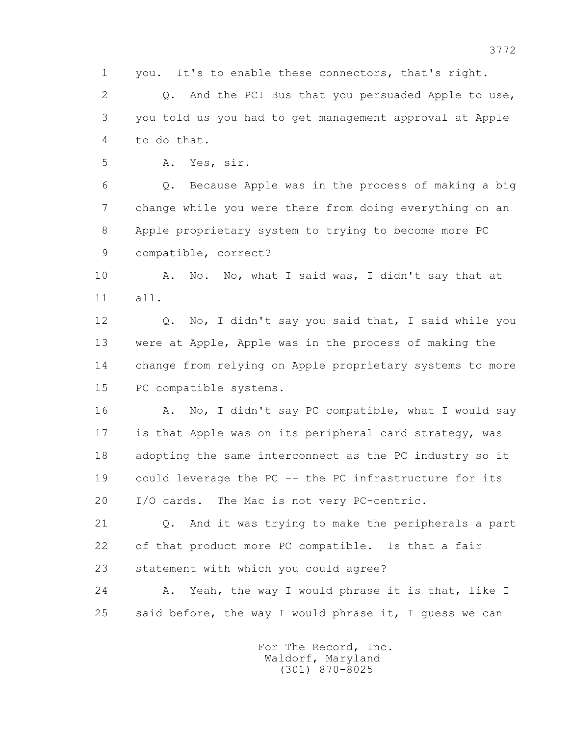you. It's to enable these connectors, that's right.

Q. And the PCI Bus that you persuaded Apple to use, you told us you had to get management approval at Apple to do that.

A. Yes, sir.

Q. Because Apple was in the process of making a big change while you were there from doing everything on an Apple proprietary system to trying to become more PC compatible, correct?

A. No. No, what I said was, I didn't say that at all.

Q. No, I didn't say you said that, I said while you were at Apple, Apple was in the process of making the change from relying on Apple proprietary systems to more PC compatible systems.

A. No, I didn't say PC compatible, what I would say is that Apple was on its peripheral card strategy, was adopting the same interconnect as the PC industry so it could leverage the PC -- the PC infrastructure for its I/O cards. The Mac is not very PC-centric.

Q. And it was trying to make the peripherals a part of that product more PC compatible. Is that a fair statement with which you could agree?

A. Yeah, the way I would phrase it is that, like I said before, the way I would phrase it, I guess we can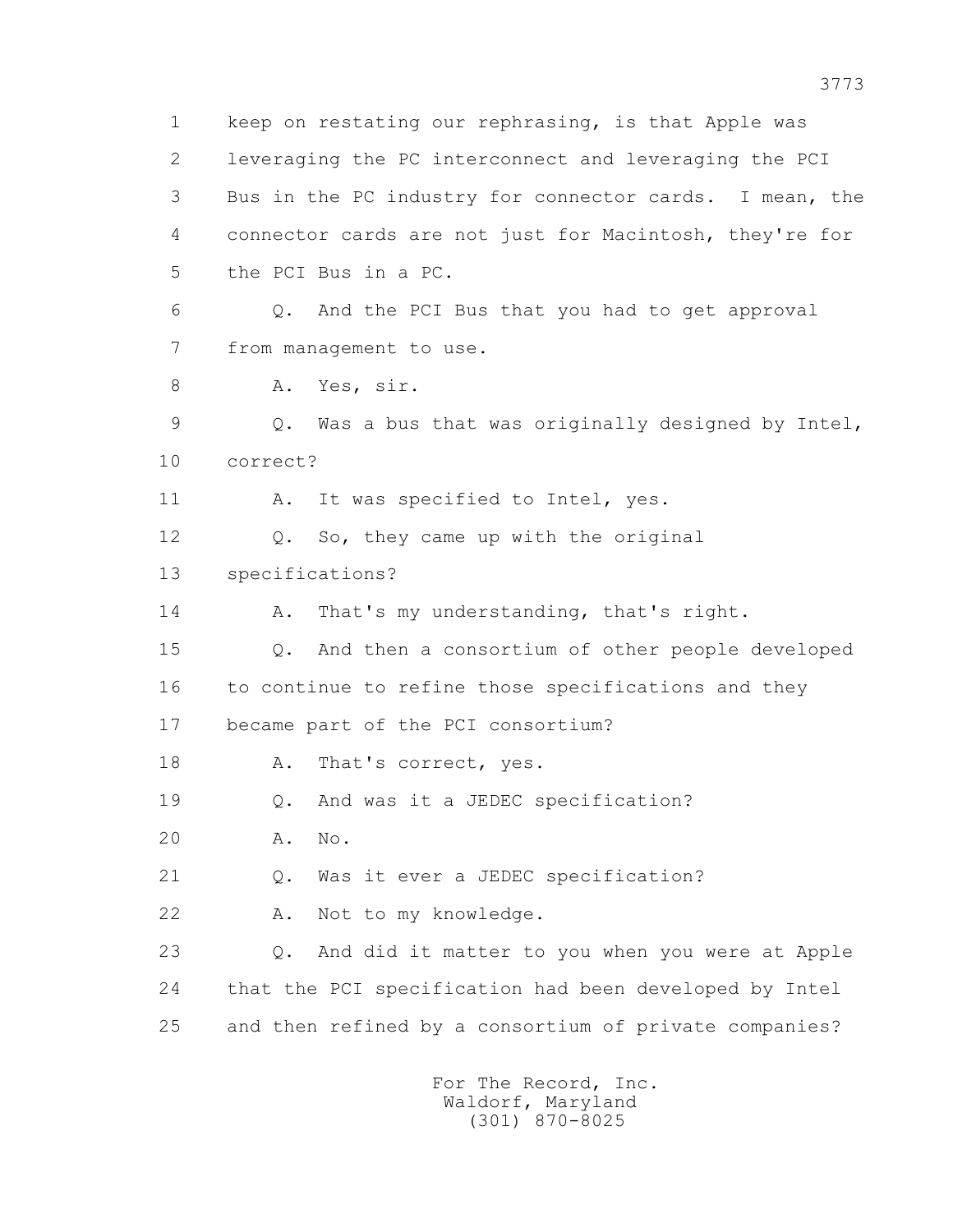1 keep on restating our rephrasing, is that Apple was
2 leveraging the PC interconnect and leveraging the PCI
3 Bus in the PC industry for connector cards. I mean, the
4 connector cards are not just for Macintosh, they're for
5 the PCI Bus in a PC.

6 Q. And the PCI Bus that you had to get approval
7 from management to use.

8 A. Yes, sir.

9 Q. Was a bus that was originally designed by Intel,
10 correct?

11 A. It was specified to Intel, yes.

12 Q. So, they came up with the original
13 specifications?

14 A. That's my understanding, that's right.

15 Q. And then a consortium of other people developed
16 to continue to refine those specifications and they
17 became part of the PCI consortium?

18 A. That's correct, yes.

19 Q. And was it a JEDEC specification?

20 A. No.

21 Q. Was it ever a JEDEC specification?

22 A. Not to my knowledge.

23 Q. And did it matter to you when you were at Apple
24 that the PCI specification had been developed by Intel
25 and then refined by a consortium of private companies?

For The Record, Inc.
Waldorf, Maryland
(301) 870-8025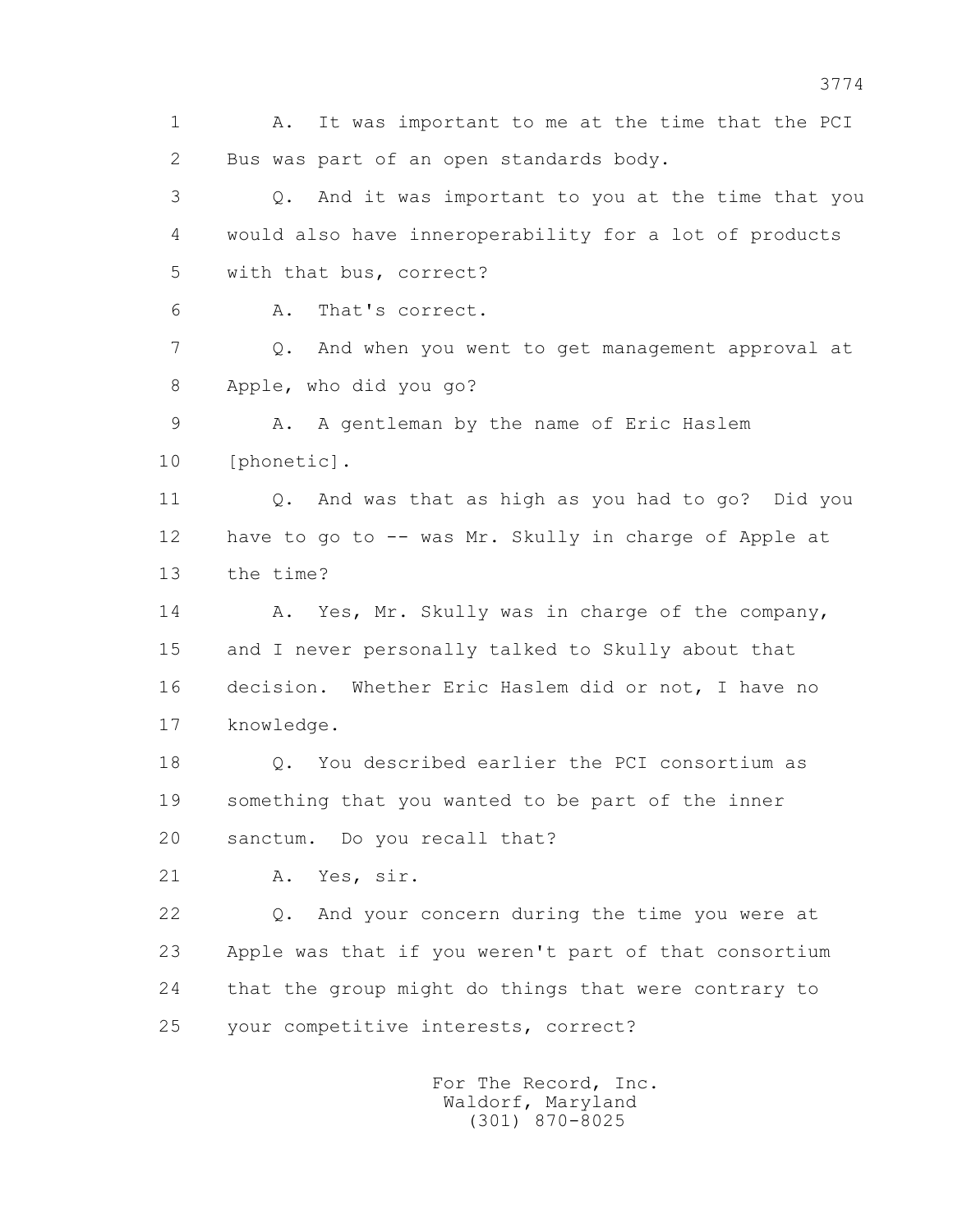1 A. It was important to me at the time that the PCI
2 Bus was part of an open standards body.
3 Q. And it was important to you at the time that you
4 would also have inneroperability for a lot of products
5 with that bus, correct?
6 A. That's correct.
7 Q. And when you went to get management approval at
8 Apple, who did you go?
9 A. A gentleman by the name of Eric Haslem
10 [phonetic].
11 Q. And was that as high as you had to go? Did you
12 have to go to -- was Mr. Skully in charge of Apple at
13 the time?
14 A. Yes, Mr. Skully was in charge of the company,
15 and I never personally talked to Skully about that
16 decision. Whether Eric Haslem did or not, I have no
17 knowledge.
18 Q. You described earlier the PCI consortium as
19 something that you wanted to be part of the inner
20 sanctum. Do you recall that?
21 A. Yes, sir.
22 Q. And your concern during the time you were at
23 Apple was that if you weren't part of that consortium
24 that the group might do things that were contrary to
25 your competitive interests, correct?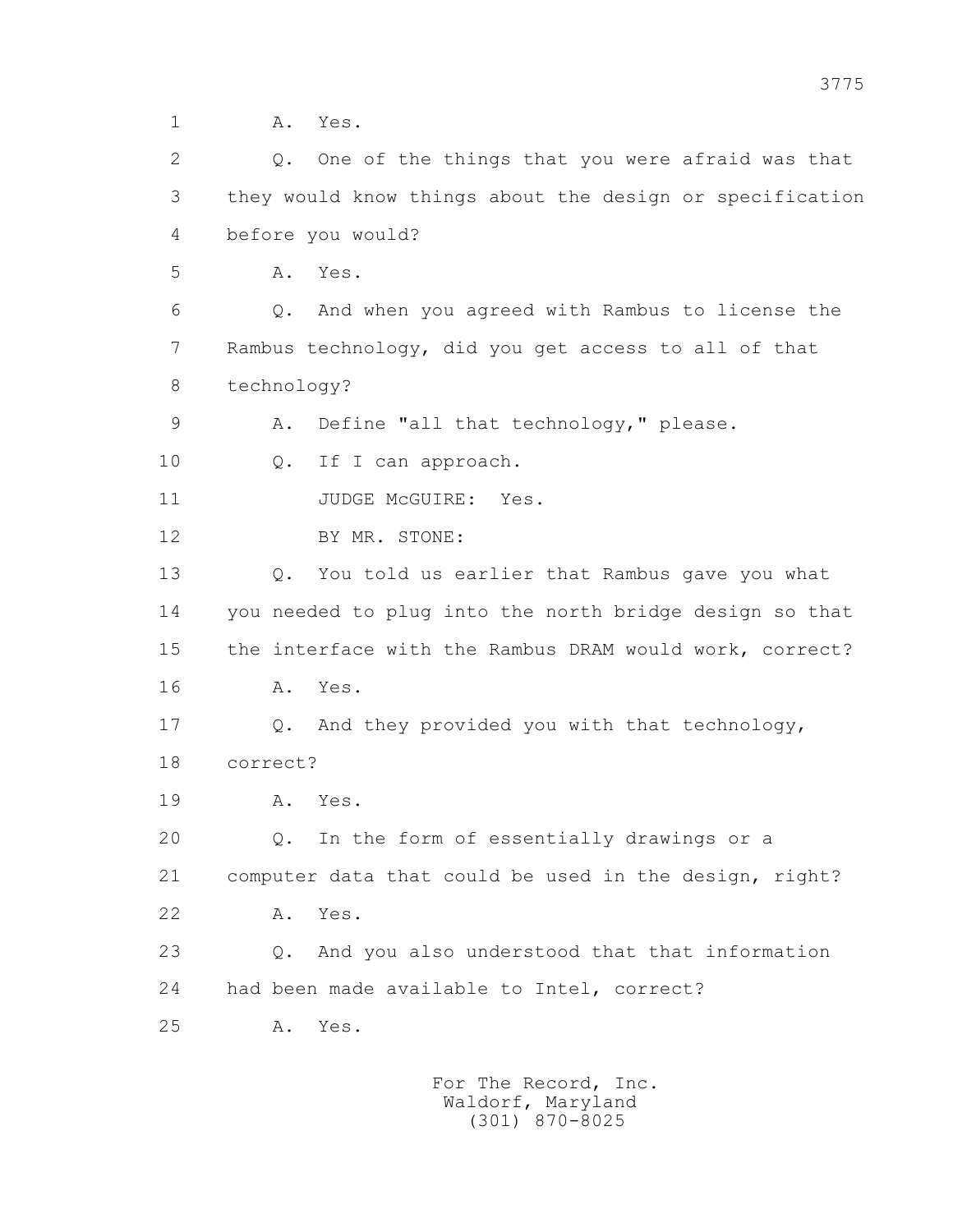1 A. Yes.

2 Q. One of the things that you were afraid was that

3 they would know things about the design or specification

4 before you would?

5 A. Yes.

6 Q. And when you agreed with Rambus to license the

7 Rambus technology, did you get access to all of that

8 technology?

9 A. Define "all that technology," please.

10 Q. If I can approach.

11 JUDGE McGUIRE: Yes.

12 BY MR. STONE:

13 Q. You told us earlier that Rambus gave you what

14 you needed to plug into the north bridge design so that

15 the interface with the Rambus DRAM would work, correct?

16 A. Yes.

17 Q. And they provided you with that technology,

18 correct?

19 A. Yes.

20 Q. In the form of essentially drawings or a

21 computer data that could be used in the design, right?

22 A. Yes.

23 Q. And you also understood that that information

24 had been made available to Intel, correct?

25 A. Yes.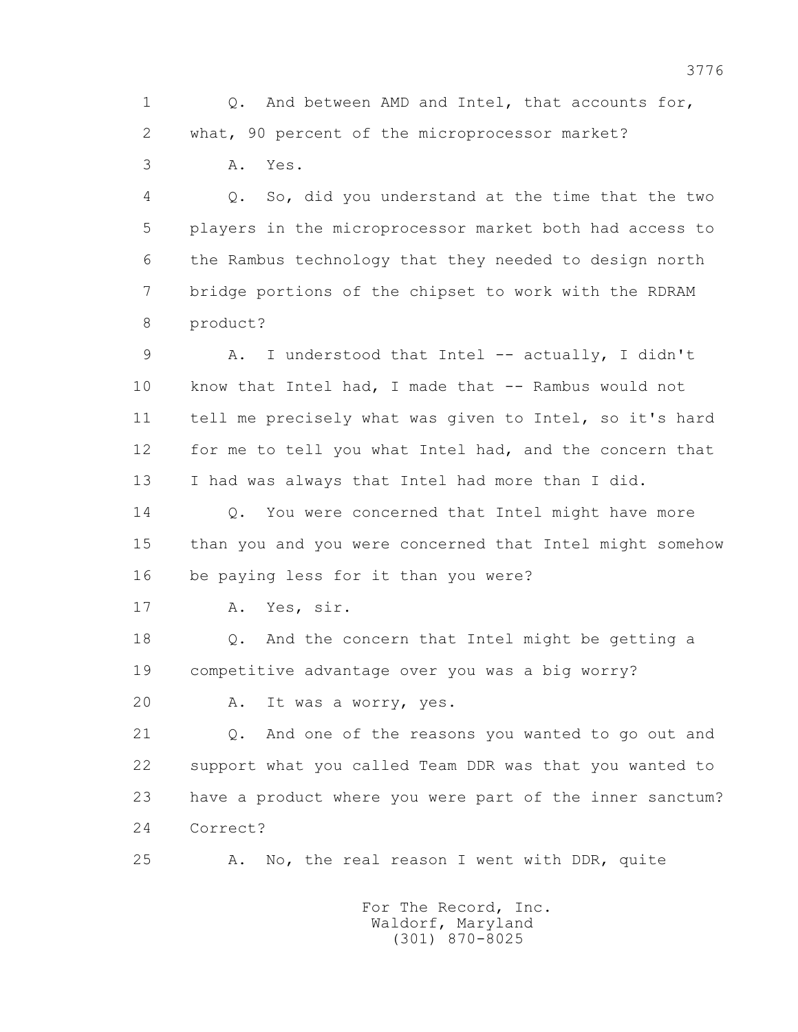1 Q. And between AMD and Intel, that accounts for,
2 what, 90 percent of the microprocessor market?
3 A. Yes.
4 Q. So, did you understand at the time that the two
5 players in the microprocessor market both had access to
6 the Rambus technology that they needed to design north
7 bridge portions of the chipset to work with the RDRAM
8 product?
9 A. I understood that Intel -- actually, I didn't
10 know that Intel had, I made that -- Rambus would not
11 tell me precisely what was given to Intel, so it's hard
12 for me to tell you what Intel had, and the concern that
13 I had was always that Intel had more than I did.
14 Q. You were concerned that Intel might have more
15 than you and you were concerned that Intel might somehow
16 be paying less for it than you were?
17 A. Yes, sir.
18 Q. And the concern that Intel might be getting a
19 competitive advantage over you was a big worry?
20 A. It was a worry, yes.
21 Q. And one of the reasons you wanted to go out and
22 support what you called Team DDR was that you wanted to
23 have a product where you were part of the inner sanctum?
24 Correct?
25 A. No, the real reason I went with DDR, quite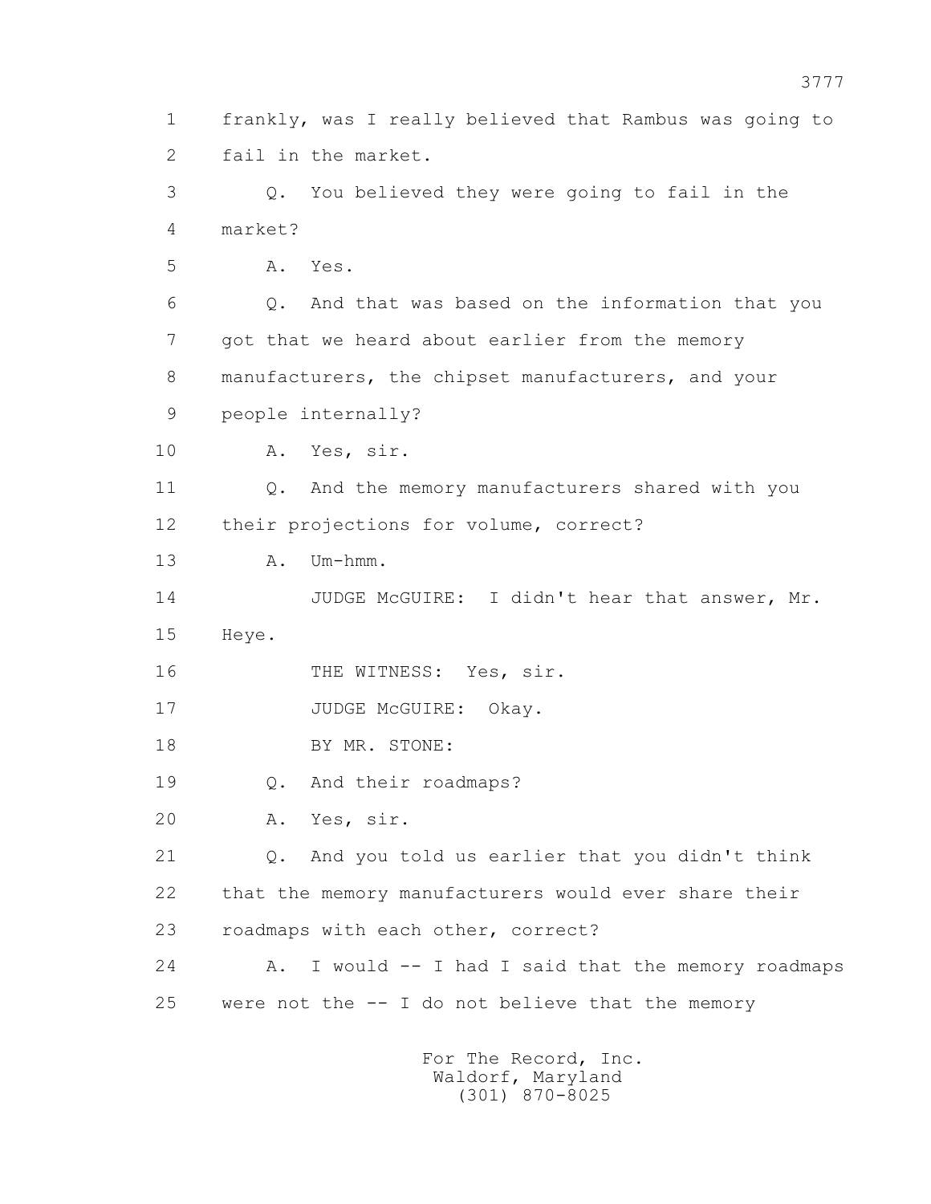1 frankly, was I really believed that Rambus was going to
2 fail in the market.
3 Q. You believed they were going to fail in the
4 market?
5 A. Yes.
6 Q. And that was based on the information that you
7 got that we heard about earlier from the memory
8 manufacturers, the chipset manufacturers, and your
9 people internally?
10 A. Yes, sir.
11 Q. And the memory manufacturers shared with you
12 their projections for volume, correct?
13 A. Um-hmm.
14 JUDGE McGUIRE: I didn't hear that answer, Mr.
15 Heye.
16 THE WITNESS: Yes, sir.
17 JUDGE McGUIRE: Okay.
18 BY MR. STONE:
19 Q. And their roadmaps?
20 A. Yes, sir.
21 Q. And you told us earlier that you didn't think
22 that the memory manufacturers would ever share their
23 roadmaps with each other, correct?
24 A. I would -- I had I said that the memory roadmaps
25 were not the -- I do not believe that the memory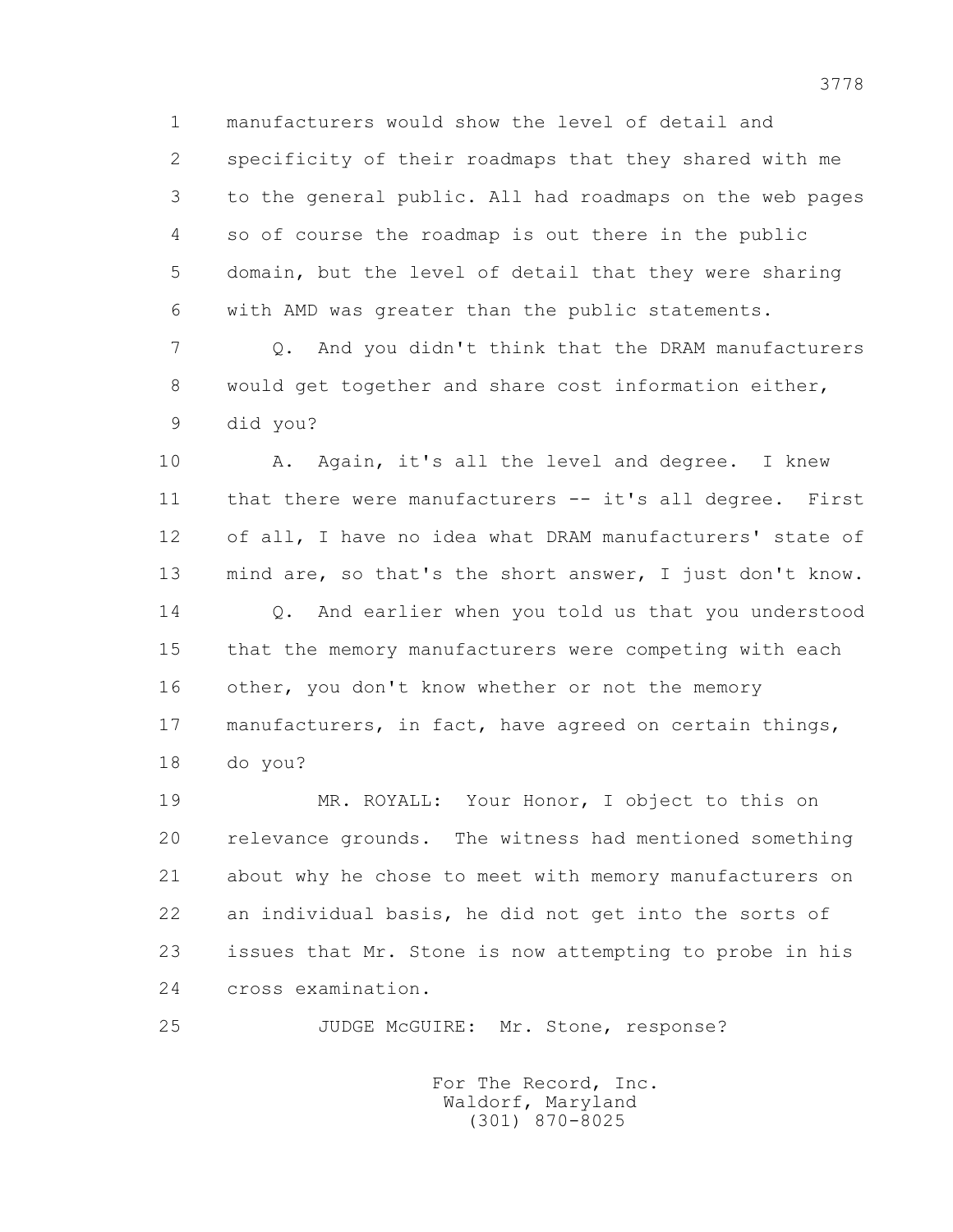1 manufacturers would show the level of detail and
2 specificity of their roadmaps that they shared with me
3 to the general public. All had roadmaps on the web pages
4 so of course the roadmap is out there in the public
5 domain, but the level of detail that they were sharing
6 with AMD was greater than the public statements.

7 Q. And you didn't think that the DRAM manufacturers
8 would get together and share cost information either,
9 did you?

10 A. Again, it's all the level and degree. I knew
11 that there were manufacturers -- it's all degree. First
12 of all, I have no idea what DRAM manufacturers' state of
13 mind are, so that's the short answer, I just don't know.

14 Q. And earlier when you told us that you understood
15 that the memory manufacturers were competing with each
16 other, you don't know whether or not the memory
17 manufacturers, in fact, have agreed on certain things,
18 do you?

19 MR. ROYALL: Your Honor, I object to this on
20 relevance grounds. The witness had mentioned something
21 about why he chose to meet with memory manufacturers on
22 an individual basis, he did not get into the sorts of
23 issues that Mr. Stone is now attempting to probe in his
24 cross examination.

25 JUDGE McGUIRE: Mr. Stone, response?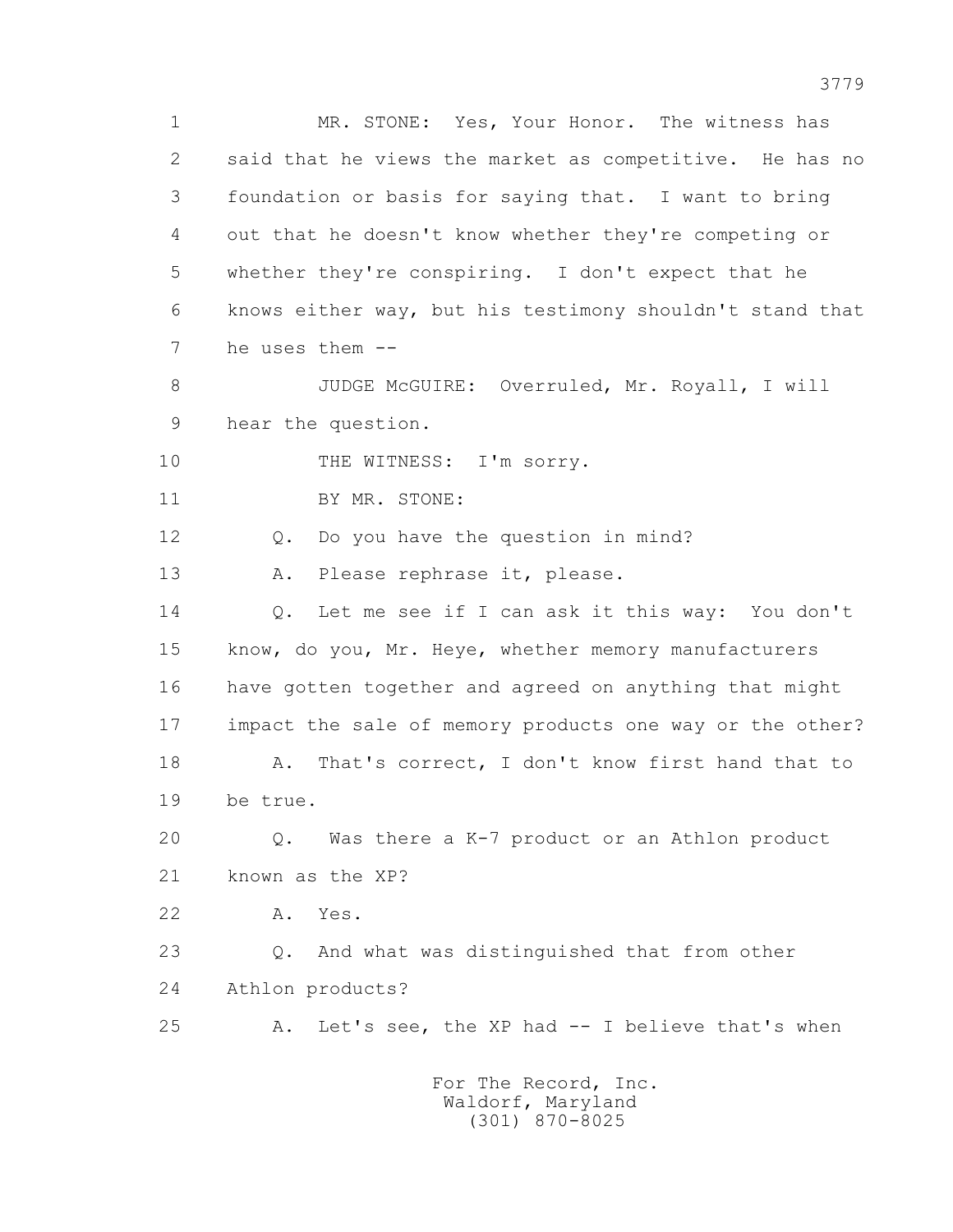MR. STONE: Yes, Your Honor. The witness has said that he views the market as competitive. He has no foundation or basis for saying that. I want to bring out that he doesn't know whether they're competing or whether they're conspiring. I don't expect that he knows either way, but his testimony shouldn't stand that he uses them --

JUDGE McGUIRE: Overruled, Mr. Royall, I will hear the question.

THE WITNESS: I'm sorry.

BY MR. STONE:

Q. Do you have the question in mind?

A. Please rephrase it, please.

Q. Let me see if I can ask it this way: You don't know, do you, Mr. Heye, whether memory manufacturers have gotten together and agreed on anything that might impact the sale of memory products one way or the other?

A. That's correct, I don't know first hand that to be true.

Q. Was there a K-7 product or an Athlon product known as the XP?

A. Yes.

Q. And what was distinguished that from other Athlon products?

A. Let's see, the XP had -- I believe that's when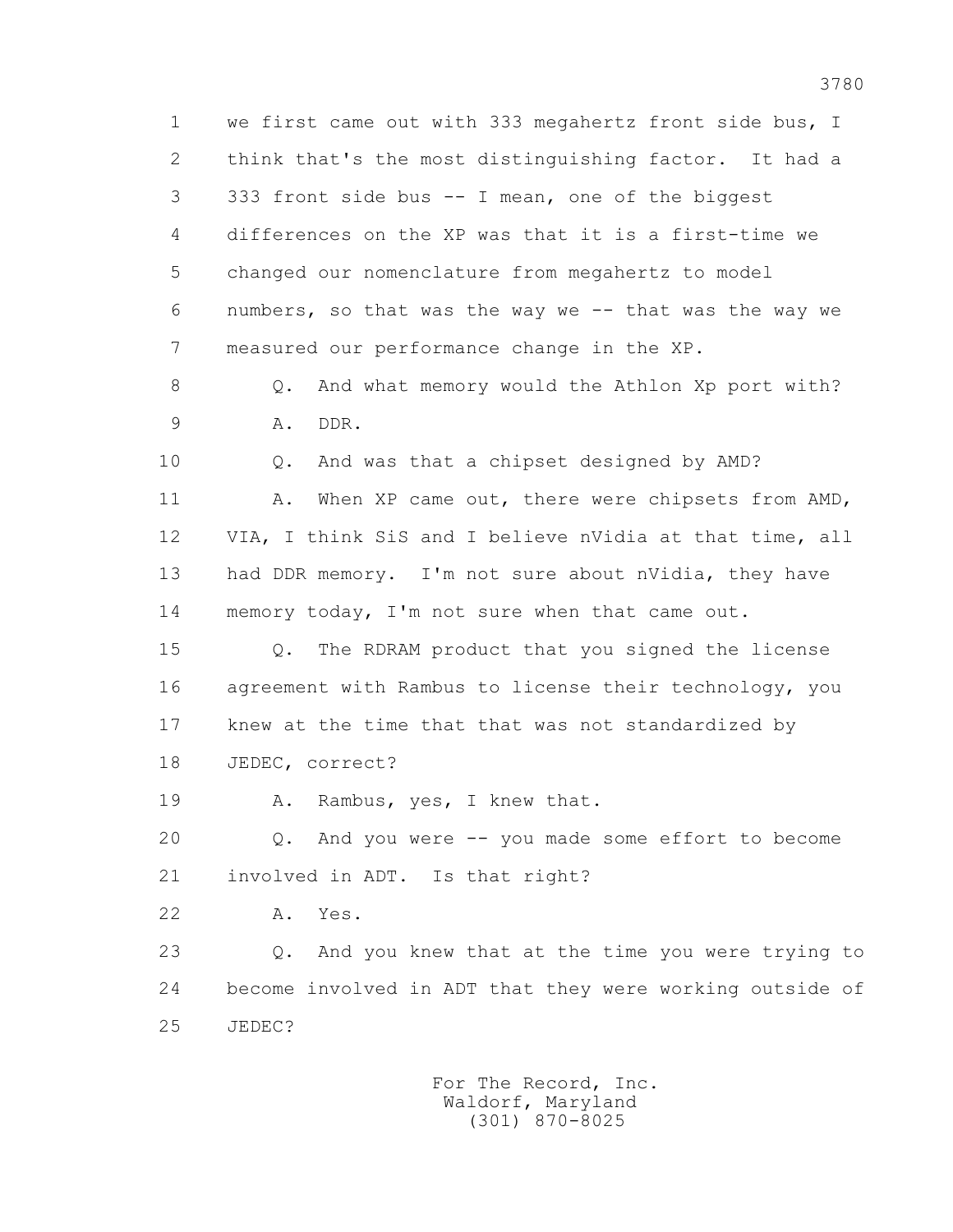1 we first came out with 333 megahertz front side bus, I
2 think that's the most distinguishing factor. It had a
3 333 front side bus -- I mean, one of the biggest
4 differences on the XP was that it is a first-time we
5 changed our nomenclature from megahertz to model
6 numbers, so that was the way we -- that was the way we
7 measured our performance change in the XP.

8 Q. And what memory would the Athlon Xp port with?

9 A. DDR.

10 Q. And was that a chipset designed by AMD?

11 A. When XP came out, there were chipsets from AMD,
12 VIA, I think SiS and I believe nVidia at that time, all
13 had DDR memory. I'm not sure about nVidia, they have
14 memory today, I'm not sure when that came out.

15 Q. The RDRAM product that you signed the license
16 agreement with Rambus to license their technology, you
17 knew at the time that that was not standardized by
18 JEDEC, correct?

19 A. Rambus, yes, I knew that.

20 Q. And you were -- you made some effort to become
21 involved in ADT. Is that right?

22 A. Yes.

23 Q. And you knew that at the time you were trying to
24 become involved in ADT that they were working outside of
25 JEDEC?

For The Record, Inc.
Waldorf, Maryland
(301) 870-8025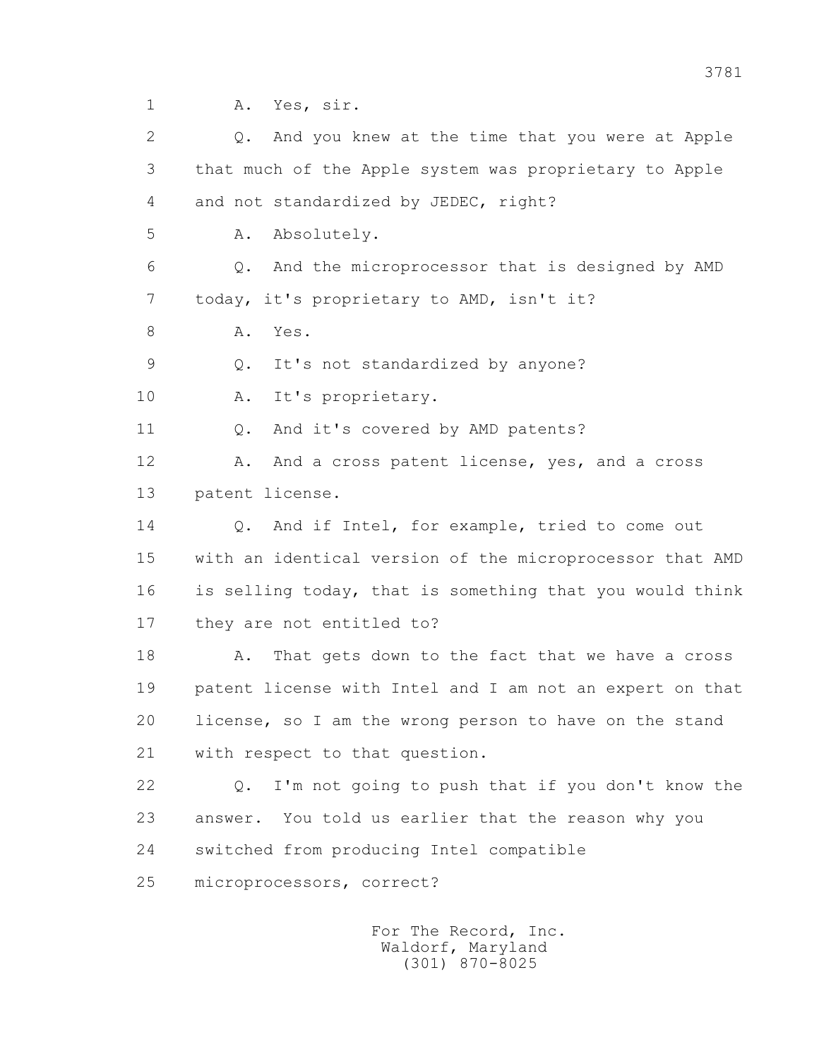1 A. Yes, sir.

2 Q. And you knew at the time that you were at Apple

3 that much of the Apple system was proprietary to Apple

4 and not standardized by JEDEC, right?

5 A. Absolutely.

6 Q. And the microprocessor that is designed by AMD

7 today, it's proprietary to AMD, isn't it?

8 A. Yes.

9 Q. It's not standardized by anyone?

10 A. It's proprietary.

11 Q. And it's covered by AMD patents?

12 A. And a cross patent license, yes, and a cross

13 patent license.

14 Q. And if Intel, for example, tried to come out

15 with an identical version of the microprocessor that AMD

16 is selling today, that is something that you would think

17 they are not entitled to?

18 A. That gets down to the fact that we have a cross

19 patent license with Intel and I am not an expert on that

20 license, so I am the wrong person to have on the stand

21 with respect to that question.

22 Q. I'm not going to push that if you don't know the

23 answer. You told us earlier that the reason why you

24 switched from producing Intel compatible

25 microprocessors, correct?

For The Record, Inc.
Waldorf, Maryland
(301) 870-8025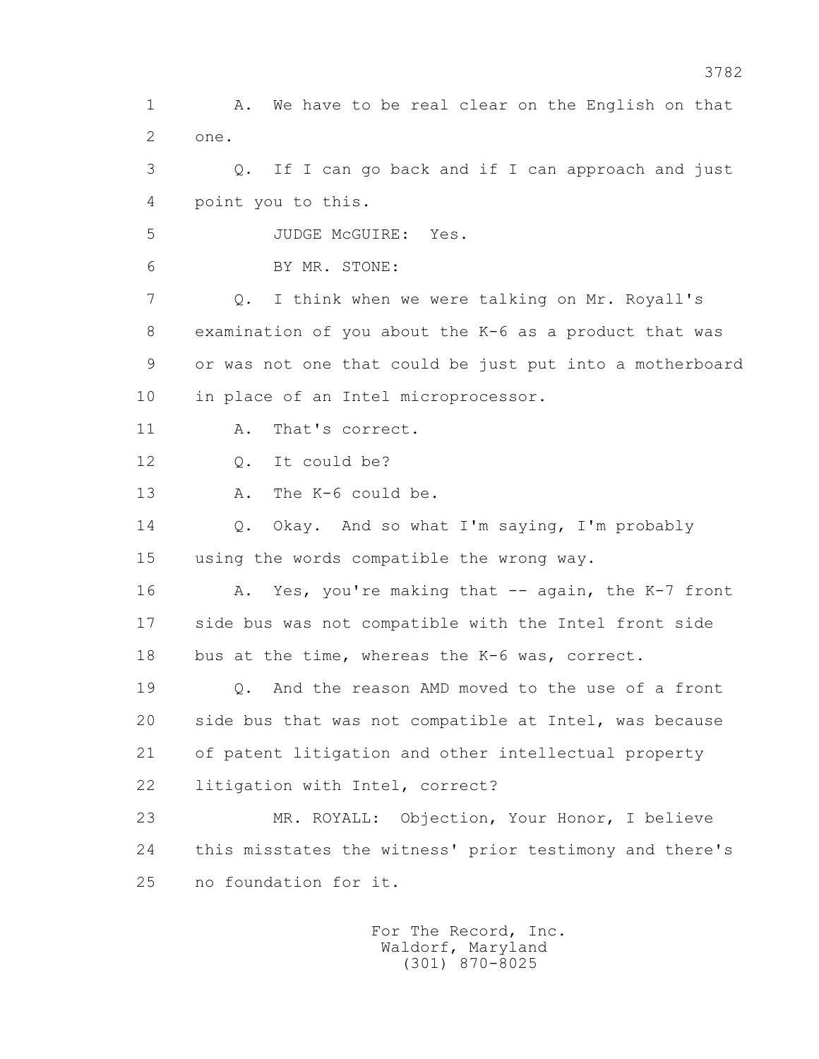1 A. We have to be real clear on the English on that
2 one.

3 Q. If I can go back and if I can approach and just
4 point you to this.

5 JUDGE McGUIRE: Yes.

6 BY MR. STONE:

7 Q. I think when we were talking on Mr. Royall's
8 examination of you about the K-6 as a product that was
9 or was not one that could be just put into a motherboard
10 in place of an Intel microprocessor.

11 A. That's correct.

12 Q. It could be?

13 A. The K-6 could be.

14 Q. Okay. And so what I'm saying, I'm probably
15 using the words compatible the wrong way.

16 A. Yes, you're making that -- again, the K-7 front
17 side bus was not compatible with the Intel front side
18 bus at the time, whereas the K-6 was, correct.

19 Q. And the reason AMD moved to the use of a front
20 side bus that was not compatible at Intel, was because
21 of patent litigation and other intellectual property
22 litigation with Intel, correct?

23 MR. ROYALL: Objection, Your Honor, I believe
24 this misstates the witness' prior testimony and there's
25 no foundation for it.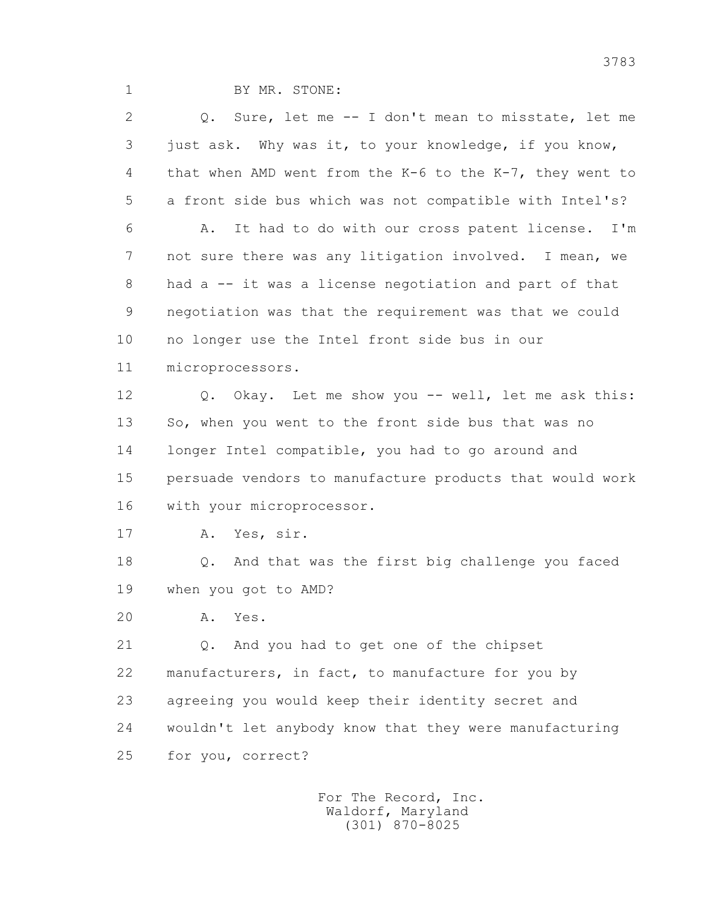BY MR. STONE:

Q. Sure, let me -- I don't mean to misstate, let me just ask. Why was it, to your knowledge, if you know, that when AMD went from the K-6 to the K-7, they went to a front side bus which was not compatible with Intel's?

A. It had to do with our cross patent license. I'm not sure there was any litigation involved. I mean, we had a -- it was a license negotiation and part of that negotiation was that the requirement was that we could no longer use the Intel front side bus in our microprocessors.

Q. Okay. Let me show you -- well, let me ask this: So, when you went to the front side bus that was no longer Intel compatible, you had to go around and persuade vendors to manufacture products that would work with your microprocessor.

A. Yes, sir.

Q. And that was the first big challenge you faced when you got to AMD?

A. Yes.

Q. And you had to get one of the chipset manufacturers, in fact, to manufacture for you by agreeing you would keep their identity secret and wouldn't let anybody know that they were manufacturing for you, correct?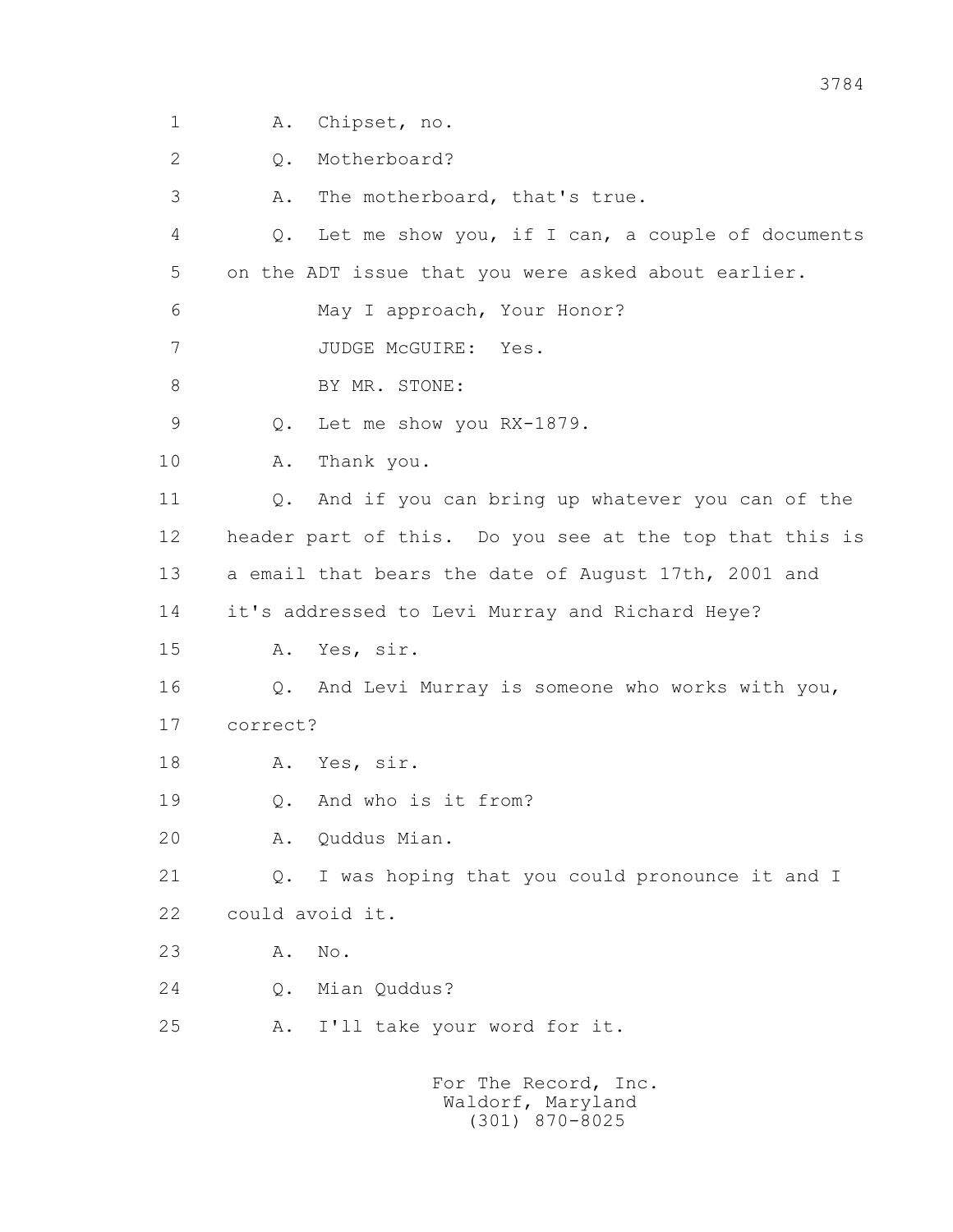1 A. Chipset, no.

2 Q. Motherboard?

3 A. The motherboard, that's true.

4 Q. Let me show you, if I can, a couple of documents

5 on the ADT issue that you were asked about earlier.

6 May I approach, Your Honor?

7 JUDGE McGUIRE: Yes.

8 BY MR. STONE:

9 Q. Let me show you RX-1879.

10 A. Thank you.

11 Q. And if you can bring up whatever you can of the

12 header part of this. Do you see at the top that this is

13 a email that bears the date of August 17th, 2001 and

14 it's addressed to Levi Murray and Richard Heye?

15 A. Yes, sir.

16 Q. And Levi Murray is someone who works with you,

17 correct?

18 A. Yes, sir.

19 Q. And who is it from?

20 A. Quddus Mian.

21 Q. I was hoping that you could pronounce it and I

22 could avoid it.

23 A. No.

24 Q. Mian Quddus?

25 A. I'll take your word for it.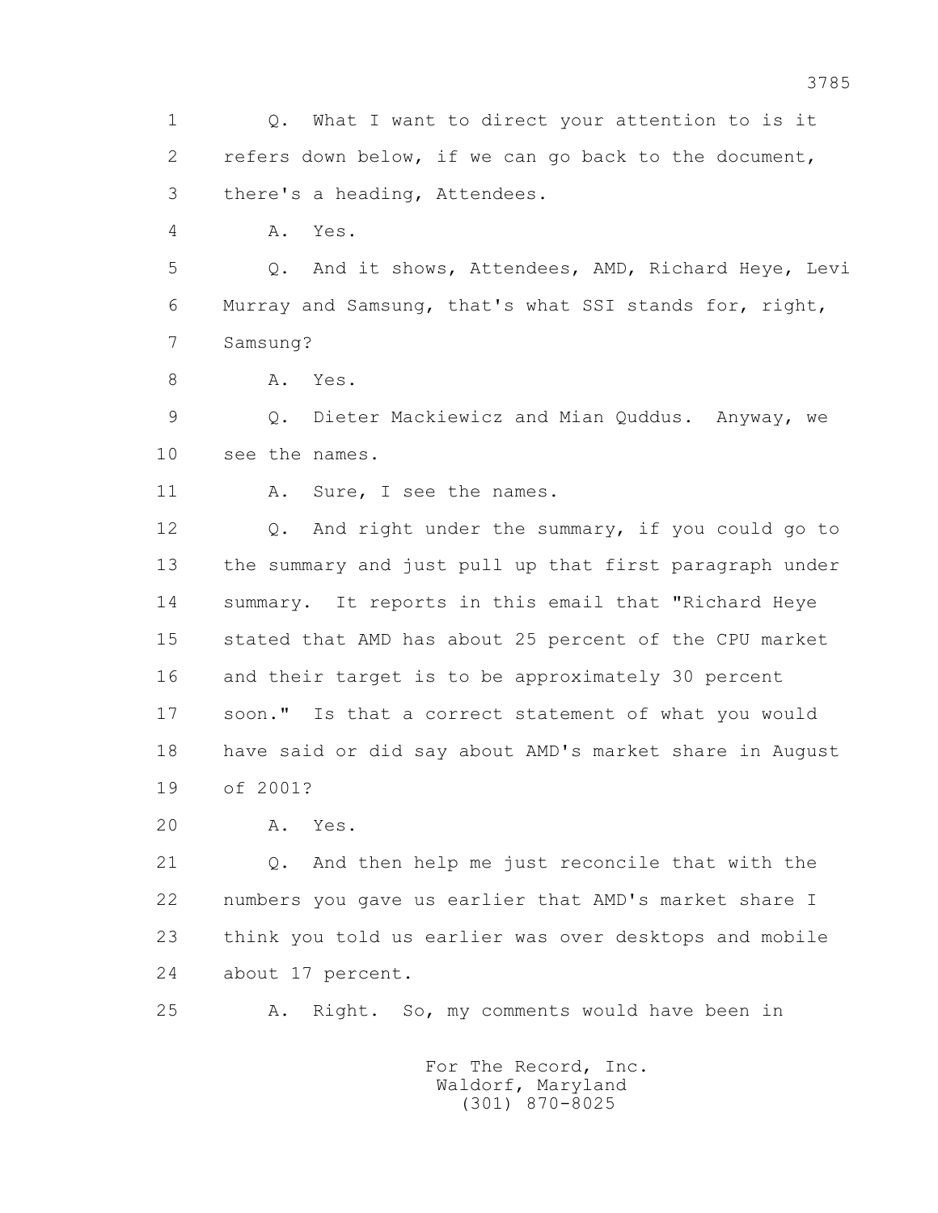1 Q. What I want to direct your attention to is it
2 refers down below, if we can go back to the document,
3 there's a heading, Attendees.
4 A. Yes.
5 Q. And it shows, Attendees, AMD, Richard Heye, Levi
6 Murray and Samsung, that's what SSI stands for, right,
7 Samsung?
8 A. Yes.
9 Q. Dieter Mackiewicz and Mian Quddus. Anyway, we
10 see the names.
11 A. Sure, I see the names.
12 Q. And right under the summary, if you could go to
13 the summary and just pull up that first paragraph under
14 summary. It reports in this email that "Richard Heye
15 stated that AMD has about 25 percent of the CPU market
16 and their target is to be approximately 30 percent
17 soon." Is that a correct statement of what you would
18 have said or did say about AMD's market share in August
19 of 2001?
20 A. Yes.
21 Q. And then help me just reconcile that with the
22 numbers you gave us earlier that AMD's market share I
23 think you told us earlier was over desktops and mobile
24 about 17 percent.
25 A. Right. So, my comments would have been in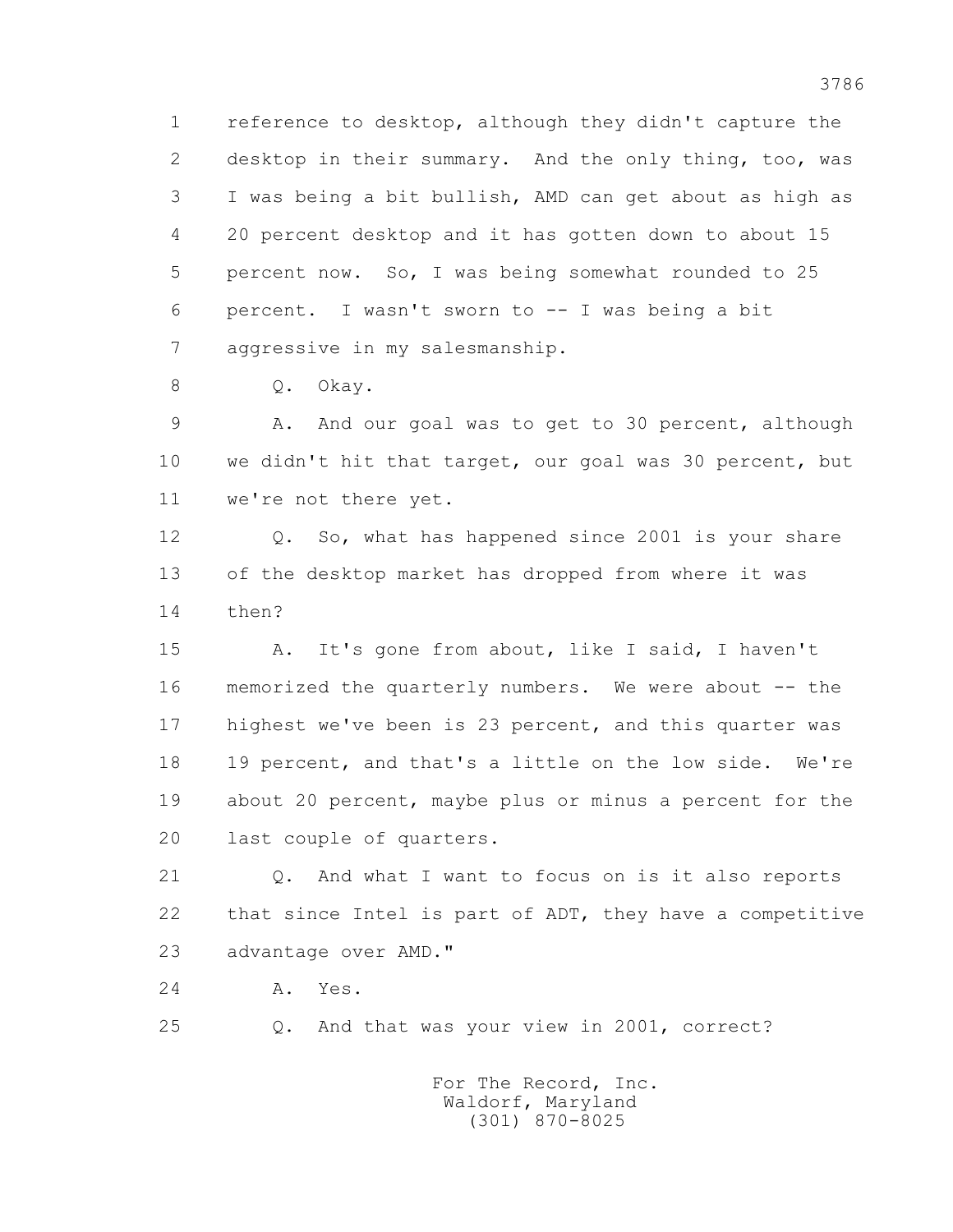1 reference to desktop, although they didn't capture the
2 desktop in their summary. And the only thing, too, was
3 I was being a bit bullish, AMD can get about as high as
4 20 percent desktop and it has gotten down to about 15
5 percent now. So, I was being somewhat rounded to 25
6 percent. I wasn't sworn to -- I was being a bit
7 aggressive in my salesmanship.

8 Q. Okay.

9 A. And our goal was to get to 30 percent, although
10 we didn't hit that target, our goal was 30 percent, but
11 we're not there yet.

12 Q. So, what has happened since 2001 is your share
13 of the desktop market has dropped from where it was
14 then?

15 A. It's gone from about, like I said, I haven't
16 memorized the quarterly numbers. We were about -- the
17 highest we've been is 23 percent, and this quarter was
18 19 percent, and that's a little on the low side. We're
19 about 20 percent, maybe plus or minus a percent for the
20 last couple of quarters.

21 Q. And what I want to focus on is it also reports
22 that since Intel is part of ADT, they have a competitive
23 advantage over AMD."

24 A. Yes.

25 Q. And that was your view in 2001, correct?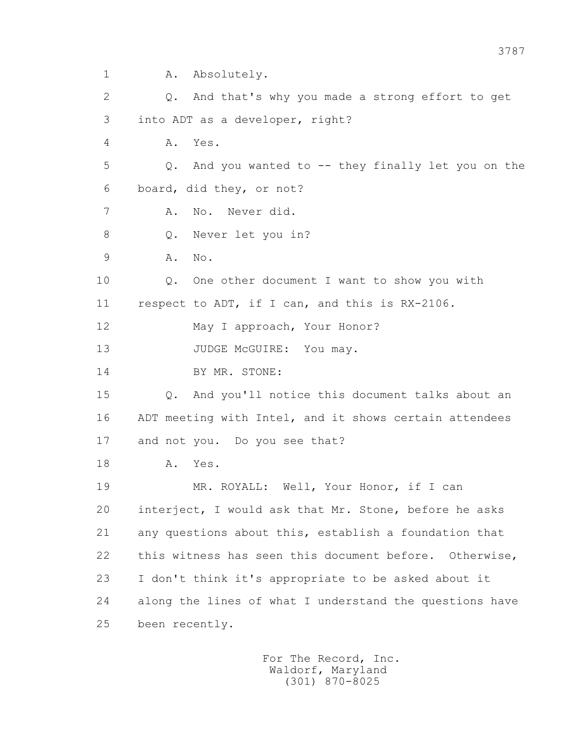1 A. Absolutely.

2 Q. And that's why you made a strong effort to get

3 into ADT as a developer, right?

4 A. Yes.

5 Q. And you wanted to -- they finally let you on the

6 board, did they, or not?

7 A. No. Never did.

8 Q. Never let you in?

9 A. No.

10 Q. One other document I want to show you with

11 respect to ADT, if I can, and this is RX-2106.

12 May I approach, Your Honor?

13 JUDGE McGUIRE: You may.

14 BY MR. STONE:

15 Q. And you'll notice this document talks about an

16 ADT meeting with Intel, and it shows certain attendees

17 and not you. Do you see that?

18 A. Yes.

19 MR. ROYALL: Well, Your Honor, if I can

20 interject, I would ask that Mr. Stone, before he asks

21 any questions about this, establish a foundation that

22 this witness has seen this document before. Otherwise,

23 I don't think it's appropriate to be asked about it

24 along the lines of what I understand the questions have

25 been recently.

For The Record, Inc.
Waldorf, Maryland
(301) 870-8025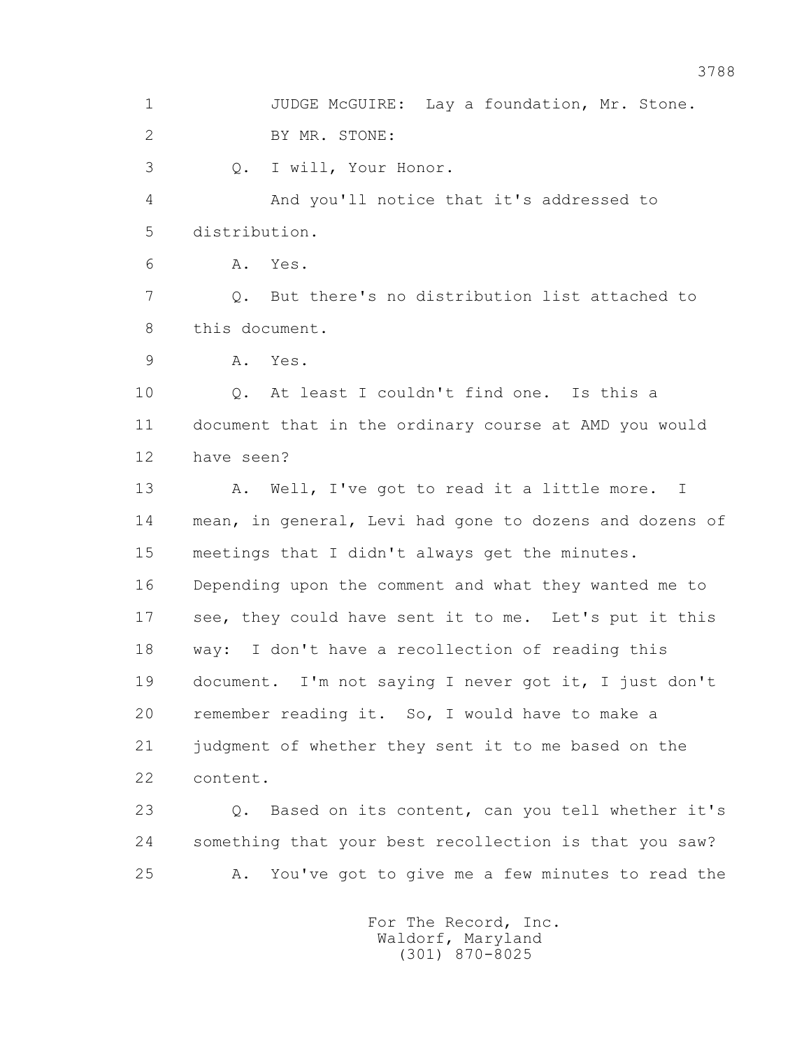1 JUDGE McGUIRE: Lay a foundation, Mr. Stone.

2 BY MR. STONE:

3 Q. I will, Your Honor.

4 And you'll notice that it's addressed to

5 distribution.

6 A. Yes.

7 Q. But there's no distribution list attached to

8 this document.

9 A. Yes.

10 Q. At least I couldn't find one. Is this a

11 document that in the ordinary course at AMD you would

12 have seen?

13 A. Well, I've got to read it a little more. I

14 mean, in general, Levi had gone to dozens and dozens of

15 meetings that I didn't always get the minutes.

16 Depending upon the comment and what they wanted me to

17 see, they could have sent it to me. Let's put it this

18 way: I don't have a recollection of reading this

19 document. I'm not saying I never got it, I just don't

20 remember reading it. So, I would have to make a

21 judgment of whether they sent it to me based on the

22 content.

23 Q. Based on its content, can you tell whether it's

24 something that your best recollection is that you saw?

25 A. You've got to give me a few minutes to read the

For The Record, Inc.
Waldorf, Maryland
(301) 870-8025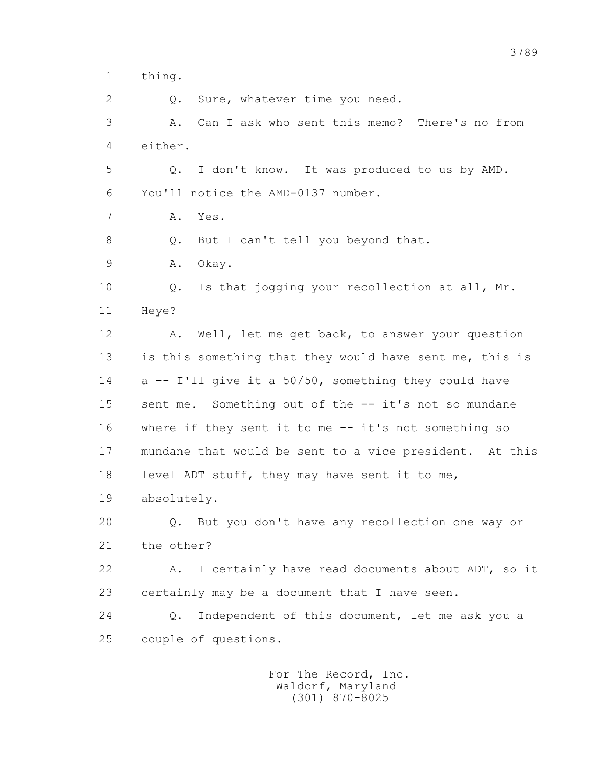1 thing.

2 Q. Sure, whatever time you need.

3 A. Can I ask who sent this memo? There's no from

4 either.

5 Q. I don't know. It was produced to us by AMD.

6 You'll notice the AMD-0137 number.

7 A. Yes.

8 Q. But I can't tell you beyond that.

9 A. Okay.

10 Q. Is that jogging your recollection at all, Mr.

11 Heye?

12 A. Well, let me get back, to answer your question

13 is this something that they would have sent me, this is

14 a -- I'll give it a 50/50, something they could have

15 sent me. Something out of the -- it's not so mundane

16 where if they sent it to me -- it's not something so

17 mundane that would be sent to a vice president. At this

18 level ADT stuff, they may have sent it to me,

19 absolutely.

20 Q. But you don't have any recollection one way or

21 the other?

22 A. I certainly have read documents about ADT, so it

23 certainly may be a document that I have seen.

24 Q. Independent of this document, let me ask you a

25 couple of questions.

For The Record, Inc.
Waldorf, Maryland
(301) 870-8025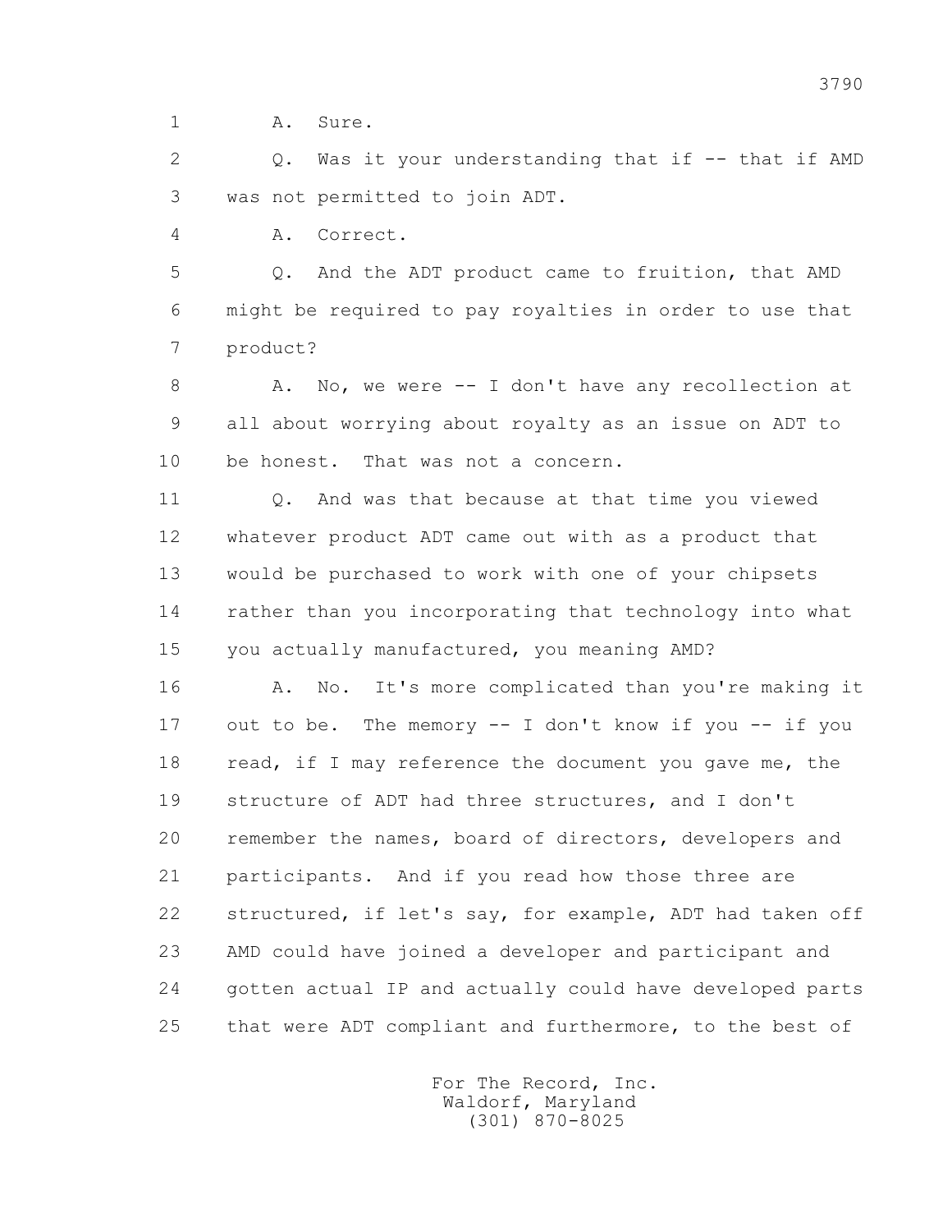1 A. Sure.

2 Q. Was it your understanding that if -- that if AMD

3 was not permitted to join ADT.

4 A. Correct.

5 Q. And the ADT product came to fruition, that AMD

6 might be required to pay royalties in order to use that

7 product?

8 A. No, we were -- I don't have any recollection at

9 all about worrying about royalty as an issue on ADT to

10 be honest. That was not a concern.

11 Q. And was that because at that time you viewed

12 whatever product ADT came out with as a product that

13 would be purchased to work with one of your chipsets

14 rather than you incorporating that technology into what

15 you actually manufactured, you meaning AMD?

16 A. No. It's more complicated than you're making it

17 out to be. The memory -- I don't know if you -- if you

18 read, if I may reference the document you gave me, the

19 structure of ADT had three structures, and I don't

20 remember the names, board of directors, developers and

21 participants. And if you read how those three are

22 structured, if let's say, for example, ADT had taken off

23 AMD could have joined a developer and participant and

24 gotten actual IP and actually could have developed parts

25 that were ADT compliant and furthermore, to the best of

For The Record, Inc.
Waldorf, Maryland
(301) 870-8025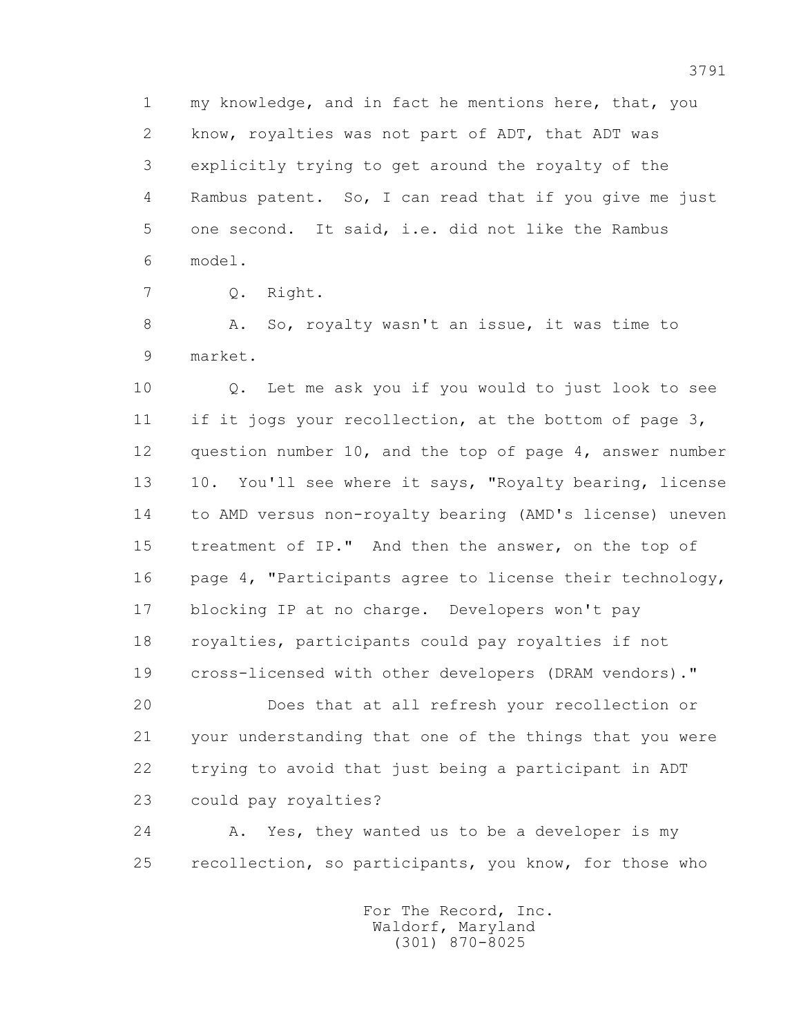1 my knowledge, and in fact he mentions here, that, you
2 know, royalties was not part of ADT, that ADT was
3 explicitly trying to get around the royalty of the
4 Rambus patent. So, I can read that if you give me just
5 one second. It said, i.e. did not like the Rambus
6 model.

7 Q. Right.

8 A. So, royalty wasn't an issue, it was time to
9 market.

10 Q. Let me ask you if you would to just look to see
11 if it jogs your recollection, at the bottom of page 3,
12 question number 10, and the top of page 4, answer number
13 10. You'll see where it says, "Royalty bearing, license
14 to AMD versus non-royalty bearing (AMD's license) uneven
15 treatment of IP." And then the answer, on the top of
16 page 4, "Participants agree to license their technology,
17 blocking IP at no charge. Developers won't pay
18 royalties, participants could pay royalties if not
19 cross-licensed with other developers (DRAM vendors)."

20 Does that at all refresh your recollection or
21 your understanding that one of the things that you were
22 trying to avoid that just being a participant in ADT
23 could pay royalties?

24 A. Yes, they wanted us to be a developer is my
25 recollection, so participants, you know, for those who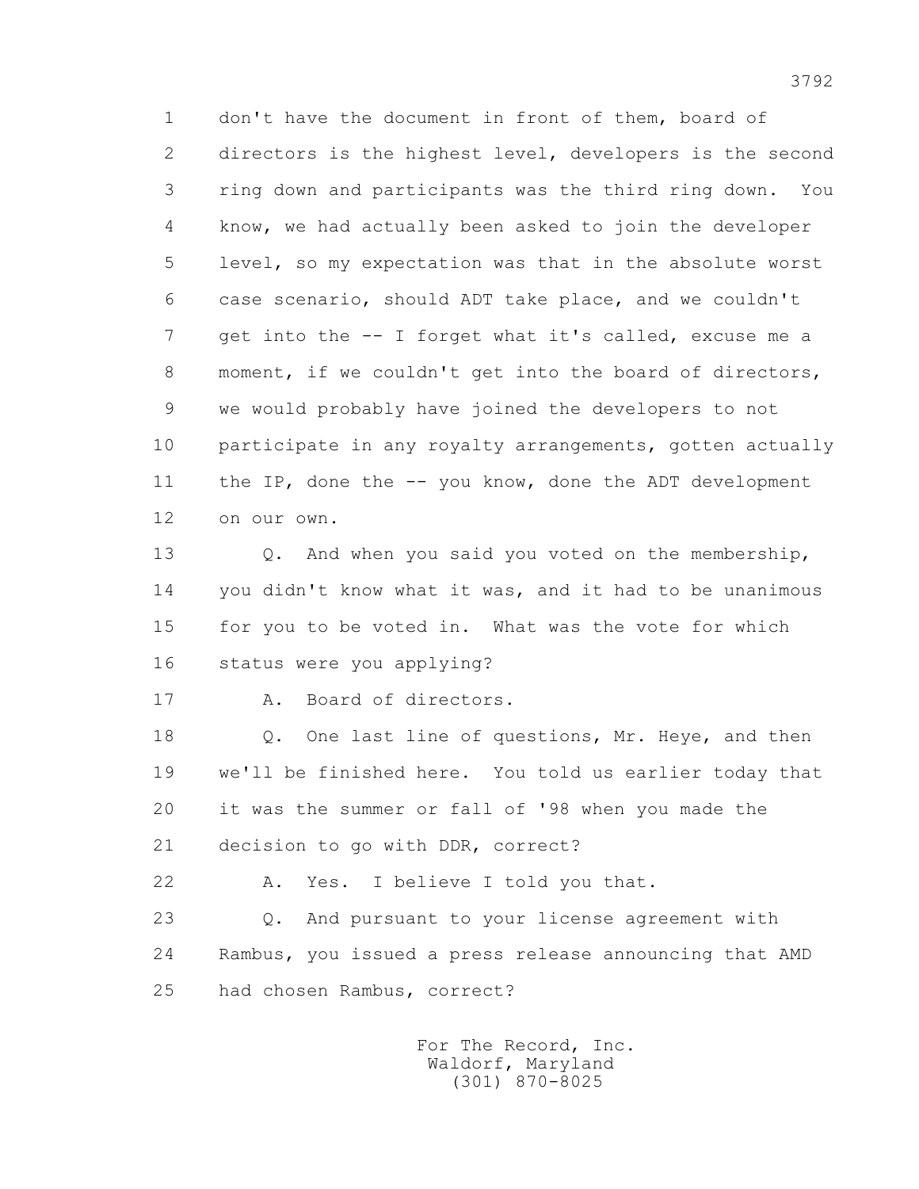1 don't have the document in front of them, board of
2 directors is the highest level, developers is the second
3 ring down and participants was the third ring down. You
4 know, we had actually been asked to join the developer
5 level, so my expectation was that in the absolute worst
6 case scenario, should ADT take place, and we couldn't
7 get into the -- I forget what it's called, excuse me a
8 moment, if we couldn't get into the board of directors,
9 we would probably have joined the developers to not
10 participate in any royalty arrangements, gotten actually
11 the IP, done the -- you know, done the ADT development
12 on our own.

13 Q. And when you said you voted on the membership,
14 you didn't know what it was, and it had to be unanimous
15 for you to be voted in. What was the vote for which
16 status were you applying?

17 A. Board of directors.

18 Q. One last line of questions, Mr. Heye, and then
19 we'll be finished here. You told us earlier today that
20 it was the summer or fall of '98 when you made the
21 decision to go with DDR, correct?

22 A. Yes. I believe I told you that.

23 Q. And pursuant to your license agreement with
24 Rambus, you issued a press release announcing that AMD
25 had chosen Rambus, correct?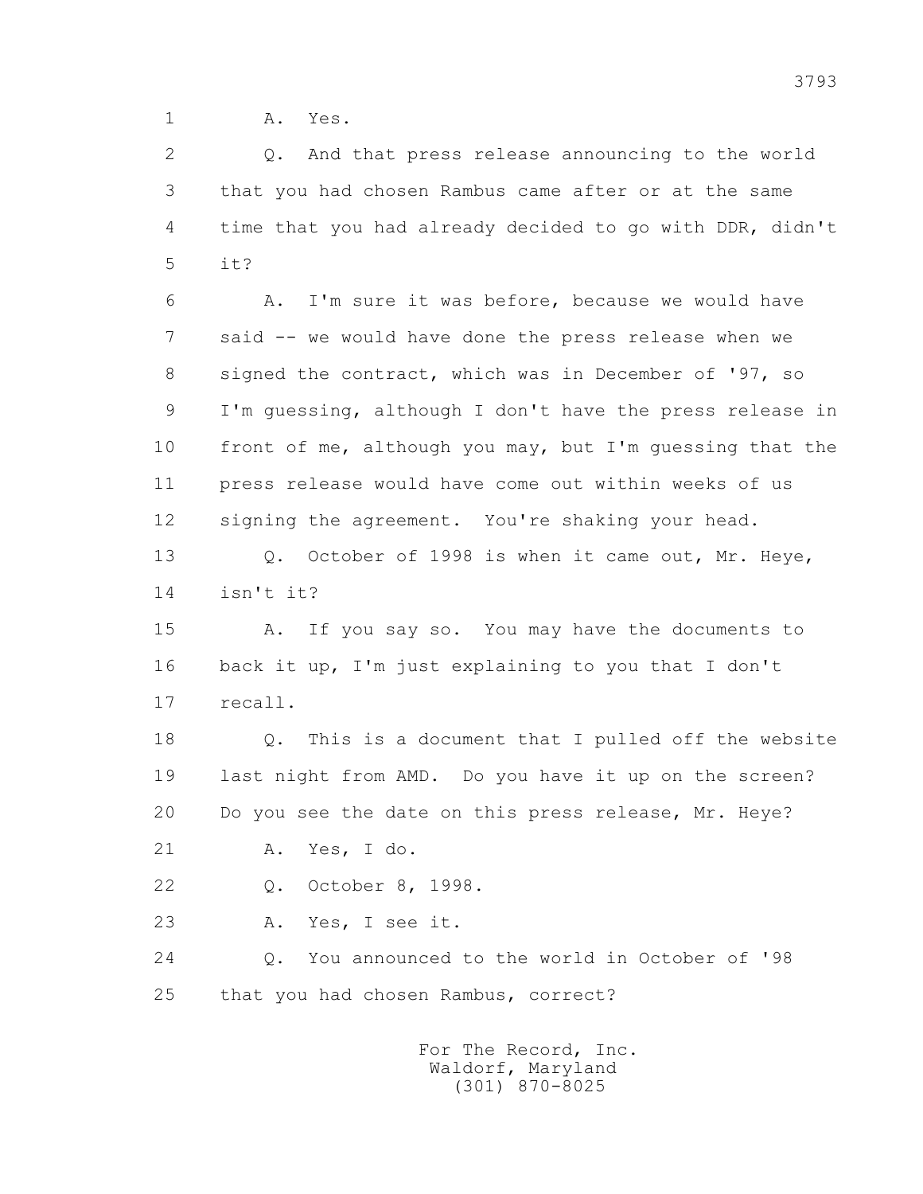1 A. Yes.

2 Q. And that press release announcing to the world

3 that you had chosen Rambus came after or at the same

4 time that you had already decided to go with DDR, didn't

5 it?

6 A. I'm sure it was before, because we would have

7 said -- we would have done the press release when we

8 signed the contract, which was in December of '97, so

9 I'm guessing, although I don't have the press release in

10 front of me, although you may, but I'm guessing that the

11 press release would have come out within weeks of us

12 signing the agreement. You're shaking your head.

13 Q. October of 1998 is when it came out, Mr. Heye,

14 isn't it?

15 A. If you say so. You may have the documents to

16 back it up, I'm just explaining to you that I don't

17 recall.

18 Q. This is a document that I pulled off the website

19 last night from AMD. Do you have it up on the screen?

20 Do you see the date on this press release, Mr. Heye?

21 A. Yes, I do.

22 Q. October 8, 1998.

23 A. Yes, I see it.

24 Q. You announced to the world in October of '98

25 that you had chosen Rambus, correct?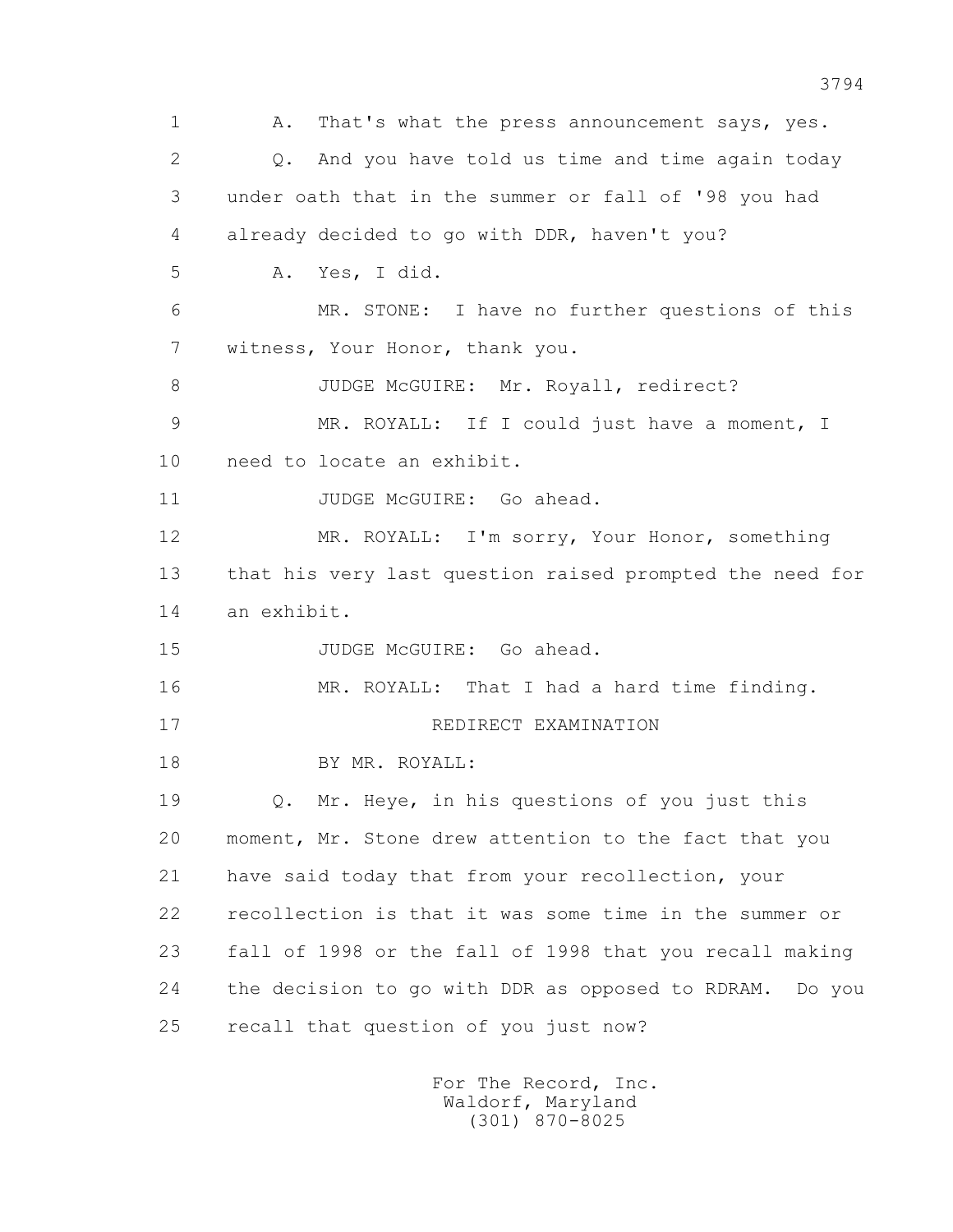1 A. That's what the press announcement says, yes.

2 Q. And you have told us time and time again today

3 under oath that in the summer or fall of '98 you had

4 already decided to go with DDR, haven't you?

5 A. Yes, I did.

6 MR. STONE: I have no further questions of this

7 witness, Your Honor, thank you.

8 JUDGE McGUIRE: Mr. Royall, redirect?

9 MR. ROYALL: If I could just have a moment, I

10 need to locate an exhibit.

11 JUDGE McGUIRE: Go ahead.

12 MR. ROYALL: I'm sorry, Your Honor, something

13 that his very last question raised prompted the need for

14 an exhibit.

15 JUDGE McGUIRE: Go ahead.

16 MR. ROYALL: That I had a hard time finding.

17 REDIRECT EXAMINATION

18 BY MR. ROYALL:

19 Q. Mr. Heye, in his questions of you just this

20 moment, Mr. Stone drew attention to the fact that you

21 have said today that from your recollection, your

22 recollection is that it was some time in the summer or

23 fall of 1998 or the fall of 1998 that you recall making

24 the decision to go with DDR as opposed to RDRAM. Do you

25 recall that question of you just now?

For The Record, Inc.
Waldorf, Maryland
(301) 870-8025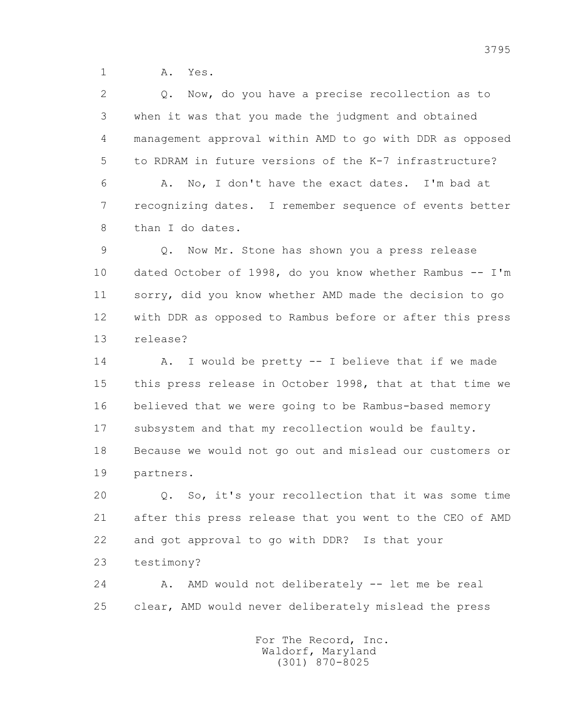1 A. Yes.

2 Q. Now, do you have a precise recollection as to
3 when it was that you made the judgment and obtained
4 management approval within AMD to go with DDR as opposed
5 to RDRAM in future versions of the K-7 infrastructure?

6 A. No, I don't have the exact dates. I'm bad at
7 recognizing dates. I remember sequence of events better
8 than I do dates.

9 Q. Now Mr. Stone has shown you a press release
10 dated October of 1998, do you know whether Rambus -- I'm
11 sorry, did you know whether AMD made the decision to go
12 with DDR as opposed to Rambus before or after this press
13 release?

14 A. I would be pretty -- I believe that if we made
15 this press release in October 1998, that at that time we
16 believed that we were going to be Rambus-based memory
17 subsystem and that my recollection would be faulty.
18 Because we would not go out and mislead our customers or
19 partners.

20 Q. So, it's your recollection that it was some time
21 after this press release that you went to the CEO of AMD
22 and got approval to go with DDR? Is that your
23 testimony?

24 A. AMD would not deliberately -- let me be real
25 clear, AMD would never deliberately mislead the press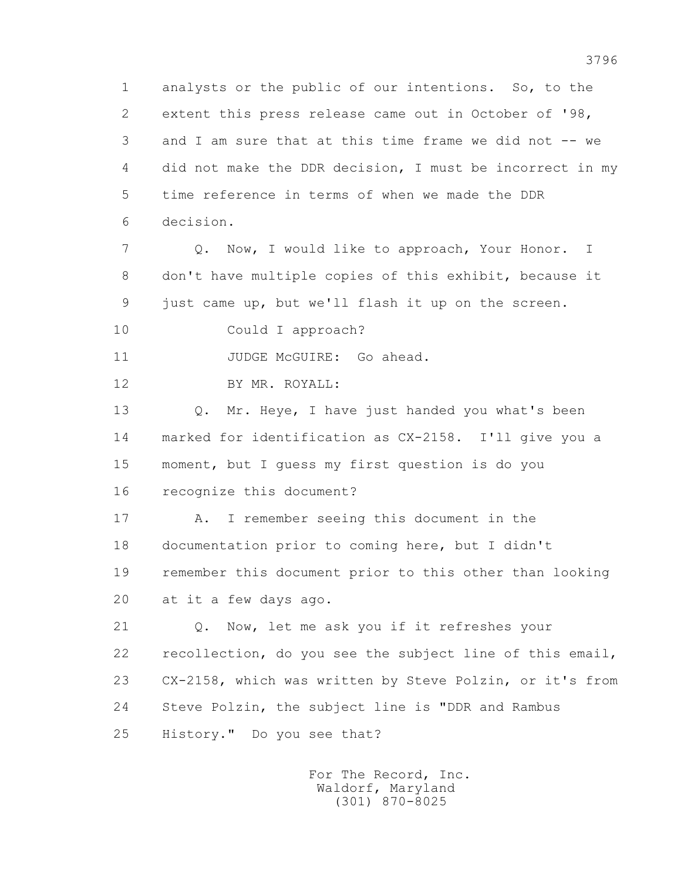1 analysts or the public of our intentions. So, to the
2 extent this press release came out in October of '98,
3 and I am sure that at this time frame we did not -- we
4 did not make the DDR decision, I must be incorrect in my
5 time reference in terms of when we made the DDR
6 decision.

7 Q. Now, I would like to approach, Your Honor. I
8 don't have multiple copies of this exhibit, because it
9 just came up, but we'll flash it up on the screen.

10 Could I approach?

11 JUDGE McGUIRE: Go ahead.

12 BY MR. ROYALL:

13 Q. Mr. Heye, I have just handed you what's been
14 marked for identification as CX-2158. I'll give you a
15 moment, but I guess my first question is do you
16 recognize this document?

17 A. I remember seeing this document in the
18 documentation prior to coming here, but I didn't
19 remember this document prior to this other than looking
20 at it a few days ago.

21 Q. Now, let me ask you if it refreshes your
22 recollection, do you see the subject line of this email,
23 CX-2158, which was written by Steve Polzin, or it's from
24 Steve Polzin, the subject line is "DDR and Rambus
25 History." Do you see that?

For The Record, Inc.
Waldorf, Maryland
(301) 870-8025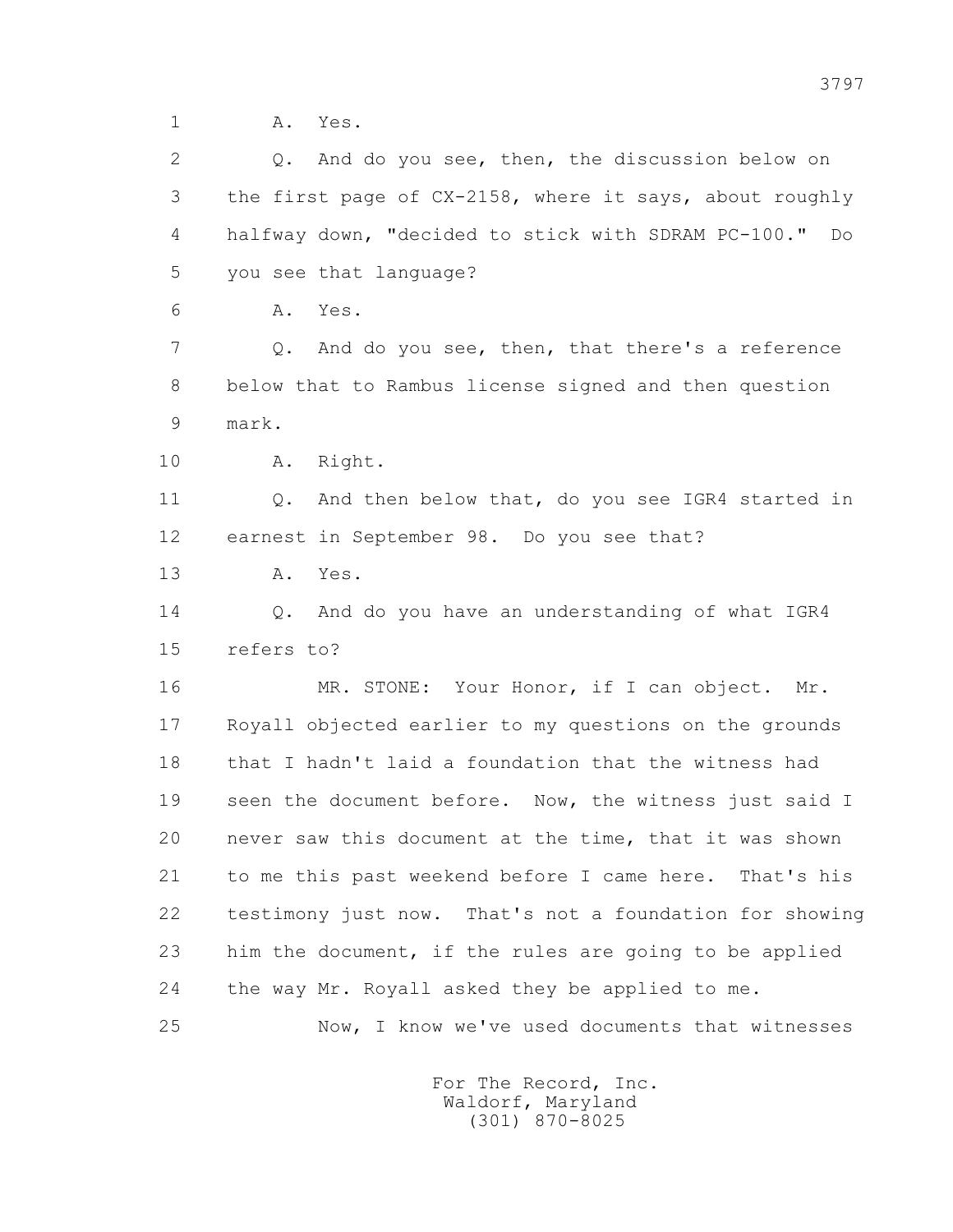1 A. Yes.

2 Q. And do you see, then, the discussion below on

3 the first page of CX-2158, where it says, about roughly

4 halfway down, "decided to stick with SDRAM PC-100." Do

5 you see that language?

6 A. Yes.

7 Q. And do you see, then, that there's a reference

8 below that to Rambus license signed and then question

9 mark.

10 A. Right.

11 Q. And then below that, do you see IGR4 started in

12 earnest in September 98. Do you see that?

13 A. Yes.

14 Q. And do you have an understanding of what IGR4

15 refers to?

16 MR. STONE: Your Honor, if I can object. Mr.

17 Royall objected earlier to my questions on the grounds

18 that I hadn't laid a foundation that the witness had

19 seen the document before. Now, the witness just said I

20 never saw this document at the time, that it was shown

21 to me this past weekend before I came here. That's his

22 testimony just now. That's not a foundation for showing

23 him the document, if the rules are going to be applied

24 the way Mr. Royall asked they be applied to me.

25 Now, I know we've used documents that witnesses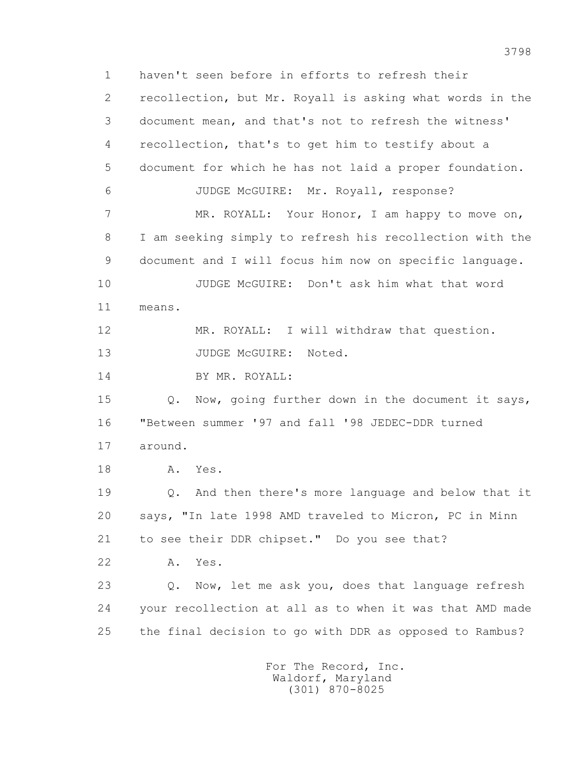1 haven't seen before in efforts to refresh their

2 recollection, but Mr. Royall is asking what words in the

3 document mean, and that's not to refresh the witness'

4 recollection, that's to get him to testify about a

5 document for which he has not laid a proper foundation.

6 JUDGE McGUIRE: Mr. Royall, response?

7 MR. ROYALL: Your Honor, I am happy to move on,

8 I am seeking simply to refresh his recollection with the

9 document and I will focus him now on specific language.

10 JUDGE McGUIRE: Don't ask him what that word

11 means.

12 MR. ROYALL: I will withdraw that question.

13 JUDGE McGUIRE: Noted.

14 BY MR. ROYALL:

15 Q. Now, going further down in the document it says,

16 "Between summer '97 and fall '98 JEDEC-DDR turned

17 around.

18 A. Yes.

19 Q. And then there's more language and below that it

20 says, "In late 1998 AMD traveled to Micron, PC in Minn

21 to see their DDR chipset." Do you see that?

22 A. Yes.

23 Q. Now, let me ask you, does that language refresh

24 your recollection at all as to when it was that AMD made

25 the final decision to go with DDR as opposed to Rambus?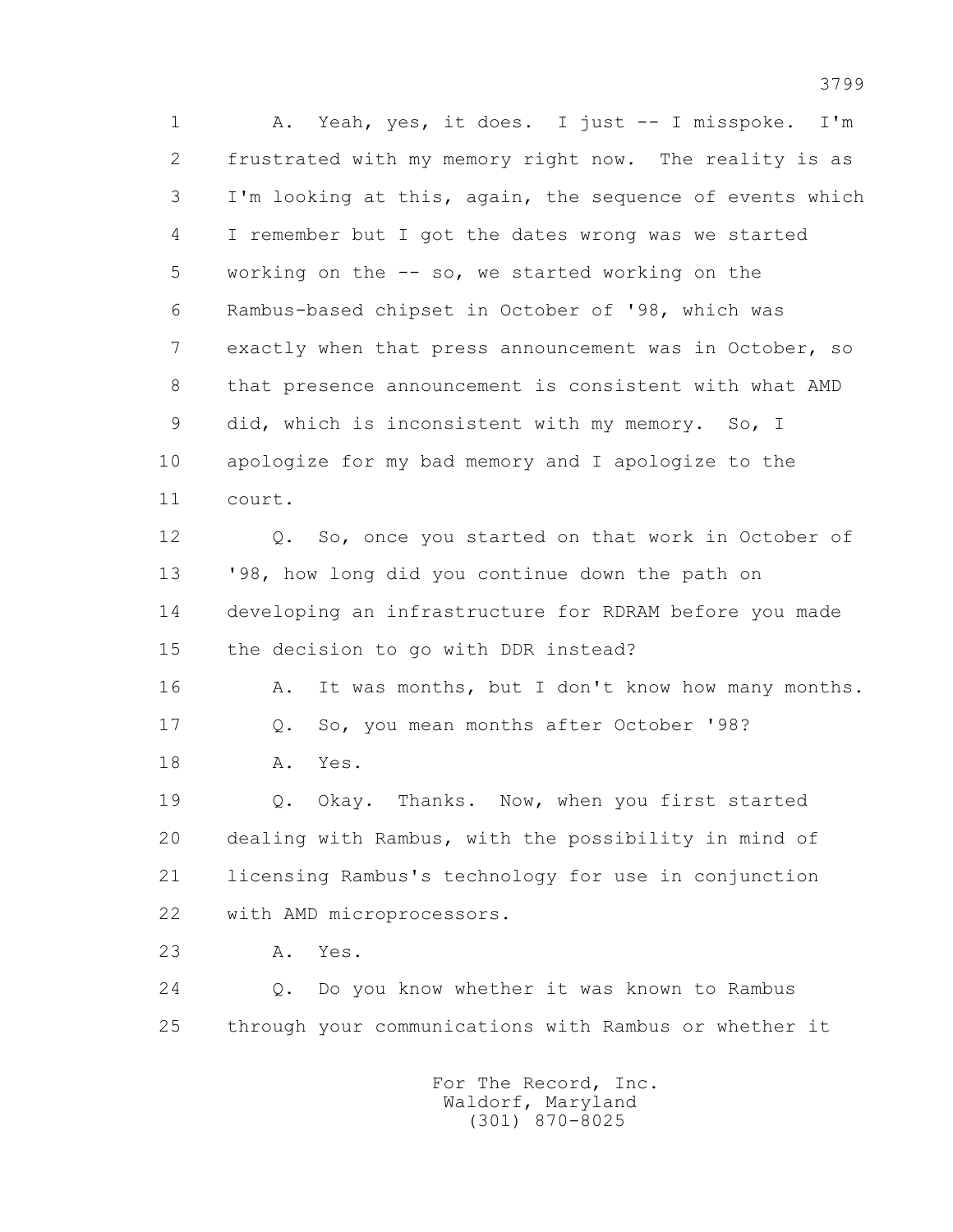1 A. Yeah, yes, it does. I just -- I misspoke. I'm
2 frustrated with my memory right now. The reality is as
3 I'm looking at this, again, the sequence of events which
4 I remember but I got the dates wrong was we started
5 working on the -- so, we started working on the
6 Rambus-based chipset in October of '98, which was
7 exactly when that press announcement was in October, so
8 that presence announcement is consistent with what AMD
9 did, which is inconsistent with my memory. So, I
10 apologize for my bad memory and I apologize to the
11 court.

12 Q. So, once you started on that work in October of
13 '98, how long did you continue down the path on
14 developing an infrastructure for RDRAM before you made
15 the decision to go with DDR instead?

16 A. It was months, but I don't know how many months.

17 Q. So, you mean months after October '98?

18 A. Yes.

19 Q. Okay. Thanks. Now, when you first started
20 dealing with Rambus, with the possibility in mind of
21 licensing Rambus's technology for use in conjunction
22 with AMD microprocessors.

23 A. Yes.

24 Q. Do you know whether it was known to Rambus
25 through your communications with Rambus or whether it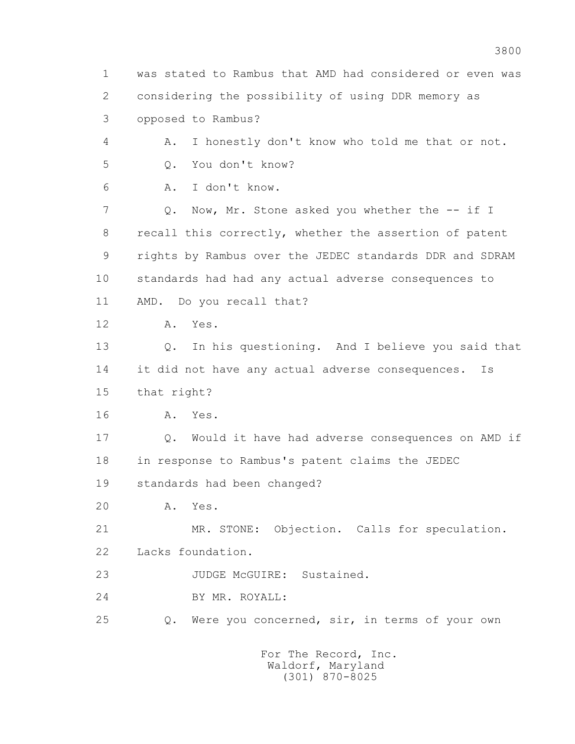1 was stated to Rambus that AMD had considered or even was
2 considering the possibility of using DDR memory as
3 opposed to Rambus?

4 A. I honestly don't know who told me that or not.

5 Q. You don't know?

6 A. I don't know.

7 Q. Now, Mr. Stone asked you whether the -- if I
8 recall this correctly, whether the assertion of patent
9 rights by Rambus over the JEDEC standards DDR and SDRAM
10 standards had had any actual adverse consequences to
11 AMD. Do you recall that?

12 A. Yes.

13 Q. In his questioning. And I believe you said that
14 it did not have any actual adverse consequences. Is
15 that right?

16 A. Yes.

17 Q. Would it have had adverse consequences on AMD if
18 in response to Rambus's patent claims the JEDEC
19 standards had been changed?

20 A. Yes.

21 MR. STONE: Objection. Calls for speculation.
22 Lacks foundation.

23 JUDGE McGUIRE: Sustained.

24 BY MR. ROYALL:

25 Q. Were you concerned, sir, in terms of your own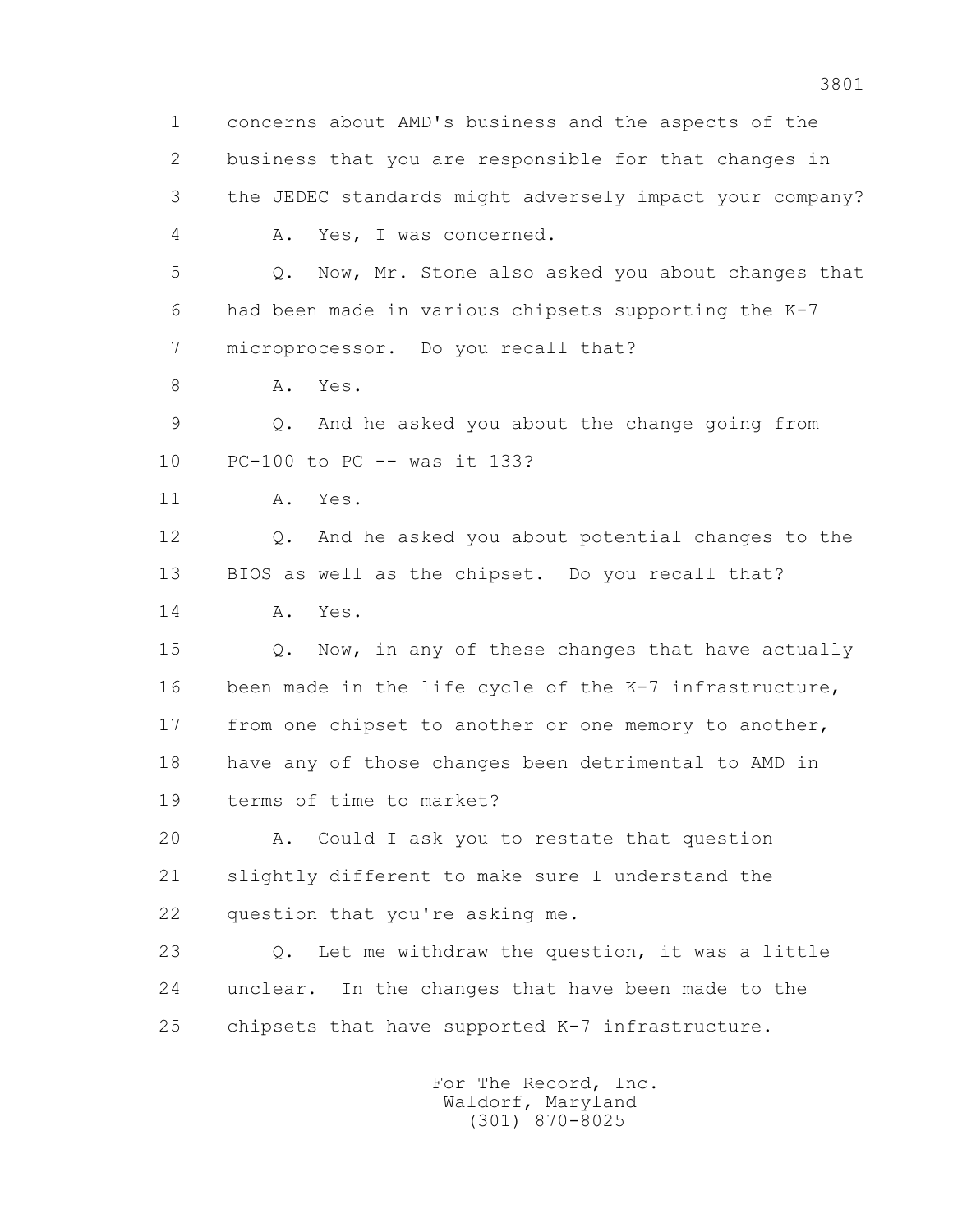1 concerns about AMD's business and the aspects of the
2 business that you are responsible for that changes in
3 the JEDEC standards might adversely impact your company?
4 A. Yes, I was concerned.
5 Q. Now, Mr. Stone also asked you about changes that
6 had been made in various chipsets supporting the K-7
7 microprocessor. Do you recall that?
8 A. Yes.
9 Q. And he asked you about the change going from
10 PC-100 to PC -- was it 133?
11 A. Yes.
12 Q. And he asked you about potential changes to the
13 BIOS as well as the chipset. Do you recall that?
14 A. Yes.
15 Q. Now, in any of these changes that have actually
16 been made in the life cycle of the K-7 infrastructure,
17 from one chipset to another or one memory to another,
18 have any of those changes been detrimental to AMD in
19 terms of time to market?
20 A. Could I ask you to restate that question
21 slightly different to make sure I understand the
22 question that you're asking me.
23 Q. Let me withdraw the question, it was a little
24 unclear. In the changes that have been made to the
25 chipsets that have supported K-7 infrastructure.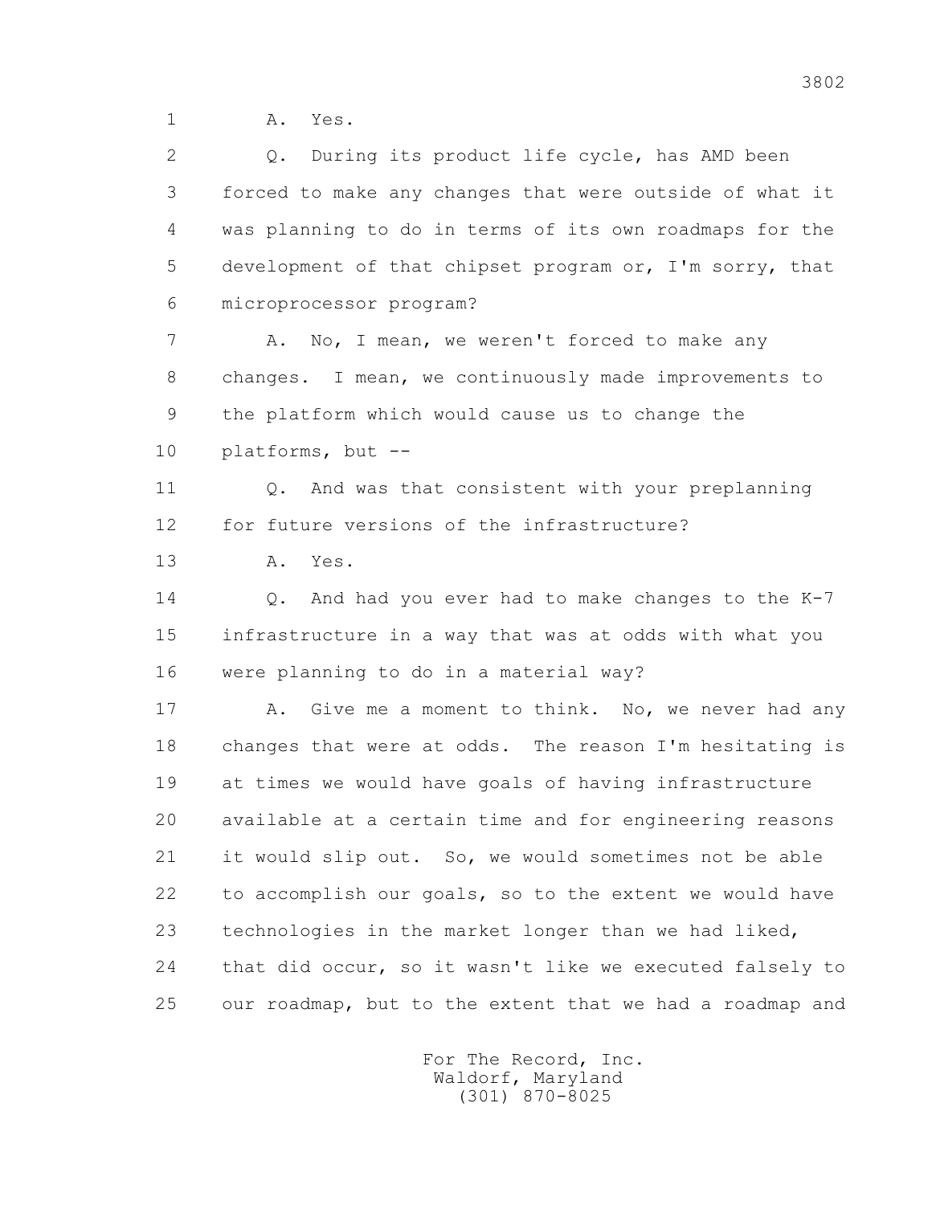A. Yes.

Q. During its product life cycle, has AMD been forced to make any changes that were outside of what it was planning to do in terms of its own roadmaps for the development of that chipset program or, I'm sorry, that microprocessor program?

A. No, I mean, we weren't forced to make any changes. I mean, we continuously made improvements to the platform which would cause us to change the platforms, but --

Q. And was that consistent with your preplanning for future versions of the infrastructure?

A. Yes.

Q. And had you ever had to make changes to the K-7 infrastructure in a way that was at odds with what you were planning to do in a material way?

A. Give me a moment to think. No, we never had any changes that were at odds. The reason I'm hesitating is at times we would have goals of having infrastructure available at a certain time and for engineering reasons it would slip out. So, we would sometimes not be able to accomplish our goals, so to the extent we would have technologies in the market longer than we had liked, that did occur, so it wasn't like we executed falsely to our roadmap, but to the extent that we had a roadmap and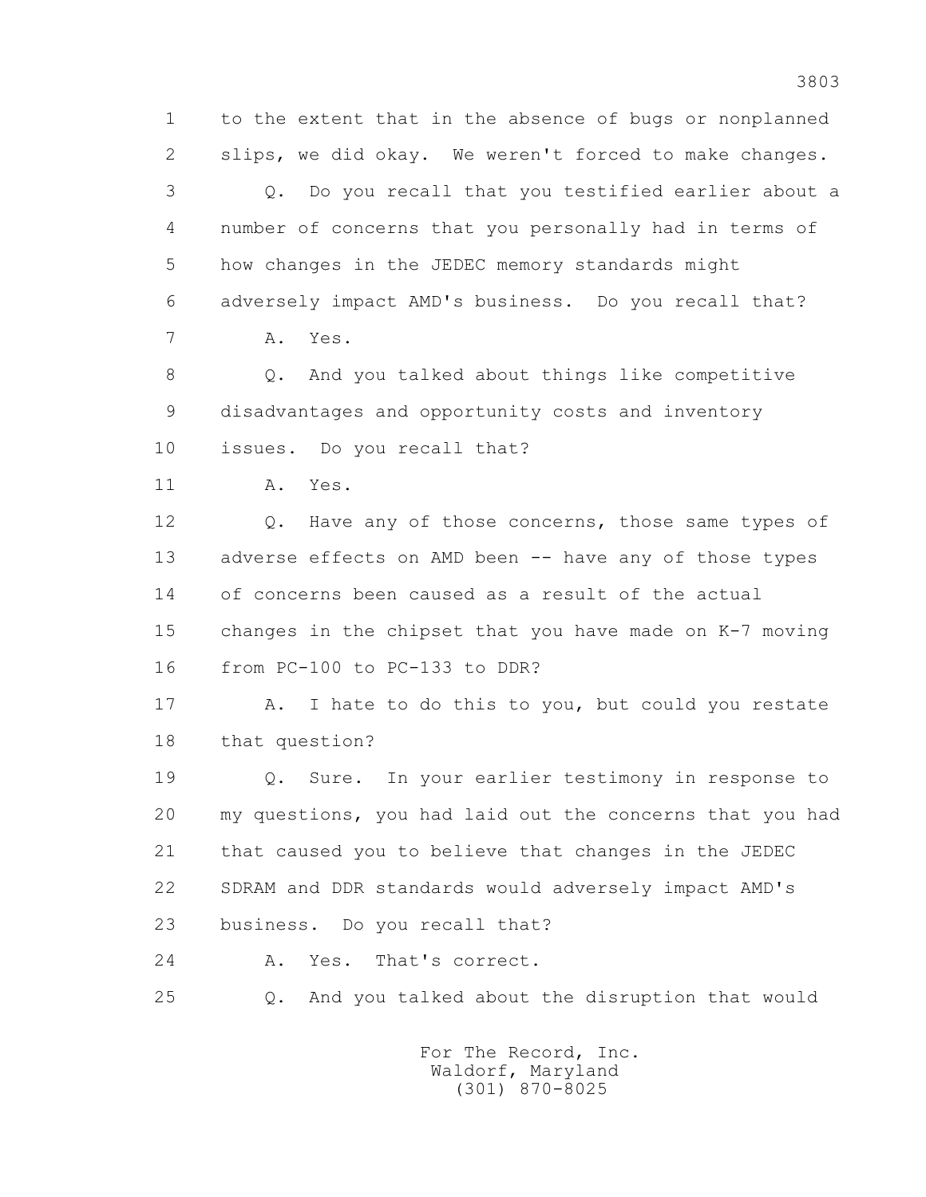1 to the extent that in the absence of bugs or nonplanned
2 slips, we did okay. We weren't forced to make changes.
3 Q. Do you recall that you testified earlier about a
4 number of concerns that you personally had in terms of
5 how changes in the JEDEC memory standards might
6 adversely impact AMD's business. Do you recall that?
7 A. Yes.
8 Q. And you talked about things like competitive
9 disadvantages and opportunity costs and inventory
10 issues. Do you recall that?
11 A. Yes.
12 Q. Have any of those concerns, those same types of
13 adverse effects on AMD been -- have any of those types
14 of concerns been caused as a result of the actual
15 changes in the chipset that you have made on K-7 moving
16 from PC-100 to PC-133 to DDR?
17 A. I hate to do this to you, but could you restate
18 that question?
19 Q. Sure. In your earlier testimony in response to
20 my questions, you had laid out the concerns that you had
21 that caused you to believe that changes in the JEDEC
22 SDRAM and DDR standards would adversely impact AMD's
23 business. Do you recall that?
24 A. Yes. That's correct.
25 Q. And you talked about the disruption that would

For The Record, Inc.
Waldorf, Maryland
(301) 870-8025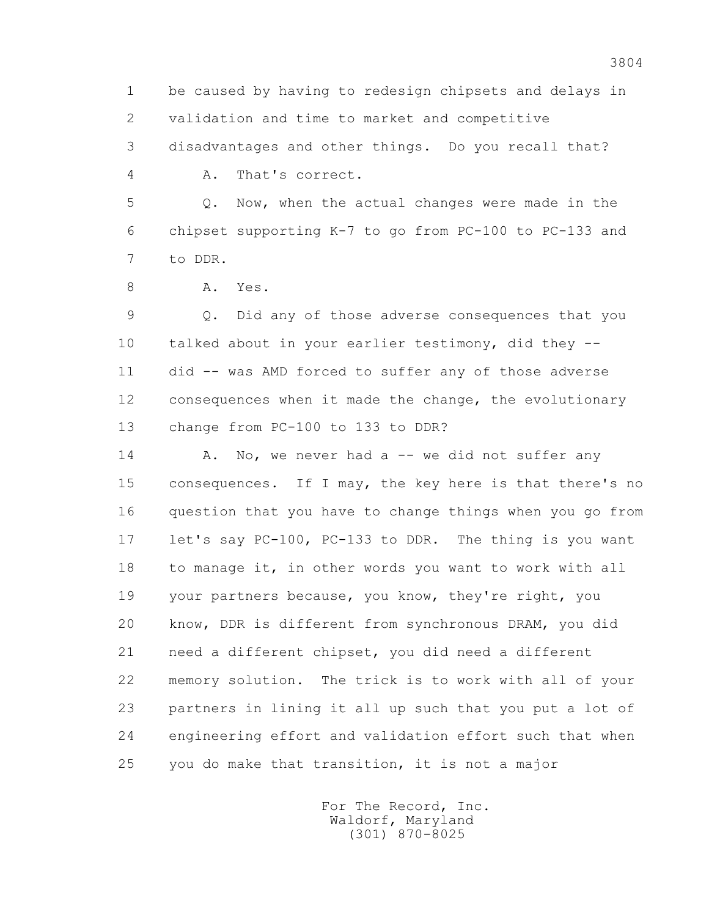1 be caused by having to redesign chipsets and delays in
2 validation and time to market and competitive
3 disadvantages and other things. Do you recall that?
4 A. That's correct.
5 Q. Now, when the actual changes were made in the
6 chipset supporting K-7 to go from PC-100 to PC-133 and
7 to DDR.
8 A. Yes.
9 Q. Did any of those adverse consequences that you
10 talked about in your earlier testimony, did they --
11 did -- was AMD forced to suffer any of those adverse
12 consequences when it made the change, the evolutionary
13 change from PC-100 to 133 to DDR?
14 A. No, we never had a -- we did not suffer any
15 consequences. If I may, the key here is that there's no
16 question that you have to change things when you go from
17 let's say PC-100, PC-133 to DDR. The thing is you want
18 to manage it, in other words you want to work with all
19 your partners because, you know, they're right, you
20 know, DDR is different from synchronous DRAM, you did
21 need a different chipset, you did need a different
22 memory solution. The trick is to work with all of your
23 partners in lining it all up such that you put a lot of
24 engineering effort and validation effort such that when
25 you do make that transition, it is not a major

For The Record, Inc.
Waldorf, Maryland
(301) 870-8025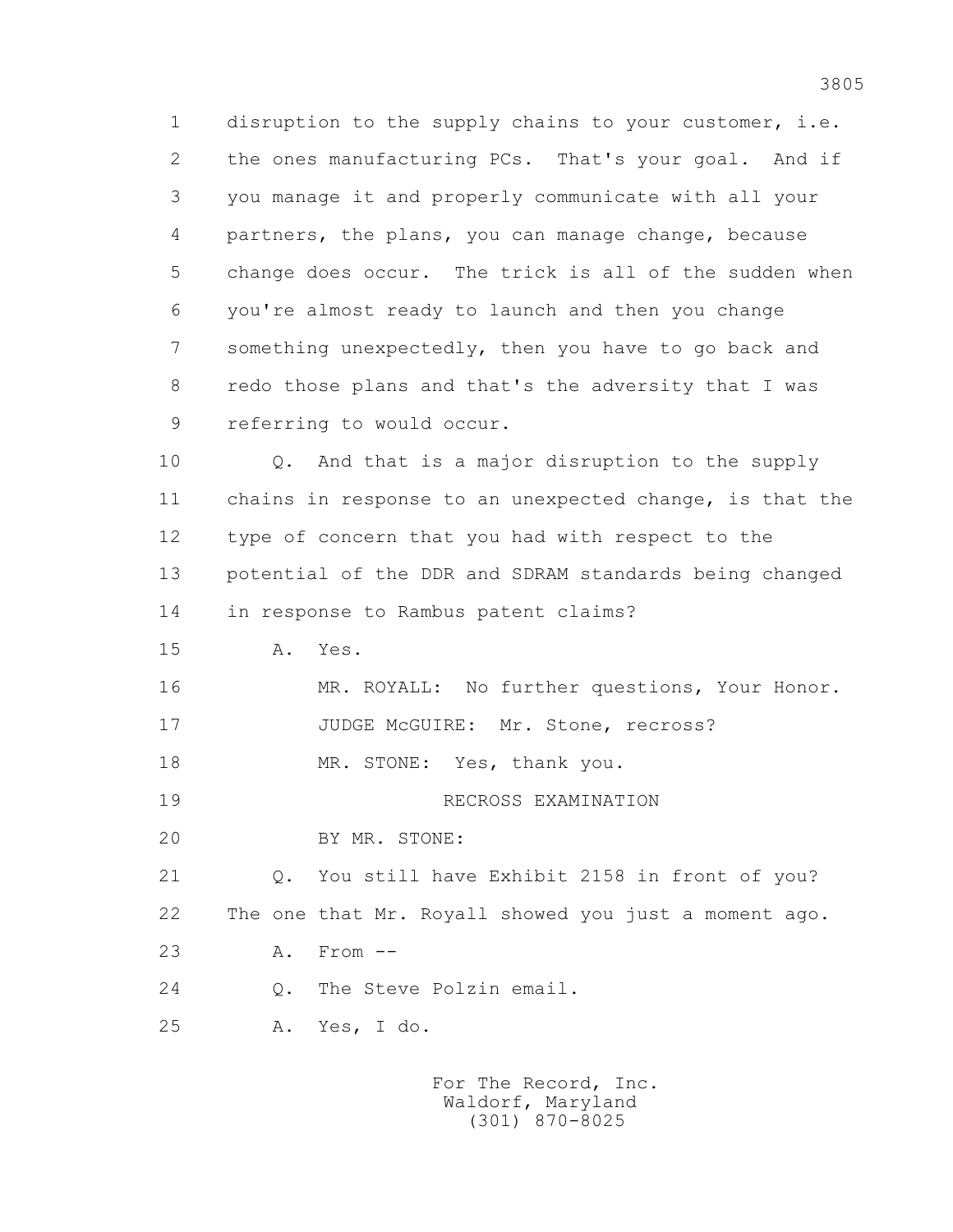1 disruption to the supply chains to your customer, i.e.
2 the ones manufacturing PCs. That's your goal. And if
3 you manage it and properly communicate with all your
4 partners, the plans, you can manage change, because
5 change does occur. The trick is all of the sudden when
6 you're almost ready to launch and then you change
7 something unexpectedly, then you have to go back and
8 redo those plans and that's the adversity that I was
9 referring to would occur.

10 Q. And that is a major disruption to the supply
11 chains in response to an unexpected change, is that the
12 type of concern that you had with respect to the
13 potential of the DDR and SDRAM standards being changed
14 in response to Rambus patent claims?

15 A. Yes.

16 MR. ROYALL: No further questions, Your Honor.

17 JUDGE McGUIRE: Mr. Stone, recross?

18 MR. STONE: Yes, thank you.

19 RECROSS EXAMINATION

20 BY MR. STONE:

21 Q. You still have Exhibit 2158 in front of you?
22 The one that Mr. Royall showed you just a moment ago.

23 A. From --

24 Q. The Steve Polzin email.

25 A. Yes, I do.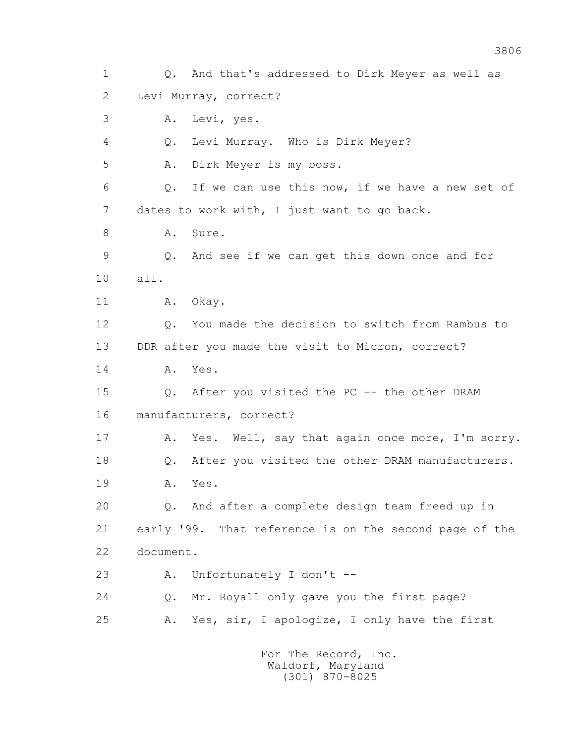1 Q. And that's addressed to Dirk Meyer as well as
2 Levi Murray, correct?
3 A. Levi, yes.
4 Q. Levi Murray. Who is Dirk Meyer?
5 A. Dirk Meyer is my boss.
6 Q. If we can use this now, if we have a new set of
7 dates to work with, I just want to go back.
8 A. Sure.
9 Q. And see if we can get this down once and for
10 all.
11 A. Okay.
12 Q. You made the decision to switch from Rambus to
13 DDR after you made the visit to Micron, correct?
14 A. Yes.
15 Q. After you visited the PC -- the other DRAM
16 manufacturers, correct?
17 A. Yes. Well, say that again once more, I'm sorry.
18 Q. After you visited the other DRAM manufacturers.
19 A. Yes.
20 Q. And after a complete design team freed up in
21 early '99. That reference is on the second page of the
22 document.
23 A. Unfortunately I don't --
24 Q. Mr. Royall only gave you the first page?
25 A. Yes, sir, I apologize, I only have the first

For The Record, Inc.
Waldorf, Maryland
(301) 870-8025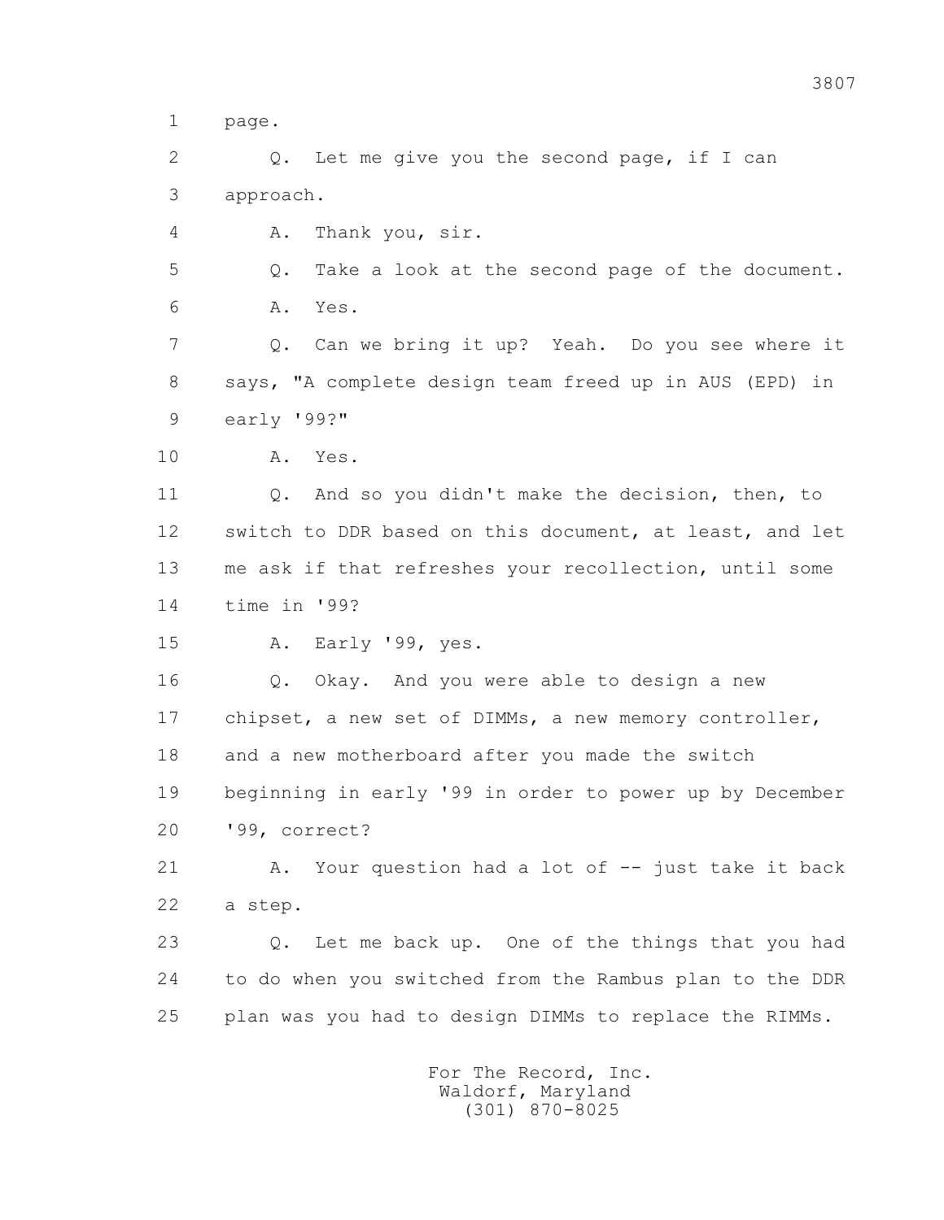1 page.

2 Q. Let me give you the second page, if I can

3 approach.

4 A. Thank you, sir.

5 Q. Take a look at the second page of the document.

6 A. Yes.

7 Q. Can we bring it up? Yeah. Do you see where it

8 says, "A complete design team freed up in AUS (EPD) in

9 early '99?"

10 A. Yes.

11 Q. And so you didn't make the decision, then, to

12 switch to DDR based on this document, at least, and let

13 me ask if that refreshes your recollection, until some

14 time in '99?

15 A. Early '99, yes.

16 Q. Okay. And you were able to design a new

17 chipset, a new set of DIMMs, a new memory controller,

18 and a new motherboard after you made the switch

19 beginning in early '99 in order to power up by December

20 '99, correct?

21 A. Your question had a lot of -- just take it back

22 a step.

23 Q. Let me back up. One of the things that you had

24 to do when you switched from the Rambus plan to the DDR

25 plan was you had to design DIMMs to replace the RIMMs.

For The Record, Inc.
Waldorf, Maryland
(301) 870-8025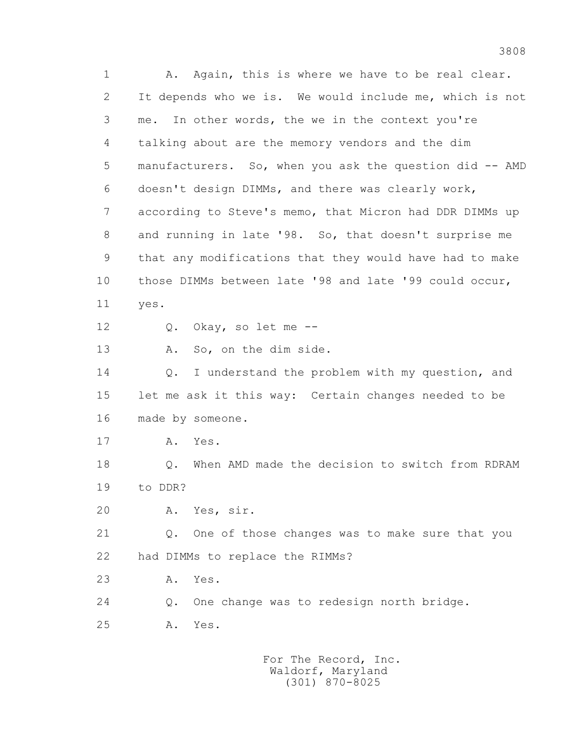1 A. Again, this is where we have to be real clear.
2 It depends who we is. We would include me, which is not
3 me. In other words, the we in the context you're
4 talking about are the memory vendors and the dim
5 manufacturers. So, when you ask the question did -- AMD
6 doesn't design DIMMs, and there was clearly work,
7 according to Steve's memo, that Micron had DDR DIMMs up
8 and running in late '98. So, that doesn't surprise me
9 that any modifications that they would have had to make
10 those DIMMs between late '98 and late '99 could occur,
11 yes.
12 Q. Okay, so let me --
13 A. So, on the dim side.
14 Q. I understand the problem with my question, and
15 let me ask it this way: Certain changes needed to be
16 made by someone.
17 A. Yes.
18 Q. When AMD made the decision to switch from RDRAM
19 to DDR?
20 A. Yes, sir.
21 Q. One of those changes was to make sure that you
22 had DIMMs to replace the RIMMs?
23 A. Yes.
24 Q. One change was to redesign north bridge.
25 A. Yes.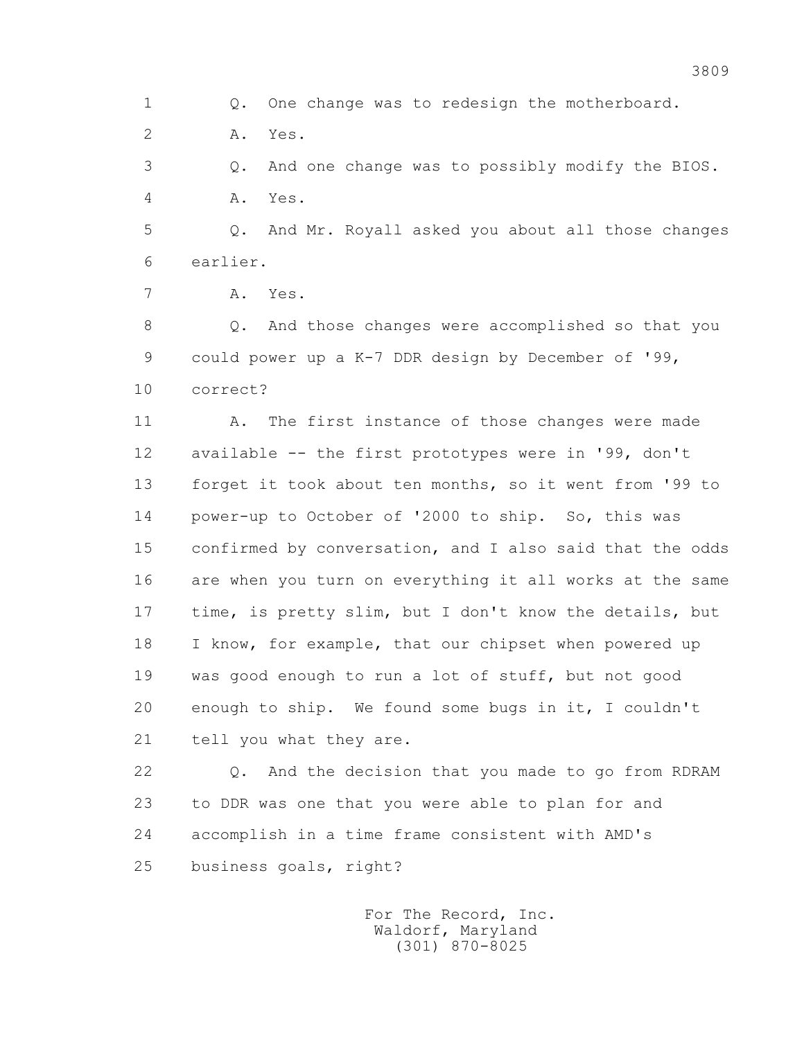1 Q. One change was to redesign the motherboard.

2 A. Yes.

3 Q. And one change was to possibly modify the BIOS.

4 A. Yes.

5 Q. And Mr. Royall asked you about all those changes

6 earlier.

7 A. Yes.

8 Q. And those changes were accomplished so that you

9 could power up a K-7 DDR design by December of '99,

10 correct?

11 A. The first instance of those changes were made

12 available -- the first prototypes were in '99, don't

13 forget it took about ten months, so it went from '99 to

14 power-up to October of '2000 to ship. So, this was

15 confirmed by conversation, and I also said that the odds

16 are when you turn on everything it all works at the same

17 time, is pretty slim, but I don't know the details, but

18 I know, for example, that our chipset when powered up

19 was good enough to run a lot of stuff, but not good

20 enough to ship. We found some bugs in it, I couldn't

21 tell you what they are.

22 Q. And the decision that you made to go from RDRAM

23 to DDR was one that you were able to plan for and

24 accomplish in a time frame consistent with AMD's

25 business goals, right?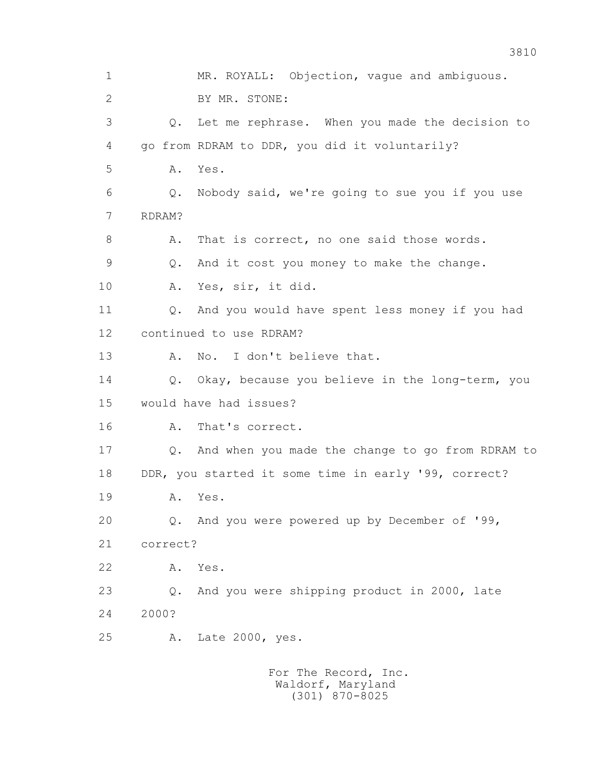1 MR. ROYALL: Objection, vague and ambiguous.

2 BY MR. STONE:

3 Q. Let me rephrase. When you made the decision to

4 go from RDRAM to DDR, you did it voluntarily?

5 A. Yes.

6 Q. Nobody said, we're going to sue you if you use

7 RDRAM?

8 A. That is correct, no one said those words.

9 Q. And it cost you money to make the change.

10 A. Yes, sir, it did.

11 Q. And you would have spent less money if you had

12 continued to use RDRAM?

13 A. No. I don't believe that.

14 Q. Okay, because you believe in the long-term, you

15 would have had issues?

16 A. That's correct.

17 Q. And when you made the change to go from RDRAM to

18 DDR, you started it some time in early '99, correct?

19 A. Yes.

20 Q. And you were powered up by December of '99,

21 correct?

22 A. Yes.

23 Q. And you were shipping product in 2000, late

24 2000?

25 A. Late 2000, yes.

For The Record, Inc.
Waldorf, Maryland
(301) 870-8025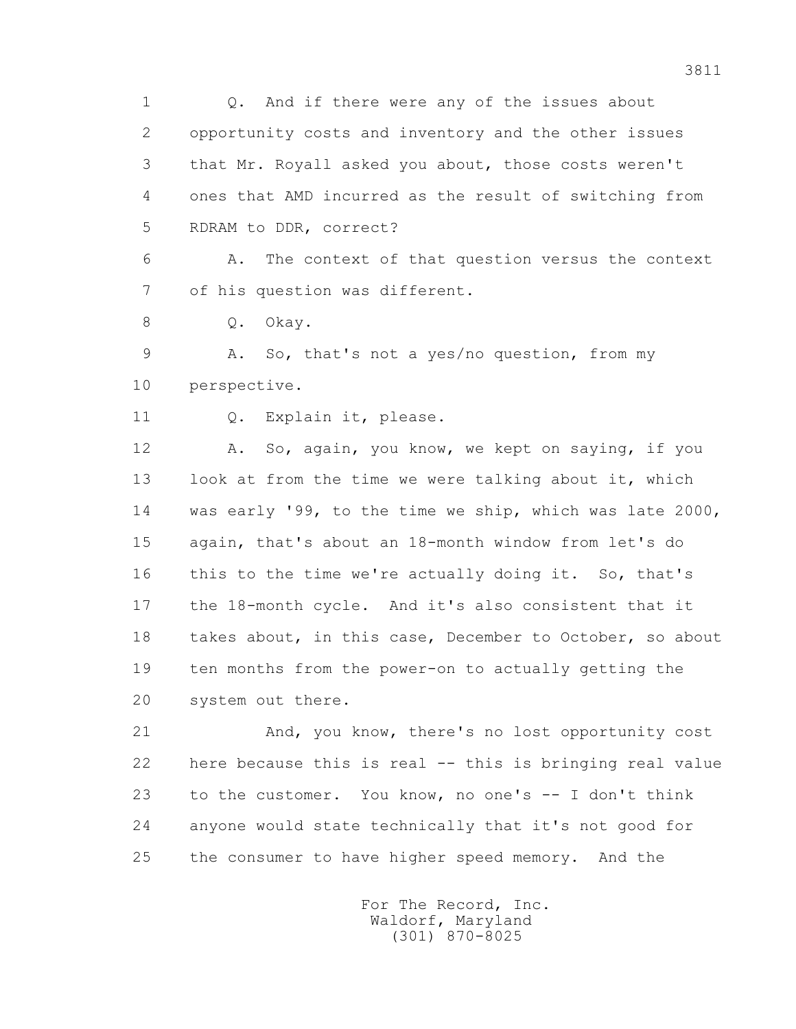1 Q. And if there were any of the issues about
2 opportunity costs and inventory and the other issues
3 that Mr. Royall asked you about, those costs weren't
4 ones that AMD incurred as the result of switching from
5 RDRAM to DDR, correct?

6 A. The context of that question versus the context
7 of his question was different.

8 Q. Okay.

9 A. So, that's not a yes/no question, from my
10 perspective.

11 Q. Explain it, please.

12 A. So, again, you know, we kept on saying, if you
13 look at from the time we were talking about it, which
14 was early '99, to the time we ship, which was late 2000,
15 again, that's about an 18-month window from let's do
16 this to the time we're actually doing it. So, that's
17 the 18-month cycle. And it's also consistent that it
18 takes about, in this case, December to October, so about
19 ten months from the power-on to actually getting the
20 system out there.

21 And, you know, there's no lost opportunity cost
22 here because this is real -- this is bringing real value
23 to the customer. You know, no one's -- I don't think
24 anyone would state technically that it's not good for
25 the consumer to have higher speed memory. And the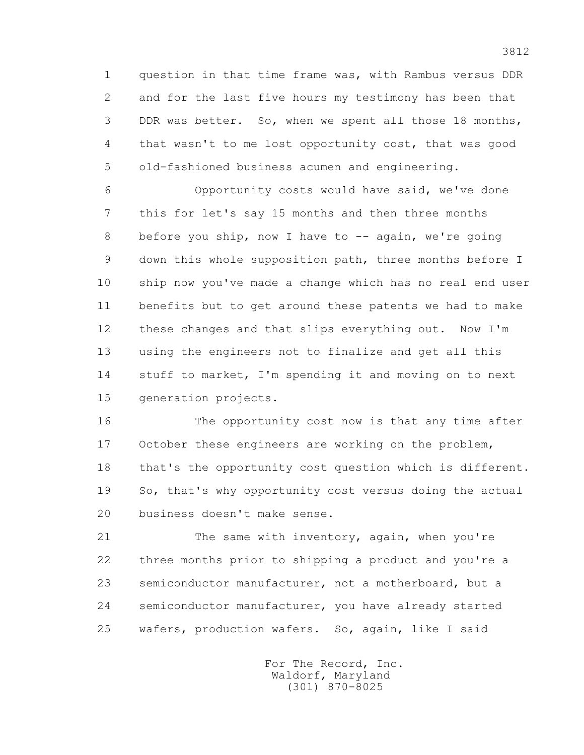1 question in that time frame was, with Rambus versus DDR
2 and for the last five hours my testimony has been that
3 DDR was better. So, when we spent all those 18 months,
4 that wasn't to me lost opportunity cost, that was good
5 old-fashioned business acumen and engineering.

6 Opportunity costs would have said, we've done
7 this for let's say 15 months and then three months
8 before you ship, now I have to -- again, we're going
9 down this whole supposition path, three months before I
10 ship now you've made a change which has no real end user
11 benefits but to get around these patents we had to make
12 these changes and that slips everything out. Now I'm
13 using the engineers not to finalize and get all this
14 stuff to market, I'm spending it and moving on to next
15 generation projects.

16 The opportunity cost now is that any time after
17 October these engineers are working on the problem,
18 that's the opportunity cost question which is different.
19 So, that's why opportunity cost versus doing the actual
20 business doesn't make sense.

21 The same with inventory, again, when you're
22 three months prior to shipping a product and you're a
23 semiconductor manufacturer, not a motherboard, but a
24 semiconductor manufacturer, you have already started
25 wafers, production wafers. So, again, like I said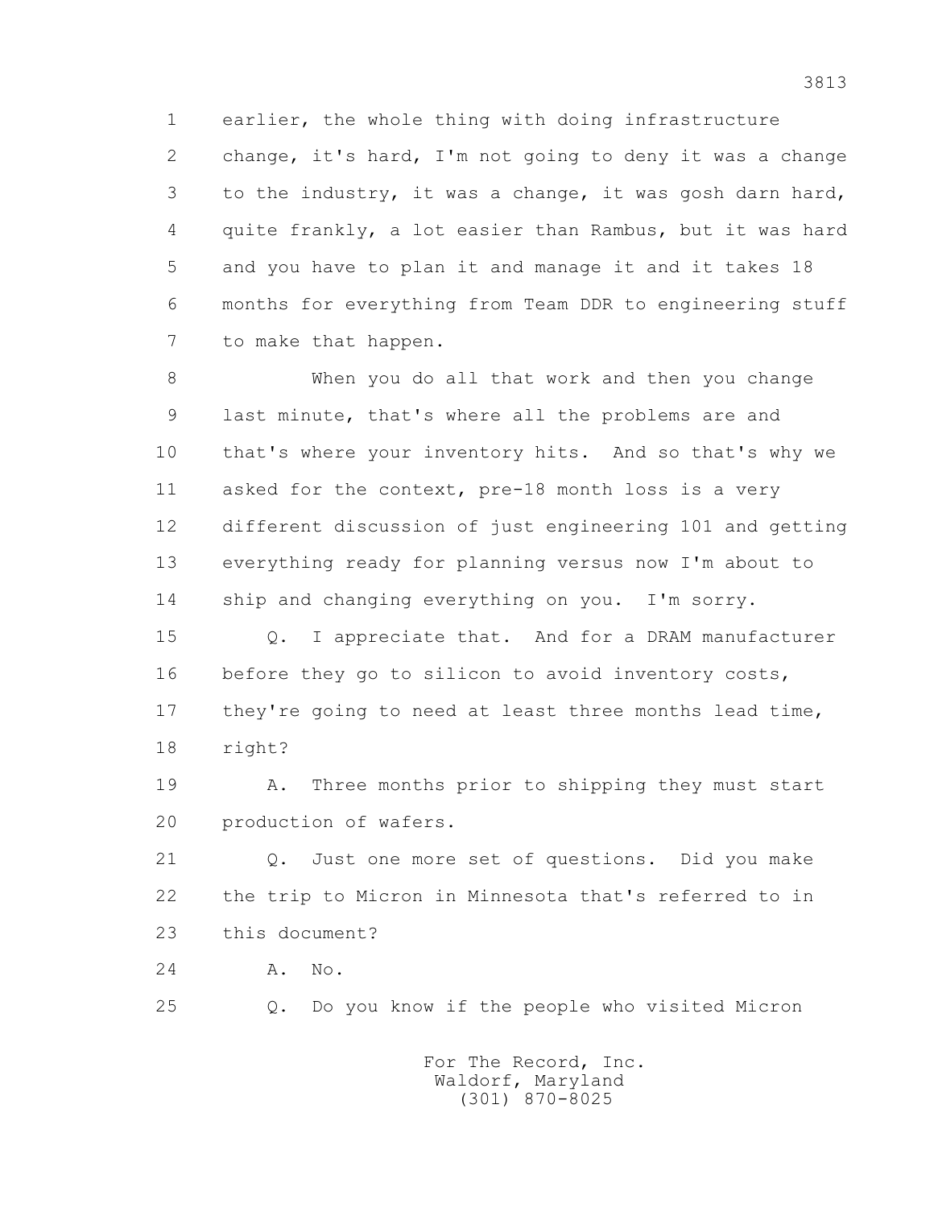earlier, the whole thing with doing infrastructure change, it's hard, I'm not going to deny it was a change to the industry, it was a change, it was gosh darn hard, quite frankly, a lot easier than Rambus, but it was hard and you have to plan it and manage it and it takes 18 months for everything from Team DDR to engineering stuff to make that happen.

When you do all that work and then you change last minute, that's where all the problems are and that's where your inventory hits. And so that's why we asked for the context, pre-18 month loss is a very different discussion of just engineering 101 and getting everything ready for planning versus now I'm about to ship and changing everything on you. I'm sorry.

Q. I appreciate that. And for a DRAM manufacturer before they go to silicon to avoid inventory costs, they're going to need at least three months lead time, right?

A. Three months prior to shipping they must start production of wafers.

Q. Just one more set of questions. Did you make the trip to Micron in Minnesota that's referred to in this document?

A. No.

Q. Do you know if the people who visited Micron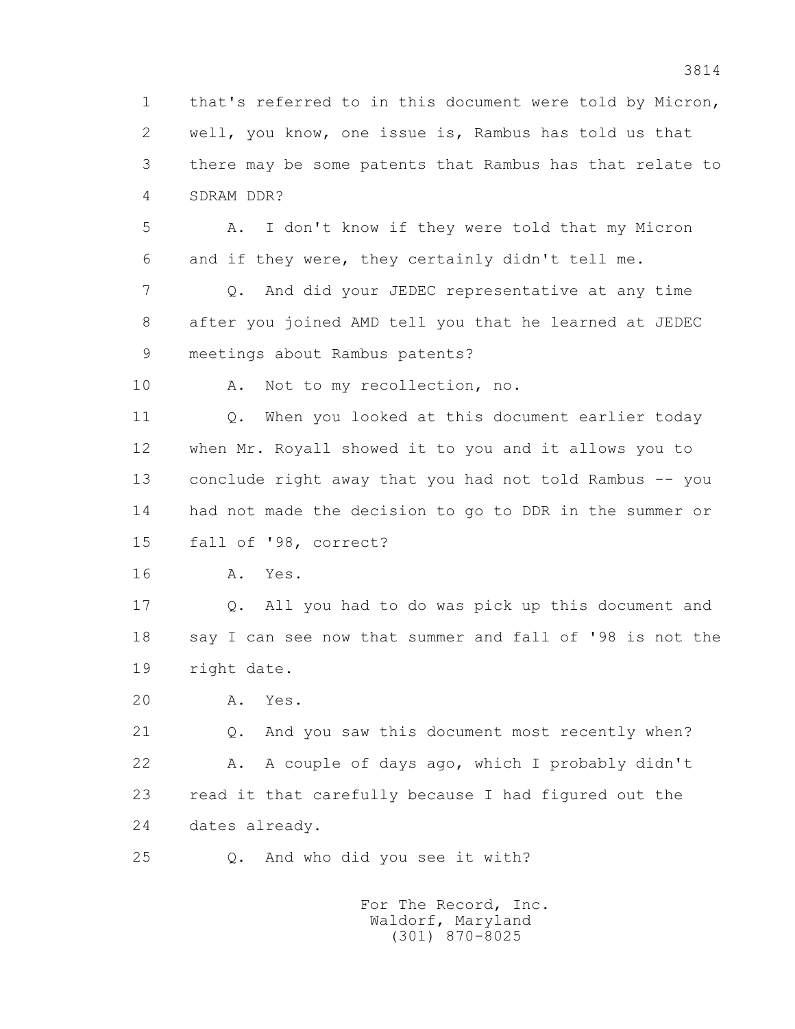1 that's referred to in this document were told by Micron,
2 well, you know, one issue is, Rambus has told us that
3 there may be some patents that Rambus has that relate to
4 SDRAM DDR?

5 A. I don't know if they were told that my Micron
6 and if they were, they certainly didn't tell me.

7 Q. And did your JEDEC representative at any time
8 after you joined AMD tell you that he learned at JEDEC
9 meetings about Rambus patents?

10 A. Not to my recollection, no.

11 Q. When you looked at this document earlier today
12 when Mr. Royall showed it to you and it allows you to
13 conclude right away that you had not told Rambus -- you
14 had not made the decision to go to DDR in the summer or
15 fall of '98, correct?

16 A. Yes.

17 Q. All you had to do was pick up this document and
18 say I can see now that summer and fall of '98 is not the
19 right date.

20 A. Yes.

21 Q. And you saw this document most recently when?

22 A. A couple of days ago, which I probably didn't
23 read it that carefully because I had figured out the
24 dates already.

25 Q. And who did you see it with?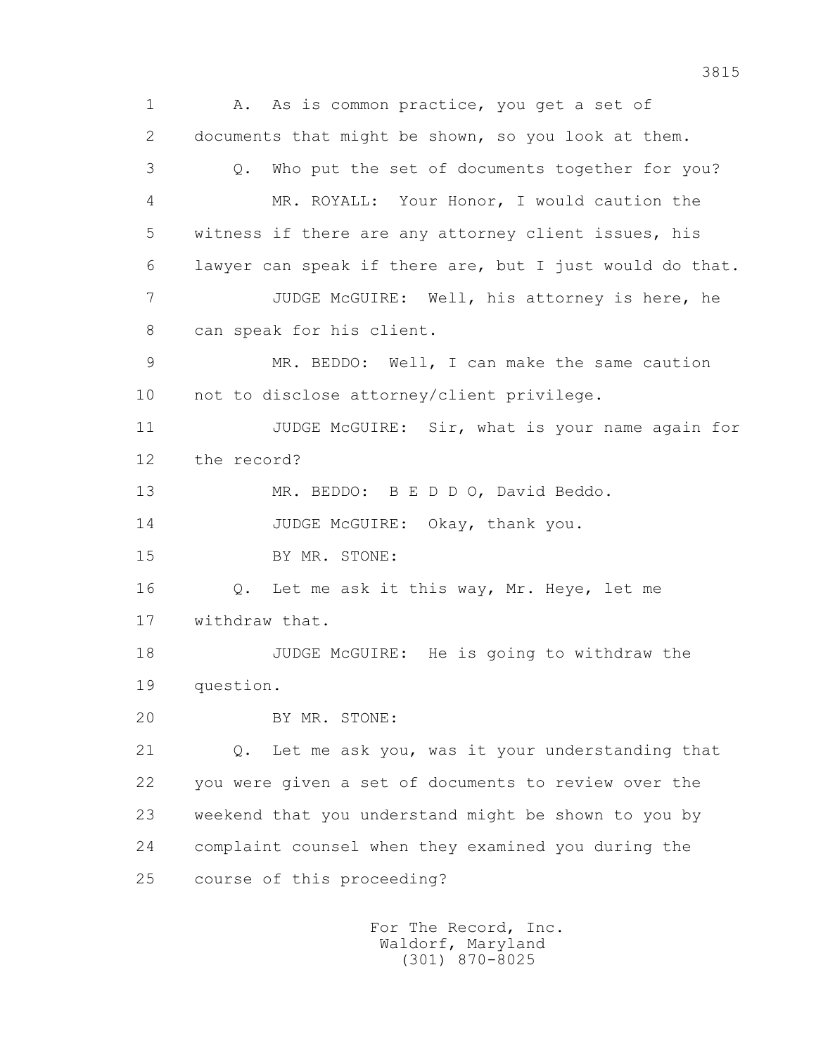1 A. As is common practice, you get a set of
2 documents that might be shown, so you look at them.
3 Q. Who put the set of documents together for you?
4 MR. ROYALL: Your Honor, I would caution the
5 witness if there are any attorney client issues, his
6 lawyer can speak if there are, but I just would do that.
7 JUDGE McGUIRE: Well, his attorney is here, he
8 can speak for his client.
9 MR. BEDDO: Well, I can make the same caution
10 not to disclose attorney/client privilege.
11 JUDGE McGUIRE: Sir, what is your name again for
12 the record?
13 MR. BEDDO: B E D D O, David Beddo.
14 JUDGE McGUIRE: Okay, thank you.
15 BY MR. STONE:
16 Q. Let me ask it this way, Mr. Heye, let me
17 withdraw that.
18 JUDGE McGUIRE: He is going to withdraw the
19 question.
20 BY MR. STONE:
21 Q. Let me ask you, was it your understanding that
22 you were given a set of documents to review over the
23 weekend that you understand might be shown to you by
24 complaint counsel when they examined you during the
25 course of this proceeding?

For The Record, Inc.
Waldorf, Maryland
(301) 870-8025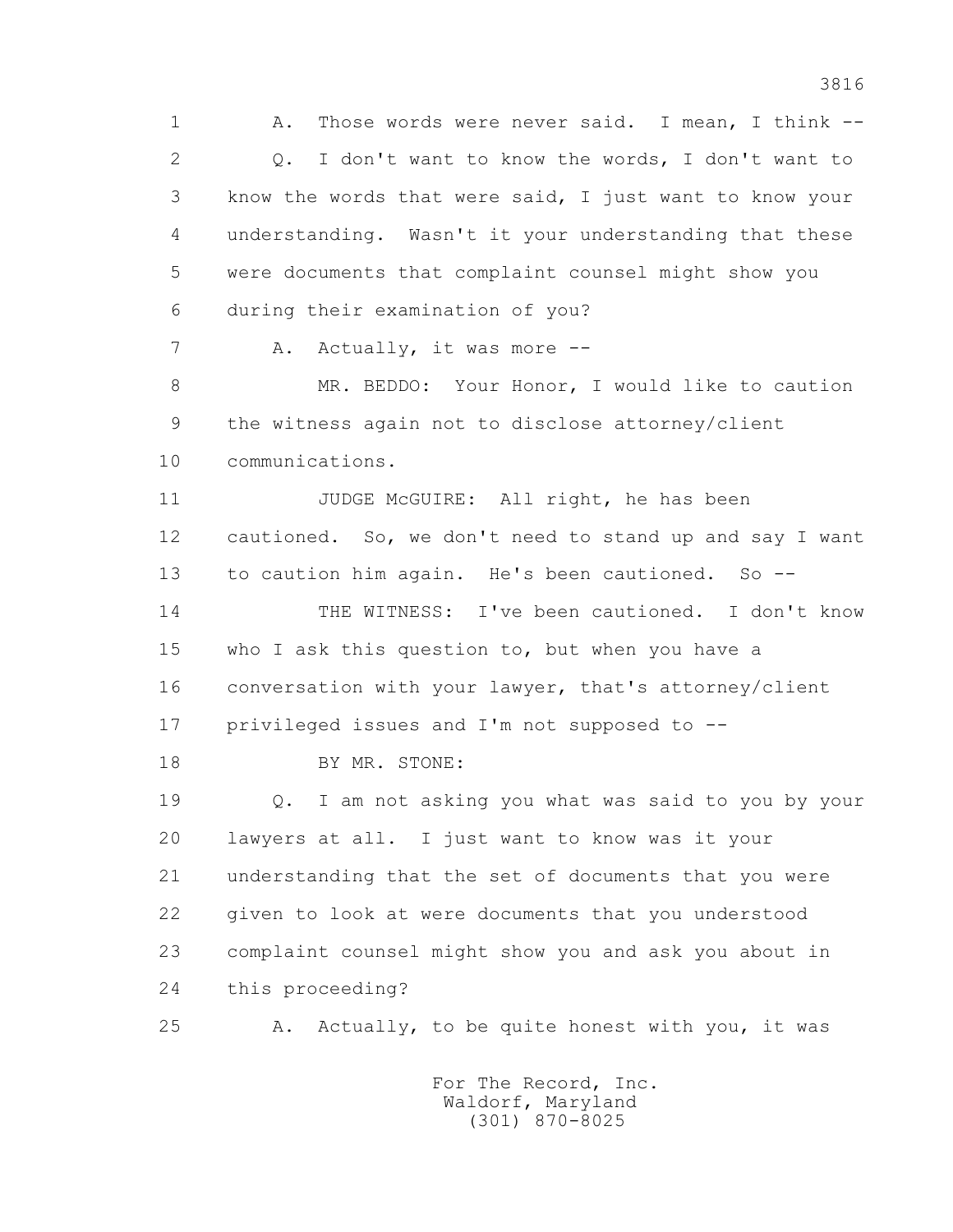1 A. Those words were never said. I mean, I think --

2 Q. I don't want to know the words, I don't want to

3 know the words that were said, I just want to know your

4 understanding. Wasn't it your understanding that these

5 were documents that complaint counsel might show you

6 during their examination of you?

7 A. Actually, it was more --

8 MR. BEDDO: Your Honor, I would like to caution

9 the witness again not to disclose attorney/client

10 communications.

11 JUDGE McGUIRE: All right, he has been

12 cautioned. So, we don't need to stand up and say I want

13 to caution him again. He's been cautioned. So --

14 THE WITNESS: I've been cautioned. I don't know

15 who I ask this question to, but when you have a

16 conversation with your lawyer, that's attorney/client

17 privileged issues and I'm not supposed to --

18 BY MR. STONE:

19 Q. I am not asking you what was said to you by your

20 lawyers at all. I just want to know was it your

21 understanding that the set of documents that you were

22 given to look at were documents that you understood

23 complaint counsel might show you and ask you about in

24 this proceeding?

25 A. Actually, to be quite honest with you, it was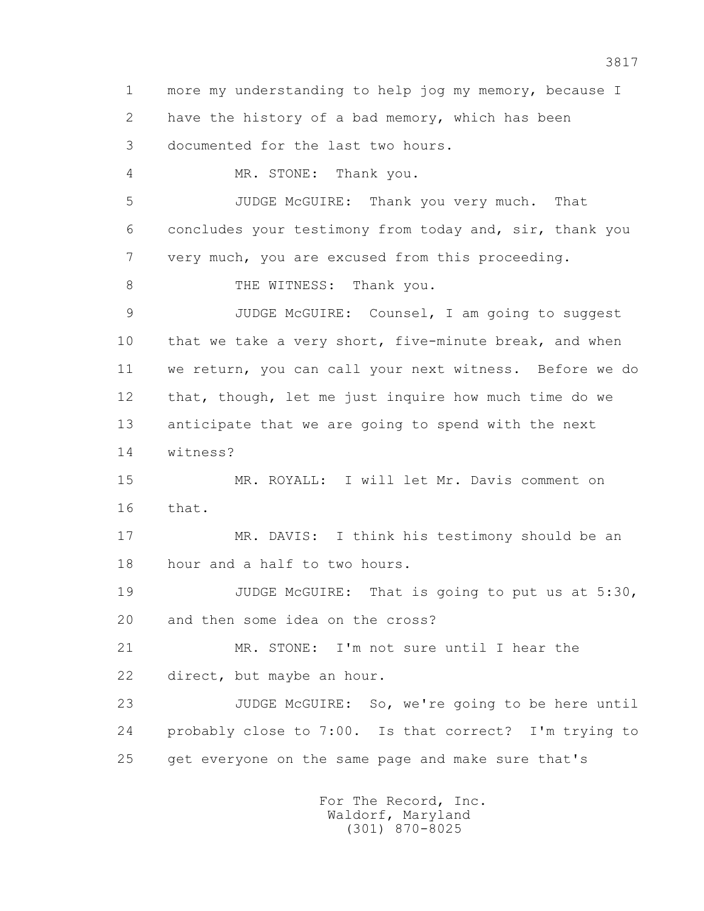1 more my understanding to help jog my memory, because I
2 have the history of a bad memory, which has been
3 documented for the last two hours.

4 MR. STONE: Thank you.

5 JUDGE McGUIRE: Thank you very much. That
6 concludes your testimony from today and, sir, thank you
7 very much, you are excused from this proceeding.

8 THE WITNESS: Thank you.

9 JUDGE McGUIRE: Counsel, I am going to suggest
10 that we take a very short, five-minute break, and when
11 we return, you can call your next witness. Before we do
12 that, though, let me just inquire how much time do we
13 anticipate that we are going to spend with the next
14 witness?

15 MR. ROYALL: I will let Mr. Davis comment on
16 that.

17 MR. DAVIS: I think his testimony should be an
18 hour and a half to two hours.

19 JUDGE McGUIRE: That is going to put us at 5:30,
20 and then some idea on the cross?

21 MR. STONE: I'm not sure until I hear the
22 direct, but maybe an hour.

23 JUDGE McGUIRE: So, we're going to be here until
24 probably close to 7:00. Is that correct? I'm trying to
25 get everyone on the same page and make sure that's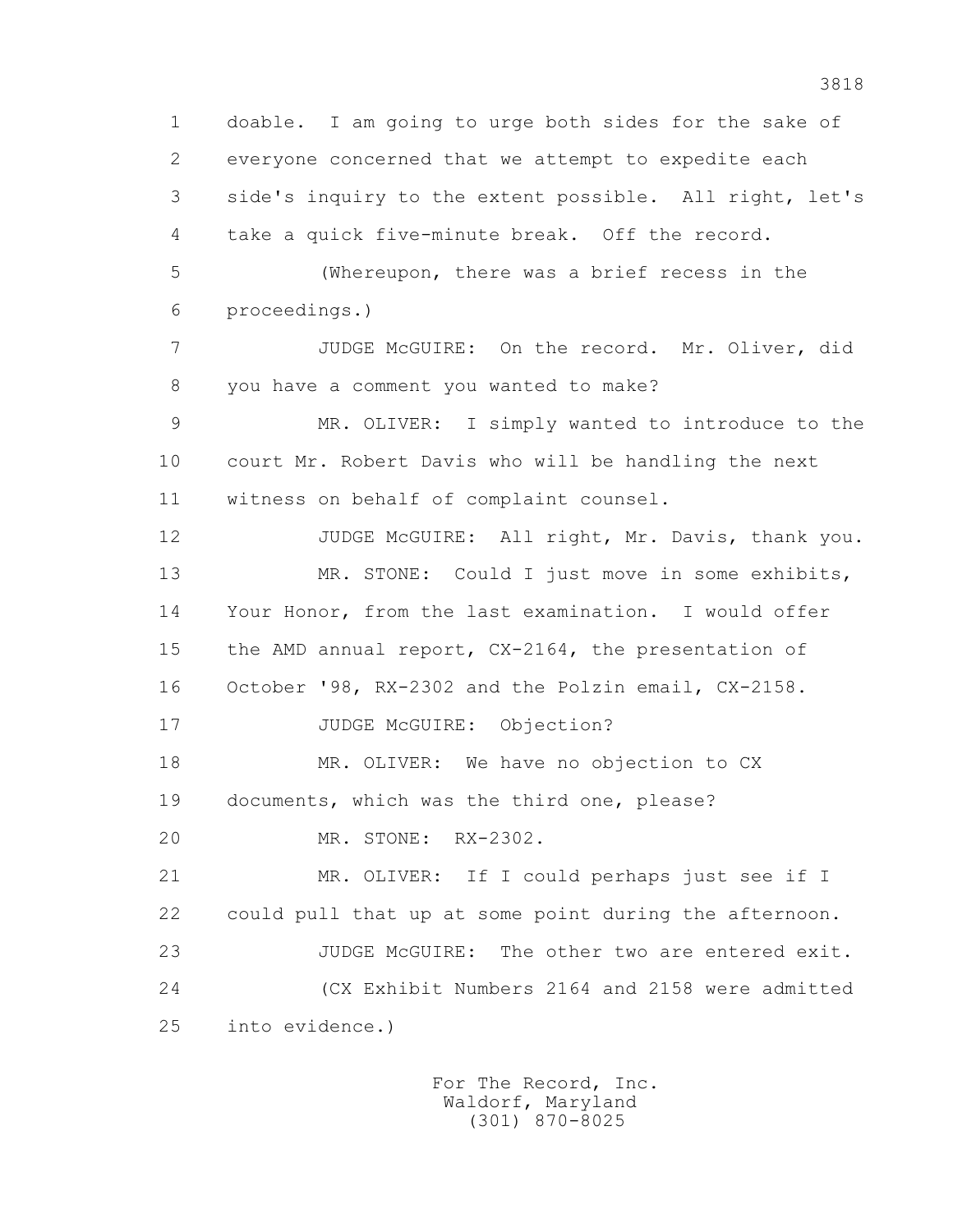1 doable. I am going to urge both sides for the sake of
2 everyone concerned that we attempt to expedite each
3 side's inquiry to the extent possible. All right, let's
4 take a quick five-minute break. Off the record.
5 (Whereupon, there was a brief recess in the
6 proceedings.)
7 JUDGE McGUIRE: On the record. Mr. Oliver, did
8 you have a comment you wanted to make?
9 MR. OLIVER: I simply wanted to introduce to the
10 court Mr. Robert Davis who will be handling the next
11 witness on behalf of complaint counsel.
12 JUDGE McGUIRE: All right, Mr. Davis, thank you.
13 MR. STONE: Could I just move in some exhibits,
14 Your Honor, from the last examination. I would offer
15 the AMD annual report, CX-2164, the presentation of
16 October '98, RX-2302 and the Polzin email, CX-2158.
17 JUDGE McGUIRE: Objection?
18 MR. OLIVER: We have no objection to CX
19 documents, which was the third one, please?
20 MR. STONE: RX-2302.
21 MR. OLIVER: If I could perhaps just see if I
22 could pull that up at some point during the afternoon.
23 JUDGE McGUIRE: The other two are entered exit.
24 (CX Exhibit Numbers 2164 and 2158 were admitted
25 into evidence.)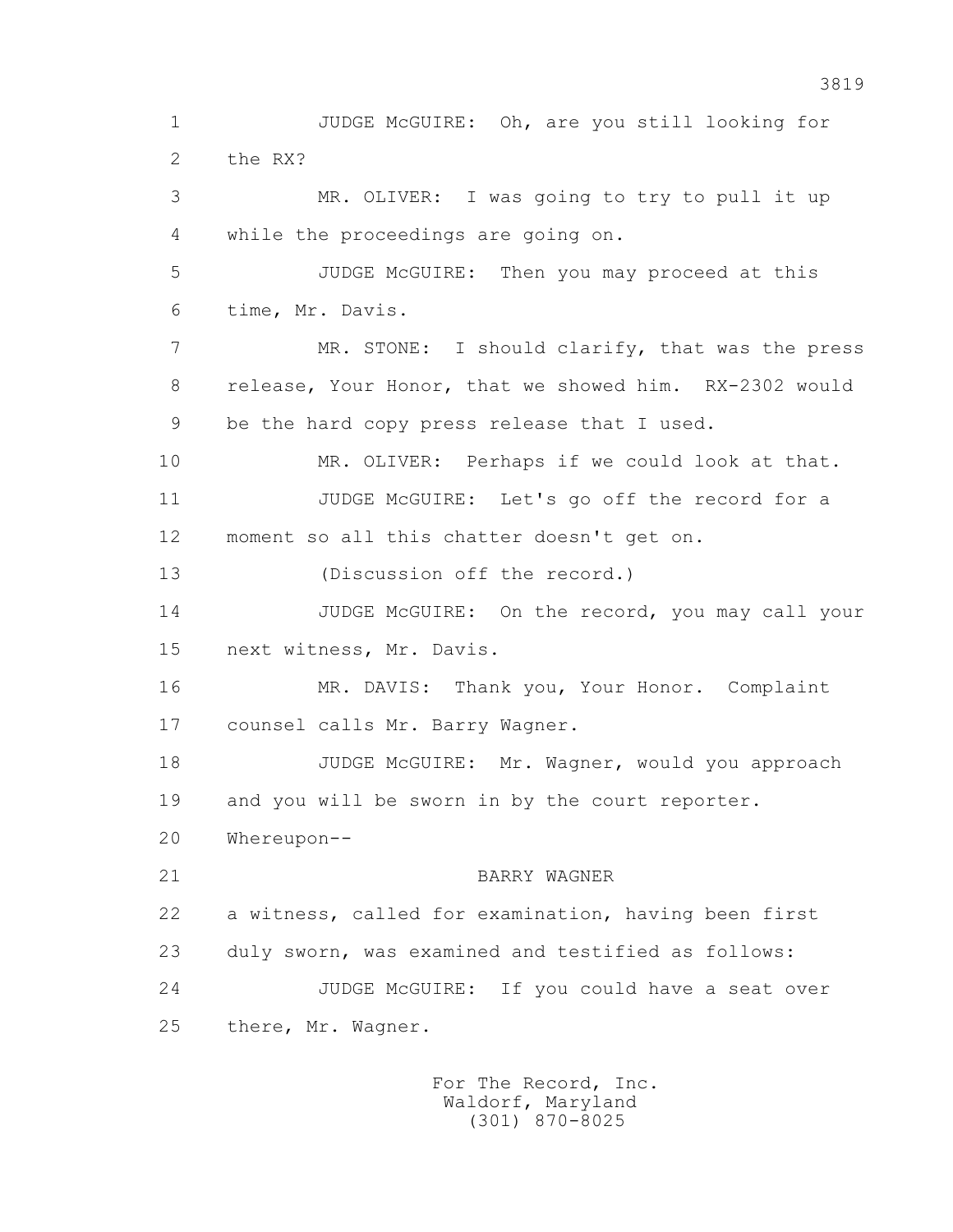JUDGE McGUIRE: Oh, are you still looking for the RX?

MR. OLIVER: I was going to try to pull it up while the proceedings are going on.

JUDGE McGUIRE: Then you may proceed at this time, Mr. Davis.

MR. STONE: I should clarify, that was the press release, Your Honor, that we showed him. RX-2302 would be the hard copy press release that I used.

MR. OLIVER: Perhaps if we could look at that.

JUDGE McGUIRE: Let's go off the record for a moment so all this chatter doesn't get on.

(Discussion off the record.)

JUDGE McGUIRE: On the record, you may call your next witness, Mr. Davis.

MR. DAVIS: Thank you, Your Honor. Complaint counsel calls Mr. Barry Wagner.

JUDGE McGUIRE: Mr. Wagner, would you approach and you will be sworn in by the court reporter.

Whereupon--

BARRY WAGNER

a witness, called for examination, having been first duly sworn, was examined and testified as follows:

JUDGE McGUIRE: If you could have a seat over there, Mr. Wagner.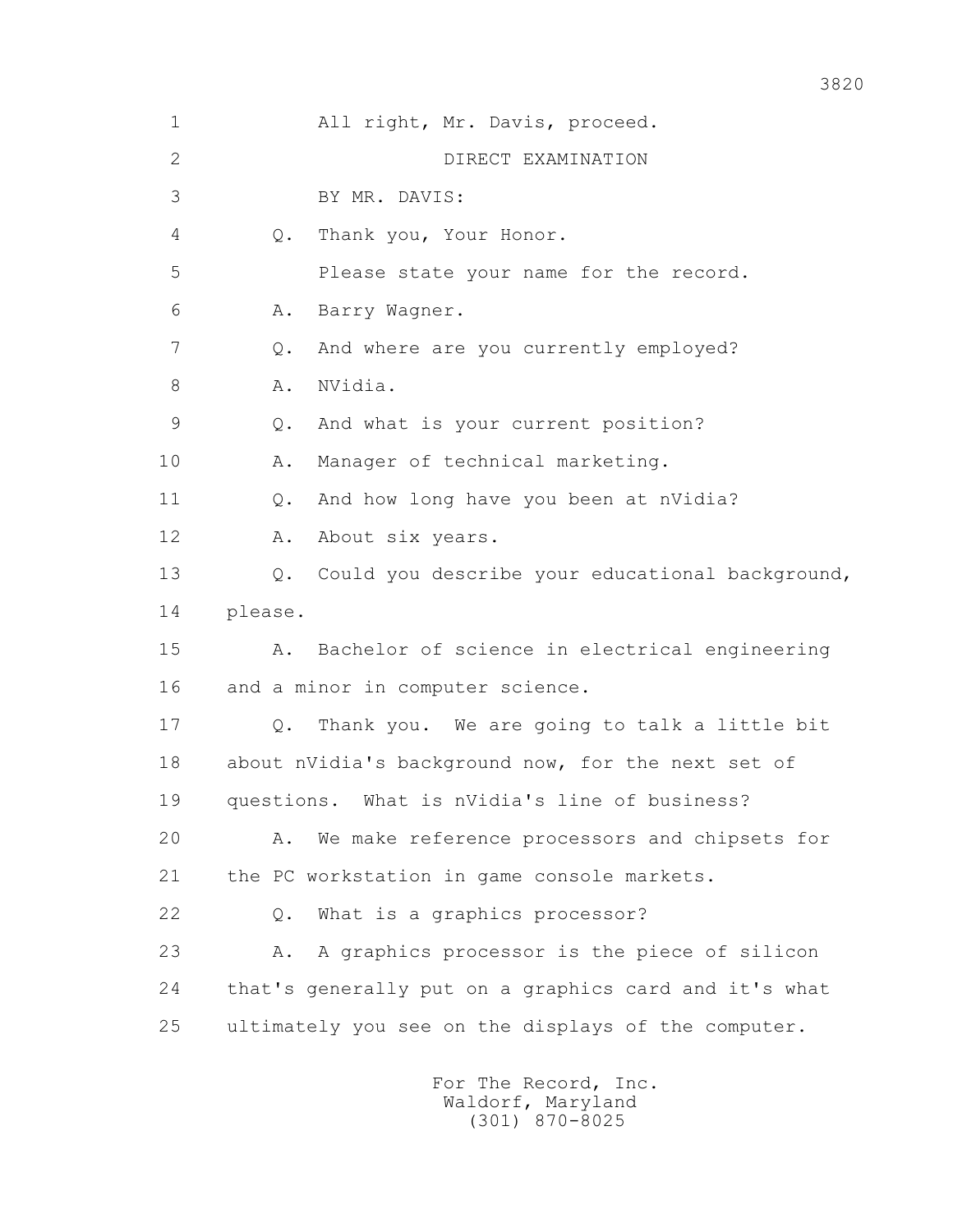1 All right, Mr. Davis, proceed.

2 DIRECT EXAMINATION

3 BY MR. DAVIS:

4 Q. Thank you, Your Honor.

5 Please state your name for the record.

6 A. Barry Wagner.

7 Q. And where are you currently employed?

8 A. NVidia.

9 Q. And what is your current position?

10 A. Manager of technical marketing.

11 Q. And how long have you been at nVidia?

12 A. About six years.

13 Q. Could you describe your educational background,

14 please.

15 A. Bachelor of science in electrical engineering

16 and a minor in computer science.

17 Q. Thank you. We are going to talk a little bit

18 about nVidia's background now, for the next set of

19 questions. What is nVidia's line of business?

20 A. We make reference processors and chipsets for

21 the PC workstation in game console markets.

22 Q. What is a graphics processor?

23 A. A graphics processor is the piece of silicon

24 that's generally put on a graphics card and it's what

25 ultimately you see on the displays of the computer.

For The Record, Inc.
Waldorf, Maryland
(301) 870-8025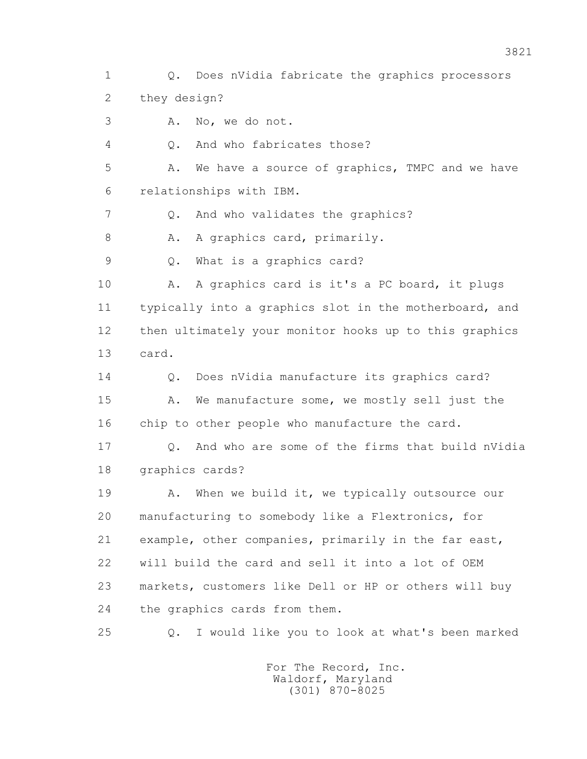Q. Does nVidia fabricate the graphics processors they design?

A. No, we do not.

Q. And who fabricates those?

A. We have a source of graphics, TMPC and we have relationships with IBM.

Q. And who validates the graphics?

A. A graphics card, primarily.

Q. What is a graphics card?

A. A graphics card is it's a PC board, it plugs typically into a graphics slot in the motherboard, and then ultimately your monitor hooks up to this graphics card.

Q. Does nVidia manufacture its graphics card?

A. We manufacture some, we mostly sell just the chip to other people who manufacture the card.

Q. And who are some of the firms that build nVidia graphics cards?

A. When we build it, we typically outsource our manufacturing to somebody like a Flextronics, for example, other companies, primarily in the far east, will build the card and sell it into a lot of OEM markets, customers like Dell or HP or others will buy the graphics cards from them.

Q. I would like you to look at what's been marked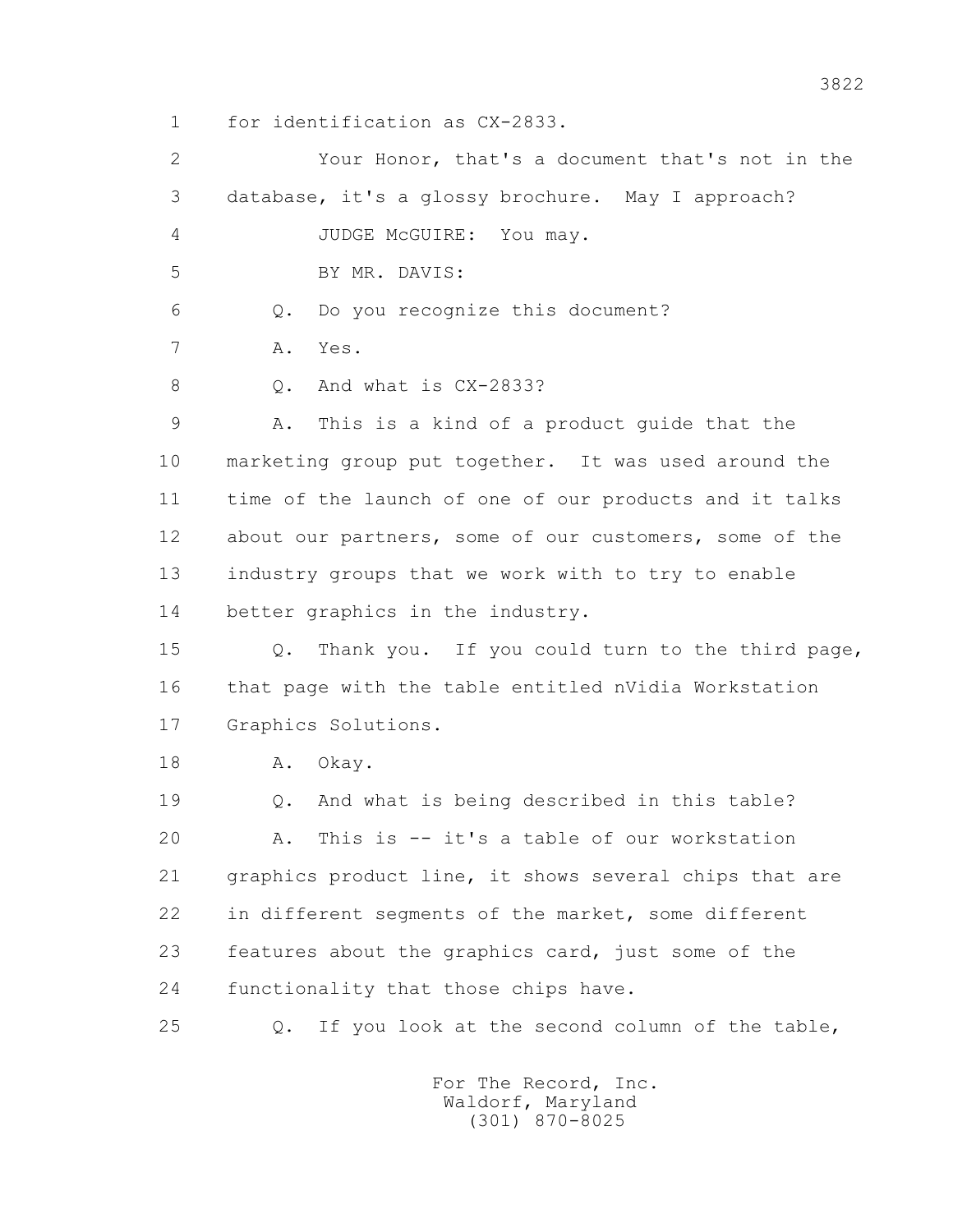1 for identification as CX-2833.

2 Your Honor, that's a document that's not in the

3 database, it's a glossy brochure. May I approach?

4 JUDGE McGUIRE: You may.

5 BY MR. DAVIS:

6 Q. Do you recognize this document?

7 A. Yes.

8 Q. And what is CX-2833?

9 A. This is a kind of a product guide that the

10 marketing group put together. It was used around the

11 time of the launch of one of our products and it talks

12 about our partners, some of our customers, some of the

13 industry groups that we work with to try to enable

14 better graphics in the industry.

15 Q. Thank you. If you could turn to the third page,

16 that page with the table entitled nVidia Workstation

17 Graphics Solutions.

18 A. Okay.

19 Q. And what is being described in this table?

20 A. This is -- it's a table of our workstation

21 graphics product line, it shows several chips that are

22 in different segments of the market, some different

23 features about the graphics card, just some of the

24 functionality that those chips have.

25 Q. If you look at the second column of the table,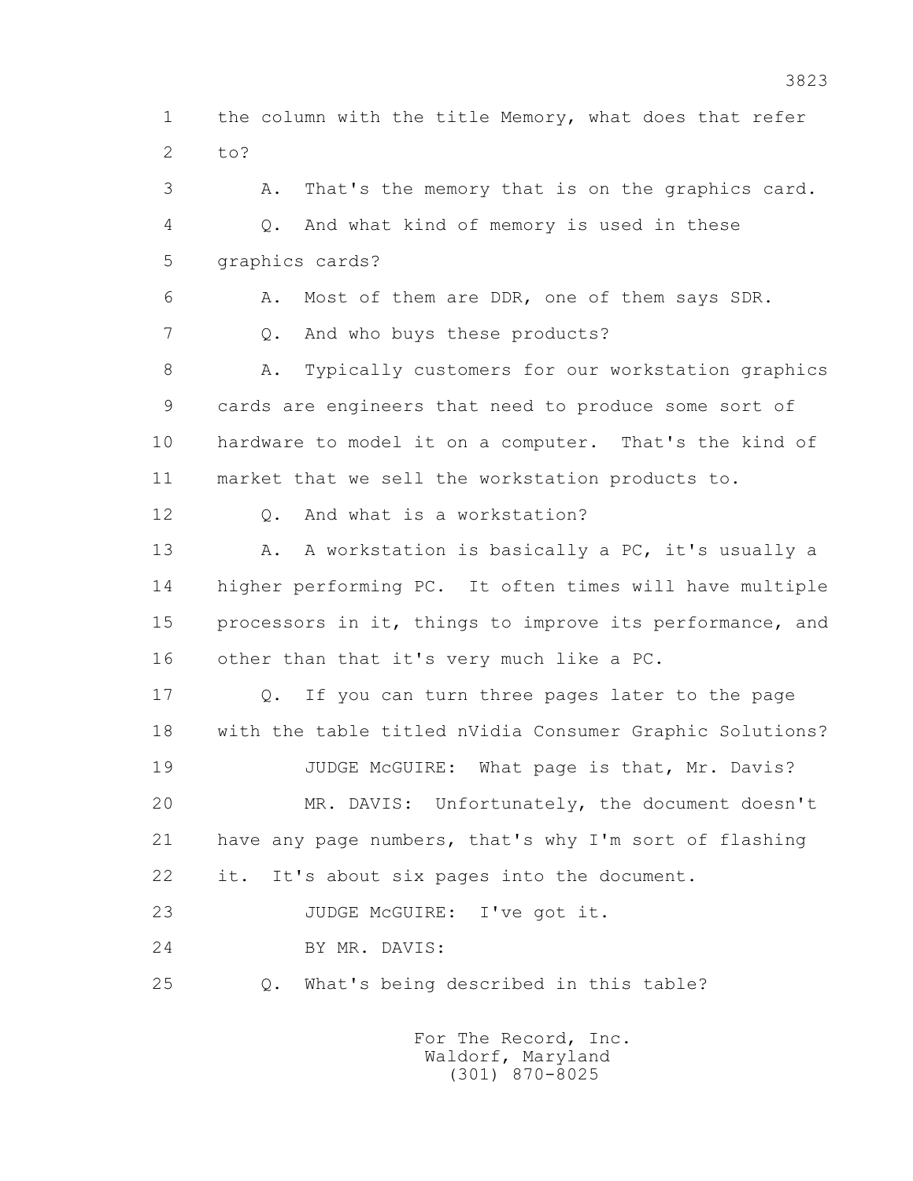1 the column with the title Memory, what does that refer
2 to?

3 A. That's the memory that is on the graphics card.

4 Q. And what kind of memory is used in these
5 graphics cards?

6 A. Most of them are DDR, one of them says SDR.

7 Q. And who buys these products?

8 A. Typically customers for our workstation graphics
9 cards are engineers that need to produce some sort of
10 hardware to model it on a computer. That's the kind of
11 market that we sell the workstation products to.

12 Q. And what is a workstation?

13 A. A workstation is basically a PC, it's usually a
14 higher performing PC. It often times will have multiple
15 processors in it, things to improve its performance, and
16 other than that it's very much like a PC.

17 Q. If you can turn three pages later to the page
18 with the table titled nVidia Consumer Graphic Solutions?

19 JUDGE McGUIRE: What page is that, Mr. Davis?

20 MR. DAVIS: Unfortunately, the document doesn't
21 have any page numbers, that's why I'm sort of flashing
22 it. It's about six pages into the document.

23 JUDGE McGUIRE: I've got it.

24 BY MR. DAVIS:

25 Q. What's being described in this table?

For The Record, Inc.
Waldorf, Maryland
(301) 870-8025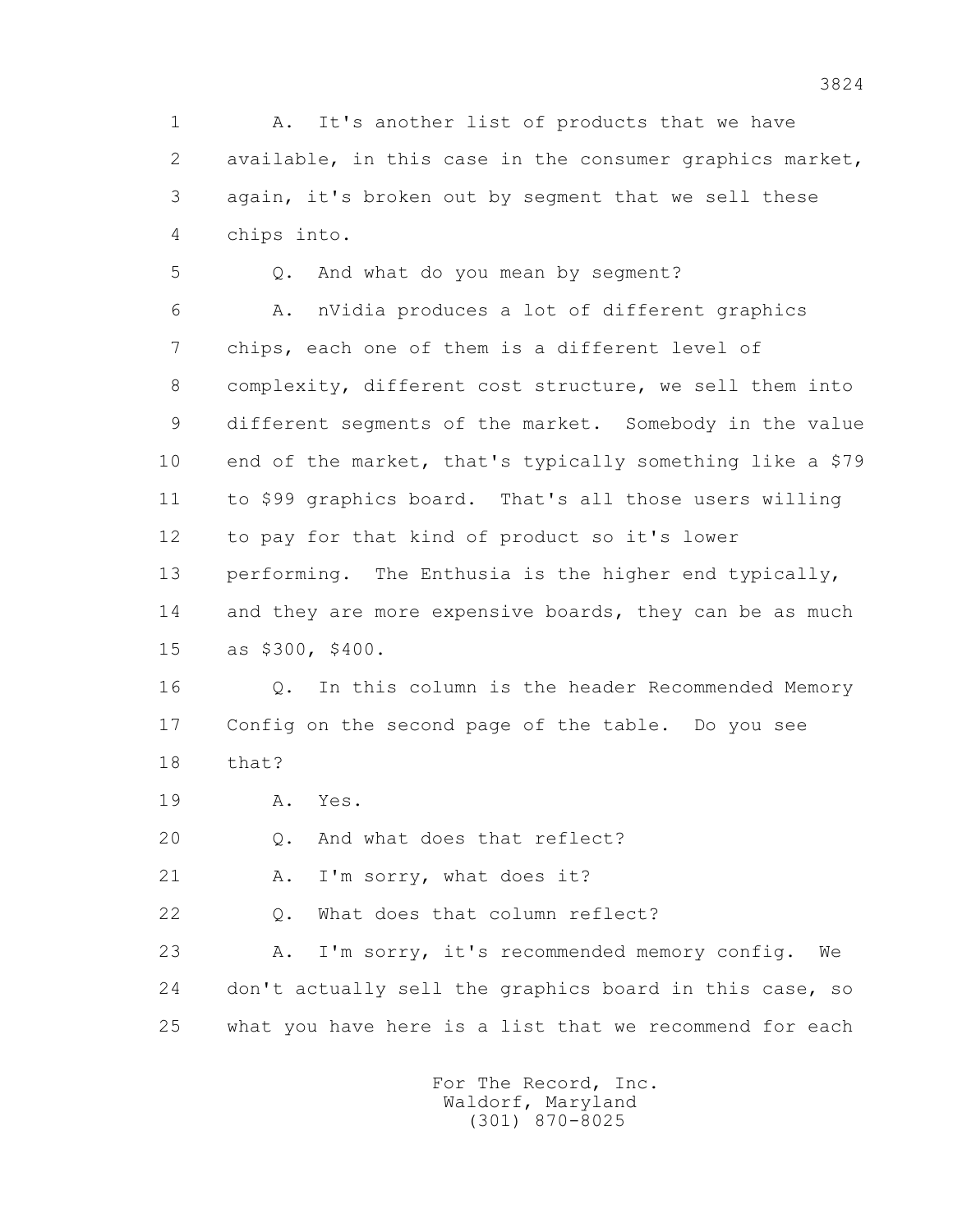1 A. It's another list of products that we have
2 available, in this case in the consumer graphics market,
3 again, it's broken out by segment that we sell these
4 chips into.

5 Q. And what do you mean by segment?

6 A. nVidia produces a lot of different graphics
7 chips, each one of them is a different level of
8 complexity, different cost structure, we sell them into
9 different segments of the market. Somebody in the value
10 end of the market, that's typically something like a $79
11 to $99 graphics board. That's all those users willing
12 to pay for that kind of product so it's lower
13 performing. The Enthusia is the higher end typically,
14 and they are more expensive boards, they can be as much
15 as $300, $400.

16 Q. In this column is the header Recommended Memory
17 Config on the second page of the table. Do you see
18 that?

19 A. Yes.

20 Q. And what does that reflect?

21 A. I'm sorry, what does it?

22 Q. What does that column reflect?

23 A. I'm sorry, it's recommended memory config. We
24 don't actually sell the graphics board in this case, so
25 what you have here is a list that we recommend for each

For The Record, Inc.
Waldorf, Maryland
(301) 870-8025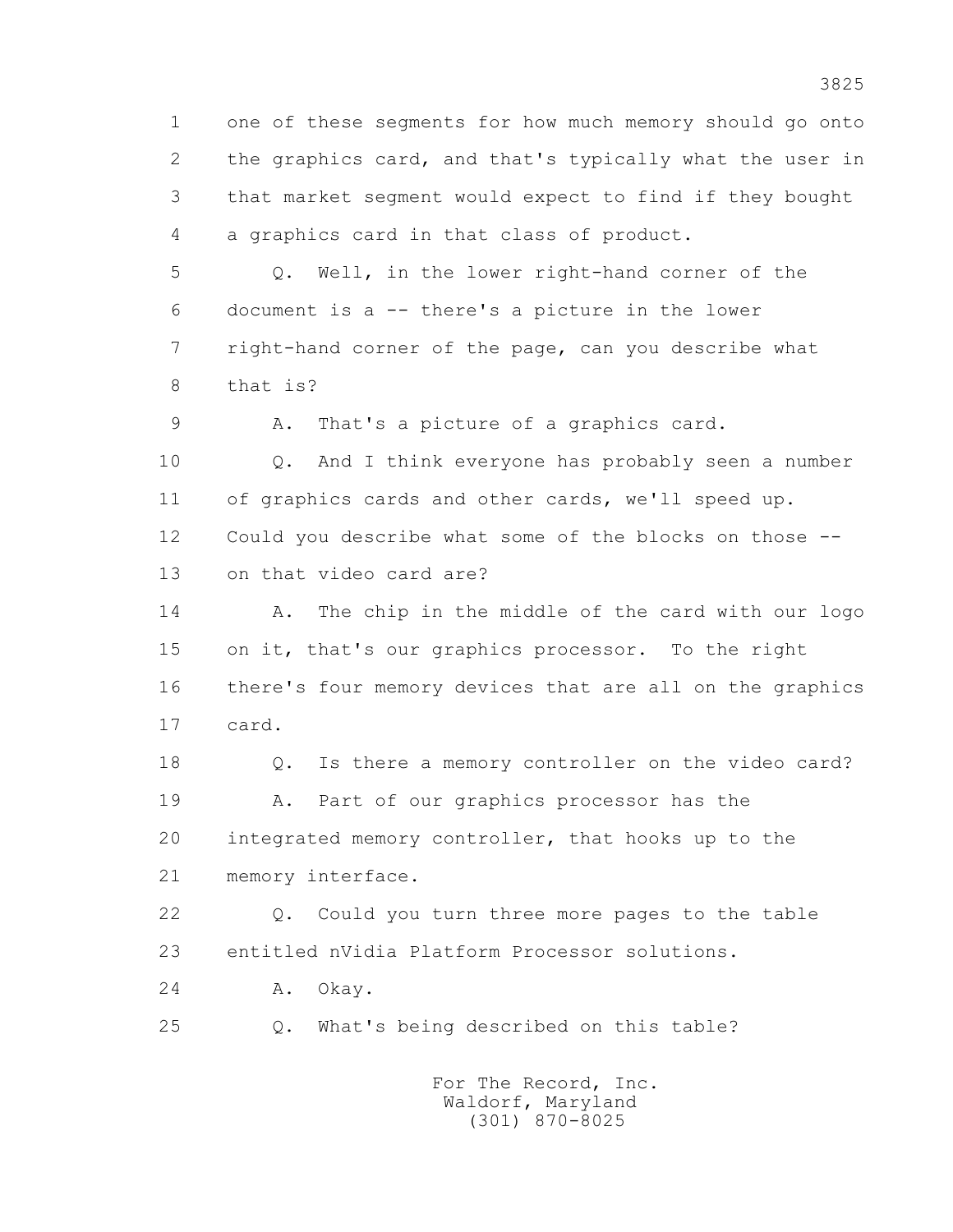1 one of these segments for how much memory should go onto
2 the graphics card, and that's typically what the user in
3 that market segment would expect to find if they bought
4 a graphics card in that class of product.

5 Q. Well, in the lower right-hand corner of the
6 document is a -- there's a picture in the lower
7 right-hand corner of the page, can you describe what
8 that is?

9 A. That's a picture of a graphics card.

10 Q. And I think everyone has probably seen a number
11 of graphics cards and other cards, we'll speed up.
12 Could you describe what some of the blocks on those --
13 on that video card are?

14 A. The chip in the middle of the card with our logo
15 on it, that's our graphics processor. To the right
16 there's four memory devices that are all on the graphics
17 card.

18 Q. Is there a memory controller on the video card?

19 A. Part of our graphics processor has the
20 integrated memory controller, that hooks up to the
21 memory interface.

22 Q. Could you turn three more pages to the table
23 entitled nVidia Platform Processor solutions.

24 A. Okay.

25 Q. What's being described on this table?

For The Record, Inc.
Waldorf, Maryland
(301) 870-8025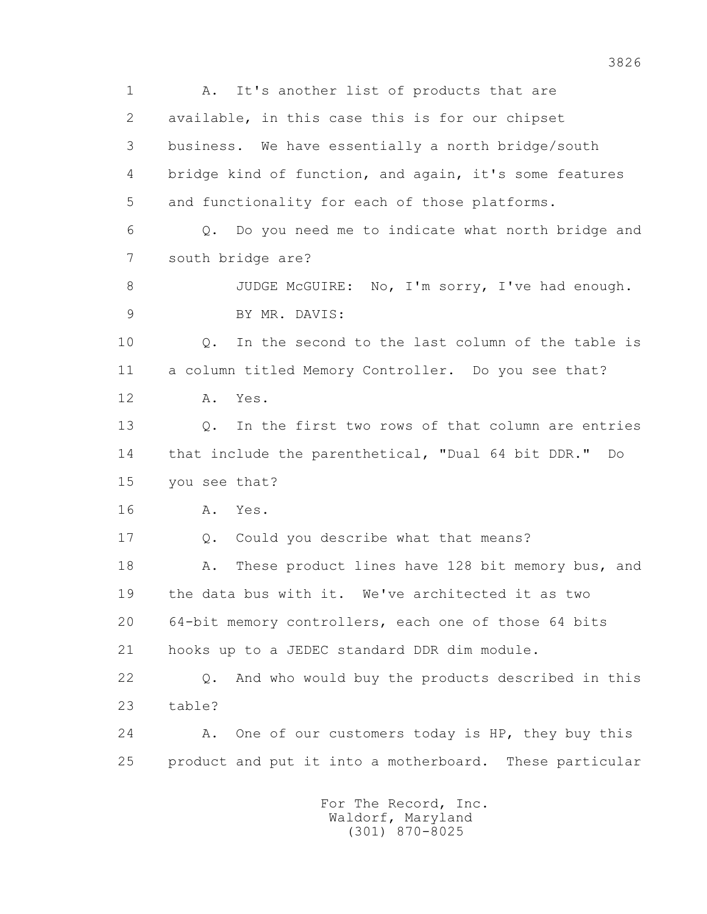1 A. It's another list of products that are
2 available, in this case this is for our chipset
3 business. We have essentially a north bridge/south
4 bridge kind of function, and again, it's some features
5 and functionality for each of those platforms.
6 Q. Do you need me to indicate what north bridge and
7 south bridge are?
8 JUDGE McGUIRE: No, I'm sorry, I've had enough.
9 BY MR. DAVIS:
10 Q. In the second to the last column of the table is
11 a column titled Memory Controller. Do you see that?
12 A. Yes.
13 Q. In the first two rows of that column are entries
14 that include the parenthetical, "Dual 64 bit DDR." Do
15 you see that?
16 A. Yes.
17 Q. Could you describe what that means?
18 A. These product lines have 128 bit memory bus, and
19 the data bus with it. We've architected it as two
20 64-bit memory controllers, each one of those 64 bits
21 hooks up to a JEDEC standard DDR dim module.
22 Q. And who would buy the products described in this
23 table?
24 A. One of our customers today is HP, they buy this
25 product and put it into a motherboard. These particular

For The Record, Inc.
Waldorf, Maryland
(301) 870-8025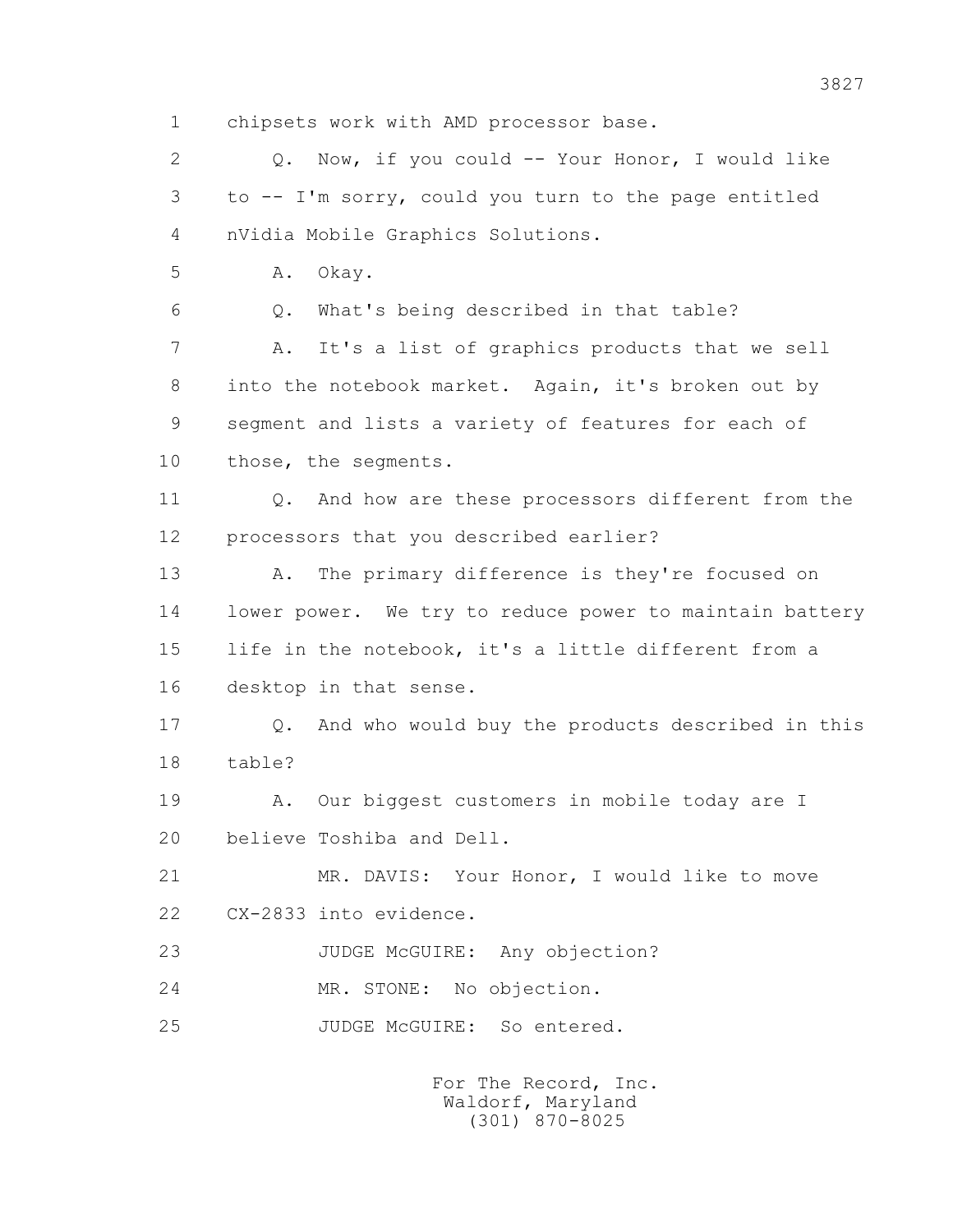1 chipsets work with AMD processor base.

2 Q. Now, if you could -- Your Honor, I would like

3 to -- I'm sorry, could you turn to the page entitled

4 nVidia Mobile Graphics Solutions.

5 A. Okay.

6 Q. What's being described in that table?

7 A. It's a list of graphics products that we sell

8 into the notebook market. Again, it's broken out by

9 segment and lists a variety of features for each of

10 those, the segments.

11 Q. And how are these processors different from the

12 processors that you described earlier?

13 A. The primary difference is they're focused on

14 lower power. We try to reduce power to maintain battery

15 life in the notebook, it's a little different from a

16 desktop in that sense.

17 Q. And who would buy the products described in this

18 table?

19 A. Our biggest customers in mobile today are I

20 believe Toshiba and Dell.

21 MR. DAVIS: Your Honor, I would like to move

22 CX-2833 into evidence.

23 JUDGE McGUIRE: Any objection?

24 MR. STONE: No objection.

25 JUDGE McGUIRE: So entered.

For The Record, Inc.
Waldorf, Maryland
(301) 870-8025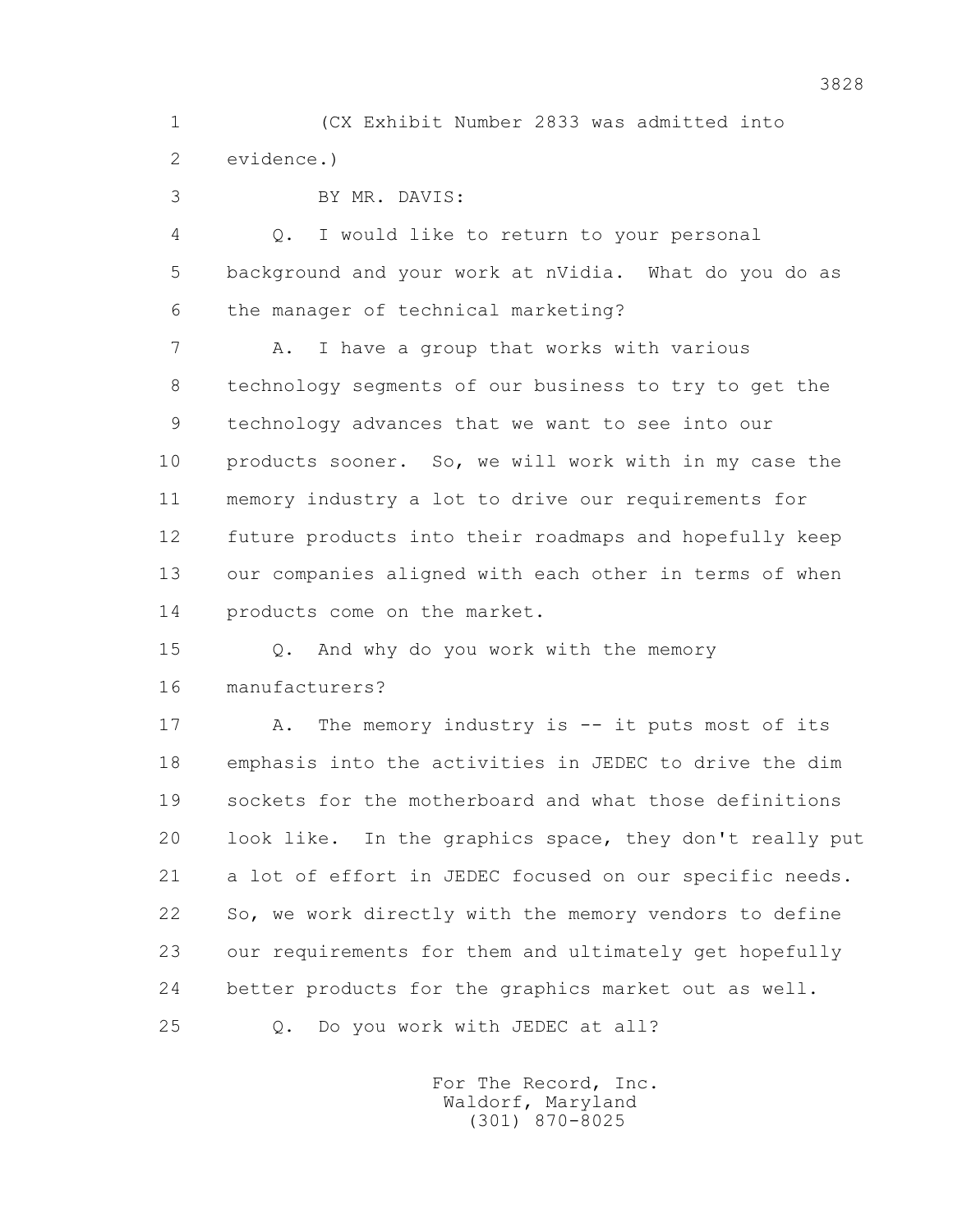1 (CX Exhibit Number 2833 was admitted into
2 evidence.)
3 BY MR. DAVIS:
4 Q. I would like to return to your personal
5 background and your work at nVidia. What do you do as
6 the manager of technical marketing?
7 A. I have a group that works with various
8 technology segments of our business to try to get the
9 technology advances that we want to see into our
10 products sooner. So, we will work with in my case the
11 memory industry a lot to drive our requirements for
12 future products into their roadmaps and hopefully keep
13 our companies aligned with each other in terms of when
14 products come on the market.
15 Q. And why do you work with the memory
16 manufacturers?
17 A. The memory industry is -- it puts most of its
18 emphasis into the activities in JEDEC to drive the dim
19 sockets for the motherboard and what those definitions
20 look like. In the graphics space, they don't really put
21 a lot of effort in JEDEC focused on our specific needs.
22 So, we work directly with the memory vendors to define
23 our requirements for them and ultimately get hopefully
24 better products for the graphics market out as well.
25 Q. Do you work with JEDEC at all?

For The Record, Inc.
Waldorf, Maryland
(301) 870-8025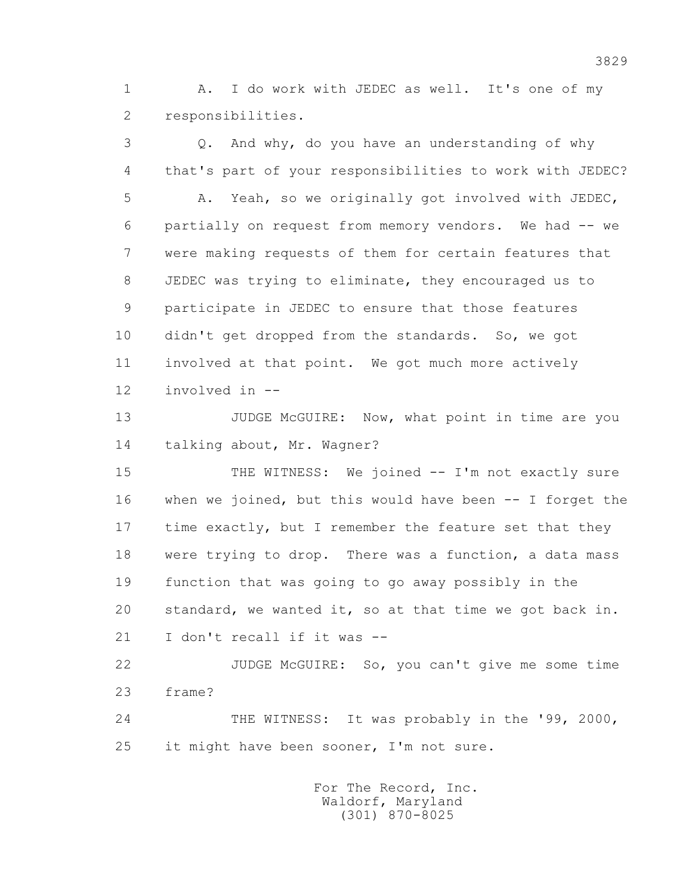A. I do work with JEDEC as well. It's one of my responsibilities.

Q. And why, do you have an understanding of why that's part of your responsibilities to work with JEDEC?

A. Yeah, so we originally got involved with JEDEC, partially on request from memory vendors. We had -- we were making requests of them for certain features that JEDEC was trying to eliminate, they encouraged us to participate in JEDEC to ensure that those features didn't get dropped from the standards. So, we got involved at that point. We got much more actively involved in --

JUDGE McGUIRE: Now, what point in time are you talking about, Mr. Wagner?

THE WITNESS: We joined -- I'm not exactly sure when we joined, but this would have been -- I forget the time exactly, but I remember the feature set that they were trying to drop. There was a function, a data mass function that was going to go away possibly in the standard, we wanted it, so at that time we got back in. I don't recall if it was --

JUDGE McGUIRE: So, you can't give me some time frame?

THE WITNESS: It was probably in the '99, 2000, it might have been sooner, I'm not sure.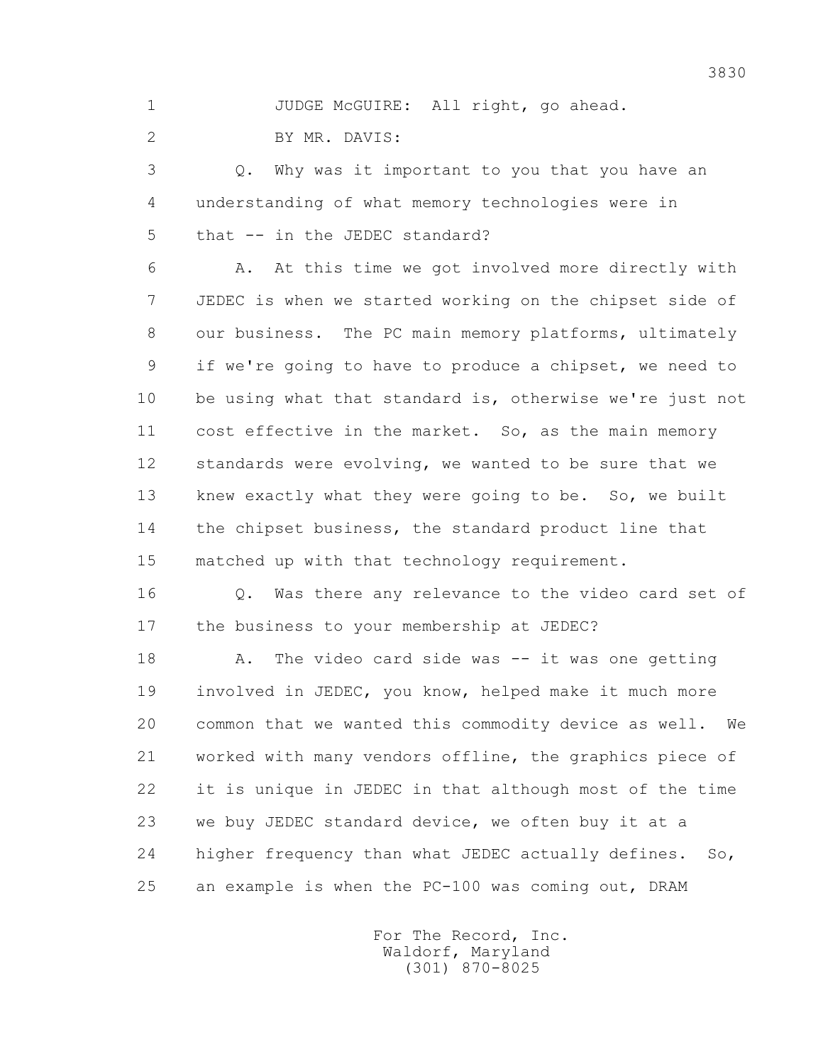JUDGE McGUIRE: All right, go ahead.

BY MR. DAVIS:

Q. Why was it important to you that you have an understanding of what memory technologies were in that -- in the JEDEC standard?

A. At this time we got involved more directly with JEDEC is when we started working on the chipset side of our business. The PC main memory platforms, ultimately if we're going to have to produce a chipset, we need to be using what that standard is, otherwise we're just not cost effective in the market. So, as the main memory standards were evolving, we wanted to be sure that we knew exactly what they were going to be. So, we built the chipset business, the standard product line that matched up with that technology requirement.

Q. Was there any relevance to the video card set of the business to your membership at JEDEC?

A. The video card side was -- it was one getting involved in JEDEC, you know, helped make it much more common that we wanted this commodity device as well. We worked with many vendors offline, the graphics piece of it is unique in JEDEC in that although most of the time we buy JEDEC standard device, we often buy it at a higher frequency than what JEDEC actually defines. So, an example is when the PC-100 was coming out, DRAM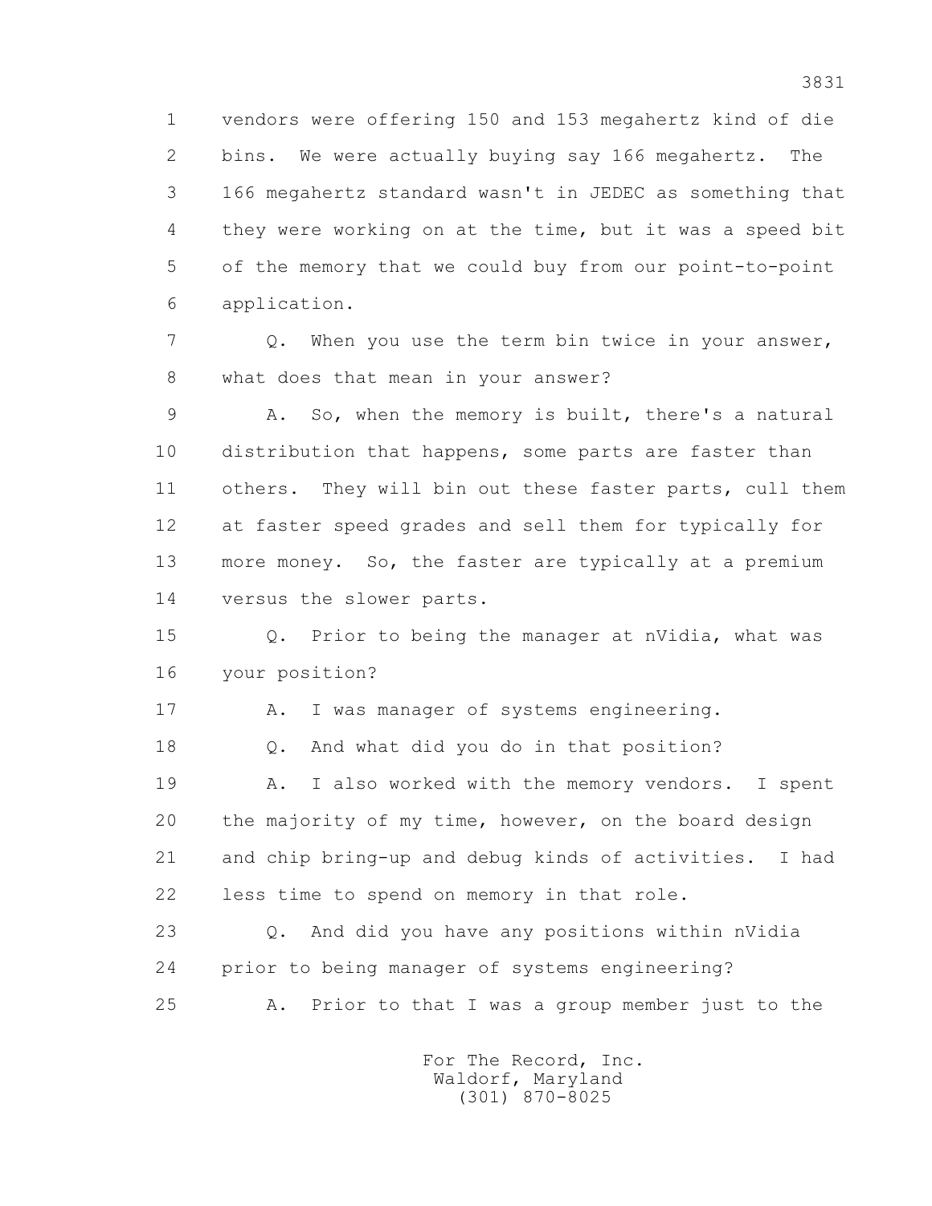1 vendors were offering 150 and 153 megahertz kind of die
2 bins. We were actually buying say 166 megahertz. The
3 166 megahertz standard wasn't in JEDEC as something that
4 they were working on at the time, but it was a speed bit
5 of the memory that we could buy from our point-to-point
6 application.

7 Q. When you use the term bin twice in your answer,
8 what does that mean in your answer?

9 A. So, when the memory is built, there's a natural
10 distribution that happens, some parts are faster than
11 others. They will bin out these faster parts, cull them
12 at faster speed grades and sell them for typically for
13 more money. So, the faster are typically at a premium
14 versus the slower parts.

15 Q. Prior to being the manager at nVidia, what was
16 your position?

17 A. I was manager of systems engineering.

18 Q. And what did you do in that position?

19 A. I also worked with the memory vendors. I spent
20 the majority of my time, however, on the board design
21 and chip bring-up and debug kinds of activities. I had
22 less time to spend on memory in that role.

23 Q. And did you have any positions within nVidia
24 prior to being manager of systems engineering?

25 A. Prior to that I was a group member just to the

For The Record, Inc.
Waldorf, Maryland
(301) 870-8025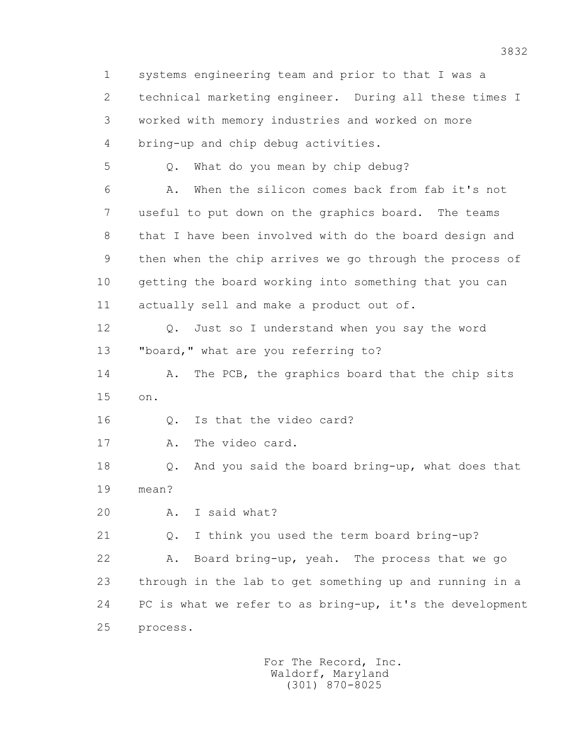1 systems engineering team and prior to that I was a
2 technical marketing engineer. During all these times I
3 worked with memory industries and worked on more
4 bring-up and chip debug activities.

5 Q. What do you mean by chip debug?

6 A. When the silicon comes back from fab it's not
7 useful to put down on the graphics board. The teams
8 that I have been involved with do the board design and
9 then when the chip arrives we go through the process of
10 getting the board working into something that you can
11 actually sell and make a product out of.

12 Q. Just so I understand when you say the word
13 "board," what are you referring to?

14 A. The PCB, the graphics board that the chip sits
15 on.

16 Q. Is that the video card?

17 A. The video card.

18 Q. And you said the board bring-up, what does that
19 mean?

20 A. I said what?

21 Q. I think you used the term board bring-up?

22 A. Board bring-up, yeah. The process that we go
23 through in the lab to get something up and running in a
24 PC is what we refer to as bring-up, it's the development
25 process.

For The Record, Inc.
Waldorf, Maryland
(301) 870-8025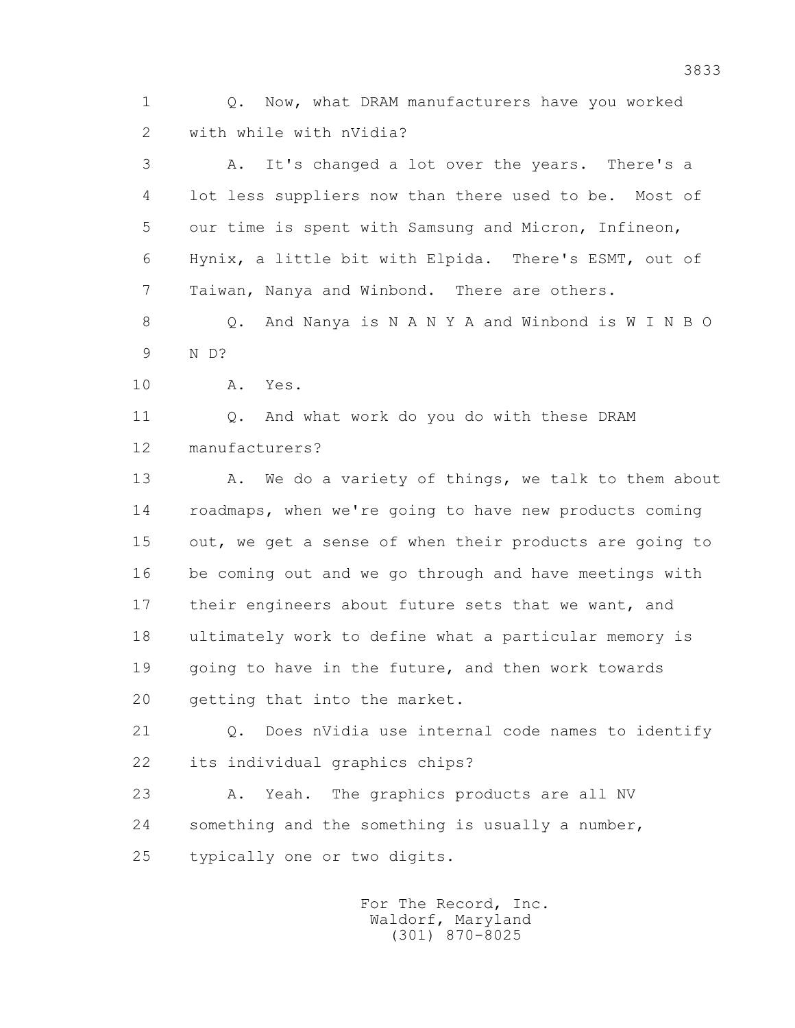1 Q. Now, what DRAM manufacturers have you worked
2 with while with nVidia?

3 A. It's changed a lot over the years. There's a
4 lot less suppliers now than there used to be. Most of
5 our time is spent with Samsung and Micron, Infineon,
6 Hynix, a little bit with Elpida. There's ESMT, out of
7 Taiwan, Nanya and Winbond. There are others.

8 Q. And Nanya is N A N Y A and Winbond is W I N B O
9 N D?

10 A. Yes.

11 Q. And what work do you do with these DRAM
12 manufacturers?

13 A. We do a variety of things, we talk to them about
14 roadmaps, when we're going to have new products coming
15 out, we get a sense of when their products are going to
16 be coming out and we go through and have meetings with
17 their engineers about future sets that we want, and
18 ultimately work to define what a particular memory is
19 going to have in the future, and then work towards
20 getting that into the market.

21 Q. Does nVidia use internal code names to identify
22 its individual graphics chips?

23 A. Yeah. The graphics products are all NV
24 something and the something is usually a number,
25 typically one or two digits.

For The Record, Inc.
Waldorf, Maryland
(301) 870-8025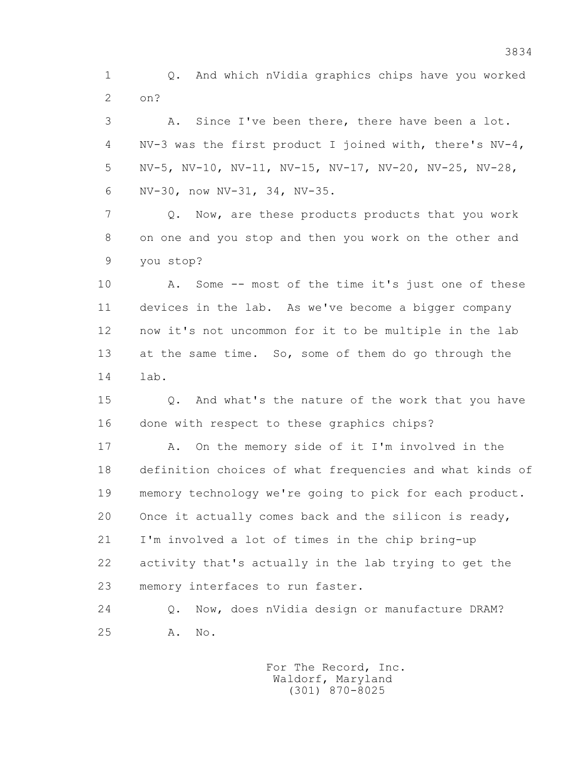Q. And which nVidia graphics chips have you worked on?

A. Since I've been there, there have been a lot. NV-3 was the first product I joined with, there's NV-4, NV-5, NV-10, NV-11, NV-15, NV-17, NV-20, NV-25, NV-28, NV-30, now NV-31, 34, NV-35.

Q. Now, are these products products that you work on one and you stop and then you work on the other and you stop?

A. Some -- most of the time it's just one of these devices in the lab. As we've become a bigger company now it's not uncommon for it to be multiple in the lab at the same time. So, some of them do go through the lab.

Q. And what's the nature of the work that you have done with respect to these graphics chips?

A. On the memory side of it I'm involved in the definition choices of what frequencies and what kinds of memory technology we're going to pick for each product. Once it actually comes back and the silicon is ready, I'm involved a lot of times in the chip bring-up activity that's actually in the lab trying to get the memory interfaces to run faster.

Q. Now, does nVidia design or manufacture DRAM?

A. No.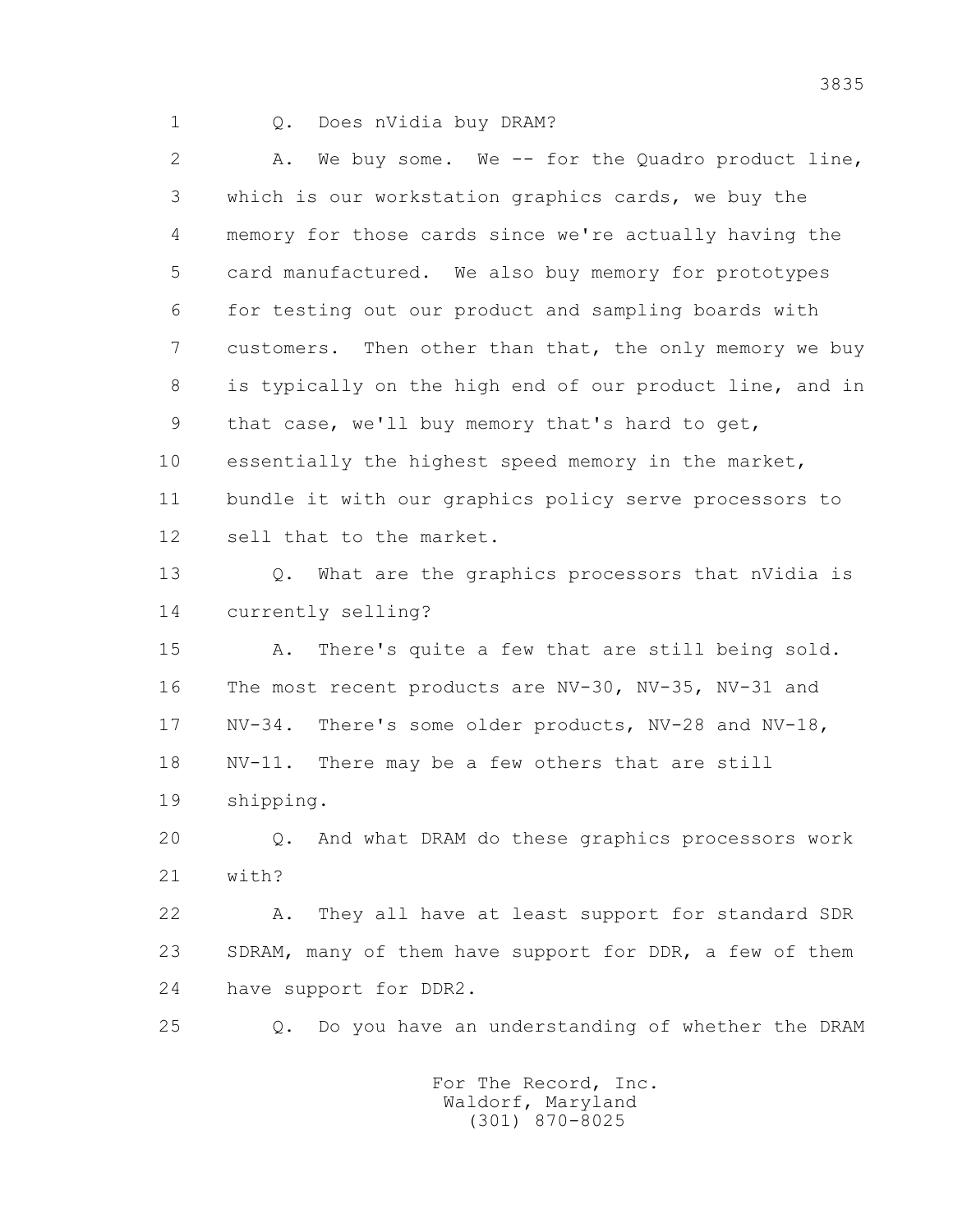1 Q. Does nVidia buy DRAM?

2 A. We buy some. We -- for the Quadro product line,
3 which is our workstation graphics cards, we buy the
4 memory for those cards since we're actually having the
5 card manufactured. We also buy memory for prototypes
6 for testing out our product and sampling boards with
7 customers. Then other than that, the only memory we buy
8 is typically on the high end of our product line, and in
9 that case, we'll buy memory that's hard to get,
10 essentially the highest speed memory in the market,
11 bundle it with our graphics policy serve processors to
12 sell that to the market.

13 Q. What are the graphics processors that nVidia is
14 currently selling?

15 A. There's quite a few that are still being sold.
16 The most recent products are NV-30, NV-35, NV-31 and
17 NV-34. There's some older products, NV-28 and NV-18,
18 NV-11. There may be a few others that are still
19 shipping.

20 Q. And what DRAM do these graphics processors work
21 with?

22 A. They all have at least support for standard SDR
23 SDRAM, many of them have support for DDR, a few of them
24 have support for DDR2.

25 Q. Do you have an understanding of whether the DRAM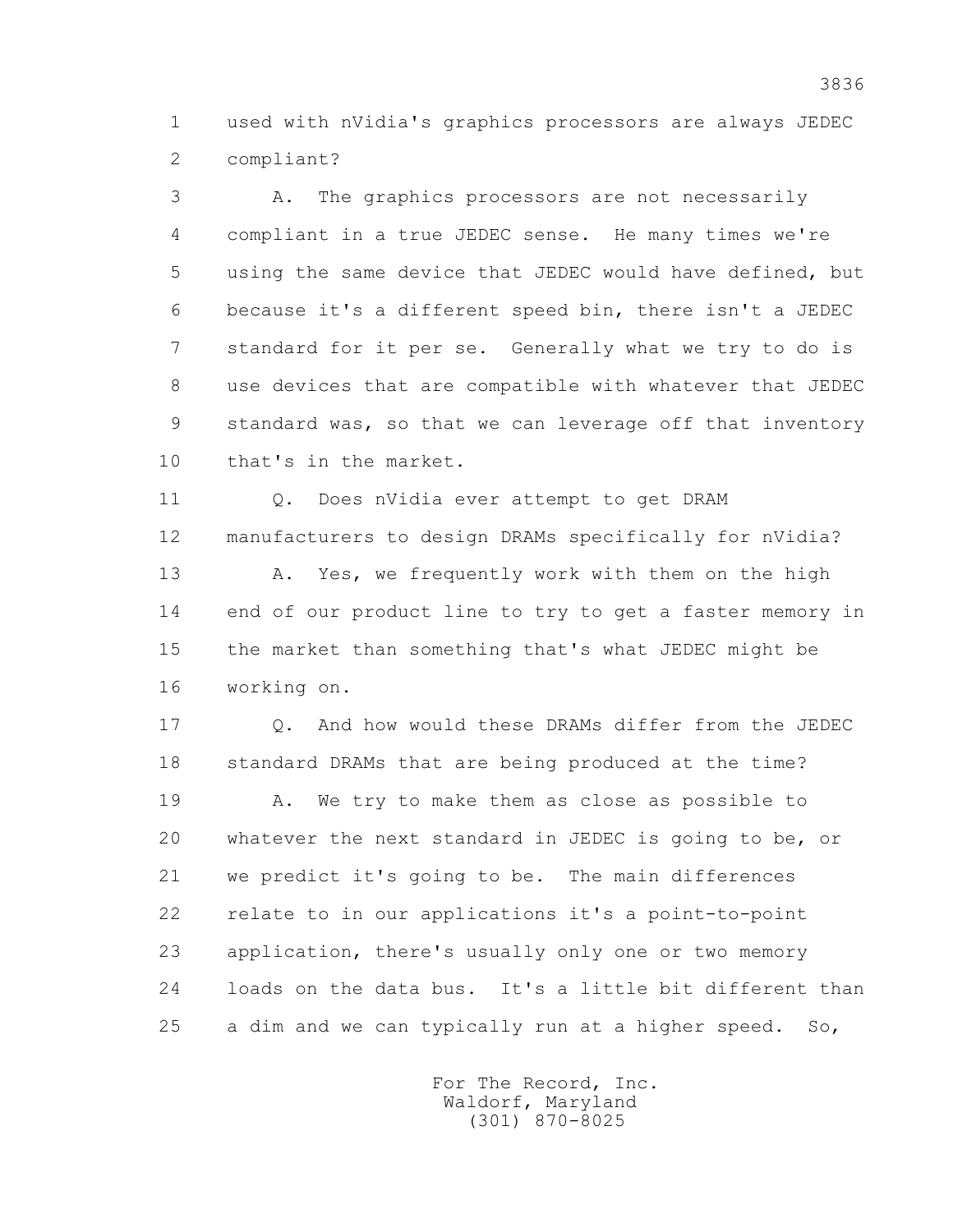1 used with nVidia's graphics processors are always JEDEC
2 compliant?

3 A. The graphics processors are not necessarily
4 compliant in a true JEDEC sense. He many times we're
5 using the same device that JEDEC would have defined, but
6 because it's a different speed bin, there isn't a JEDEC
7 standard for it per se. Generally what we try to do is
8 use devices that are compatible with whatever that JEDEC
9 standard was, so that we can leverage off that inventory
10 that's in the market.

11 Q. Does nVidia ever attempt to get DRAM
12 manufacturers to design DRAMs specifically for nVidia?

13 A. Yes, we frequently work with them on the high
14 end of our product line to try to get a faster memory in
15 the market than something that's what JEDEC might be
16 working on.

17 Q. And how would these DRAMs differ from the JEDEC
18 standard DRAMs that are being produced at the time?

19 A. We try to make them as close as possible to
20 whatever the next standard in JEDEC is going to be, or
21 we predict it's going to be. The main differences
22 relate to in our applications it's a point-to-point
23 application, there's usually only one or two memory
24 loads on the data bus. It's a little bit different than
25 a dim and we can typically run at a higher speed. So,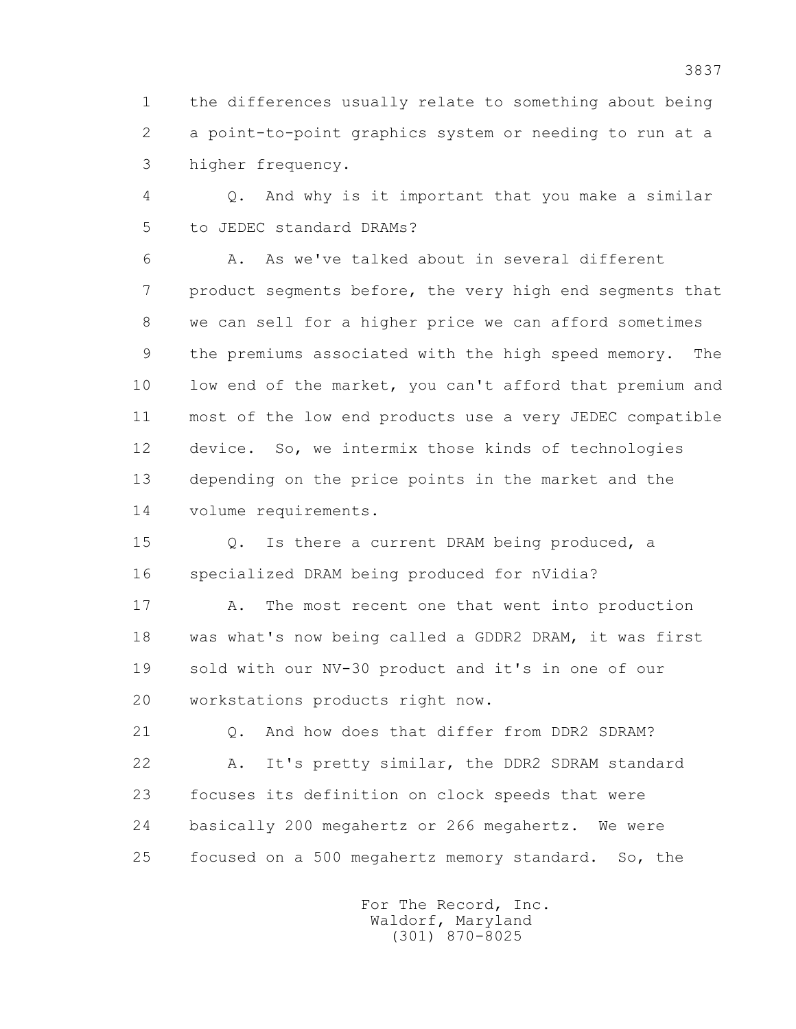1 the differences usually relate to something about being
2 a point-to-point graphics system or needing to run at a
3 higher frequency.

4 Q. And why is it important that you make a similar
5 to JEDEC standard DRAMs?

6 A. As we've talked about in several different
7 product segments before, the very high end segments that
8 we can sell for a higher price we can afford sometimes
9 the premiums associated with the high speed memory. The
10 low end of the market, you can't afford that premium and
11 most of the low end products use a very JEDEC compatible
12 device. So, we intermix those kinds of technologies
13 depending on the price points in the market and the
14 volume requirements.

15 Q. Is there a current DRAM being produced, a
16 specialized DRAM being produced for nVidia?

17 A. The most recent one that went into production
18 was what's now being called a GDDR2 DRAM, it was first
19 sold with our NV-30 product and it's in one of our
20 workstations products right now.

21 Q. And how does that differ from DDR2 SDRAM?

22 A. It's pretty similar, the DDR2 SDRAM standard
23 focuses its definition on clock speeds that were
24 basically 200 megahertz or 266 megahertz. We were
25 focused on a 500 megahertz memory standard. So, the

For The Record, Inc.
Waldorf, Maryland
(301) 870-8025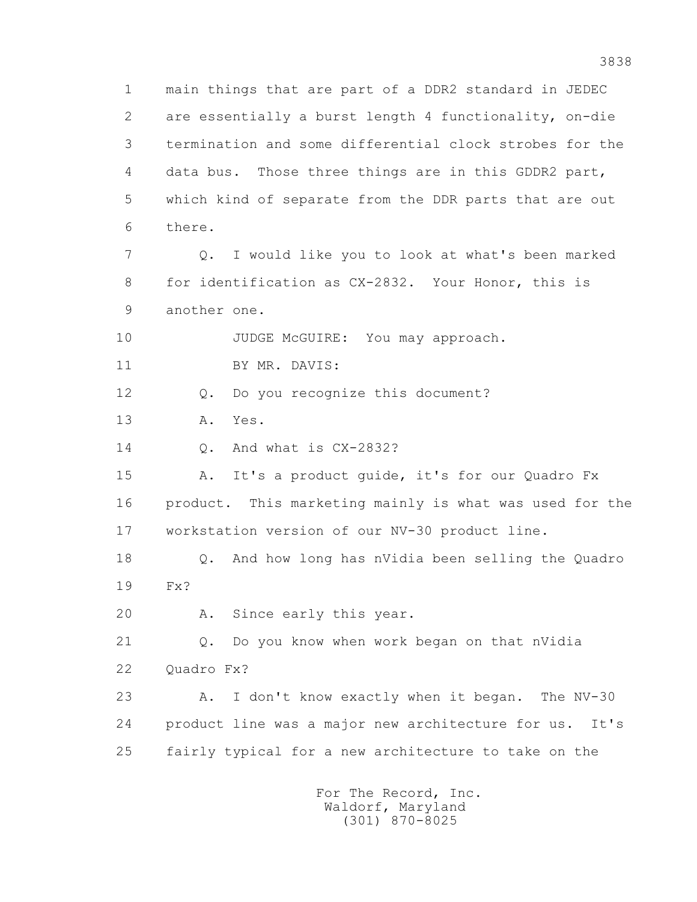1 main things that are part of a DDR2 standard in JEDEC
2 are essentially a burst length 4 functionality, on-die
3 termination and some differential clock strobes for the
4 data bus. Those three things are in this GDDR2 part,
5 which kind of separate from the DDR parts that are out
6 there.

7 Q. I would like you to look at what's been marked
8 for identification as CX-2832. Your Honor, this is
9 another one.

10 JUDGE McGUIRE: You may approach.

11 BY MR. DAVIS:

12 Q. Do you recognize this document?

13 A. Yes.

14 Q. And what is CX-2832?

15 A. It's a product guide, it's for our Quadro Fx
16 product. This marketing mainly is what was used for the
17 workstation version of our NV-30 product line.

18 Q. And how long has nVidia been selling the Quadro
19 Fx?

20 A. Since early this year.

21 Q. Do you know when work began on that nVidia
22 Quadro Fx?

23 A. I don't know exactly when it began. The NV-30
24 product line was a major new architecture for us. It's
25 fairly typical for a new architecture to take on the

For The Record, Inc.
Waldorf, Maryland
(301) 870-8025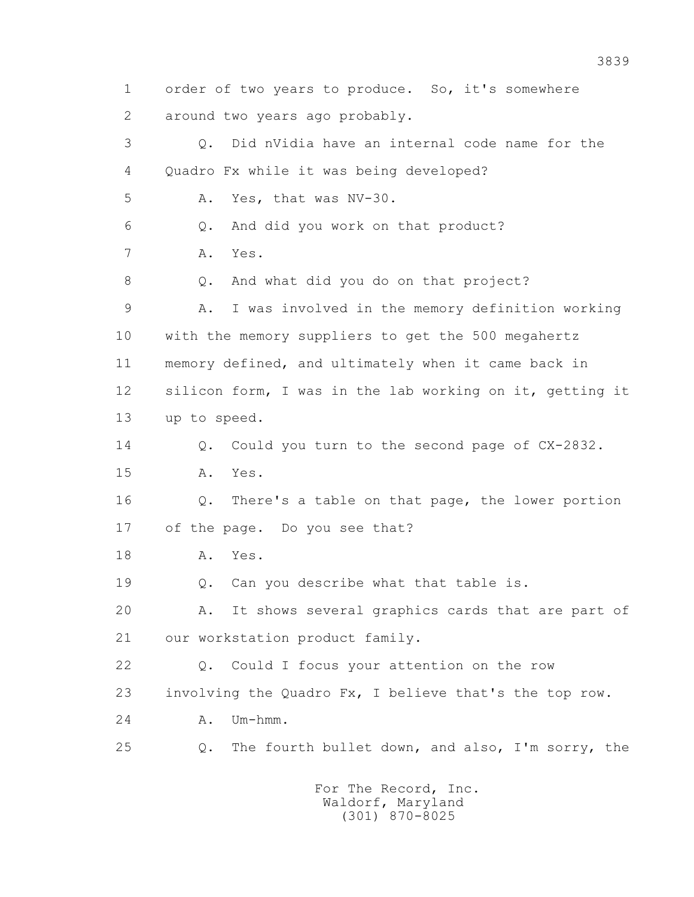1 order of two years to produce. So, it's somewhere
2 around two years ago probably.
3 Q. Did nVidia have an internal code name for the
4 Quadro Fx while it was being developed?
5 A. Yes, that was NV-30.
6 Q. And did you work on that product?
7 A. Yes.
8 Q. And what did you do on that project?
9 A. I was involved in the memory definition working
10 with the memory suppliers to get the 500 megahertz
11 memory defined, and ultimately when it came back in
12 silicon form, I was in the lab working on it, getting it
13 up to speed.
14 Q. Could you turn to the second page of CX-2832.
15 A. Yes.
16 Q. There's a table on that page, the lower portion
17 of the page. Do you see that?
18 A. Yes.
19 Q. Can you describe what that table is.
20 A. It shows several graphics cards that are part of
21 our workstation product family.
22 Q. Could I focus your attention on the row
23 involving the Quadro Fx, I believe that's the top row.
24 A. Um-hmm.
25 Q. The fourth bullet down, and also, I'm sorry, the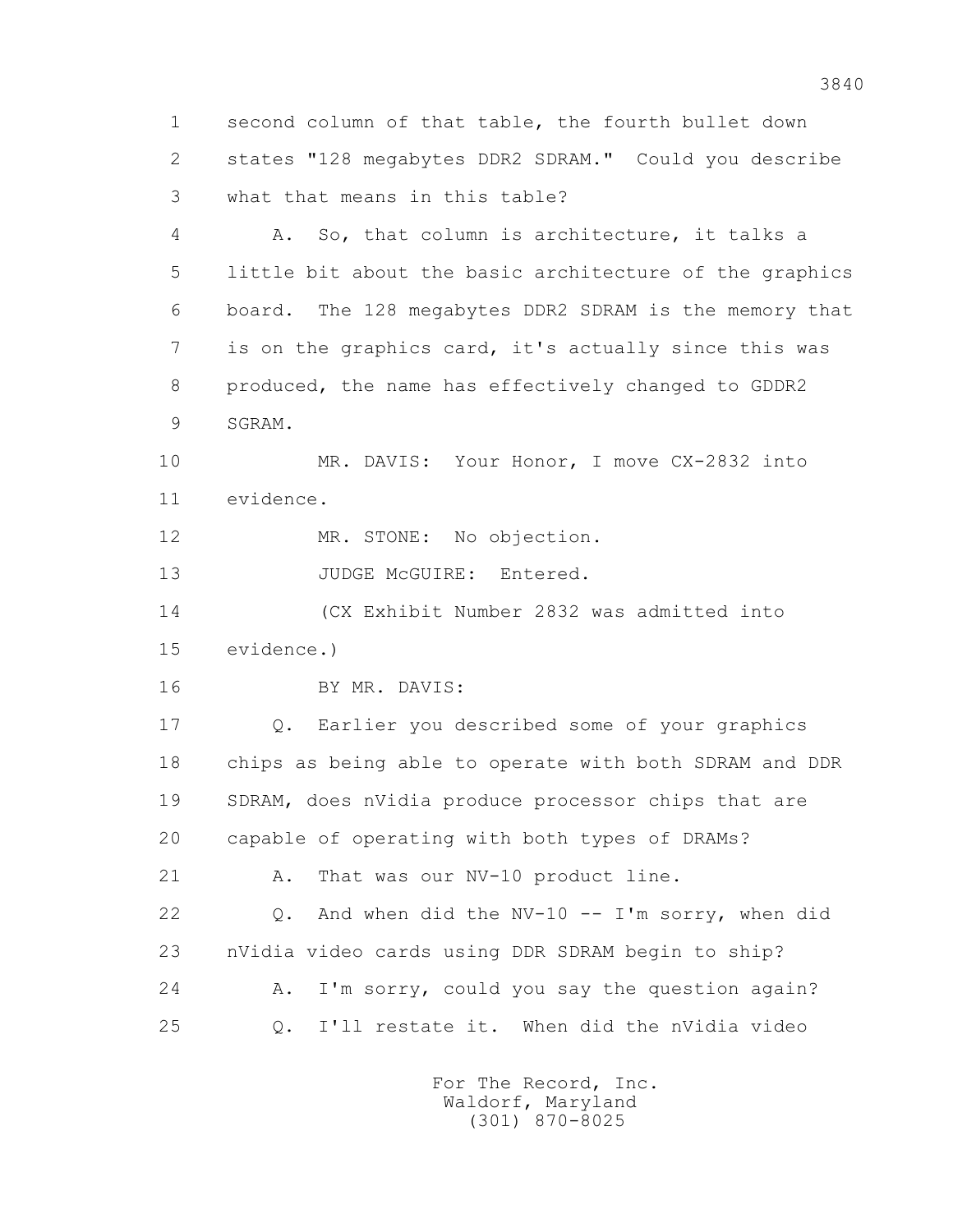second column of that table, the fourth bullet down states "128 megabytes DDR2 SDRAM." Could you describe what that means in this table?

A. So, that column is architecture, it talks a little bit about the basic architecture of the graphics board. The 128 megabytes DDR2 SDRAM is the memory that is on the graphics card, it's actually since this was produced, the name has effectively changed to GDDR2 SGRAM.

MR. DAVIS: Your Honor, I move CX-2832 into evidence.

MR. STONE: No objection.

JUDGE McGUIRE: Entered.

(CX Exhibit Number 2832 was admitted into evidence.)

BY MR. DAVIS:

Q. Earlier you described some of your graphics chips as being able to operate with both SDRAM and DDR SDRAM, does nVidia produce processor chips that are capable of operating with both types of DRAMs?

A. That was our NV-10 product line.

Q. And when did the NV-10 -- I'm sorry, when did nVidia video cards using DDR SDRAM begin to ship?

A. I'm sorry, could you say the question again?

Q. I'll restate it. When did the nVidia video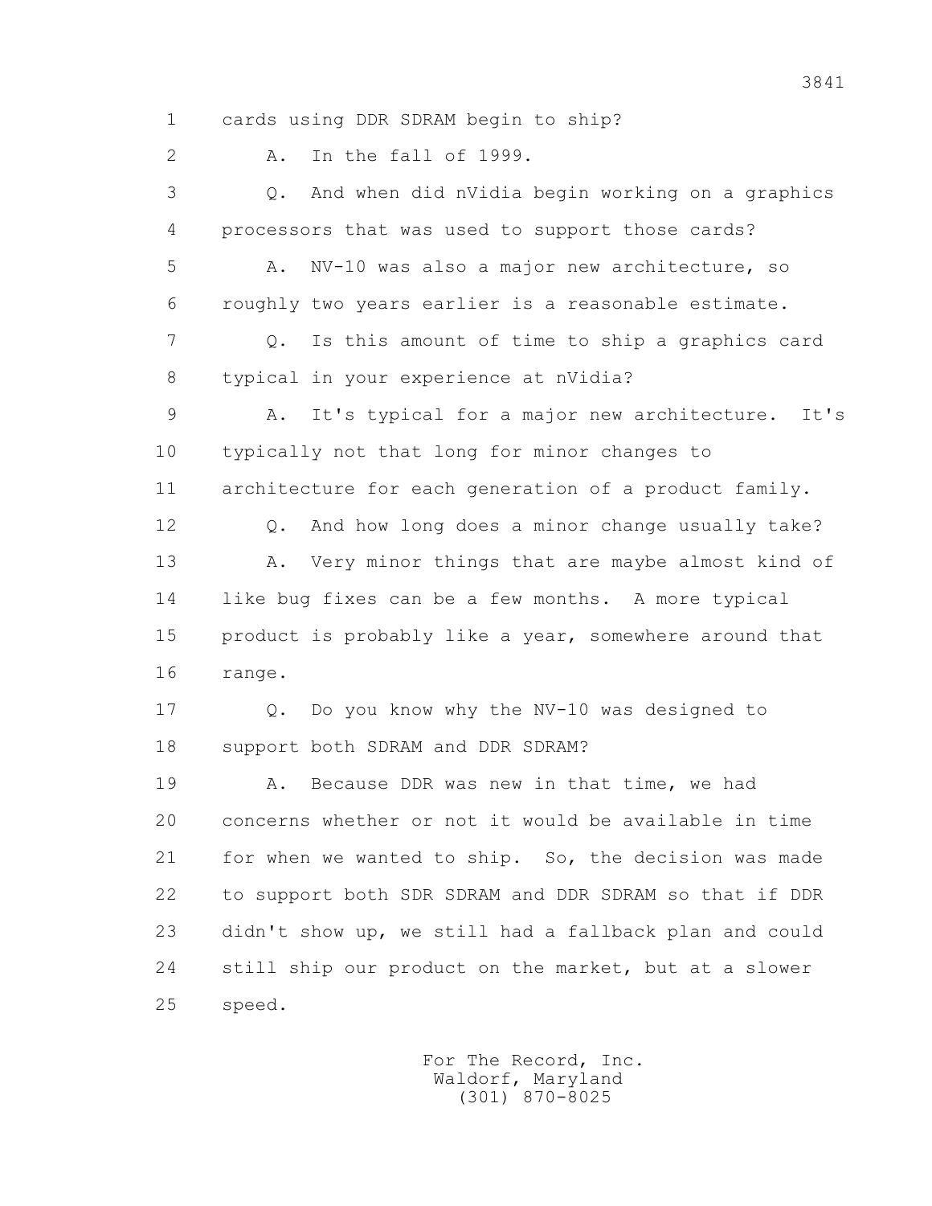1 cards using DDR SDRAM begin to ship?

2 A. In the fall of 1999.

3 Q. And when did nVidia begin working on a graphics

4 processors that was used to support those cards?

5 A. NV-10 was also a major new architecture, so

6 roughly two years earlier is a reasonable estimate.

7 Q. Is this amount of time to ship a graphics card

8 typical in your experience at nVidia?

9 A. It's typical for a major new architecture. It's

10 typically not that long for minor changes to

11 architecture for each generation of a product family.

12 Q. And how long does a minor change usually take?

13 A. Very minor things that are maybe almost kind of

14 like bug fixes can be a few months. A more typical

15 product is probably like a year, somewhere around that

16 range.

17 Q. Do you know why the NV-10 was designed to

18 support both SDRAM and DDR SDRAM?

19 A. Because DDR was new in that time, we had

20 concerns whether or not it would be available in time

21 for when we wanted to ship. So, the decision was made

22 to support both SDR SDRAM and DDR SDRAM so that if DDR

23 didn't show up, we still had a fallback plan and could

24 still ship our product on the market, but at a slower

25 speed.

For The Record, Inc.
Waldorf, Maryland
(301) 870-8025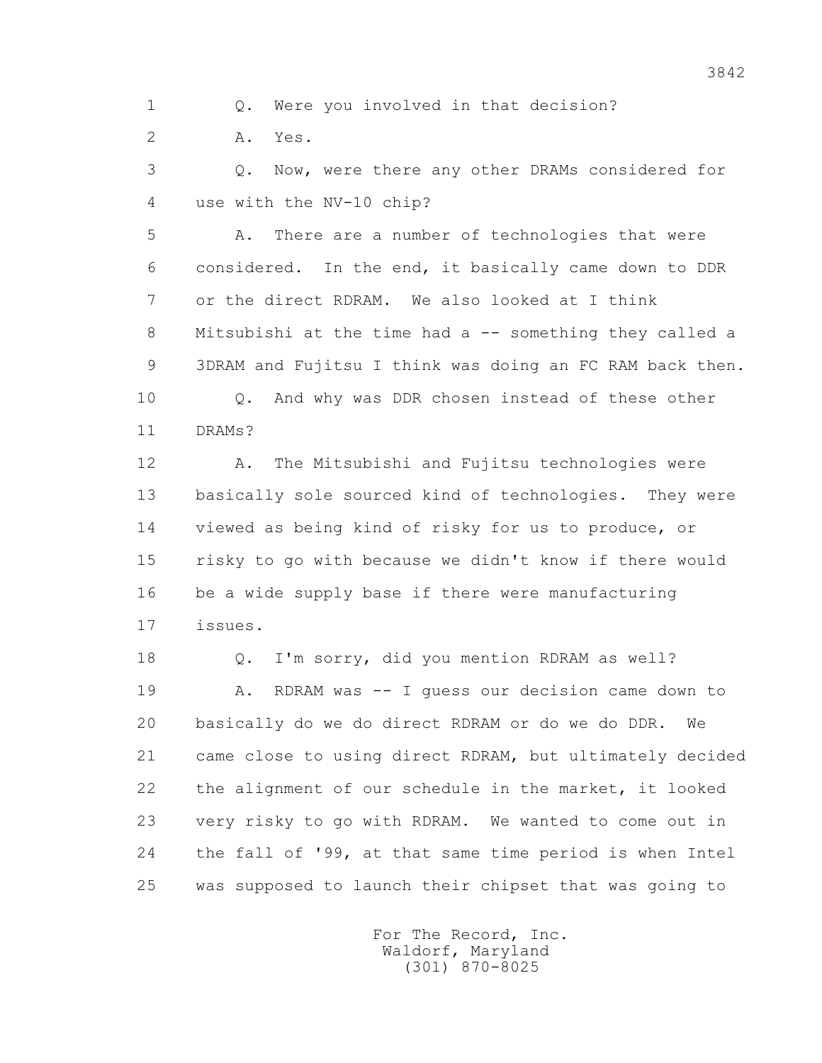1 Q. Were you involved in that decision?

2 A. Yes.

3 Q. Now, were there any other DRAMs considered for
4 use with the NV-10 chip?

5 A. There are a number of technologies that were
6 considered. In the end, it basically came down to DDR
7 or the direct RDRAM. We also looked at I think
8 Mitsubishi at the time had a -- something they called a
9 3DRAM and Fujitsu I think was doing an FC RAM back then.

10 Q. And why was DDR chosen instead of these other
11 DRAMs?

12 A. The Mitsubishi and Fujitsu technologies were
13 basically sole sourced kind of technologies. They were
14 viewed as being kind of risky for us to produce, or
15 risky to go with because we didn't know if there would
16 be a wide supply base if there were manufacturing
17 issues.

18 Q. I'm sorry, did you mention RDRAM as well?

19 A. RDRAM was -- I guess our decision came down to
20 basically do we do direct RDRAM or do we do DDR. We
21 came close to using direct RDRAM, but ultimately decided
22 the alignment of our schedule in the market, it looked
23 very risky to go with RDRAM. We wanted to come out in
24 the fall of '99, at that same time period is when Intel
25 was supposed to launch their chipset that was going to

For The Record, Inc.
Waldorf, Maryland
(301) 870-8025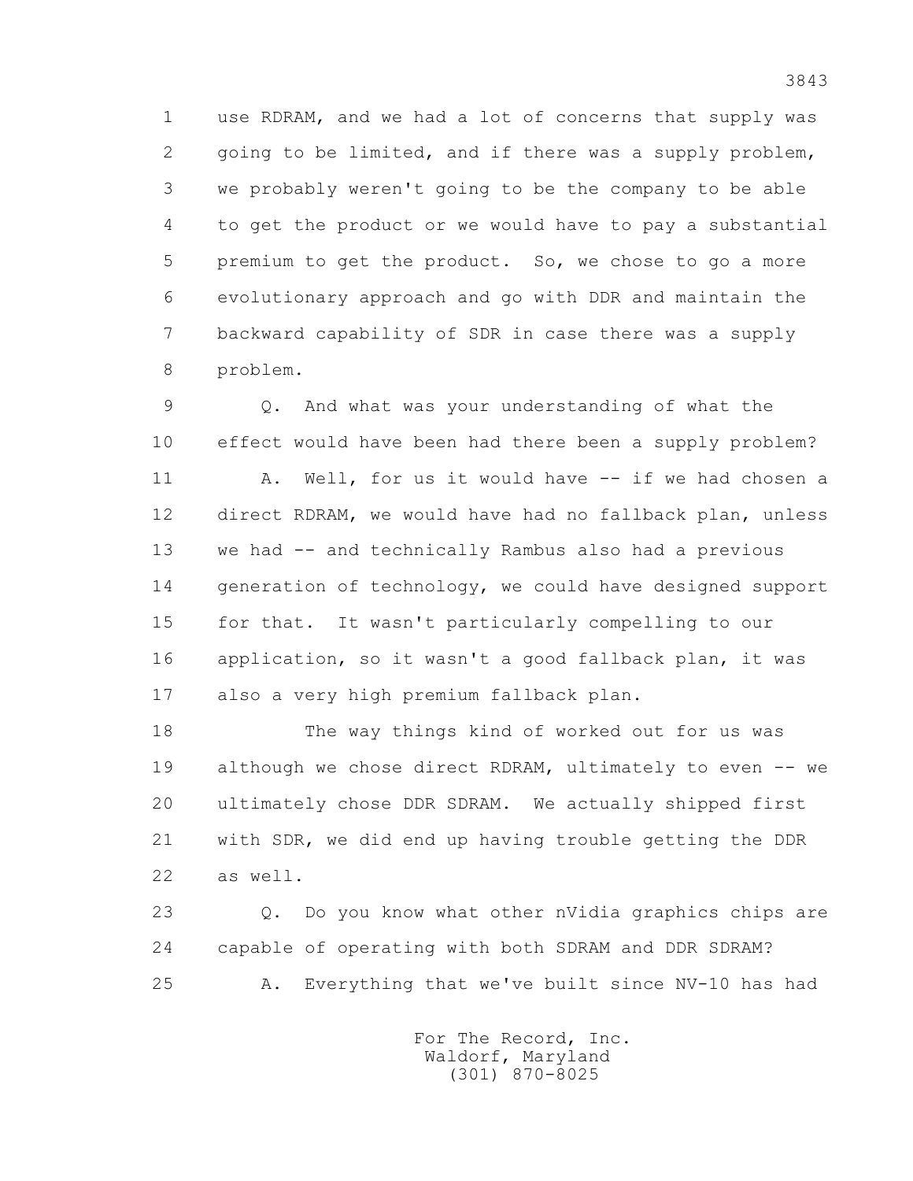1 use RDRAM, and we had a lot of concerns that supply was
2 going to be limited, and if there was a supply problem,
3 we probably weren't going to be the company to be able
4 to get the product or we would have to pay a substantial
5 premium to get the product. So, we chose to go a more
6 evolutionary approach and go with DDR and maintain the
7 backward capability of SDR in case there was a supply
8 problem.

9 Q. And what was your understanding of what the
10 effect would have been had there been a supply problem?

11 A. Well, for us it would have -- if we had chosen a
12 direct RDRAM, we would have had no fallback plan, unless
13 we had -- and technically Rambus also had a previous
14 generation of technology, we could have designed support
15 for that. It wasn't particularly compelling to our
16 application, so it wasn't a good fallback plan, it was
17 also a very high premium fallback plan.

18 The way things kind of worked out for us was
19 although we chose direct RDRAM, ultimately to even -- we
20 ultimately chose DDR SDRAM. We actually shipped first
21 with SDR, we did end up having trouble getting the DDR
22 as well.

23 Q. Do you know what other nVidia graphics chips are
24 capable of operating with both SDRAM and DDR SDRAM?

25 A. Everything that we've built since NV-10 has had

For The Record, Inc.
Waldorf, Maryland
(301) 870-8025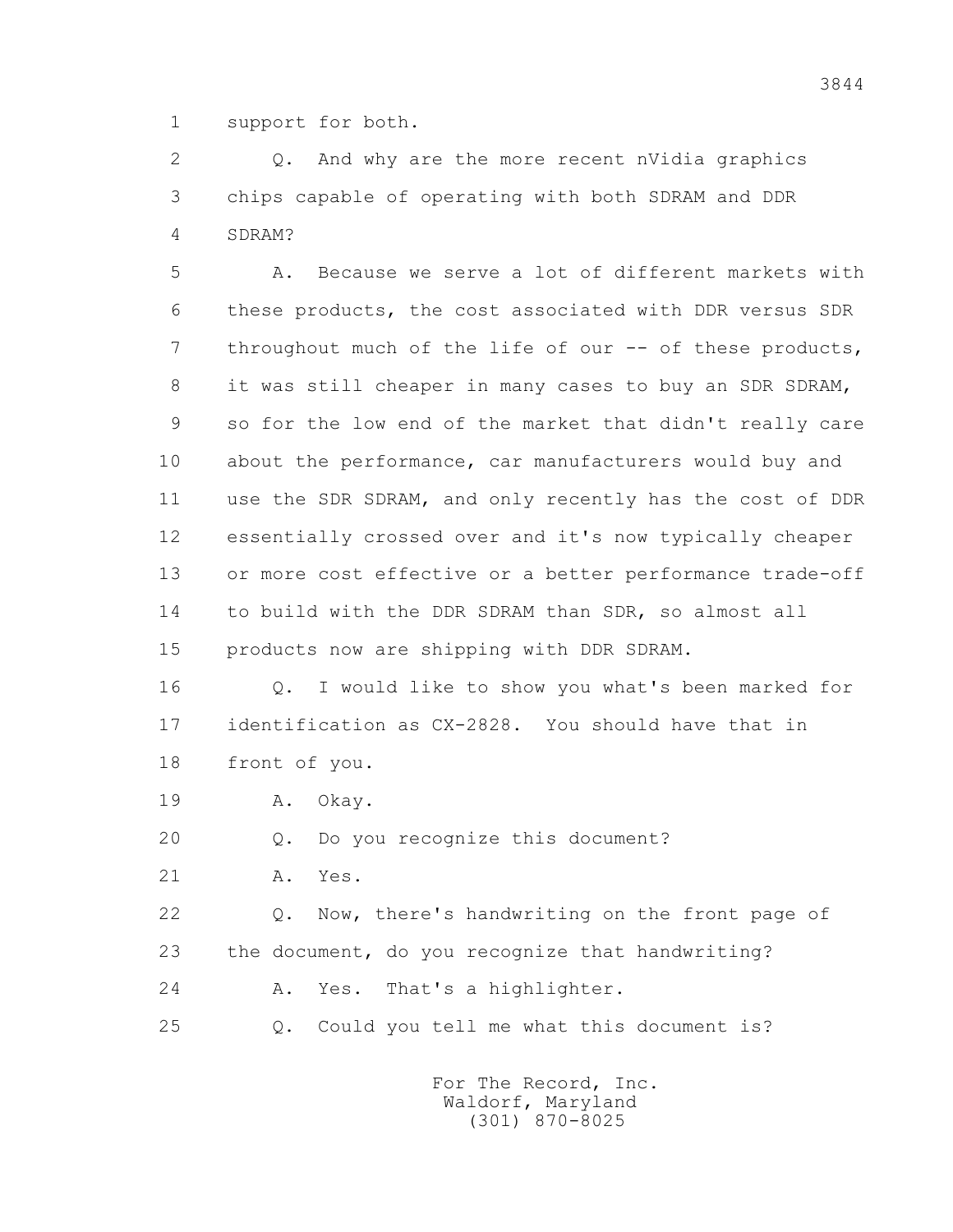1 support for both.

2 Q. And why are the more recent nVidia graphics
3 chips capable of operating with both SDRAM and DDR
4 SDRAM?

5 A. Because we serve a lot of different markets with
6 these products, the cost associated with DDR versus SDR
7 throughout much of the life of our -- of these products,
8 it was still cheaper in many cases to buy an SDR SDRAM,
9 so for the low end of the market that didn't really care
10 about the performance, car manufacturers would buy and
11 use the SDR SDRAM, and only recently has the cost of DDR
12 essentially crossed over and it's now typically cheaper
13 or more cost effective or a better performance trade-off
14 to build with the DDR SDRAM than SDR, so almost all
15 products now are shipping with DDR SDRAM.

16 Q. I would like to show you what's been marked for
17 identification as CX-2828. You should have that in
18 front of you.

19 A. Okay.

20 Q. Do you recognize this document?

21 A. Yes.

22 Q. Now, there's handwriting on the front page of
23 the document, do you recognize that handwriting?

24 A. Yes. That's a highlighter.

25 Q. Could you tell me what this document is?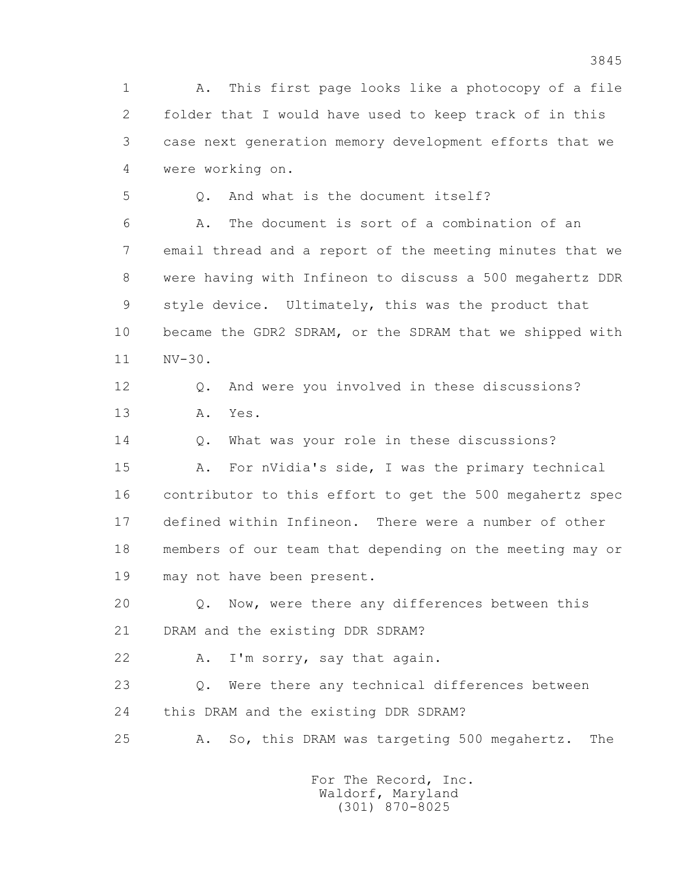1 A. This first page looks like a photocopy of a file
2 folder that I would have used to keep track of in this
3 case next generation memory development efforts that we
4 were working on.

5 Q. And what is the document itself?

6 A. The document is sort of a combination of an
7 email thread and a report of the meeting minutes that we
8 were having with Infineon to discuss a 500 megahertz DDR
9 style device. Ultimately, this was the product that
10 became the GDR2 SDRAM, or the SDRAM that we shipped with
11 NV-30.

12 Q. And were you involved in these discussions?

13 A. Yes.

14 Q. What was your role in these discussions?

15 A. For nVidia's side, I was the primary technical
16 contributor to this effort to get the 500 megahertz spec
17 defined within Infineon. There were a number of other
18 members of our team that depending on the meeting may or
19 may not have been present.

20 Q. Now, were there any differences between this
21 DRAM and the existing DDR SDRAM?

22 A. I'm sorry, say that again.

23 Q. Were there any technical differences between
24 this DRAM and the existing DDR SDRAM?

25 A. So, this DRAM was targeting 500 megahertz. The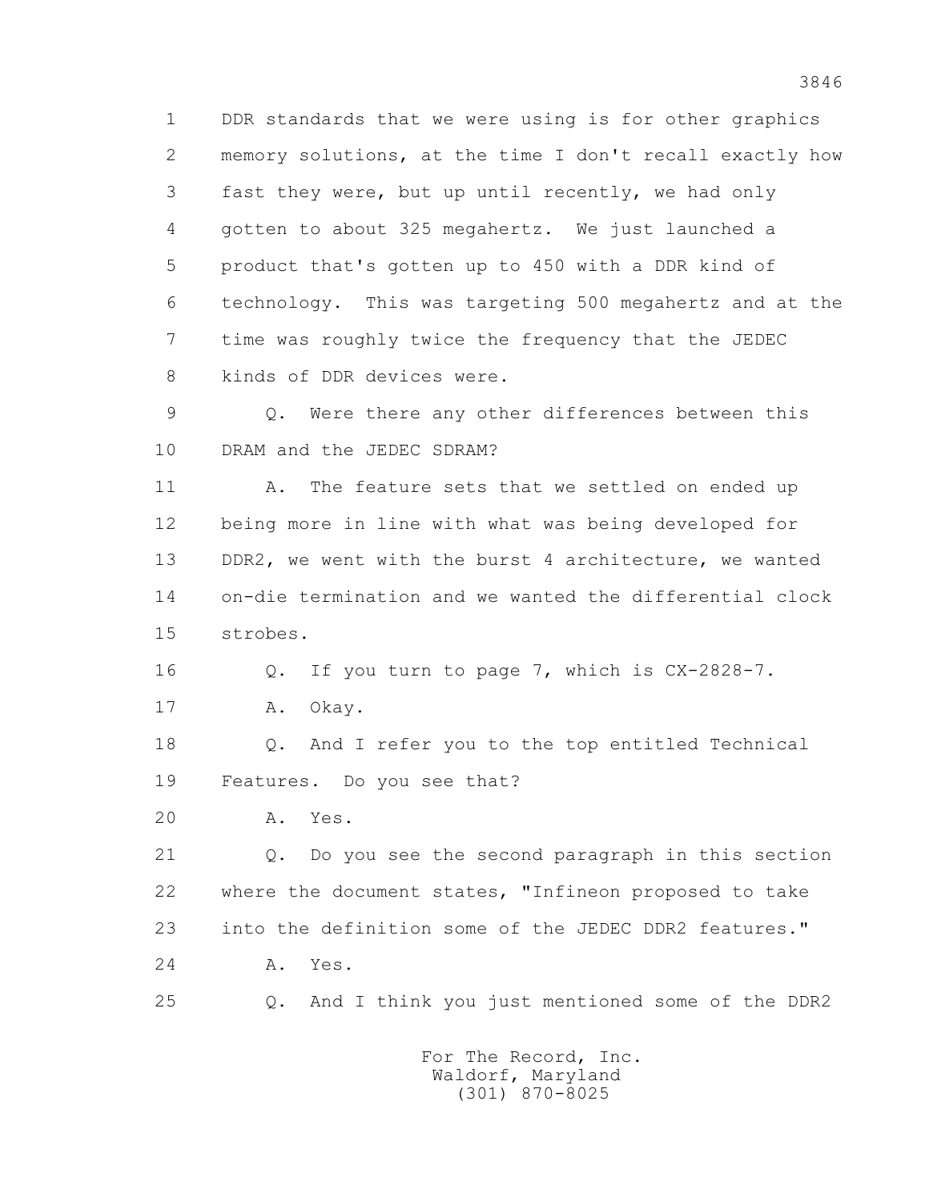1 DDR standards that we were using is for other graphics
2 memory solutions, at the time I don't recall exactly how
3 fast they were, but up until recently, we had only
4 gotten to about 325 megahertz. We just launched a
5 product that's gotten up to 450 with a DDR kind of
6 technology. This was targeting 500 megahertz and at the
7 time was roughly twice the frequency that the JEDEC
8 kinds of DDR devices were.

9 Q. Were there any other differences between this
10 DRAM and the JEDEC SDRAM?

11 A. The feature sets that we settled on ended up
12 being more in line with what was being developed for
13 DDR2, we went with the burst 4 architecture, we wanted
14 on-die termination and we wanted the differential clock
15 strobes.

16 Q. If you turn to page 7, which is CX-2828-7.

17 A. Okay.

18 Q. And I refer you to the top entitled Technical
19 Features. Do you see that?

20 A. Yes.

21 Q. Do you see the second paragraph in this section
22 where the document states, "Infineon proposed to take
23 into the definition some of the JEDEC DDR2 features."

24 A. Yes.

25 Q. And I think you just mentioned some of the DDR2

For The Record, Inc.
Waldorf, Maryland
(301) 870-8025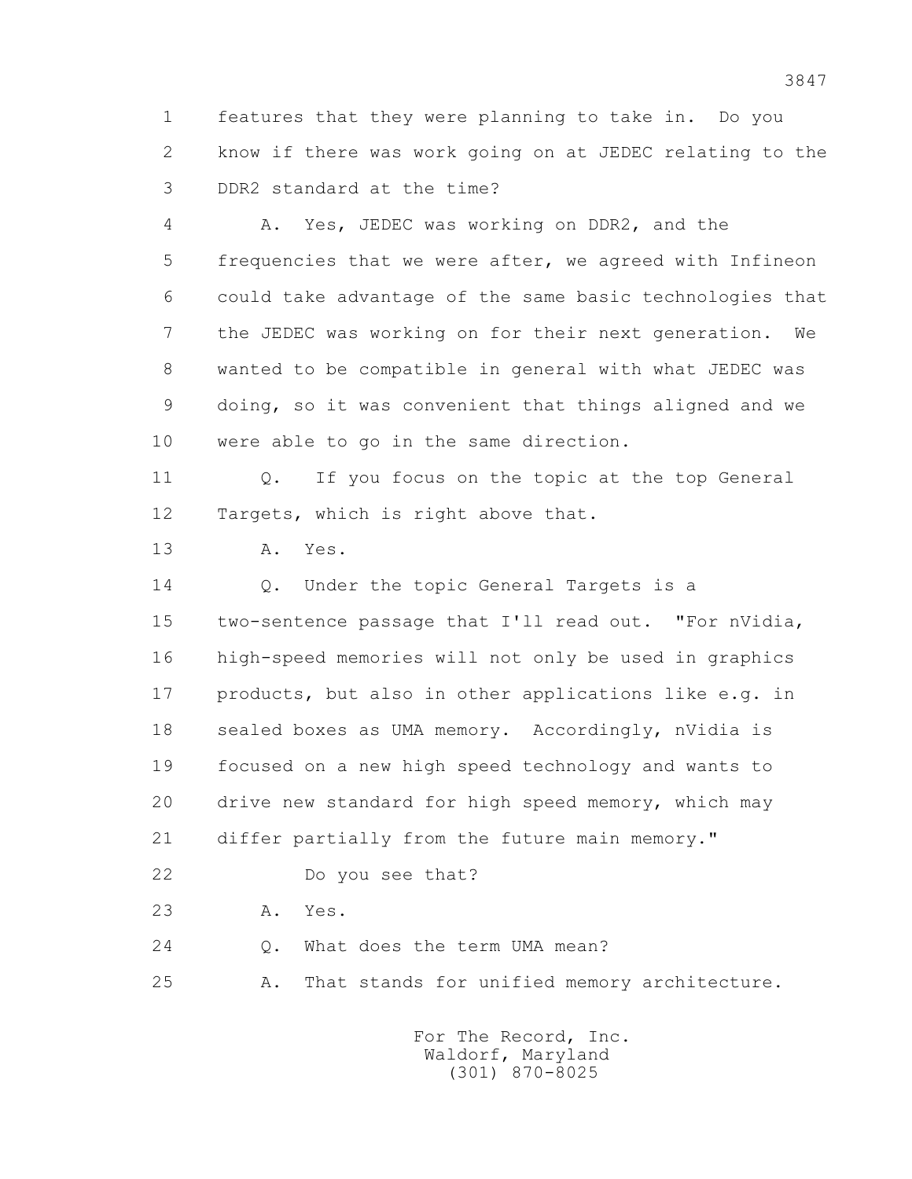1 features that they were planning to take in. Do you
2 know if there was work going on at JEDEC relating to the
3 DDR2 standard at the time?

4 A. Yes, JEDEC was working on DDR2, and the
5 frequencies that we were after, we agreed with Infineon
6 could take advantage of the same basic technologies that
7 the JEDEC was working on for their next generation. We
8 wanted to be compatible in general with what JEDEC was
9 doing, so it was convenient that things aligned and we
10 were able to go in the same direction.

11 Q. If you focus on the topic at the top General
12 Targets, which is right above that.

13 A. Yes.

14 Q. Under the topic General Targets is a
15 two-sentence passage that I'll read out. "For nVidia,
16 high-speed memories will not only be used in graphics
17 products, but also in other applications like e.g. in
18 sealed boxes as UMA memory. Accordingly, nVidia is
19 focused on a new high speed technology and wants to
20 drive new standard for high speed memory, which may
21 differ partially from the future main memory."

22 Do you see that?

23 A. Yes.

24 Q. What does the term UMA mean?

25 A. That stands for unified memory architecture.

For The Record, Inc.
Waldorf, Maryland
(301) 870-8025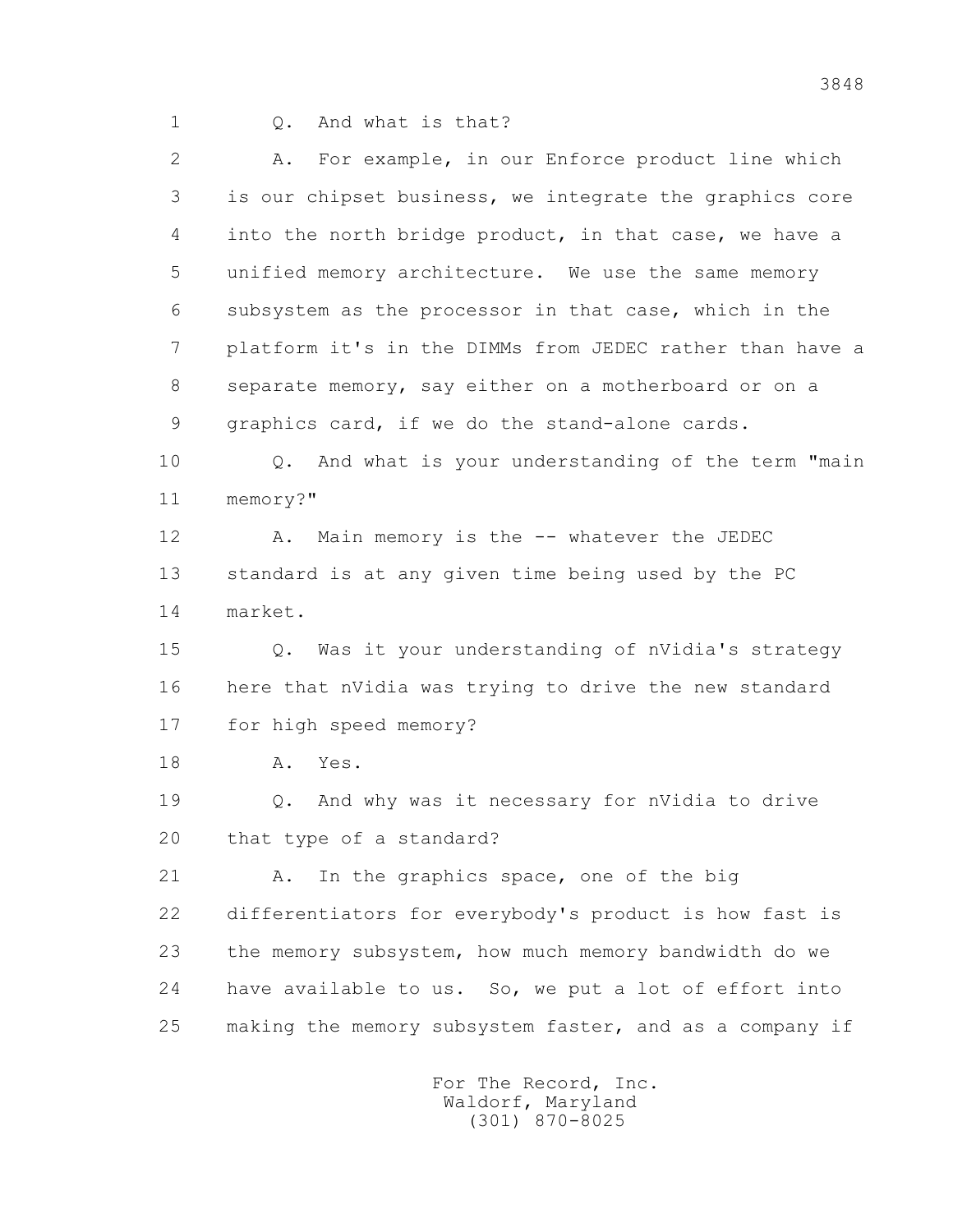Q. And what is that?

A. For example, in our Enforce product line which is our chipset business, we integrate the graphics core into the north bridge product, in that case, we have a unified memory architecture. We use the same memory subsystem as the processor in that case, which in the platform it's in the DIMMs from JEDEC rather than have a separate memory, say either on a motherboard or on a graphics card, if we do the stand-alone cards.

Q. And what is your understanding of the term "main memory?"

A. Main memory is the -- whatever the JEDEC standard is at any given time being used by the PC market.

Q. Was it your understanding of nVidia's strategy here that nVidia was trying to drive the new standard for high speed memory?

A. Yes.

Q. And why was it necessary for nVidia to drive that type of a standard?

A. In the graphics space, one of the big differentiators for everybody's product is how fast is the memory subsystem, how much memory bandwidth do we have available to us. So, we put a lot of effort into making the memory subsystem faster, and as a company if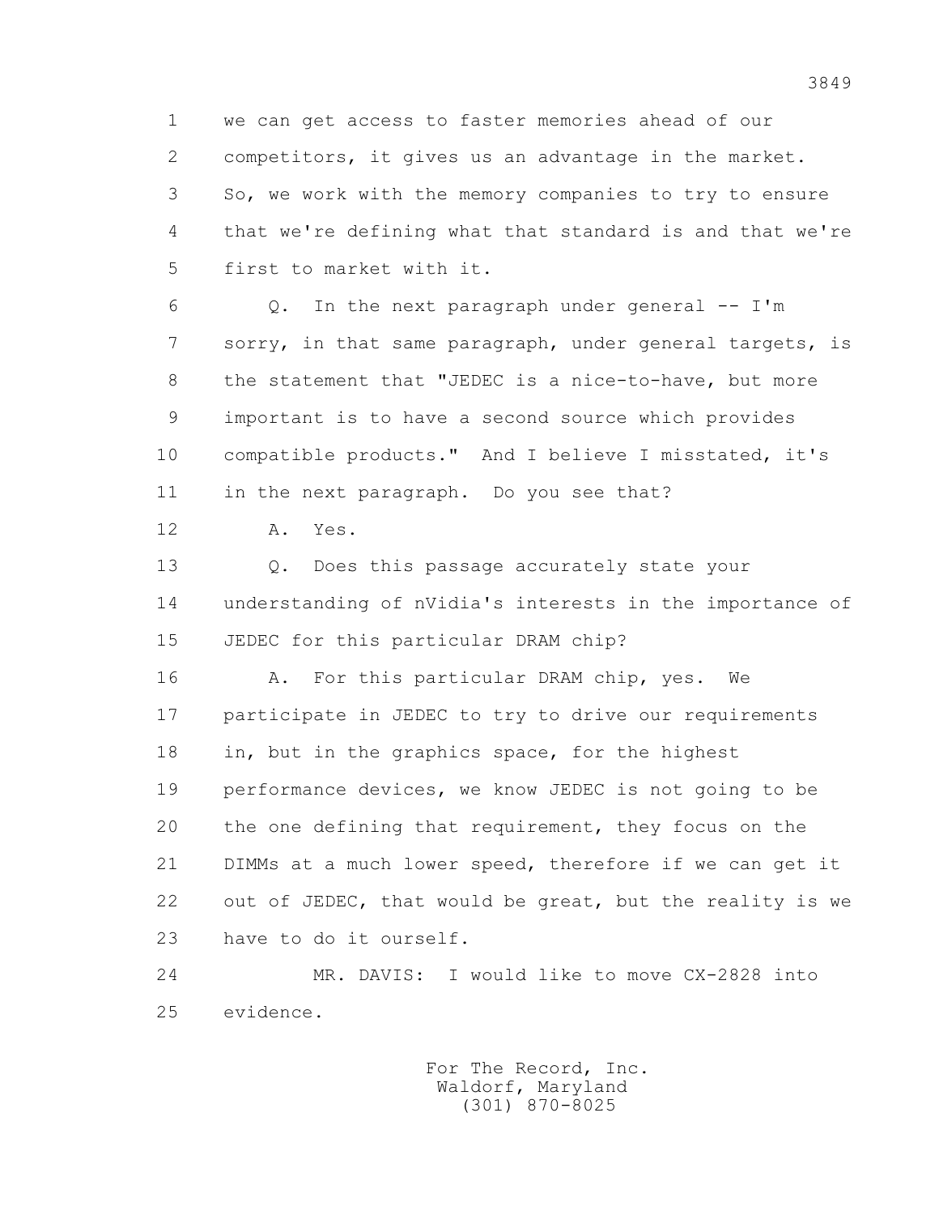1 we can get access to faster memories ahead of our
2 competitors, it gives us an advantage in the market.
3 So, we work with the memory companies to try to ensure
4 that we're defining what that standard is and that we're
5 first to market with it.

6 Q. In the next paragraph under general -- I'm
7 sorry, in that same paragraph, under general targets, is
8 the statement that "JEDEC is a nice-to-have, but more
9 important is to have a second source which provides
10 compatible products." And I believe I misstated, it's
11 in the next paragraph. Do you see that?

12 A. Yes.

13 Q. Does this passage accurately state your
14 understanding of nVidia's interests in the importance of
15 JEDEC for this particular DRAM chip?

16 A. For this particular DRAM chip, yes. We
17 participate in JEDEC to try to drive our requirements
18 in, but in the graphics space, for the highest
19 performance devices, we know JEDEC is not going to be
20 the one defining that requirement, they focus on the
21 DIMMs at a much lower speed, therefore if we can get it
22 out of JEDEC, that would be great, but the reality is we
23 have to do it ourself.

24 MR. DAVIS: I would like to move CX-2828 into
25 evidence.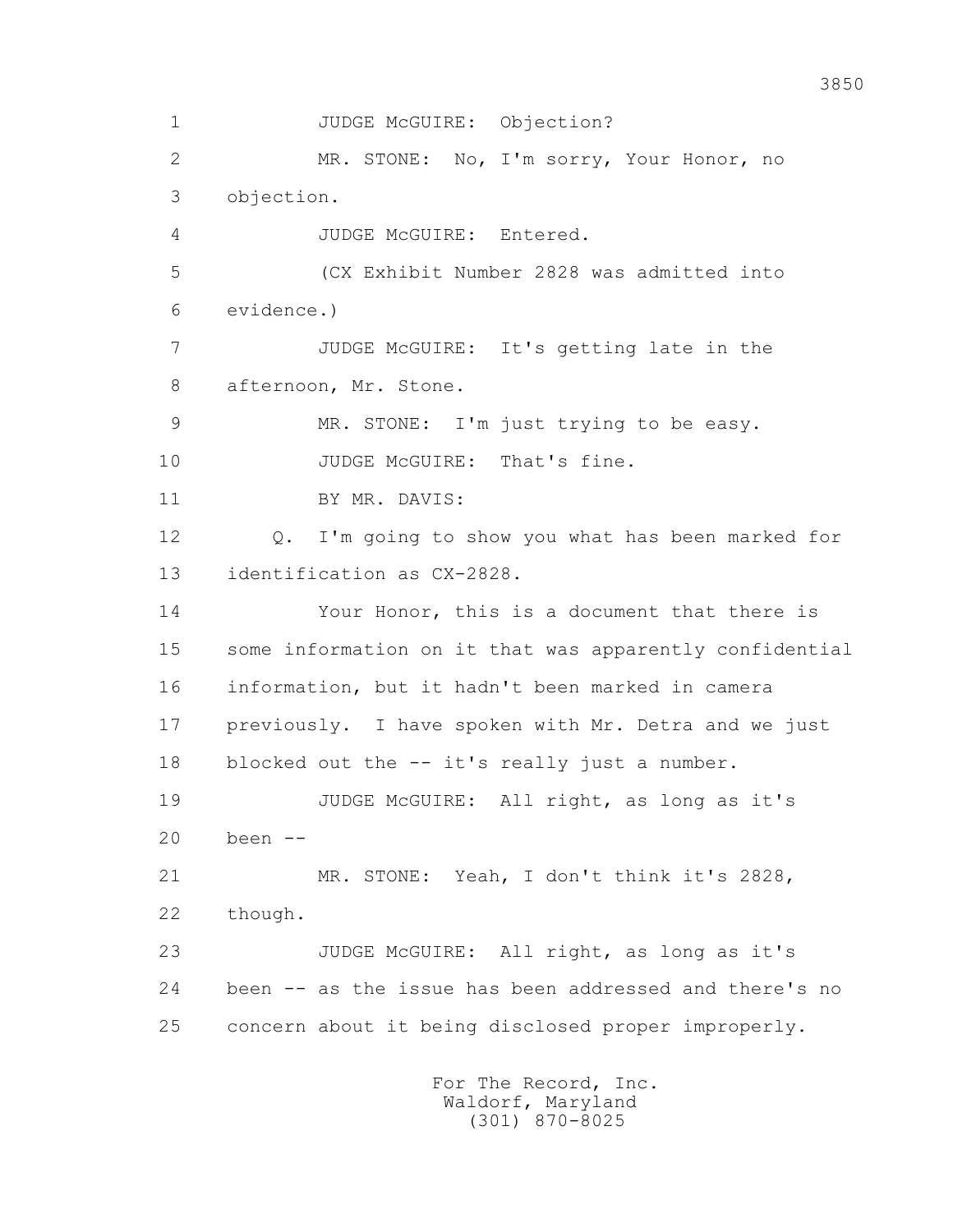1 JUDGE McGUIRE: Objection?

2 MR. STONE: No, I'm sorry, Your Honor, no

3 objection.

4 JUDGE McGUIRE: Entered.

5 (CX Exhibit Number 2828 was admitted into

6 evidence.)

7 JUDGE McGUIRE: It's getting late in the

8 afternoon, Mr. Stone.

9 MR. STONE: I'm just trying to be easy.

10 JUDGE McGUIRE: That's fine.

11 BY MR. DAVIS:

12 Q. I'm going to show you what has been marked for

13 identification as CX-2828.

14 Your Honor, this is a document that there is

15 some information on it that was apparently confidential

16 information, but it hadn't been marked in camera

17 previously. I have spoken with Mr. Detra and we just

18 blocked out the -- it's really just a number.

19 JUDGE McGUIRE: All right, as long as it's

20 been --

21 MR. STONE: Yeah, I don't think it's 2828,

22 though.

23 JUDGE McGUIRE: All right, as long as it's

24 been -- as the issue has been addressed and there's no

25 concern about it being disclosed proper improperly.

For The Record, Inc.
Waldorf, Maryland
(301) 870-8025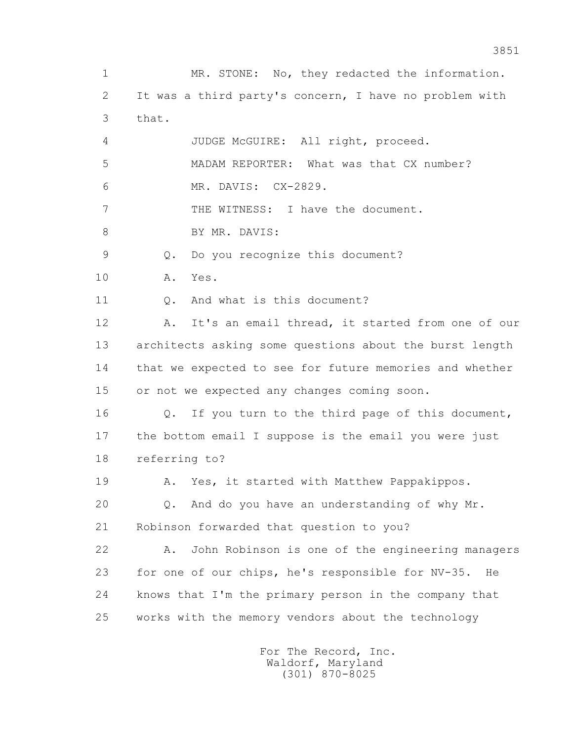MR. STONE: No, they redacted the information. It was a third party's concern, I have no problem with that.

JUDGE McGUIRE: All right, proceed.

MADAM REPORTER: What was that CX number?

MR. DAVIS: CX-2829.

THE WITNESS: I have the document.

BY MR. DAVIS:

Q. Do you recognize this document?

A. Yes.

Q. And what is this document?

A. It's an email thread, it started from one of our architects asking some questions about the burst length that we expected to see for future memories and whether or not we expected any changes coming soon.

Q. If you turn to the third page of this document, the bottom email I suppose is the email you were just referring to?

A. Yes, it started with Matthew Pappakippos.

Q. And do you have an understanding of why Mr. Robinson forwarded that question to you?

A. John Robinson is one of the engineering managers for one of our chips, he's responsible for NV-35. He knows that I'm the primary person in the company that works with the memory vendors about the technology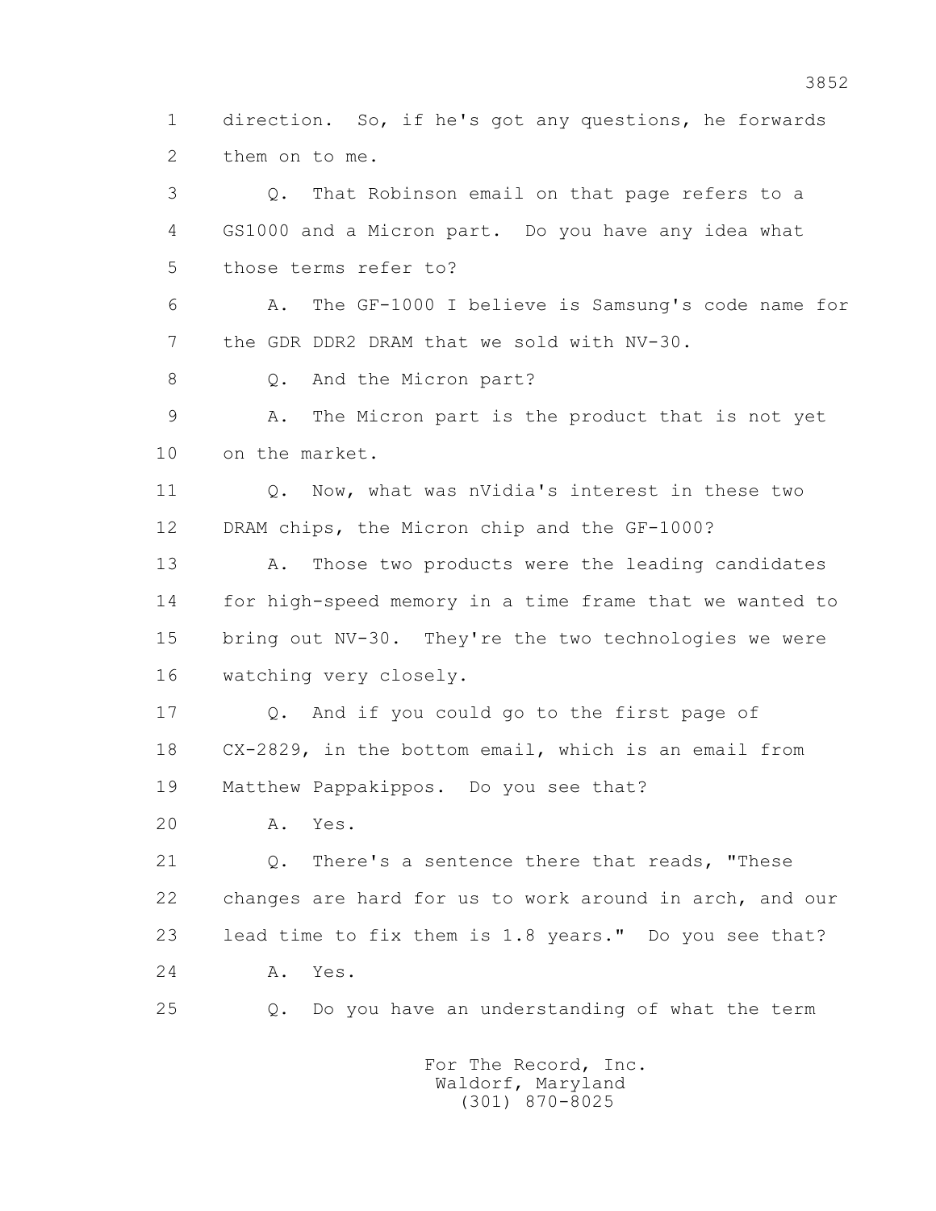1 direction. So, if he's got any questions, he forwards
2 them on to me.

3 Q. That Robinson email on that page refers to a
4 GS1000 and a Micron part. Do you have any idea what
5 those terms refer to?

6 A. The GF-1000 I believe is Samsung's code name for
7 the GDR DDR2 DRAM that we sold with NV-30.

8 Q. And the Micron part?

9 A. The Micron part is the product that is not yet
10 on the market.

11 Q. Now, what was nVidia's interest in these two
12 DRAM chips, the Micron chip and the GF-1000?

13 A. Those two products were the leading candidates
14 for high-speed memory in a time frame that we wanted to
15 bring out NV-30. They're the two technologies we were
16 watching very closely.

17 Q. And if you could go to the first page of
18 CX-2829, in the bottom email, which is an email from
19 Matthew Pappakippos. Do you see that?

20 A. Yes.

21 Q. There's a sentence there that reads, "These
22 changes are hard for us to work around in arch, and our
23 lead time to fix them is 1.8 years." Do you see that?

24 A. Yes.

25 Q. Do you have an understanding of what the term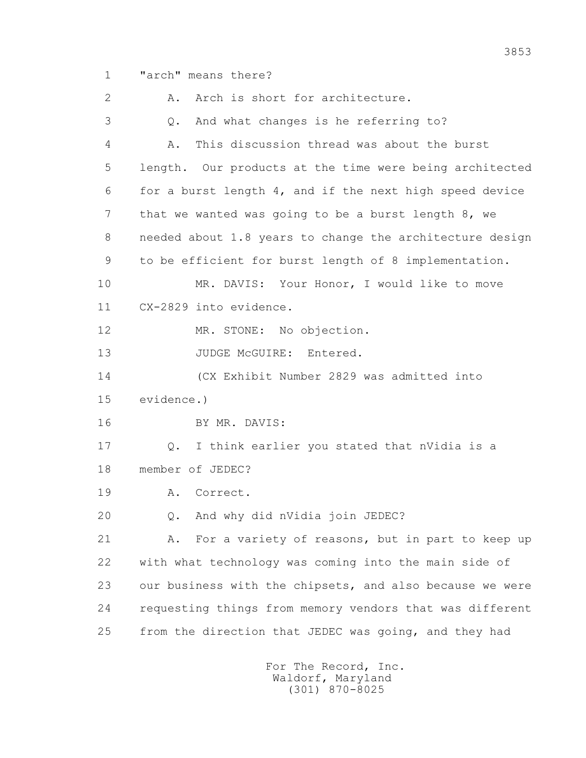1 "arch" means there?

2 A. Arch is short for architecture.

3 Q. And what changes is he referring to?

4 A. This discussion thread was about the burst

5 length. Our products at the time were being architected

6 for a burst length 4, and if the next high speed device

7 that we wanted was going to be a burst length 8, we

8 needed about 1.8 years to change the architecture design

9 to be efficient for burst length of 8 implementation.

10 MR. DAVIS: Your Honor, I would like to move

11 CX-2829 into evidence.

12 MR. STONE: No objection.

13 JUDGE McGUIRE: Entered.

14 (CX Exhibit Number 2829 was admitted into

15 evidence.)

16 BY MR. DAVIS:

17 Q. I think earlier you stated that nVidia is a

18 member of JEDEC?

19 A. Correct.

20 Q. And why did nVidia join JEDEC?

21 A. For a variety of reasons, but in part to keep up

22 with what technology was coming into the main side of

23 our business with the chipsets, and also because we were

24 requesting things from memory vendors that was different

25 from the direction that JEDEC was going, and they had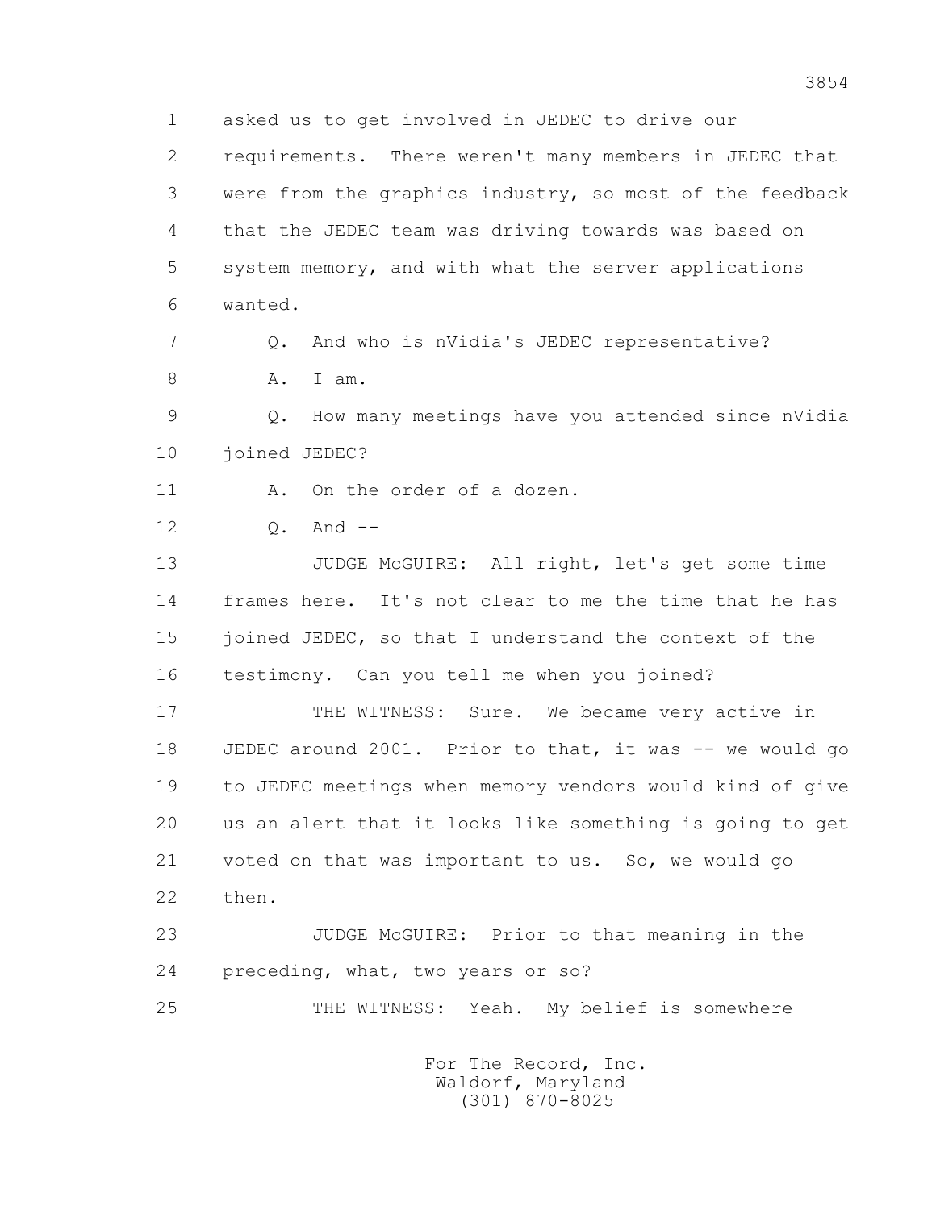1 asked us to get involved in JEDEC to drive our
2 requirements. There weren't many members in JEDEC that
3 were from the graphics industry, so most of the feedback
4 that the JEDEC team was driving towards was based on
5 system memory, and with what the server applications
6 wanted.

7 Q. And who is nVidia's JEDEC representative?

8 A. I am.

9 Q. How many meetings have you attended since nVidia
10 joined JEDEC?

11 A. On the order of a dozen.

12 Q. And --

13 JUDGE McGUIRE: All right, let's get some time
14 frames here. It's not clear to me the time that he has
15 joined JEDEC, so that I understand the context of the
16 testimony. Can you tell me when you joined?

17 THE WITNESS: Sure. We became very active in
18 JEDEC around 2001. Prior to that, it was -- we would go
19 to JEDEC meetings when memory vendors would kind of give
20 us an alert that it looks like something is going to get
21 voted on that was important to us. So, we would go
22 then.

23 JUDGE McGUIRE: Prior to that meaning in the
24 preceding, what, two years or so?

25 THE WITNESS: Yeah. My belief is somewhere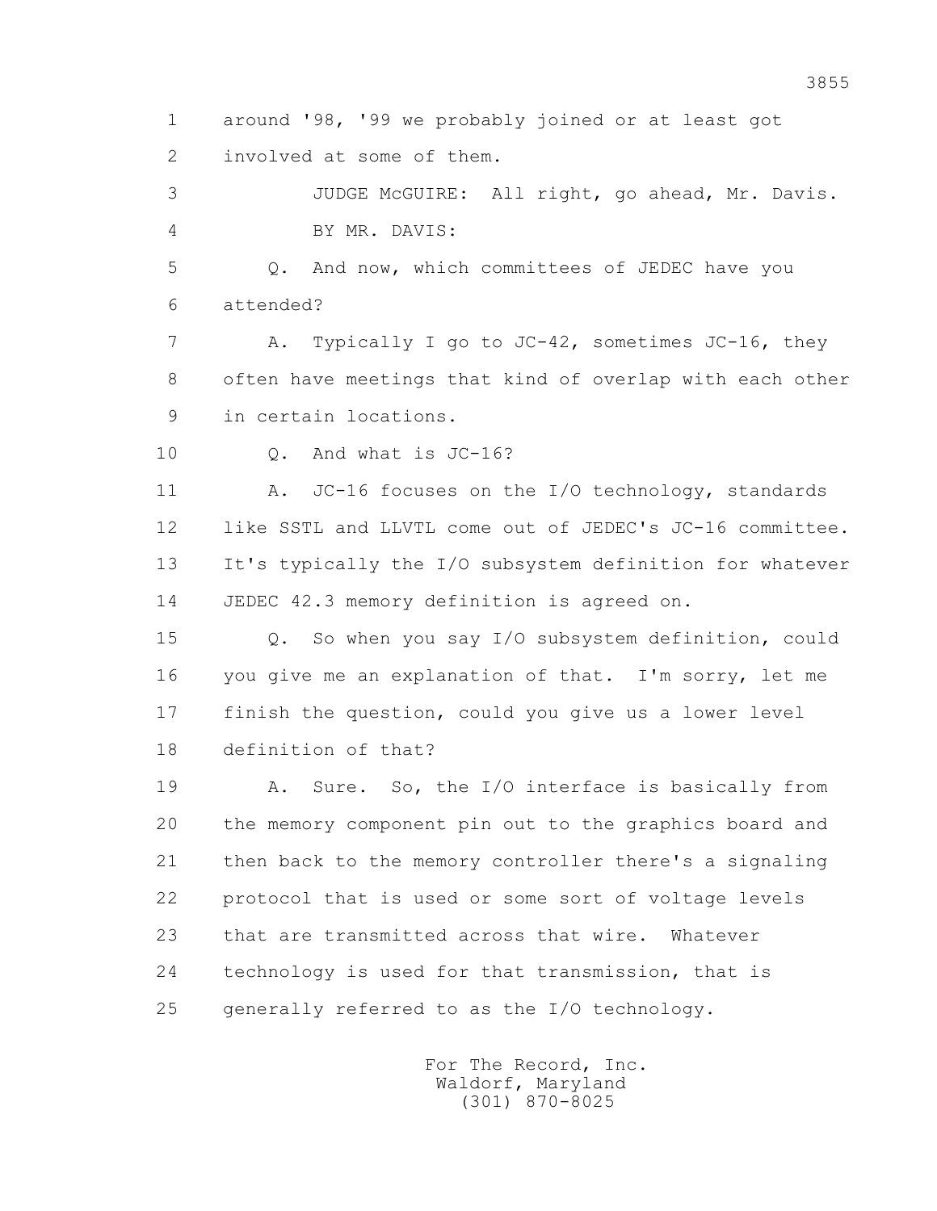1 around '98, '99 we probably joined or at least got
2 involved at some of them.

3 JUDGE McGUIRE: All right, go ahead, Mr. Davis.

4 BY MR. DAVIS:

5 Q. And now, which committees of JEDEC have you
6 attended?

7 A. Typically I go to JC-42, sometimes JC-16, they
8 often have meetings that kind of overlap with each other
9 in certain locations.

10 Q. And what is JC-16?

11 A. JC-16 focuses on the I/O technology, standards
12 like SSTL and LLVTL come out of JEDEC's JC-16 committee.
13 It's typically the I/O subsystem definition for whatever
14 JEDEC 42.3 memory definition is agreed on.

15 Q. So when you say I/O subsystem definition, could
16 you give me an explanation of that. I'm sorry, let me
17 finish the question, could you give us a lower level
18 definition of that?

19 A. Sure. So, the I/O interface is basically from
20 the memory component pin out to the graphics board and
21 then back to the memory controller there's a signaling
22 protocol that is used or some sort of voltage levels
23 that are transmitted across that wire. Whatever
24 technology is used for that transmission, that is
25 generally referred to as the I/O technology.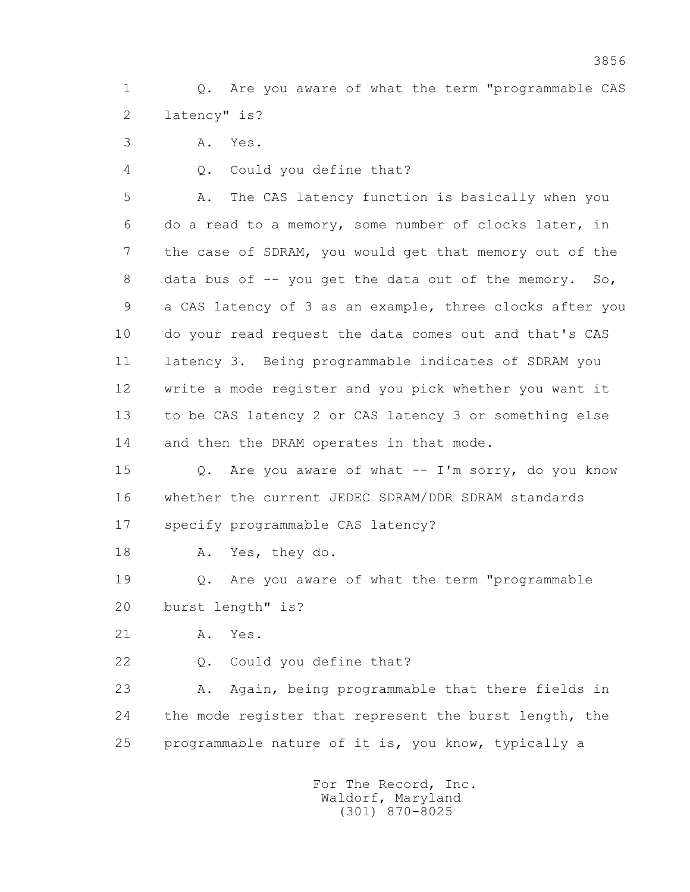Q. Are you aware of what the term "programmable CAS latency" is?

A. Yes.

Q. Could you define that?

A. The CAS latency function is basically when you do a read to a memory, some number of clocks later, in the case of SDRAM, you would get that memory out of the data bus of -- you get the data out of the memory. So, a CAS latency of 3 as an example, three clocks after you do your read request the data comes out and that's CAS latency 3. Being programmable indicates of SDRAM you write a mode register and you pick whether you want it to be CAS latency 2 or CAS latency 3 or something else and then the DRAM operates in that mode.

Q. Are you aware of what -- I'm sorry, do you know whether the current JEDEC SDRAM/DDR SDRAM standards specify programmable CAS latency?

A. Yes, they do.

Q. Are you aware of what the term "programmable burst length" is?

A. Yes.

Q. Could you define that?

A. Again, being programmable that there fields in the mode register that represent the burst length, the programmable nature of it is, you know, typically a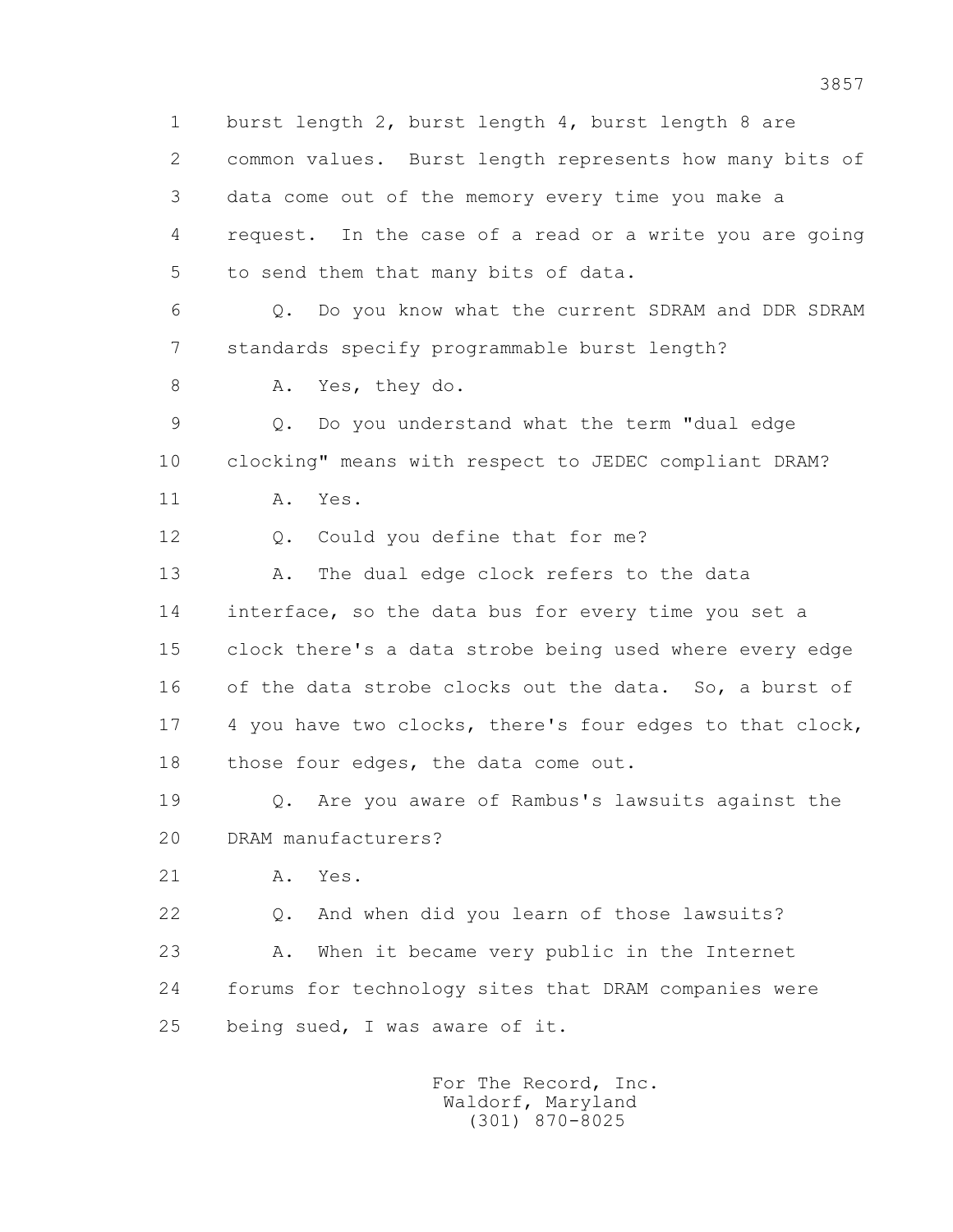1 burst length 2, burst length 4, burst length 8 are
2 common values. Burst length represents how many bits of
3 data come out of the memory every time you make a
4 request. In the case of a read or a write you are going
5 to send them that many bits of data.

6 Q. Do you know what the current SDRAM and DDR SDRAM
7 standards specify programmable burst length?

8 A. Yes, they do.

9 Q. Do you understand what the term "dual edge
10 clocking" means with respect to JEDEC compliant DRAM?

11 A. Yes.

12 Q. Could you define that for me?

13 A. The dual edge clock refers to the data
14 interface, so the data bus for every time you set a
15 clock there's a data strobe being used where every edge
16 of the data strobe clocks out the data. So, a burst of
17 4 you have two clocks, there's four edges to that clock,
18 those four edges, the data come out.

19 Q. Are you aware of Rambus's lawsuits against the
20 DRAM manufacturers?

21 A. Yes.

22 Q. And when did you learn of those lawsuits?

23 A. When it became very public in the Internet
24 forums for technology sites that DRAM companies were
25 being sued, I was aware of it.

For The Record, Inc.
Waldorf, Maryland
(301) 870-8025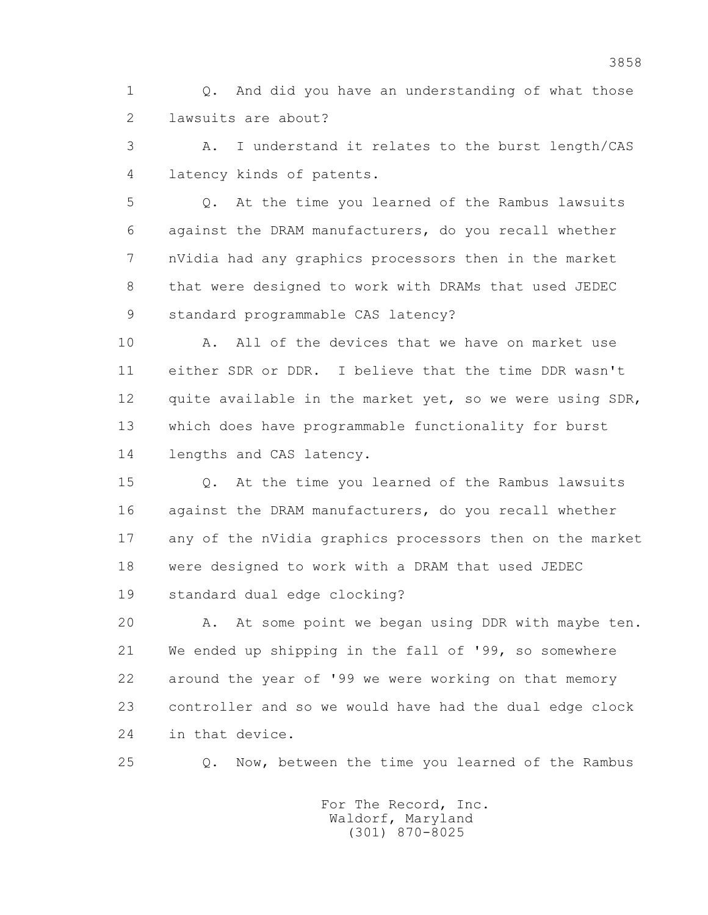1 Q. And did you have an understanding of what those
2 lawsuits are about?

3 A. I understand it relates to the burst length/CAS
4 latency kinds of patents.

5 Q. At the time you learned of the Rambus lawsuits
6 against the DRAM manufacturers, do you recall whether
7 nVidia had any graphics processors then in the market
8 that were designed to work with DRAMs that used JEDEC
9 standard programmable CAS latency?

10 A. All of the devices that we have on market use
11 either SDR or DDR. I believe that the time DDR wasn't
12 quite available in the market yet, so we were using SDR,
13 which does have programmable functionality for burst
14 lengths and CAS latency.

15 Q. At the time you learned of the Rambus lawsuits
16 against the DRAM manufacturers, do you recall whether
17 any of the nVidia graphics processors then on the market
18 were designed to work with a DRAM that used JEDEC
19 standard dual edge clocking?

20 A. At some point we began using DDR with maybe ten.
21 We ended up shipping in the fall of '99, so somewhere
22 around the year of '99 we were working on that memory
23 controller and so we would have had the dual edge clock
24 in that device.

25 Q. Now, between the time you learned of the Rambus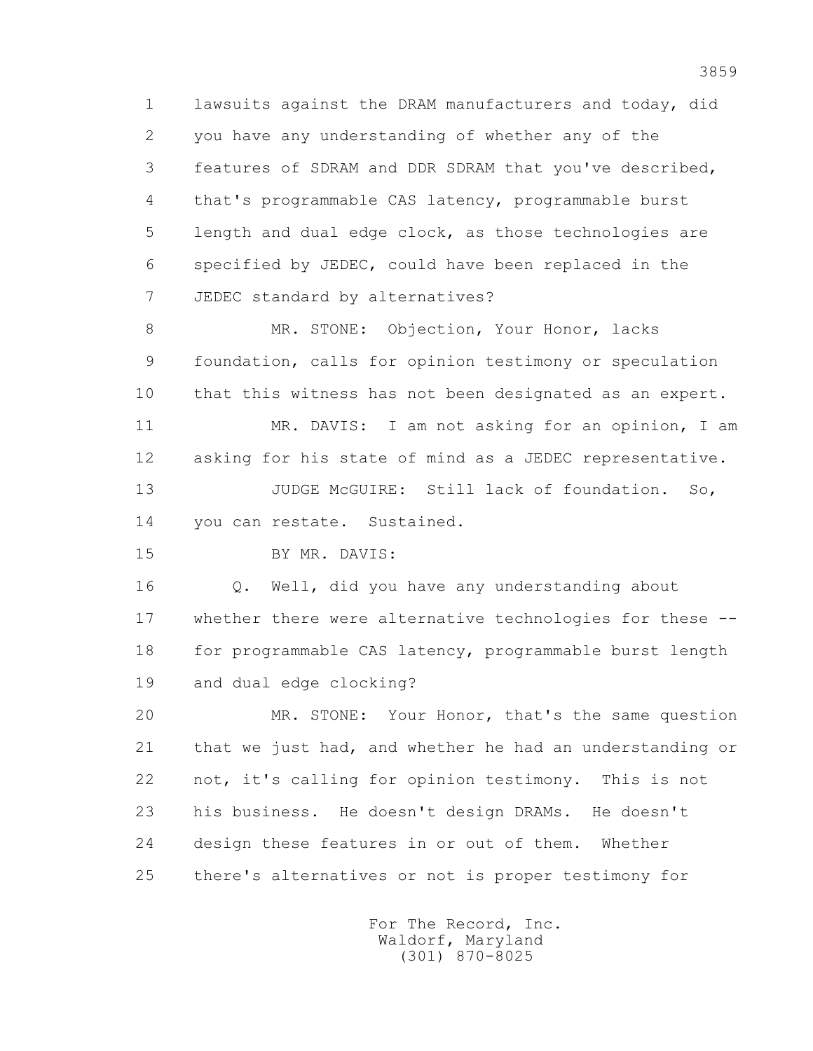1 lawsuits against the DRAM manufacturers and today, did
2 you have any understanding of whether any of the
3 features of SDRAM and DDR SDRAM that you've described,
4 that's programmable CAS latency, programmable burst
5 length and dual edge clock, as those technologies are
6 specified by JEDEC, could have been replaced in the
7 JEDEC standard by alternatives?

8 MR. STONE: Objection, Your Honor, lacks
9 foundation, calls for opinion testimony or speculation
10 that this witness has not been designated as an expert.

11 MR. DAVIS: I am not asking for an opinion, I am
12 asking for his state of mind as a JEDEC representative.

13 JUDGE McGUIRE: Still lack of foundation. So,
14 you can restate. Sustained.

15 BY MR. DAVIS:

16 Q. Well, did you have any understanding about
17 whether there were alternative technologies for these --
18 for programmable CAS latency, programmable burst length
19 and dual edge clocking?

20 MR. STONE: Your Honor, that's the same question
21 that we just had, and whether he had an understanding or
22 not, it's calling for opinion testimony. This is not
23 his business. He doesn't design DRAMs. He doesn't
24 design these features in or out of them. Whether
25 there's alternatives or not is proper testimony for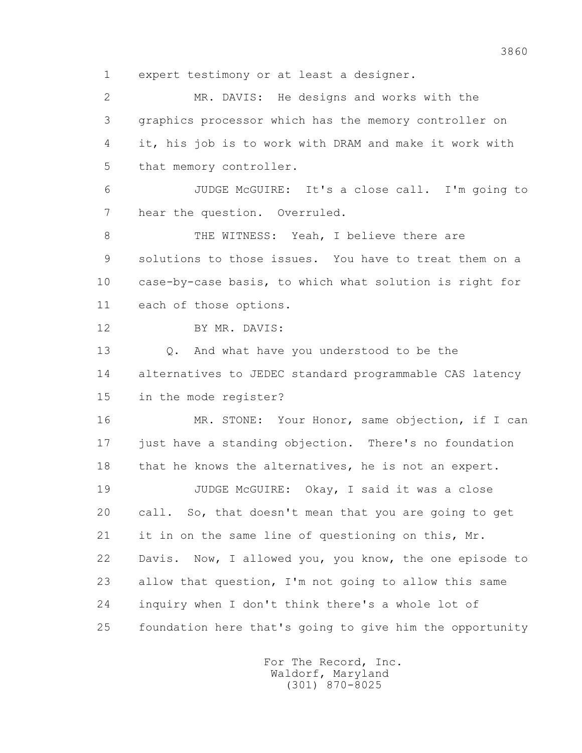1 expert testimony or at least a designer.

2 MR. DAVIS: He designs and works with the

3 graphics processor which has the memory controller on

4 it, his job is to work with DRAM and make it work with

5 that memory controller.

6 JUDGE McGUIRE: It's a close call. I'm going to

7 hear the question. Overruled.

8 THE WITNESS: Yeah, I believe there are

9 solutions to those issues. You have to treat them on a

10 case-by-case basis, to which what solution is right for

11 each of those options.

12 BY MR. DAVIS:

13 Q. And what have you understood to be the

14 alternatives to JEDEC standard programmable CAS latency

15 in the mode register?

16 MR. STONE: Your Honor, same objection, if I can

17 just have a standing objection. There's no foundation

18 that he knows the alternatives, he is not an expert.

19 JUDGE McGUIRE: Okay, I said it was a close

20 call. So, that doesn't mean that you are going to get

21 it in on the same line of questioning on this, Mr.

22 Davis. Now, I allowed you, you know, the one episode to

23 allow that question, I'm not going to allow this same

24 inquiry when I don't think there's a whole lot of

25 foundation here that's going to give him the opportunity

For The Record, Inc.
Waldorf, Maryland
(301) 870-8025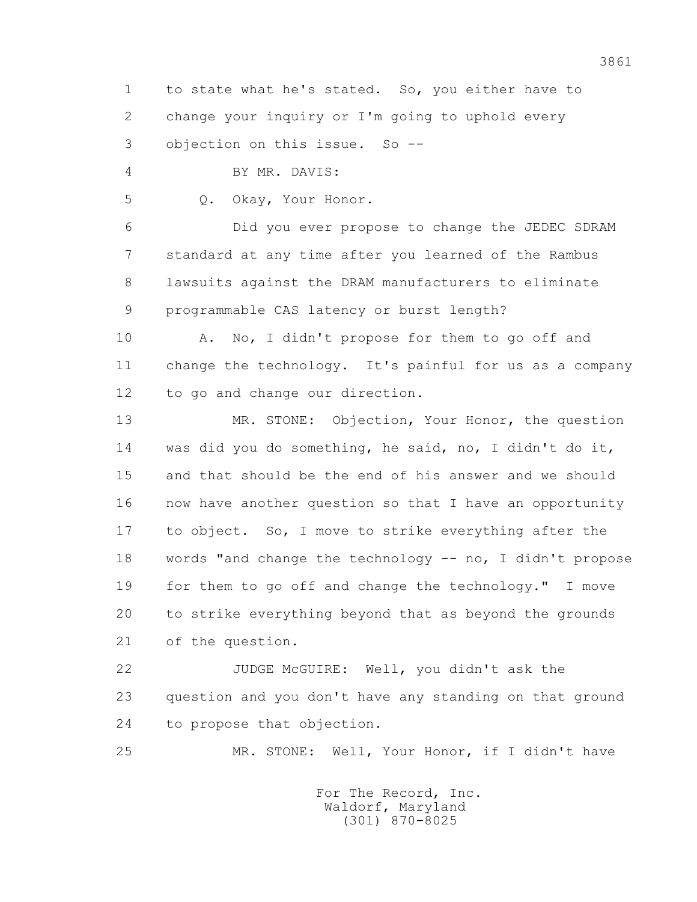1 to state what he's stated. So, you either have to
2 change your inquiry or I'm going to uphold every
3 objection on this issue. So --

4 BY MR. DAVIS:

5 Q. Okay, Your Honor.

6 Did you ever propose to change the JEDEC SDRAM
7 standard at any time after you learned of the Rambus
8 lawsuits against the DRAM manufacturers to eliminate
9 programmable CAS latency or burst length?

10 A. No, I didn't propose for them to go off and
11 change the technology. It's painful for us as a company
12 to go and change our direction.

13 MR. STONE: Objection, Your Honor, the question
14 was did you do something, he said, no, I didn't do it,
15 and that should be the end of his answer and we should
16 now have another question so that I have an opportunity
17 to object. So, I move to strike everything after the
18 words "and change the technology -- no, I didn't propose
19 for them to go off and change the technology." I move
20 to strike everything beyond that as beyond the grounds
21 of the question.

22 JUDGE McGUIRE: Well, you didn't ask the
23 question and you don't have any standing on that ground
24 to propose that objection.

25 MR. STONE: Well, Your Honor, if I didn't have

For The Record, Inc.
Waldorf, Maryland
(301) 870-8025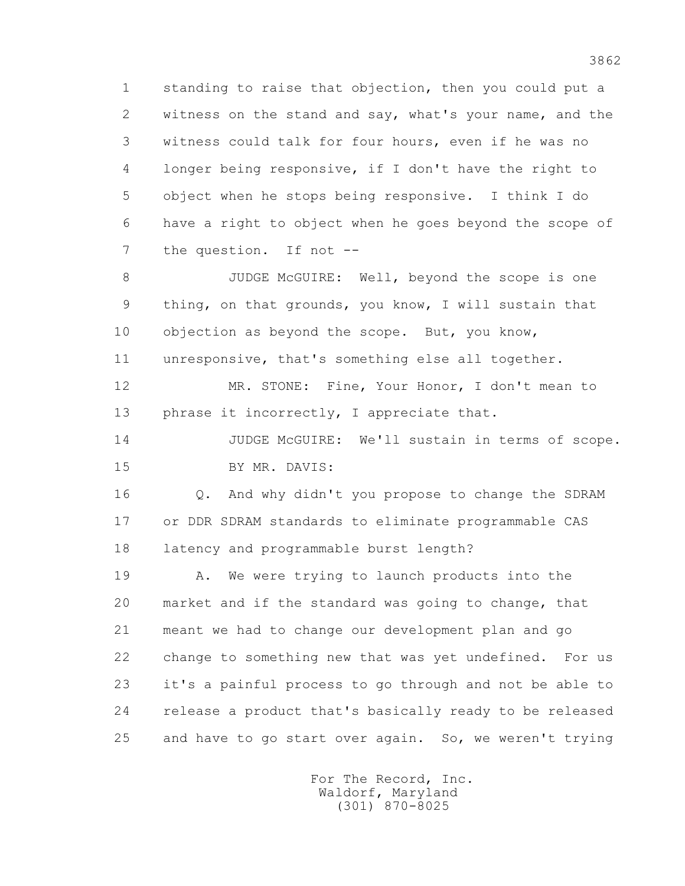1 standing to raise that objection, then you could put a
2 witness on the stand and say, what's your name, and the
3 witness could talk for four hours, even if he was no
4 longer being responsive, if I don't have the right to
5 object when he stops being responsive. I think I do
6 have a right to object when he goes beyond the scope of
7 the question. If not --

8 JUDGE McGUIRE: Well, beyond the scope is one
9 thing, on that grounds, you know, I will sustain that
10 objection as beyond the scope. But, you know,
11 unresponsive, that's something else all together.

12 MR. STONE: Fine, Your Honor, I don't mean to
13 phrase it incorrectly, I appreciate that.

14 JUDGE McGUIRE: We'll sustain in terms of scope.

15 BY MR. DAVIS:

16 Q. And why didn't you propose to change the SDRAM
17 or DDR SDRAM standards to eliminate programmable CAS
18 latency and programmable burst length?

19 A. We were trying to launch products into the
20 market and if the standard was going to change, that
21 meant we had to change our development plan and go
22 change to something new that was yet undefined. For us
23 it's a painful process to go through and not be able to
24 release a product that's basically ready to be released
25 and have to go start over again. So, we weren't trying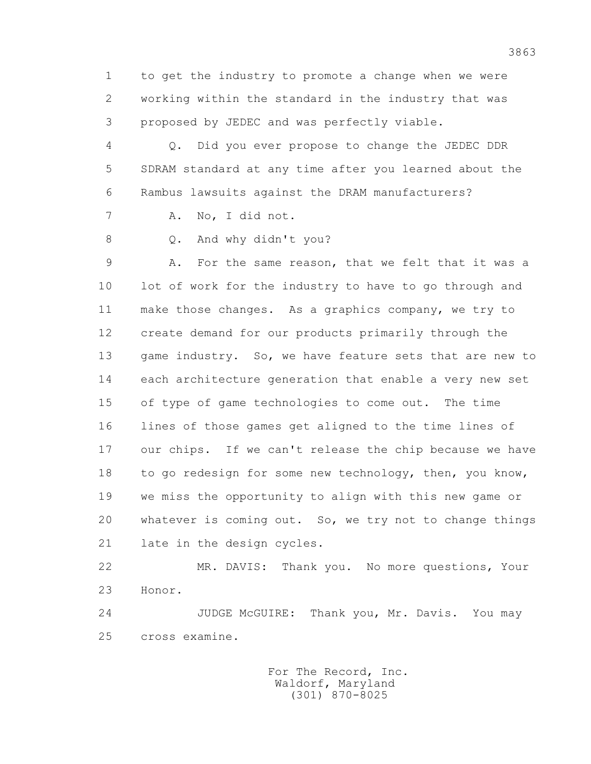1 to get the industry to promote a change when we were
2 working within the standard in the industry that was
3 proposed by JEDEC and was perfectly viable.

4 Q. Did you ever propose to change the JEDEC DDR
5 SDRAM standard at any time after you learned about the
6 Rambus lawsuits against the DRAM manufacturers?

7 A. No, I did not.

8 Q. And why didn't you?

9 A. For the same reason, that we felt that it was a
10 lot of work for the industry to have to go through and
11 make those changes. As a graphics company, we try to
12 create demand for our products primarily through the
13 game industry. So, we have feature sets that are new to
14 each architecture generation that enable a very new set
15 of type of game technologies to come out. The time
16 lines of those games get aligned to the time lines of
17 our chips. If we can't release the chip because we have
18 to go redesign for some new technology, then, you know,
19 we miss the opportunity to align with this new game or
20 whatever is coming out. So, we try not to change things
21 late in the design cycles.

22 MR. DAVIS: Thank you. No more questions, Your
23 Honor.

24 JUDGE McGUIRE: Thank you, Mr. Davis. You may
25 cross examine.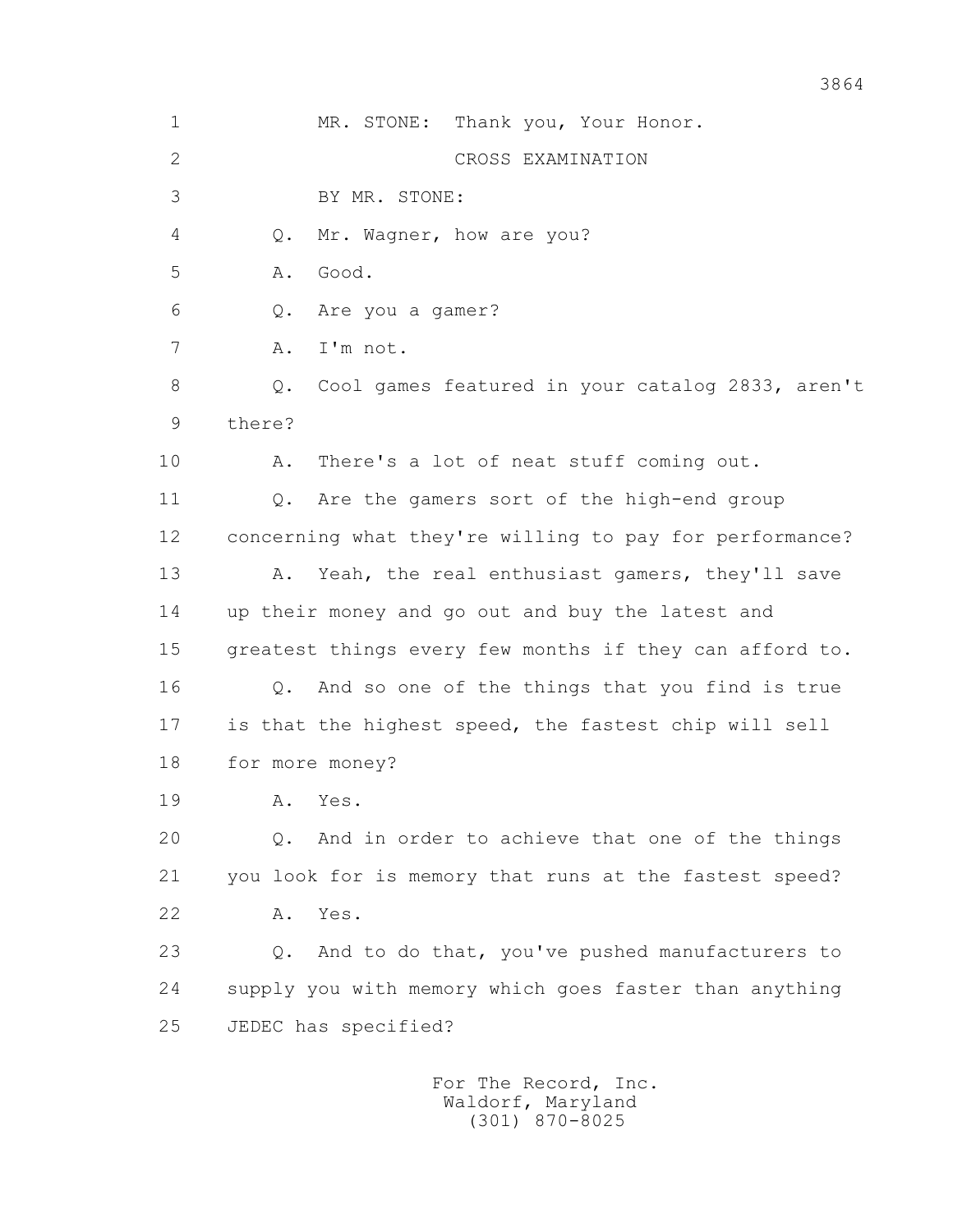MR. STONE: Thank you, Your Honor.

CROSS EXAMINATION

BY MR. STONE:

Q. Mr. Wagner, how are you?

A. Good.

Q. Are you a gamer?

A. I'm not.

Q. Cool games featured in your catalog 2833, aren't there?

A. There's a lot of neat stuff coming out.

Q. Are the gamers sort of the high-end group concerning what they're willing to pay for performance?

A. Yeah, the real enthusiast gamers, they'll save up their money and go out and buy the latest and greatest things every few months if they can afford to.

Q. And so one of the things that you find is true is that the highest speed, the fastest chip will sell for more money?

A. Yes.

Q. And in order to achieve that one of the things you look for is memory that runs at the fastest speed?

A. Yes.

Q. And to do that, you've pushed manufacturers to supply you with memory which goes faster than anything JEDEC has specified?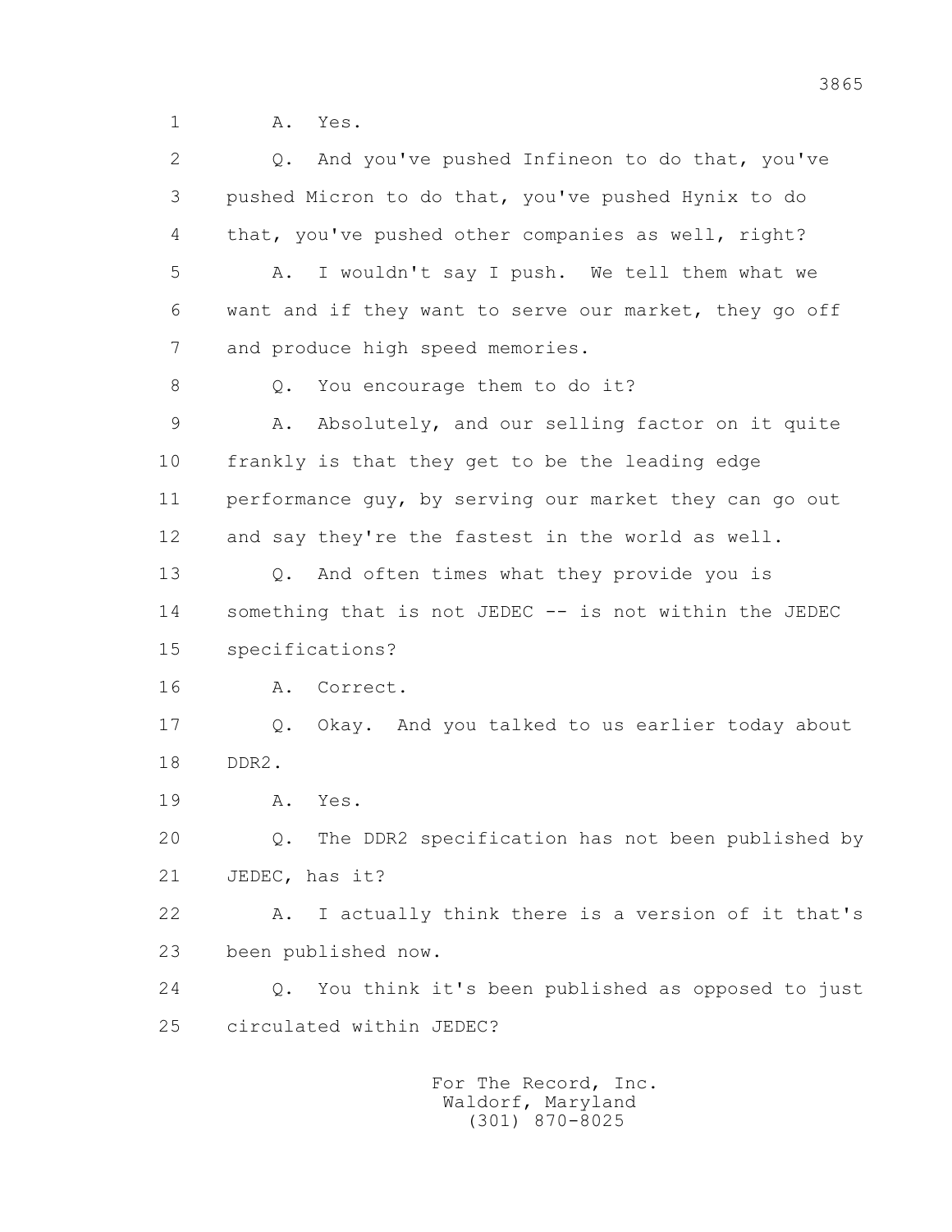1 A. Yes.

2 Q. And you've pushed Infineon to do that, you've

3 pushed Micron to do that, you've pushed Hynix to do

4 that, you've pushed other companies as well, right?

5 A. I wouldn't say I push. We tell them what we

6 want and if they want to serve our market, they go off

7 and produce high speed memories.

8 Q. You encourage them to do it?

9 A. Absolutely, and our selling factor on it quite

10 frankly is that they get to be the leading edge

11 performance guy, by serving our market they can go out

12 and say they're the fastest in the world as well.

13 Q. And often times what they provide you is

14 something that is not JEDEC -- is not within the JEDEC

15 specifications?

16 A. Correct.

17 Q. Okay. And you talked to us earlier today about

18 DDR2.

19 A. Yes.

20 Q. The DDR2 specification has not been published by

21 JEDEC, has it?

22 A. I actually think there is a version of it that's

23 been published now.

24 Q. You think it's been published as opposed to just

25 circulated within JEDEC?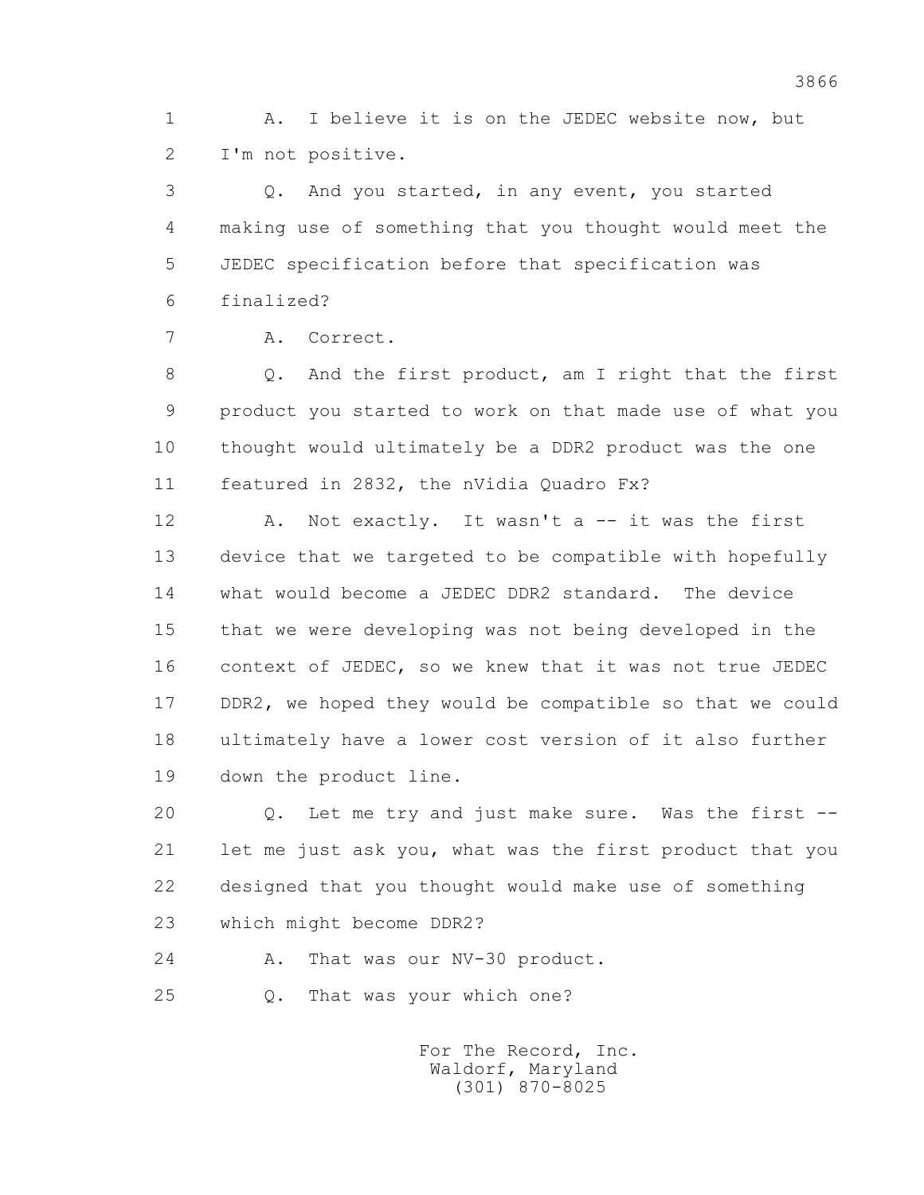1 A. I believe it is on the JEDEC website now, but
2 I'm not positive.

3 Q. And you started, in any event, you started
4 making use of something that you thought would meet the
5 JEDEC specification before that specification was
6 finalized?

7 A. Correct.

8 Q. And the first product, am I right that the first
9 product you started to work on that made use of what you
10 thought would ultimately be a DDR2 product was the one
11 featured in 2832, the nVidia Quadro Fx?

12 A. Not exactly. It wasn't a -- it was the first
13 device that we targeted to be compatible with hopefully
14 what would become a JEDEC DDR2 standard. The device
15 that we were developing was not being developed in the
16 context of JEDEC, so we knew that it was not true JEDEC
17 DDR2, we hoped they would be compatible so that we could
18 ultimately have a lower cost version of it also further
19 down the product line.

20 Q. Let me try and just make sure. Was the first --
21 let me just ask you, what was the first product that you
22 designed that you thought would make use of something
23 which might become DDR2?

24 A. That was our NV-30 product.

25 Q. That was your which one?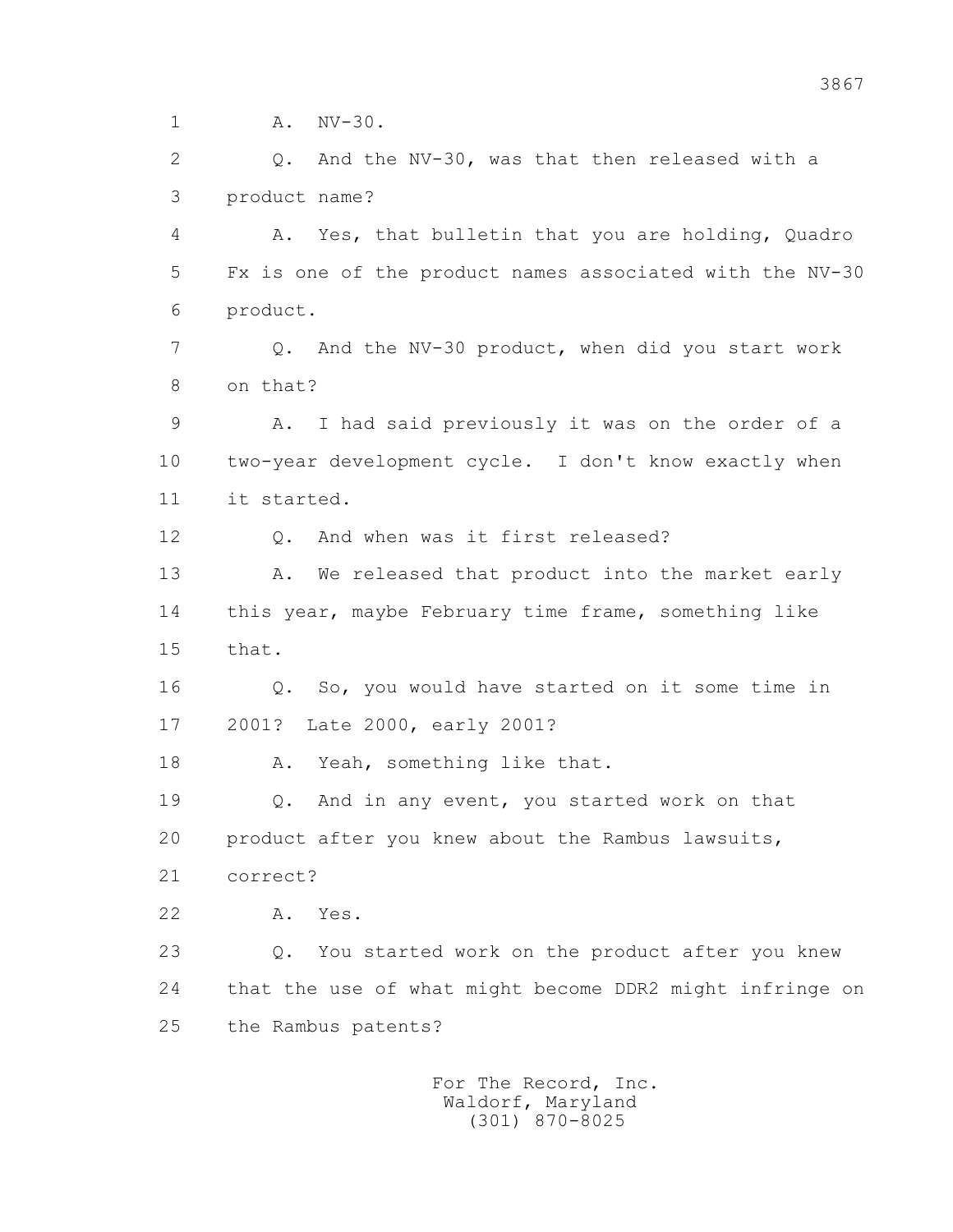1 A. NV-30.

2 Q. And the NV-30, was that then released with a

3 product name?

4 A. Yes, that bulletin that you are holding, Quadro

5 Fx is one of the product names associated with the NV-30

6 product.

7 Q. And the NV-30 product, when did you start work

8 on that?

9 A. I had said previously it was on the order of a

10 two-year development cycle. I don't know exactly when

11 it started.

12 Q. And when was it first released?

13 A. We released that product into the market early

14 this year, maybe February time frame, something like

15 that.

16 Q. So, you would have started on it some time in

17 2001? Late 2000, early 2001?

18 A. Yeah, something like that.

19 Q. And in any event, you started work on that

20 product after you knew about the Rambus lawsuits,

21 correct?

22 A. Yes.

23 Q. You started work on the product after you knew

24 that the use of what might become DDR2 might infringe on

25 the Rambus patents?

For The Record, Inc.
Waldorf, Maryland
(301) 870-8025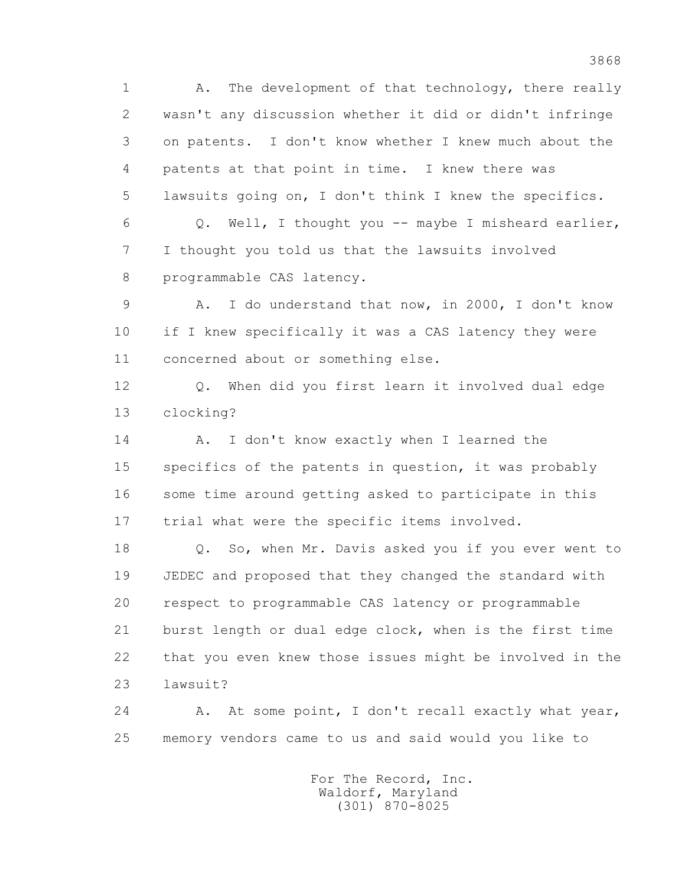1 A. The development of that technology, there really
2 wasn't any discussion whether it did or didn't infringe
3 on patents. I don't know whether I knew much about the
4 patents at that point in time. I knew there was
5 lawsuits going on, I don't think I knew the specifics.

6 Q. Well, I thought you -- maybe I misheard earlier,
7 I thought you told us that the lawsuits involved
8 programmable CAS latency.

9 A. I do understand that now, in 2000, I don't know
10 if I knew specifically it was a CAS latency they were
11 concerned about or something else.

12 Q. When did you first learn it involved dual edge
13 clocking?

14 A. I don't know exactly when I learned the
15 specifics of the patents in question, it was probably
16 some time around getting asked to participate in this
17 trial what were the specific items involved.

18 Q. So, when Mr. Davis asked you if you ever went to
19 JEDEC and proposed that they changed the standard with
20 respect to programmable CAS latency or programmable
21 burst length or dual edge clock, when is the first time
22 that you even knew those issues might be involved in the
23 lawsuit?

24 A. At some point, I don't recall exactly what year,
25 memory vendors came to us and said would you like to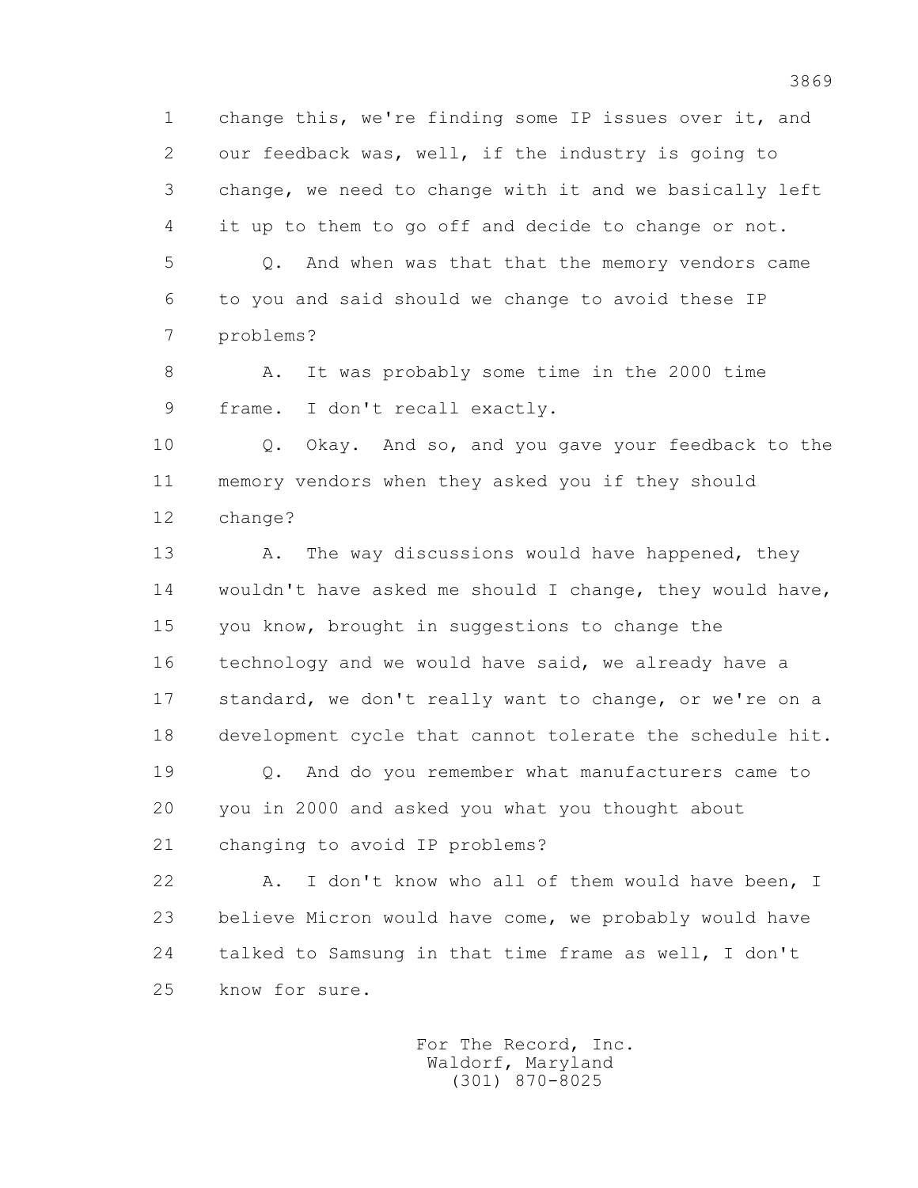1 change this, we're finding some IP issues over it, and
2 our feedback was, well, if the industry is going to
3 change, we need to change with it and we basically left
4 it up to them to go off and decide to change or not.

5 Q. And when was that that the memory vendors came
6 to you and said should we change to avoid these IP
7 problems?

8 A. It was probably some time in the 2000 time
9 frame. I don't recall exactly.

10 Q. Okay. And so, and you gave your feedback to the
11 memory vendors when they asked you if they should
12 change?

13 A. The way discussions would have happened, they
14 wouldn't have asked me should I change, they would have,
15 you know, brought in suggestions to change the
16 technology and we would have said, we already have a
17 standard, we don't really want to change, or we're on a
18 development cycle that cannot tolerate the schedule hit.

19 Q. And do you remember what manufacturers came to
20 you in 2000 and asked you what you thought about
21 changing to avoid IP problems?

22 A. I don't know who all of them would have been, I
23 believe Micron would have come, we probably would have
24 talked to Samsung in that time frame as well, I don't
25 know for sure.

For The Record, Inc.
Waldorf, Maryland
(301) 870-8025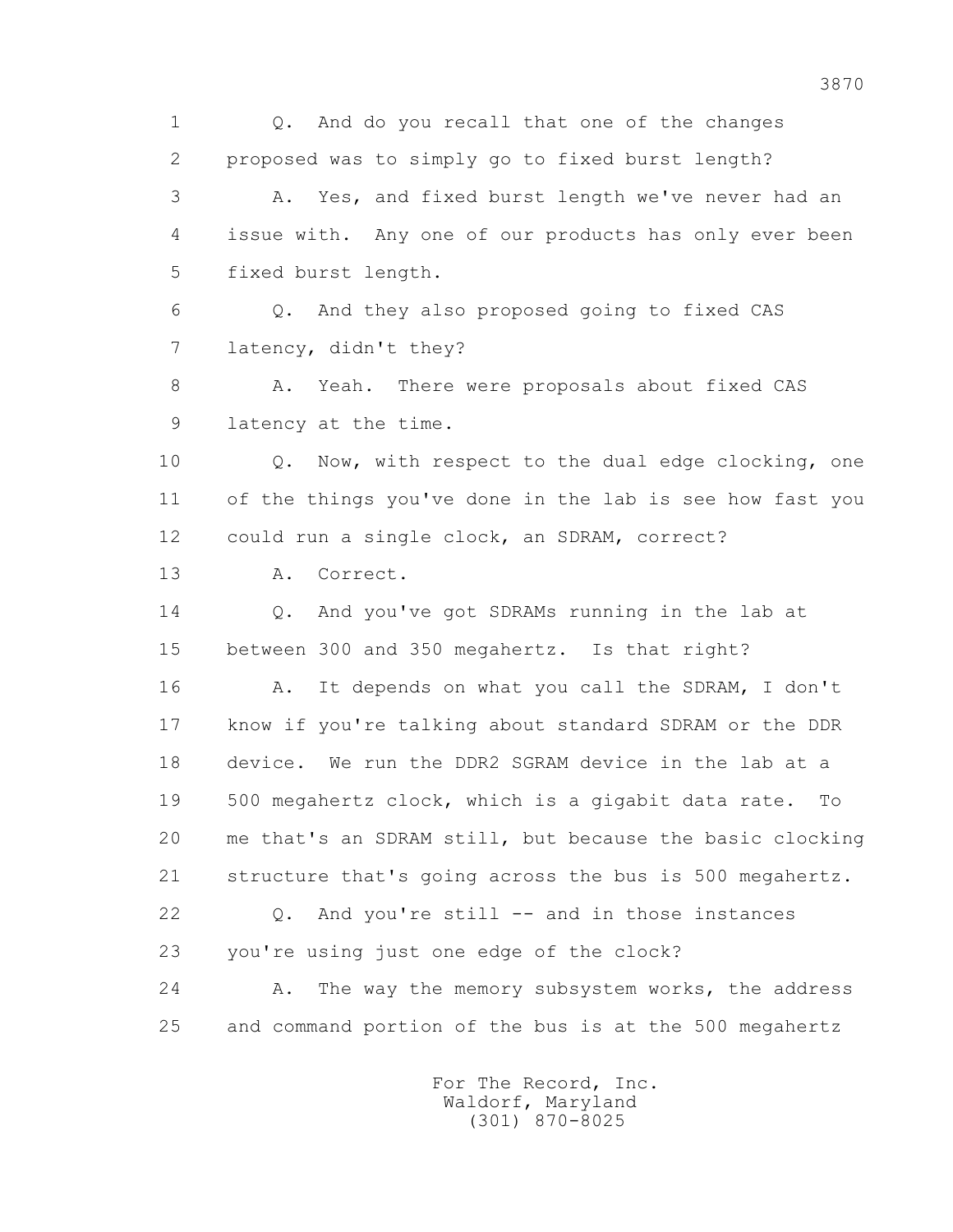1 Q. And do you recall that one of the changes
2 proposed was to simply go to fixed burst length?
3 A. Yes, and fixed burst length we've never had an
4 issue with. Any one of our products has only ever been
5 fixed burst length.
6 Q. And they also proposed going to fixed CAS
7 latency, didn't they?
8 A. Yeah. There were proposals about fixed CAS
9 latency at the time.
10 Q. Now, with respect to the dual edge clocking, one
11 of the things you've done in the lab is see how fast you
12 could run a single clock, an SDRAM, correct?
13 A. Correct.
14 Q. And you've got SDRAMs running in the lab at
15 between 300 and 350 megahertz. Is that right?
16 A. It depends on what you call the SDRAM, I don't
17 know if you're talking about standard SDRAM or the DDR
18 device. We run the DDR2 SGRAM device in the lab at a
19 500 megahertz clock, which is a gigabit data rate. To
20 me that's an SDRAM still, but because the basic clocking
21 structure that's going across the bus is 500 megahertz.
22 Q. And you're still -- and in those instances
23 you're using just one edge of the clock?
24 A. The way the memory subsystem works, the address
25 and command portion of the bus is at the 500 megahertz

For The Record, Inc.
Waldorf, Maryland
(301) 870-8025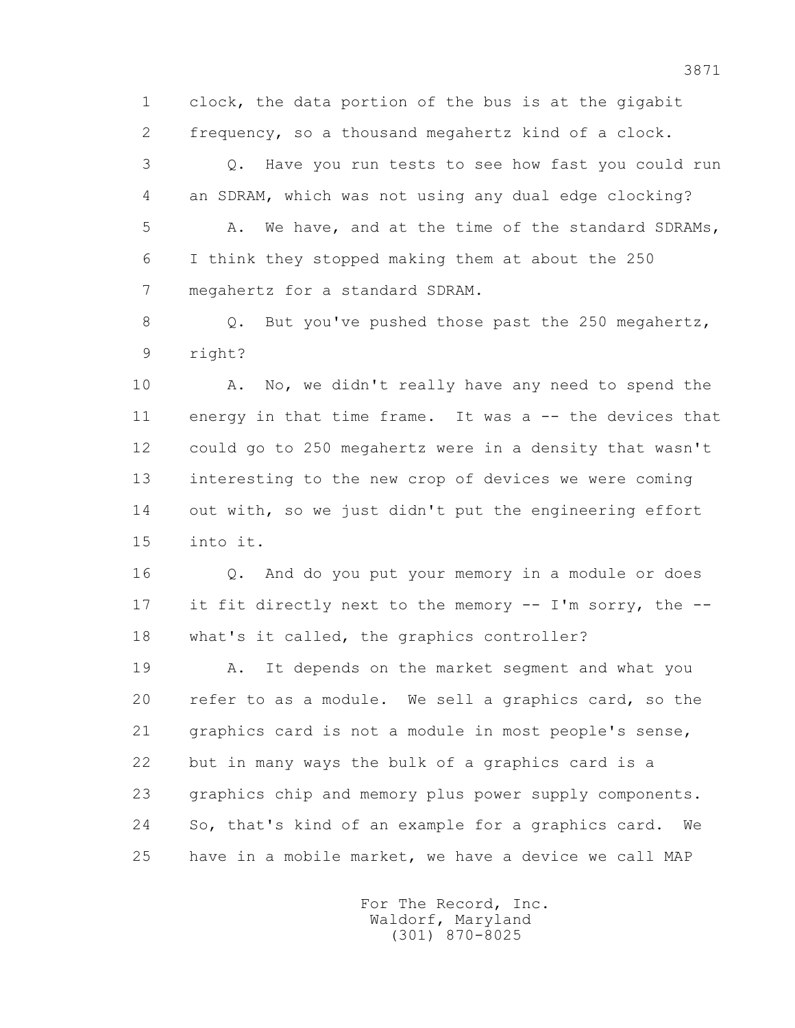1 clock, the data portion of the bus is at the gigabit
2 frequency, so a thousand megahertz kind of a clock.
3 Q. Have you run tests to see how fast you could run
4 an SDRAM, which was not using any dual edge clocking?
5 A. We have, and at the time of the standard SDRAMs,
6 I think they stopped making them at about the 250
7 megahertz for a standard SDRAM.
8 Q. But you've pushed those past the 250 megahertz,
9 right?
10 A. No, we didn't really have any need to spend the
11 energy in that time frame. It was a -- the devices that
12 could go to 250 megahertz were in a density that wasn't
13 interesting to the new crop of devices we were coming
14 out with, so we just didn't put the engineering effort
15 into it.
16 Q. And do you put your memory in a module or does
17 it fit directly next to the memory -- I'm sorry, the --
18 what's it called, the graphics controller?
19 A. It depends on the market segment and what you
20 refer to as a module. We sell a graphics card, so the
21 graphics card is not a module in most people's sense,
22 but in many ways the bulk of a graphics card is a
23 graphics chip and memory plus power supply components.
24 So, that's kind of an example for a graphics card. We
25 have in a mobile market, we have a device we call MAP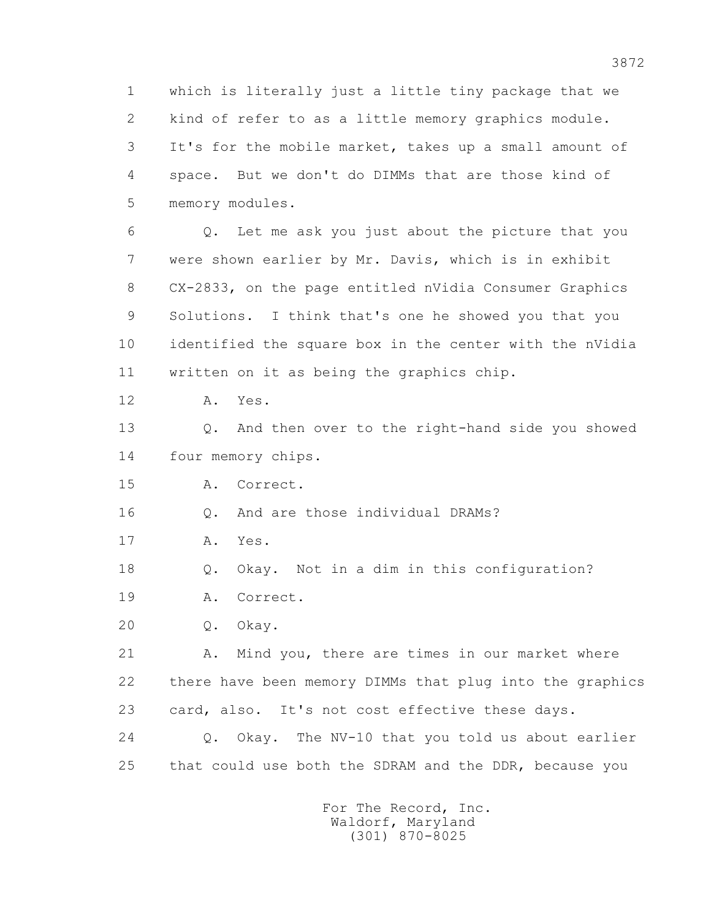1 which is literally just a little tiny package that we
2 kind of refer to as a little memory graphics module.
3 It's for the mobile market, takes up a small amount of
4 space. But we don't do DIMMs that are those kind of
5 memory modules.

6 Q. Let me ask you just about the picture that you
7 were shown earlier by Mr. Davis, which is in exhibit
8 CX-2833, on the page entitled nVidia Consumer Graphics
9 Solutions. I think that's one he showed you that you
10 identified the square box in the center with the nVidia
11 written on it as being the graphics chip.

12 A. Yes.

13 Q. And then over to the right-hand side you showed
14 four memory chips.

15 A. Correct.

16 Q. And are those individual DRAMs?

17 A. Yes.

18 Q. Okay. Not in a dim in this configuration?

19 A. Correct.

20 Q. Okay.

21 A. Mind you, there are times in our market where
22 there have been memory DIMMs that plug into the graphics
23 card, also. It's not cost effective these days.

24 Q. Okay. The NV-10 that you told us about earlier
25 that could use both the SDRAM and the DDR, because you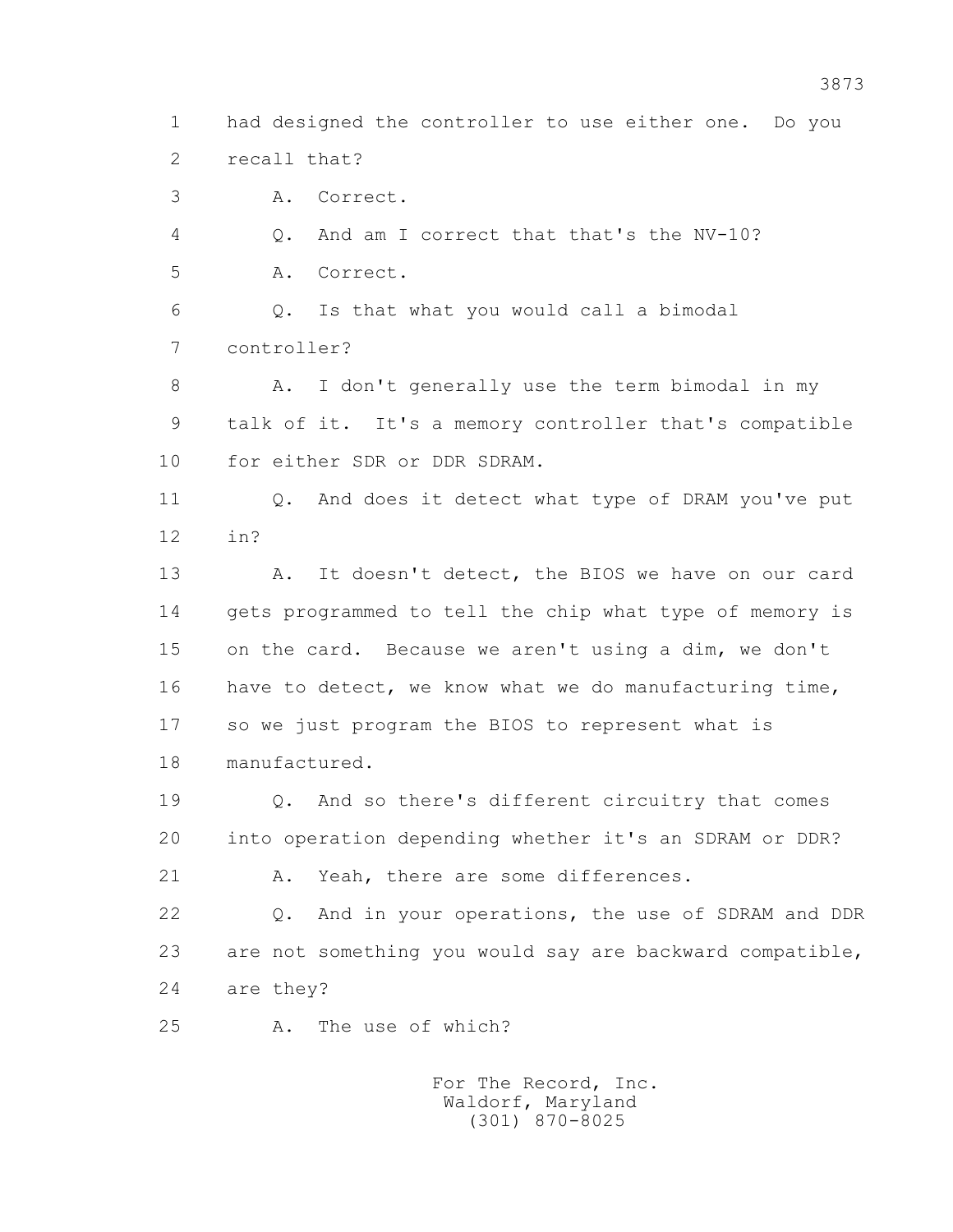1 had designed the controller to use either one. Do you
2 recall that?
3 A. Correct.
4 Q. And am I correct that that's the NV-10?
5 A. Correct.
6 Q. Is that what you would call a bimodal
7 controller?
8 A. I don't generally use the term bimodal in my
9 talk of it. It's a memory controller that's compatible
10 for either SDR or DDR SDRAM.
11 Q. And does it detect what type of DRAM you've put
12 in?
13 A. It doesn't detect, the BIOS we have on our card
14 gets programmed to tell the chip what type of memory is
15 on the card. Because we aren't using a dim, we don't
16 have to detect, we know what we do manufacturing time,
17 so we just program the BIOS to represent what is
18 manufactured.
19 Q. And so there's different circuitry that comes
20 into operation depending whether it's an SDRAM or DDR?
21 A. Yeah, there are some differences.
22 Q. And in your operations, the use of SDRAM and DDR
23 are not something you would say are backward compatible,
24 are they?
25 A. The use of which?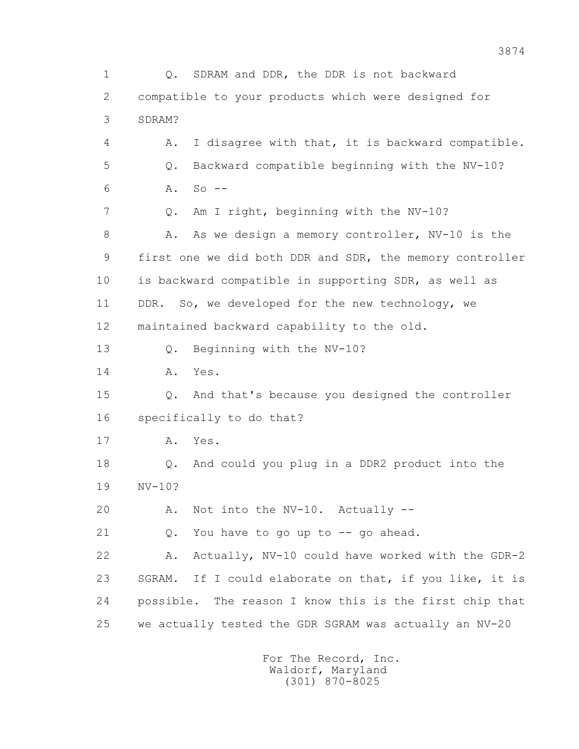1 Q. SDRAM and DDR, the DDR is not backward
2 compatible to your products which were designed for
3 SDRAM?
4 A. I disagree with that, it is backward compatible.
5 Q. Backward compatible beginning with the NV-10?
6 A. So --
7 Q. Am I right, beginning with the NV-10?
8 A. As we design a memory controller, NV-10 is the
9 first one we did both DDR and SDR, the memory controller
10 is backward compatible in supporting SDR, as well as
11 DDR. So, we developed for the new technology, we
12 maintained backward capability to the old.
13 Q. Beginning with the NV-10?
14 A. Yes.
15 Q. And that's because you designed the controller
16 specifically to do that?
17 A. Yes.
18 Q. And could you plug in a DDR2 product into the
19 NV-10?
20 A. Not into the NV-10. Actually --
21 Q. You have to go up to -- go ahead.
22 A. Actually, NV-10 could have worked with the GDR-2
23 SGRAM. If I could elaborate on that, if you like, it is
24 possible. The reason I know this is the first chip that
25 we actually tested the GDR SGRAM was actually an NV-20

For The Record, Inc.
Waldorf, Maryland
(301) 870-8025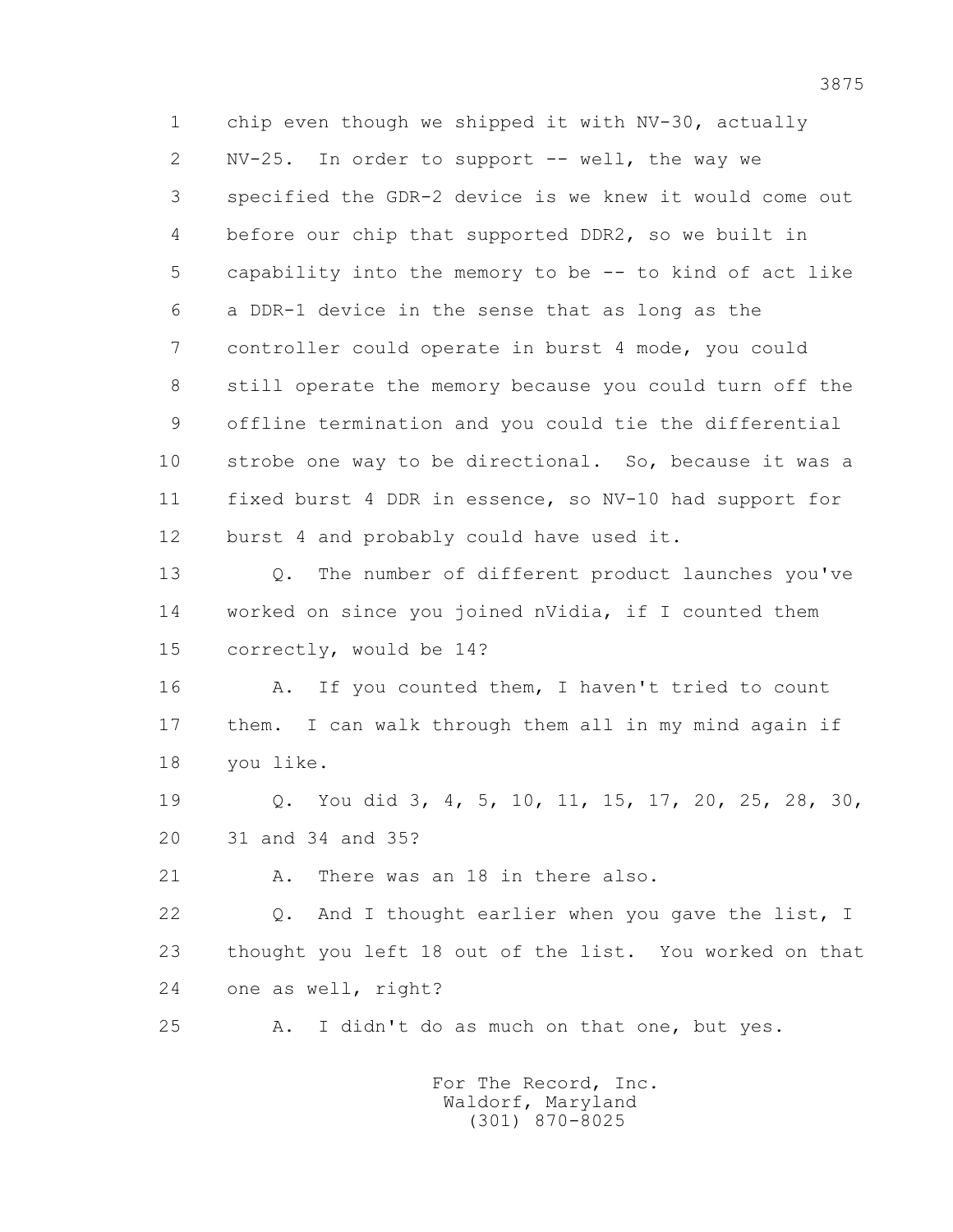1 chip even though we shipped it with NV-30, actually
2 NV-25. In order to support -- well, the way we
3 specified the GDR-2 device is we knew it would come out
4 before our chip that supported DDR2, so we built in
5 capability into the memory to be -- to kind of act like
6 a DDR-1 device in the sense that as long as the
7 controller could operate in burst 4 mode, you could
8 still operate the memory because you could turn off the
9 offline termination and you could tie the differential
10 strobe one way to be directional. So, because it was a
11 fixed burst 4 DDR in essence, so NV-10 had support for
12 burst 4 and probably could have used it.

13 Q. The number of different product launches you've
14 worked on since you joined nVidia, if I counted them
15 correctly, would be 14?

16 A. If you counted them, I haven't tried to count
17 them. I can walk through them all in my mind again if
18 you like.

19 Q. You did 3, 4, 5, 10, 11, 15, 17, 20, 25, 28, 30,
20 31 and 34 and 35?

21 A. There was an 18 in there also.

22 Q. And I thought earlier when you gave the list, I
23 thought you left 18 out of the list. You worked on that
24 one as well, right?

25 A. I didn't do as much on that one, but yes.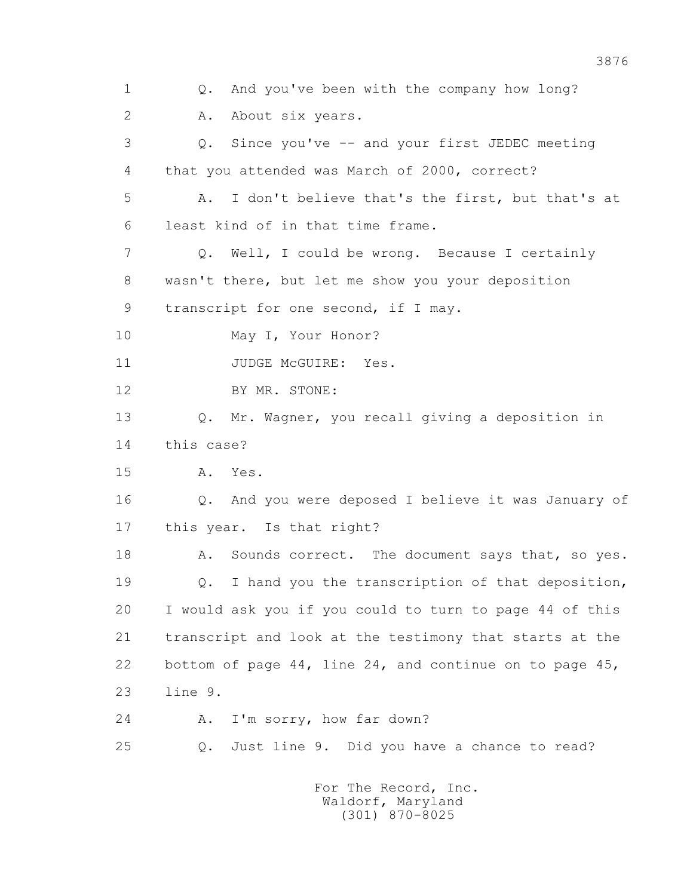1 Q. And you've been with the company how long?

2 A. About six years.

3 Q. Since you've -- and your first JEDEC meeting

4 that you attended was March of 2000, correct?

5 A. I don't believe that's the first, but that's at

6 least kind of in that time frame.

7 Q. Well, I could be wrong. Because I certainly

8 wasn't there, but let me show you your deposition

9 transcript for one second, if I may.

10 May I, Your Honor?

11 JUDGE McGUIRE: Yes.

12 BY MR. STONE:

13 Q. Mr. Wagner, you recall giving a deposition in

14 this case?

15 A. Yes.

16 Q. And you were deposed I believe it was January of

17 this year. Is that right?

18 A. Sounds correct. The document says that, so yes.

19 Q. I hand you the transcription of that deposition,

20 I would ask you if you could to turn to page 44 of this

21 transcript and look at the testimony that starts at the

22 bottom of page 44, line 24, and continue on to page 45,

23 line 9.

24 A. I'm sorry, how far down?

25 Q. Just line 9. Did you have a chance to read?

For The Record, Inc.
Waldorf, Maryland
(301) 870-8025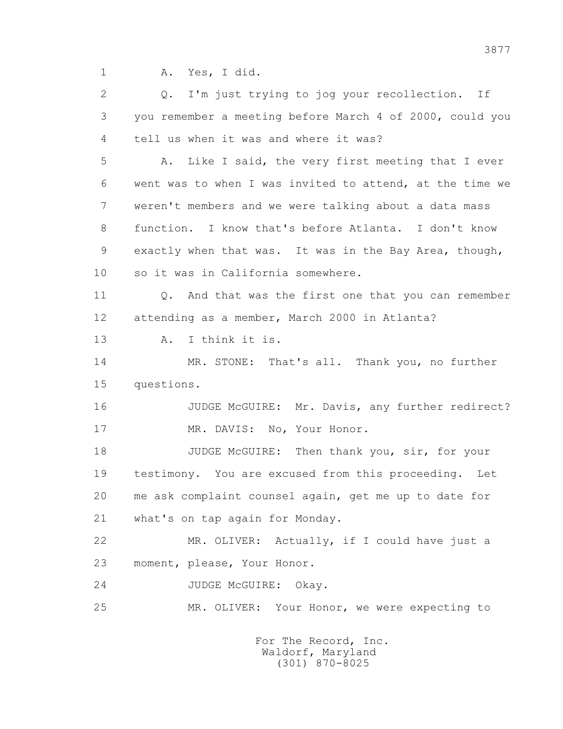1 A. Yes, I did.

2 Q. I'm just trying to jog your recollection. If

3 you remember a meeting before March 4 of 2000, could you

4 tell us when it was and where it was?

5 A. Like I said, the very first meeting that I ever

6 went was to when I was invited to attend, at the time we

7 weren't members and we were talking about a data mass

8 function. I know that's before Atlanta. I don't know

9 exactly when that was. It was in the Bay Area, though,

10 so it was in California somewhere.

11 Q. And that was the first one that you can remember

12 attending as a member, March 2000 in Atlanta?

13 A. I think it is.

14 MR. STONE: That's all. Thank you, no further

15 questions.

16 JUDGE McGUIRE: Mr. Davis, any further redirect?

17 MR. DAVIS: No, Your Honor.

18 JUDGE McGUIRE: Then thank you, sir, for your

19 testimony. You are excused from this proceeding. Let

20 me ask complaint counsel again, get me up to date for

21 what's on tap again for Monday.

22 MR. OLIVER: Actually, if I could have just a

23 moment, please, Your Honor.

24 JUDGE McGUIRE: Okay.

25 MR. OLIVER: Your Honor, we were expecting to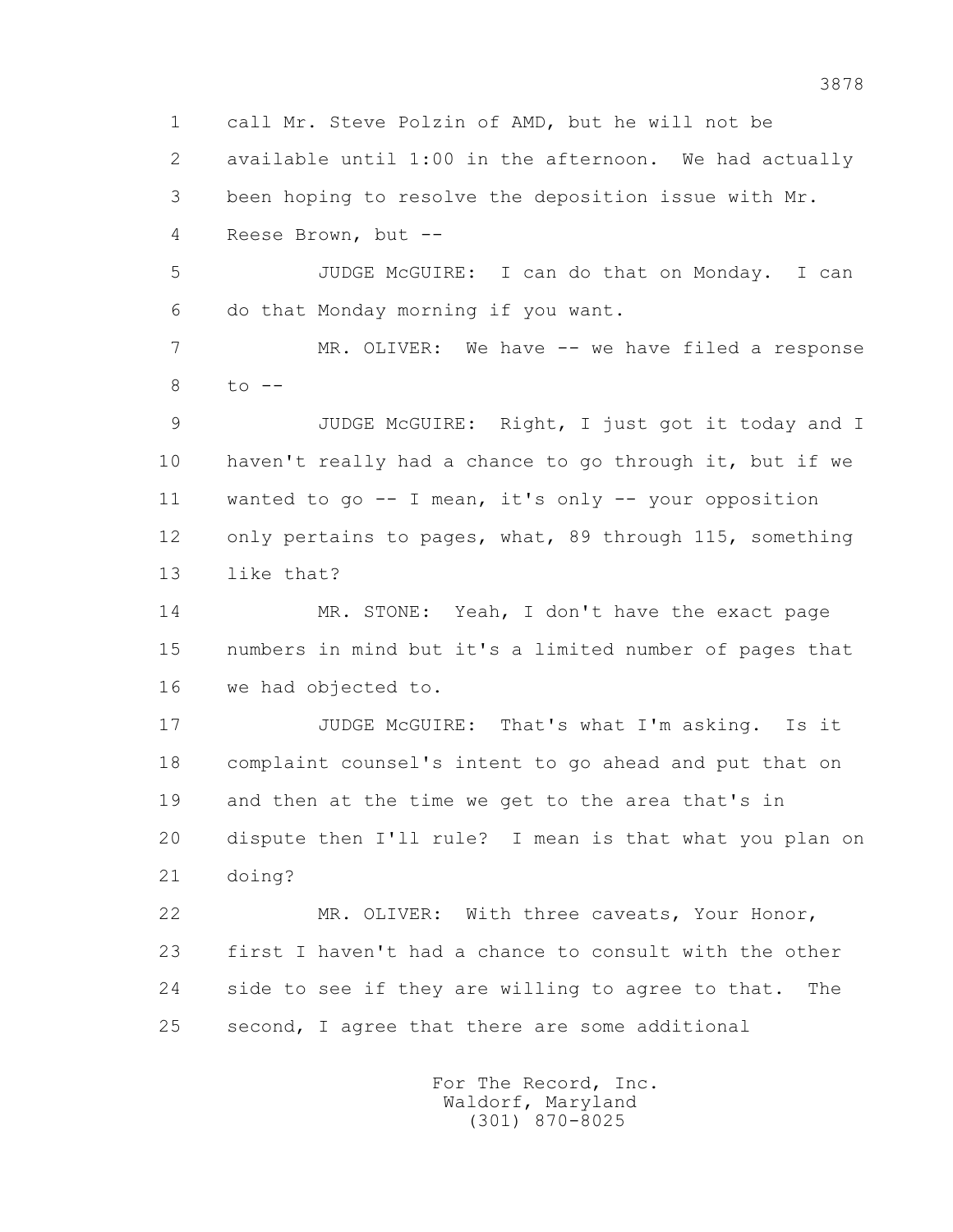1 call Mr. Steve Polzin of AMD, but he will not be
2 available until 1:00 in the afternoon. We had actually
3 been hoping to resolve the deposition issue with Mr.
4 Reese Brown, but --

5 JUDGE McGUIRE: I can do that on Monday. I can
6 do that Monday morning if you want.

7 MR. OLIVER: We have -- we have filed a response
8 to --

9 JUDGE McGUIRE: Right, I just got it today and I
10 haven't really had a chance to go through it, but if we
11 wanted to go -- I mean, it's only -- your opposition
12 only pertains to pages, what, 89 through 115, something
13 like that?

14 MR. STONE: Yeah, I don't have the exact page
15 numbers in mind but it's a limited number of pages that
16 we had objected to.

17 JUDGE McGUIRE: That's what I'm asking. Is it
18 complaint counsel's intent to go ahead and put that on
19 and then at the time we get to the area that's in
20 dispute then I'll rule? I mean is that what you plan on
21 doing?

22 MR. OLIVER: With three caveats, Your Honor,
23 first I haven't had a chance to consult with the other
24 side to see if they are willing to agree to that. The
25 second, I agree that there are some additional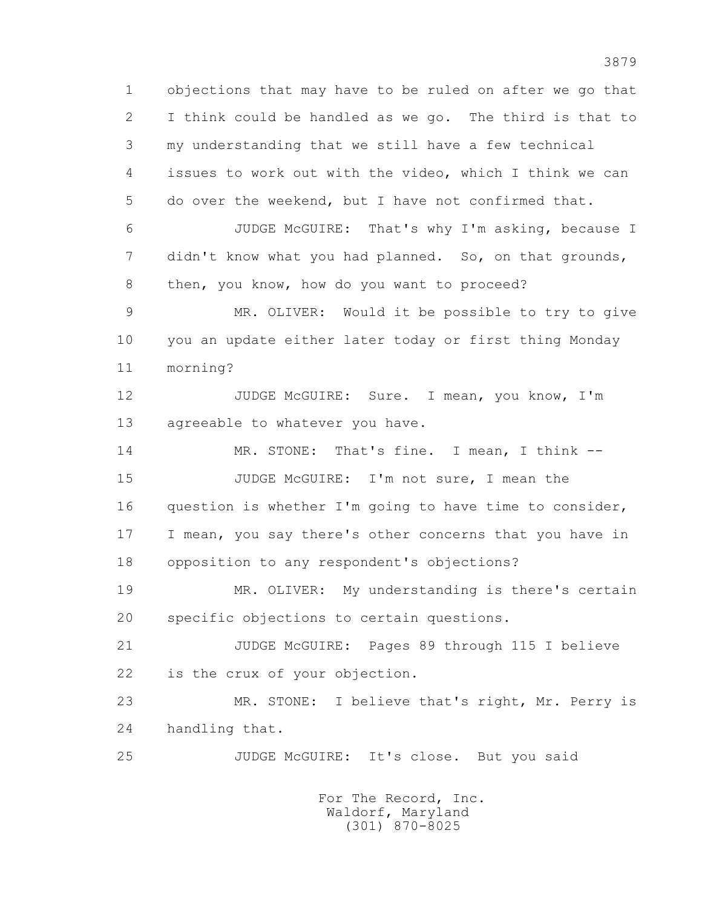1 objections that may have to be ruled on after we go that
2 I think could be handled as we go. The third is that to
3 my understanding that we still have a few technical
4 issues to work out with the video, which I think we can
5 do over the weekend, but I have not confirmed that.

6 JUDGE McGUIRE: That's why I'm asking, because I
7 didn't know what you had planned. So, on that grounds,
8 then, you know, how do you want to proceed?

9 MR. OLIVER: Would it be possible to try to give
10 you an update either later today or first thing Monday
11 morning?

12 JUDGE McGUIRE: Sure. I mean, you know, I'm
13 agreeable to whatever you have.

14 MR. STONE: That's fine. I mean, I think --

15 JUDGE McGUIRE: I'm not sure, I mean the
16 question is whether I'm going to have time to consider,
17 I mean, you say there's other concerns that you have in
18 opposition to any respondent's objections?

19 MR. OLIVER: My understanding is there's certain
20 specific objections to certain questions.

21 JUDGE McGUIRE: Pages 89 through 115 I believe
22 is the crux of your objection.

23 MR. STONE: I believe that's right, Mr. Perry is
24 handling that.

25 JUDGE McGUIRE: It's close. But you said

For The Record, Inc.
Waldorf, Maryland
(301) 870-8025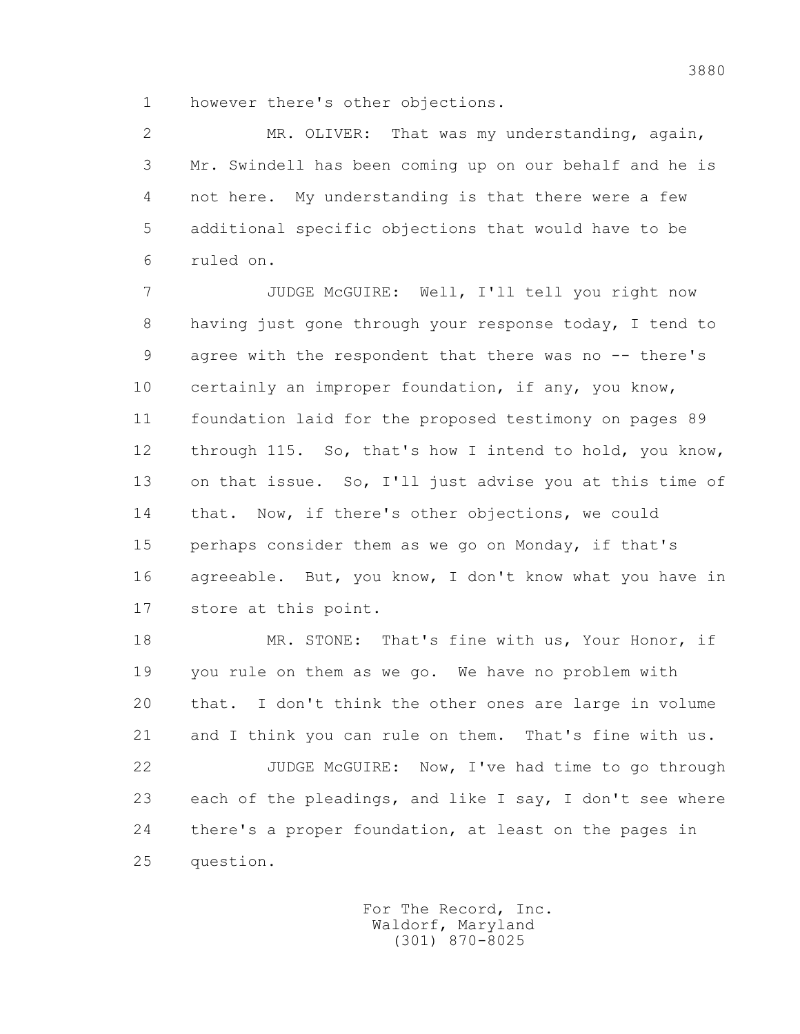1 however there's other objections.

2 MR. OLIVER: That was my understanding, again,

3 Mr. Swindell has been coming up on our behalf and he is

4 not here. My understanding is that there were a few

5 additional specific objections that would have to be

6 ruled on.

7 JUDGE McGUIRE: Well, I'll tell you right now

8 having just gone through your response today, I tend to

9 agree with the respondent that there was no -- there's

10 certainly an improper foundation, if any, you know,

11 foundation laid for the proposed testimony on pages 89

12 through 115. So, that's how I intend to hold, you know,

13 on that issue. So, I'll just advise you at this time of

14 that. Now, if there's other objections, we could

15 perhaps consider them as we go on Monday, if that's

16 agreeable. But, you know, I don't know what you have in

17 store at this point.

18 MR. STONE: That's fine with us, Your Honor, if

19 you rule on them as we go. We have no problem with

20 that. I don't think the other ones are large in volume

21 and I think you can rule on them. That's fine with us.

22 JUDGE McGUIRE: Now, I've had time to go through

23 each of the pleadings, and like I say, I don't see where

24 there's a proper foundation, at least on the pages in

25 question.

For The Record, Inc.
Waldorf, Maryland
(301) 870-8025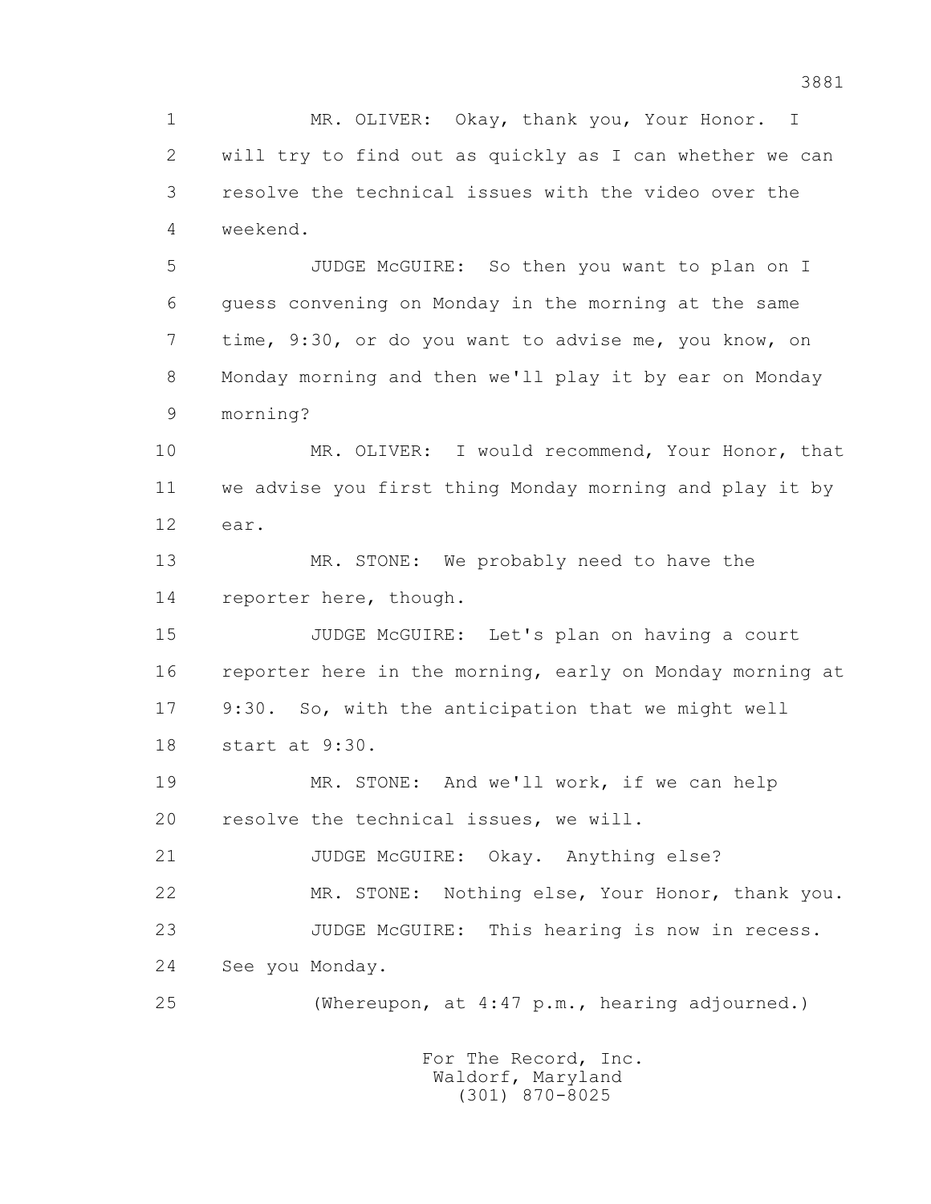1 MR. OLIVER: Okay, thank you, Your Honor. I
2 will try to find out as quickly as I can whether we can
3 resolve the technical issues with the video over the
4 weekend.

5 JUDGE McGUIRE: So then you want to plan on I
6 guess convening on Monday in the morning at the same
7 time, 9:30, or do you want to advise me, you know, on
8 Monday morning and then we'll play it by ear on Monday
9 morning?

10 MR. OLIVER: I would recommend, Your Honor, that
11 we advise you first thing Monday morning and play it by
12 ear.

13 MR. STONE: We probably need to have the
14 reporter here, though.

15 JUDGE McGUIRE: Let's plan on having a court
16 reporter here in the morning, early on Monday morning at
17 9:30. So, with the anticipation that we might well
18 start at 9:30.

19 MR. STONE: And we'll work, if we can help
20 resolve the technical issues, we will.

21 JUDGE McGUIRE: Okay. Anything else?

22 MR. STONE: Nothing else, Your Honor, thank you.

23 JUDGE McGUIRE: This hearing is now in recess.
24 See you Monday.

25 (Whereupon, at 4:47 p.m., hearing adjourned.)

For The Record, Inc.
Waldorf, Maryland
(301) 870-8025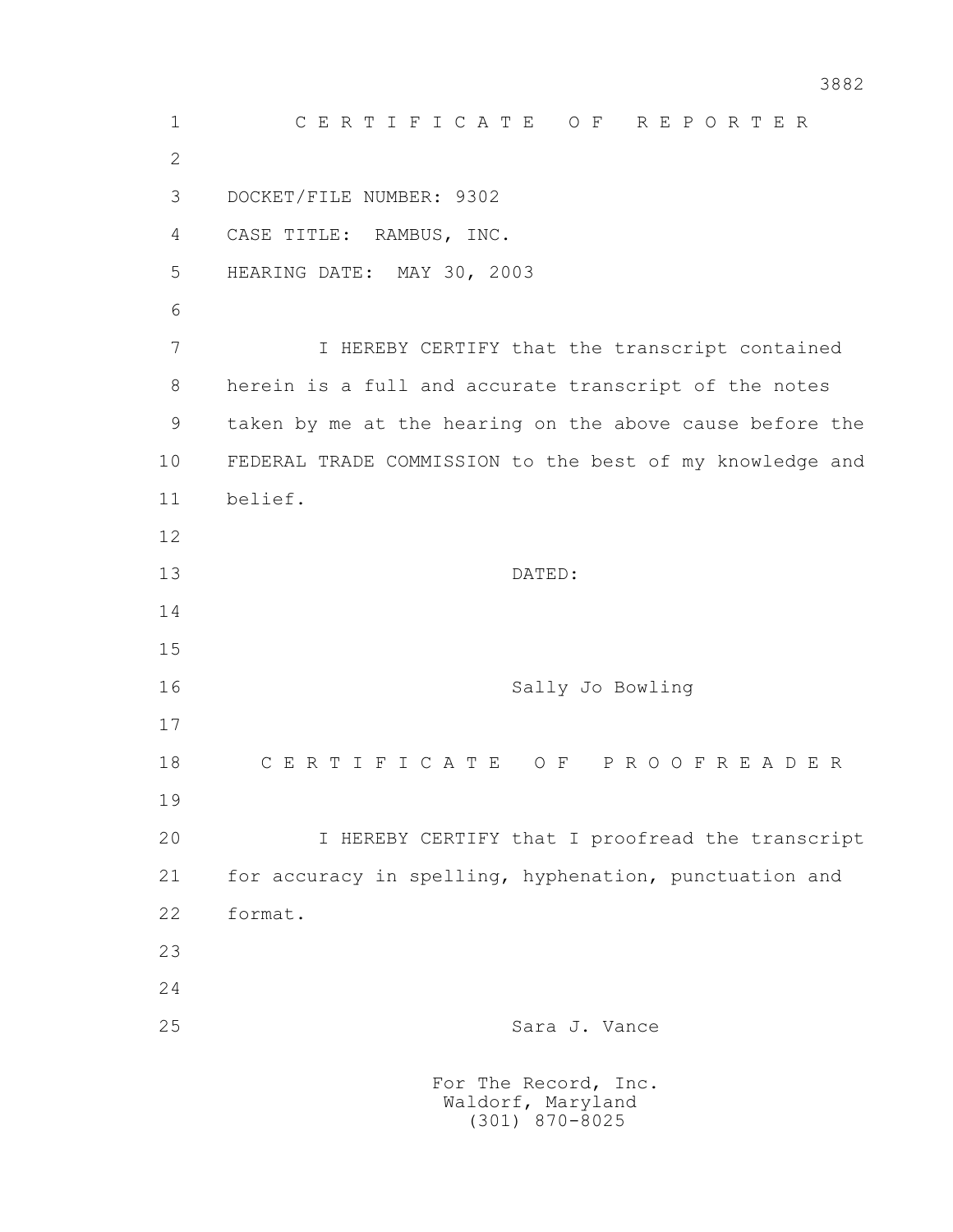# CERTIFICATE OF REPORTER

DOCKET/FILE NUMBER: 9302

CASE TITLE: RAMBUS, INC.

HEARING DATE: MAY 30, 2003

I HEREBY CERTIFY that the transcript contained herein is a full and accurate transcript of the notes taken by me at the hearing on the above cause before the FEDERAL TRADE COMMISSION to the best of my knowledge and belief.

DATED:

Sally Jo Bowling

# CERTIFICATE OF PROOFREADER

I HEREBY CERTIFY that I proofread the transcript for accuracy in spelling, hyphenation, punctuation and format.

Sara J. Vance

For The Record, Inc.
Waldorf, Maryland
(301) 870-8025